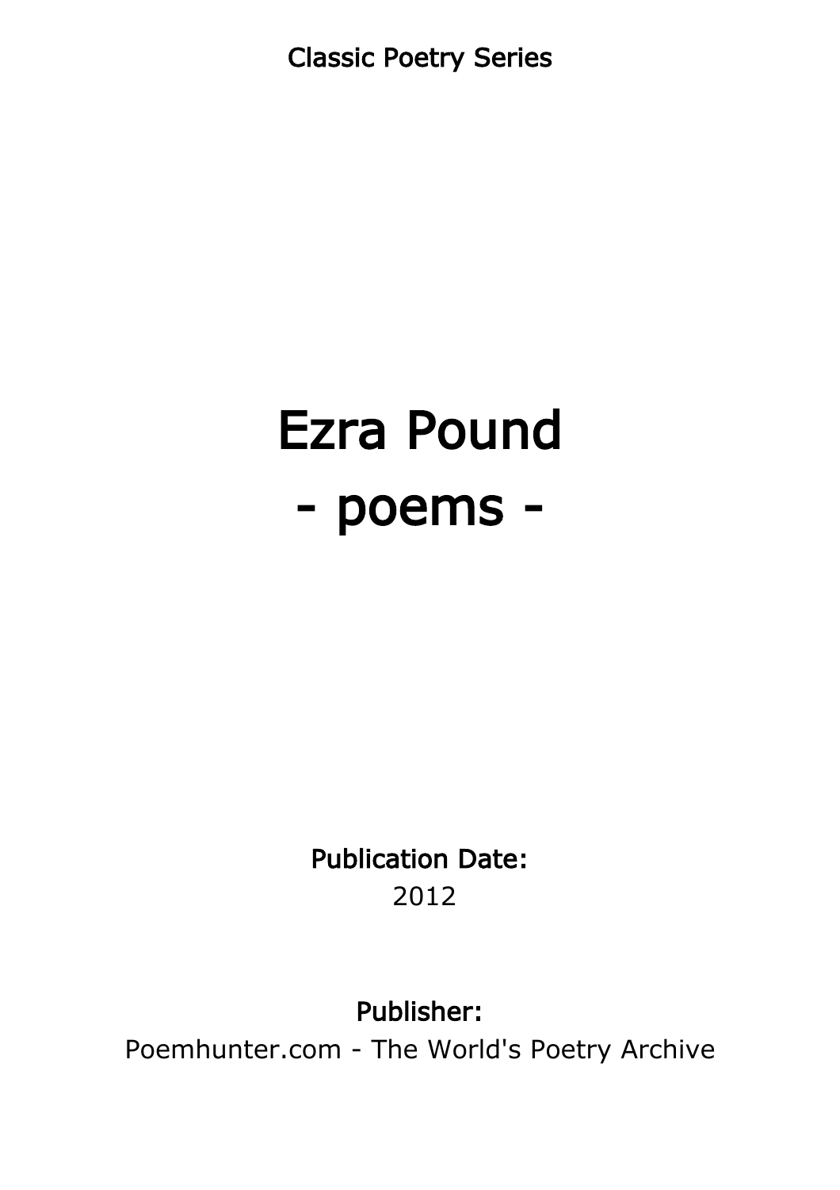Classic Poetry Series

# Ezra Pound
# - poems -

**Publication Date:**
2012

**Publisher:**
Poemhunter.com - The World's Poetry Archive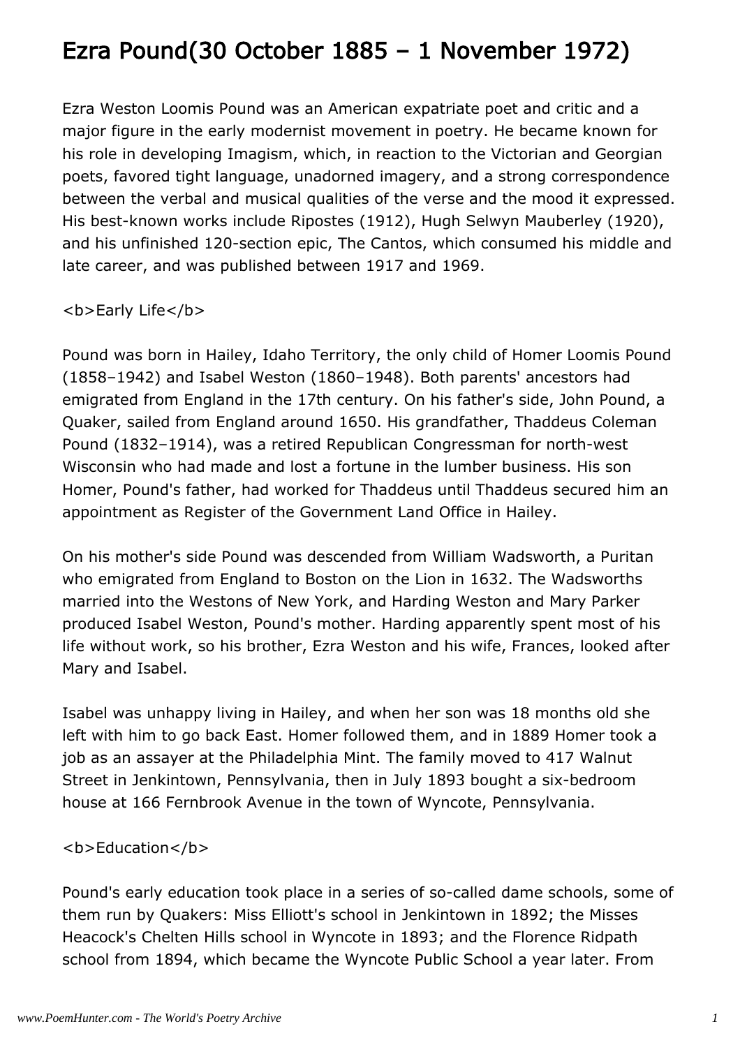# Ezra Pound(30 October 1885 – 1 November 1972)

Ezra Weston Loomis Pound was an American expatriate poet and critic and a major figure in the early modernist movement in poetry. He became known for his role in developing Imagism, which, in reaction to the Victorian and Georgian poets, favored tight language, unadorned imagery, and a strong correspondence between the verbal and musical qualities of the verse and the mood it expressed. His best-known works include Ripostes (1912), Hugh Selwyn Mauberley (1920), and his unfinished 120-section epic, The Cantos, which consumed his middle and late career, and was published between 1917 and 1969.

**Early Life**

Pound was born in Hailey, Idaho Territory, the only child of Homer Loomis Pound (1858–1942) and Isabel Weston (1860–1948). Both parents' ancestors had emigrated from England in the 17th century. On his father's side, John Pound, a Quaker, sailed from England around 1650. His grandfather, Thaddeus Coleman Pound (1832–1914), was a retired Republican Congressman for north-west Wisconsin who had made and lost a fortune in the lumber business. His son Homer, Pound's father, had worked for Thaddeus until Thaddeus secured him an appointment as Register of the Government Land Office in Hailey.

On his mother's side Pound was descended from William Wadsworth, a Puritan who emigrated from England to Boston on the Lion in 1632. The Wadsworths married into the Westons of New York, and Harding Weston and Mary Parker produced Isabel Weston, Pound's mother. Harding apparently spent most of his life without work, so his brother, Ezra Weston and his wife, Frances, looked after Mary and Isabel.

Isabel was unhappy living in Hailey, and when her son was 18 months old she left with him to go back East. Homer followed them, and in 1889 Homer took a job as an assayer at the Philadelphia Mint. The family moved to 417 Walnut Street in Jenkintown, Pennsylvania, then in July 1893 bought a six-bedroom house at 166 Fernbrook Avenue in the town of Wyncote, Pennsylvania.

**Education**

Pound's early education took place in a series of so-called dame schools, some of them run by Quakers: Miss Elliott's school in Jenkintown in 1892; the Misses Heacock's Chelten Hills school in Wyncote in 1893; and the Florence Ridpath school from 1894, which became the Wyncote Public School a year later. From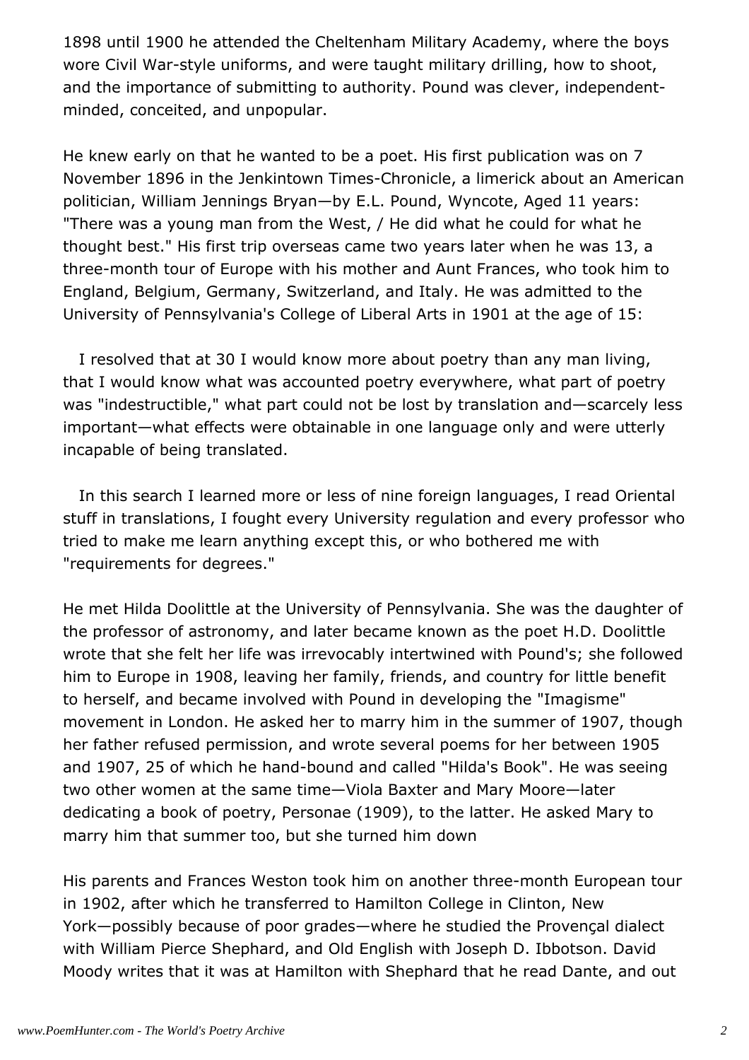1898 until 1900 he attended the Cheltenham Military Academy, where the boys wore Civil War-style uniforms, and were taught military drilling, how to shoot, and the importance of submitting to authority. Pound was clever, independent-minded, conceited, and unpopular.

He knew early on that he wanted to be a poet. His first publication was on 7 November 1896 in the Jenkintown Times-Chronicle, a limerick about an American politician, William Jennings Bryan—by E.L. Pound, Wyncote, Aged 11 years: "There was a young man from the West, / He did what he could for what he thought best." His first trip overseas came two years later when he was 13, a three-month tour of Europe with his mother and Aunt Frances, who took him to England, Belgium, Germany, Switzerland, and Italy. He was admitted to the University of Pennsylvania's College of Liberal Arts in 1901 at the age of 15:

> I resolved that at 30 I would know more about poetry than any man living, that I would know what was accounted poetry everywhere, what part of poetry was "indestructible," what part could not be lost by translation and—scarcely less important—what effects were obtainable in one language only and were utterly incapable of being translated.
>
> In this search I learned more or less of nine foreign languages, I read Oriental stuff in translations, I fought every University regulation and every professor who tried to make me learn anything except this, or who bothered me with "requirements for degrees."

He met Hilda Doolittle at the University of Pennsylvania. She was the daughter of the professor of astronomy, and later became known as the poet H.D. Doolittle wrote that she felt her life was irrevocably intertwined with Pound's; she followed him to Europe in 1908, leaving her family, friends, and country for little benefit to herself, and became involved with Pound in developing the "Imagisme" movement in London. He asked her to marry him in the summer of 1907, though her father refused permission, and wrote several poems for her between 1905 and 1907, 25 of which he hand-bound and called "Hilda's Book". He was seeing two other women at the same time—Viola Baxter and Mary Moore—later dedicating a book of poetry, Personae (1909), to the latter. He asked Mary to marry him that summer too, but she turned him down

His parents and Frances Weston took him on another three-month European tour in 1902, after which he transferred to Hamilton College in Clinton, New York—possibly because of poor grades—where he studied the Provençal dialect with William Pierce Shephard, and Old English with Joseph D. Ibbotson. David Moody writes that it was at Hamilton with Shephard that he read Dante, and out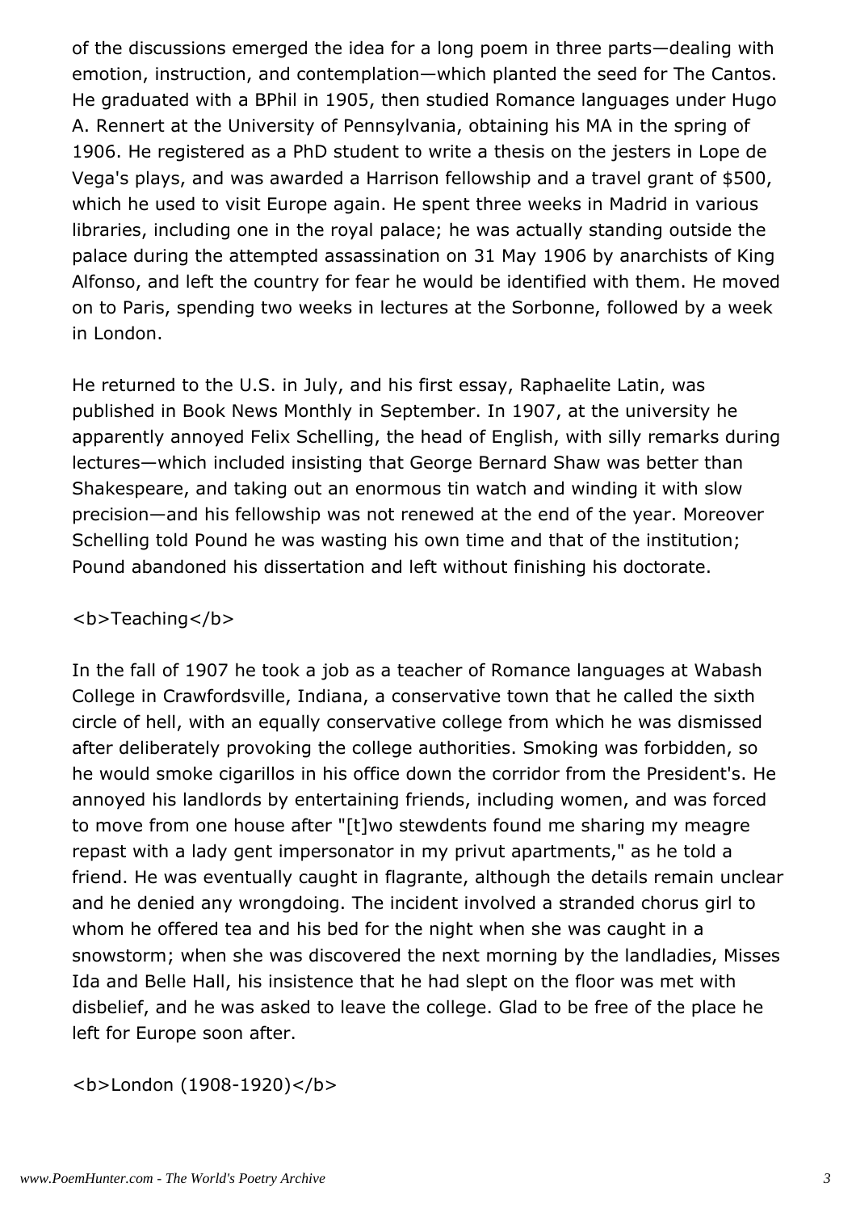of the discussions emerged the idea for a long poem in three parts—dealing with emotion, instruction, and contemplation—which planted the seed for The Cantos. He graduated with a BPhil in 1905, then studied Romance languages under Hugo A. Rennert at the University of Pennsylvania, obtaining his MA in the spring of 1906. He registered as a PhD student to write a thesis on the jesters in Lope de Vega's plays, and was awarded a Harrison fellowship and a travel grant of $500, which he used to visit Europe again. He spent three weeks in Madrid in various libraries, including one in the royal palace; he was actually standing outside the palace during the attempted assassination on 31 May 1906 by anarchists of King Alfonso, and left the country for fear he would be identified with them. He moved on to Paris, spending two weeks in lectures at the Sorbonne, followed by a week in London.

He returned to the U.S. in July, and his first essay, Raphaelite Latin, was published in Book News Monthly in September. In 1907, at the university he apparently annoyed Felix Schelling, the head of English, with silly remarks during lectures—which included insisting that George Bernard Shaw was better than Shakespeare, and taking out an enormous tin watch and winding it with slow precision—and his fellowship was not renewed at the end of the year. Moreover Schelling told Pound he was wasting his own time and that of the institution; Pound abandoned his dissertation and left without finishing his doctorate.

**Teaching**

In the fall of 1907 he took a job as a teacher of Romance languages at Wabash College in Crawfordsville, Indiana, a conservative town that he called the sixth circle of hell, with an equally conservative college from which he was dismissed after deliberately provoking the college authorities. Smoking was forbidden, so he would smoke cigarillos in his office down the corridor from the President's. He annoyed his landlords by entertaining friends, including women, and was forced to move from one house after "[t]wo stewdents found me sharing my meagre repast with a lady gent impersonator in my privut apartments," as he told a friend. He was eventually caught in flagrante, although the details remain unclear and he denied any wrongdoing. The incident involved a stranded chorus girl to whom he offered tea and his bed for the night when she was caught in a snowstorm; when she was discovered the next morning by the landladies, Misses Ida and Belle Hall, his insistence that he had slept on the floor was met with disbelief, and he was asked to leave the college. Glad to be free of the place he left for Europe soon after.

**London (1908-1920)**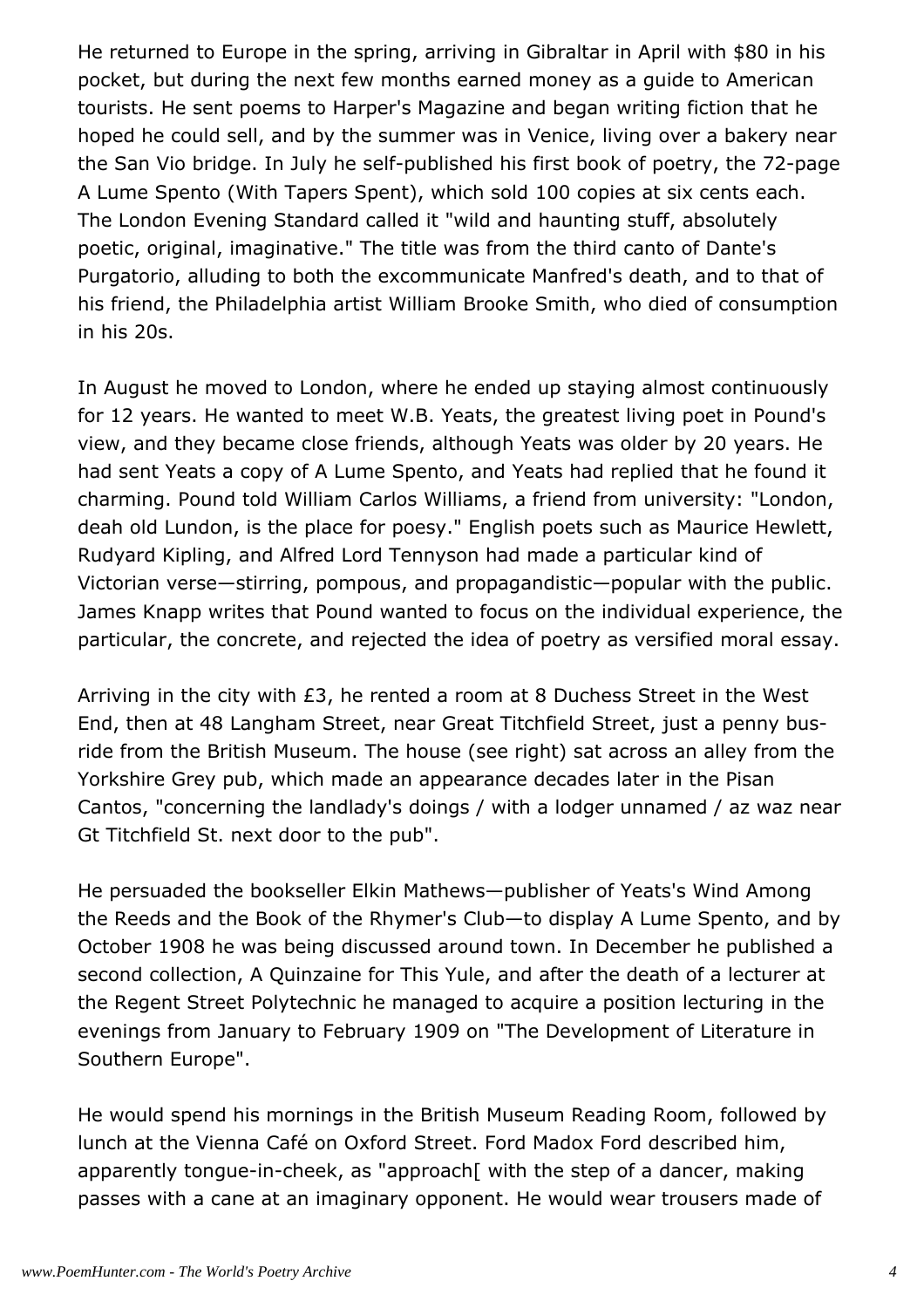He returned to Europe in the spring, arriving in Gibraltar in April with $80 in his pocket, but during the next few months earned money as a guide to American tourists. He sent poems to Harper's Magazine and began writing fiction that he hoped he could sell, and by the summer was in Venice, living over a bakery near the San Vio bridge. In July he self-published his first book of poetry, the 72-page A Lume Spento (With Tapers Spent), which sold 100 copies at six cents each. The London Evening Standard called it "wild and haunting stuff, absolutely poetic, original, imaginative." The title was from the third canto of Dante's Purgatorio, alluding to both the excommunicate Manfred's death, and to that of his friend, the Philadelphia artist William Brooke Smith, who died of consumption in his 20s.

In August he moved to London, where he ended up staying almost continuously for 12 years. He wanted to meet W.B. Yeats, the greatest living poet in Pound's view, and they became close friends, although Yeats was older by 20 years. He had sent Yeats a copy of A Lume Spento, and Yeats had replied that he found it charming. Pound told William Carlos Williams, a friend from university: "London, deah old Lundon, is the place for poesy." English poets such as Maurice Hewlett, Rudyard Kipling, and Alfred Lord Tennyson had made a particular kind of Victorian verse—stirring, pompous, and propagandistic—popular with the public. James Knapp writes that Pound wanted to focus on the individual experience, the particular, the concrete, and rejected the idea of poetry as versified moral essay.

Arriving in the city with £3, he rented a room at 8 Duchess Street in the West End, then at 48 Langham Street, near Great Titchfield Street, just a penny bus-ride from the British Museum. The house (see right) sat across an alley from the Yorkshire Grey pub, which made an appearance decades later in the Pisan Cantos, "concerning the landlady's doings / with a lodger unnamed / az waz near Gt Titchfield St. next door to the pub".

He persuaded the bookseller Elkin Mathews—publisher of Yeats's Wind Among the Reeds and the Book of the Rhymer's Club—to display A Lume Spento, and by October 1908 he was being discussed around town. In December he published a second collection, A Quinzaine for This Yule, and after the death of a lecturer at the Regent Street Polytechnic he managed to acquire a position lecturing in the evenings from January to February 1909 on "The Development of Literature in Southern Europe".

He would spend his mornings in the British Museum Reading Room, followed by lunch at the Vienna Café on Oxford Street. Ford Madox Ford described him, apparently tongue-in-cheek, as "approach[ with the step of a dancer, making passes with a cane at an imaginary opponent. He would wear trousers made of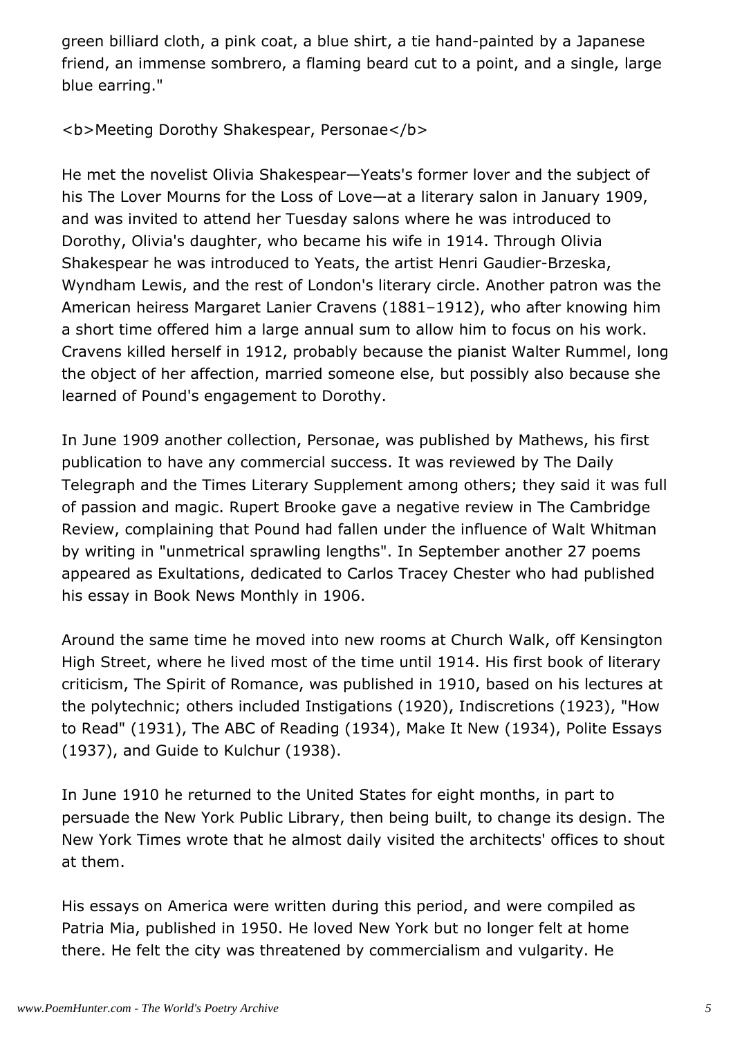green billiard cloth, a pink coat, a blue shirt, a tie hand-painted by a Japanese friend, an immense sombrero, a flaming beard cut to a point, and a single, large blue earring."

**Meeting Dorothy Shakespear, Personae**

He met the novelist Olivia Shakespear—Yeats's former lover and the subject of his The Lover Mourns for the Loss of Love—at a literary salon in January 1909, and was invited to attend her Tuesday salons where he was introduced to Dorothy, Olivia's daughter, who became his wife in 1914. Through Olivia Shakespear he was introduced to Yeats, the artist Henri Gaudier-Brzeska, Wyndham Lewis, and the rest of London's literary circle. Another patron was the American heiress Margaret Lanier Cravens (1881–1912), who after knowing him a short time offered him a large annual sum to allow him to focus on his work. Cravens killed herself in 1912, probably because the pianist Walter Rummel, long the object of her affection, married someone else, but possibly also because she learned of Pound's engagement to Dorothy.

In June 1909 another collection, Personae, was published by Mathews, his first publication to have any commercial success. It was reviewed by The Daily Telegraph and the Times Literary Supplement among others; they said it was full of passion and magic. Rupert Brooke gave a negative review in The Cambridge Review, complaining that Pound had fallen under the influence of Walt Whitman by writing in "unmetrical sprawling lengths". In September another 27 poems appeared as Exultations, dedicated to Carlos Tracey Chester who had published his essay in Book News Monthly in 1906.

Around the same time he moved into new rooms at Church Walk, off Kensington High Street, where he lived most of the time until 1914. His first book of literary criticism, The Spirit of Romance, was published in 1910, based on his lectures at the polytechnic; others included Instigations (1920), Indiscretions (1923), "How to Read" (1931), The ABC of Reading (1934), Make It New (1934), Polite Essays (1937), and Guide to Kulchur (1938).

In June 1910 he returned to the United States for eight months, in part to persuade the New York Public Library, then being built, to change its design. The New York Times wrote that he almost daily visited the architects' offices to shout at them.

His essays on America were written during this period, and were compiled as Patria Mia, published in 1950. He loved New York but no longer felt at home there. He felt the city was threatened by commercialism and vulgarity. He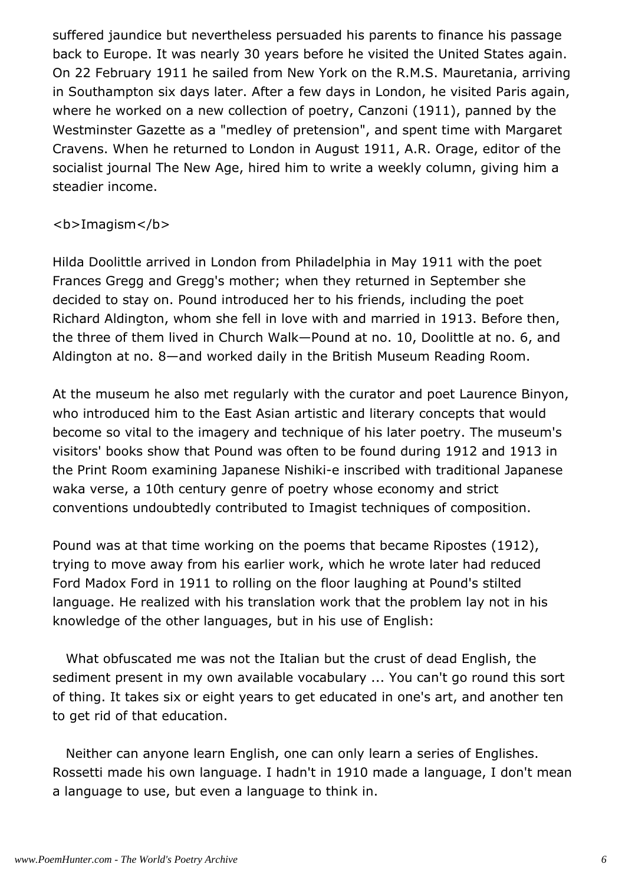suffered jaundice but nevertheless persuaded his parents to finance his passage back to Europe. It was nearly 30 years before he visited the United States again. On 22 February 1911 he sailed from New York on the R.M.S. Mauretania, arriving in Southampton six days later. After a few days in London, he visited Paris again, where he worked on a new collection of poetry, Canzoni (1911), panned by the Westminster Gazette as a "medley of pretension", and spent time with Margaret Cravens. When he returned to London in August 1911, A.R. Orage, editor of the socialist journal The New Age, hired him to write a weekly column, giving him a steadier income.

**Imagism**

Hilda Doolittle arrived in London from Philadelphia in May 1911 with the poet Frances Gregg and Gregg's mother; when they returned in September she decided to stay on. Pound introduced her to his friends, including the poet Richard Aldington, whom she fell in love with and married in 1913. Before then, the three of them lived in Church Walk—Pound at no. 10, Doolittle at no. 6, and Aldington at no. 8—and worked daily in the British Museum Reading Room.

At the museum he also met regularly with the curator and poet Laurence Binyon, who introduced him to the East Asian artistic and literary concepts that would become so vital to the imagery and technique of his later poetry. The museum's visitors' books show that Pound was often to be found during 1912 and 1913 in the Print Room examining Japanese Nishiki-e inscribed with traditional Japanese waka verse, a 10th century genre of poetry whose economy and strict conventions undoubtedly contributed to Imagist techniques of composition.

Pound was at that time working on the poems that became Ripostes (1912), trying to move away from his earlier work, which he wrote later had reduced Ford Madox Ford in 1911 to rolling on the floor laughing at Pound's stilted language. He realized with his translation work that the problem lay not in his knowledge of the other languages, but in his use of English:

> What obfuscated me was not the Italian but the crust of dead English, the sediment present in my own available vocabulary ... You can't go round this sort of thing. It takes six or eight years to get educated in one's art, and another ten to get rid of that education.
>
> Neither can anyone learn English, one can only learn a series of Englishes. Rossetti made his own language. I hadn't in 1910 made a language, I don't mean a language to use, but even a language to think in.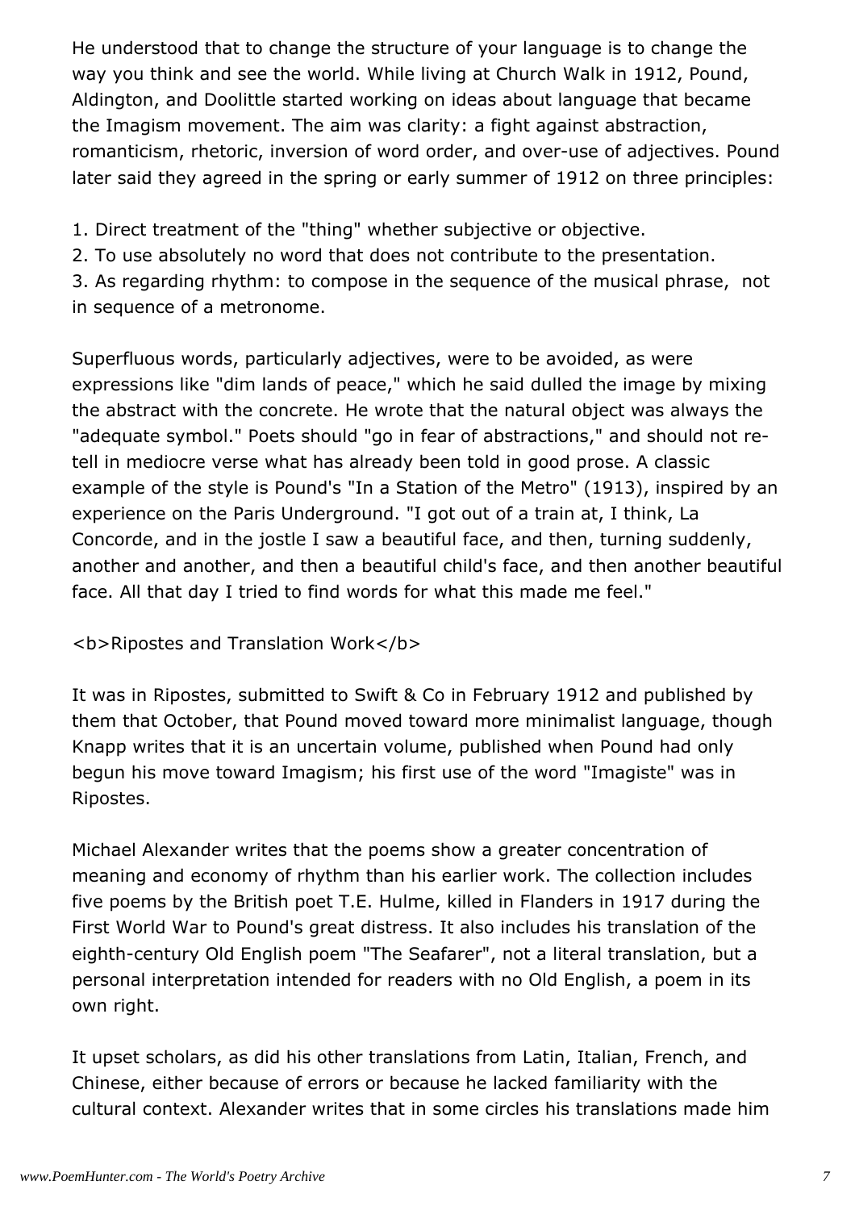He understood that to change the structure of your language is to change the way you think and see the world. While living at Church Walk in 1912, Pound, Aldington, and Doolittle started working on ideas about language that became the Imagism movement. The aim was clarity: a fight against abstraction, romanticism, rhetoric, inversion of word order, and over-use of adjectives. Pound later said they agreed in the spring or early summer of 1912 on three principles:

1. Direct treatment of the "thing" whether subjective or objective.
2. To use absolutely no word that does not contribute to the presentation.
3. As regarding rhythm: to compose in the sequence of the musical phrase, not in sequence of a metronome.

Superfluous words, particularly adjectives, were to be avoided, as were expressions like "dim lands of peace," which he said dulled the image by mixing the abstract with the concrete. He wrote that the natural object was always the "adequate symbol." Poets should "go in fear of abstractions," and should not re-tell in mediocre verse what has already been told in good prose. A classic example of the style is Pound's "In a Station of the Metro" (1913), inspired by an experience on the Paris Underground. "I got out of a train at, I think, La Concorde, and in the jostle I saw a beautiful face, and then, turning suddenly, another and another, and then a beautiful child's face, and then another beautiful face. All that day I tried to find words for what this made me feel."

**Ripostes and Translation Work**

It was in Ripostes, submitted to Swift & Co in February 1912 and published by them that October, that Pound moved toward more minimalist language, though Knapp writes that it is an uncertain volume, published when Pound had only begun his move toward Imagism; his first use of the word "Imagiste" was in Ripostes.

Michael Alexander writes that the poems show a greater concentration of meaning and economy of rhythm than his earlier work. The collection includes five poems by the British poet T.E. Hulme, killed in Flanders in 1917 during the First World War to Pound's great distress. It also includes his translation of the eighth-century Old English poem "The Seafarer", not a literal translation, but a personal interpretation intended for readers with no Old English, a poem in its own right.

It upset scholars, as did his other translations from Latin, Italian, French, and Chinese, either because of errors or because he lacked familiarity with the cultural context. Alexander writes that in some circles his translations made him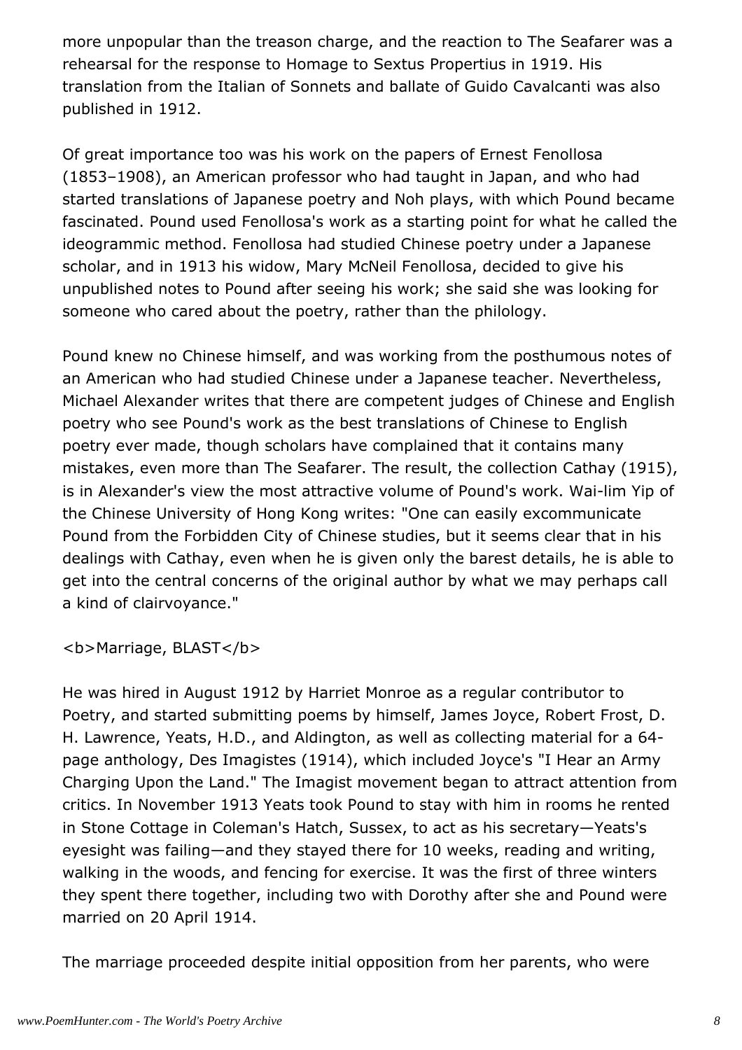more unpopular than the treason charge, and the reaction to The Seafarer was a rehearsal for the response to Homage to Sextus Propertius in 1919. His translation from the Italian of Sonnets and ballate of Guido Cavalcanti was also published in 1912.

Of great importance too was his work on the papers of Ernest Fenollosa (1853–1908), an American professor who had taught in Japan, and who had started translations of Japanese poetry and Noh plays, with which Pound became fascinated. Pound used Fenollosa's work as a starting point for what he called the ideogrammic method. Fenollosa had studied Chinese poetry under a Japanese scholar, and in 1913 his widow, Mary McNeil Fenollosa, decided to give his unpublished notes to Pound after seeing his work; she said she was looking for someone who cared about the poetry, rather than the philology.

Pound knew no Chinese himself, and was working from the posthumous notes of an American who had studied Chinese under a Japanese teacher. Nevertheless, Michael Alexander writes that there are competent judges of Chinese and English poetry who see Pound's work as the best translations of Chinese to English poetry ever made, though scholars have complained that it contains many mistakes, even more than The Seafarer. The result, the collection Cathay (1915), is in Alexander's view the most attractive volume of Pound's work. Wai-lim Yip of the Chinese University of Hong Kong writes: "One can easily excommunicate Pound from the Forbidden City of Chinese studies, but it seems clear that in his dealings with Cathay, even when he is given only the barest details, he is able to get into the central concerns of the original author by what we may perhaps call a kind of clairvoyance."

**Marriage, BLAST**

He was hired in August 1912 by Harriet Monroe as a regular contributor to Poetry, and started submitting poems by himself, James Joyce, Robert Frost, D. H. Lawrence, Yeats, H.D., and Aldington, as well as collecting material for a 64-page anthology, Des Imagistes (1914), which included Joyce's "I Hear an Army Charging Upon the Land." The Imagist movement began to attract attention from critics. In November 1913 Yeats took Pound to stay with him in rooms he rented in Stone Cottage in Coleman's Hatch, Sussex, to act as his secretary—Yeats's eyesight was failing—and they stayed there for 10 weeks, reading and writing, walking in the woods, and fencing for exercise. It was the first of three winters they spent there together, including two with Dorothy after she and Pound were married on 20 April 1914.

The marriage proceeded despite initial opposition from her parents, who were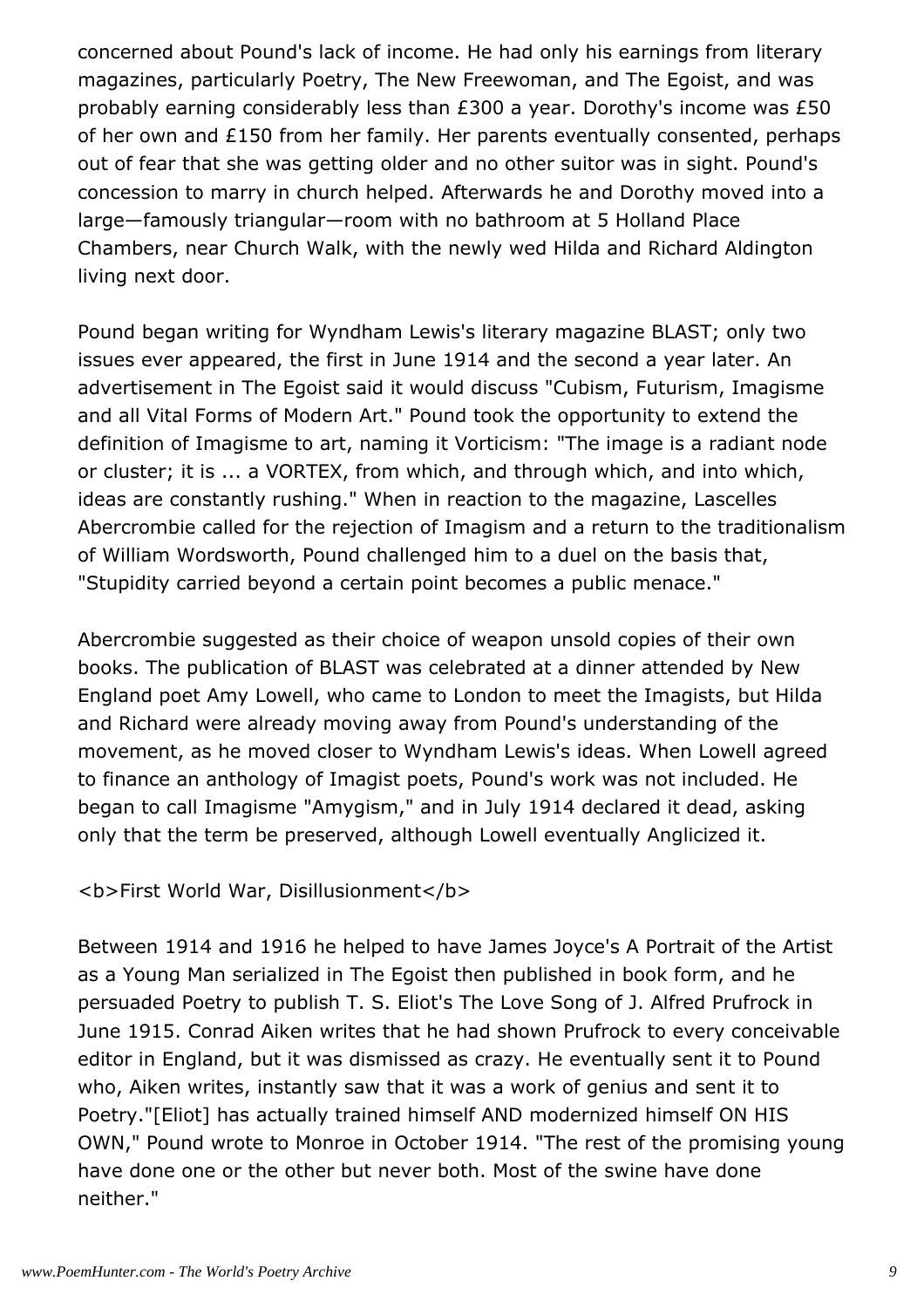concerned about Pound's lack of income. He had only his earnings from literary magazines, particularly Poetry, The New Freewoman, and The Egoist, and was probably earning considerably less than £300 a year. Dorothy's income was £50 of her own and £150 from her family. Her parents eventually consented, perhaps out of fear that she was getting older and no other suitor was in sight. Pound's concession to marry in church helped. Afterwards he and Dorothy moved into a large—famously triangular—room with no bathroom at 5 Holland Place Chambers, near Church Walk, with the newly wed Hilda and Richard Aldington living next door.

Pound began writing for Wyndham Lewis's literary magazine BLAST; only two issues ever appeared, the first in June 1914 and the second a year later. An advertisement in The Egoist said it would discuss "Cubism, Futurism, Imagisme and all Vital Forms of Modern Art." Pound took the opportunity to extend the definition of Imagisme to art, naming it Vorticism: "The image is a radiant node or cluster; it is ... a VORTEX, from which, and through which, and into which, ideas are constantly rushing." When in reaction to the magazine, Lascelles Abercrombie called for the rejection of Imagism and a return to the traditionalism of William Wordsworth, Pound challenged him to a duel on the basis that, "Stupidity carried beyond a certain point becomes a public menace."

Abercrombie suggested as their choice of weapon unsold copies of their own books. The publication of BLAST was celebrated at a dinner attended by New England poet Amy Lowell, who came to London to meet the Imagists, but Hilda and Richard were already moving away from Pound's understanding of the movement, as he moved closer to Wyndham Lewis's ideas. When Lowell agreed to finance an anthology of Imagist poets, Pound's work was not included. He began to call Imagisme "Amygism," and in July 1914 declared it dead, asking only that the term be preserved, although Lowell eventually Anglicized it.

**First World War, Disillusionment**

Between 1914 and 1916 he helped to have James Joyce's A Portrait of the Artist as a Young Man serialized in The Egoist then published in book form, and he persuaded Poetry to publish T. S. Eliot's The Love Song of J. Alfred Prufrock in June 1915. Conrad Aiken writes that he had shown Prufrock to every conceivable editor in England, but it was dismissed as crazy. He eventually sent it to Pound who, Aiken writes, instantly saw that it was a work of genius and sent it to Poetry."[Eliot] has actually trained himself AND modernized himself ON HIS OWN," Pound wrote to Monroe in October 1914. "The rest of the promising young have done one or the other but never both. Most of the swine have done neither."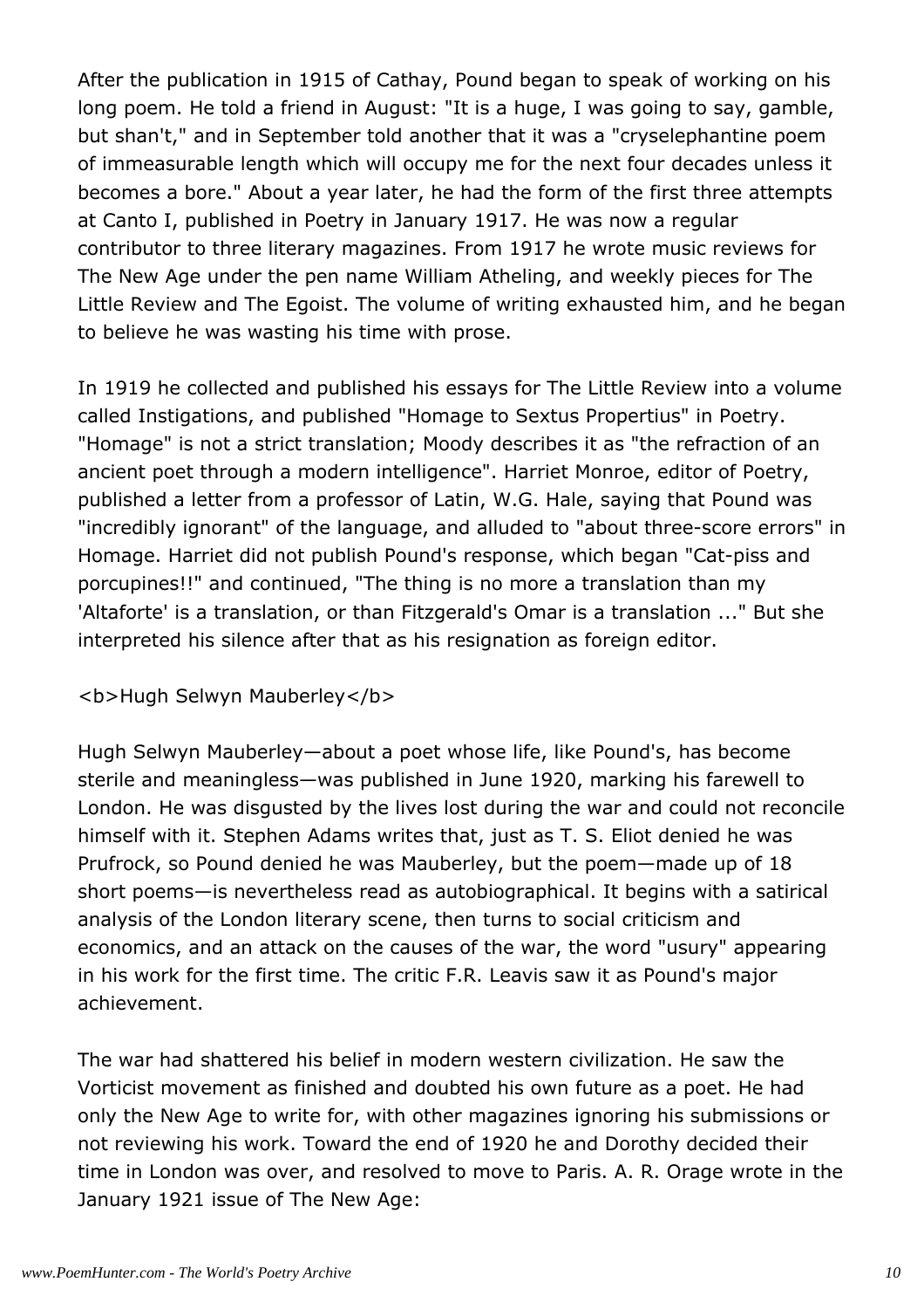After the publication in 1915 of Cathay, Pound began to speak of working on his long poem. He told a friend in August: "It is a huge, I was going to say, gamble, but shan't," and in September told another that it was a "cryselephantine poem of immeasurable length which will occupy me for the next four decades unless it becomes a bore." About a year later, he had the form of the first three attempts at Canto I, published in Poetry in January 1917. He was now a regular contributor to three literary magazines. From 1917 he wrote music reviews for The New Age under the pen name William Atheling, and weekly pieces for The Little Review and The Egoist. The volume of writing exhausted him, and he began to believe he was wasting his time with prose.

In 1919 he collected and published his essays for The Little Review into a volume called Instigations, and published "Homage to Sextus Propertius" in Poetry. "Homage" is not a strict translation; Moody describes it as "the refraction of an ancient poet through a modern intelligence". Harriet Monroe, editor of Poetry, published a letter from a professor of Latin, W.G. Hale, saying that Pound was "incredibly ignorant" of the language, and alluded to "about three-score errors" in Homage. Harriet did not publish Pound's response, which began "Cat-piss and porcupines!!" and continued, "The thing is no more a translation than my 'Altaforte' is a translation, or than Fitzgerald's Omar is a translation ..." But she interpreted his silence after that as his resignation as foreign editor.

**Hugh Selwyn Mauberley**

Hugh Selwyn Mauberley—about a poet whose life, like Pound's, has become sterile and meaningless—was published in June 1920, marking his farewell to London. He was disgusted by the lives lost during the war and could not reconcile himself with it. Stephen Adams writes that, just as T. S. Eliot denied he was Prufrock, so Pound denied he was Mauberley, but the poem—made up of 18 short poems—is nevertheless read as autobiographical. It begins with a satirical analysis of the London literary scene, then turns to social criticism and economics, and an attack on the causes of the war, the word "usury" appearing in his work for the first time. The critic F.R. Leavis saw it as Pound's major achievement.

The war had shattered his belief in modern western civilization. He saw the Vorticist movement as finished and doubted his own future as a poet. He had only the New Age to write for, with other magazines ignoring his submissions or not reviewing his work. Toward the end of 1920 he and Dorothy decided their time in London was over, and resolved to move to Paris. A. R. Orage wrote in the January 1921 issue of The New Age: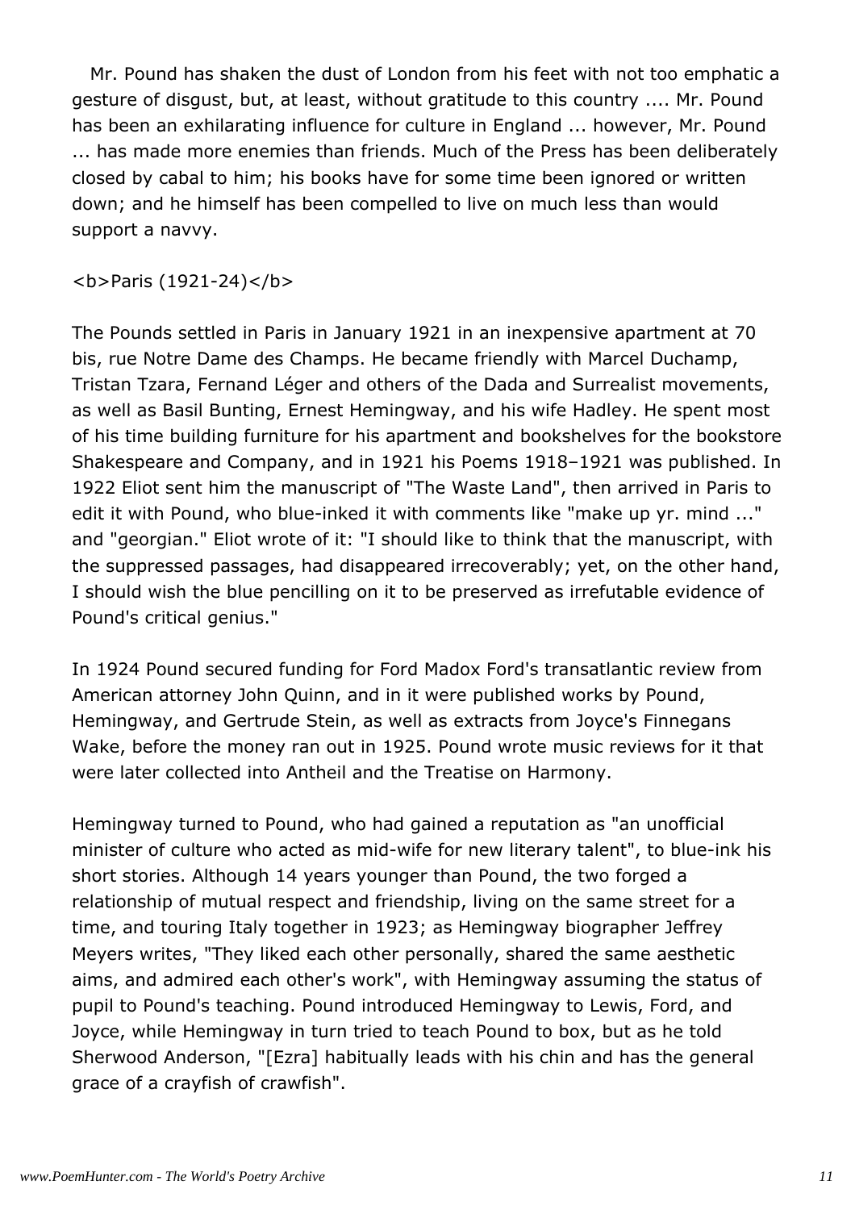Mr. Pound has shaken the dust of London from his feet with not too emphatic a gesture of disgust, but, at least, without gratitude to this country .... Mr. Pound has been an exhilarating influence for culture in England ... however, Mr. Pound ... has made more enemies than friends. Much of the Press has been deliberately closed by cabal to him; his books have for some time been ignored or written down; and he himself has been compelled to live on much less than would support a navvy.

<b>Paris (1921-24)</b>

The Pounds settled in Paris in January 1921 in an inexpensive apartment at 70 bis, rue Notre Dame des Champs. He became friendly with Marcel Duchamp, Tristan Tzara, Fernand Léger and others of the Dada and Surrealist movements, as well as Basil Bunting, Ernest Hemingway, and his wife Hadley. He spent most of his time building furniture for his apartment and bookshelves for the bookstore Shakespeare and Company, and in 1921 his Poems 1918–1921 was published. In 1922 Eliot sent him the manuscript of "The Waste Land", then arrived in Paris to edit it with Pound, who blue-inked it with comments like "make up yr. mind ..." and "georgian." Eliot wrote of it: "I should like to think that the manuscript, with the suppressed passages, had disappeared irrecoverably; yet, on the other hand, I should wish the blue pencilling on it to be preserved as irrefutable evidence of Pound's critical genius."

In 1924 Pound secured funding for Ford Madox Ford's transatlantic review from American attorney John Quinn, and in it were published works by Pound, Hemingway, and Gertrude Stein, as well as extracts from Joyce's Finnegans Wake, before the money ran out in 1925. Pound wrote music reviews for it that were later collected into Antheil and the Treatise on Harmony.

Hemingway turned to Pound, who had gained a reputation as "an unofficial minister of culture who acted as mid-wife for new literary talent", to blue-ink his short stories. Although 14 years younger than Pound, the two forged a relationship of mutual respect and friendship, living on the same street for a time, and touring Italy together in 1923; as Hemingway biographer Jeffrey Meyers writes, "They liked each other personally, shared the same aesthetic aims, and admired each other's work", with Hemingway assuming the status of pupil to Pound's teaching. Pound introduced Hemingway to Lewis, Ford, and Joyce, while Hemingway in turn tried to teach Pound to box, but as he told Sherwood Anderson, "[Ezra] habitually leads with his chin and has the general grace of a crayfish of crawfish".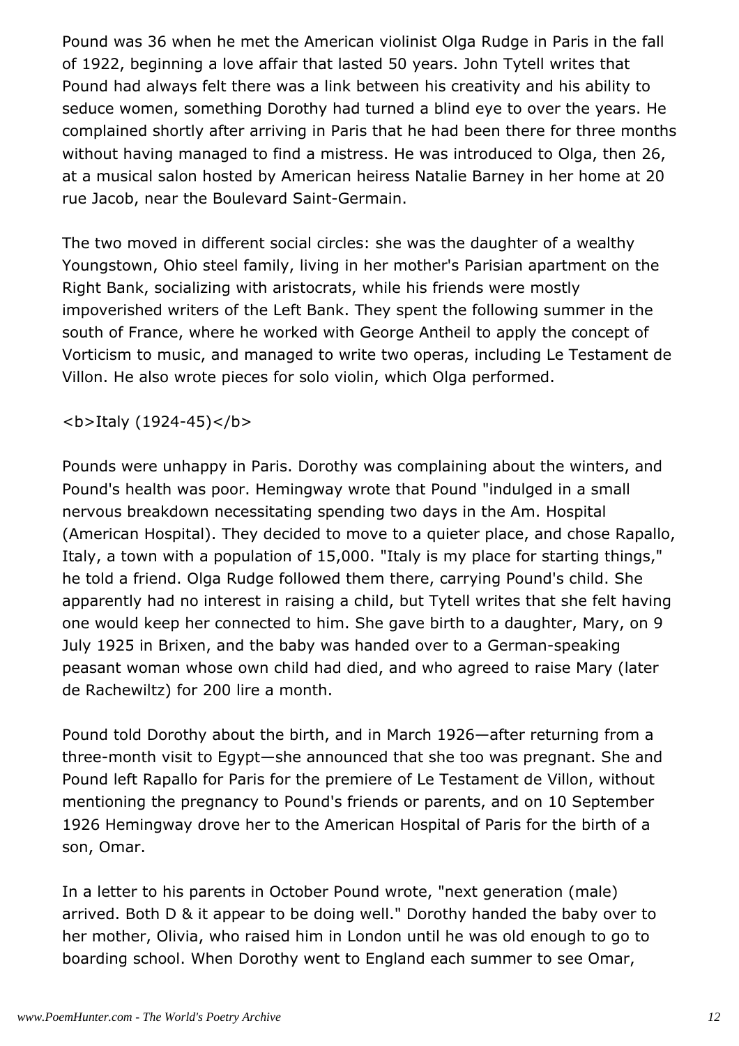Pound was 36 when he met the American violinist Olga Rudge in Paris in the fall of 1922, beginning a love affair that lasted 50 years. John Tytell writes that Pound had always felt there was a link between his creativity and his ability to seduce women, something Dorothy had turned a blind eye to over the years. He complained shortly after arriving in Paris that he had been there for three months without having managed to find a mistress. He was introduced to Olga, then 26, at a musical salon hosted by American heiress Natalie Barney in her home at 20 rue Jacob, near the Boulevard Saint-Germain.

The two moved in different social circles: she was the daughter of a wealthy Youngstown, Ohio steel family, living in her mother's Parisian apartment on the Right Bank, socializing with aristocrats, while his friends were mostly impoverished writers of the Left Bank. They spent the following summer in the south of France, where he worked with George Antheil to apply the concept of Vorticism to music, and managed to write two operas, including Le Testament de Villon. He also wrote pieces for solo violin, which Olga performed.

**Italy (1924-45)**

Pounds were unhappy in Paris. Dorothy was complaining about the winters, and Pound's health was poor. Hemingway wrote that Pound "indulged in a small nervous breakdown necessitating spending two days in the Am. Hospital (American Hospital). They decided to move to a quieter place, and chose Rapallo, Italy, a town with a population of 15,000. "Italy is my place for starting things," he told a friend. Olga Rudge followed them there, carrying Pound's child. She apparently had no interest in raising a child, but Tytell writes that she felt having one would keep her connected to him. She gave birth to a daughter, Mary, on 9 July 1925 in Brixen, and the baby was handed over to a German-speaking peasant woman whose own child had died, and who agreed to raise Mary (later de Rachewiltz) for 200 lire a month.

Pound told Dorothy about the birth, and in March 1926—after returning from a three-month visit to Egypt—she announced that she too was pregnant. She and Pound left Rapallo for Paris for the premiere of Le Testament de Villon, without mentioning the pregnancy to Pound's friends or parents, and on 10 September 1926 Hemingway drove her to the American Hospital of Paris for the birth of a son, Omar.

In a letter to his parents in October Pound wrote, "next generation (male) arrived. Both D & it appear to be doing well." Dorothy handed the baby over to her mother, Olivia, who raised him in London until he was old enough to go to boarding school. When Dorothy went to England each summer to see Omar,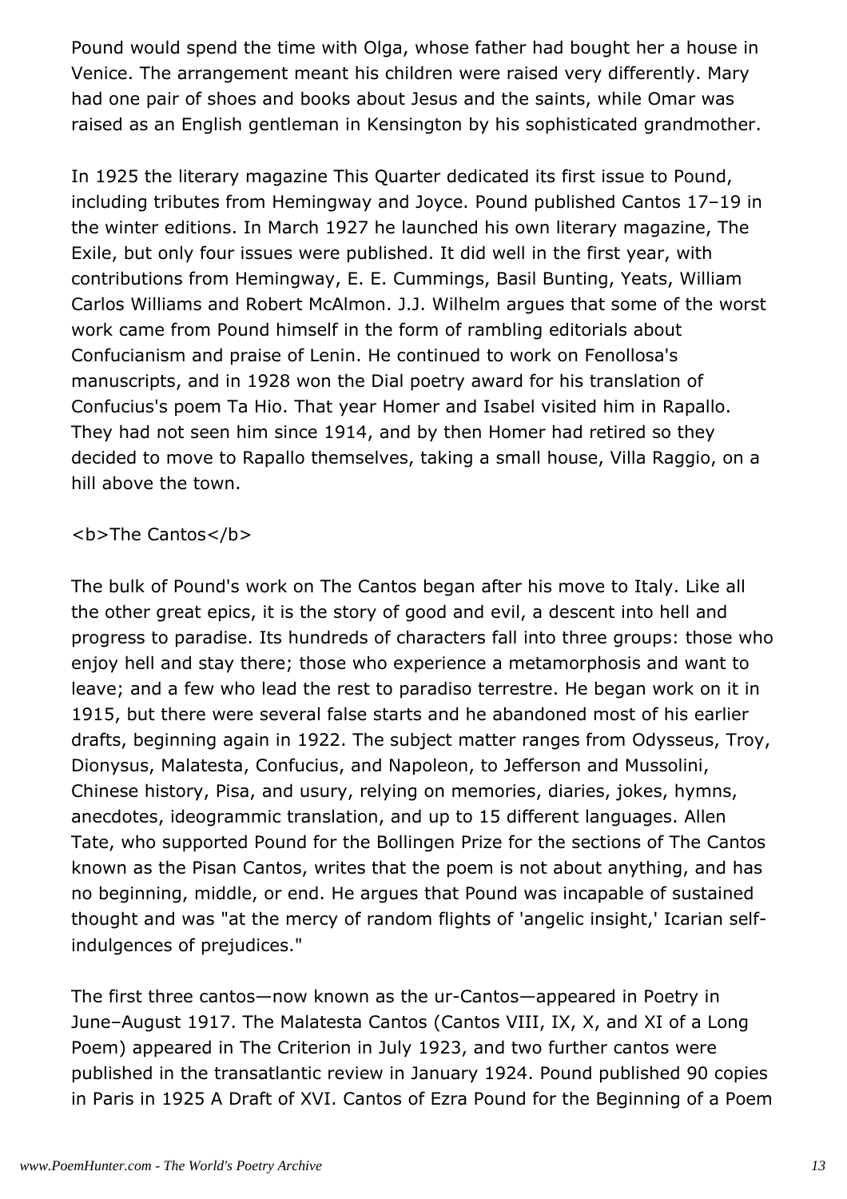Pound would spend the time with Olga, whose father had bought her a house in Venice. The arrangement meant his children were raised very differently. Mary had one pair of shoes and books about Jesus and the saints, while Omar was raised as an English gentleman in Kensington by his sophisticated grandmother.

In 1925 the literary magazine This Quarter dedicated its first issue to Pound, including tributes from Hemingway and Joyce. Pound published Cantos 17–19 in the winter editions. In March 1927 he launched his own literary magazine, The Exile, but only four issues were published. It did well in the first year, with contributions from Hemingway, E. E. Cummings, Basil Bunting, Yeats, William Carlos Williams and Robert McAlmon. J.J. Wilhelm argues that some of the worst work came from Pound himself in the form of rambling editorials about Confucianism and praise of Lenin. He continued to work on Fenollosa's manuscripts, and in 1928 won the Dial poetry award for his translation of Confucius's poem Ta Hio. That year Homer and Isabel visited him in Rapallo. They had not seen him since 1914, and by then Homer had retired so they decided to move to Rapallo themselves, taking a small house, Villa Raggio, on a hill above the town.

**The Cantos**

The bulk of Pound's work on The Cantos began after his move to Italy. Like all the other great epics, it is the story of good and evil, a descent into hell and progress to paradise. Its hundreds of characters fall into three groups: those who enjoy hell and stay there; those who experience a metamorphosis and want to leave; and a few who lead the rest to paradiso terrestre. He began work on it in 1915, but there were several false starts and he abandoned most of his earlier drafts, beginning again in 1922. The subject matter ranges from Odysseus, Troy, Dionysus, Malatesta, Confucius, and Napoleon, to Jefferson and Mussolini, Chinese history, Pisa, and usury, relying on memories, diaries, jokes, hymns, anecdotes, ideogrammic translation, and up to 15 different languages. Allen Tate, who supported Pound for the Bollingen Prize for the sections of The Cantos known as the Pisan Cantos, writes that the poem is not about anything, and has no beginning, middle, or end. He argues that Pound was incapable of sustained thought and was "at the mercy of random flights of 'angelic insight,' Icarian self-indulgences of prejudices."

The first three cantos—now known as the ur-Cantos—appeared in Poetry in June–August 1917. The Malatesta Cantos (Cantos VIII, IX, X, and XI of a Long Poem) appeared in The Criterion in July 1923, and two further cantos were published in the transatlantic review in January 1924. Pound published 90 copies in Paris in 1925 A Draft of XVI. Cantos of Ezra Pound for the Beginning of a Poem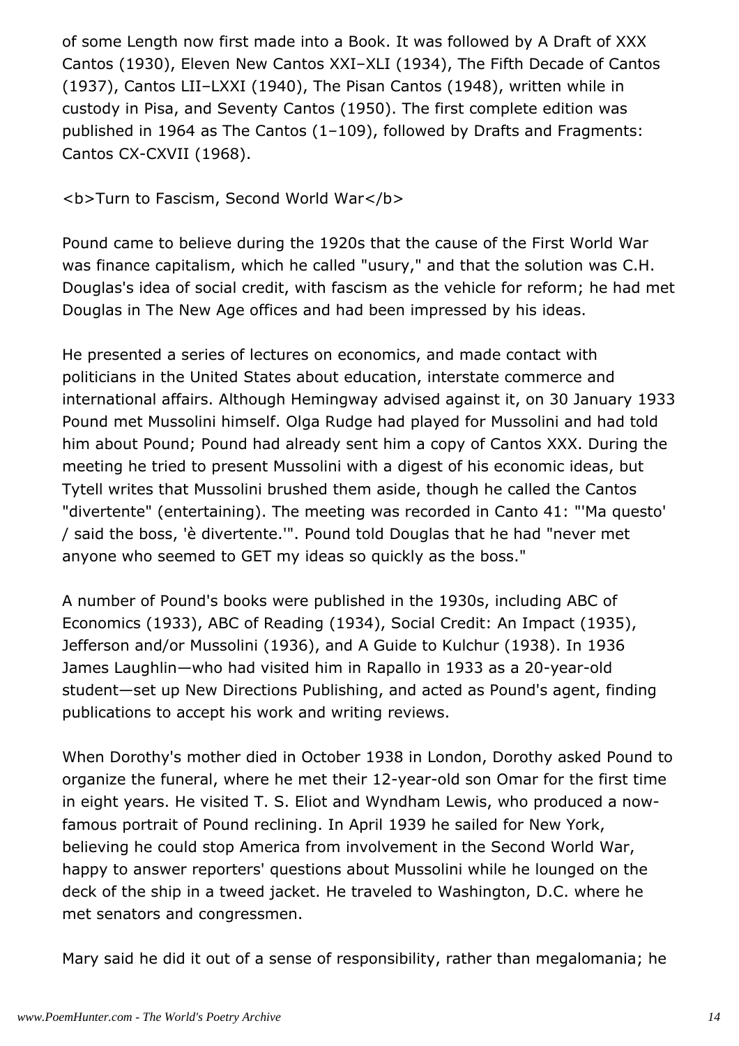of some Length now first made into a Book. It was followed by A Draft of XXX Cantos (1930), Eleven New Cantos XXI–XLI (1934), The Fifth Decade of Cantos (1937), Cantos LII–LXXI (1940), The Pisan Cantos (1948), written while in custody in Pisa, and Seventy Cantos (1950). The first complete edition was published in 1964 as The Cantos (1–109), followed by Drafts and Fragments: Cantos CX-CXVII (1968).

**Turn to Fascism, Second World War**

Pound came to believe during the 1920s that the cause of the First World War was finance capitalism, which he called "usury," and that the solution was C.H. Douglas's idea of social credit, with fascism as the vehicle for reform; he had met Douglas in The New Age offices and had been impressed by his ideas.

He presented a series of lectures on economics, and made contact with politicians in the United States about education, interstate commerce and international affairs. Although Hemingway advised against it, on 30 January 1933 Pound met Mussolini himself. Olga Rudge had played for Mussolini and had told him about Pound; Pound had already sent him a copy of Cantos XXX. During the meeting he tried to present Mussolini with a digest of his economic ideas, but Tytell writes that Mussolini brushed them aside, though he called the Cantos "divertente" (entertaining). The meeting was recorded in Canto 41: "'Ma questo' / said the boss, 'è divertente.'". Pound told Douglas that he had "never met anyone who seemed to GET my ideas so quickly as the boss."

A number of Pound's books were published in the 1930s, including ABC of Economics (1933), ABC of Reading (1934), Social Credit: An Impact (1935), Jefferson and/or Mussolini (1936), and A Guide to Kulchur (1938). In 1936 James Laughlin—who had visited him in Rapallo in 1933 as a 20-year-old student—set up New Directions Publishing, and acted as Pound's agent, finding publications to accept his work and writing reviews.

When Dorothy's mother died in October 1938 in London, Dorothy asked Pound to organize the funeral, where he met their 12-year-old son Omar for the first time in eight years. He visited T. S. Eliot and Wyndham Lewis, who produced a now-famous portrait of Pound reclining. In April 1939 he sailed for New York, believing he could stop America from involvement in the Second World War, happy to answer reporters' questions about Mussolini while he lounged on the deck of the ship in a tweed jacket. He traveled to Washington, D.C. where he met senators and congressmen.

Mary said he did it out of a sense of responsibility, rather than megalomania; he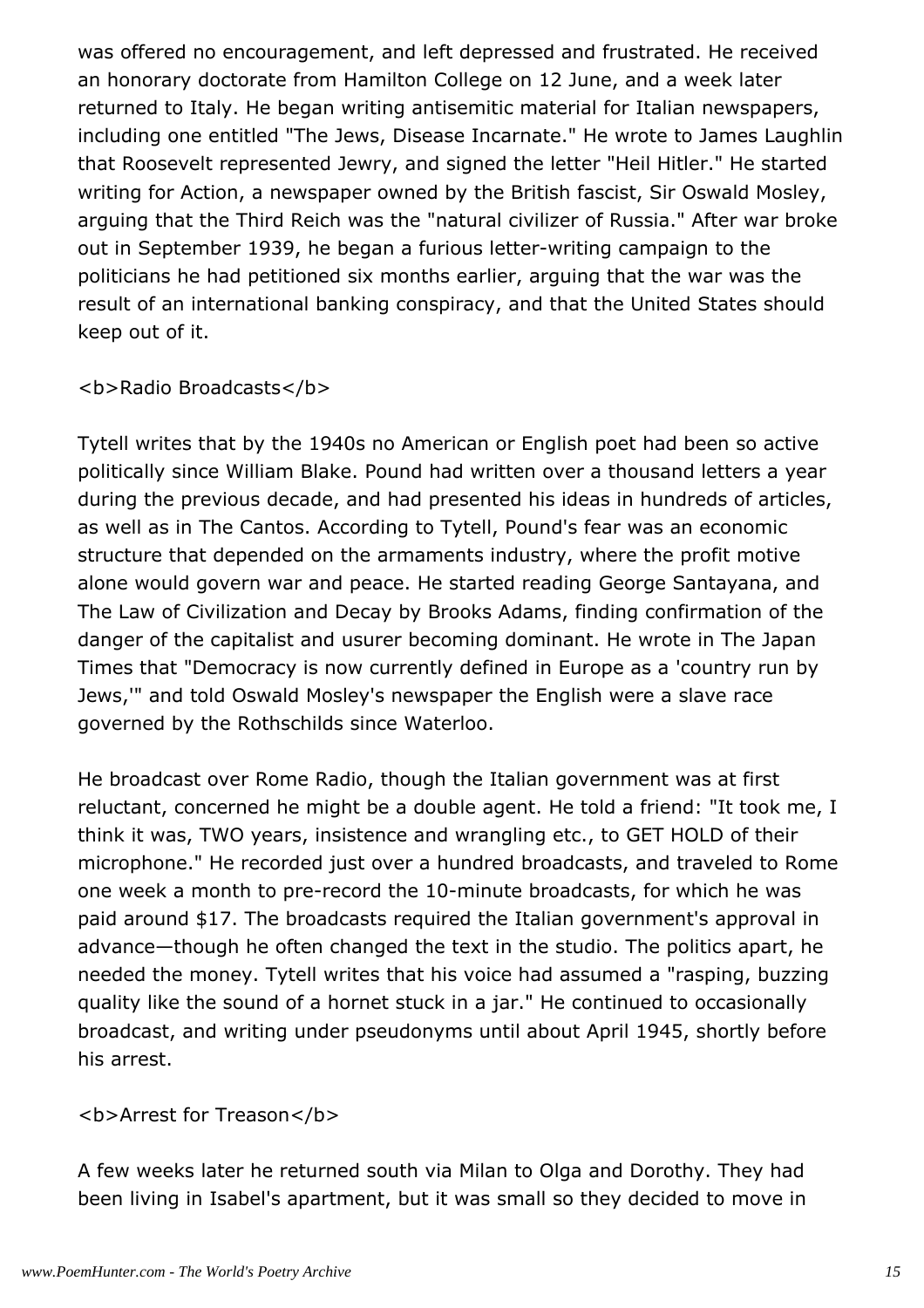was offered no encouragement, and left depressed and frustrated. He received an honorary doctorate from Hamilton College on 12 June, and a week later returned to Italy. He began writing antisemitic material for Italian newspapers, including one entitled "The Jews, Disease Incarnate." He wrote to James Laughlin that Roosevelt represented Jewry, and signed the letter "Heil Hitler." He started writing for Action, a newspaper owned by the British fascist, Sir Oswald Mosley, arguing that the Third Reich was the "natural civilizer of Russia." After war broke out in September 1939, he began a furious letter-writing campaign to the politicians he had petitioned six months earlier, arguing that the war was the result of an international banking conspiracy, and that the United States should keep out of it.

**Radio Broadcasts**

Tytell writes that by the 1940s no American or English poet had been so active politically since William Blake. Pound had written over a thousand letters a year during the previous decade, and had presented his ideas in hundreds of articles, as well as in The Cantos. According to Tytell, Pound's fear was an economic structure that depended on the armaments industry, where the profit motive alone would govern war and peace. He started reading George Santayana, and The Law of Civilization and Decay by Brooks Adams, finding confirmation of the danger of the capitalist and usurer becoming dominant. He wrote in The Japan Times that "Democracy is now currently defined in Europe as a 'country run by Jews,'" and told Oswald Mosley's newspaper the English were a slave race governed by the Rothschilds since Waterloo.

He broadcast over Rome Radio, though the Italian government was at first reluctant, concerned he might be a double agent. He told a friend: "It took me, I think it was, TWO years, insistence and wrangling etc., to GET HOLD of their microphone." He recorded just over a hundred broadcasts, and traveled to Rome one week a month to pre-record the 10-minute broadcasts, for which he was paid around $17. The broadcasts required the Italian government's approval in advance—though he often changed the text in the studio. The politics apart, he needed the money. Tytell writes that his voice had assumed a "rasping, buzzing quality like the sound of a hornet stuck in a jar." He continued to occasionally broadcast, and writing under pseudonyms until about April 1945, shortly before his arrest.

**Arrest for Treason**

A few weeks later he returned south via Milan to Olga and Dorothy. They had been living in Isabel's apartment, but it was small so they decided to move in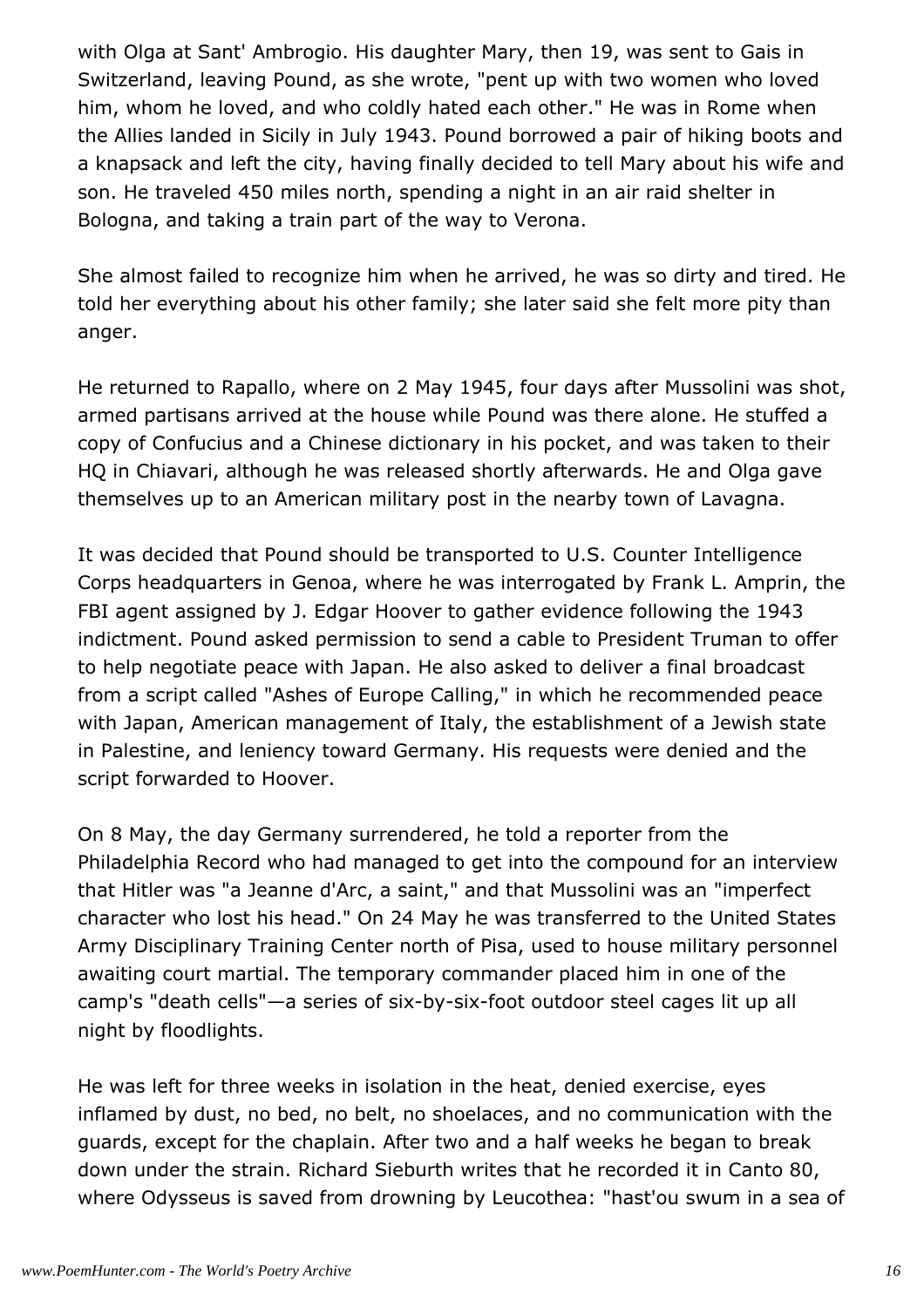with Olga at Sant' Ambrogio. His daughter Mary, then 19, was sent to Gais in Switzerland, leaving Pound, as she wrote, "pent up with two women who loved him, whom he loved, and who coldly hated each other." He was in Rome when the Allies landed in Sicily in July 1943. Pound borrowed a pair of hiking boots and a knapsack and left the city, having finally decided to tell Mary about his wife and son. He traveled 450 miles north, spending a night in an air raid shelter in Bologna, and taking a train part of the way to Verona.

She almost failed to recognize him when he arrived, he was so dirty and tired. He told her everything about his other family; she later said she felt more pity than anger.

He returned to Rapallo, where on 2 May 1945, four days after Mussolini was shot, armed partisans arrived at the house while Pound was there alone. He stuffed a copy of Confucius and a Chinese dictionary in his pocket, and was taken to their HQ in Chiavari, although he was released shortly afterwards. He and Olga gave themselves up to an American military post in the nearby town of Lavagna.

It was decided that Pound should be transported to U.S. Counter Intelligence Corps headquarters in Genoa, where he was interrogated by Frank L. Amprin, the FBI agent assigned by J. Edgar Hoover to gather evidence following the 1943 indictment. Pound asked permission to send a cable to President Truman to offer to help negotiate peace with Japan. He also asked to deliver a final broadcast from a script called "Ashes of Europe Calling," in which he recommended peace with Japan, American management of Italy, the establishment of a Jewish state in Palestine, and leniency toward Germany. His requests were denied and the script forwarded to Hoover.

On 8 May, the day Germany surrendered, he told a reporter from the Philadelphia Record who had managed to get into the compound for an interview that Hitler was "a Jeanne d'Arc, a saint," and that Mussolini was an "imperfect character who lost his head." On 24 May he was transferred to the United States Army Disciplinary Training Center north of Pisa, used to house military personnel awaiting court martial. The temporary commander placed him in one of the camp's "death cells"—a series of six-by-six-foot outdoor steel cages lit up all night by floodlights.

He was left for three weeks in isolation in the heat, denied exercise, eyes inflamed by dust, no bed, no belt, no shoelaces, and no communication with the guards, except for the chaplain. After two and a half weeks he began to break down under the strain. Richard Sieburth writes that he recorded it in Canto 80, where Odysseus is saved from drowning by Leucothea: "hast'ou swum in a sea of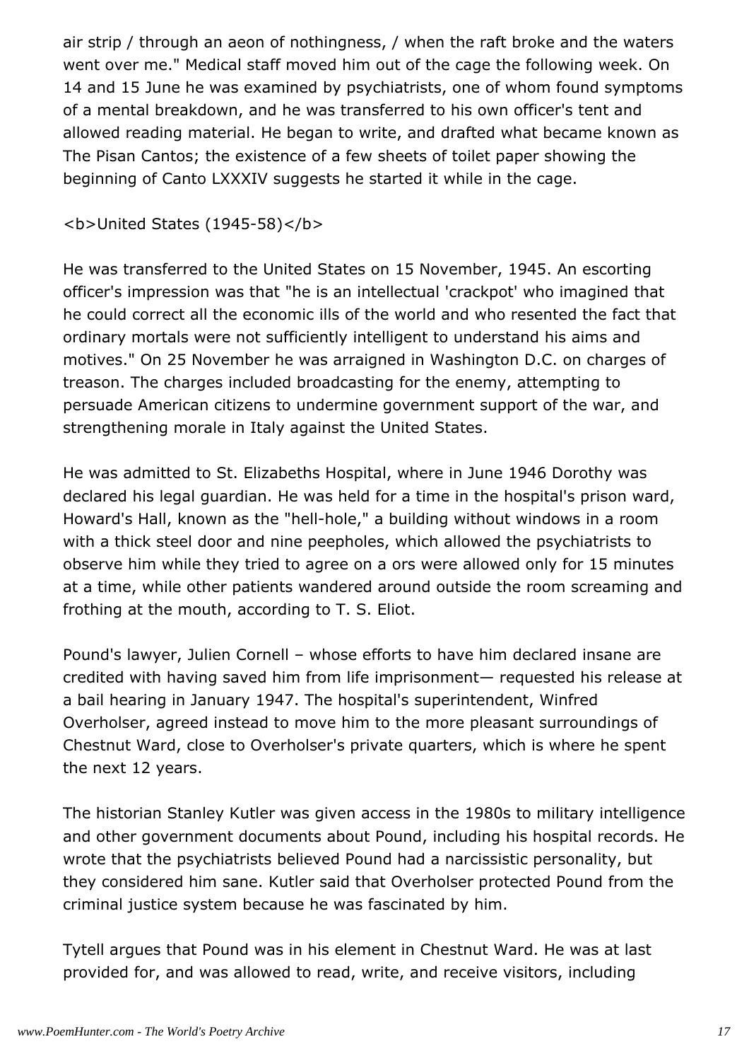air strip / through an aeon of nothingness, / when the raft broke and the waters went over me." Medical staff moved him out of the cage the following week. On 14 and 15 June he was examined by psychiatrists, one of whom found symptoms of a mental breakdown, and he was transferred to his own officer's tent and allowed reading material. He began to write, and drafted what became known as The Pisan Cantos; the existence of a few sheets of toilet paper showing the beginning of Canto LXXXIV suggests he started it while in the cage.

**United States (1945-58)**

He was transferred to the United States on 15 November, 1945. An escorting officer's impression was that "he is an intellectual 'crackpot' who imagined that he could correct all the economic ills of the world and who resented the fact that ordinary mortals were not sufficiently intelligent to understand his aims and motives." On 25 November he was arraigned in Washington D.C. on charges of treason. The charges included broadcasting for the enemy, attempting to persuade American citizens to undermine government support of the war, and strengthening morale in Italy against the United States.

He was admitted to St. Elizabeths Hospital, where in June 1946 Dorothy was declared his legal guardian. He was held for a time in the hospital's prison ward, Howard's Hall, known as the "hell-hole," a building without windows in a room with a thick steel door and nine peepholes, which allowed the psychiatrists to observe him while they tried to agree on a ors were allowed only for 15 minutes at a time, while other patients wandered around outside the room screaming and frothing at the mouth, according to T. S. Eliot.

Pound's lawyer, Julien Cornell – whose efforts to have him declared insane are credited with having saved him from life imprisonment— requested his release at a bail hearing in January 1947. The hospital's superintendent, Winfred Overholser, agreed instead to move him to the more pleasant surroundings of Chestnut Ward, close to Overholser's private quarters, which is where he spent the next 12 years.

The historian Stanley Kutler was given access in the 1980s to military intelligence and other government documents about Pound, including his hospital records. He wrote that the psychiatrists believed Pound had a narcissistic personality, but they considered him sane. Kutler said that Overholser protected Pound from the criminal justice system because he was fascinated by him.

Tytell argues that Pound was in his element in Chestnut Ward. He was at last provided for, and was allowed to read, write, and receive visitors, including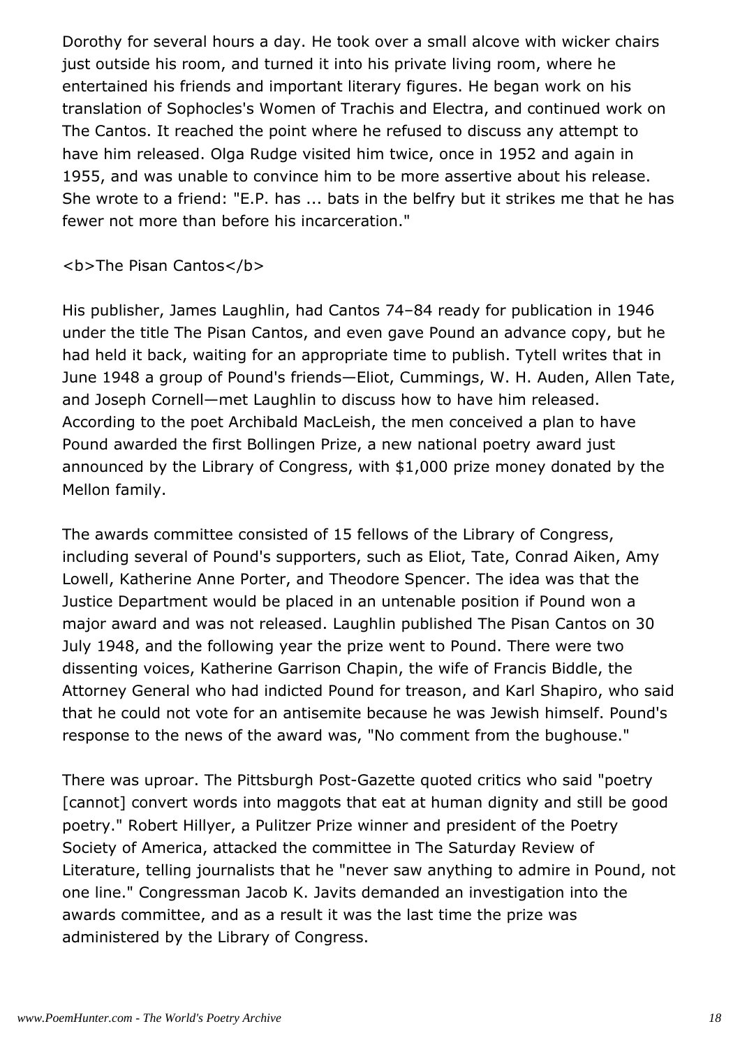Dorothy for several hours a day. He took over a small alcove with wicker chairs just outside his room, and turned it into his private living room, where he entertained his friends and important literary figures. He began work on his translation of Sophocles's Women of Trachis and Electra, and continued work on The Cantos. It reached the point where he refused to discuss any attempt to have him released. Olga Rudge visited him twice, once in 1952 and again in 1955, and was unable to convince him to be more assertive about his release. She wrote to a friend: "E.P. has ... bats in the belfry but it strikes me that he has fewer not more than before his incarceration."

**The Pisan Cantos**

His publisher, James Laughlin, had Cantos 74–84 ready for publication in 1946 under the title The Pisan Cantos, and even gave Pound an advance copy, but he had held it back, waiting for an appropriate time to publish. Tytell writes that in June 1948 a group of Pound's friends—Eliot, Cummings, W. H. Auden, Allen Tate, and Joseph Cornell—met Laughlin to discuss how to have him released. According to the poet Archibald MacLeish, the men conceived a plan to have Pound awarded the first Bollingen Prize, a new national poetry award just announced by the Library of Congress, with $1,000 prize money donated by the Mellon family.

The awards committee consisted of 15 fellows of the Library of Congress, including several of Pound's supporters, such as Eliot, Tate, Conrad Aiken, Amy Lowell, Katherine Anne Porter, and Theodore Spencer. The idea was that the Justice Department would be placed in an untenable position if Pound won a major award and was not released. Laughlin published The Pisan Cantos on 30 July 1948, and the following year the prize went to Pound. There were two dissenting voices, Katherine Garrison Chapin, the wife of Francis Biddle, the Attorney General who had indicted Pound for treason, and Karl Shapiro, who said that he could not vote for an antisemite because he was Jewish himself. Pound's response to the news of the award was, "No comment from the bughouse."

There was uproar. The Pittsburgh Post-Gazette quoted critics who said "poetry [cannot] convert words into maggots that eat at human dignity and still be good poetry." Robert Hillyer, a Pulitzer Prize winner and president of the Poetry Society of America, attacked the committee in The Saturday Review of Literature, telling journalists that he "never saw anything to admire in Pound, not one line." Congressman Jacob K. Javits demanded an investigation into the awards committee, and as a result it was the last time the prize was administered by the Library of Congress.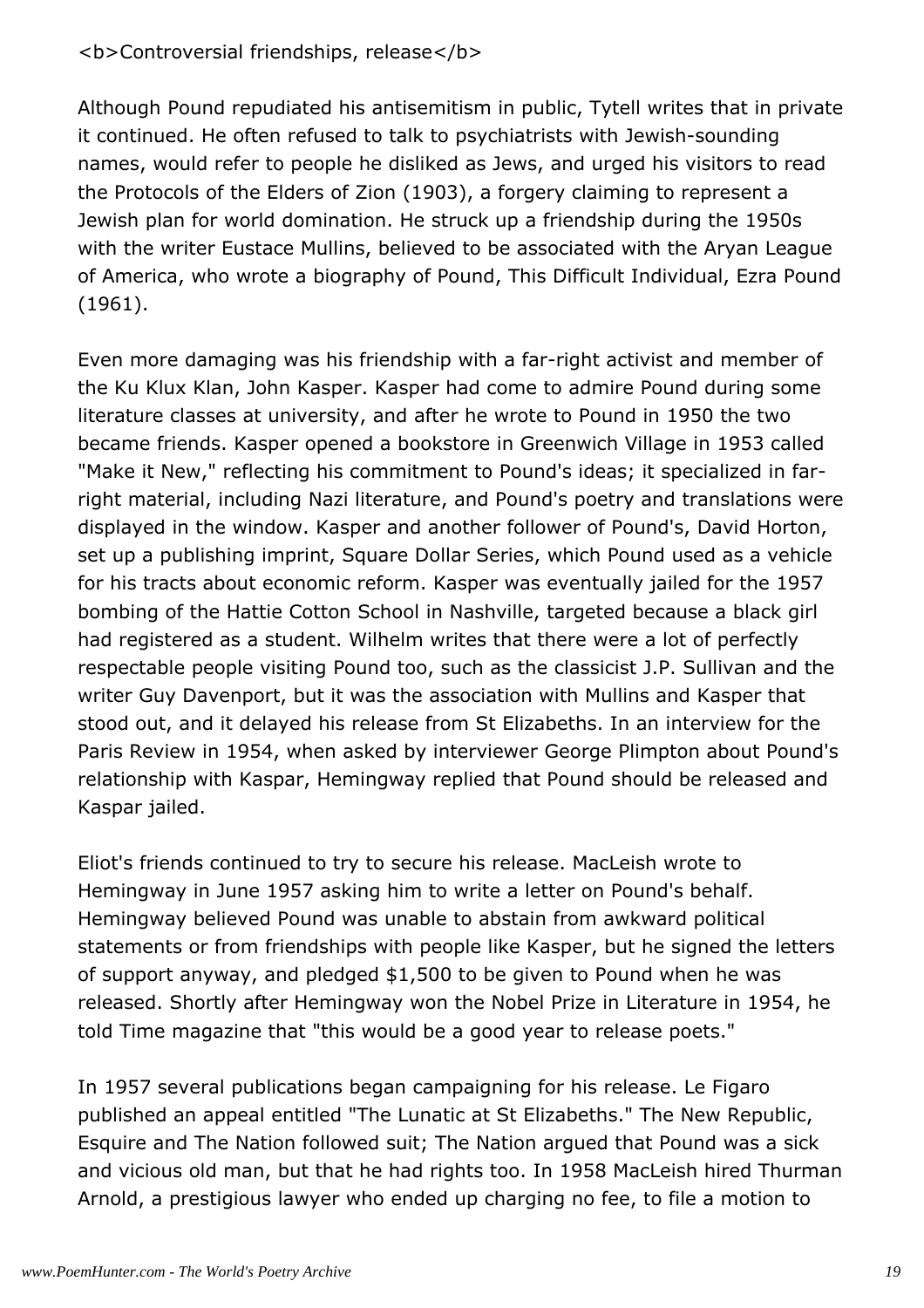**Controversial friendships, release**

Although Pound repudiated his antisemitism in public, Tytell writes that in private it continued. He often refused to talk to psychiatrists with Jewish-sounding names, would refer to people he disliked as Jews, and urged his visitors to read the Protocols of the Elders of Zion (1903), a forgery claiming to represent a Jewish plan for world domination. He struck up a friendship during the 1950s with the writer Eustace Mullins, believed to be associated with the Aryan League of America, who wrote a biography of Pound, This Difficult Individual, Ezra Pound (1961).

Even more damaging was his friendship with a far-right activist and member of the Ku Klux Klan, John Kasper. Kasper had come to admire Pound during some literature classes at university, and after he wrote to Pound in 1950 the two became friends. Kasper opened a bookstore in Greenwich Village in 1953 called "Make it New," reflecting his commitment to Pound's ideas; it specialized in far-right material, including Nazi literature, and Pound's poetry and translations were displayed in the window. Kasper and another follower of Pound's, David Horton, set up a publishing imprint, Square Dollar Series, which Pound used as a vehicle for his tracts about economic reform. Kasper was eventually jailed for the 1957 bombing of the Hattie Cotton School in Nashville, targeted because a black girl had registered as a student. Wilhelm writes that there were a lot of perfectly respectable people visiting Pound too, such as the classicist J.P. Sullivan and the writer Guy Davenport, but it was the association with Mullins and Kasper that stood out, and it delayed his release from St Elizabeths. In an interview for the Paris Review in 1954, when asked by interviewer George Plimpton about Pound's relationship with Kaspar, Hemingway replied that Pound should be released and Kaspar jailed.

Eliot's friends continued to try to secure his release. MacLeish wrote to Hemingway in June 1957 asking him to write a letter on Pound's behalf. Hemingway believed Pound was unable to abstain from awkward political statements or from friendships with people like Kasper, but he signed the letters of support anyway, and pledged $1,500 to be given to Pound when he was released. Shortly after Hemingway won the Nobel Prize in Literature in 1954, he told Time magazine that "this would be a good year to release poets."

In 1957 several publications began campaigning for his release. Le Figaro published an appeal entitled "The Lunatic at St Elizabeths." The New Republic, Esquire and The Nation followed suit; The Nation argued that Pound was a sick and vicious old man, but that he had rights too. In 1958 MacLeish hired Thurman Arnold, a prestigious lawyer who ended up charging no fee, to file a motion to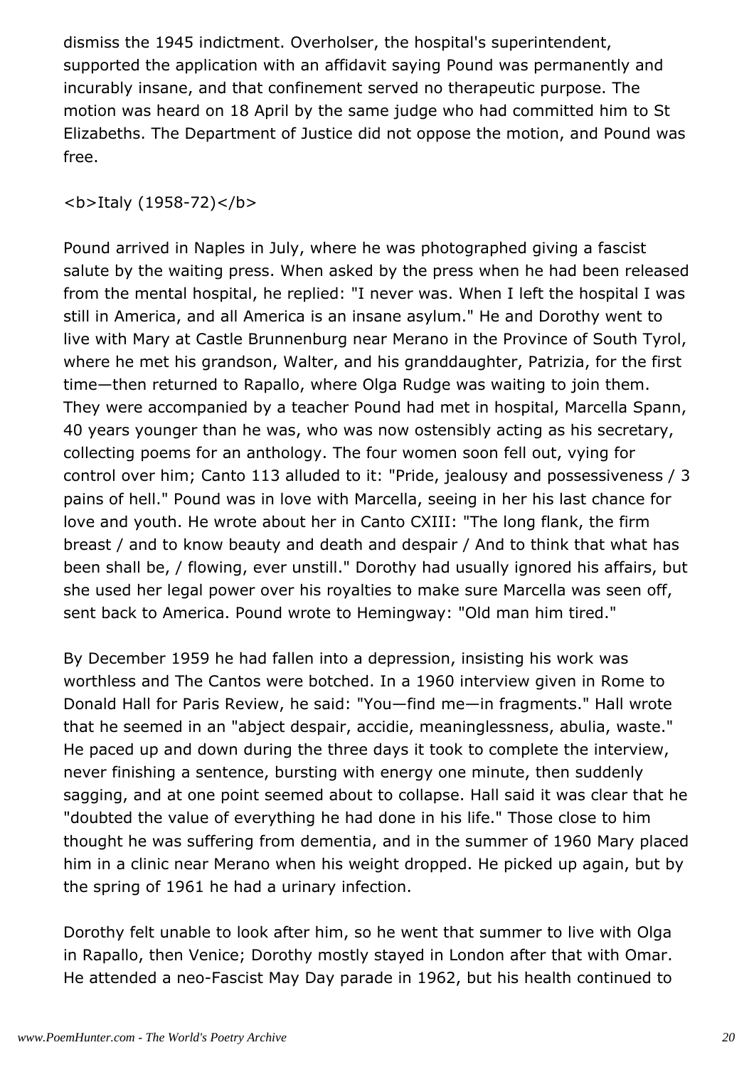dismiss the 1945 indictment. Overholser, the hospital's superintendent, supported the application with an affidavit saying Pound was permanently and incurably insane, and that confinement served no therapeutic purpose. The motion was heard on 18 April by the same judge who had committed him to St Elizabeths. The Department of Justice did not oppose the motion, and Pound was free.

**Italy (1958-72)**

Pound arrived in Naples in July, where he was photographed giving a fascist salute by the waiting press. When asked by the press when he had been released from the mental hospital, he replied: "I never was. When I left the hospital I was still in America, and all America is an insane asylum." He and Dorothy went to live with Mary at Castle Brunnenburg near Merano in the Province of South Tyrol, where he met his grandson, Walter, and his granddaughter, Patrizia, for the first time—then returned to Rapallo, where Olga Rudge was waiting to join them. They were accompanied by a teacher Pound had met in hospital, Marcella Spann, 40 years younger than he was, who was now ostensibly acting as his secretary, collecting poems for an anthology. The four women soon fell out, vying for control over him; Canto 113 alluded to it: "Pride, jealousy and possessiveness / 3 pains of hell." Pound was in love with Marcella, seeing in her his last chance for love and youth. He wrote about her in Canto CXIII: "The long flank, the firm breast / and to know beauty and death and despair / And to think that what has been shall be, / flowing, ever unstill." Dorothy had usually ignored his affairs, but she used her legal power over his royalties to make sure Marcella was seen off, sent back to America. Pound wrote to Hemingway: "Old man him tired."

By December 1959 he had fallen into a depression, insisting his work was worthless and The Cantos were botched. In a 1960 interview given in Rome to Donald Hall for Paris Review, he said: "You—find me—in fragments." Hall wrote that he seemed in an "abject despair, accidie, meaninglessness, abulia, waste." He paced up and down during the three days it took to complete the interview, never finishing a sentence, bursting with energy one minute, then suddenly sagging, and at one point seemed about to collapse. Hall said it was clear that he "doubted the value of everything he had done in his life." Those close to him thought he was suffering from dementia, and in the summer of 1960 Mary placed him in a clinic near Merano when his weight dropped. He picked up again, but by the spring of 1961 he had a urinary infection.

Dorothy felt unable to look after him, so he went that summer to live with Olga in Rapallo, then Venice; Dorothy mostly stayed in London after that with Omar. He attended a neo-Fascist May Day parade in 1962, but his health continued to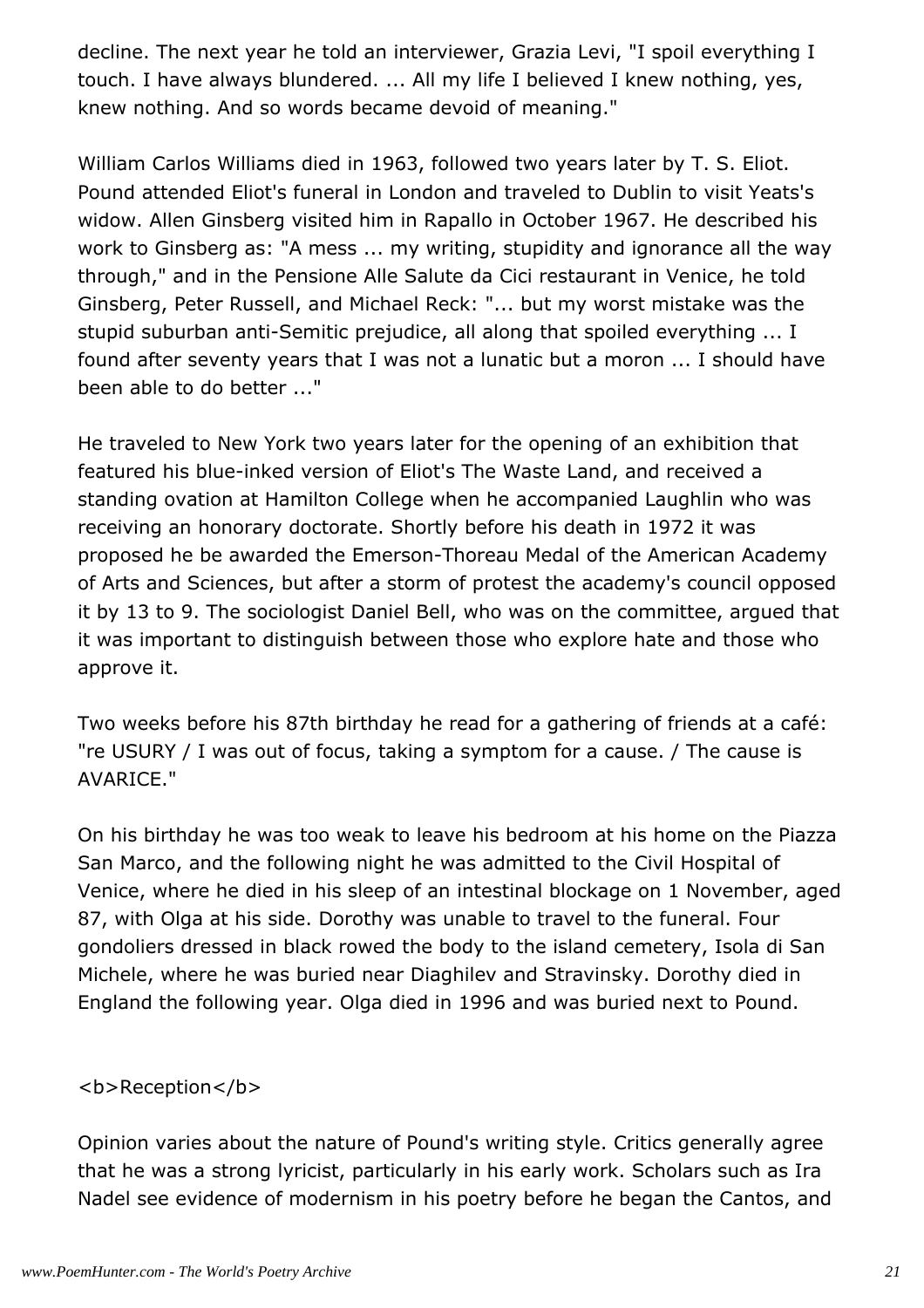decline. The next year he told an interviewer, Grazia Levi, "I spoil everything I touch. I have always blundered. ... All my life I believed I knew nothing, yes, knew nothing. And so words became devoid of meaning."

William Carlos Williams died in 1963, followed two years later by T. S. Eliot. Pound attended Eliot's funeral in London and traveled to Dublin to visit Yeats's widow. Allen Ginsberg visited him in Rapallo in October 1967. He described his work to Ginsberg as: "A mess ... my writing, stupidity and ignorance all the way through," and in the Pensione Alle Salute da Cici restaurant in Venice, he told Ginsberg, Peter Russell, and Michael Reck: "... but my worst mistake was the stupid suburban anti-Semitic prejudice, all along that spoiled everything ... I found after seventy years that I was not a lunatic but a moron ... I should have been able to do better ..."

He traveled to New York two years later for the opening of an exhibition that featured his blue-inked version of Eliot's The Waste Land, and received a standing ovation at Hamilton College when he accompanied Laughlin who was receiving an honorary doctorate. Shortly before his death in 1972 it was proposed he be awarded the Emerson-Thoreau Medal of the American Academy of Arts and Sciences, but after a storm of protest the academy's council opposed it by 13 to 9. The sociologist Daniel Bell, who was on the committee, argued that it was important to distinguish between those who explore hate and those who approve it.

Two weeks before his 87th birthday he read for a gathering of friends at a café: "re USURY / I was out of focus, taking a symptom for a cause. / The cause is AVARICE."

On his birthday he was too weak to leave his bedroom at his home on the Piazza San Marco, and the following night he was admitted to the Civil Hospital of Venice, where he died in his sleep of an intestinal blockage on 1 November, aged 87, with Olga at his side. Dorothy was unable to travel to the funeral. Four gondoliers dressed in black rowed the body to the island cemetery, Isola di San Michele, where he was buried near Diaghilev and Stravinsky. Dorothy died in England the following year. Olga died in 1996 and was buried next to Pound.

**Reception**

Opinion varies about the nature of Pound's writing style. Critics generally agree that he was a strong lyricist, particularly in his early work. Scholars such as Ira Nadel see evidence of modernism in his poetry before he began the Cantos, and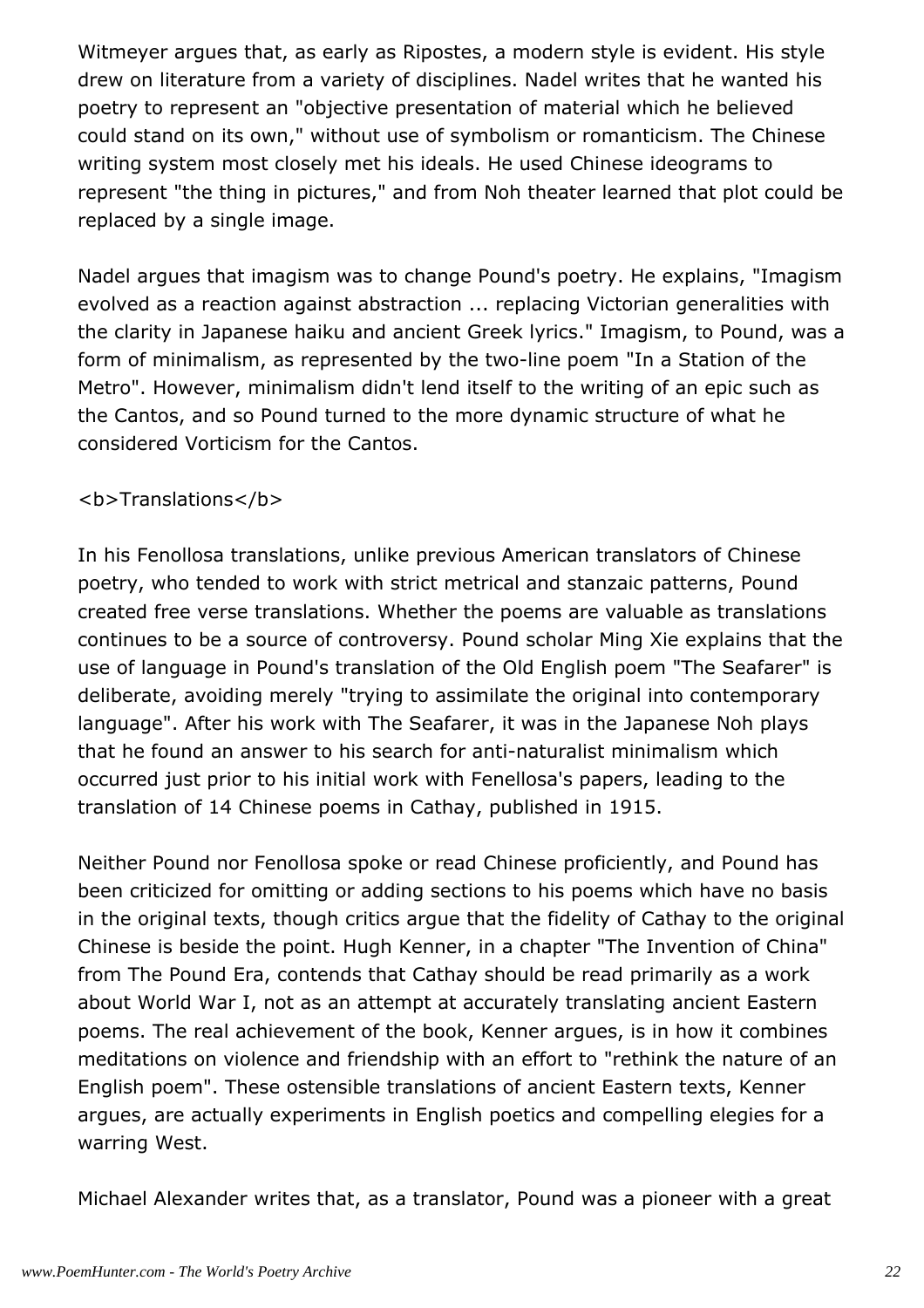Witmeyer argues that, as early as Ripostes, a modern style is evident. His style drew on literature from a variety of disciplines. Nadel writes that he wanted his poetry to represent an "objective presentation of material which he believed could stand on its own," without use of symbolism or romanticism. The Chinese writing system most closely met his ideals. He used Chinese ideograms to represent "the thing in pictures," and from Noh theater learned that plot could be replaced by a single image.

Nadel argues that imagism was to change Pound's poetry. He explains, "Imagism evolved as a reaction against abstraction ... replacing Victorian generalities with the clarity in Japanese haiku and ancient Greek lyrics." Imagism, to Pound, was a form of minimalism, as represented by the two-line poem "In a Station of the Metro". However, minimalism didn't lend itself to the writing of an epic such as the Cantos, and so Pound turned to the more dynamic structure of what he considered Vorticism for the Cantos.

**Translations**

In his Fenollosa translations, unlike previous American translators of Chinese poetry, who tended to work with strict metrical and stanzaic patterns, Pound created free verse translations. Whether the poems are valuable as translations continues to be a source of controversy. Pound scholar Ming Xie explains that the use of language in Pound's translation of the Old English poem "The Seafarer" is deliberate, avoiding merely "trying to assimilate the original into contemporary language". After his work with The Seafarer, it was in the Japanese Noh plays that he found an answer to his search for anti-naturalist minimalism which occurred just prior to his initial work with Fenellosa's papers, leading to the translation of 14 Chinese poems in Cathay, published in 1915.

Neither Pound nor Fenollosa spoke or read Chinese proficiently, and Pound has been criticized for omitting or adding sections to his poems which have no basis in the original texts, though critics argue that the fidelity of Cathay to the original Chinese is beside the point. Hugh Kenner, in a chapter "The Invention of China" from The Pound Era, contends that Cathay should be read primarily as a work about World War I, not as an attempt at accurately translating ancient Eastern poems. The real achievement of the book, Kenner argues, is in how it combines meditations on violence and friendship with an effort to "rethink the nature of an English poem". These ostensible translations of ancient Eastern texts, Kenner argues, are actually experiments in English poetics and compelling elegies for a warring West.

Michael Alexander writes that, as a translator, Pound was a pioneer with a great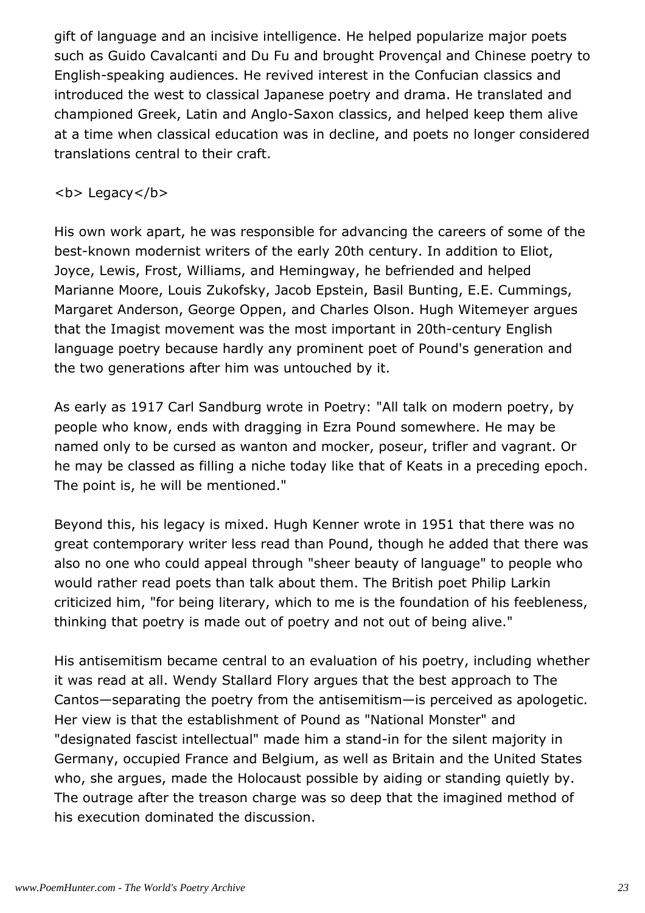gift of language and an incisive intelligence. He helped popularize major poets such as Guido Cavalcanti and Du Fu and brought Provençal and Chinese poetry to English-speaking audiences. He revived interest in the Confucian classics and introduced the west to classical Japanese poetry and drama. He translated and championed Greek, Latin and Anglo-Saxon classics, and helped keep them alive at a time when classical education was in decline, and poets no longer considered translations central to their craft.

**Legacy**

His own work apart, he was responsible for advancing the careers of some of the best-known modernist writers of the early 20th century. In addition to Eliot, Joyce, Lewis, Frost, Williams, and Hemingway, he befriended and helped Marianne Moore, Louis Zukofsky, Jacob Epstein, Basil Bunting, E.E. Cummings, Margaret Anderson, George Oppen, and Charles Olson. Hugh Witemeyer argues that the Imagist movement was the most important in 20th-century English language poetry because hardly any prominent poet of Pound's generation and the two generations after him was untouched by it.

As early as 1917 Carl Sandburg wrote in Poetry: "All talk on modern poetry, by people who know, ends with dragging in Ezra Pound somewhere. He may be named only to be cursed as wanton and mocker, poseur, trifler and vagrant. Or he may be classed as filling a niche today like that of Keats in a preceding epoch. The point is, he will be mentioned."

Beyond this, his legacy is mixed. Hugh Kenner wrote in 1951 that there was no great contemporary writer less read than Pound, though he added that there was also no one who could appeal through "sheer beauty of language" to people who would rather read poets than talk about them. The British poet Philip Larkin criticized him, "for being literary, which to me is the foundation of his feebleness, thinking that poetry is made out of poetry and not out of being alive."

His antisemitism became central to an evaluation of his poetry, including whether it was read at all. Wendy Stallard Flory argues that the best approach to The Cantos—separating the poetry from the antisemitism—is perceived as apologetic. Her view is that the establishment of Pound as "National Monster" and "designated fascist intellectual" made him a stand-in for the silent majority in Germany, occupied France and Belgium, as well as Britain and the United States who, she argues, made the Holocaust possible by aiding or standing quietly by. The outrage after the treason charge was so deep that the imagined method of his execution dominated the discussion.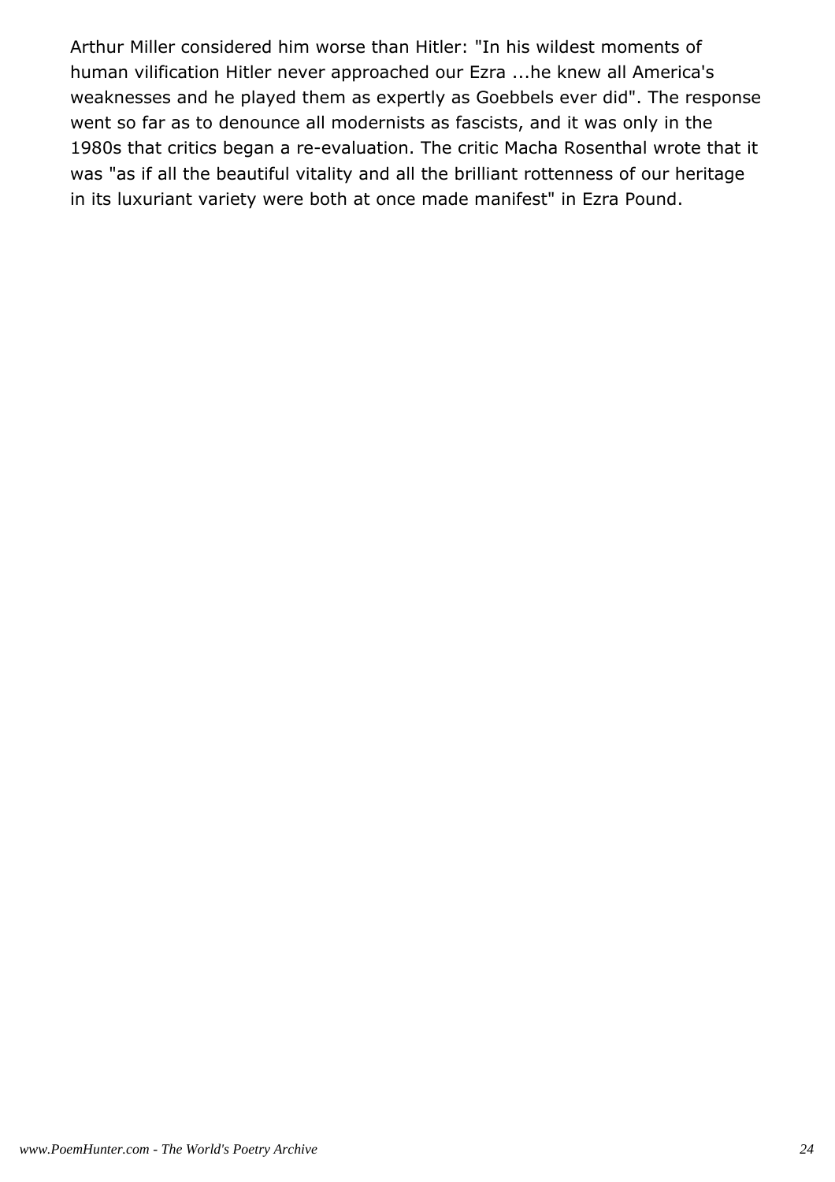Arthur Miller considered him worse than Hitler: "In his wildest moments of human vilification Hitler never approached our Ezra ...he knew all America's weaknesses and he played them as expertly as Goebbels ever did". The response went so far as to denounce all modernists as fascists, and it was only in the 1980s that critics began a re-evaluation. The critic Macha Rosenthal wrote that it was "as if all the beautiful vitality and all the brilliant rottenness of our heritage in its luxuriant variety were both at once made manifest" in Ezra Pound.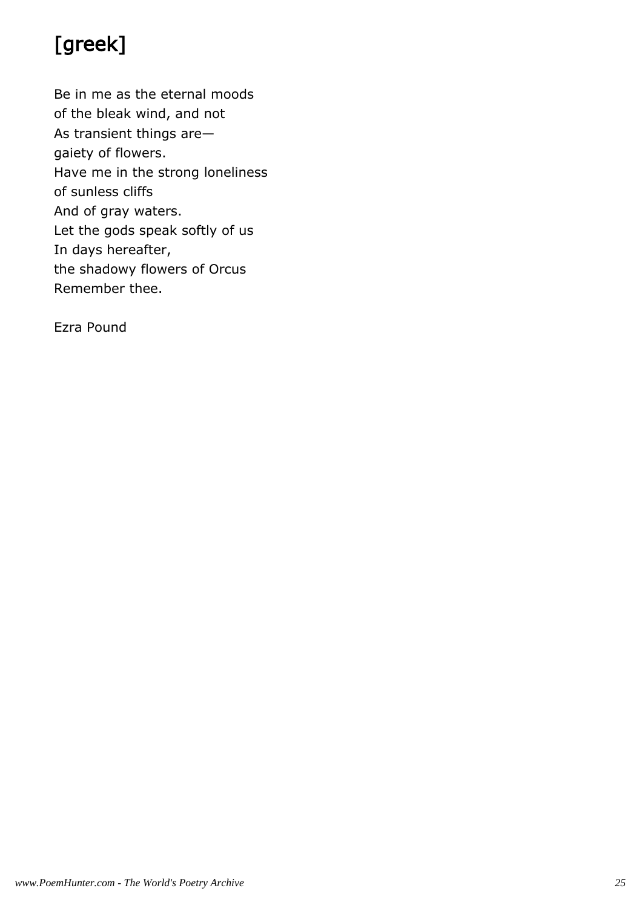# [greek]

Be in me as the eternal moods  
of the bleak wind, and not  
As transient things are—  
gaiety of flowers.  
Have me in the strong loneliness  
of sunless cliffs  
And of gray waters.  
Let the gods speak softly of us  
In days hereafter,  
the shadowy flowers of Orcus  
Remember thee.

Ezra Pound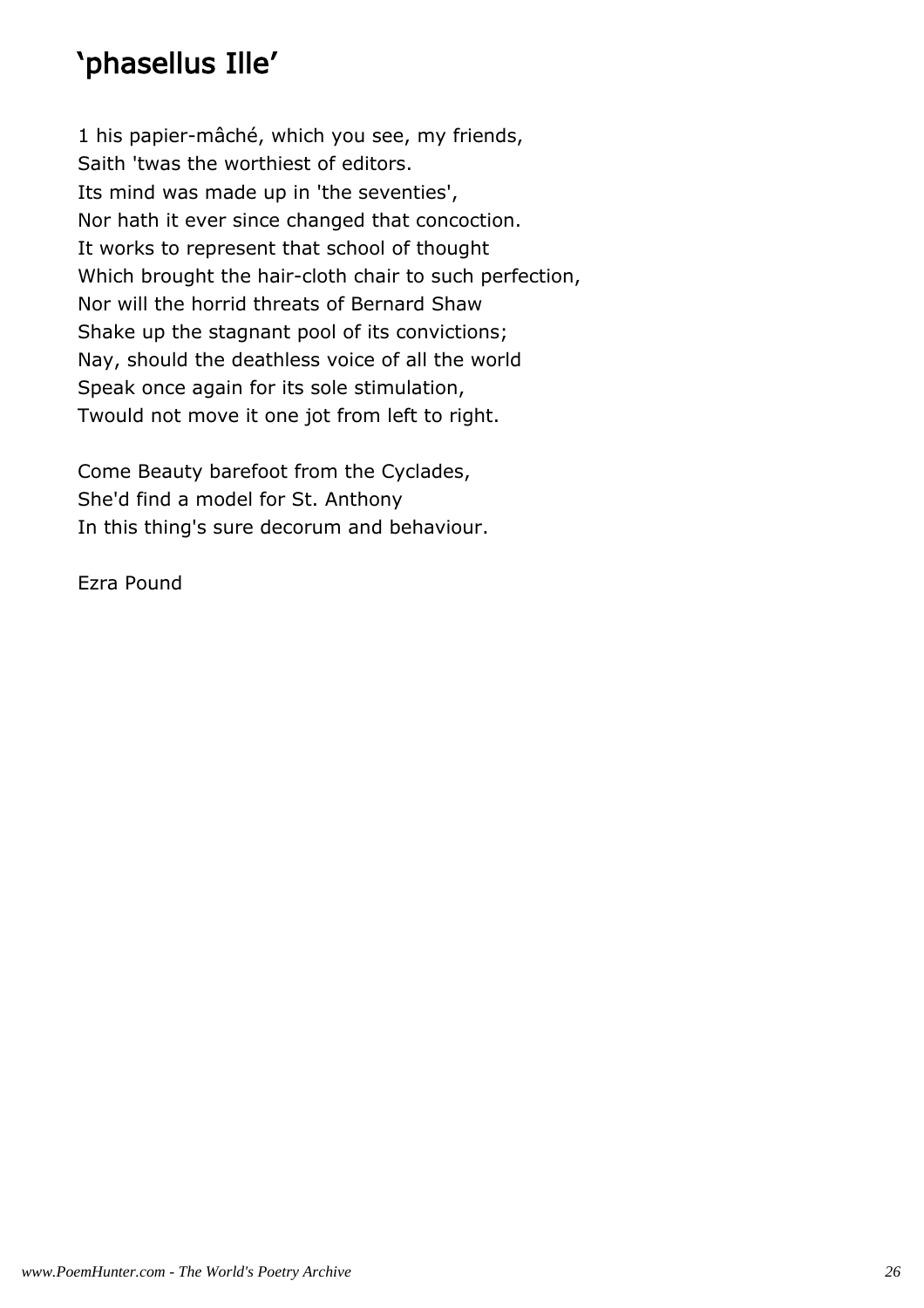## 'phasellus Ille'

1 his papier-mâché, which you see, my friends,
Saith 'twas the worthiest of editors.
Its mind was made up in 'the seventies',
Nor hath it ever since changed that concoction.
It works to represent that school of thought
Which brought the hair-cloth chair to such perfection,
Nor will the horrid threats of Bernard Shaw
Shake up the stagnant pool of its convictions;
Nay, should the deathless voice of all the world
Speak once again for its sole stimulation,
Twould not move it one jot from left to right.

Come Beauty barefoot from the Cyclades,
She'd find a model for St. Anthony
In this thing's sure decorum and behaviour.

Ezra Pound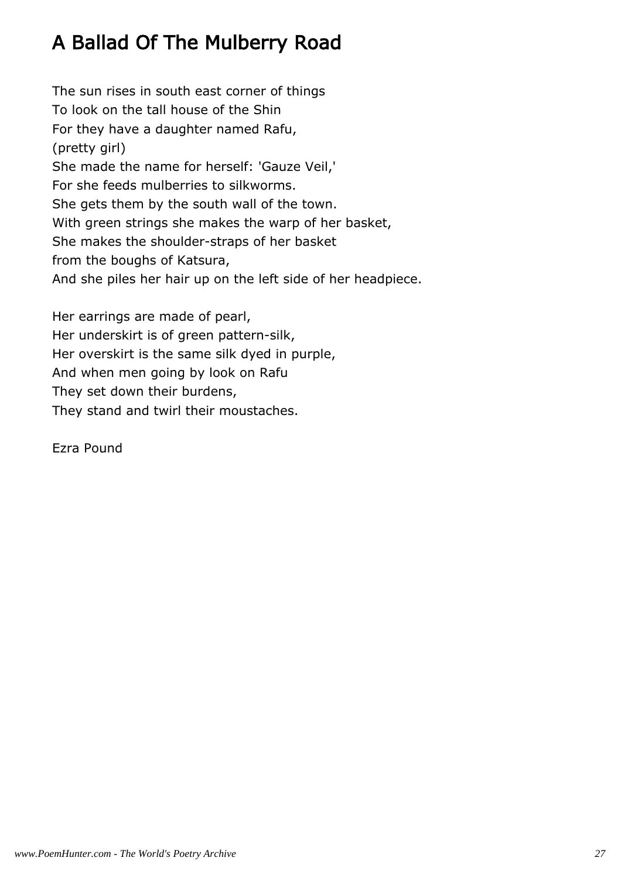# A Ballad Of The Mulberry Road

The sun rises in south east corner of things
To look on the tall house of the Shin
For they have a daughter named Rafu,
(pretty girl)
She made the name for herself: 'Gauze Veil,'
For she feeds mulberries to silkworms.
She gets them by the south wall of the town.
With green strings she makes the warp of her basket,
She makes the shoulder-straps of her basket
from the boughs of Katsura,
And she piles her hair up on the left side of her headpiece.

Her earrings are made of pearl,
Her underskirt is of green pattern-silk,
Her overskirt is the same silk dyed in purple,
And when men going by look on Rafu
They set down their burdens,
They stand and twirl their moustaches.

Ezra Pound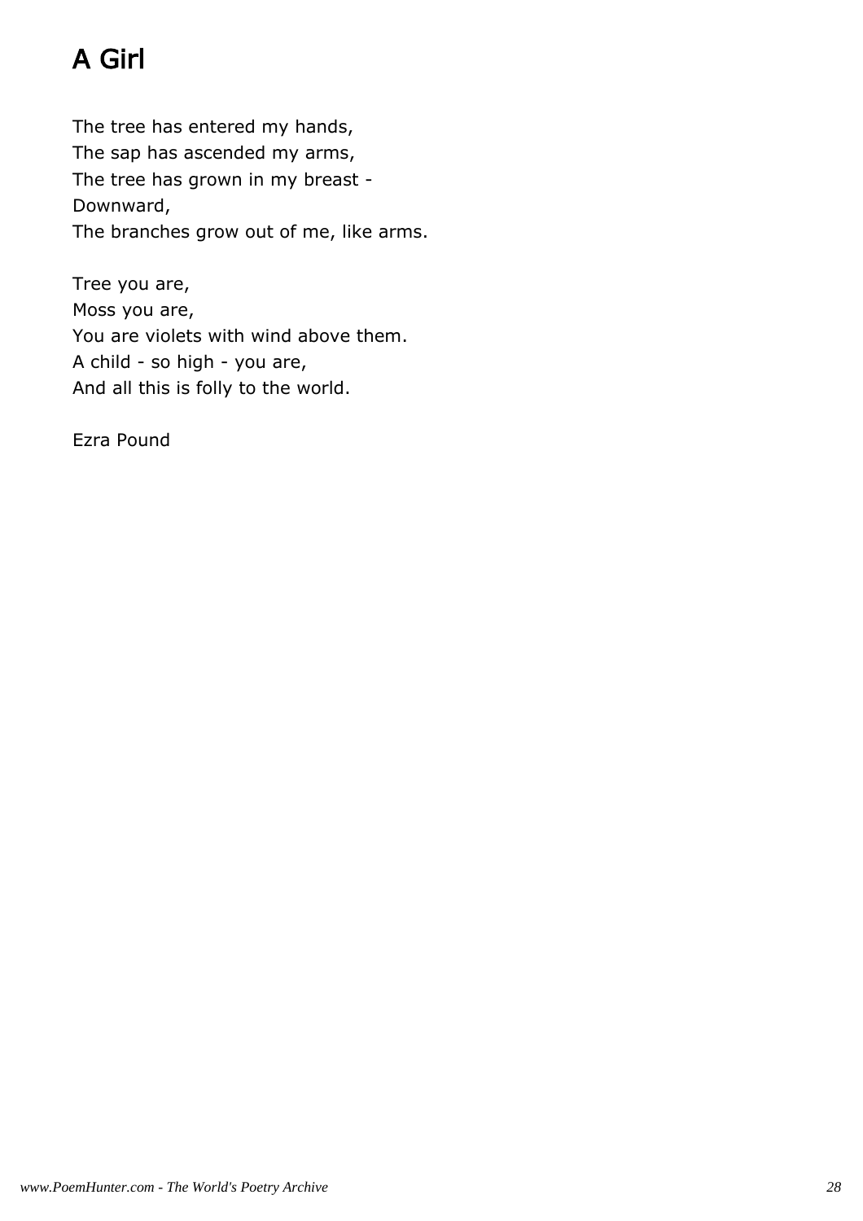# A Girl

The tree has entered my hands,  
The sap has ascended my arms,  
The tree has grown in my breast -  
Downward,  
The branches grow out of me, like arms.

Tree you are,  
Moss you are,  
You are violets with wind above them.  
A child - so high - you are,  
And all this is folly to the world.

Ezra Pound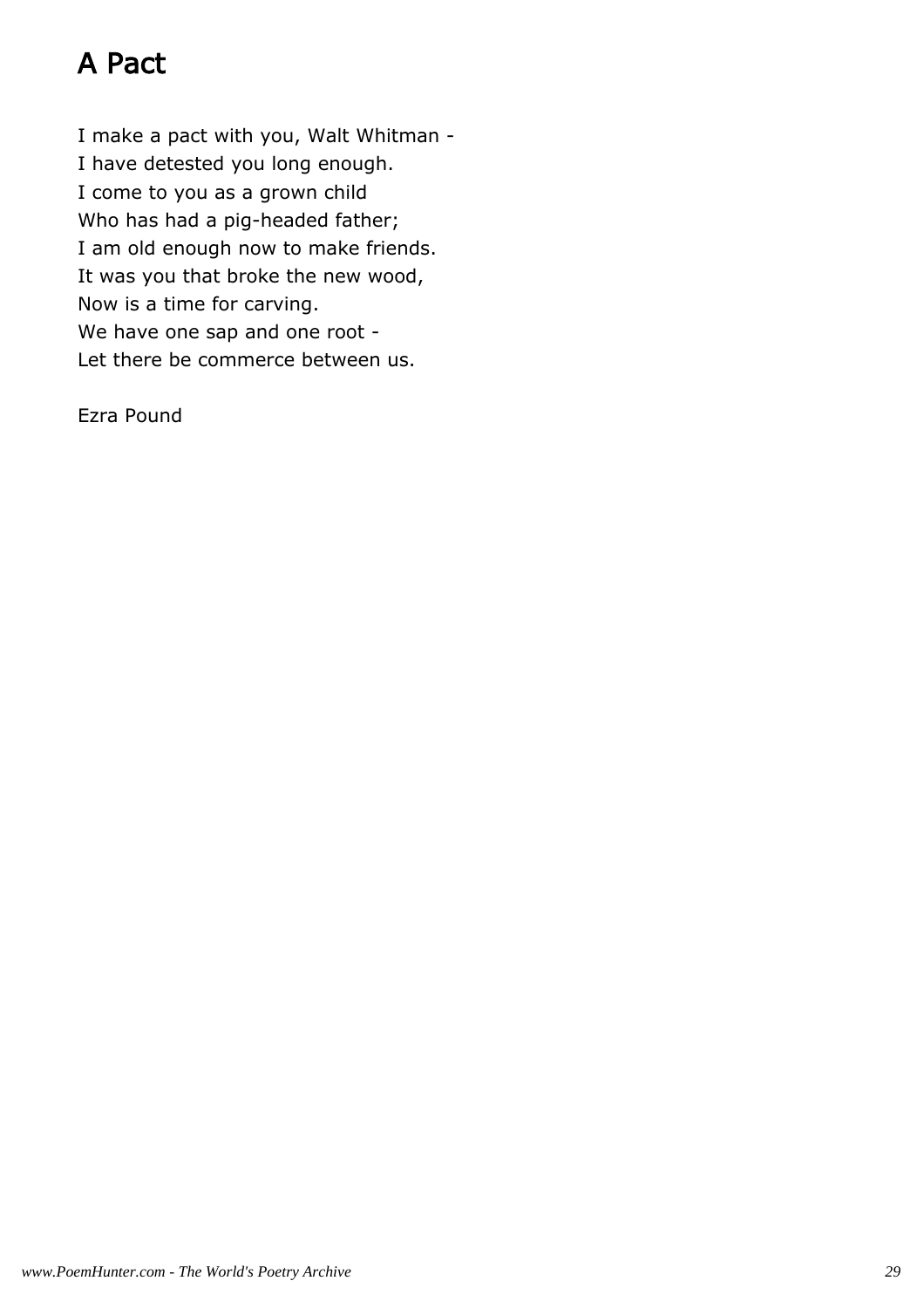# A Pact

I make a pact with you, Walt Whitman -  
I have detested you long enough.  
I come to you as a grown child  
Who has had a pig-headed father;  
I am old enough now to make friends.  
It was you that broke the new wood,  
Now is a time for carving.  
We have one sap and one root -  
Let there be commerce between us.

Ezra Pound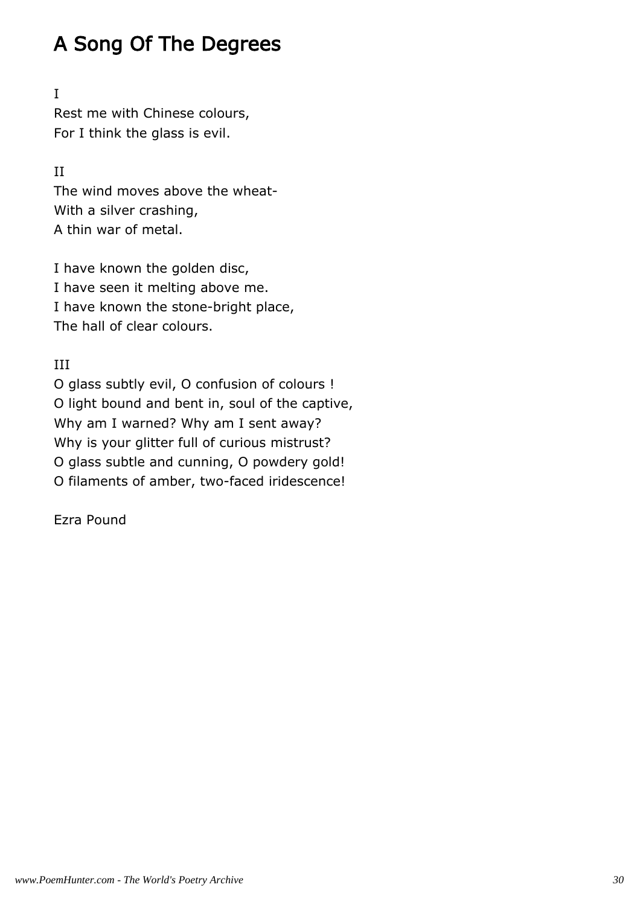# A Song Of The Degrees

I

Rest me with Chinese colours,
For I think the glass is evil.

II

The wind moves above the wheat-
With a silver crashing,
A thin war of metal.

I have known the golden disc,
I have seen it melting above me.
I have known the stone-bright place,
The hall of clear colours.

III

O glass subtly evil, O confusion of colours !
O light bound and bent in, soul of the captive,
Why am I warned? Why am I sent away?
Why is your glitter full of curious mistrust?
O glass subtle and cunning, O powdery gold!
O filaments of amber, two-faced iridescence!

Ezra Pound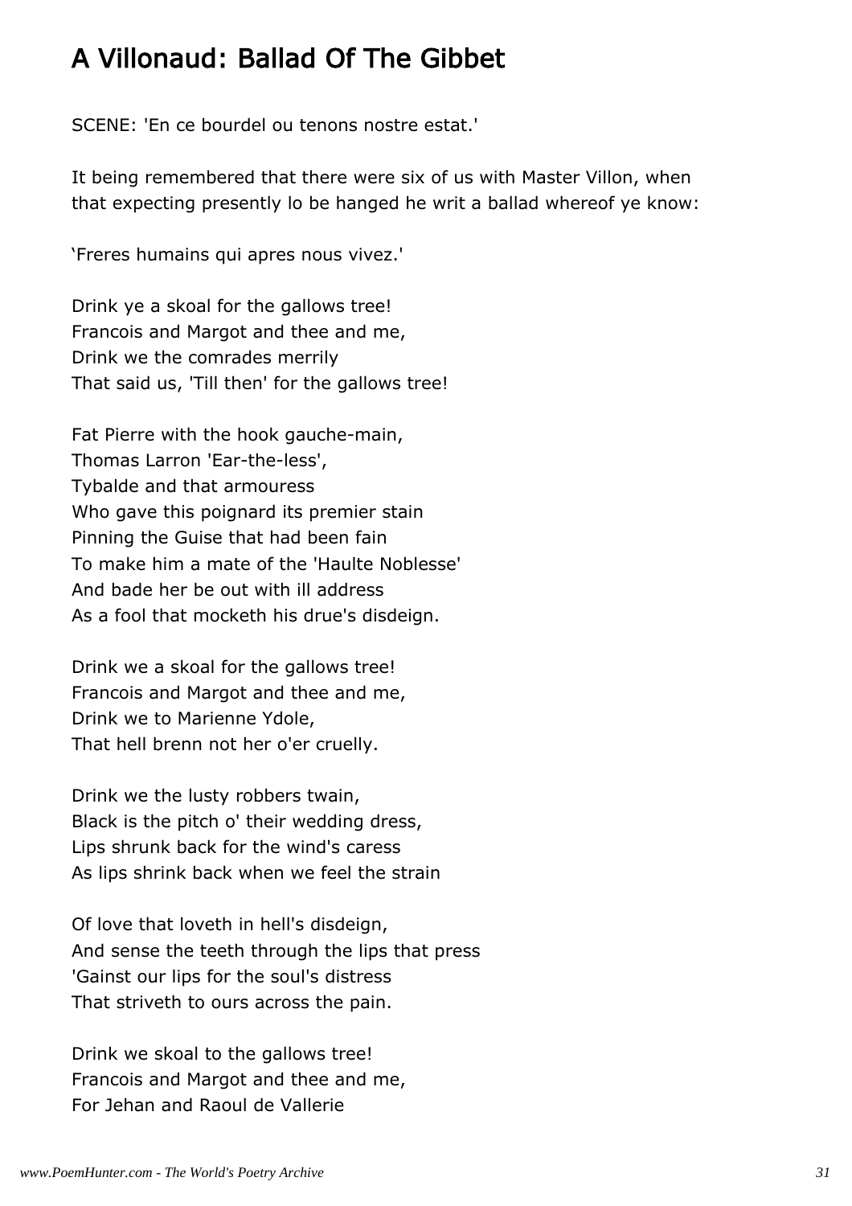# A Villonaud: Ballad Of The Gibbet

SCENE: 'En ce bourdel ou tenons nostre estat.'

It being remembered that there were six of us with Master Villon, when that expecting presently lo be hanged he writ a ballad whereof ye know:

'Freres humains qui apres nous vivez.'

Drink ye a skoal for the gallows tree!  
Francois and Margot and thee and me,  
Drink we the comrades merrily  
That said us, 'Till then' for the gallows tree!

Fat Pierre with the hook gauche-main,  
Thomas Larron 'Ear-the-less',  
Tybalde and that armouress  
Who gave this poignard its premier stain  
Pinning the Guise that had been fain  
To make him a mate of the 'Haulte Noblesse'  
And bade her be out with ill address  
As a fool that mocketh his drue's disdeign.

Drink we a skoal for the gallows tree!  
Francois and Margot and thee and me,  
Drink we to Marienne Ydole,  
That hell brenn not her o'er cruelly.

Drink we the lusty robbers twain,  
Black is the pitch o' their wedding dress,  
Lips shrunk back for the wind's caress  
As lips shrink back when we feel the strain

Of love that loveth in hell's disdeign,  
And sense the teeth through the lips that press  
'Gainst our lips for the soul's distress  
That striveth to ours across the pain.

Drink we skoal to the gallows tree!  
Francois and Margot and thee and me,  
For Jehan and Raoul de Vallerie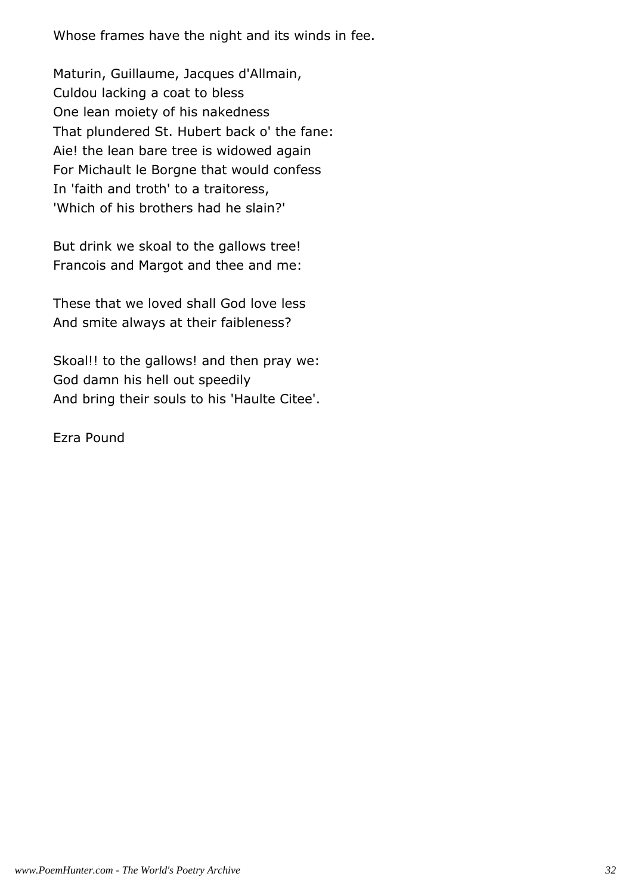Whose frames have the night and its winds in fee.

Maturin, Guillaume, Jacques d'Allmain,
Culdou lacking a coat to bless
One lean moiety of his nakedness
That plundered St. Hubert back o' the fane:
Aie! the lean bare tree is widowed again
For Michault le Borgne that would confess
In 'faith and troth' to a traitoress,
'Which of his brothers had he slain?'

But drink we skoal to the gallows tree!
Francois and Margot and thee and me:

These that we loved shall God love less
And smite always at their faibleness?

Skoal!! to the gallows! and then pray we:
God damn his hell out speedily
And bring their souls to his 'Haulte Citee'.

Ezra Pound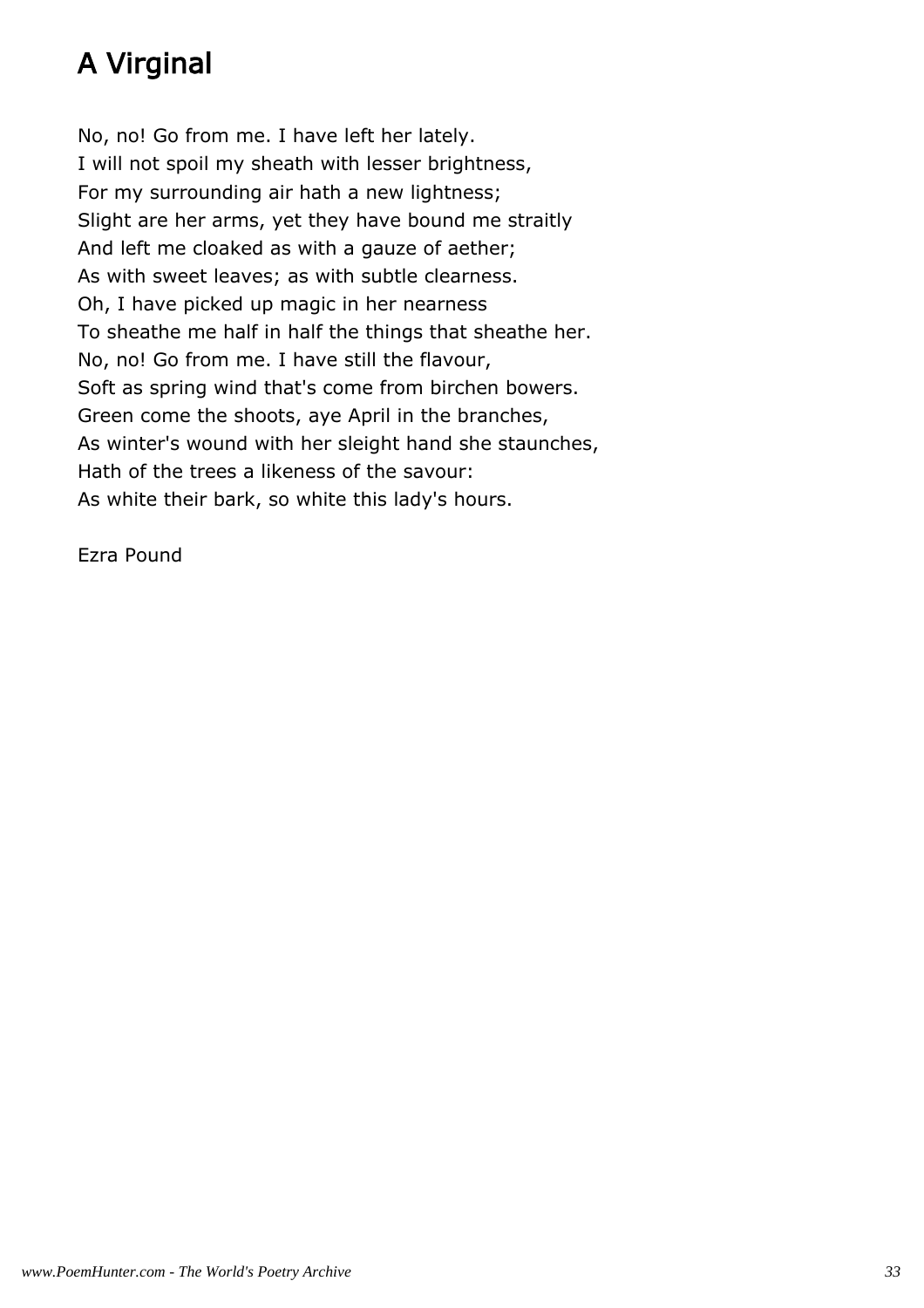# A Virginal

No, no! Go from me. I have left her lately.
I will not spoil my sheath with lesser brightness,
For my surrounding air hath a new lightness;
Slight are her arms, yet they have bound me straitly
And left me cloaked as with a gauze of aether;
As with sweet leaves; as with subtle clearness.
Oh, I have picked up magic in her nearness
To sheathe me half in half the things that sheathe her.
No, no! Go from me. I have still the flavour,
Soft as spring wind that's come from birchen bowers.
Green come the shoots, aye April in the branches,
As winter's wound with her sleight hand she staunches,
Hath of the trees a likeness of the savour:
As white their bark, so white this lady's hours.

Ezra Pound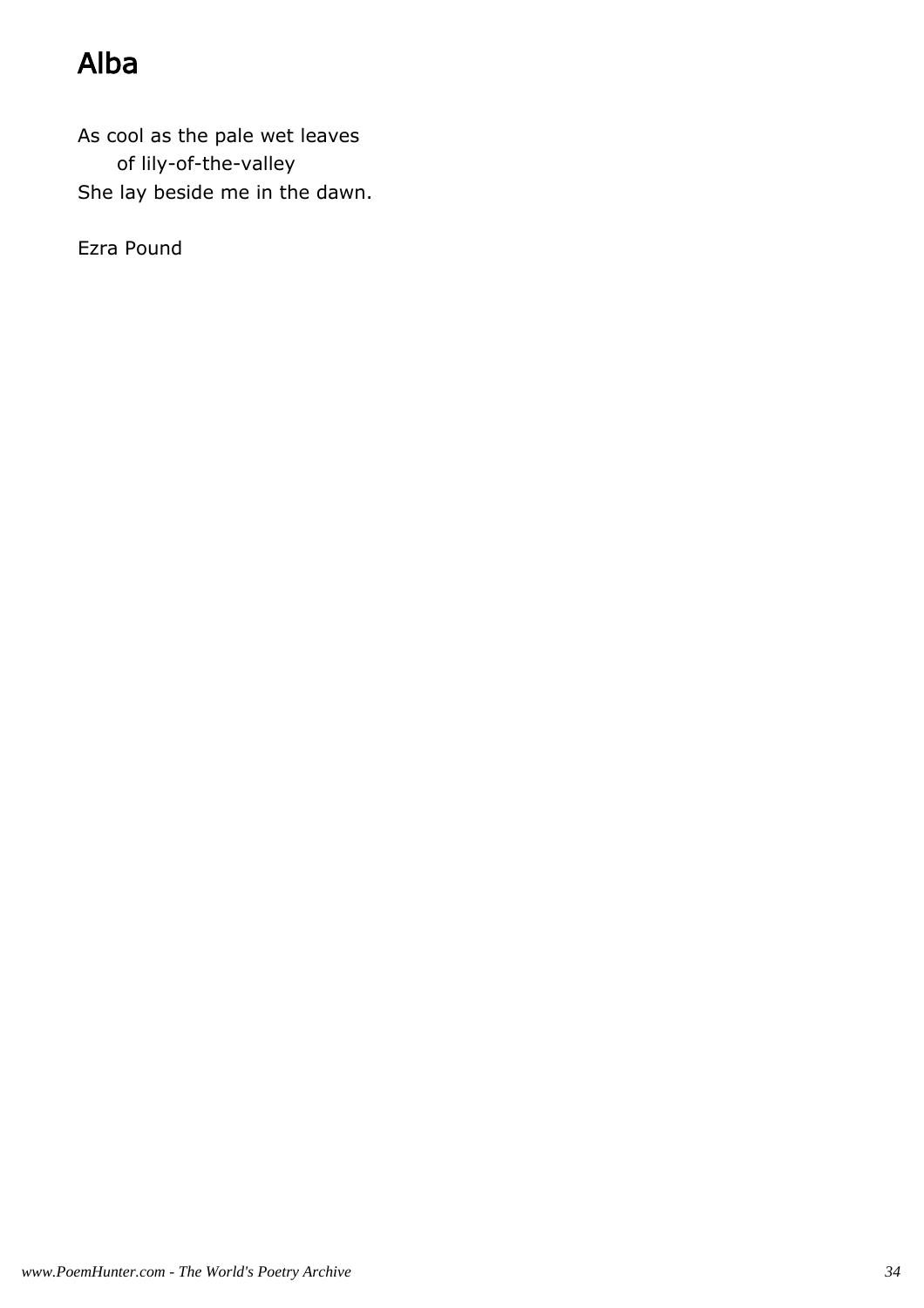# Alba

As cool as the pale wet leaves
&nbsp;&nbsp;&nbsp;&nbsp;&nbsp;&nbsp;of lily-of-the-valley
She lay beside me in the dawn.

Ezra Pound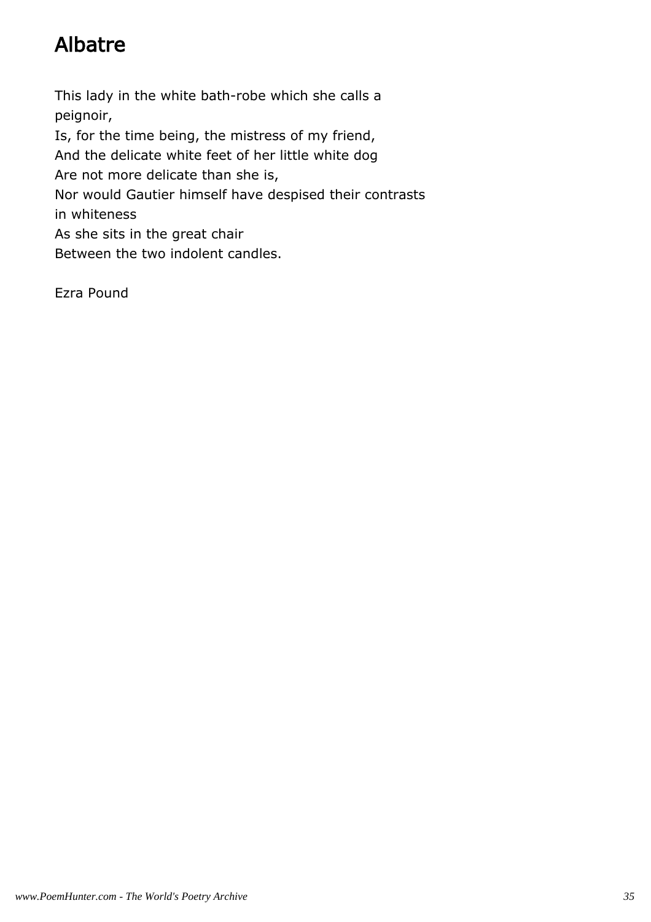# Albatre

This lady in the white bath-robe which she calls a peignoir,
Is, for the time being, the mistress of my friend,
And the delicate white feet of her little white dog
Are not more delicate than she is,
Nor would Gautier himself have despised their contrasts in whiteness
As she sits in the great chair
Between the two indolent candles.

Ezra Pound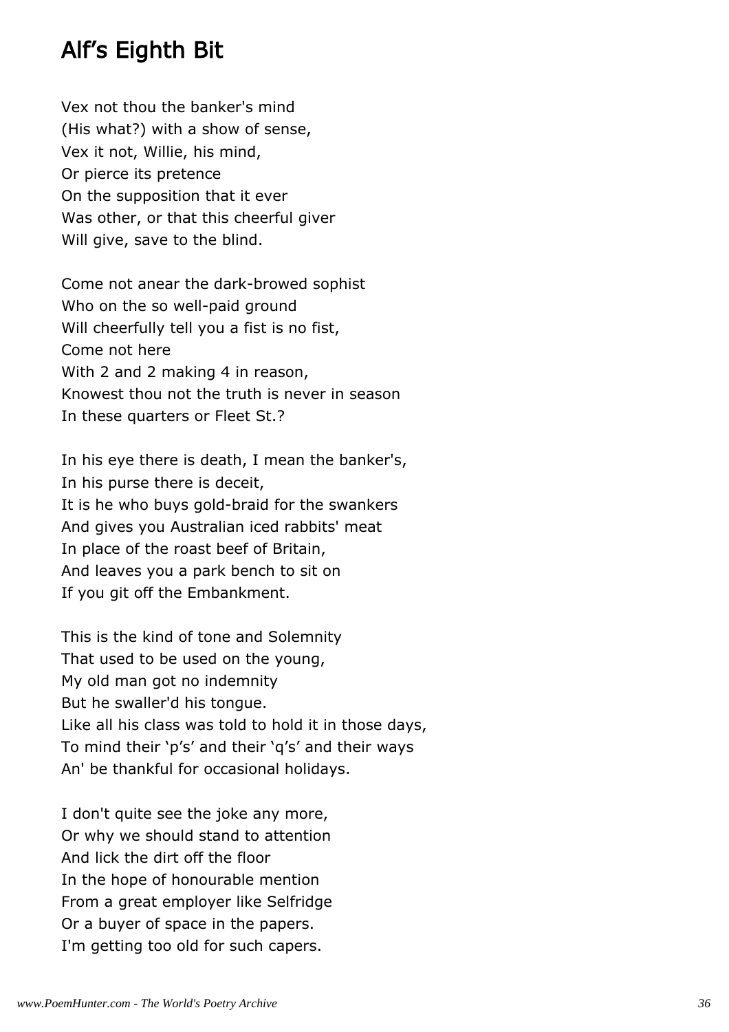# Alf's Eighth Bit

Vex not thou the banker's mind  
(His what?) with a show of sense,  
Vex it not, Willie, his mind,  
Or pierce its pretence  
On the supposition that it ever  
Was other, or that this cheerful giver  
Will give, save to the blind.

Come not anear the dark-browed sophist  
Who on the so well-paid ground  
Will cheerfully tell you a fist is no fist,  
Come not here  
With 2 and 2 making 4 in reason,  
Knowest thou not the truth is never in season  
In these quarters or Fleet St.?

In his eye there is death, I mean the banker's,  
In his purse there is deceit,  
It is he who buys gold-braid for the swankers  
And gives you Australian iced rabbits' meat  
In place of the roast beef of Britain,  
And leaves you a park bench to sit on  
If you git off the Embankment.

This is the kind of tone and Solemnity  
That used to be used on the young,  
My old man got no indemnity  
But he swaller'd his tongue.  
Like all his class was told to hold it in those days,  
To mind their 'p's' and their 'q's' and their ways  
An' be thankful for occasional holidays.

I don't quite see the joke any more,  
Or why we should stand to attention  
And lick the dirt off the floor  
In the hope of honourable mention  
From a great employer like Selfridge  
Or a buyer of space in the papers.  
I'm getting too old for such capers.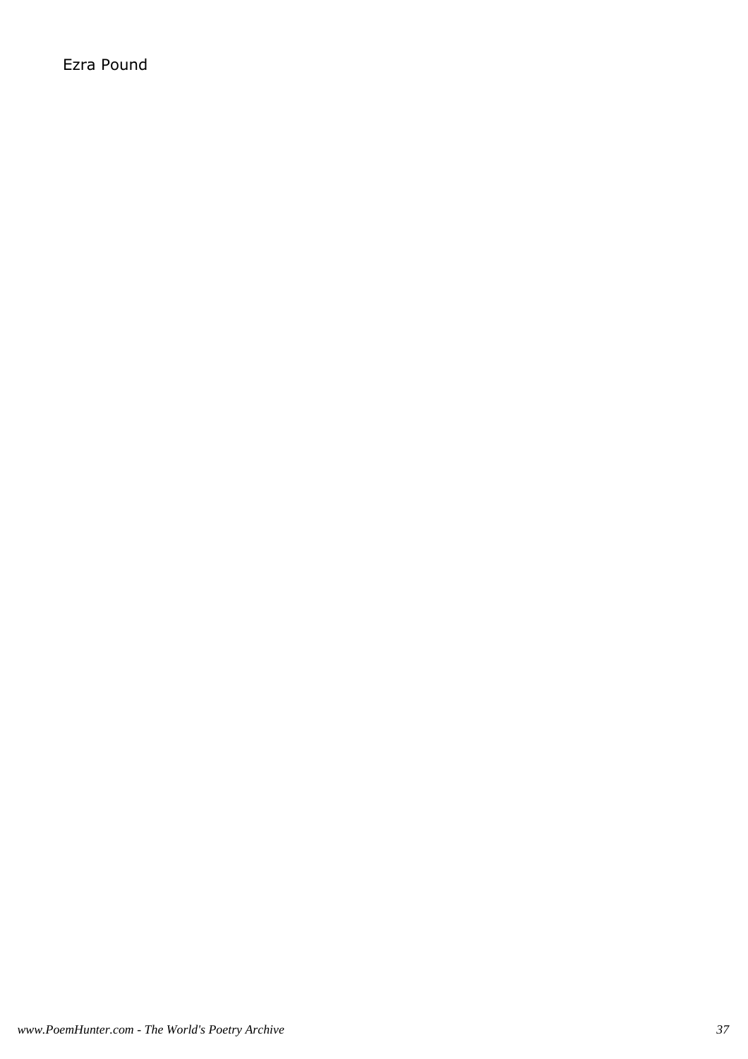Ezra Pound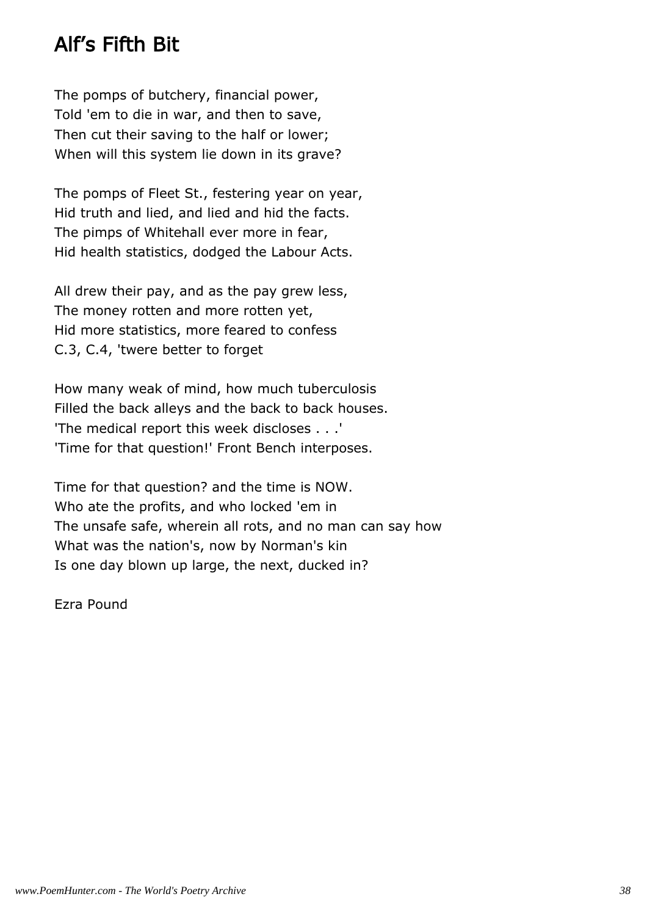# Alf's Fifth Bit

The pomps of butchery, financial power,  
Told 'em to die in war, and then to save,  
Then cut their saving to the half or lower;  
When will this system lie down in its grave?

The pomps of Fleet St., festering year on year,  
Hid truth and lied, and lied and hid the facts.  
The pimps of Whitehall ever more in fear,  
Hid health statistics, dodged the Labour Acts.

All drew their pay, and as the pay grew less,  
The money rotten and more rotten yet,  
Hid more statistics, more feared to confess  
C.3, C.4, 'twere better to forget

How many weak of mind, how much tuberculosis  
Filled the back alleys and the back to back houses.  
'The medical report this week discloses . . .'  
'Time for that question!' Front Bench interposes.

Time for that question? and the time is NOW.  
Who ate the profits, and who locked 'em in  
The unsafe safe, wherein all rots, and no man can say how  
What was the nation's, now by Norman's kin  
Is one day blown up large, the next, ducked in?

Ezra Pound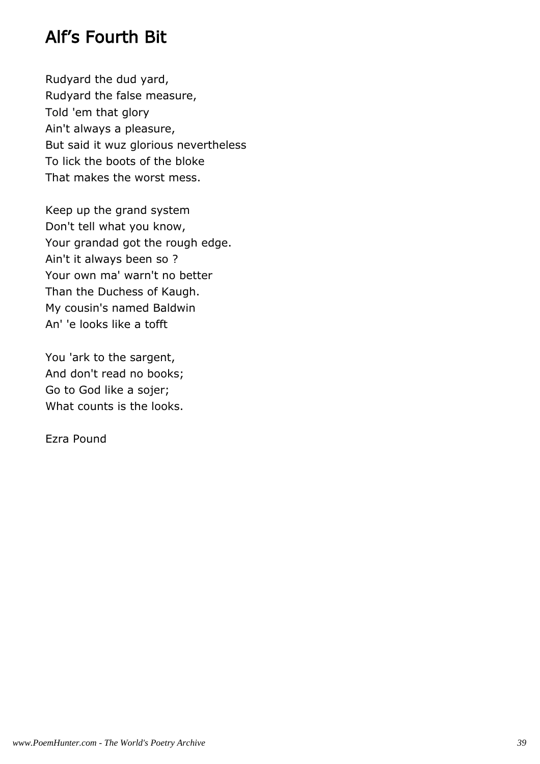# Alf's Fourth Bit

Rudyard the dud yard,
Rudyard the false measure,
Told 'em that glory
Ain't always a pleasure,
But said it wuz glorious nevertheless
To lick the boots of the bloke
That makes the worst mess.

Keep up the grand system
Don't tell what you know,
Your grandad got the rough edge.
Ain't it always been so ?
Your own ma' warn't no better
Than the Duchess of Kaugh.
My cousin's named Baldwin
An' 'e looks like a tofft

You 'ark to the sargent,
And don't read no books;
Go to God like a sojer;
What counts is the looks.

Ezra Pound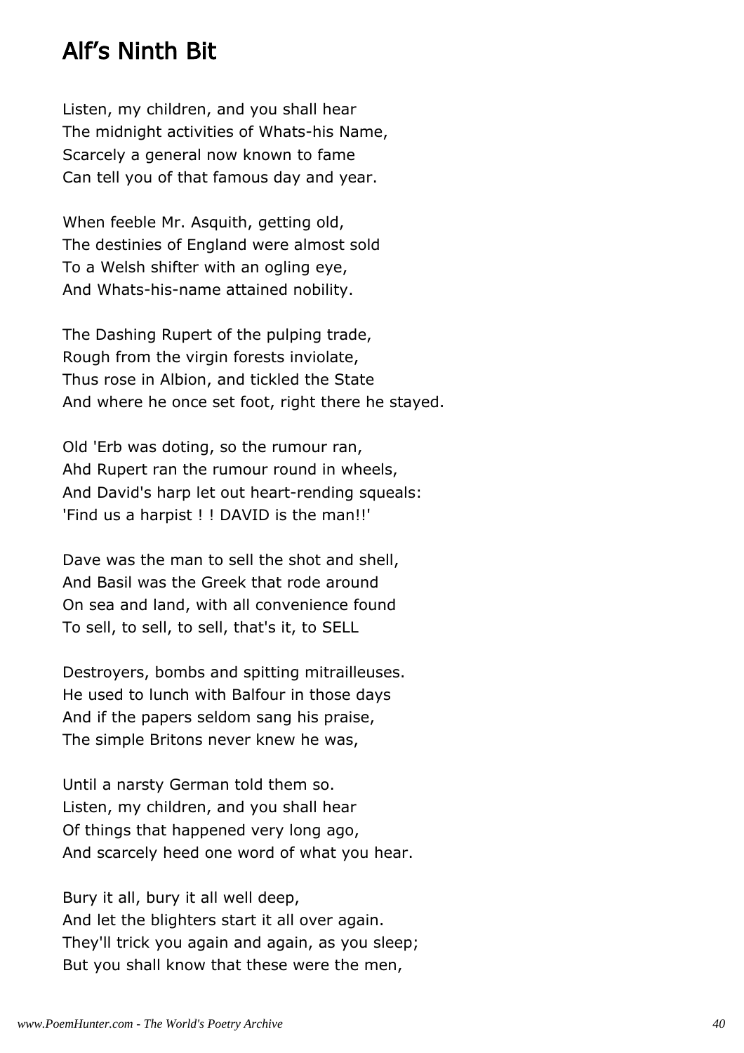## Alf’s Ninth Bit

Listen, my children, and you shall hear  
The midnight activities of Whats-his Name,  
Scarcely a general now known to fame  
Can tell you of that famous day and year.

When feeble Mr. Asquith, getting old,  
The destinies of England were almost sold  
To a Welsh shifter with an ogling eye,  
And Whats-his-name attained nobility.

The Dashing Rupert of the pulping trade,  
Rough from the virgin forests inviolate,  
Thus rose in Albion, and tickled the State  
And where he once set foot, right there he stayed.

Old 'Erb was doting, so the rumour ran,  
Ahd Rupert ran the rumour round in wheels,  
And David's harp let out heart-rending squeals:  
'Find us a harpist ! ! DAVID is the man!!'

Dave was the man to sell the shot and shell,  
And Basil was the Greek that rode around  
On sea and land, with all convenience found  
To sell, to sell, to sell, that's it, to SELL

Destroyers, bombs and spitting mitrailleuses.  
He used to lunch with Balfour in those days  
And if the papers seldom sang his praise,  
The simple Britons never knew he was,

Until a narsty German told them so.  
Listen, my children, and you shall hear  
Of things that happened very long ago,  
And scarcely heed one word of what you hear.

Bury it all, bury it all well deep,  
And let the blighters start it all over again.  
They'll trick you again and again, as you sleep;  
But you shall know that these were the men,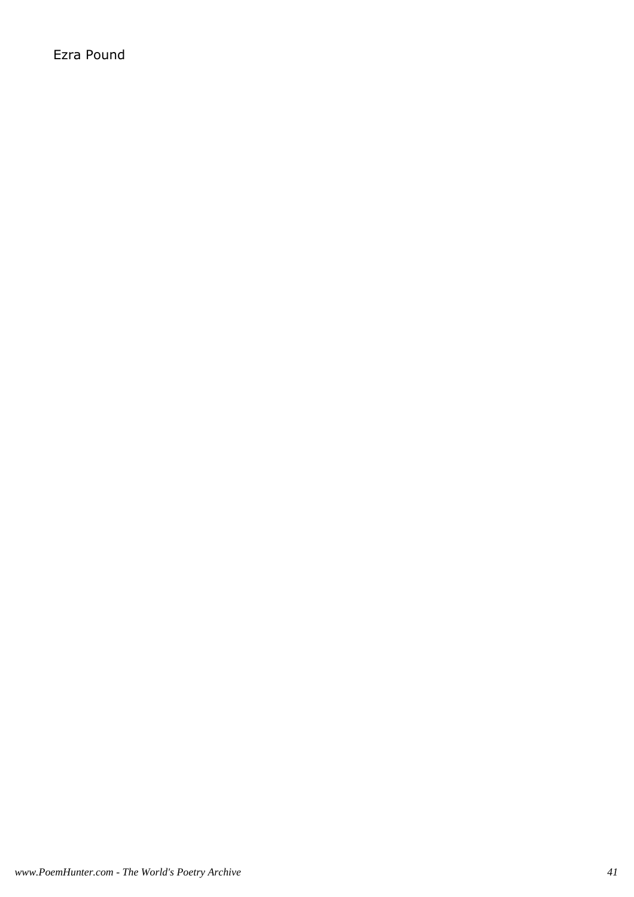Ezra Pound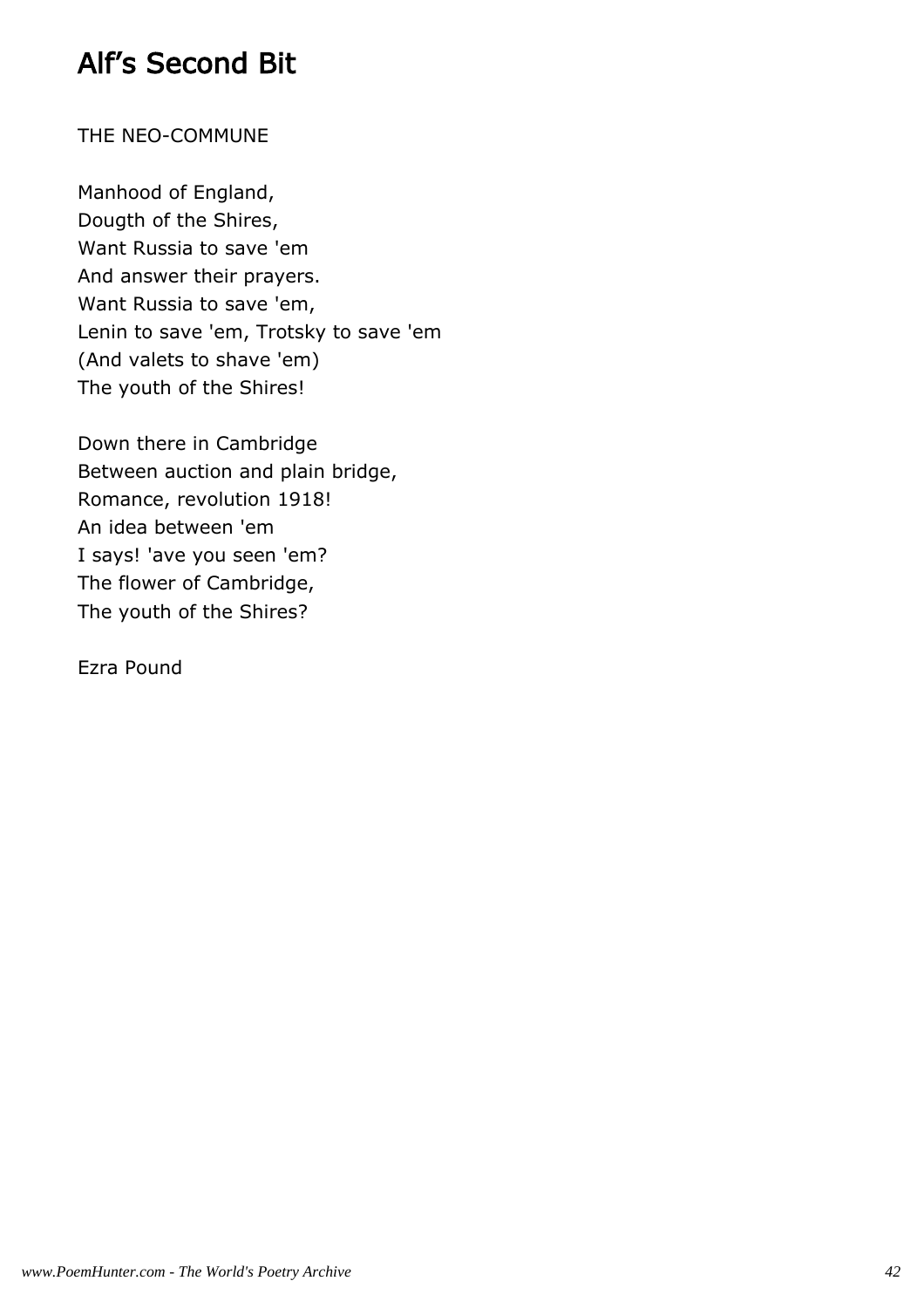# Alf's Second Bit

THE NEO-COMMUNE

Manhood of England,  
Dougth of the Shires,  
Want Russia to save 'em  
And answer their prayers.  
Want Russia to save 'em,  
Lenin to save 'em, Trotsky to save 'em  
(And valets to shave 'em)  
The youth of the Shires!

Down there in Cambridge  
Between auction and plain bridge,  
Romance, revolution 1918!  
An idea between 'em  
I says! 'ave you seen 'em?  
The flower of Cambridge,  
The youth of the Shires?

Ezra Pound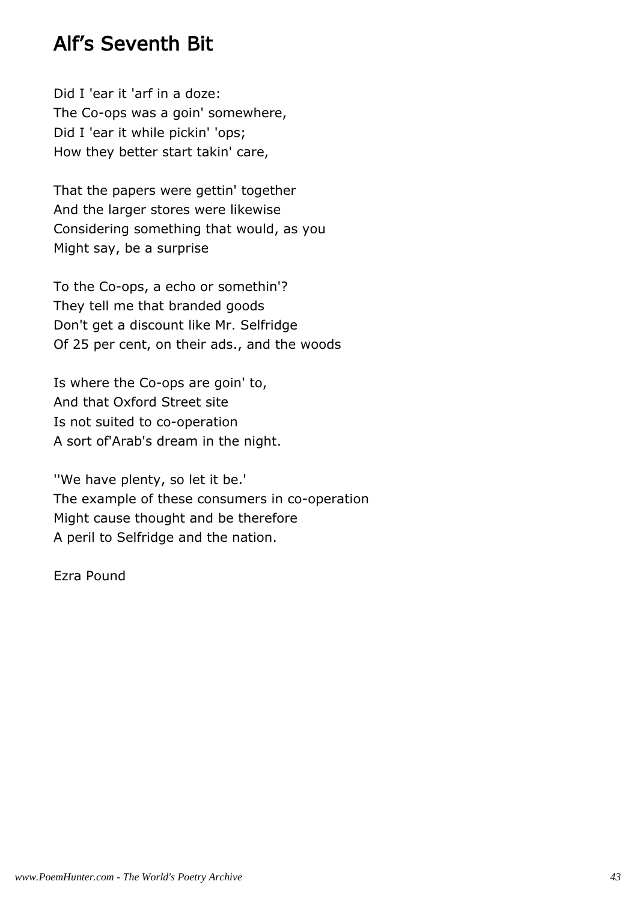## Alf's Seventh Bit

Did I 'ear it 'arf in a doze:  
The Co-ops was a goin' somewhere,  
Did I 'ear it while pickin' 'ops;  
How they better start takin' care,

That the papers were gettin' together  
And the larger stores were likewise  
Considering something that would, as you  
Might say, be a surprise

To the Co-ops, a echo or somethin'?  
They tell me that branded goods  
Don't get a discount like Mr. Selfridge  
Of 25 per cent, on their ads., and the woods

Is where the Co-ops are goin' to,  
And that Oxford Street site  
Is not suited to co-operation  
A sort of'Arab's dream in the night.

''We have plenty, so let it be.'  
The example of these consumers in co-operation  
Might cause thought and be therefore  
A peril to Selfridge and the nation.

Ezra Pound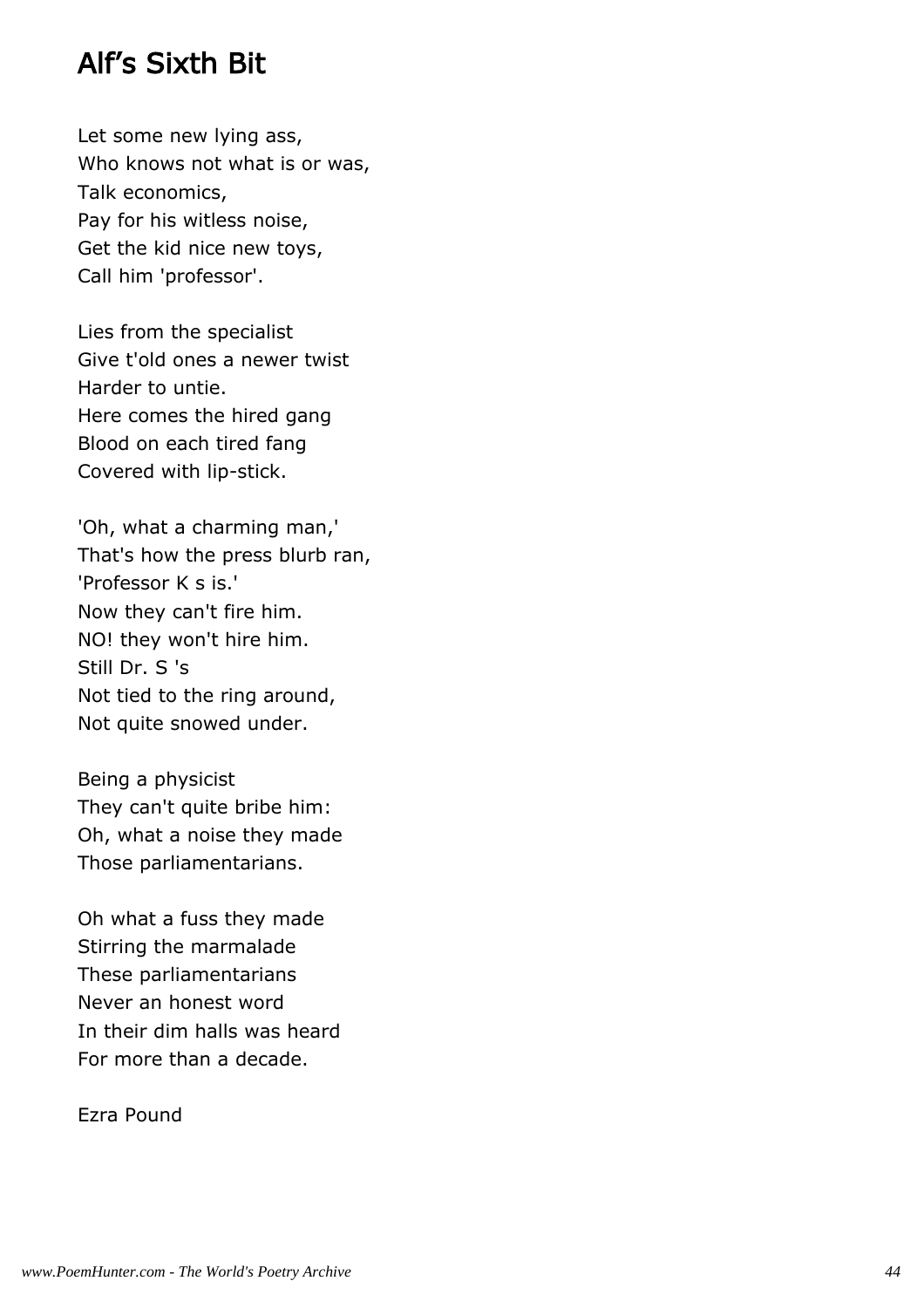## Alf's Sixth Bit

Let some new lying ass,
Who knows not what is or was,
Talk economics,
Pay for his witless noise,
Get the kid nice new toys,
Call him 'professor'.

Lies from the specialist
Give t'old ones a newer twist
Harder to untie.
Here comes the hired gang
Blood on each tired fang
Covered with lip-stick.

'Oh, what a charming man,'
That's how the press blurb ran,
'Professor K s is.'
Now they can't fire him.
NO! they won't hire him.
Still Dr. S 's
Not tied to the ring around,
Not quite snowed under.

Being a physicist
They can't quite bribe him:
Oh, what a noise they made
Those parliamentarians.

Oh what a fuss they made
Stirring the marmalade
These parliamentarians
Never an honest word
In their dim halls was heard
For more than a decade.

Ezra Pound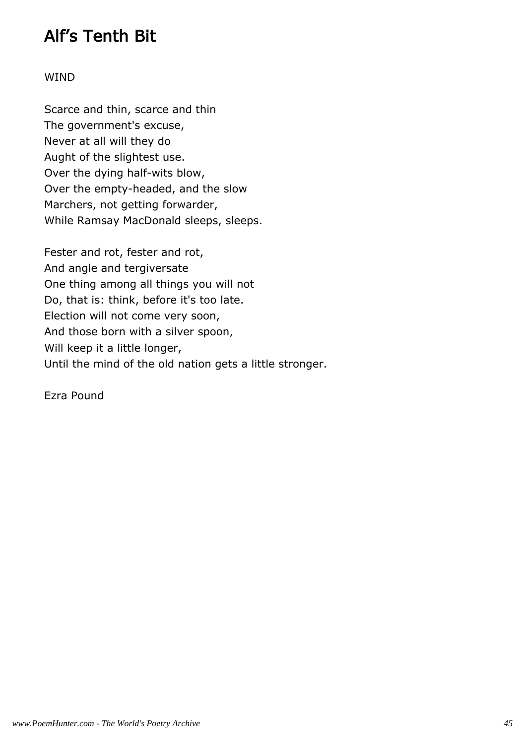# Alf's Tenth Bit

WIND

Scarce and thin, scarce and thin
The government's excuse,
Never at all will they do
Aught of the slightest use.
Over the dying half-wits blow,
Over the empty-headed, and the slow
Marchers, not getting forwarder,
While Ramsay MacDonald sleeps, sleeps.

Fester and rot, fester and rot,
And angle and tergiversate
One thing among all things you will not
Do, that is: think, before it's too late.
Election will not come very soon,
And those born with a silver spoon,
Will keep it a little longer,
Until the mind of the old nation gets a little stronger.

Ezra Pound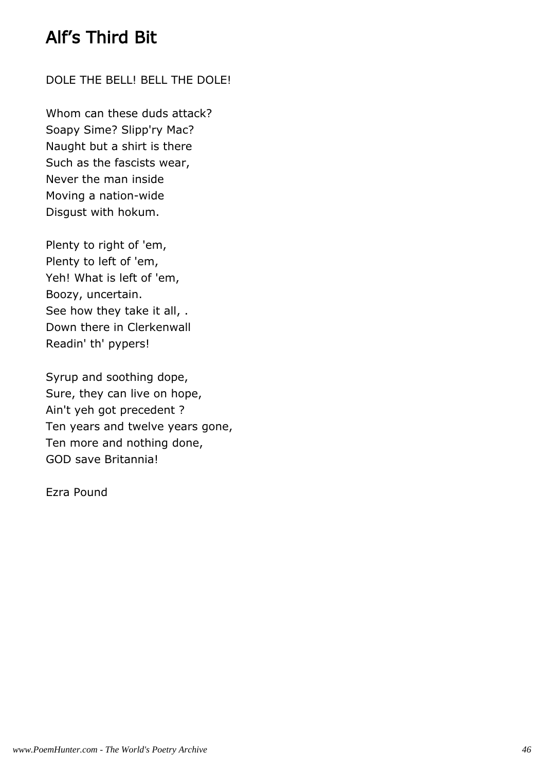# Alf's Third Bit

DOLE THE BELL! BELL THE DOLE!

Whom can these duds attack?  
Soapy Sime? Slipp'ry Mac?  
Naught but a shirt is there  
Such as the fascists wear,  
Never the man inside  
Moving a nation-wide  
Disgust with hokum.

Plenty to right of 'em,  
Plenty to left of 'em,  
Yeh! What is left of 'em,  
Boozy, uncertain.  
See how they take it all, .  
Down there in Clerkenwall  
Readin' th' pypers!

Syrup and soothing dope,  
Sure, they can live on hope,  
Ain't yeh got precedent ?  
Ten years and twelve years gone,  
Ten more and nothing done,  
GOD save Britannia!

Ezra Pound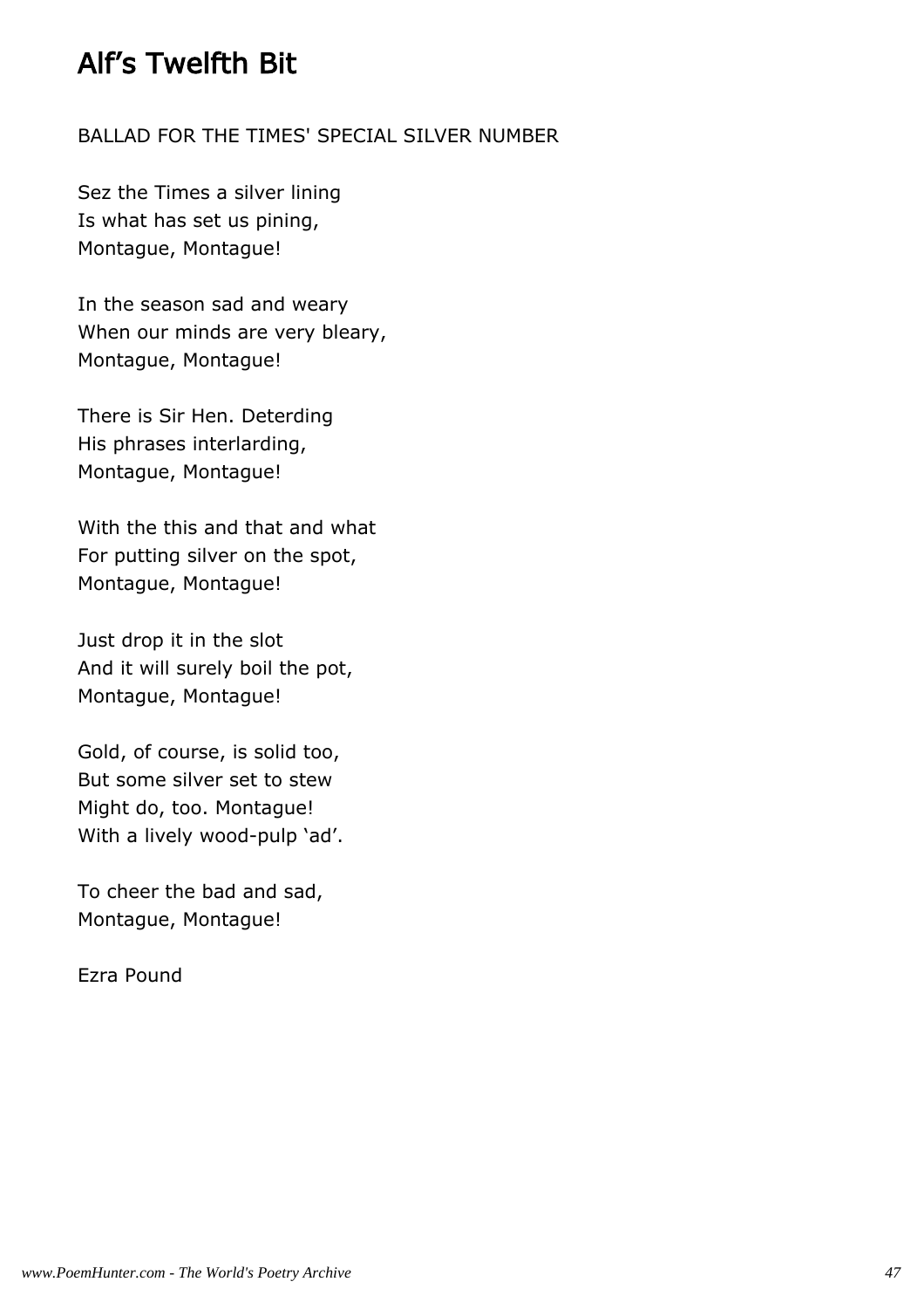# Alf's Twelfth Bit

BALLAD FOR THE TIMES' SPECIAL SILVER NUMBER

Sez the Times a silver lining  
Is what has set us pining,  
Montague, Montague!

In the season sad and weary  
When our minds are very bleary,  
Montague, Montague!

There is Sir Hen. Deterding  
His phrases interlarding,  
Montague, Montague!

With the this and that and what  
For putting silver on the spot,  
Montague, Montague!

Just drop it in the slot  
And it will surely boil the pot,  
Montague, Montague!

Gold, of course, is solid too,  
But some silver set to stew  
Might do, too. Montague!  
With a lively wood-pulp 'ad'.

To cheer the bad and sad,  
Montague, Montague!

Ezra Pound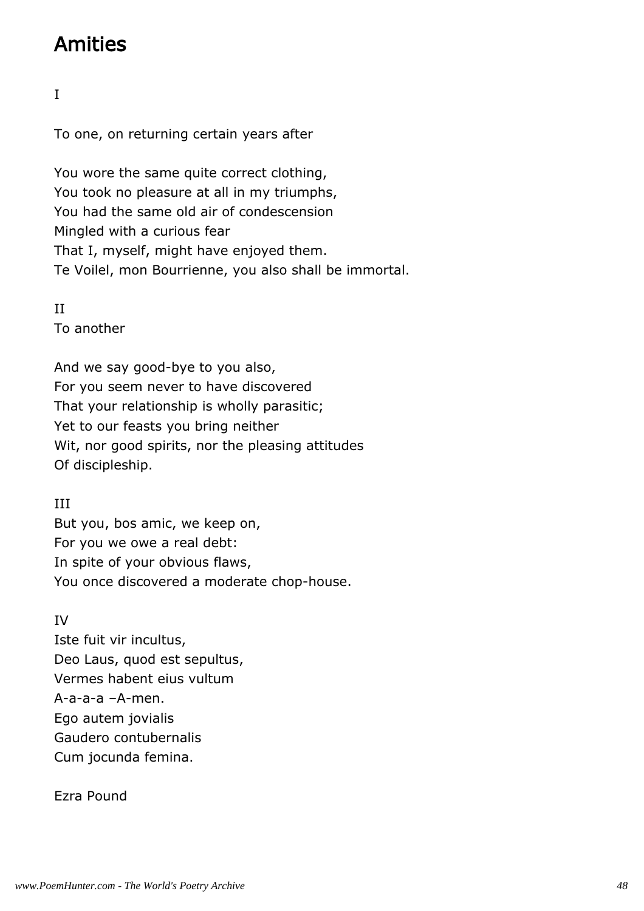# Amities

I

To one, on returning certain years after

You wore the same quite correct clothing,  
You took no pleasure at all in my triumphs,  
You had the same old air of condescension  
Mingled with a curious fear  
That I, myself, might have enjoyed them.  
Te Voilel, mon Bourrienne, you also shall be immortal.

II  
To another

And we say good-bye to you also,  
For you seem never to have discovered  
That your relationship is wholly parasitic;  
Yet to our feasts you bring neither  
Wit, nor good spirits, nor the pleasing attitudes  
Of discipleship.

III  
But you, bos amic, we keep on,  
For you we owe a real debt:  
In spite of your obvious flaws,  
You once discovered a moderate chop-house.

IV  
Iste fuit vir incultus,  
Deo Laus, quod est sepultus,  
Vermes habent eius vultum  
A-a-a-a –A-men.  
Ego autem jovialis  
Gaudero contubernalis  
Cum jocunda femina.

Ezra Pound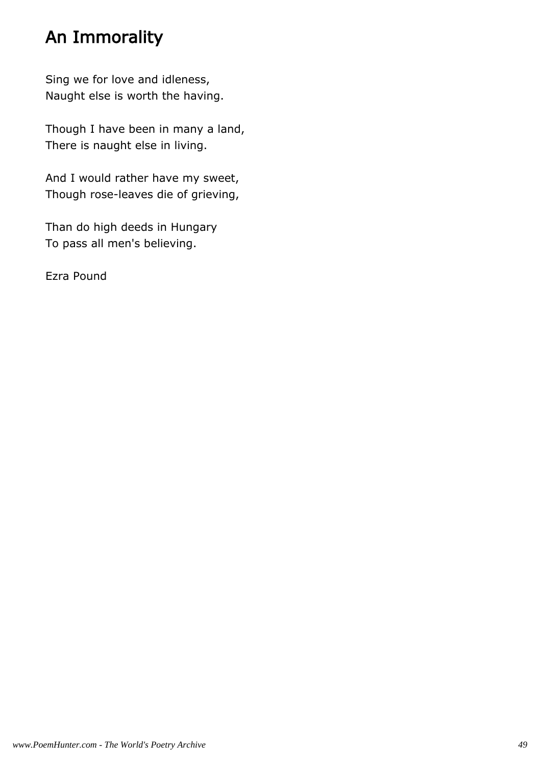# An Immorality

Sing we for love and idleness,  
Naught else is worth the having.

Though I have been in many a land,  
There is naught else in living.

And I would rather have my sweet,  
Though rose-leaves die of grieving,

Than do high deeds in Hungary  
To pass all men's believing.

Ezra Pound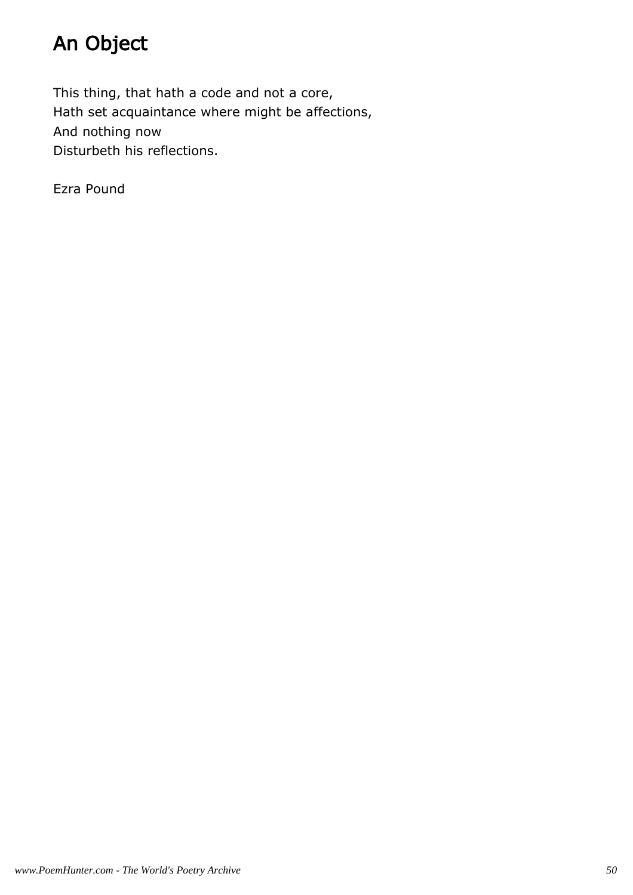# An Object

This thing, that hath a code and not a core,
Hath set acquaintance where might be affections,
And nothing now
Disturbeth his reflections.

Ezra Pound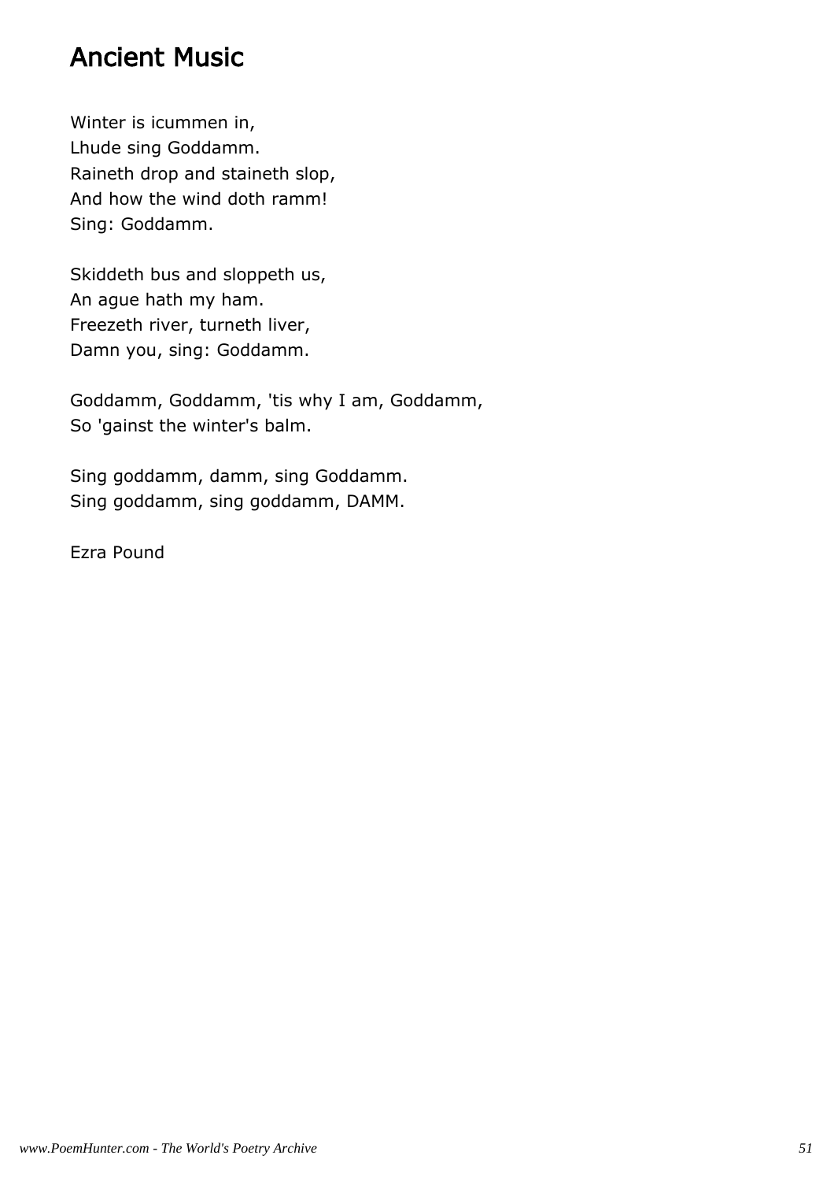## Ancient Music

Winter is icummen in,
Lhude sing Goddamm.
Raineth drop and staineth slop,
And how the wind doth ramm!
Sing: Goddamm.

Skiddeth bus and sloppeth us,
An ague hath my ham.
Freezeth river, turneth liver,
Damn you, sing: Goddamm.

Goddamm, Goddamm, 'tis why I am, Goddamm,
So 'gainst the winter's balm.

Sing goddamm, damm, sing Goddamm.
Sing goddamm, sing goddamm, DAMM.

Ezra Pound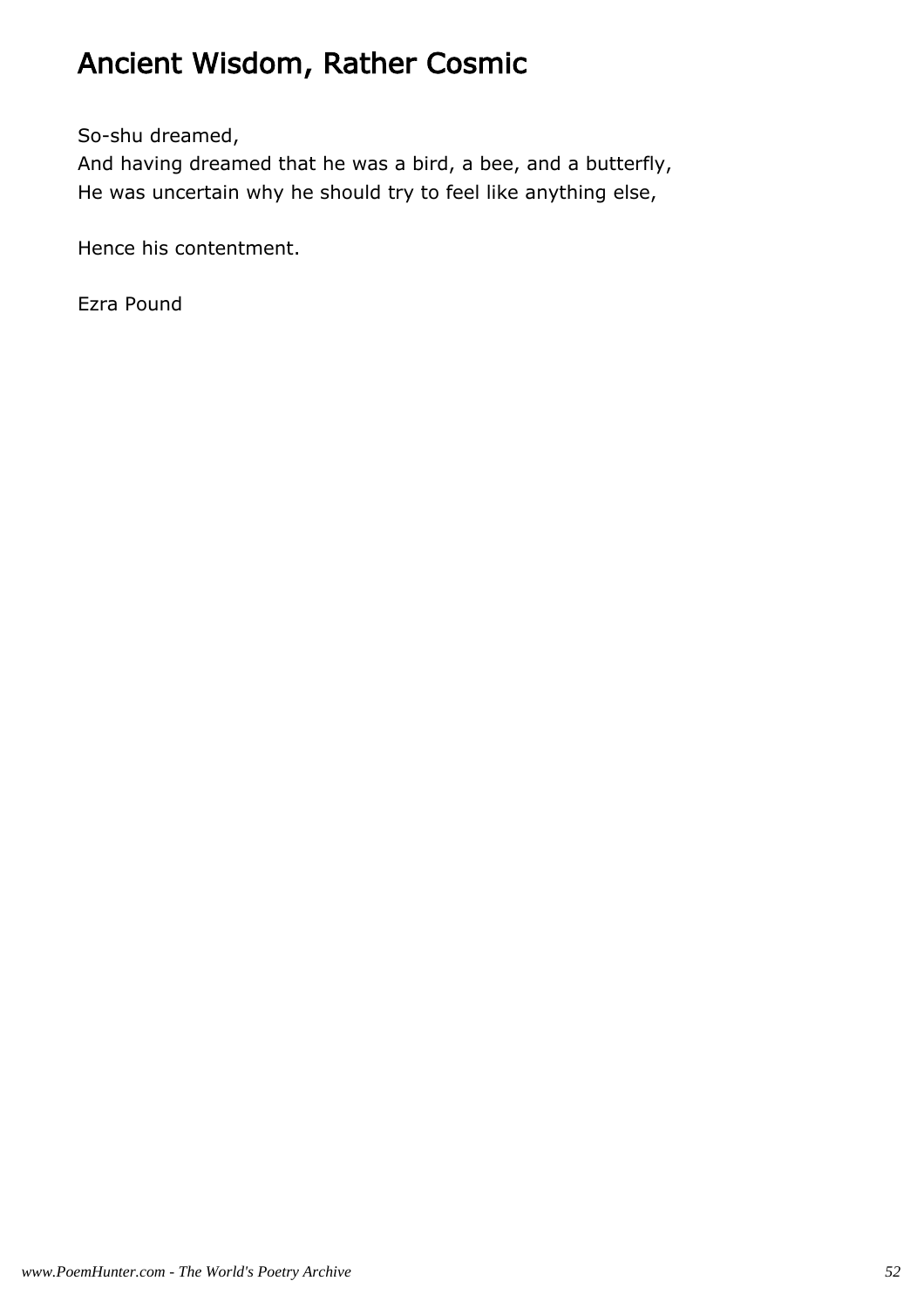# Ancient Wisdom, Rather Cosmic

So-shu dreamed,
And having dreamed that he was a bird, a bee, and a butterfly,
He was uncertain why he should try to feel like anything else,

Hence his contentment.

Ezra Pound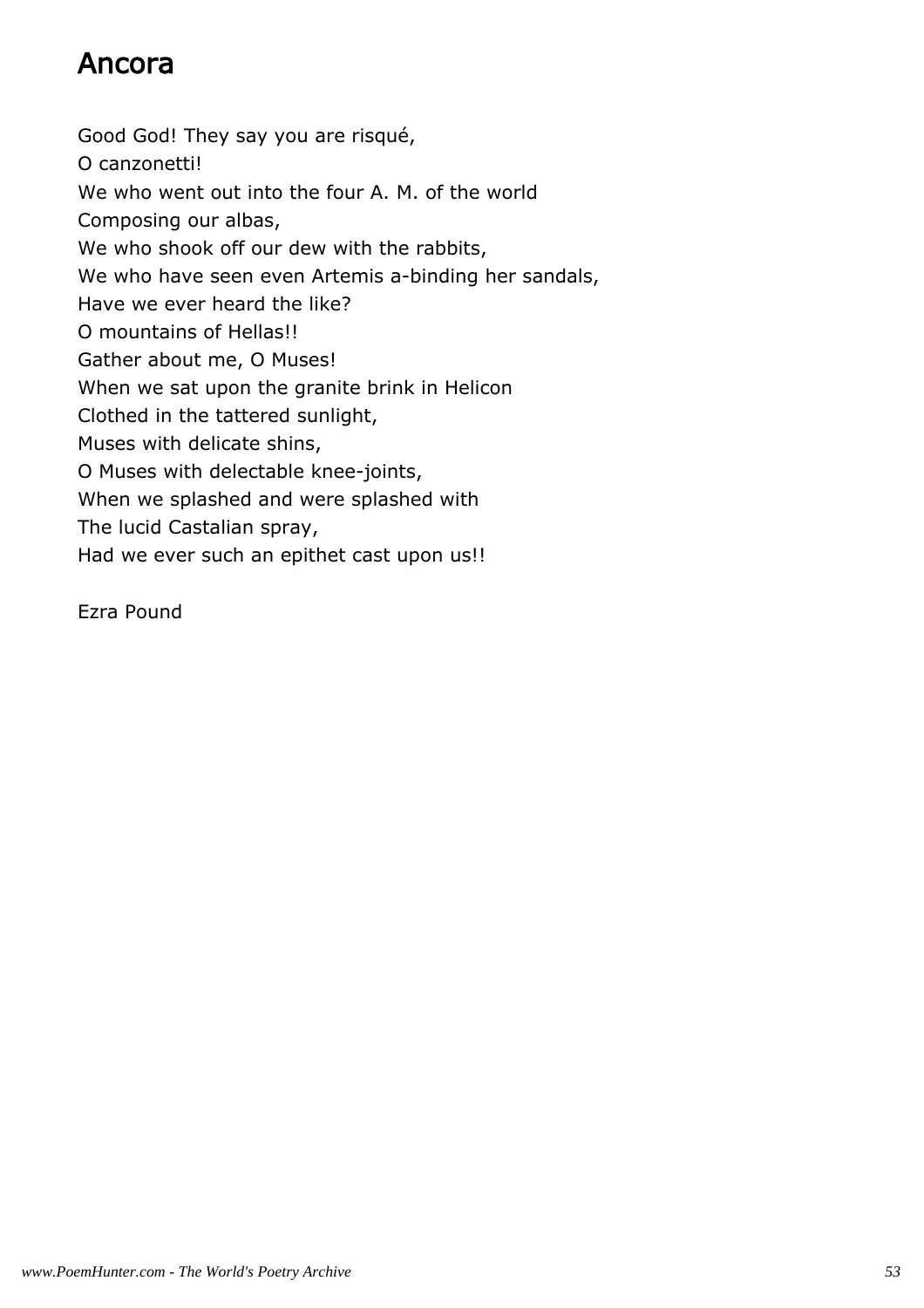# Ancora

Good God! They say you are risqué,  
O canzonetti!  
We who went out into the four A. M. of the world  
Composing our albas,  
We who shook off our dew with the rabbits,  
We who have seen even Artemis a-binding her sandals,  
Have we ever heard the like?  
O mountains of Hellas!!  
Gather about me, O Muses!  
When we sat upon the granite brink in Helicon  
Clothed in the tattered sunlight,  
Muses with delicate shins,  
O Muses with delectable knee-joints,  
When we splashed and were splashed with  
The lucid Castalian spray,  
Had we ever such an epithet cast upon us!!

Ezra Pound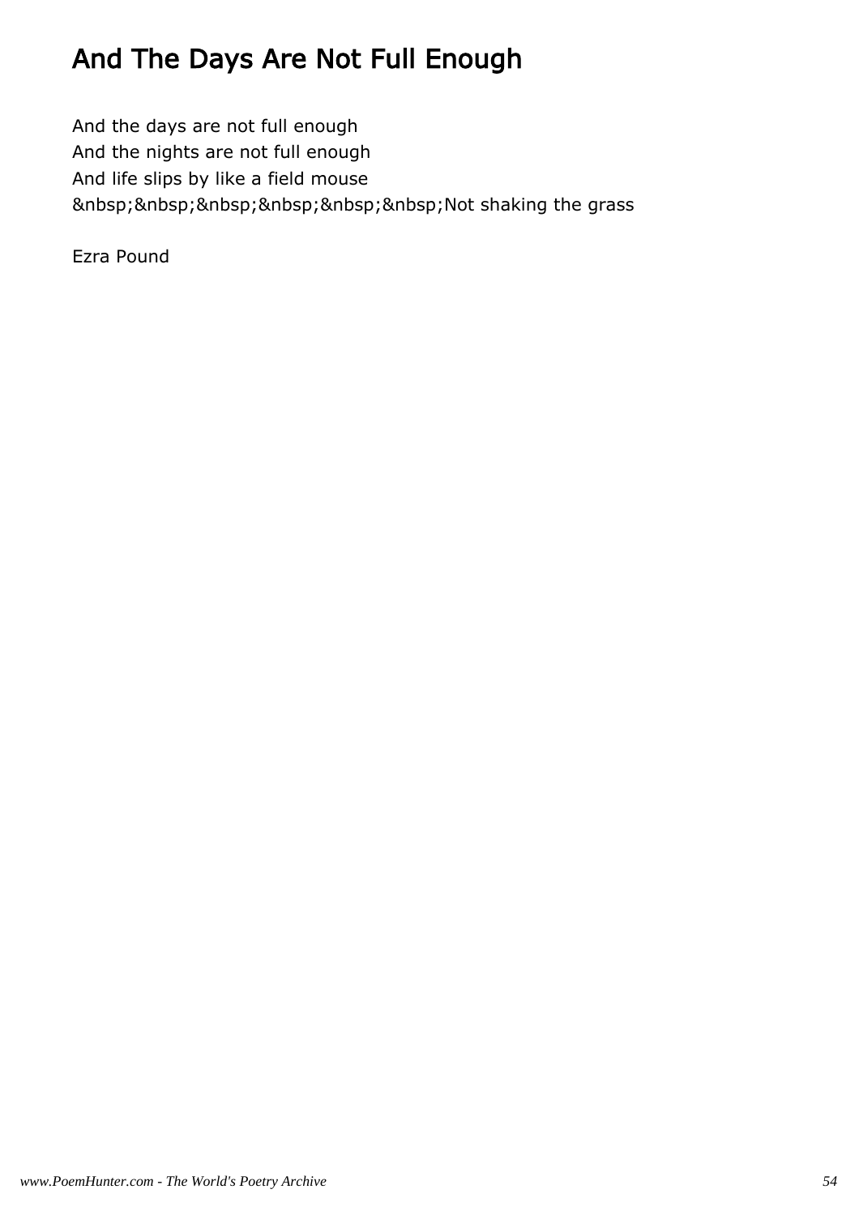# And The Days Are Not Full Enough

And the days are not full enough
And the nights are not full enough
And life slips by like a field mouse
&nbsp;&nbsp;&nbsp;&nbsp;&nbsp;&nbsp;Not shaking the grass

Ezra Pound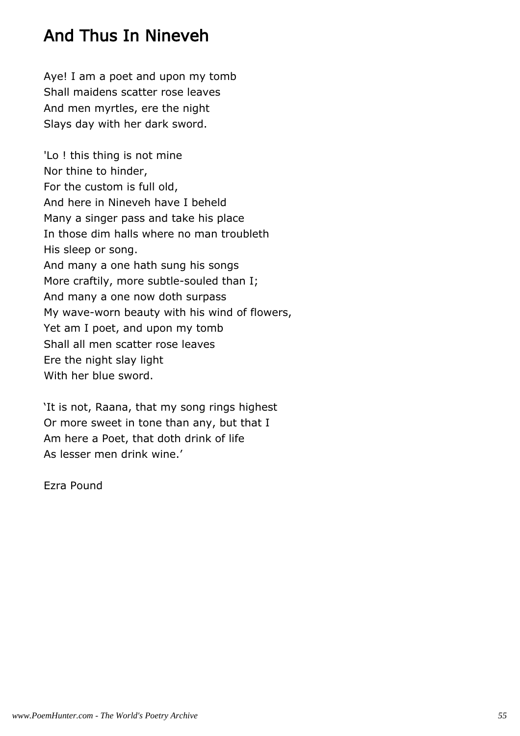# And Thus In Nineveh

Aye! I am a poet and upon my tomb
Shall maidens scatter rose leaves
And men myrtles, ere the night
Slays day with her dark sword.

'Lo ! this thing is not mine
Nor thine to hinder,
For the custom is full old,
And here in Nineveh have I beheld
Many a singer pass and take his place
In those dim halls where no man troubleth
His sleep or song.
And many a one hath sung his songs
More craftily, more subtle-souled than I;
And many a one now doth surpass
My wave-worn beauty with his wind of flowers,
Yet am I poet, and upon my tomb
Shall all men scatter rose leaves
Ere the night slay light
With her blue sword.

'It is not, Raana, that my song rings highest
Or more sweet in tone than any, but that I
Am here a Poet, that doth drink of life
As lesser men drink wine.'

Ezra Pound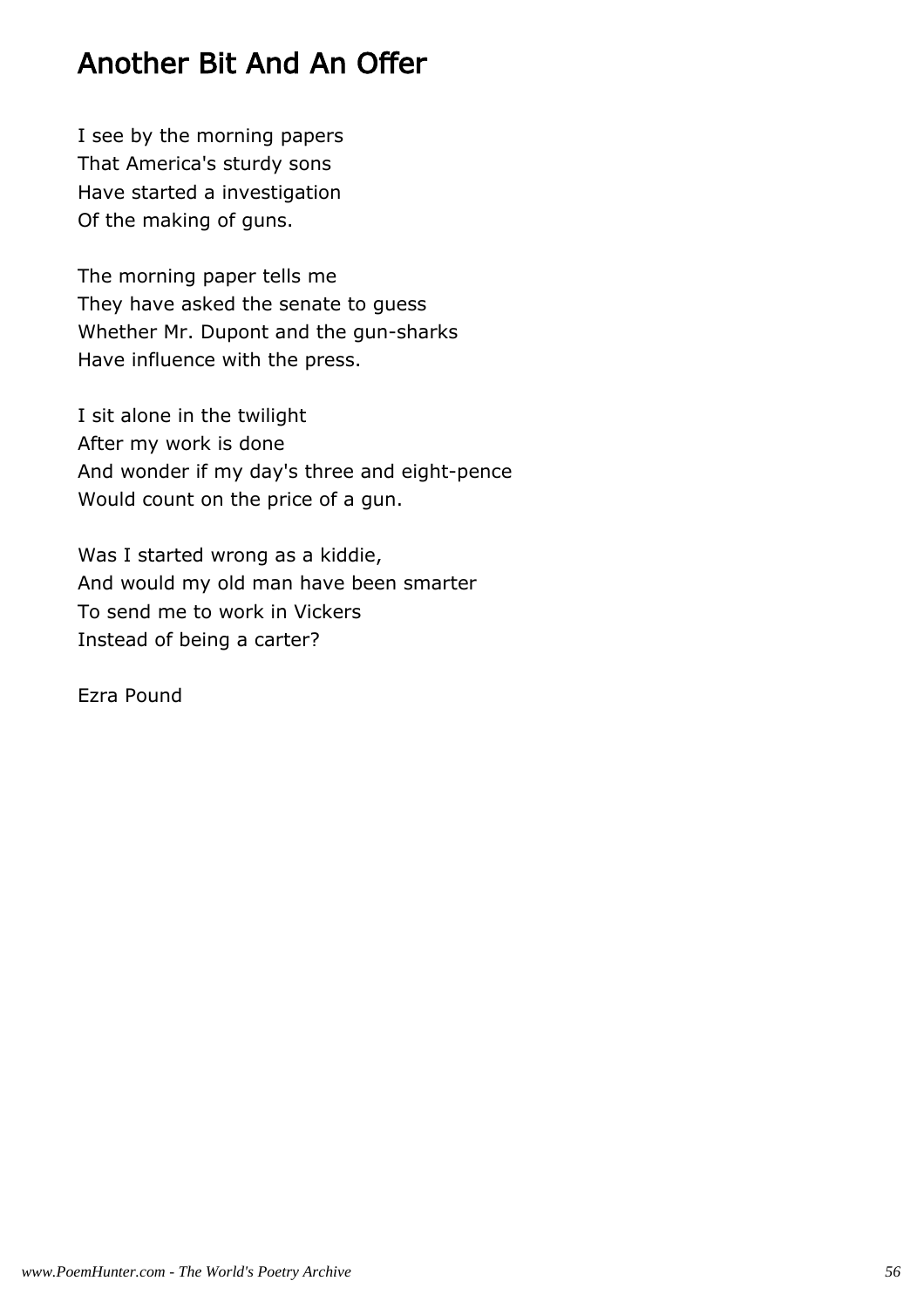# Another Bit And An Offer

I see by the morning papers
That America's sturdy sons
Have started a investigation
Of the making of guns.

The morning paper tells me
They have asked the senate to guess
Whether Mr. Dupont and the gun-sharks
Have influence with the press.

I sit alone in the twilight
After my work is done
And wonder if my day's three and eight-pence
Would count on the price of a gun.

Was I started wrong as a kiddie,
And would my old man have been smarter
To send me to work in Vickers
Instead of being a carter?

Ezra Pound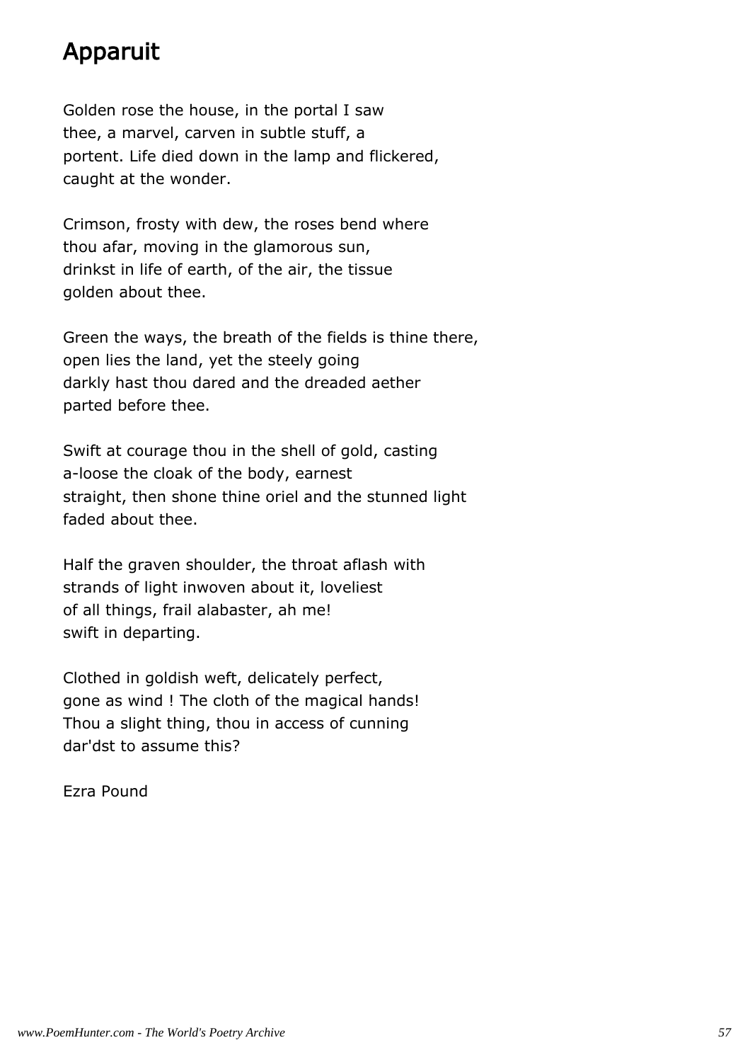# Apparuit

Golden rose the house, in the portal I saw
thee, a marvel, carven in subtle stuff, a
portent. Life died down in the lamp and flickered,
caught at the wonder.

Crimson, frosty with dew, the roses bend where
thou afar, moving in the glamorous sun,
drinkst in life of earth, of the air, the tissue
golden about thee.

Green the ways, the breath of the fields is thine there,
open lies the land, yet the steely going
darkly hast thou dared and the dreaded aether
parted before thee.

Swift at courage thou in the shell of gold, casting
a-loose the cloak of the body, earnest
straight, then shone thine oriel and the stunned light
faded about thee.

Half the graven shoulder, the throat aflash with
strands of light inwoven about it, loveliest
of all things, frail alabaster, ah me!
swift in departing.

Clothed in goldish weft, delicately perfect,
gone as wind ! The cloth of the magical hands!
Thou a slight thing, thou in access of cunning
dar'dst to assume this?

Ezra Pound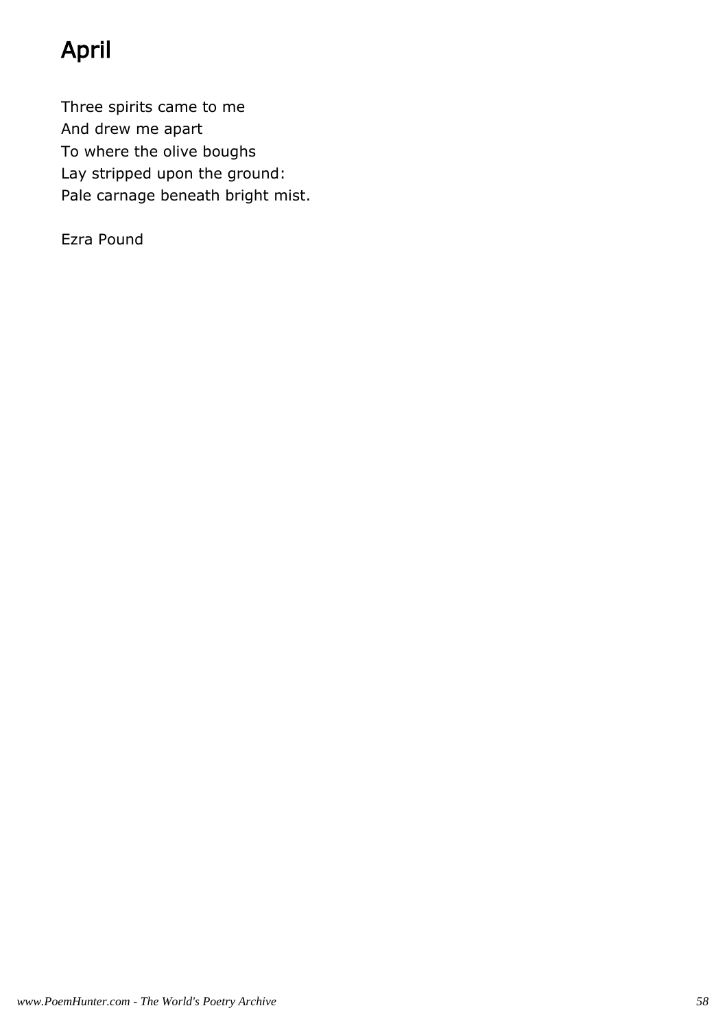# April

Three spirits came to me  
And drew me apart  
To where the olive boughs  
Lay stripped upon the ground:  
Pale carnage beneath bright mist.

Ezra Pound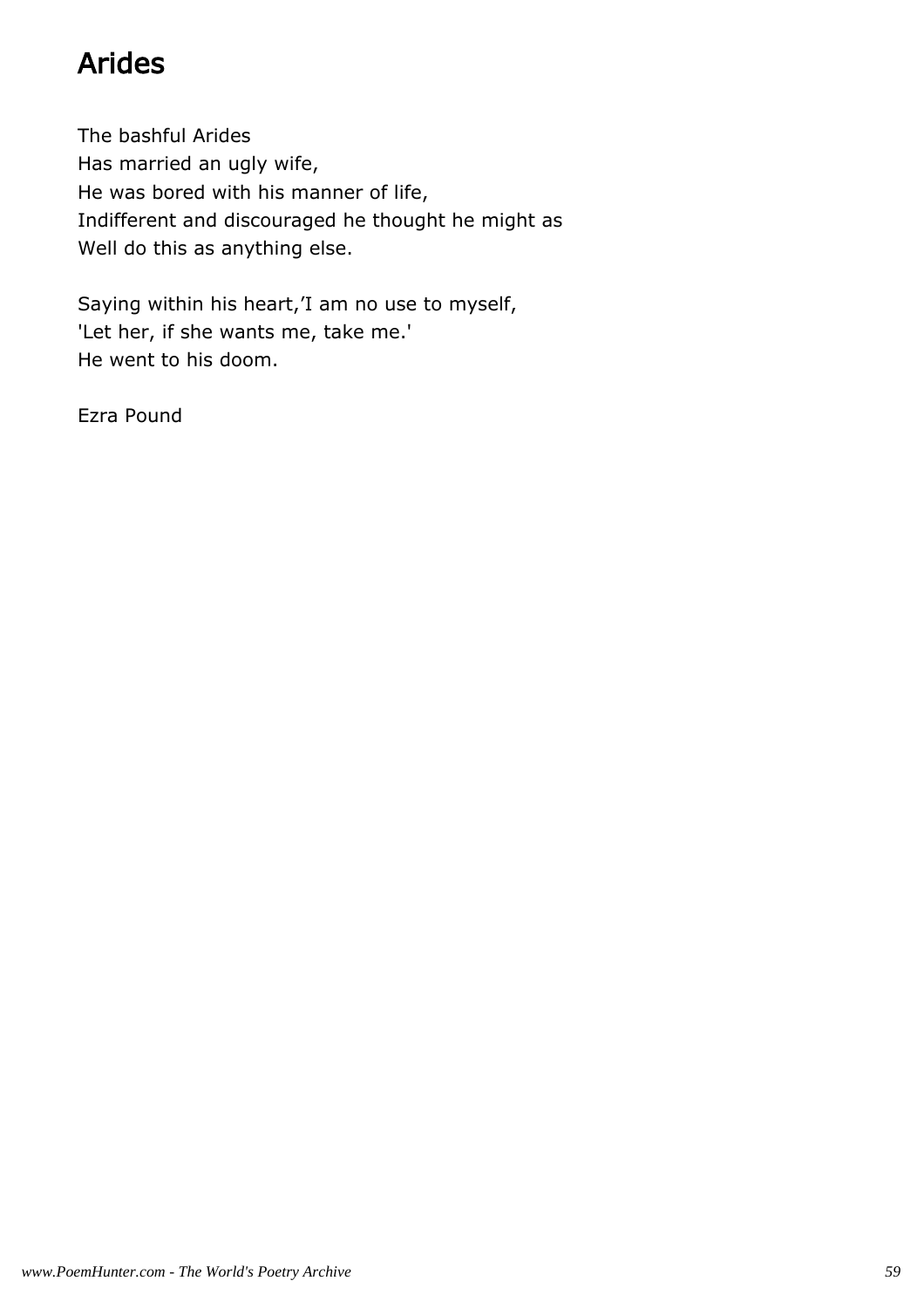# Arides

The bashful Arides
Has married an ugly wife,
He was bored with his manner of life,
Indifferent and discouraged he thought he might as
Well do this as anything else.

Saying within his heart,'I am no use to myself,
'Let her, if she wants me, take me.'
He went to his doom.

Ezra Pound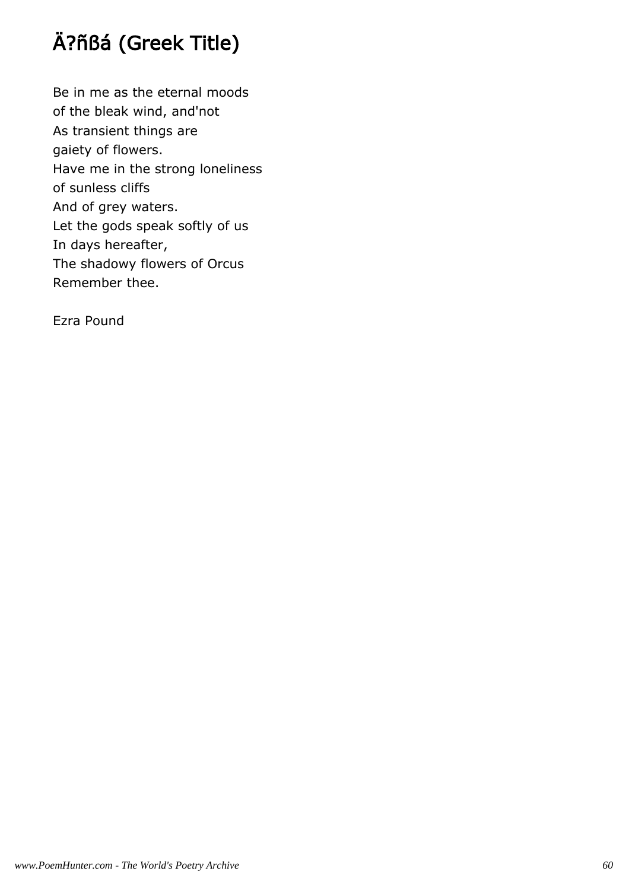## Ä?ñßá (Greek Title)

Be in me as the eternal moods  
of the bleak wind, and'not  
As transient things are  
gaiety of flowers.  
Have me in the strong loneliness  
of sunless cliffs  
And of grey waters.  
Let the gods speak softly of us  
In days hereafter,  
The shadowy flowers of Orcus  
Remember thee.

Ezra Pound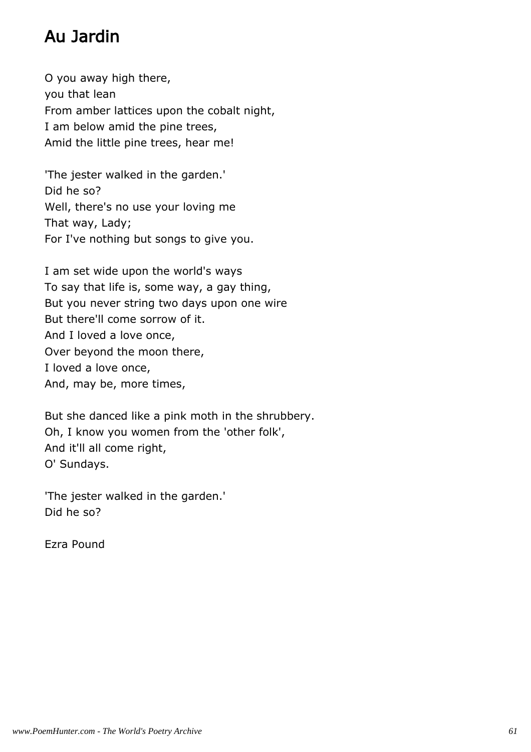# Au Jardin

O you away high there,  
you that lean  
From amber lattices upon the cobalt night,  
I am below amid the pine trees,  
Amid the little pine trees, hear me!

'The jester walked in the garden.'  
Did he so?  
Well, there's no use your loving me  
That way, Lady;  
For I've nothing but songs to give you.

I am set wide upon the world's ways  
To say that life is, some way, a gay thing,  
But you never string two days upon one wire  
But there'll come sorrow of it.  
And I loved a love once,  
Over beyond the moon there,  
I loved a love once,  
And, may be, more times,

But she danced like a pink moth in the shrubbery.  
Oh, I know you women from the 'other folk',  
And it'll all come right,  
O' Sundays.

'The jester walked in the garden.'  
Did he so?

Ezra Pound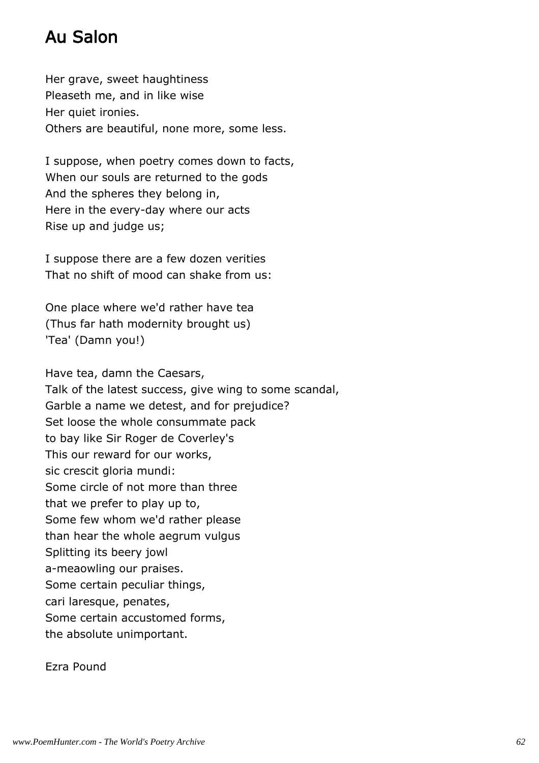# Au Salon

Her grave, sweet haughtiness  
Pleaseth me, and in like wise  
Her quiet ironies.  
Others are beautiful, none more, some less.

I suppose, when poetry comes down to facts,  
When our souls are returned to the gods  
And the spheres they belong in,  
Here in the every-day where our acts  
Rise up and judge us;

I suppose there are a few dozen verities  
That no shift of mood can shake from us:

One place where we'd rather have tea  
(Thus far hath modernity brought us)  
'Tea' (Damn you!)

Have tea, damn the Caesars,  
Talk of the latest success, give wing to some scandal,  
Garble a name we detest, and for prejudice?  
Set loose the whole consummate pack  
to bay like Sir Roger de Coverley's  
This our reward for our works,  
sic crescit gloria mundi:  
Some circle of not more than three  
that we prefer to play up to,  
Some few whom we'd rather please  
than hear the whole aegrum vulgus  
Splitting its beery jowl  
a-meaowling our praises.  
Some certain peculiar things,  
cari laresque, penates,  
Some certain accustomed forms,  
the absolute unimportant.

Ezra Pound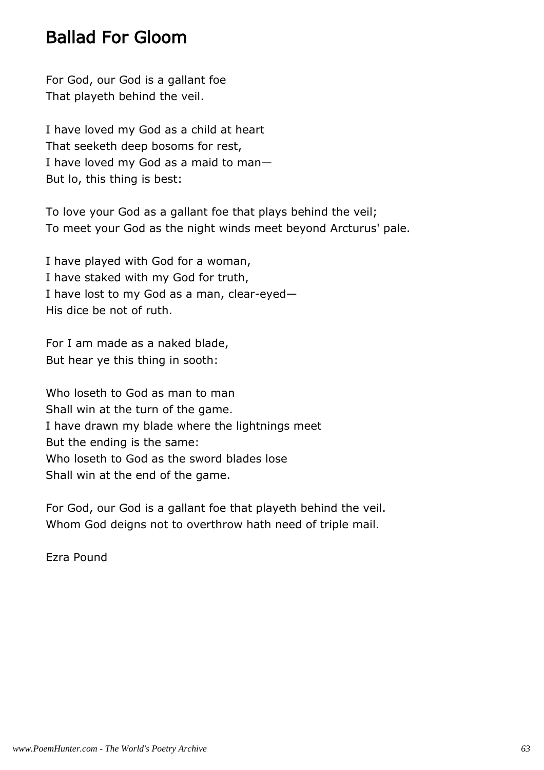## Ballad For Gloom

For God, our God is a gallant foe
That playeth behind the veil.

I have loved my God as a child at heart
That seeketh deep bosoms for rest,
I have loved my God as a maid to man—
But lo, this thing is best:

To love your God as a gallant foe that plays behind the veil;
To meet your God as the night winds meet beyond Arcturus' pale.

I have played with God for a woman,
I have staked with my God for truth,
I have lost to my God as a man, clear-eyed—
His dice be not of ruth.

For I am made as a naked blade,
But hear ye this thing in sooth:

Who loseth to God as man to man
Shall win at the turn of the game.
I have drawn my blade where the lightnings meet
But the ending is the same:
Who loseth to God as the sword blades lose
Shall win at the end of the game.

For God, our God is a gallant foe that playeth behind the veil.
Whom God deigns not to overthrow hath need of triple mail.

Ezra Pound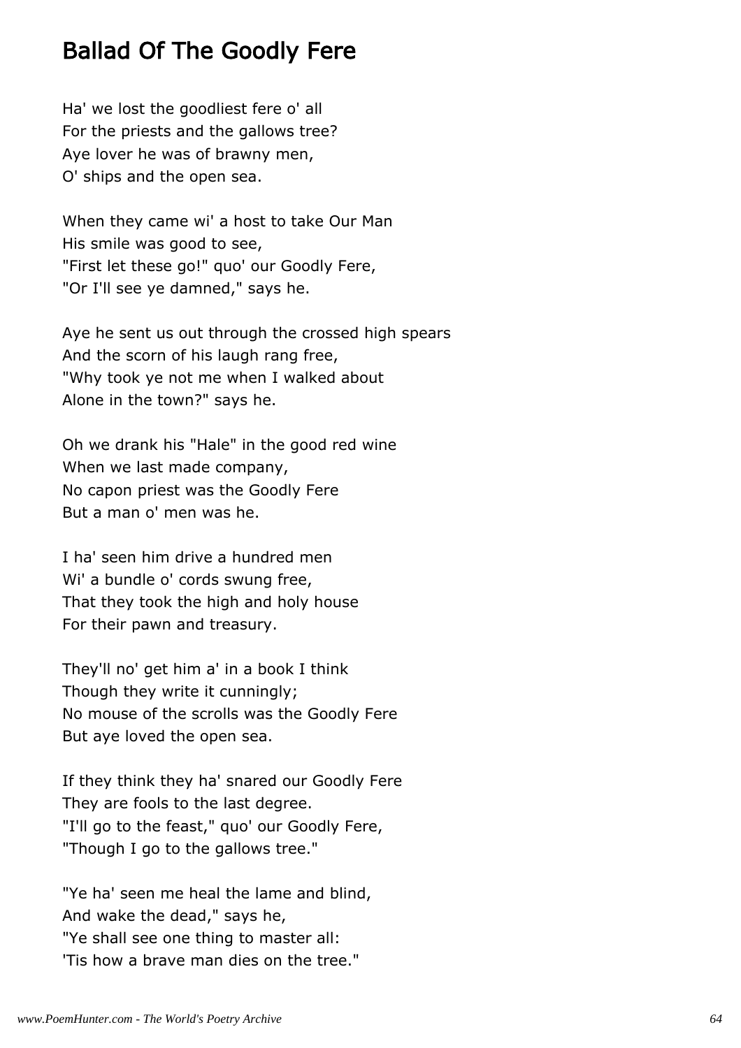# Ballad Of The Goodly Fere

Ha' we lost the goodliest fere o' all
For the priests and the gallows tree?
Aye lover he was of brawny men,
O' ships and the open sea.

When they came wi' a host to take Our Man
His smile was good to see,
"First let these go!" quo' our Goodly Fere,
"Or I'll see ye damned," says he.

Aye he sent us out through the crossed high spears
And the scorn of his laugh rang free,
"Why took ye not me when I walked about
Alone in the town?" says he.

Oh we drank his "Hale" in the good red wine
When we last made company,
No capon priest was the Goodly Fere
But a man o' men was he.

I ha' seen him drive a hundred men
Wi' a bundle o' cords swung free,
That they took the high and holy house
For their pawn and treasury.

They'll no' get him a' in a book I think
Though they write it cunningly;
No mouse of the scrolls was the Goodly Fere
But aye loved the open sea.

If they think they ha' snared our Goodly Fere
They are fools to the last degree.
"I'll go to the feast," quo' our Goodly Fere,
"Though I go to the gallows tree."

"Ye ha' seen me heal the lame and blind,
And wake the dead," says he,
"Ye shall see one thing to master all:
'Tis how a brave man dies on the tree."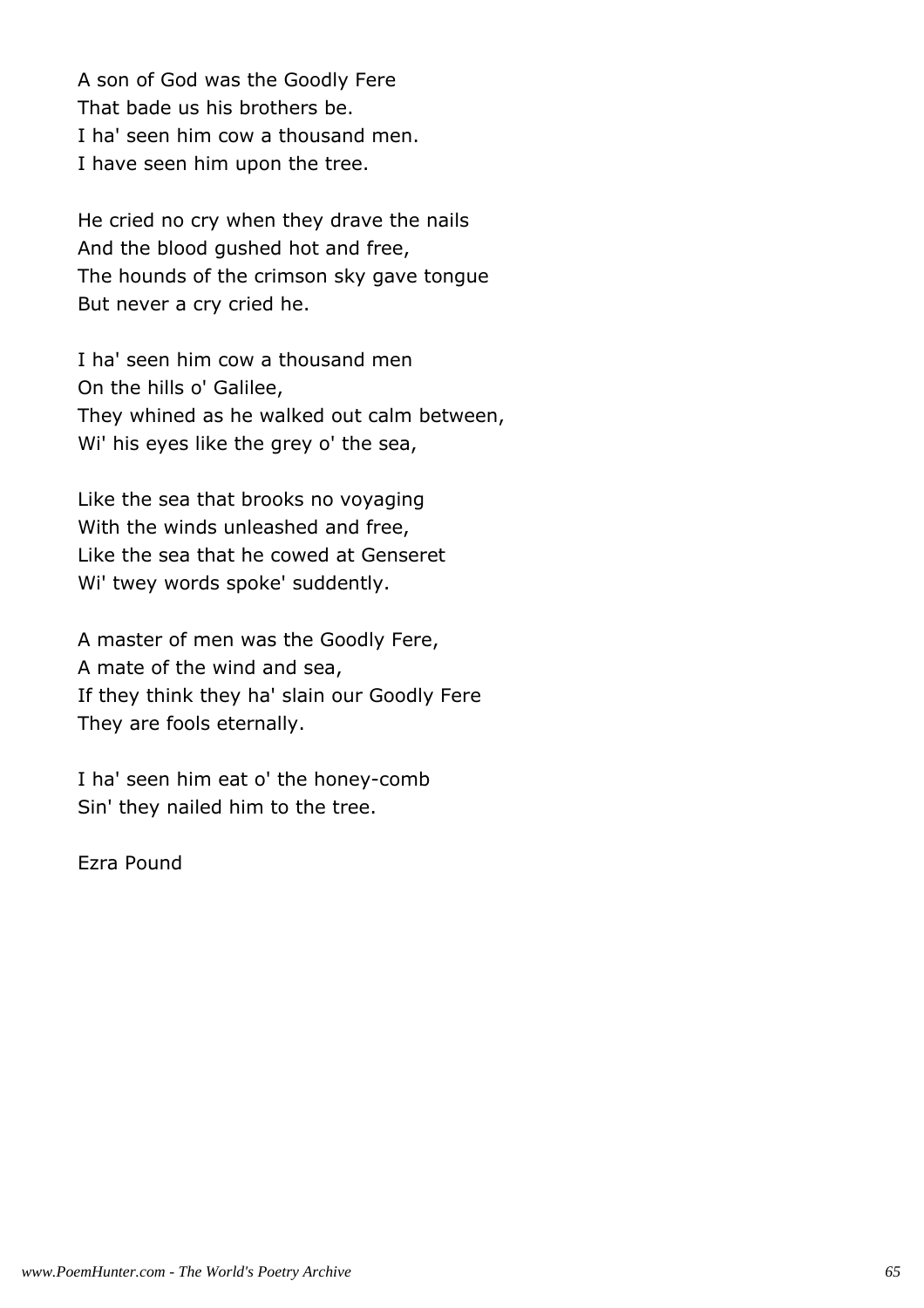A son of God was the Goodly Fere  
That bade us his brothers be.  
I ha' seen him cow a thousand men.  
I have seen him upon the tree.

He cried no cry when they drave the nails  
And the blood gushed hot and free,  
The hounds of the crimson sky gave tongue  
But never a cry cried he.

I ha' seen him cow a thousand men  
On the hills o' Galilee,  
They whined as he walked out calm between,  
Wi' his eyes like the grey o' the sea,

Like the sea that brooks no voyaging  
With the winds unleashed and free,  
Like the sea that he cowed at Genseret  
Wi' twey words spoke' suddently.

A master of men was the Goodly Fere,  
A mate of the wind and sea,  
If they think they ha' slain our Goodly Fere  
They are fools eternally.

I ha' seen him eat o' the honey-comb  
Sin' they nailed him to the tree.

Ezra Pound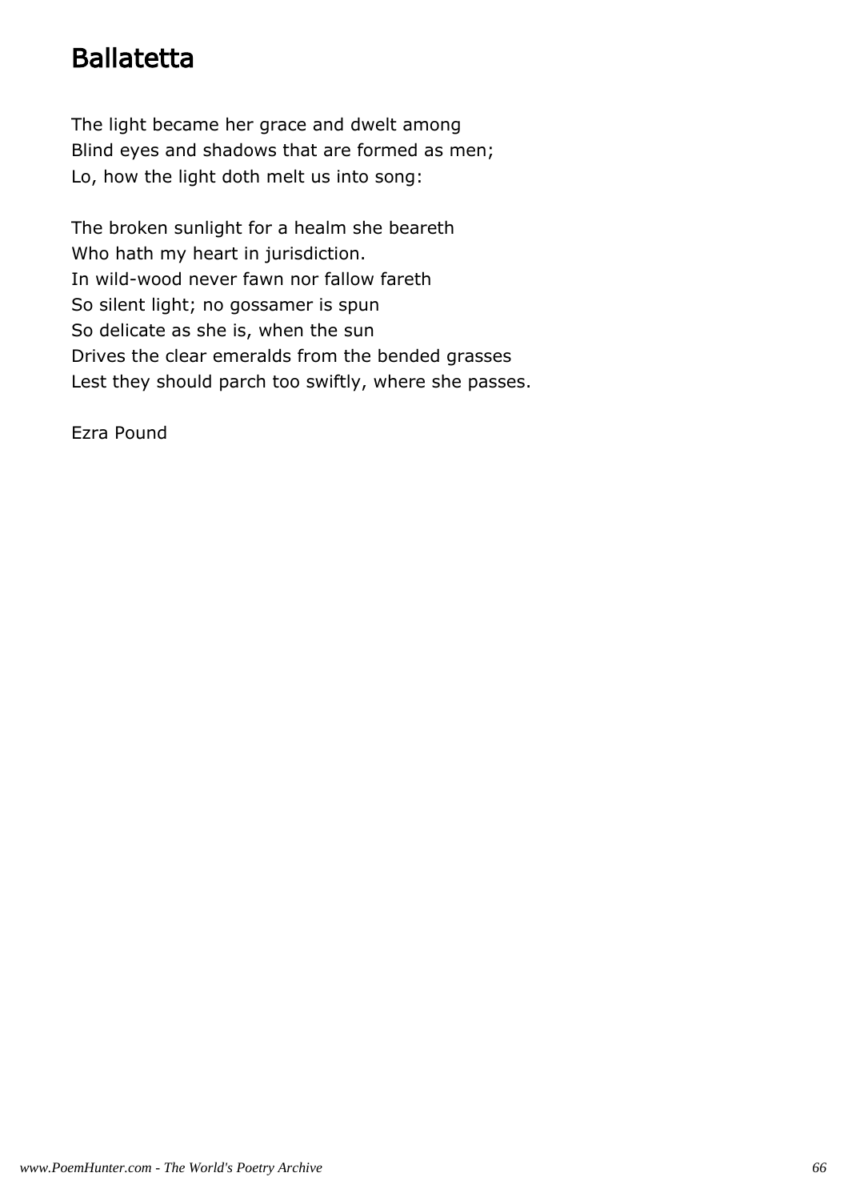# Ballatetta

The light became her grace and dwelt among  
Blind eyes and shadows that are formed as men;  
Lo, how the light doth melt us into song:

The broken sunlight for a healm she beareth  
Who hath my heart in jurisdiction.  
In wild-wood never fawn nor fallow fareth  
So silent light; no gossamer is spun  
So delicate as she is, when the sun  
Drives the clear emeralds from the bended grasses  
Lest they should parch too swiftly, where she passes.

Ezra Pound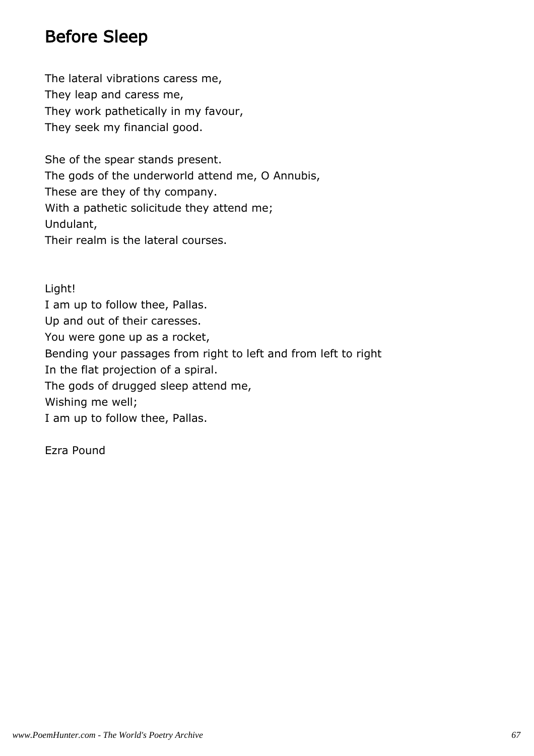# Before Sleep

The lateral vibrations caress me,  
They leap and caress me,  
They work pathetically in my favour,  
They seek my financial good.

She of the spear stands present.  
The gods of the underworld attend me, O Annubis,  
These are they of thy company.  
With a pathetic solicitude they attend me;  
Undulant,  
Their realm is the lateral courses.

Light!  
I am up to follow thee, Pallas.  
Up and out of their caresses.  
You were gone up as a rocket,  
Bending your passages from right to left and from left to right  
In the flat projection of a spiral.  
The gods of drugged sleep attend me,  
Wishing me well;  
I am up to follow thee, Pallas.

Ezra Pound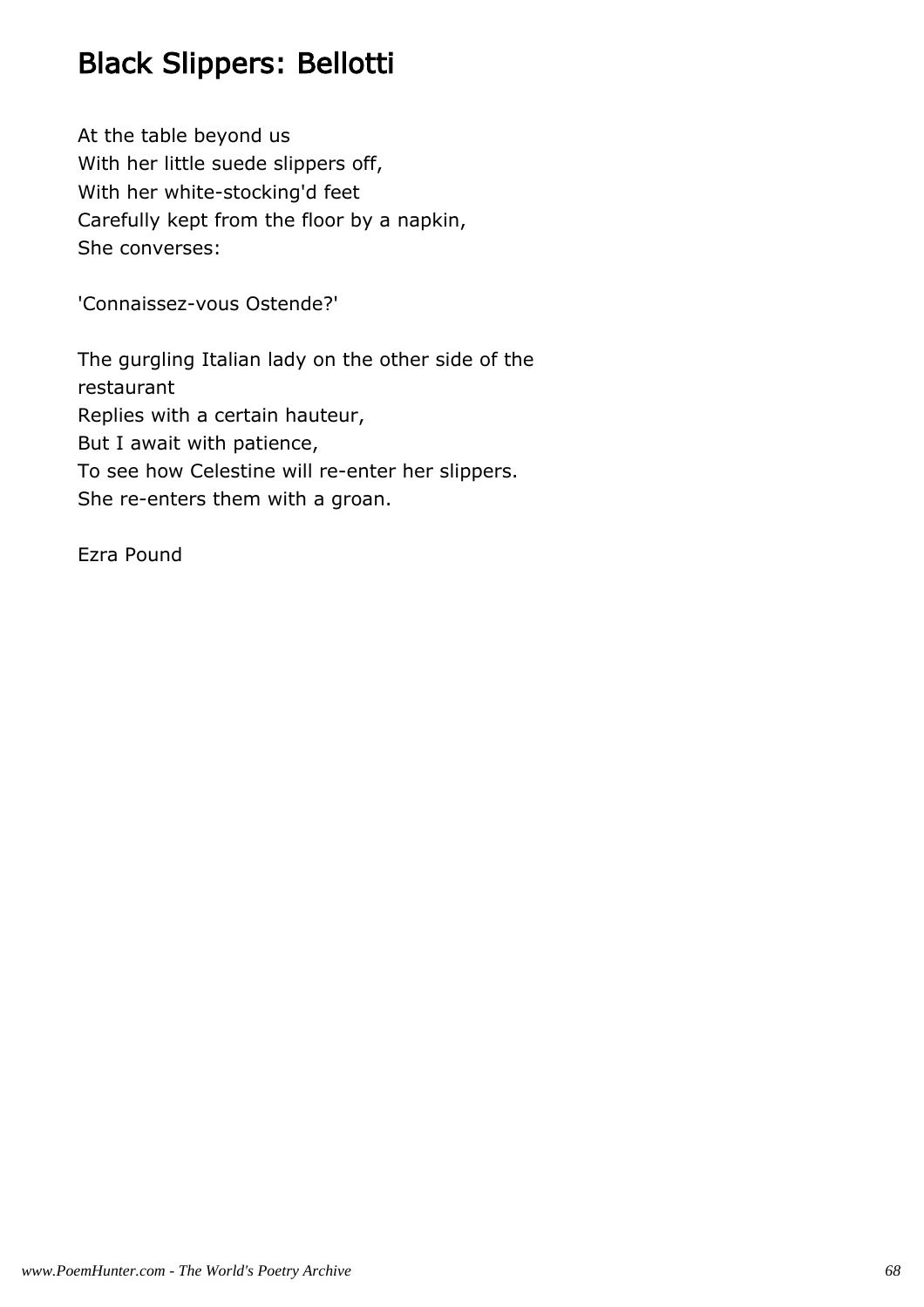# Black Slippers: Bellotti

At the table beyond us  
With her little suede slippers off,  
With her white-stocking'd feet  
Carefully kept from the floor by a napkin,  
She converses:

'Connaissez-vous Ostende?'

The gurgling Italian lady on the other side of the restaurant  
Replies with a certain hauteur,  
But I await with patience,  
To see how Celestine will re-enter her slippers.  
She re-enters them with a groan.

Ezra Pound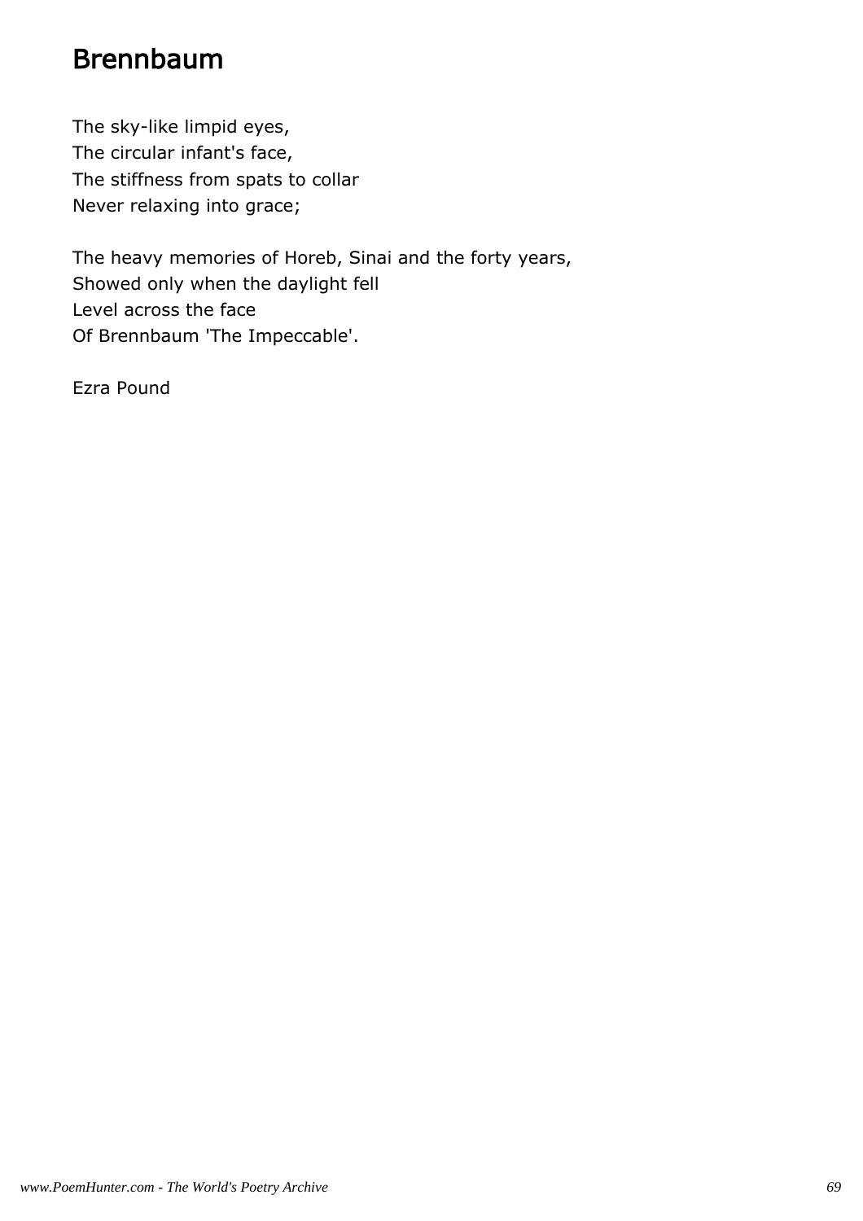# Brennbaum

The sky-like limpid eyes,  
The circular infant's face,  
The stiffness from spats to collar  
Never relaxing into grace;

The heavy memories of Horeb, Sinai and the forty years,  
Showed only when the daylight fell  
Level across the face  
Of Brennbaum 'The Impeccable'.

Ezra Pound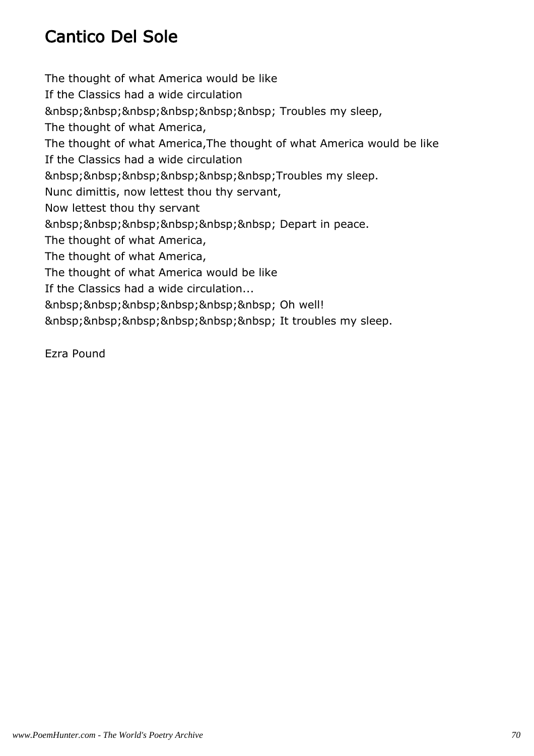# Cantico Del Sole

The thought of what America would be like
If the Classics had a wide circulation
&nbsp;&nbsp;&nbsp;&nbsp;&nbsp;&nbsp; Troubles my sleep,
The thought of what America,
The thought of what America,The thought of what America would be like
If the Classics had a wide circulation
&nbsp;&nbsp;&nbsp;&nbsp;&nbsp;&nbsp;Troubles my sleep.
Nunc dimittis, now lettest thou thy servant,
Now lettest thou thy servant
&nbsp;&nbsp;&nbsp;&nbsp;&nbsp;&nbsp; Depart in peace.
The thought of what America,
The thought of what America,
The thought of what America would be like
If the Classics had a wide circulation...
&nbsp;&nbsp;&nbsp;&nbsp;&nbsp;&nbsp; Oh well!
&nbsp;&nbsp;&nbsp;&nbsp;&nbsp;&nbsp; It troubles my sleep.

Ezra Pound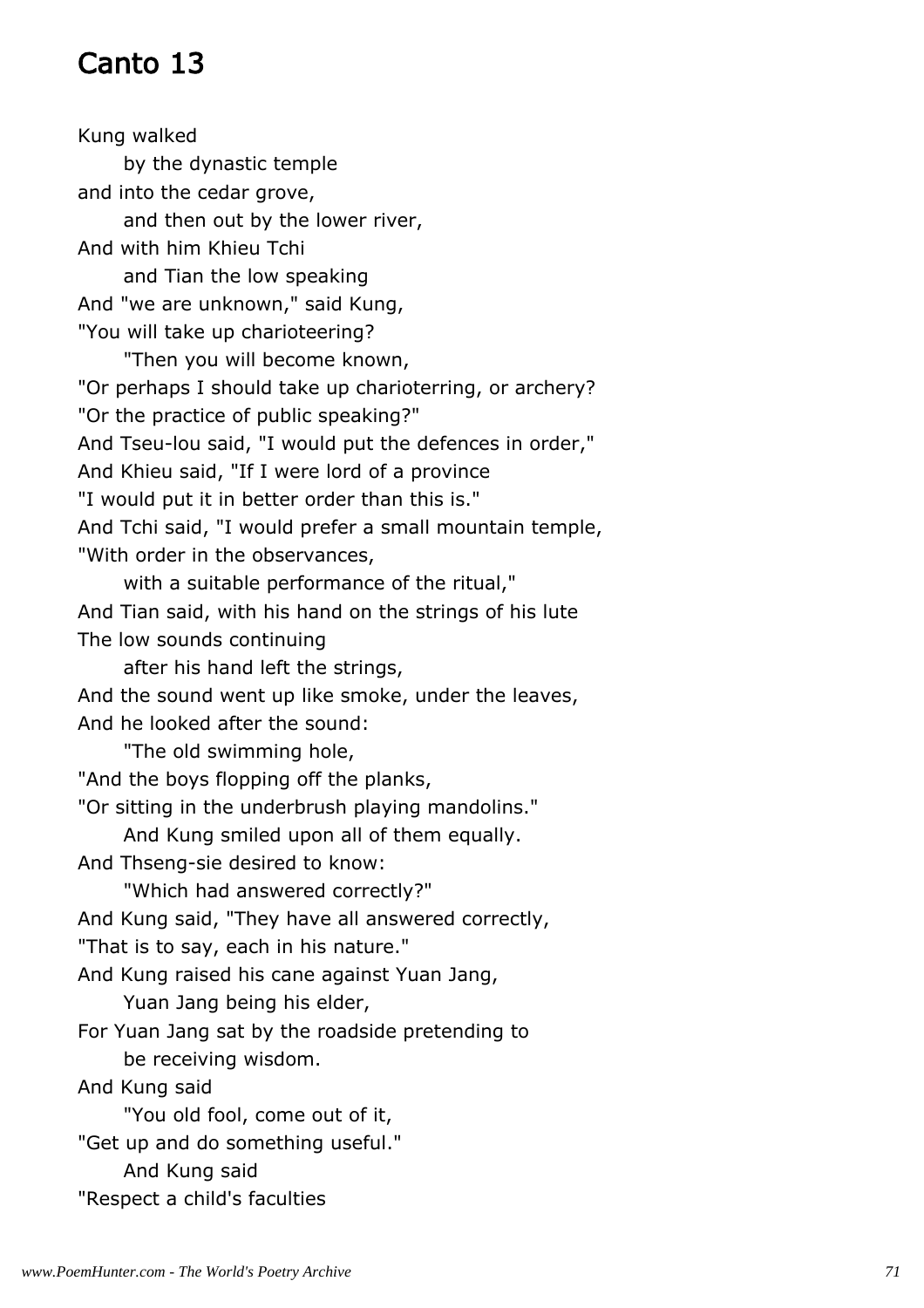# Canto 13

Kung walked
      by the dynastic temple
and into the cedar grove,
      and then out by the lower river,
And with him Khieu Tchi
      and Tian the low speaking
And "we are unknown," said Kung,
"You will take up charioteering?
      "Then you will become known,
"Or perhaps I should take up charioterring, or archery?
"Or the practice of public speaking?"
And Tseu-lou said, "I would put the defences in order,"
And Khieu said, "If I were lord of a province
"I would put it in better order than this is."
And Tchi said, "I would prefer a small mountain temple,
"With order in the observances,
      with a suitable performance of the ritual,"
And Tian said, with his hand on the strings of his lute
The low sounds continuing
      after his hand left the strings,
And the sound went up like smoke, under the leaves,
And he looked after the sound:
      "The old swimming hole,
"And the boys flopping off the planks,
"Or sitting in the underbrush playing mandolins."
      And Kung smiled upon all of them equally.
And Thseng-sie desired to know:
      "Which had answered correctly?"
And Kung said, "They have all answered correctly,
"That is to say, each in his nature."
And Kung raised his cane against Yuan Jang,
      Yuan Jang being his elder,
For Yuan Jang sat by the roadside pretending to
      be receiving wisdom.
And Kung said
      "You old fool, come out of it,
"Get up and do something useful."
      And Kung said
"Respect a child's faculties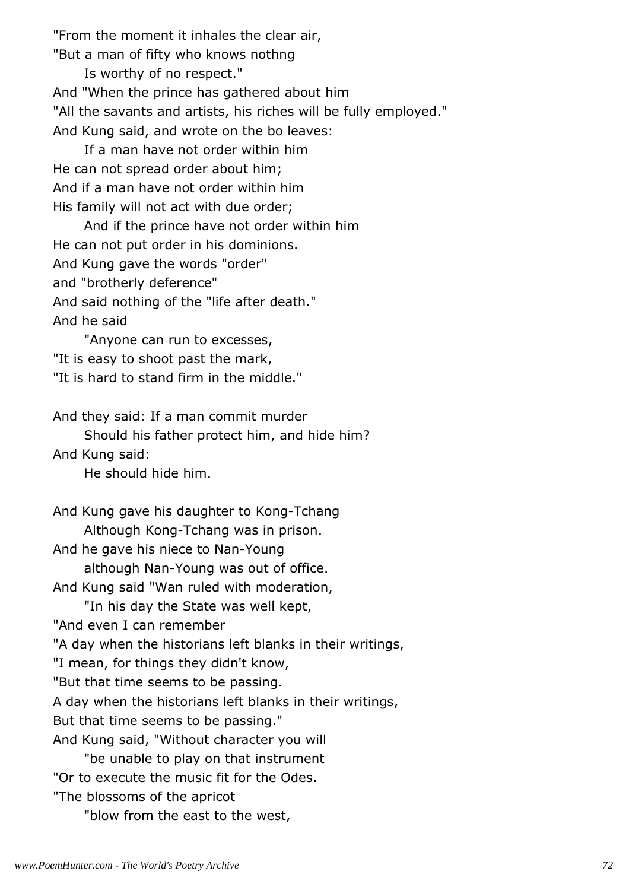"From the moment it inhales the clear air,
"But a man of fifty who knows nothng
    Is worthy of no respect."
And "When the prince has gathered about him
"All the savants and artists, his riches will be fully employed."
And Kung said, and wrote on the bo leaves:
    If a man have not order within him
He can not spread order about him;
And if a man have not order within him
His family will not act with due order;
    And if the prince have not order within him
He can not put order in his dominions.
And Kung gave the words "order"
and "brotherly deference"
And said nothing of the "life after death."
And he said
    "Anyone can run to excesses,
"It is easy to shoot past the mark,
"It is hard to stand firm in the middle."

And they said: If a man commit murder
    Should his father protect him, and hide him?
And Kung said:
    He should hide him.

And Kung gave his daughter to Kong-Tchang
    Although Kong-Tchang was in prison.
And he gave his niece to Nan-Young
    although Nan-Young was out of office.
And Kung said "Wan ruled with moderation,
    "In his day the State was well kept,
"And even I can remember
"A day when the historians left blanks in their writings,
"I mean, for things they didn't know,
"But that time seems to be passing.
A day when the historians left blanks in their writings,
But that time seems to be passing."
And Kung said, "Without character you will
    "be unable to play on that instrument
"Or to execute the music fit for the Odes.
"The blossoms of the apricot
    "blow from the east to the west,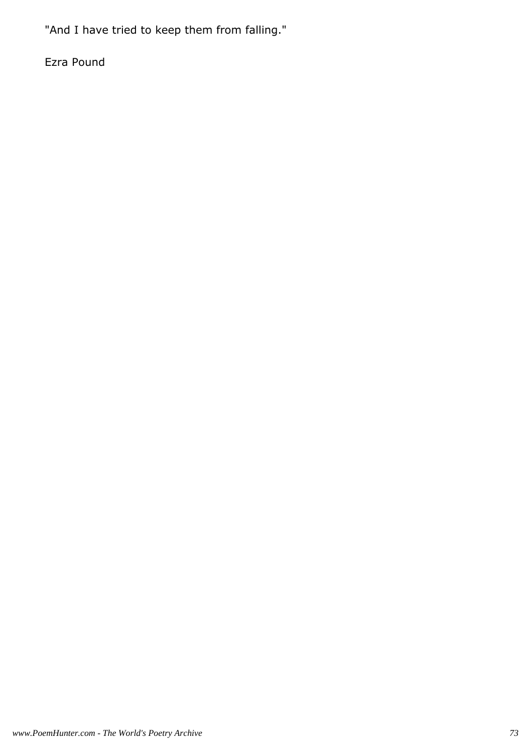"And I have tried to keep them from falling."

Ezra Pound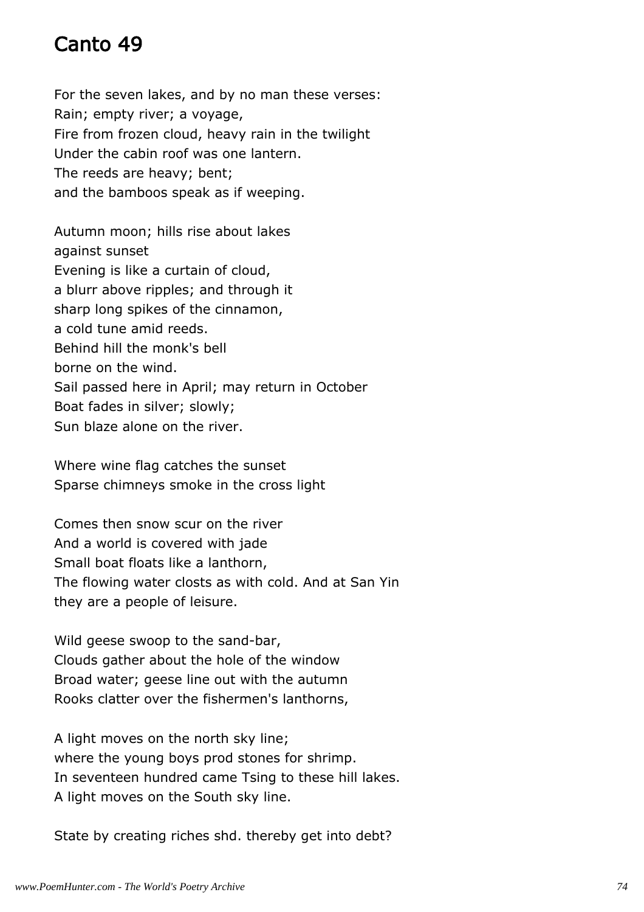# Canto 49

For the seven lakes, and by no man these verses:
Rain; empty river; a voyage,
Fire from frozen cloud, heavy rain in the twilight
Under the cabin roof was one lantern.
The reeds are heavy; bent;
and the bamboos speak as if weeping.

Autumn moon; hills rise about lakes
against sunset
Evening is like a curtain of cloud,
a blurr above ripples; and through it
sharp long spikes of the cinnamon,
a cold tune amid reeds.
Behind hill the monk's bell
borne on the wind.
Sail passed here in April; may return in October
Boat fades in silver; slowly;
Sun blaze alone on the river.

Where wine flag catches the sunset
Sparse chimneys smoke in the cross light

Comes then snow scur on the river
And a world is covered with jade
Small boat floats like a lanthorn,
The flowing water closts as with cold. And at San Yin
they are a people of leisure.

Wild geese swoop to the sand-bar,
Clouds gather about the hole of the window
Broad water; geese line out with the autumn
Rooks clatter over the fishermen's lanthorns,

A light moves on the north sky line;
where the young boys prod stones for shrimp.
In seventeen hundred came Tsing to these hill lakes.
A light moves on the South sky line.

State by creating riches shd. thereby get into debt?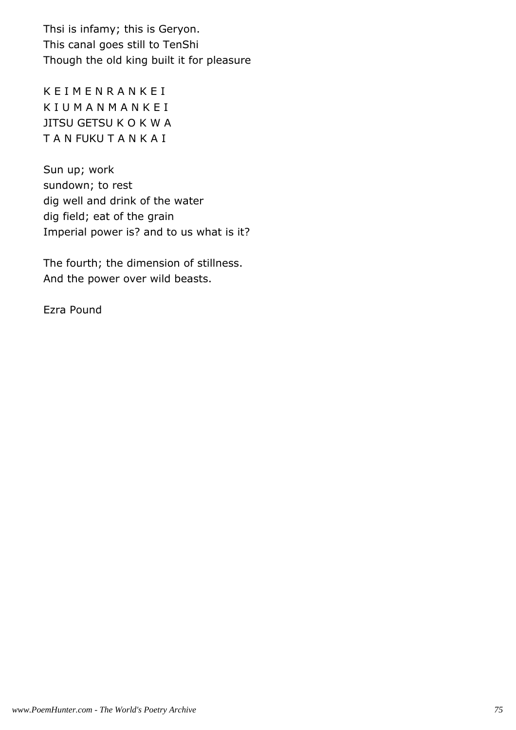Thsi is infamy; this is Geryon.
This canal goes still to TenShi
Though the old king built it for pleasure

K E I M E N R A N K E I
K I U M A N M A N K E I
JITSU GETSU K O K W A
T A N FUKU T A N K A I

Sun up; work
sundown; to rest
dig well and drink of the water
dig field; eat of the grain
Imperial power is? and to us what is it?

The fourth; the dimension of stillness.
And the power over wild beasts.

Ezra Pound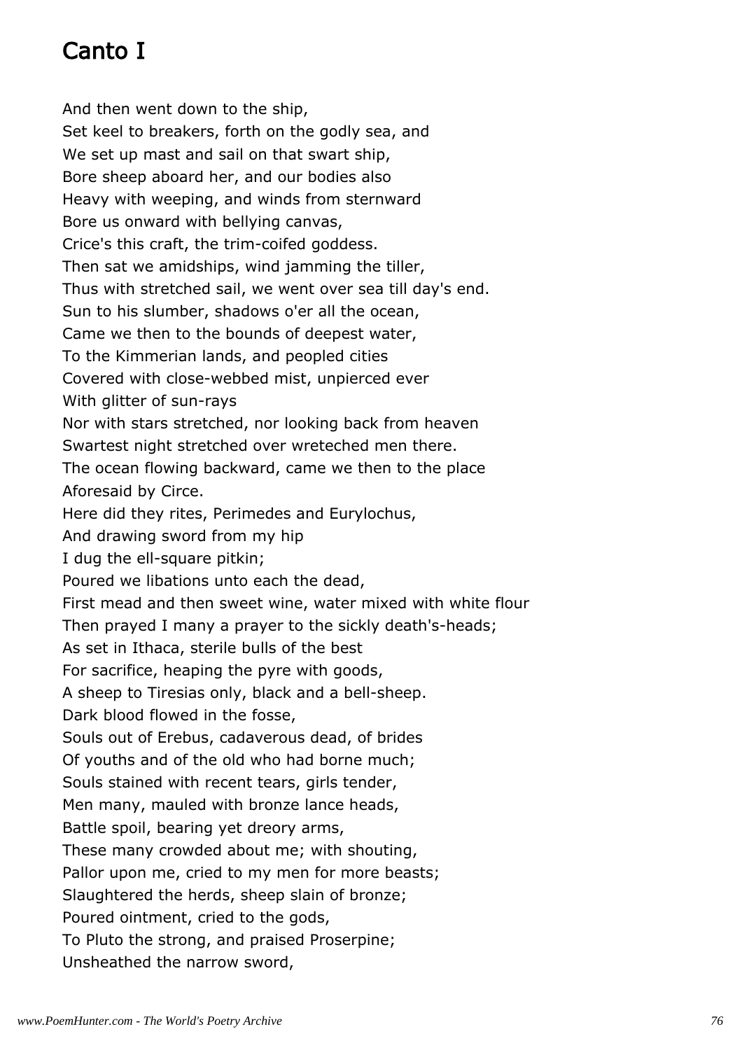# Canto I

And then went down to the ship,
Set keel to breakers, forth on the godly sea, and
We set up mast and sail on that swart ship,
Bore sheep aboard her, and our bodies also
Heavy with weeping, and winds from sternward
Bore us onward with bellying canvas,
Crice's this craft, the trim-coifed goddess.
Then sat we amidships, wind jamming the tiller,
Thus with stretched sail, we went over sea till day's end.
Sun to his slumber, shadows o'er all the ocean,
Came we then to the bounds of deepest water,
To the Kimmerian lands, and peopled cities
Covered with close-webbed mist, unpierced ever
With glitter of sun-rays
Nor with stars stretched, nor looking back from heaven
Swartest night stretched over wreteched men there.
The ocean flowing backward, came we then to the place
Aforesaid by Circe.
Here did they rites, Perimedes and Eurylochus,
And drawing sword from my hip
I dug the ell-square pitkin;
Poured we libations unto each the dead,
First mead and then sweet wine, water mixed with white flour
Then prayed I many a prayer to the sickly death's-heads;
As set in Ithaca, sterile bulls of the best
For sacrifice, heaping the pyre with goods,
A sheep to Tiresias only, black and a bell-sheep.
Dark blood flowed in the fosse,
Souls out of Erebus, cadaverous dead, of brides
Of youths and of the old who had borne much;
Souls stained with recent tears, girls tender,
Men many, mauled with bronze lance heads,
Battle spoil, bearing yet dreory arms,
These many crowded about me; with shouting,
Pallor upon me, cried to my men for more beasts;
Slaughtered the herds, sheep slain of bronze;
Poured ointment, cried to the gods,
To Pluto the strong, and praised Proserpine;
Unsheathed the narrow sword,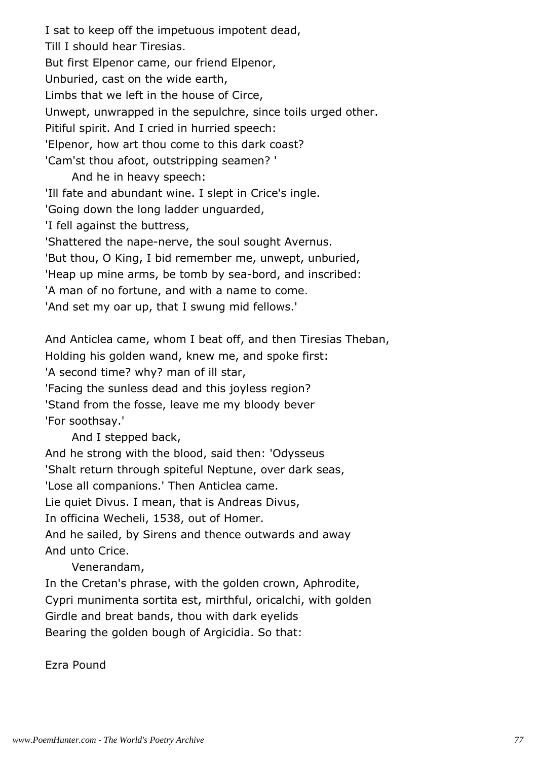I sat to keep off the impetuous impotent dead,
Till I should hear Tiresias.
But first Elpenor came, our friend Elpenor,
Unburied, cast on the wide earth,
Limbs that we left in the house of Circe,
Unwept, unwrapped in the sepulchre, since toils urged other.
Pitiful spirit. And I cried in hurried speech:
'Elpenor, how art thou come to this dark coast?
'Cam'st thou afoot, outstripping seamen? '
    And he in heavy speech:
'Ill fate and abundant wine. I slept in Crice's ingle.
'Going down the long ladder unguarded,
'I fell against the buttress,
'Shattered the nape-nerve, the soul sought Avernus.
'But thou, O King, I bid remember me, unwept, unburied,
'Heap up mine arms, be tomb by sea-bord, and inscribed:
'A man of no fortune, and with a name to come.
'And set my oar up, that I swung mid fellows.'

And Anticlea came, whom I beat off, and then Tiresias Theban,
Holding his golden wand, knew me, and spoke first:
'A second time? why? man of ill star,
'Facing the sunless dead and this joyless region?
'Stand from the fosse, leave me my bloody bever
'For soothsay.'
    And I stepped back,
And he strong with the blood, said then: 'Odysseus
'Shalt return through spiteful Neptune, over dark seas,
'Lose all companions.' Then Anticlea came.
Lie quiet Divus. I mean, that is Andreas Divus,
In officina Wecheli, 1538, out of Homer.
And he sailed, by Sirens and thence outwards and away
And unto Crice.
    Venerandam,
In the Cretan's phrase, with the golden crown, Aphrodite,
Cypri munimenta sortita est, mirthful, oricalchi, with golden
Girdle and breat bands, thou with dark eyelids
Bearing the golden bough of Argicidia. So that:

Ezra Pound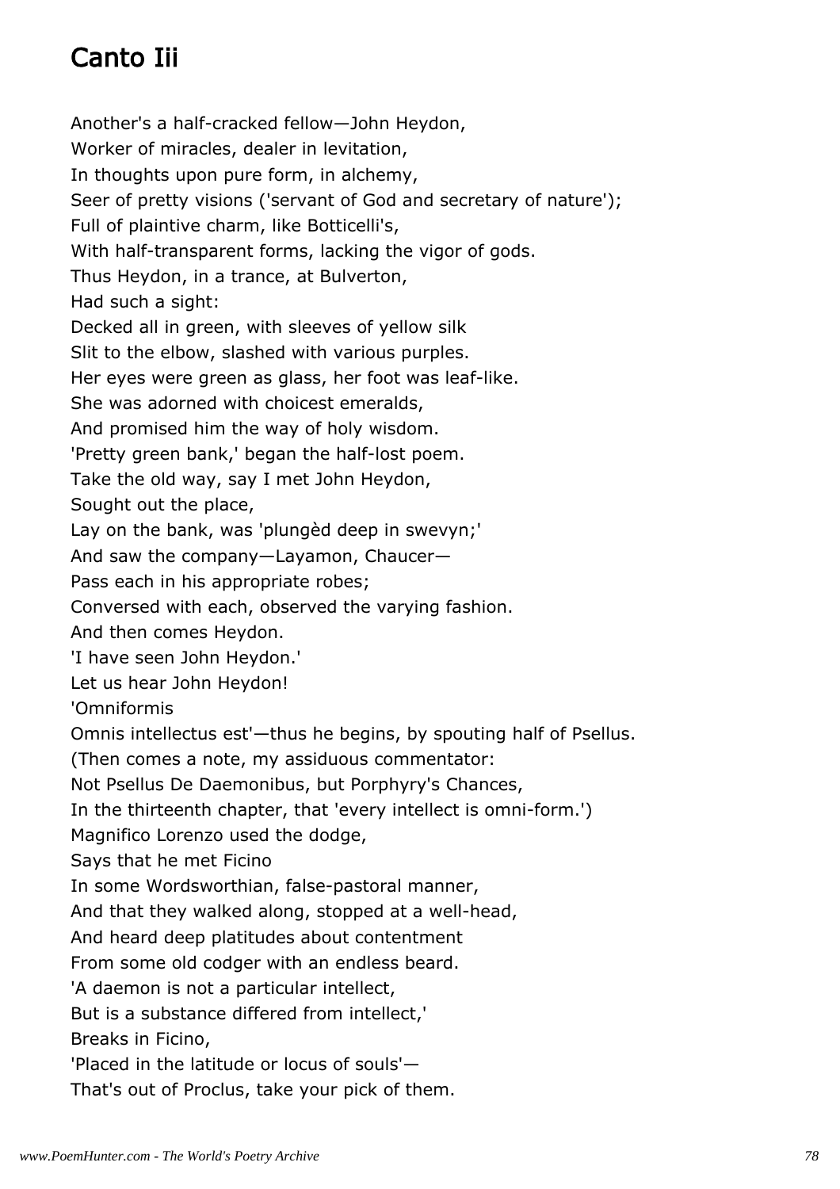# Canto Iii

Another's a half-cracked fellow—John Heydon,
Worker of miracles, dealer in levitation,
In thoughts upon pure form, in alchemy,
Seer of pretty visions ('servant of God and secretary of nature');
Full of plaintive charm, like Botticelli's,
With half-transparent forms, lacking the vigor of gods.
Thus Heydon, in a trance, at Bulverton,
Had such a sight:
Decked all in green, with sleeves of yellow silk
Slit to the elbow, slashed with various purples.
Her eyes were green as glass, her foot was leaf-like.
She was adorned with choicest emeralds,
And promised him the way of holy wisdom.
'Pretty green bank,' began the half-lost poem.
Take the old way, say I met John Heydon,
Sought out the place,
Lay on the bank, was 'plungèd deep in swevyn;'
And saw the company—Layamon, Chaucer—
Pass each in his appropriate robes;
Conversed with each, observed the varying fashion.
And then comes Heydon.
'I have seen John Heydon.'
Let us hear John Heydon!
'Omniformis
Omnis intellectus est'—thus he begins, by spouting half of Psellus.
(Then comes a note, my assiduous commentator:
Not Psellus De Daemonibus, but Porphyry's Chances,
In the thirteenth chapter, that 'every intellect is omni-form.')
Magnifico Lorenzo used the dodge,
Says that he met Ficino
In some Wordsworthian, false-pastoral manner,
And that they walked along, stopped at a well-head,
And heard deep platitudes about contentment
From some old codger with an endless beard.
'A daemon is not a particular intellect,
But is a substance differed from intellect,'
Breaks in Ficino,
'Placed in the latitude or locus of souls'—
That's out of Proclus, take your pick of them.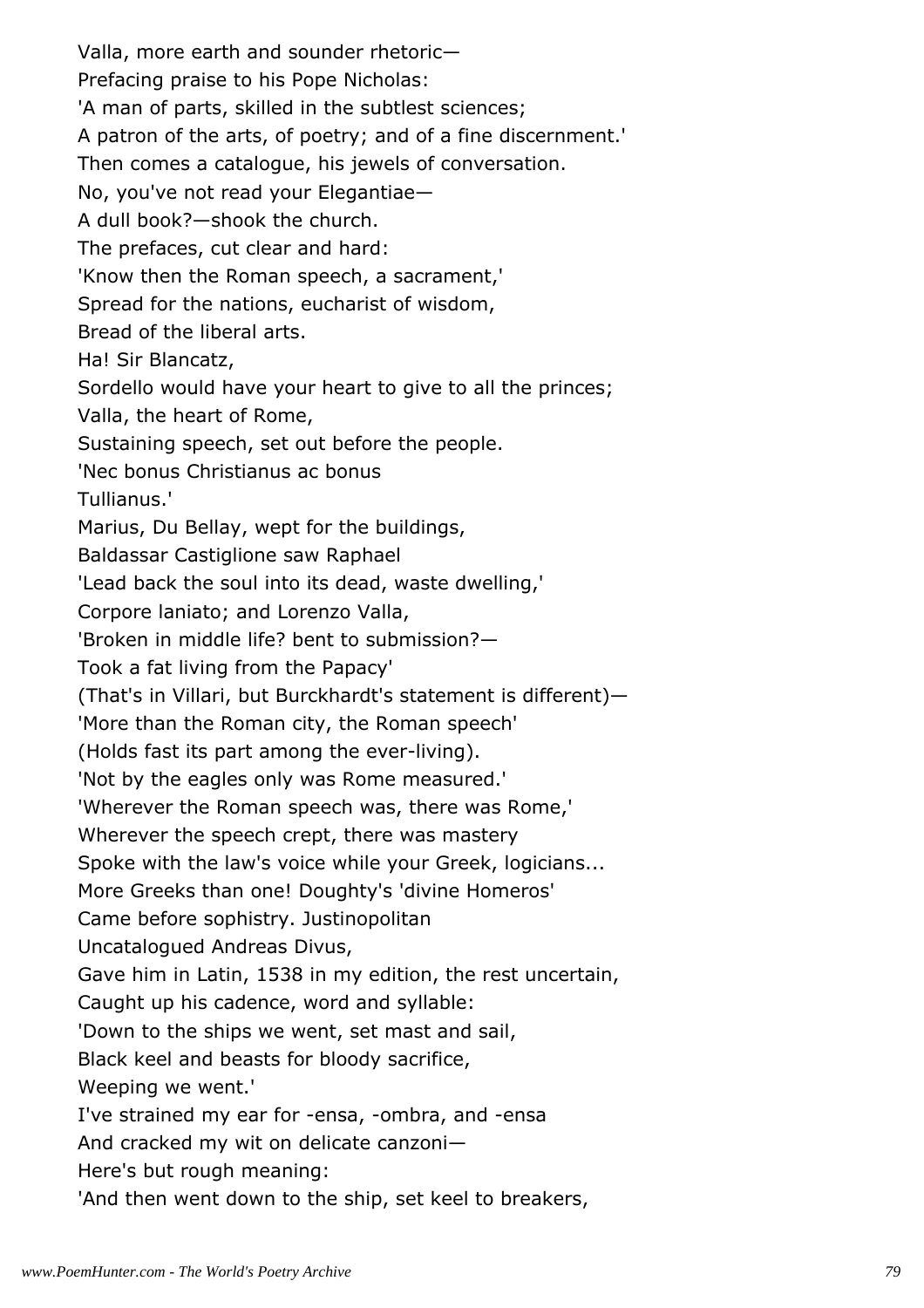Valla, more earth and sounder rhetoric—
Prefacing praise to his Pope Nicholas:
'A man of parts, skilled in the subtlest sciences;
A patron of the arts, of poetry; and of a fine discernment.'
Then comes a catalogue, his jewels of conversation.
No, you've not read your Elegantiae—
A dull book?—shook the church.
The prefaces, cut clear and hard:
'Know then the Roman speech, a sacrament,'
Spread for the nations, eucharist of wisdom,
Bread of the liberal arts.
Ha! Sir Blancatz,
Sordello would have your heart to give to all the princes;
Valla, the heart of Rome,
Sustaining speech, set out before the people.
'Nec bonus Christianus ac bonus
Tullianus.'
Marius, Du Bellay, wept for the buildings,
Baldassar Castiglione saw Raphael
'Lead back the soul into its dead, waste dwelling,'
Corpore laniato; and Lorenzo Valla,
'Broken in middle life? bent to submission?—
Took a fat living from the Papacy'
(That's in Villari, but Burckhardt's statement is different)—
'More than the Roman city, the Roman speech'
(Holds fast its part among the ever-living).
'Not by the eagles only was Rome measured.'
'Wherever the Roman speech was, there was Rome,'
Wherever the speech crept, there was mastery
Spoke with the law's voice while your Greek, logicians...
More Greeks than one! Doughty's 'divine Homeros'
Came before sophistry. Justinopolitan
Uncatalogued Andreas Divus,
Gave him in Latin, 1538 in my edition, the rest uncertain,
Caught up his cadence, word and syllable:
'Down to the ships we went, set mast and sail,
Black keel and beasts for bloody sacrifice,
Weeping we went.'
I've strained my ear for -ensa, -ombra, and -ensa
And cracked my wit on delicate canzoni—
Here's but rough meaning:
'And then went down to the ship, set keel to breakers,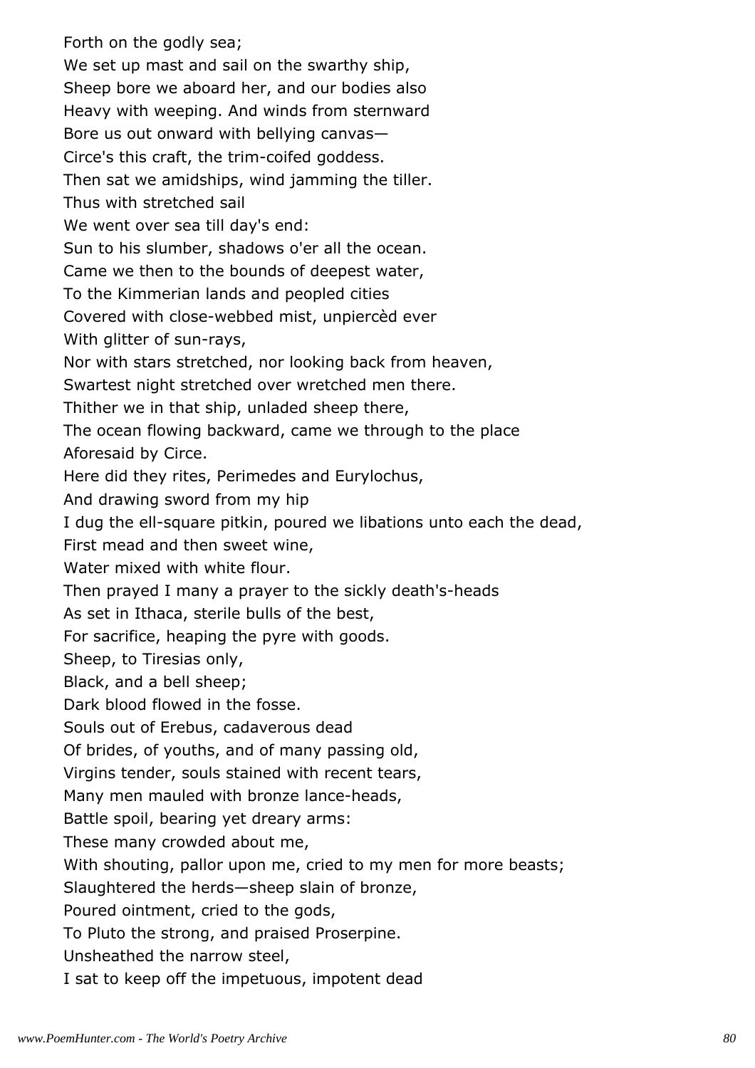Forth on the godly sea;  
We set up mast and sail on the swarthy ship,  
Sheep bore we aboard her, and our bodies also  
Heavy with weeping. And winds from sternward  
Bore us out onward with bellying canvas—  
Circe's this craft, the trim-coifed goddess.  
Then sat we amidships, wind jamming the tiller.  
Thus with stretched sail  
We went over sea till day's end:  
Sun to his slumber, shadows o'er all the ocean.  
Came we then to the bounds of deepest water,  
To the Kimmerian lands and peopled cities  
Covered with close-webbed mist, unpiercèd ever  
With glitter of sun-rays,  
Nor with stars stretched, nor looking back from heaven,  
Swartest night stretched over wretched men there.  
Thither we in that ship, unladed sheep there,  
The ocean flowing backward, came we through to the place  
Aforesaid by Circe.  
Here did they rites, Perimedes and Eurylochus,  
And drawing sword from my hip  
I dug the ell-square pitkin, poured we libations unto each the dead,  
First mead and then sweet wine,  
Water mixed with white flour.  
Then prayed I many a prayer to the sickly death's-heads  
As set in Ithaca, sterile bulls of the best,  
For sacrifice, heaping the pyre with goods.  
Sheep, to Tiresias only,  
Black, and a bell sheep;  
Dark blood flowed in the fosse.  
Souls out of Erebus, cadaverous dead  
Of brides, of youths, and of many passing old,  
Virgins tender, souls stained with recent tears,  
Many men mauled with bronze lance-heads,  
Battle spoil, bearing yet dreary arms:  
These many crowded about me,  
With shouting, pallor upon me, cried to my men for more beasts;  
Slaughtered the herds—sheep slain of bronze,  
Poured ointment, cried to the gods,  
To Pluto the strong, and praised Proserpine.  
Unsheathed the narrow steel,  
I sat to keep off the impetuous, impotent dead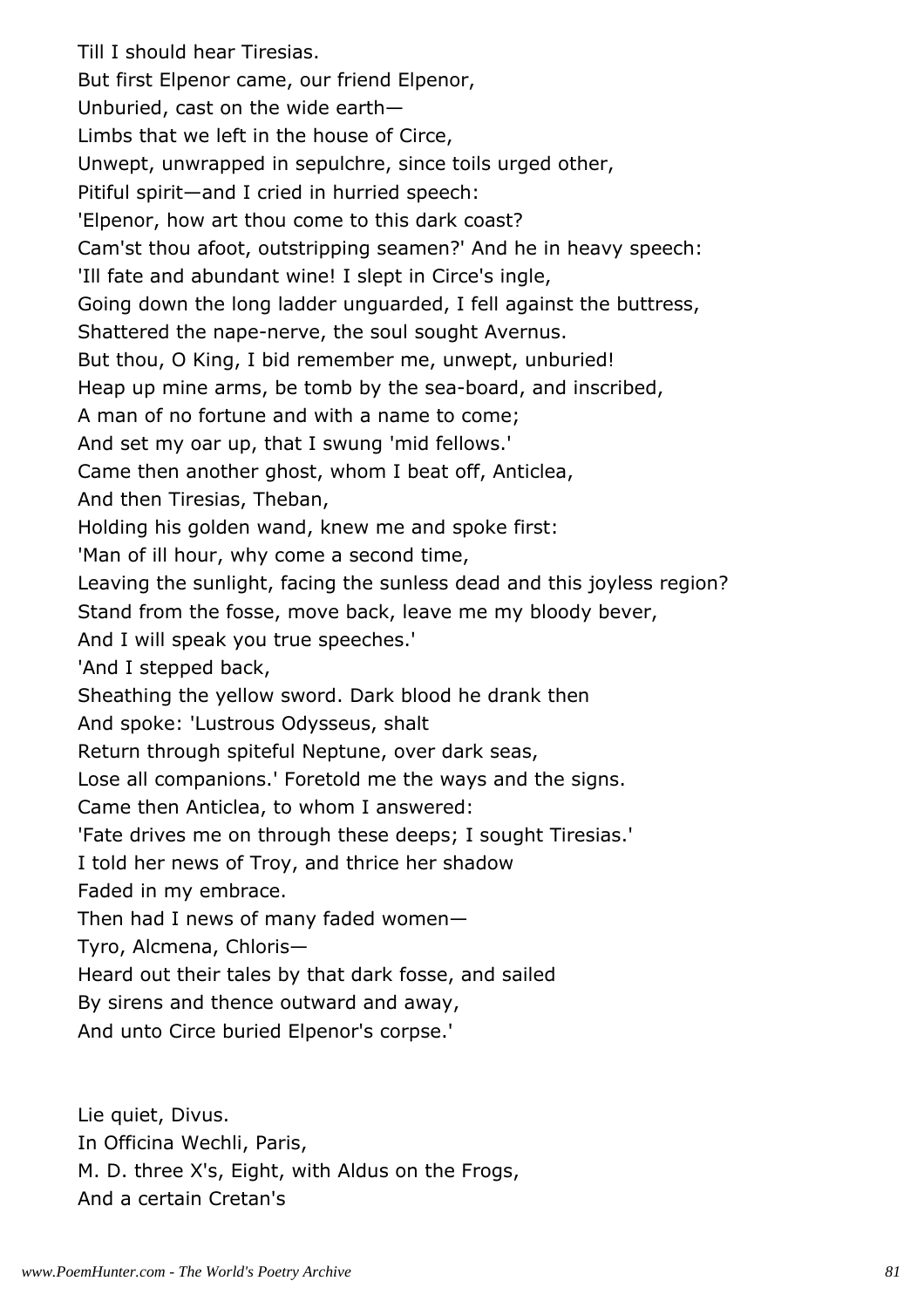Till I should hear Tiresias.
But first Elpenor came, our friend Elpenor,
Unburied, cast on the wide earth—
Limbs that we left in the house of Circe,
Unwept, unwrapped in sepulchre, since toils urged other,
Pitiful spirit—and I cried in hurried speech:
'Elpenor, how art thou come to this dark coast?
Cam'st thou afoot, outstripping seamen?' And he in heavy speech:
'Ill fate and abundant wine! I slept in Circe's ingle,
Going down the long ladder unguarded, I fell against the buttress,
Shattered the nape-nerve, the soul sought Avernus.
But thou, O King, I bid remember me, unwept, unburied!
Heap up mine arms, be tomb by the sea-board, and inscribed,
A man of no fortune and with a name to come;
And set my oar up, that I swung 'mid fellows.'
Came then another ghost, whom I beat off, Anticlea,
And then Tiresias, Theban,
Holding his golden wand, knew me and spoke first:
'Man of ill hour, why come a second time,
Leaving the sunlight, facing the sunless dead and this joyless region?
Stand from the fosse, move back, leave me my bloody bever,
And I will speak you true speeches.'
'And I stepped back,
Sheathing the yellow sword. Dark blood he drank then
And spoke: 'Lustrous Odysseus, shalt
Return through spiteful Neptune, over dark seas,
Lose all companions.' Foretold me the ways and the signs.
Came then Anticlea, to whom I answered:
'Fate drives me on through these deeps; I sought Tiresias.'
I told her news of Troy, and thrice her shadow
Faded in my embrace.
Then had I news of many faded women—
Tyro, Alcmena, Chloris—
Heard out their tales by that dark fosse, and sailed
By sirens and thence outward and away,
And unto Circe buried Elpenor's corpse.'

Lie quiet, Divus.
In Officina Wechli, Paris,
M. D. three X's, Eight, with Aldus on the Frogs,
And a certain Cretan's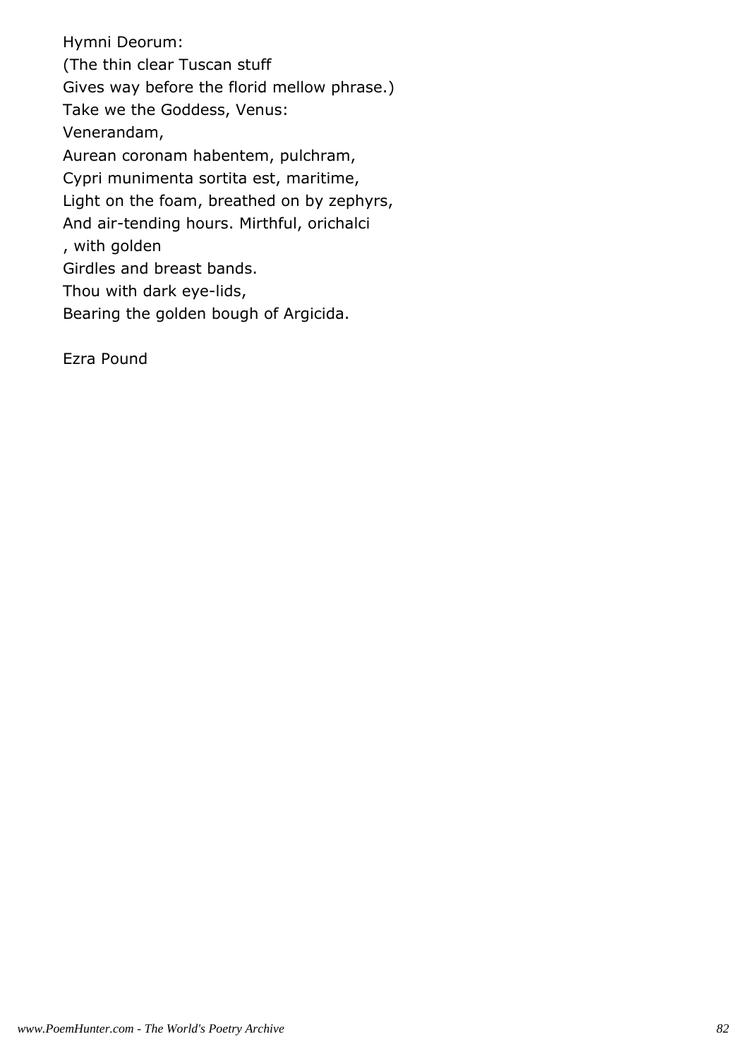Hymni Deorum:  
(The thin clear Tuscan stuff  
Gives way before the florid mellow phrase.)  
Take we the Goddess, Venus:  
Venerandam,  
Aurean coronam habentem, pulchram,  
Cypri munimenta sortita est, maritime,  
Light on the foam, breathed on by zephyrs,  
And air-tending hours. Mirthful, orichalci  
, with golden  
Girdles and breast bands.  
Thou with dark eye-lids,  
Bearing the golden bough of Argicida.

Ezra Pound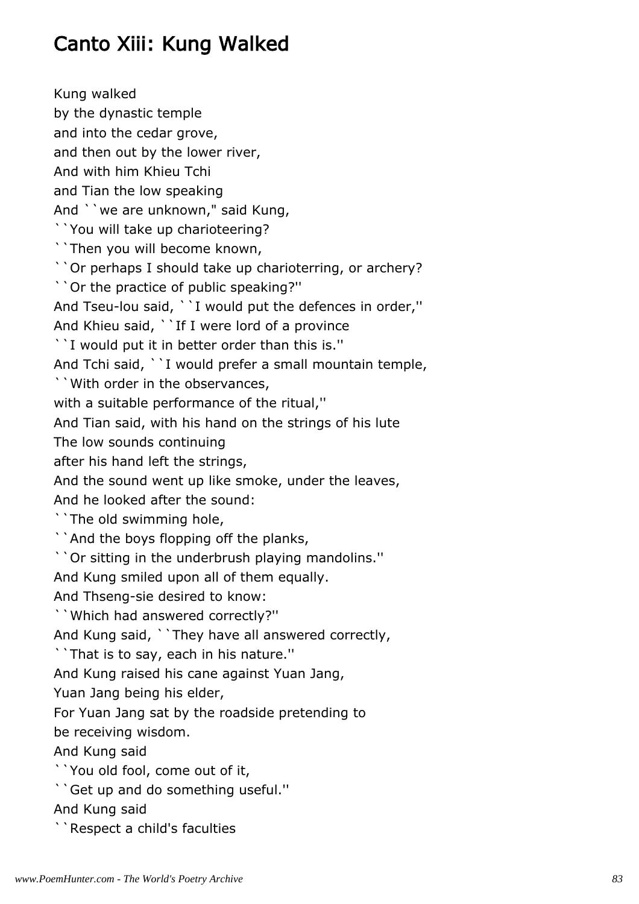# Canto Xiii: Kung Walked

Kung walked
by the dynastic temple
and into the cedar grove,
and then out by the lower river,
And with him Khieu Tchi
and Tian the low speaking
And ``we are unknown,'' said Kung,
``You will take up charioteering?
``Then you will become known,
``Or perhaps I should take up charioterring, or archery?
``Or the practice of public speaking?''
And Tseu-lou said, ``I would put the defences in order,''
And Khieu said, ``If I were lord of a province
``I would put it in better order than this is.''
And Tchi said, ``I would prefer a small mountain temple,
``With order in the observances,
with a suitable performance of the ritual,''
And Tian said, with his hand on the strings of his lute
The low sounds continuing
after his hand left the strings,
And the sound went up like smoke, under the leaves,
And he looked after the sound:
``The old swimming hole,
``And the boys flopping off the planks,
``Or sitting in the underbrush playing mandolins.''
And Kung smiled upon all of them equally.
And Thseng-sie desired to know:
``Which had answered correctly?''
And Kung said, ``They have all answered correctly,
``That is to say, each in his nature.''
And Kung raised his cane against Yuan Jang,
Yuan Jang being his elder,
For Yuan Jang sat by the roadside pretending to
be receiving wisdom.
And Kung said
``You old fool, come out of it,
``Get up and do something useful.''
And Kung said
``Respect a child's faculties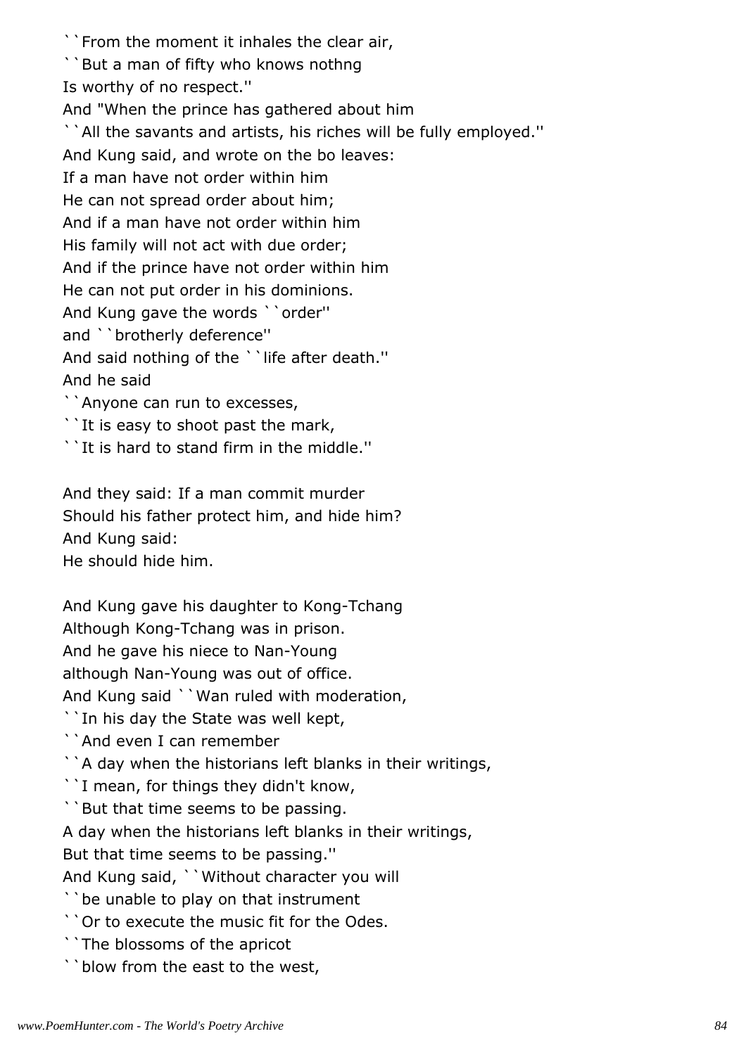``From the moment it inhales the clear air,
``But a man of fifty who knows nothng
Is worthy of no respect.''
And "When the prince has gathered about him
``All the savants and artists, his riches will be fully employed.''
And Kung said, and wrote on the bo leaves:
If a man have not order within him
He can not spread order about him;
And if a man have not order within him
His family will not act with due order;
And if the prince have not order within him
He can not put order in his dominions.
And Kung gave the words ``order''
and ``brotherly deference''
And said nothing of the ``life after death.''
And he said
``Anyone can run to excesses,
``It is easy to shoot past the mark,
``It is hard to stand firm in the middle.''

And they said: If a man commit murder
Should his father protect him, and hide him?
And Kung said:
He should hide him.

And Kung gave his daughter to Kong-Tchang
Although Kong-Tchang was in prison.
And he gave his niece to Nan-Young
although Nan-Young was out of office.
And Kung said ``Wan ruled with moderation,
``In his day the State was well kept,
``And even I can remember
``A day when the historians left blanks in their writings,
``I mean, for things they didn't know,
``But that time seems to be passing.
A day when the historians left blanks in their writings,
But that time seems to be passing.''
And Kung said, ``Without character you will
``be unable to play on that instrument
``Or to execute the music fit for the Odes.
``The blossoms of the apricot
``blow from the east to the west,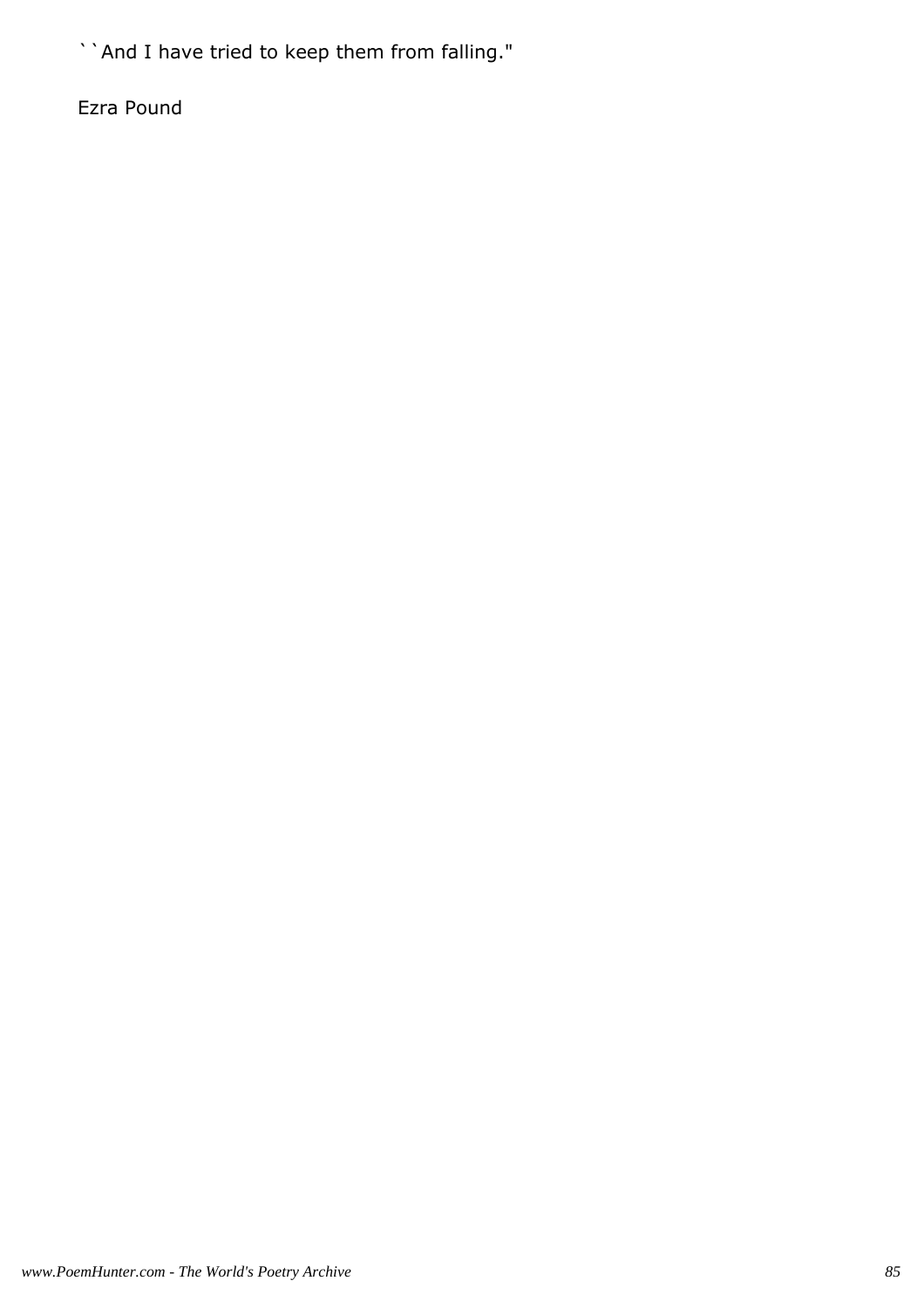``And I have tried to keep them from falling."

Ezra Pound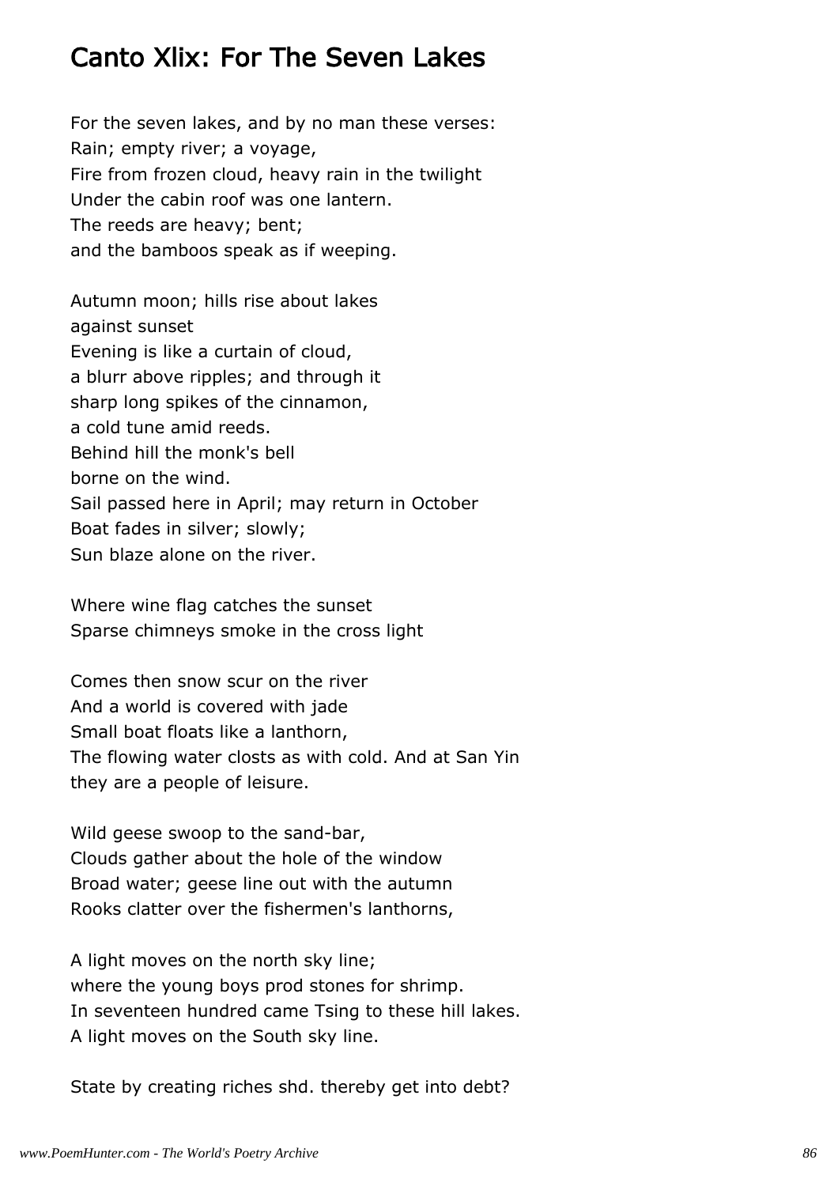## Canto Xlix: For The Seven Lakes

For the seven lakes, and by no man these verses:  
Rain; empty river; a voyage,  
Fire from frozen cloud, heavy rain in the twilight  
Under the cabin roof was one lantern.  
The reeds are heavy; bent;  
and the bamboos speak as if weeping.

Autumn moon; hills rise about lakes  
against sunset  
Evening is like a curtain of cloud,  
a blurr above ripples; and through it  
sharp long spikes of the cinnamon,  
a cold tune amid reeds.  
Behind hill the monk's bell  
borne on the wind.  
Sail passed here in April; may return in October  
Boat fades in silver; slowly;  
Sun blaze alone on the river.

Where wine flag catches the sunset  
Sparse chimneys smoke in the cross light

Comes then snow scur on the river  
And a world is covered with jade  
Small boat floats like a lanthorn,  
The flowing water closts as with cold. And at San Yin  
they are a people of leisure.

Wild geese swoop to the sand-bar,  
Clouds gather about the hole of the window  
Broad water; geese line out with the autumn  
Rooks clatter over the fishermen's lanthorns,

A light moves on the north sky line;  
where the young boys prod stones for shrimp.  
In seventeen hundred came Tsing to these hill lakes.  
A light moves on the South sky line.

State by creating riches shd. thereby get into debt?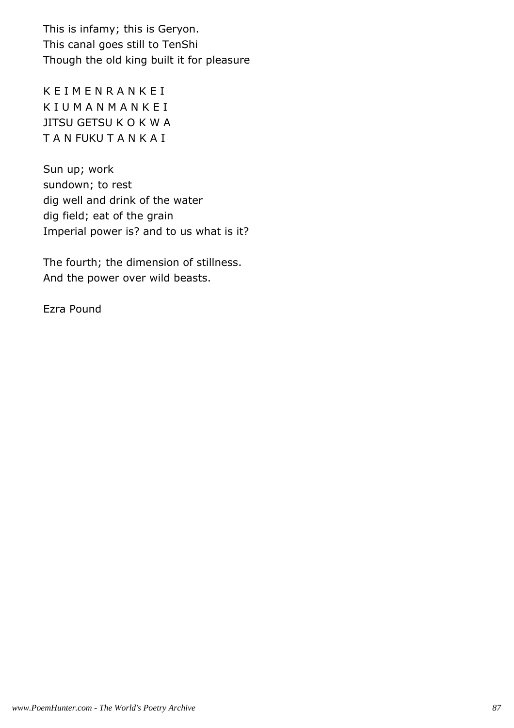This is infamy; this is Geryon.  
This canal goes still to TenShi  
Though the old king built it for pleasure

K E I M E N R A N K E I  
K I U M A N M A N K E I  
JITSU GETSU K O K W A  
T A N FUKU T A N K A I

Sun up; work  
sundown; to rest  
dig well and drink of the water  
dig field; eat of the grain  
Imperial power is? and to us what is it?

The fourth; the dimension of stillness.  
And the power over wild beasts.

Ezra Pound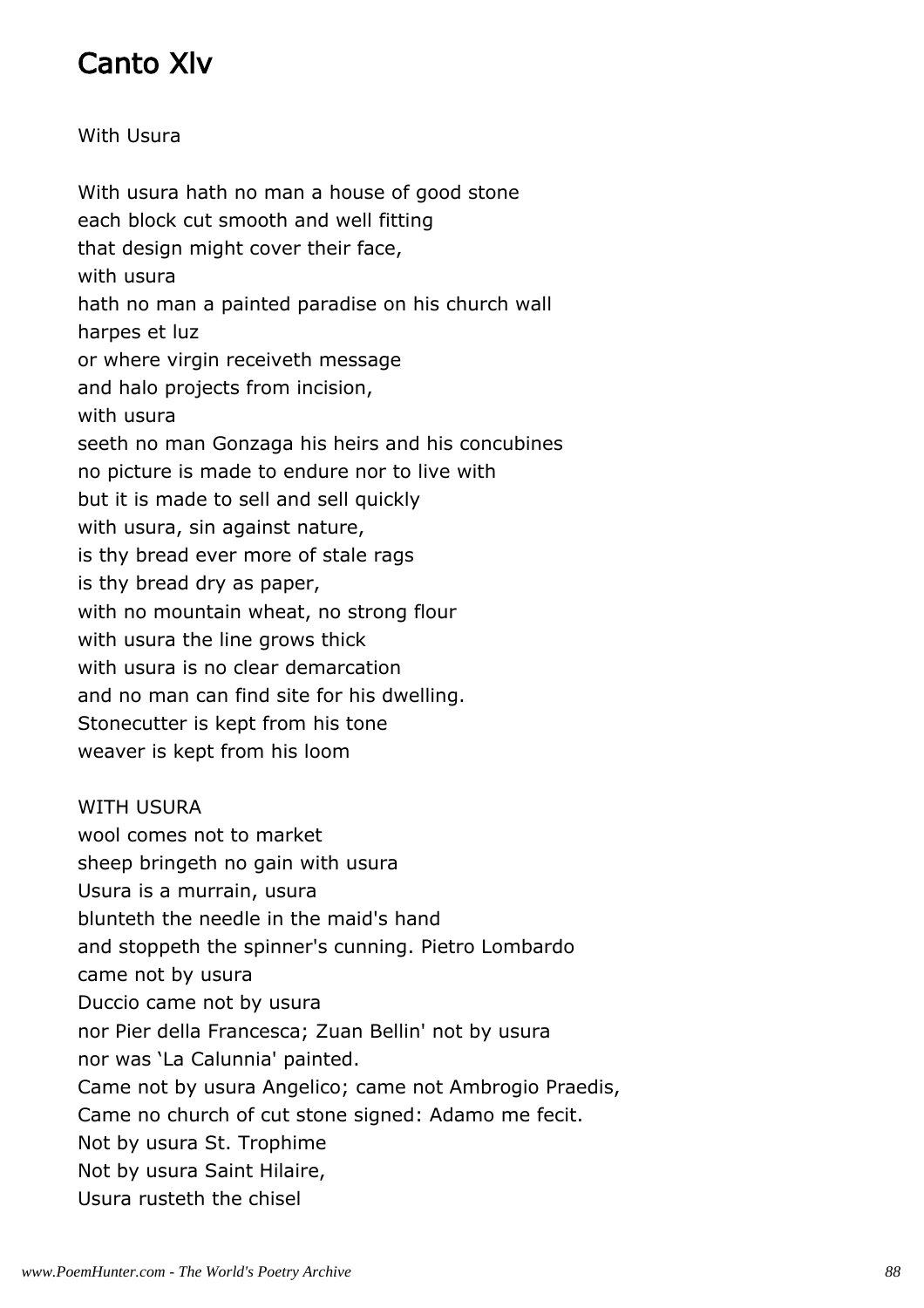# Canto Xlv

With Usura

With usura hath no man a house of good stone
each block cut smooth and well fitting
that design might cover their face,
with usura
hath no man a painted paradise on his church wall
harpes et luz
or where virgin receiveth message
and halo projects from incision,
with usura
seeth no man Gonzaga his heirs and his concubines
no picture is made to endure nor to live with
but it is made to sell and sell quickly
with usura, sin against nature,
is thy bread ever more of stale rags
is thy bread dry as paper,
with no mountain wheat, no strong flour
with usura the line grows thick
with usura is no clear demarcation
and no man can find site for his dwelling.
Stonecutter is kept from his tone
weaver is kept from his loom

WITH USURA
wool comes not to market
sheep bringeth no gain with usura
Usura is a murrain, usura
blunteth the needle in the maid's hand
and stoppeth the spinner's cunning. Pietro Lombardo
came not by usura
Duccio came not by usura
nor Pier della Francesca; Zuan Bellin' not by usura
nor was 'La Calunnia' painted.
Came not by usura Angelico; came not Ambrogio Praedis,
Came no church of cut stone signed: Adamo me fecit.
Not by usura St. Trophime
Not by usura Saint Hilaire,
Usura rusteth the chisel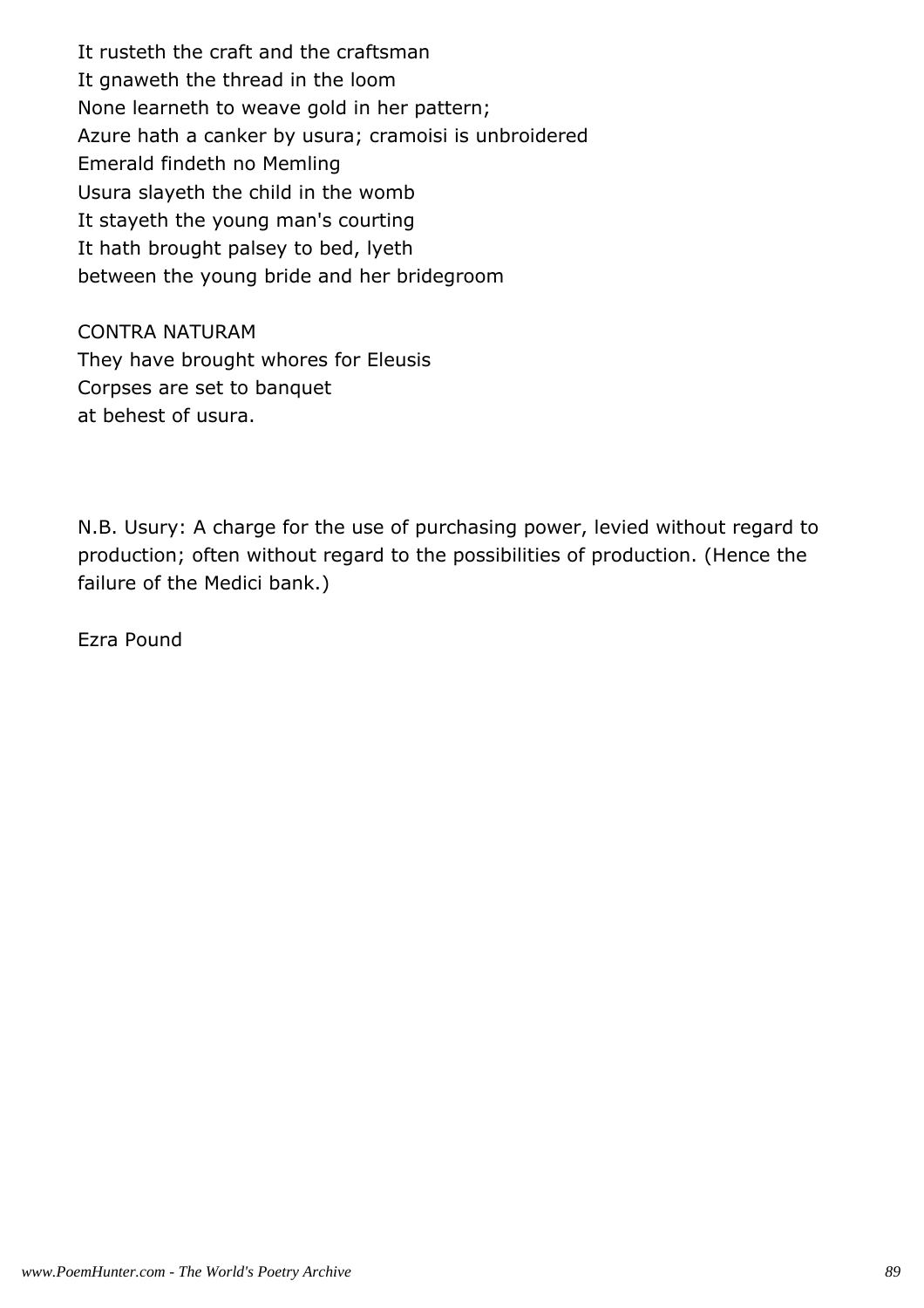It rusteth the craft and the craftsman
It gnaweth the thread in the loom
None learneth to weave gold in her pattern;
Azure hath a canker by usura; cramoisi is unbroidered
Emerald findeth no Memling
Usura slayeth the child in the womb
It stayeth the young man's courting
It hath brought palsey to bed, lyeth
between the young bride and her bridegroom

CONTRA NATURAM
They have brought whores for Eleusis
Corpses are set to banquet
at behest of usura.

N.B. Usury: A charge for the use of purchasing power, levied without regard to production; often without regard to the possibilities of production. (Hence the failure of the Medici bank.)

Ezra Pound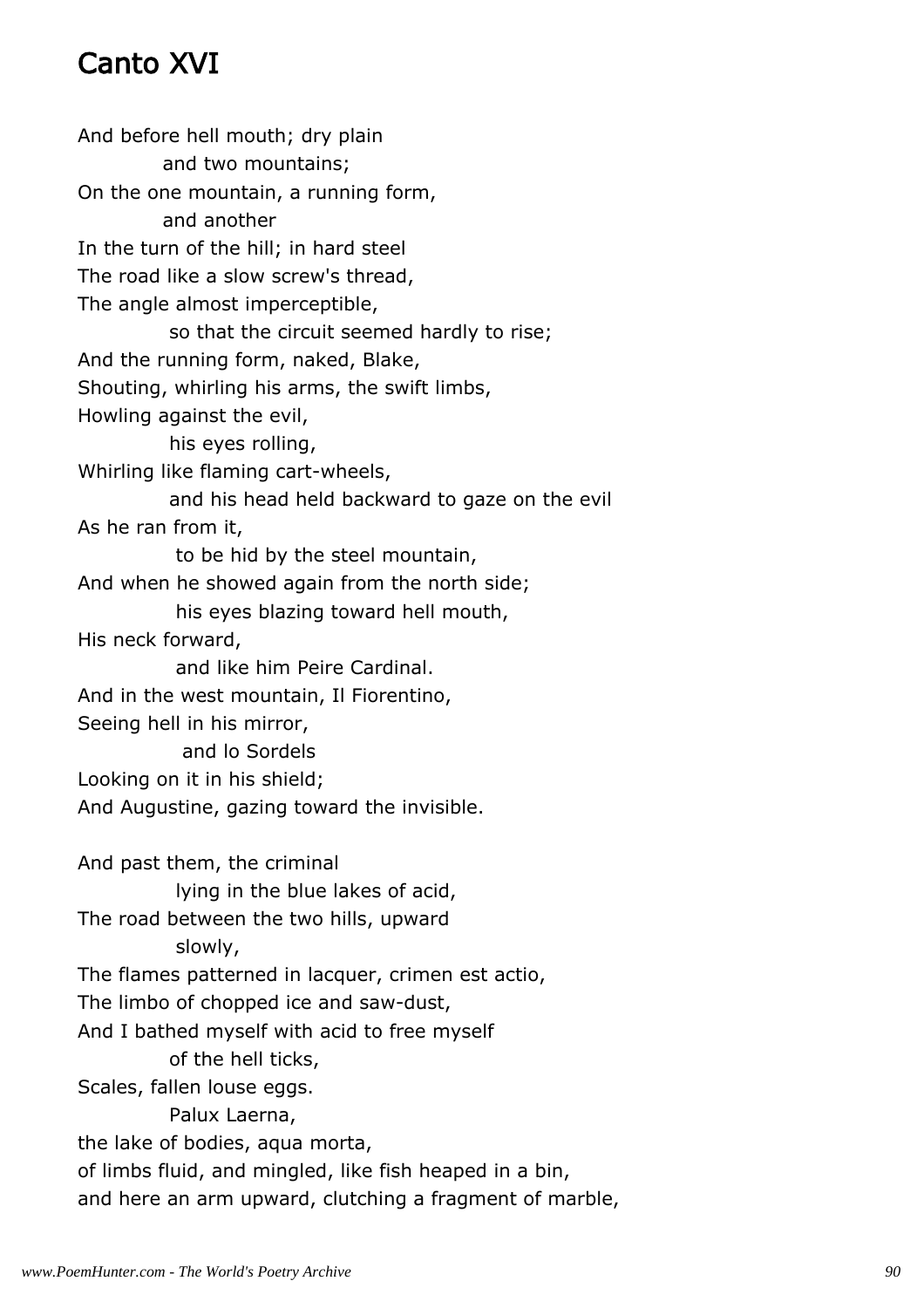# Canto XVI

And before hell mouth; dry plain
          and two mountains;
On the one mountain, a running form,
          and another
In the turn of the hill; in hard steel
The road like a slow screw's thread,
The angle almost imperceptible,
          so that the circuit seemed hardly to rise;
And the running form, naked, Blake,
Shouting, whirling his arms, the swift limbs,
Howling against the evil,
          his eyes rolling,
Whirling like flaming cart-wheels,
          and his head held backward to gaze on the evil
As he ran from it,
          to be hid by the steel mountain,
And when he showed again from the north side;
          his eyes blazing toward hell mouth,
His neck forward,
          and like him Peire Cardinal.
And in the west mountain, Il Fiorentino,
Seeing hell in his mirror,
          and lo Sordels
Looking on it in his shield;
And Augustine, gazing toward the invisible.

And past them, the criminal
          lying in the blue lakes of acid,
The road between the two hills, upward
          slowly,
The flames patterned in lacquer, crimen est actio,
The limbo of chopped ice and saw-dust,
And I bathed myself with acid to free myself
          of the hell ticks,
Scales, fallen louse eggs.
          Palux Laerna,
the lake of bodies, aqua morta,
of limbs fluid, and mingled, like fish heaped in a bin,
and here an arm upward, clutching a fragment of marble,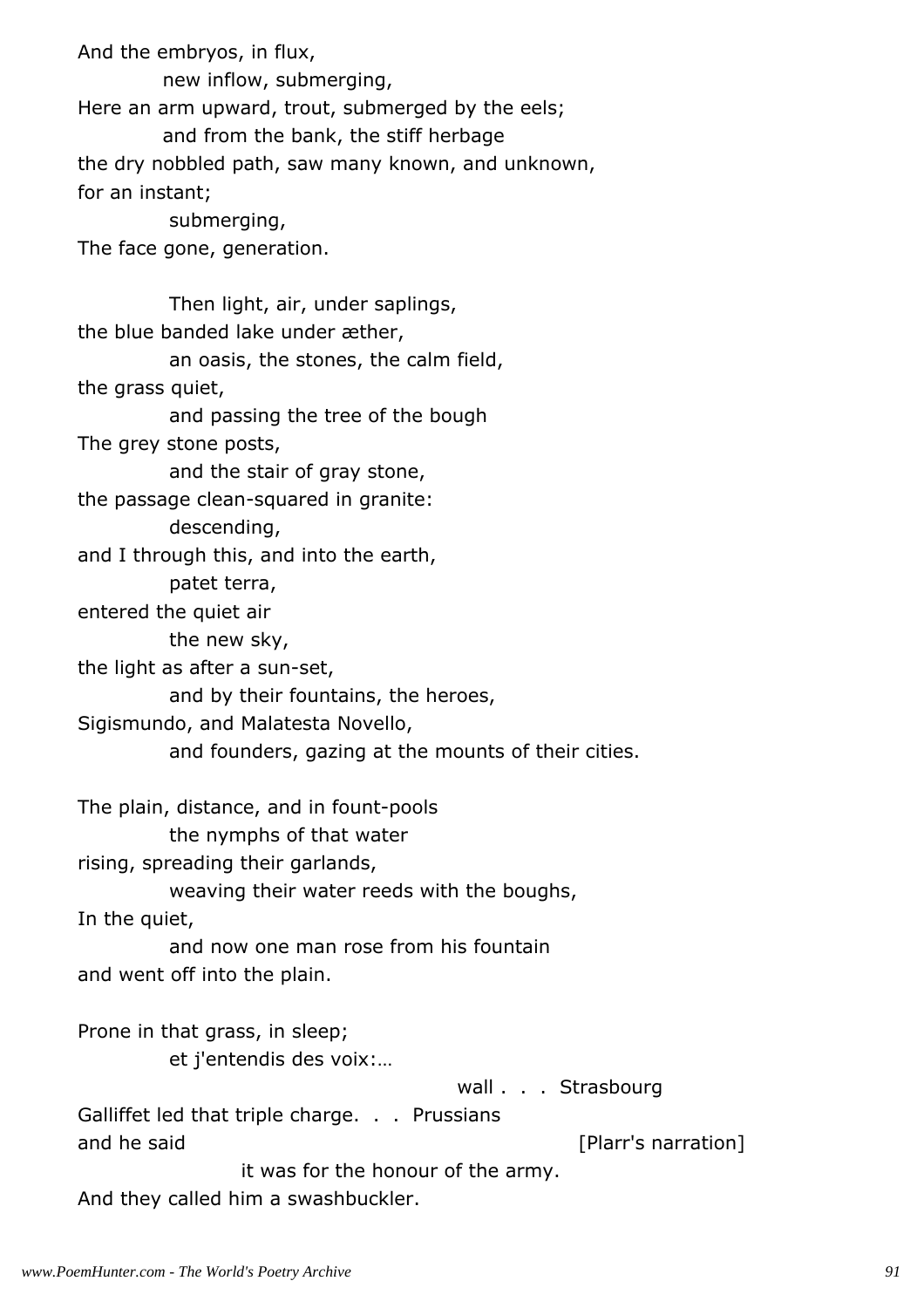And the embryos, in flux,
            new inflow, submerging,
Here an arm upward, trout, submerged by the eels;
            and from the bank, the stiff herbage
the dry nobbled path, saw many known, and unknown,
for an instant;
            submerging,
The face gone, generation.

            Then light, air, under saplings,
the blue banded lake under æther,
            an oasis, the stones, the calm field,
the grass quiet,
            and passing the tree of the bough
The grey stone posts,
            and the stair of gray stone,
the passage clean-squared in granite:
            descending,
and I through this, and into the earth,
            patet terra,
entered the quiet air
            the new sky,
the light as after a sun-set,
            and by their fountains, the heroes,
Sigismundo, and Malatesta Novello,
            and founders, gazing at the mounts of their cities.

The plain, distance, and in fount-pools
            the nymphs of that water
rising, spreading their garlands,
            weaving their water reeds with the boughs,
In the quiet,
            and now one man rose from his fountain
and went off into the plain.

Prone in that grass, in sleep;
            et j'entendis des voix:…
                                                            wall . . . Strasbourg
Galliffet led that triple charge. . . Prussians
and he said                                                             [Plarr's narration]
                        it was for the honour of the army.
And they called him a swashbuckler.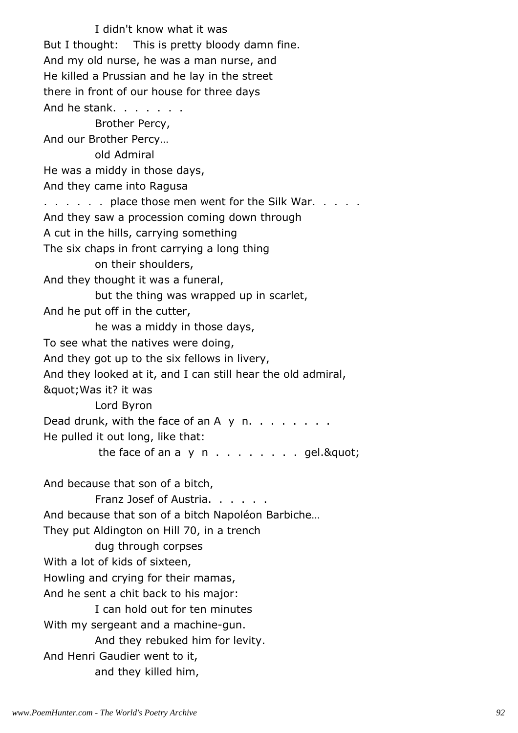I didn't know what it was
But I thought:    This is pretty bloody damn fine.
And my old nurse, he was a man nurse, and
He killed a Prussian and he lay in the street
there in front of our house for three days
And he stank. . . . . . .
Brother Percy,
And our Brother Percy…
old Admiral
He was a middy in those days,
And they came into Ragusa
. . . . . . place those men went for the Silk War. . . . .
And they saw a procession coming down through
A cut in the hills, carrying something
The six chaps in front carrying a long thing
on their shoulders,
And they thought it was a funeral,
but the thing was wrapped up in scarlet,
And he put off in the cutter,
he was a middy in those days,
To see what the natives were doing,
And they got up to the six fellows in livery,
And they looked at it, and I can still hear the old admiral,
&quot;Was it? it was
Lord Byron
Dead drunk, with the face of an A  y  n. . . . . . . .
He pulled it out long, like that:
the face of an a  y  n  . . . . . . . .  gel.&quot;

And because that son of a bitch,
Franz Josef of Austria. . . . . .
And because that son of a bitch Napoléon Barbiche…
They put Aldington on Hill 70, in a trench
dug through corpses
With a lot of kids of sixteen,
Howling and crying for their mamas,
And he sent a chit back to his major:
I can hold out for ten minutes
With my sergeant and a machine-gun.
And they rebuked him for levity.
And Henri Gaudier went to it,
and they killed him,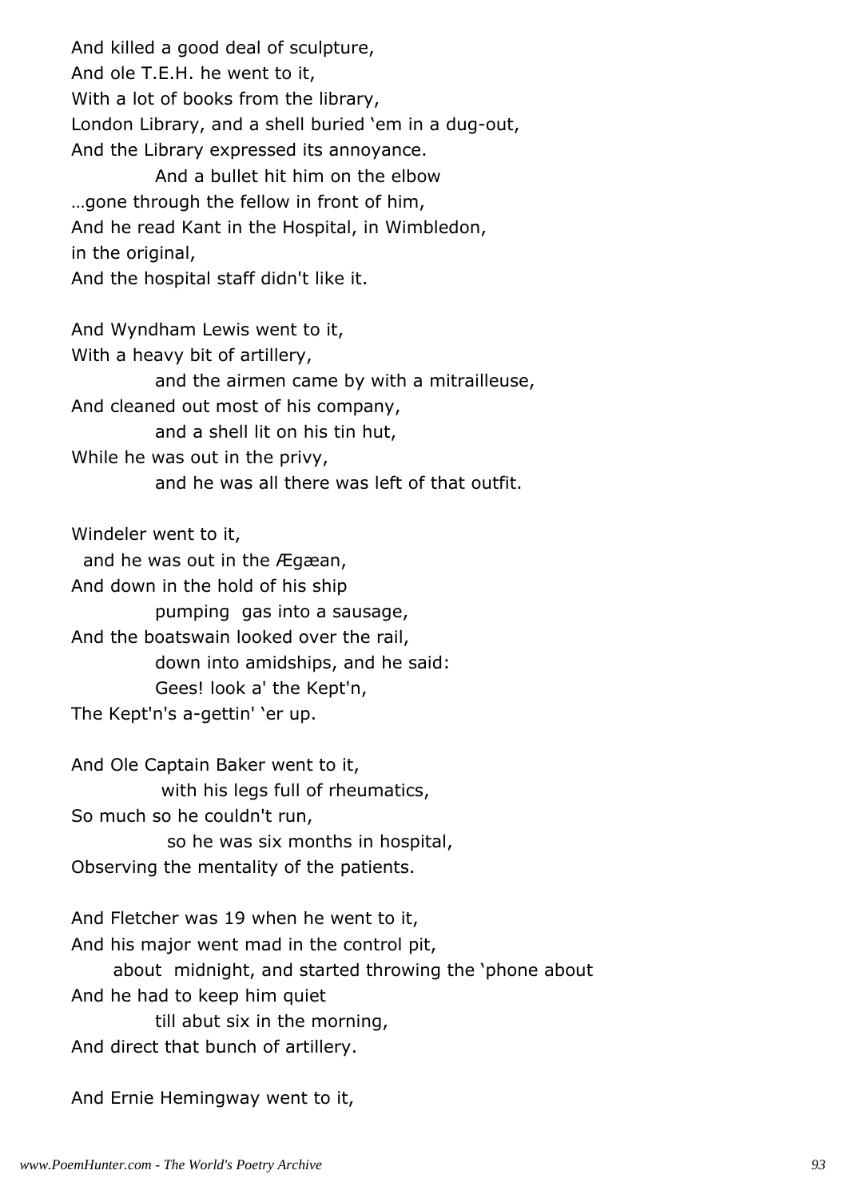And killed a good deal of sculpture,
And ole T.E.H. he went to it,
With a lot of books from the library,
London Library, and a shell buried 'em in a dug-out,
And the Library expressed its annoyance.
            And a bullet hit him on the elbow
…gone through the fellow in front of him,
And he read Kant in the Hospital, in Wimbledon,
in the original,
And the hospital staff didn't like it.

And Wyndham Lewis went to it,
With a heavy bit of artillery,
            and the airmen came by with a mitrailleuse,
And cleaned out most of his company,
            and a shell lit on his tin hut,
While he was out in the privy,
            and he was all there was left of that outfit.

Windeler went to it,
  and he was out in the Ægæan,
And down in the hold of his ship
            pumping  gas into a sausage,
And the boatswain looked over the rail,
            down into amidships, and he said:
            Gees! look a' the Kept'n,
The Kept'n's a-gettin' 'er up.

And Ole Captain Baker went to it,
             with his legs full of rheumatics,
So much so he couldn't run,
              so he was six months in hospital,
Observing the mentality of the patients.

And Fletcher was 19 when he went to it,
And his major went mad in the control pit,
      about  midnight, and started throwing the 'phone about
And he had to keep him quiet
            till abut six in the morning,
And direct that bunch of artillery.

And Ernie Hemingway went to it,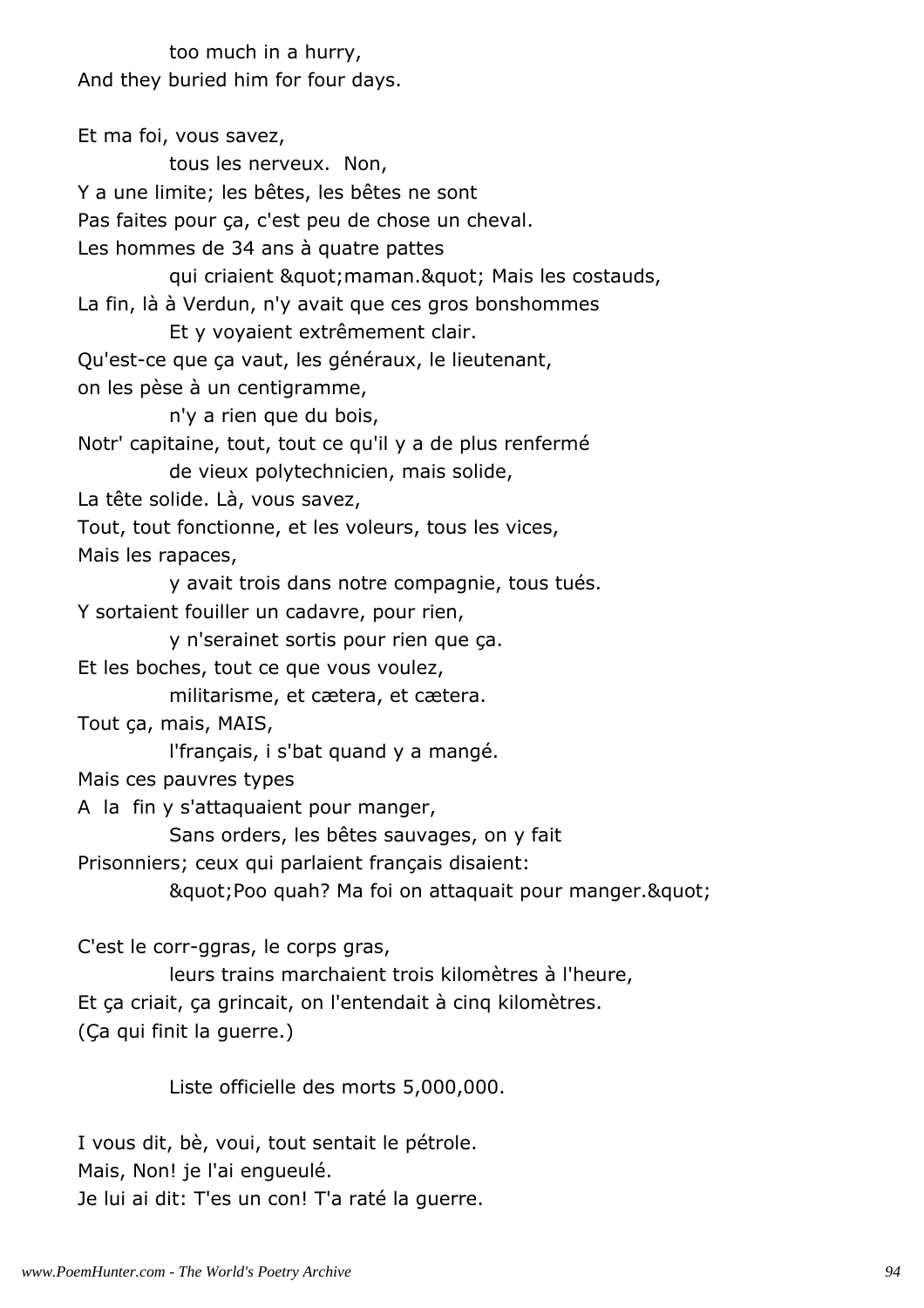too much in a hurry,
And they buried him for four days.

Et ma foi, vous savez,
tous les nerveux.  Non,
Y a une limite; les bêtes, les bêtes ne sont
Pas faites pour ça, c'est peu de chose un cheval.
Les hommes de 34 ans à quatre pattes
qui criaient "maman." Mais les costauds,
La fin, là à Verdun, n'y avait que ces gros bonshommes
Et y voyaient extrêmement clair.
Qu'est-ce que ça vaut, les généraux, le lieutenant,
on les pèse à un centigramme,
n'y a rien que du bois,
Notr' capitaine, tout, tout ce qu'il y a de plus renfermé
de vieux polytechnicien, mais solide,
La tête solide. Là, vous savez,
Tout, tout fonctionne, et les voleurs, tous les vices,
Mais les rapaces,
y avait trois dans notre compagnie, tous tués.
Y sortaient fouiller un cadavre, pour rien,
y n'serainet sortis pour rien que ça.
Et les boches, tout ce que vous voulez,
militarisme, et cætera, et cætera.
Tout ça, mais, MAIS,
l'français, i s'bat quand y a mangé.
Mais ces pauvres types
A  la  fin y s'attaquaient pour manger,
Sans orders, les bêtes sauvages, on y fait
Prisonniers; ceux qui parlaient français disaient:
"Poo quah? Ma foi on attaquait pour manger."

C'est le corr-ggras, le corps gras,
leurs trains marchaient trois kilomètres à l'heure,
Et ça criait, ça grincait, on l'entendait à cinq kilomètres.
(Ça qui finit la guerre.)

Liste officielle des morts 5,000,000.

I vous dit, bè, voui, tout sentait le pétrole.
Mais, Non! je l'ai engueulé.
Je lui ai dit: T'es un con! T'a raté la guerre.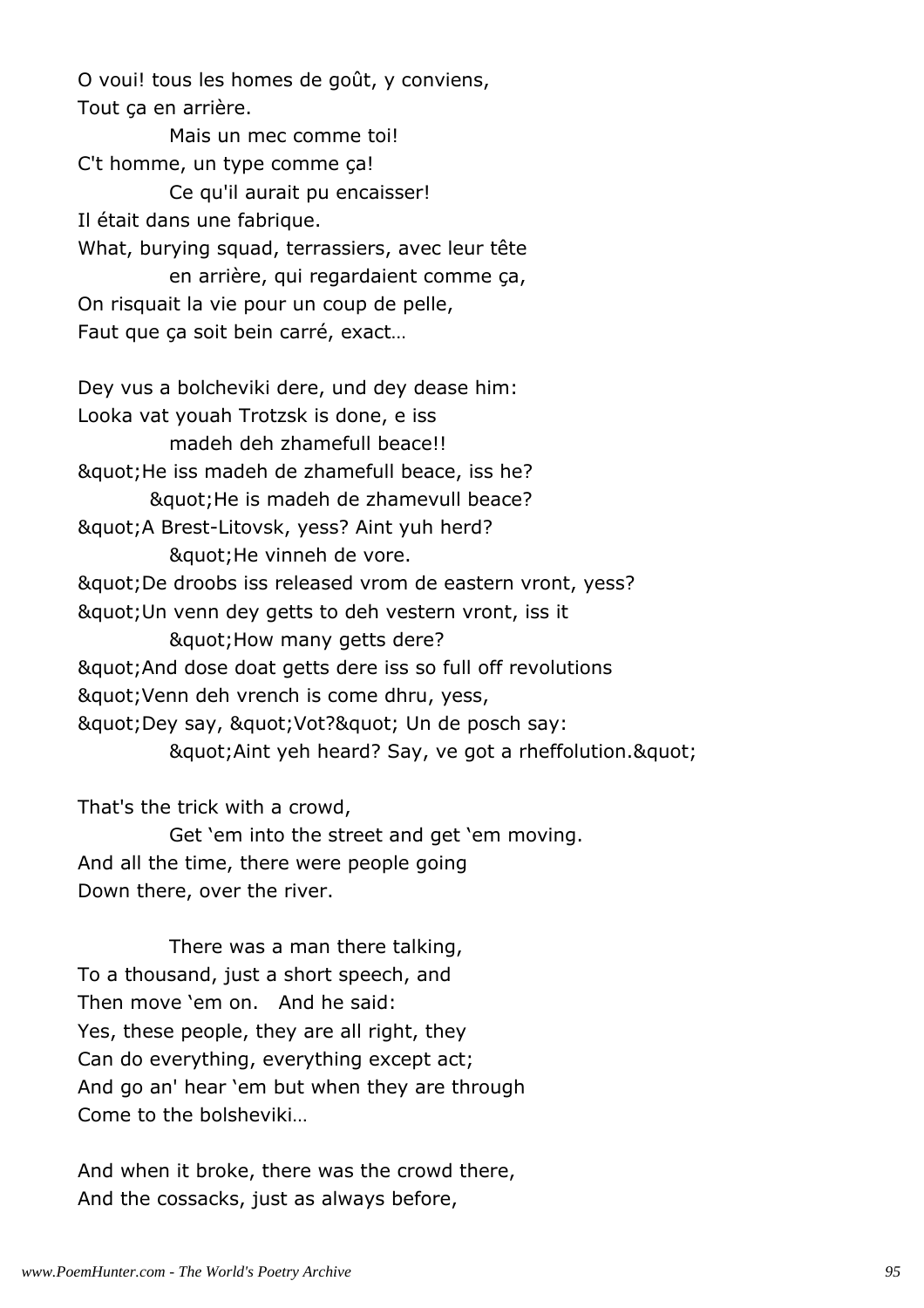O voui! tous les homes de goût, y conviens,
Tout ça en arrière.
Mais un mec comme toi!
C't homme, un type comme ça!
Ce qu'il aurait pu encaisser!
Il était dans une fabrique.
What, burying squad, terrassiers, avec leur tête
en arrière, qui regardaient comme ça,
On risquait la vie pour un coup de pelle,
Faut que ça soit bein carré, exact…

Dey vus a bolcheviki dere, und dey dease him:
Looka vat youah Trotzsk is done, e iss
madeh deh zhamefull beace!!
&quot;He iss madeh de zhamefull beace, iss he?
&quot;He is madeh de zhamevull beace?
&quot;A Brest-Litovsk, yess? Aint yuh herd?
&quot;He vinneh de vore.
&quot;De droobs iss released vrom de eastern vront, yess?
&quot;Un venn dey getts to deh vestern vront, iss it
&quot;How many getts dere?
&quot;And dose doat getts dere iss so full off revolutions
&quot;Venn deh vrench is come dhru, yess,
&quot;Dey say, &quot;Vot?&quot; Un de posch say:
&quot;Aint yeh heard? Say, ve got a rheffolution.&quot;

That's the trick with a crowd,
Get 'em into the street and get 'em moving.
And all the time, there were people going
Down there, over the river.

There was a man there talking,
To a thousand, just a short speech, and
Then move 'em on. And he said:
Yes, these people, they are all right, they
Can do everything, everything except act;
And go an' hear 'em but when they are through
Come to the bolsheviki…

And when it broke, there was the crowd there,
And the cossacks, just as always before,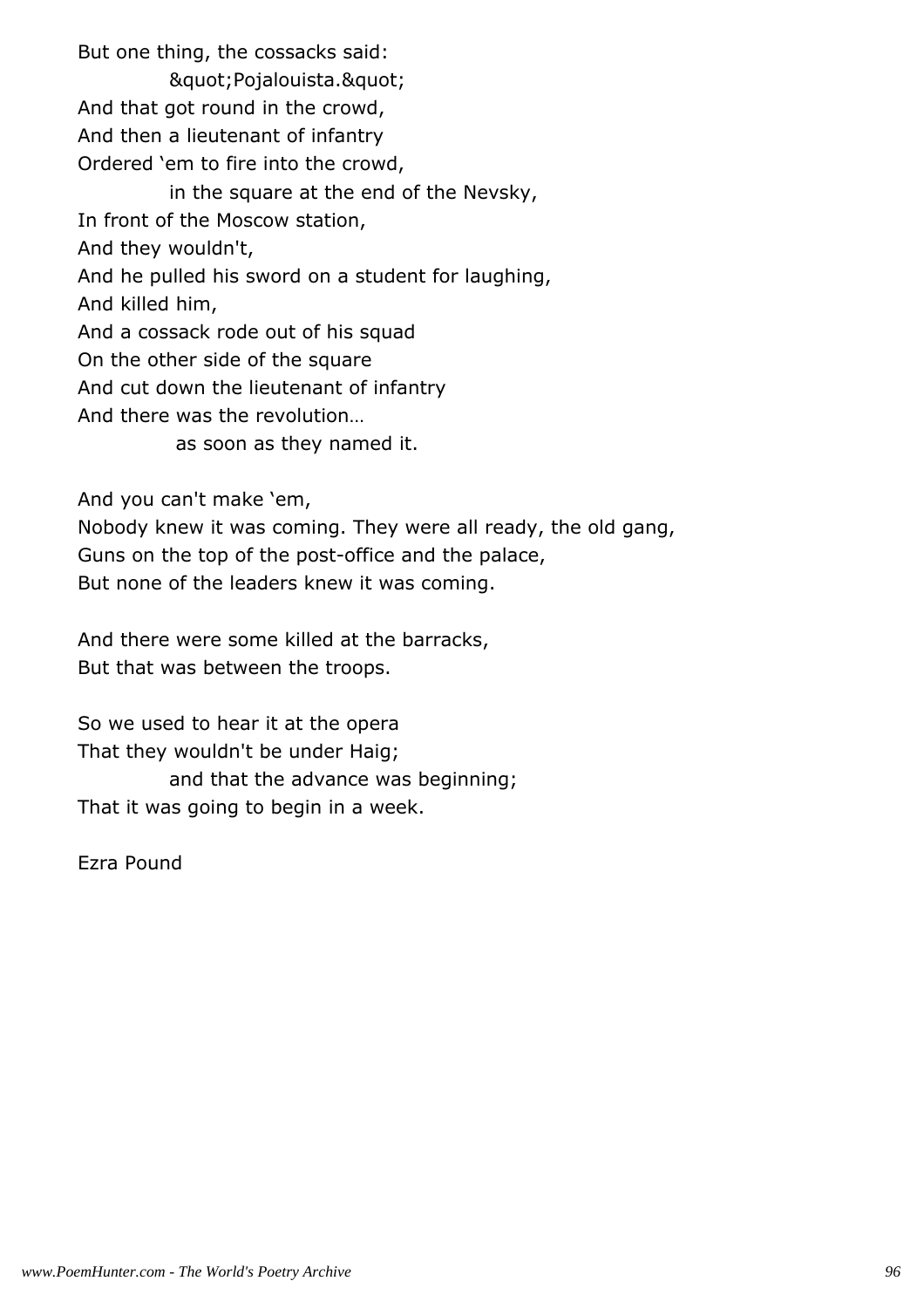But one thing, the cossacks said:
            &quot;Pojalouista.&quot;
And that got round in the crowd,
And then a lieutenant of infantry
Ordered 'em to fire into the crowd,
            in the square at the end of the Nevsky,
In front of the Moscow station,
And they wouldn't,
And he pulled his sword on a student for laughing,
And killed him,
And a cossack rode out of his squad
On the other side of the square
And cut down the lieutenant of infantry
And there was the revolution…
             as soon as they named it.

And you can't make 'em,
Nobody knew it was coming. They were all ready, the old gang,
Guns on the top of the post-office and the palace,
But none of the leaders knew it was coming.

And there were some killed at the barracks,
But that was between the troops.

So we used to hear it at the opera
That they wouldn't be under Haig;
            and that the advance was beginning;
That it was going to begin in a week.

Ezra Pound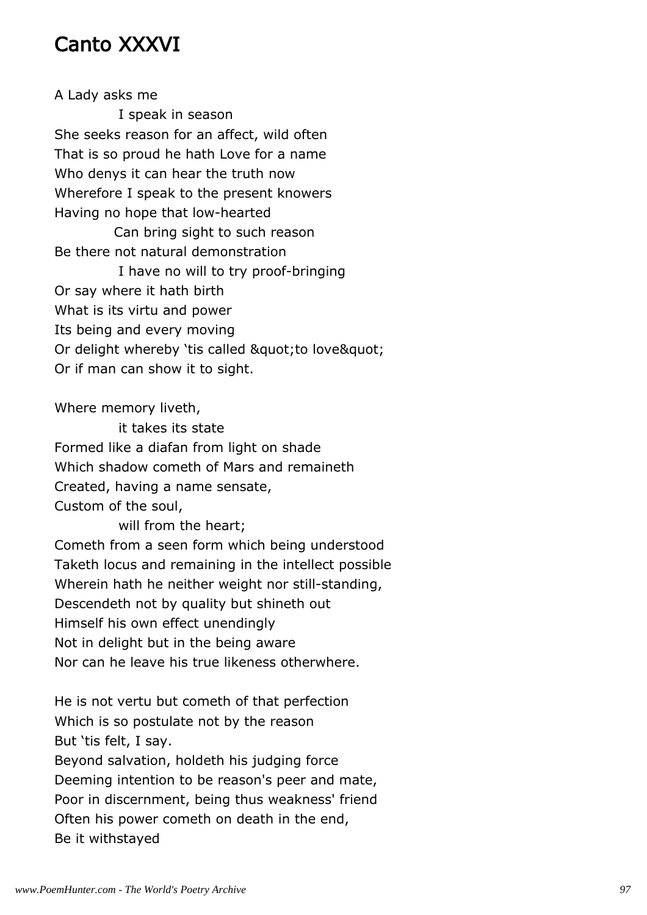# Canto XXXVI

A Lady asks me
            I speak in season
She seeks reason for an affect, wild often
That is so proud he hath Love for a name
Who denys it can hear the truth now
Wherefore I speak to the present knowers
Having no hope that low-hearted
            Can bring sight to such reason
Be there not natural demonstration
            I have no will to try proof-bringing
Or say where it hath birth
What is its virtu and power
Its being and every moving
Or delight whereby 'tis called &quot;to love&quot;
Or if man can show it to sight.

Where memory liveth,
            it takes its state
Formed like a diafan from light on shade
Which shadow cometh of Mars and remaineth
Created, having a name sensate,
Custom of the soul,
            will from the heart;
Cometh from a seen form which being understood
Taketh locus and remaining in the intellect possible
Wherein hath he neither weight nor still-standing,
Descendeth not by quality but shineth out
Himself his own effect unendingly
Not in delight but in the being aware
Nor can he leave his true likeness otherwhere.

He is not vertu but cometh of that perfection
Which is so postulate not by the reason
But 'tis felt, I say.
Beyond salvation, holdeth his judging force
Deeming intention to be reason's peer and mate,
Poor in discernment, being thus weakness' friend
Often his power cometh on death in the end,
Be it withstayed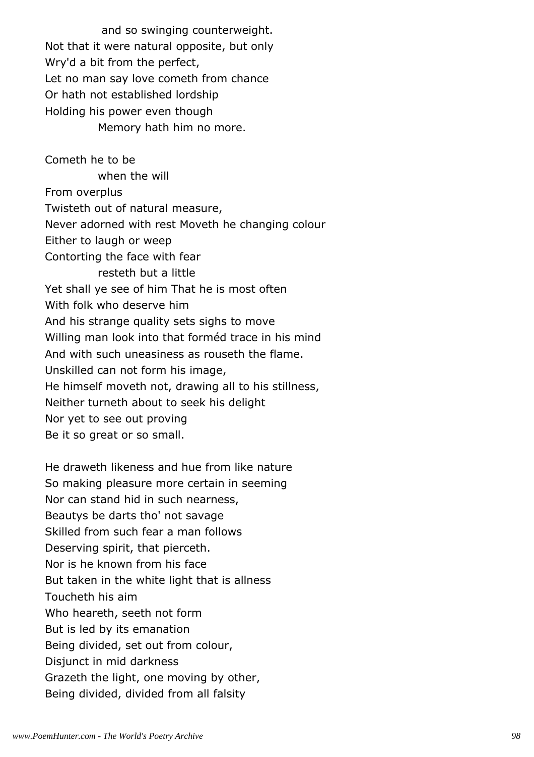and so swinging counterweight.
Not that it were natural opposite, but only
Wry'd a bit from the perfect,
Let no man say love cometh from chance
Or hath not established lordship
Holding his power even though
Memory hath him no more.

Cometh he to be
when the will
From overplus
Twisteth out of natural measure,
Never adorned with rest Moveth he changing colour
Either to laugh or weep
Contorting the face with fear
resteth but a little
Yet shall ye see of him That he is most often
With folk who deserve him
And his strange quality sets sighs to move
Willing man look into that forméd trace in his mind
And with such uneasiness as rouseth the flame.
Unskilled can not form his image,
He himself moveth not, drawing all to his stillness,
Neither turneth about to seek his delight
Nor yet to see out proving
Be it so great or so small.

He draweth likeness and hue from like nature
So making pleasure more certain in seeming
Nor can stand hid in such nearness,
Beautys be darts tho' not savage
Skilled from such fear a man follows
Deserving spirit, that pierceth.
Nor is he known from his face
But taken in the white light that is allness
Toucheth his aim
Who heareth, seeth not form
But is led by its emanation
Being divided, set out from colour,
Disjunct in mid darkness
Grazeth the light, one moving by other,
Being divided, divided from all falsity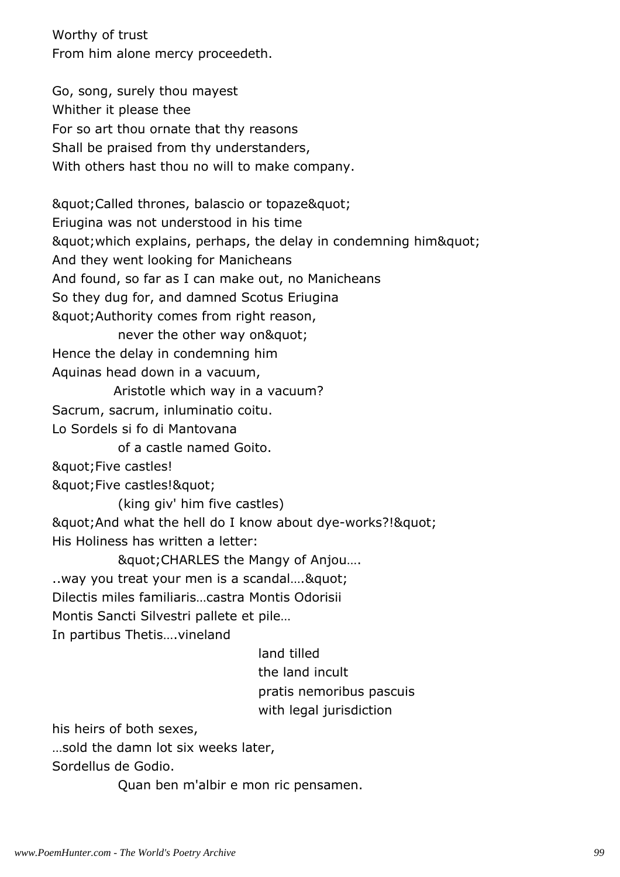Worthy of trust
From him alone mercy proceedeth.

Go, song, surely thou mayest
Whither it please thee
For so art thou ornate that thy reasons
Shall be praised from thy understanders,
With others hast thou no will to make company.

&quot;Called thrones, balascio or topaze&quot;
Eriugina was not understood in his time
&quot;which explains, perhaps, the delay in condemning him&quot;
And they went looking for Manicheans
And found, so far as I can make out, no Manicheans
So they dug for, and damned Scotus Eriugina
&quot;Authority comes from right reason,
            never the other way on&quot;
Hence the delay in condemning him
Aquinas head down in a vacuum,
            Aristotle which way in a vacuum?
Sacrum, sacrum, inluminatio coitu.
Lo Sordels si fo di Mantovana
            of a castle named Goito.
&quot;Five castles!
&quot;Five castles!&quot;
            (king giv' him five castles)
&quot;And what the hell do I know about dye-works?!&quot;
His Holiness has written a letter:
            &quot;CHARLES the Mangy of Anjou….
..way you treat your men is a scandal….&quot;
Dilectis miles familiaris…castra Montis Odorisii
Montis Sancti Silvestri pallete et pile…
In partibus Thetis….vineland
                                    land tilled
                                    the land incult
                                    pratis nemoribus pascuis
                                    with legal jurisdiction
his heirs of both sexes,
…sold the damn lot six weeks later,
Sordellus de Godio.
            Quan ben m'albir e mon ric pensamen.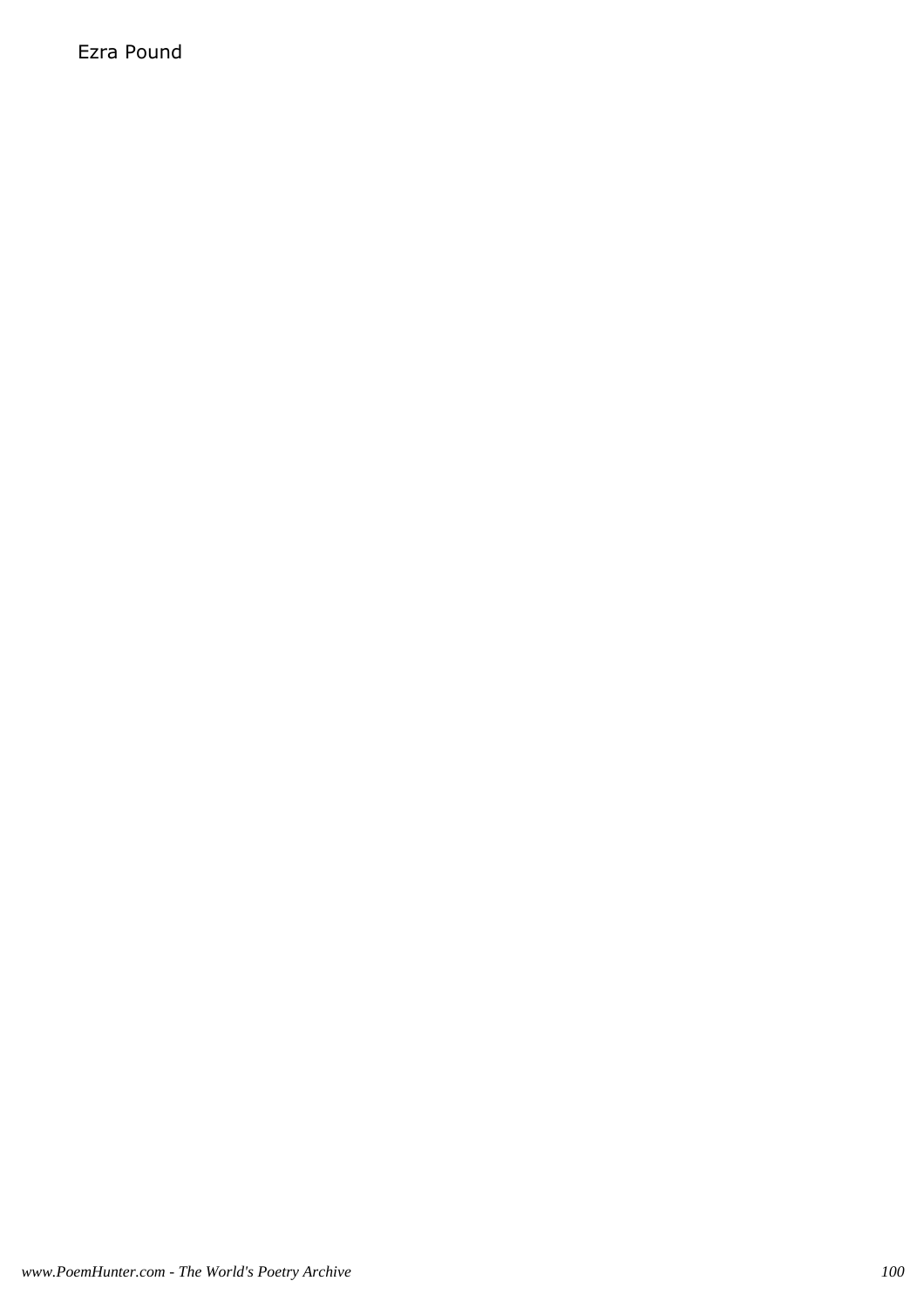Ezra Pound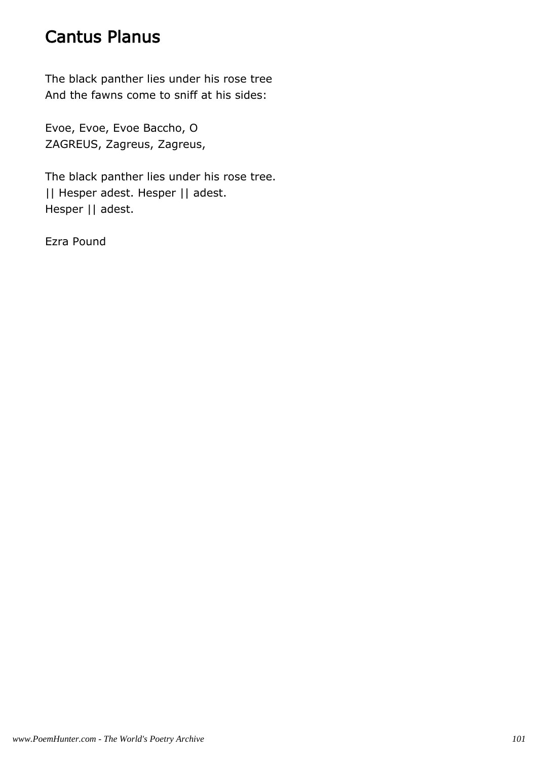# Cantus Planus

The black panther lies under his rose tree  
And the fawns come to sniff at his sides:

Evoe, Evoe, Evoe Baccho, O  
ZAGREUS, Zagreus, Zagreus,

The black panther lies under his rose tree.  
|| Hesper adest. Hesper || adest.  
Hesper || adest.

Ezra Pound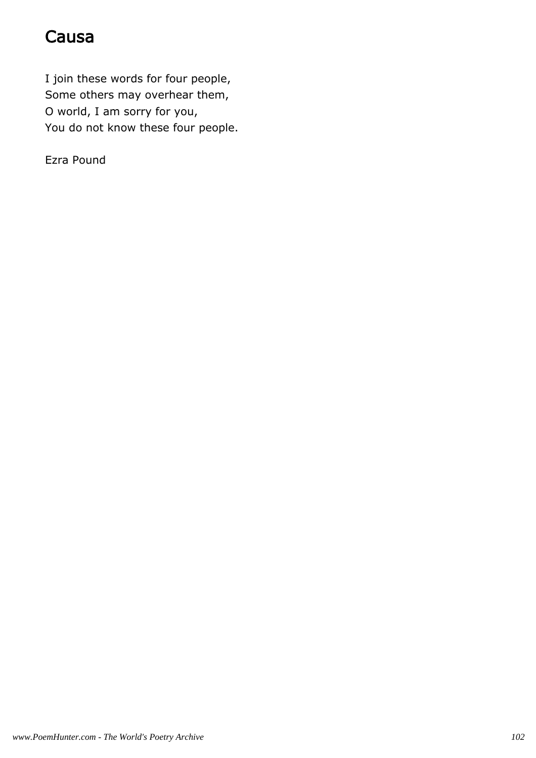# Causa

I join these words for four people,
Some others may overhear them,
O world, I am sorry for you,
You do not know these four people.

Ezra Pound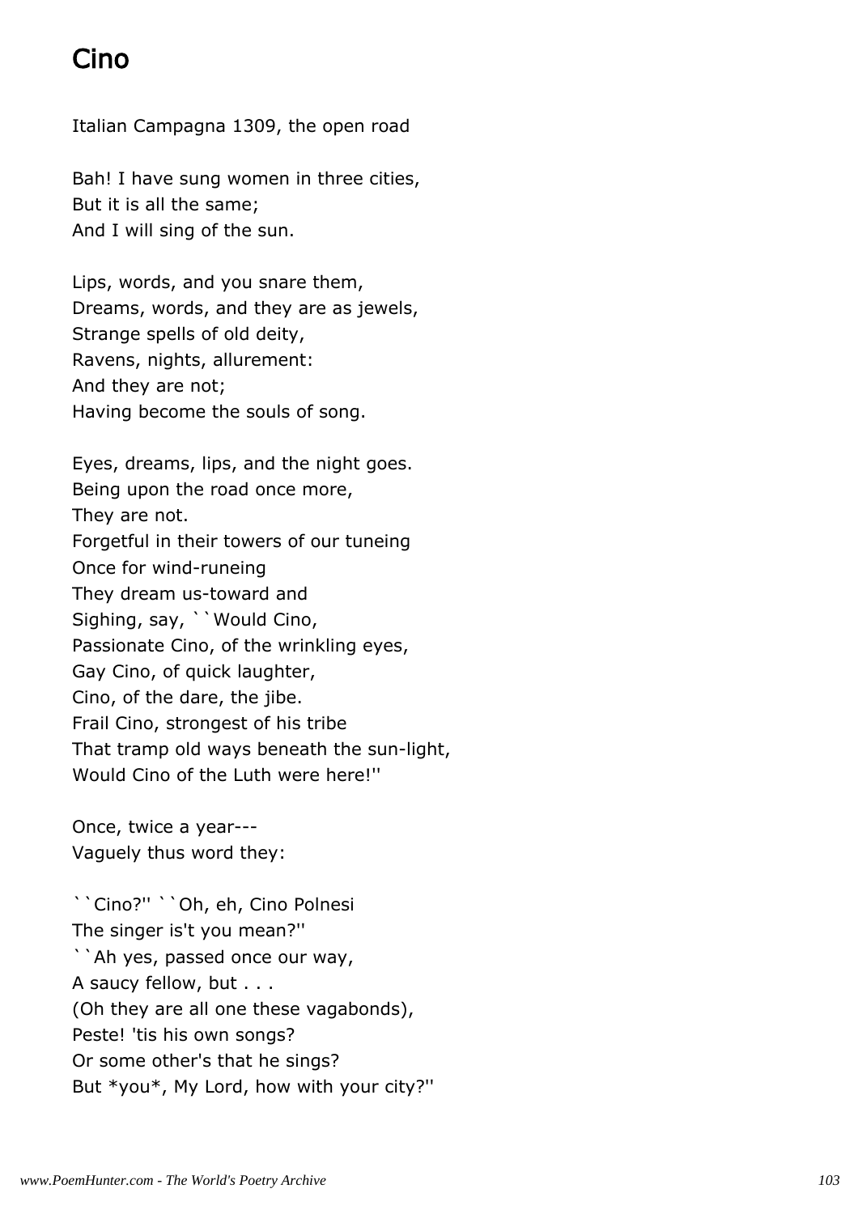## Cino

Italian Campagna 1309, the open road

Bah! I have sung women in three cities,  
But it is all the same;  
And I will sing of the sun.

Lips, words, and you snare them,  
Dreams, words, and they are as jewels,  
Strange spells of old deity,  
Ravens, nights, allurement:  
And they are not;  
Having become the souls of song.

Eyes, dreams, lips, and the night goes.  
Being upon the road once more,  
They are not.  
Forgetful in their towers of our tuneing  
Once for wind-runeing  
They dream us-toward and  
Sighing, say, ``Would Cino,  
Passionate Cino, of the wrinkling eyes,  
Gay Cino, of quick laughter,  
Cino, of the dare, the jibe.  
Frail Cino, strongest of his tribe  
That tramp old ways beneath the sun-light,  
Would Cino of the Luth were here!''

Once, twice a year---  
Vaguely thus word they:

``Cino?'' ``Oh, eh, Cino Polnesi  
The singer is't you mean?''  
``Ah yes, passed once our way,  
A saucy fellow, but . . .  
(Oh they are all one these vagabonds),  
Peste! 'tis his own songs?  
Or some other's that he sings?  
But *you*, My Lord, how with your city?''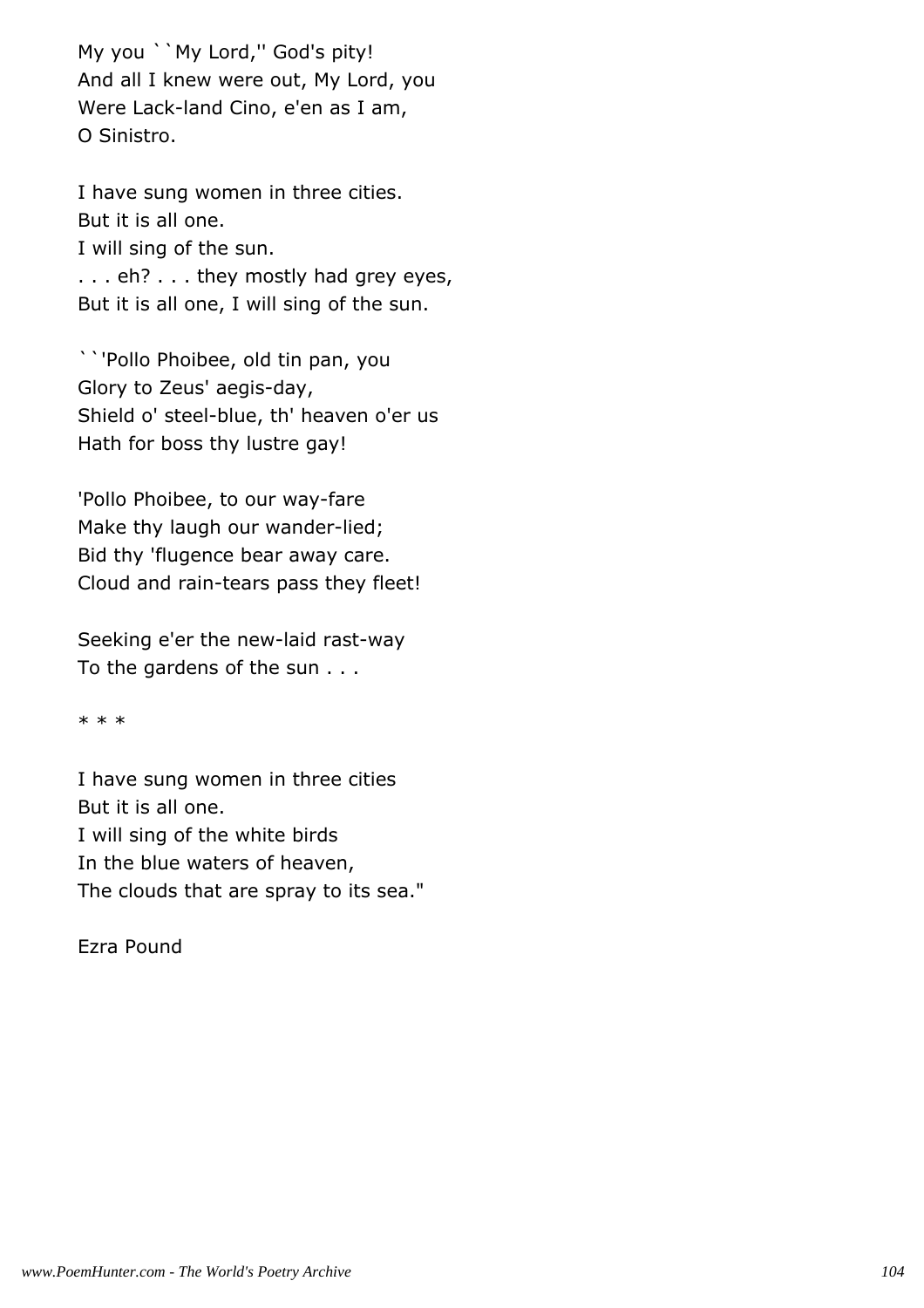My you ``My Lord,'' God's pity!
And all I knew were out, My Lord, you
Were Lack-land Cino, e'en as I am,
O Sinistro.

I have sung women in three cities.
But it is all one.
I will sing of the sun.
. . . eh? . . . they mostly had grey eyes,
But it is all one, I will sing of the sun.

``'Pollo Phoibee, old tin pan, you
Glory to Zeus' aegis-day,
Shield o' steel-blue, th' heaven o'er us
Hath for boss thy lustre gay!

'Pollo Phoibee, to our way-fare
Make thy laugh our wander-lied;
Bid thy 'flugence bear away care.
Cloud and rain-tears pass they fleet!

Seeking e'er the new-laid rast-way
To the gardens of the sun . . .

* * *

I have sung women in three cities
But it is all one.
I will sing of the white birds
In the blue waters of heaven,
The clouds that are spray to its sea."

Ezra Pound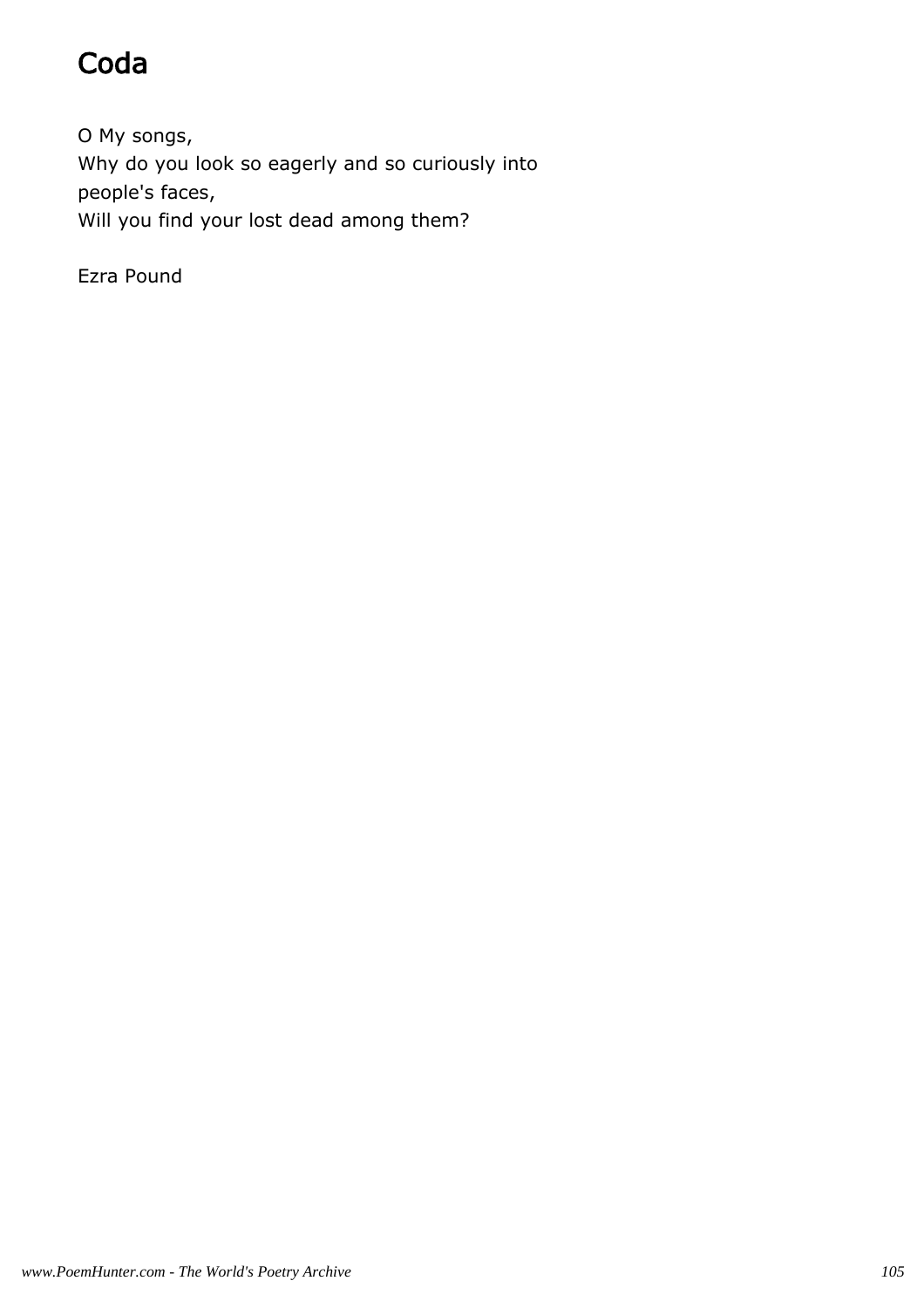# Coda

O My songs,  
Why do you look so eagerly and so curiously into people's faces,  
Will you find your lost dead among them?

Ezra Pound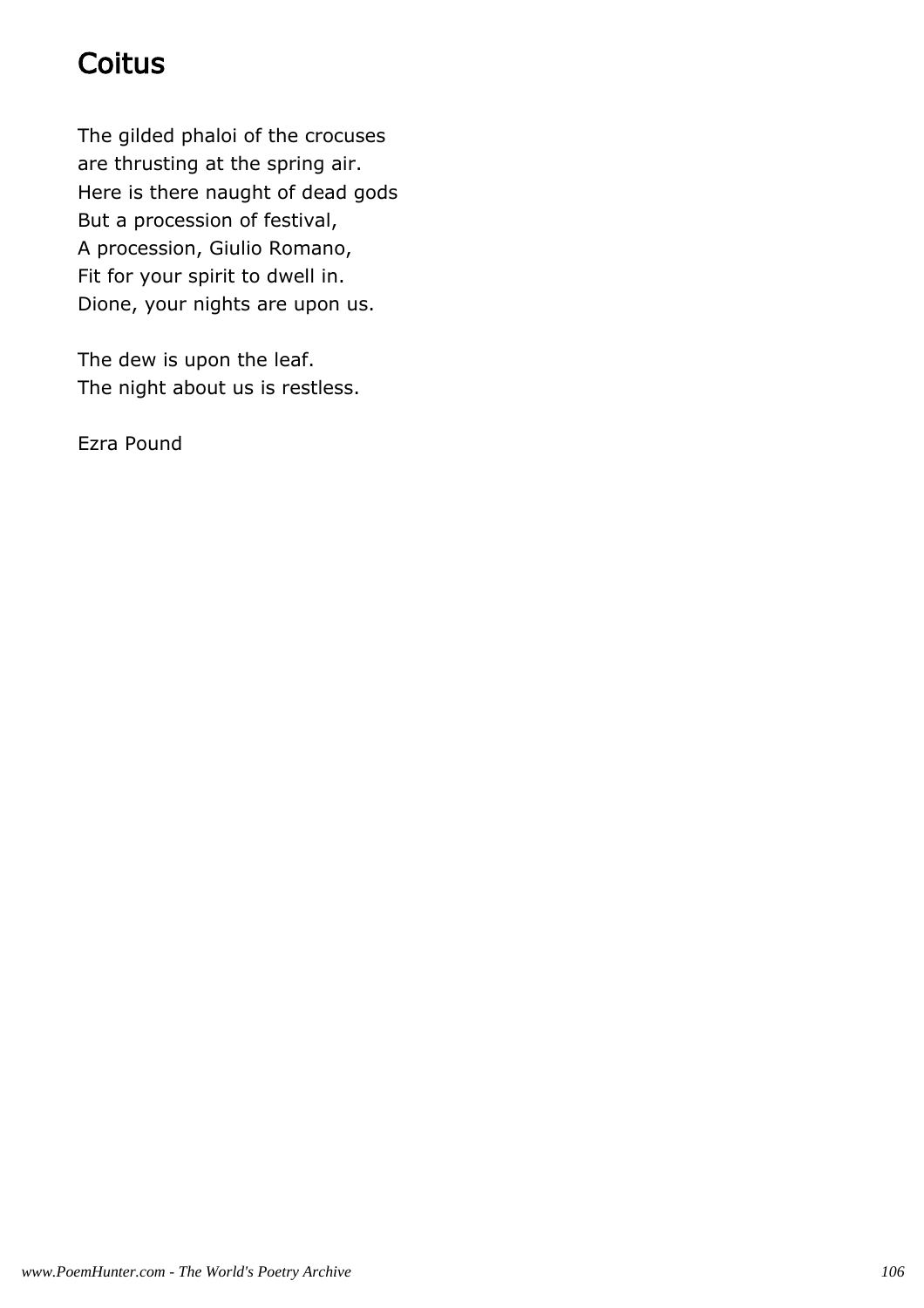# Coitus

The gilded phaloi of the crocuses  
are thrusting at the spring air.  
Here is there naught of dead gods  
But a procession of festival,  
A procession, Giulio Romano,  
Fit for your spirit to dwell in.  
Dione, your nights are upon us.

The dew is upon the leaf.  
The night about us is restless.

Ezra Pound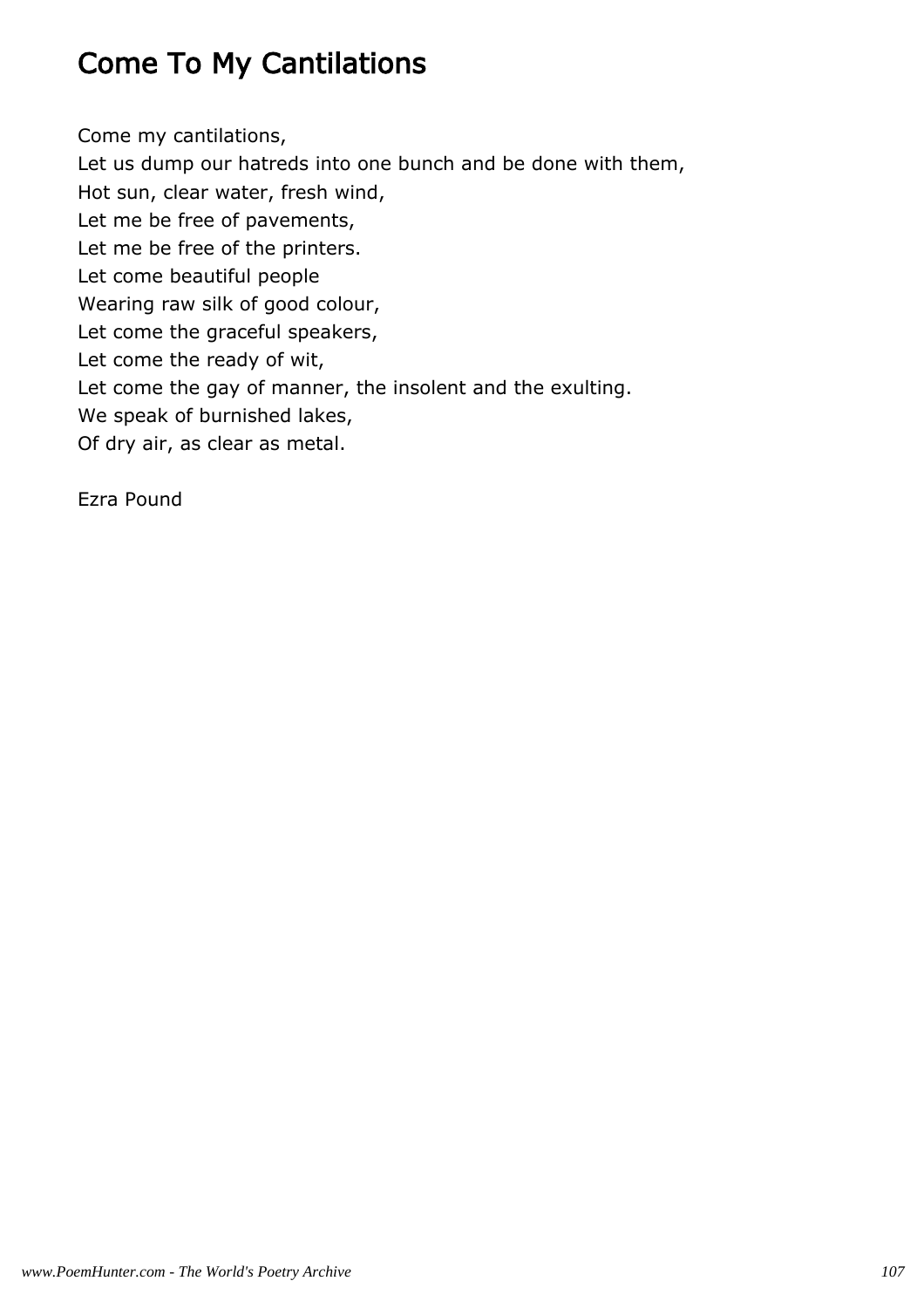# Come To My Cantilations

Come my cantilations,  
Let us dump our hatreds into one bunch and be done with them,  
Hot sun, clear water, fresh wind,  
Let me be free of pavements,  
Let me be free of the printers.  
Let come beautiful people  
Wearing raw silk of good colour,  
Let come the graceful speakers,  
Let come the ready of wit,  
Let come the gay of manner, the insolent and the exulting.  
We speak of burnished lakes,  
Of dry air, as clear as metal.

Ezra Pound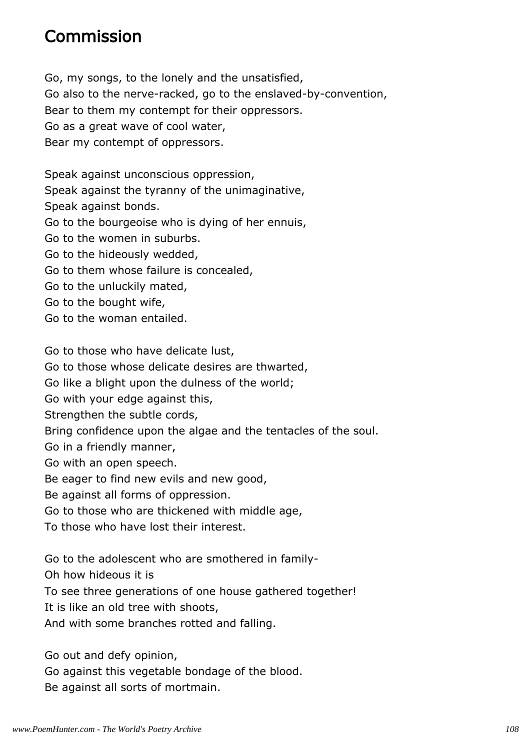# Commission

Go, my songs, to the lonely and the unsatisfied,
Go also to the nerve-racked, go to the enslaved-by-convention,
Bear to them my contempt for their oppressors.
Go as a great wave of cool water,
Bear my contempt of oppressors.

Speak against unconscious oppression,
Speak against the tyranny of the unimaginative,
Speak against bonds.
Go to the bourgeoise who is dying of her ennuis,
Go to the women in suburbs.
Go to the hideously wedded,
Go to them whose failure is concealed,
Go to the unluckily mated,
Go to the bought wife,
Go to the woman entailed.

Go to those who have delicate lust,
Go to those whose delicate desires are thwarted,
Go like a blight upon the dulness of the world;
Go with your edge against this,
Strengthen the subtle cords,
Bring confidence upon the algae and the tentacles of the soul.
Go in a friendly manner,
Go with an open speech.
Be eager to find new evils and new good,
Be against all forms of oppression.
Go to those who are thickened with middle age,
To those who have lost their interest.

Go to the adolescent who are smothered in family-
Oh how hideous it is
To see three generations of one house gathered together!
It is like an old tree with shoots,
And with some branches rotted and falling.

Go out and defy opinion,
Go against this vegetable bondage of the blood.
Be against all sorts of mortmain.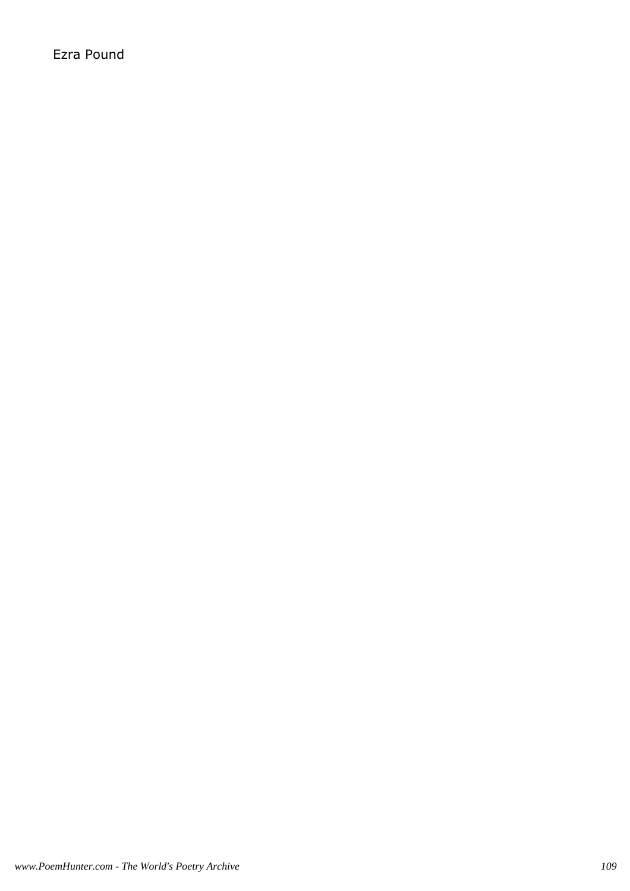Ezra Pound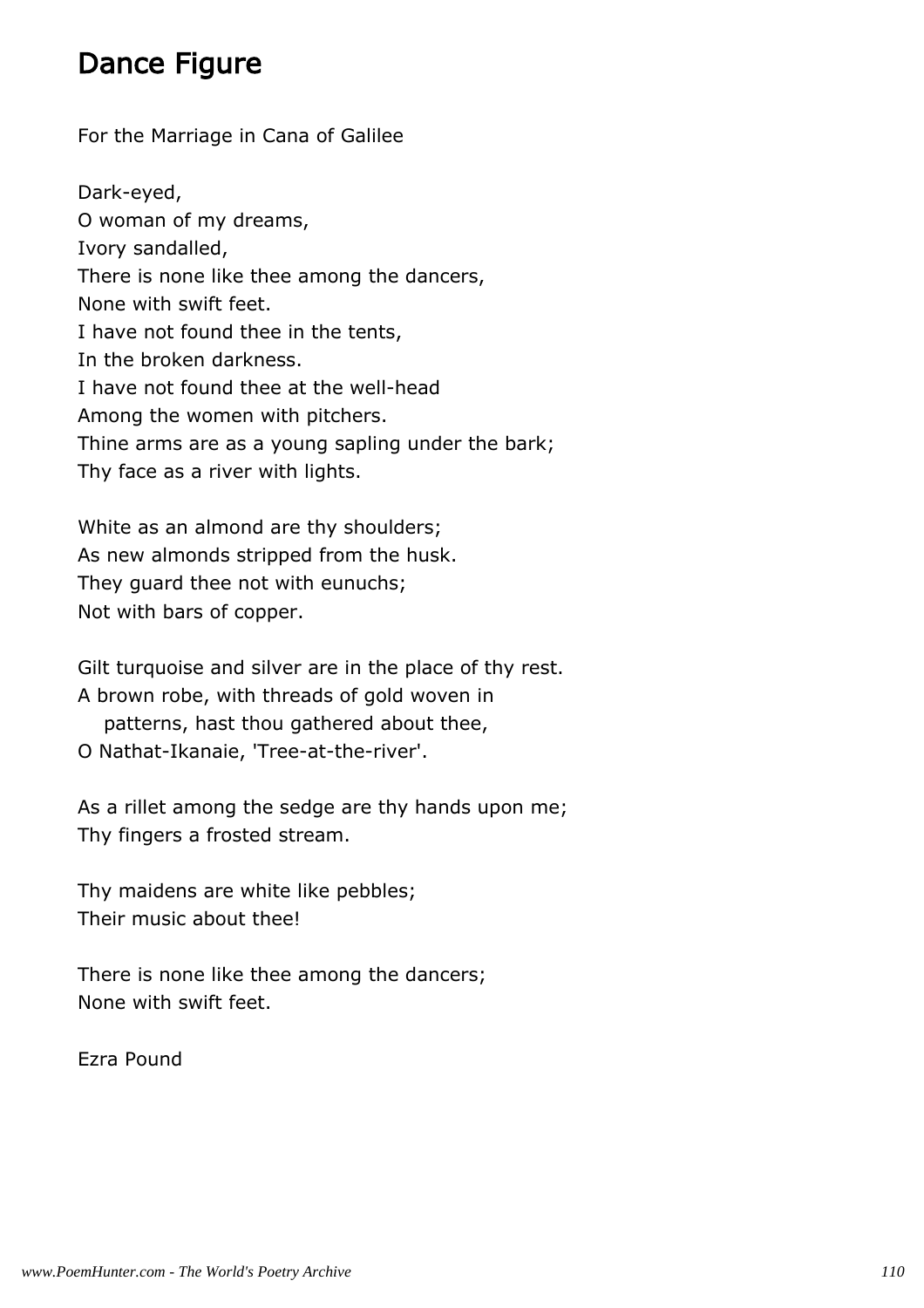# Dance Figure

For the Marriage in Cana of Galilee

Dark-eyed,  
O woman of my dreams,  
Ivory sandalled,  
There is none like thee among the dancers,  
None with swift feet.  
I have not found thee in the tents,  
In the broken darkness.  
I have not found thee at the well-head  
Among the women with pitchers.  
Thine arms are as a young sapling under the bark;  
Thy face as a river with lights.

White as an almond are thy shoulders;  
As new almonds stripped from the husk.  
They guard thee not with eunuchs;  
Not with bars of copper.

Gilt turquoise and silver are in the place of thy rest.  
A brown robe, with threads of gold woven in  
    patterns, hast thou gathered about thee,  
O Nathat-Ikanaie, 'Tree-at-the-river'.

As a rillet among the sedge are thy hands upon me;  
Thy fingers a frosted stream.

Thy maidens are white like pebbles;  
Their music about thee!

There is none like thee among the dancers;  
None with swift feet.

Ezra Pound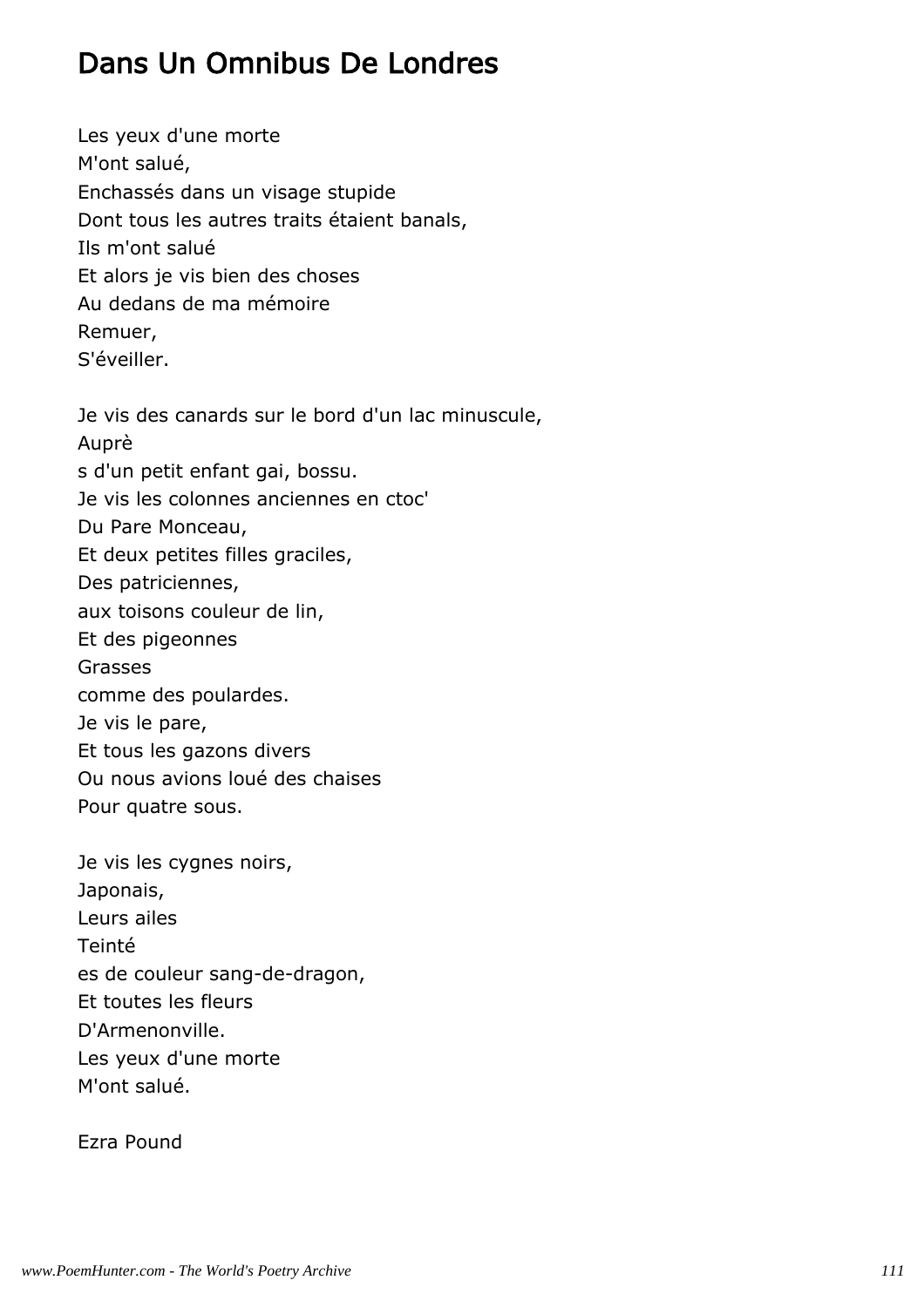# Dans Un Omnibus De Londres

Les yeux d'une morte  
M'ont salué,  
Enchassés dans un visage stupide  
Dont tous les autres traits étaient banals,  
Ils m'ont salué  
Et alors je vis bien des choses  
Au dedans de ma mémoire  
Remuer,  
S'éveiller.

Je vis des canards sur le bord d'un lac minuscule,  
Auprè  
s d'un petit enfant gai, bossu.  
Je vis les colonnes anciennes en ctoc'  
Du Pare Monceau,  
Et deux petites filles graciles,  
Des patriciennes,  
aux toisons couleur de lin,  
Et des pigeonnes  
Grasses  
comme des poulardes.  
Je vis le pare,  
Et tous les gazons divers  
Ou nous avions loué des chaises  
Pour quatre sous.

Je vis les cygnes noirs,  
Japonais,  
Leurs ailes  
Teinté  
es de couleur sang-de-dragon,  
Et toutes les fleurs  
D'Armenonville.  
Les yeux d'une morte  
M'ont salué.

Ezra Pound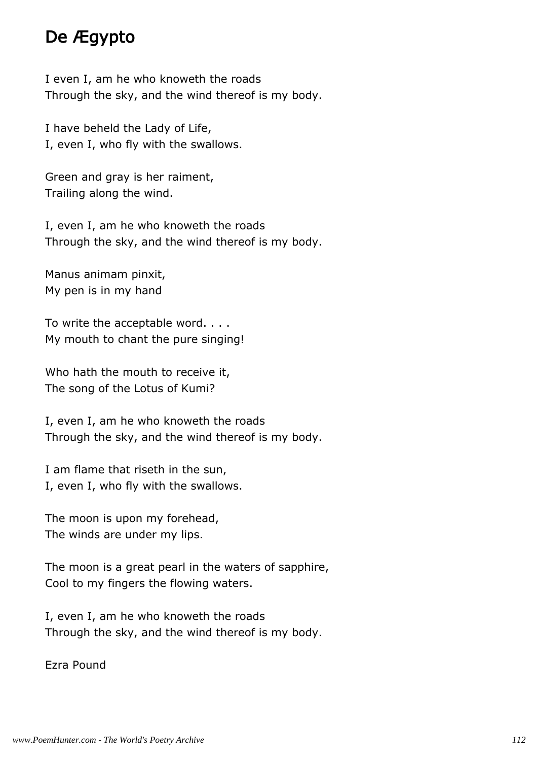# De Ægypto

I even I, am he who knoweth the roads
Through the sky, and the wind thereof is my body.

I have beheld the Lady of Life,
I, even I, who fly with the swallows.

Green and gray is her raiment,
Trailing along the wind.

I, even I, am he who knoweth the roads
Through the sky, and the wind thereof is my body.

Manus animam pinxit,
My pen is in my hand

To write the acceptable word. . . .
My mouth to chant the pure singing!

Who hath the mouth to receive it,
The song of the Lotus of Kumi?

I, even I, am he who knoweth the roads
Through the sky, and the wind thereof is my body.

I am flame that riseth in the sun,
I, even I, who fly with the swallows.

The moon is upon my forehead,
The winds are under my lips.

The moon is a great pearl in the waters of sapphire,
Cool to my fingers the flowing waters.

I, even I, am he who knoweth the roads
Through the sky, and the wind thereof is my body.

Ezra Pound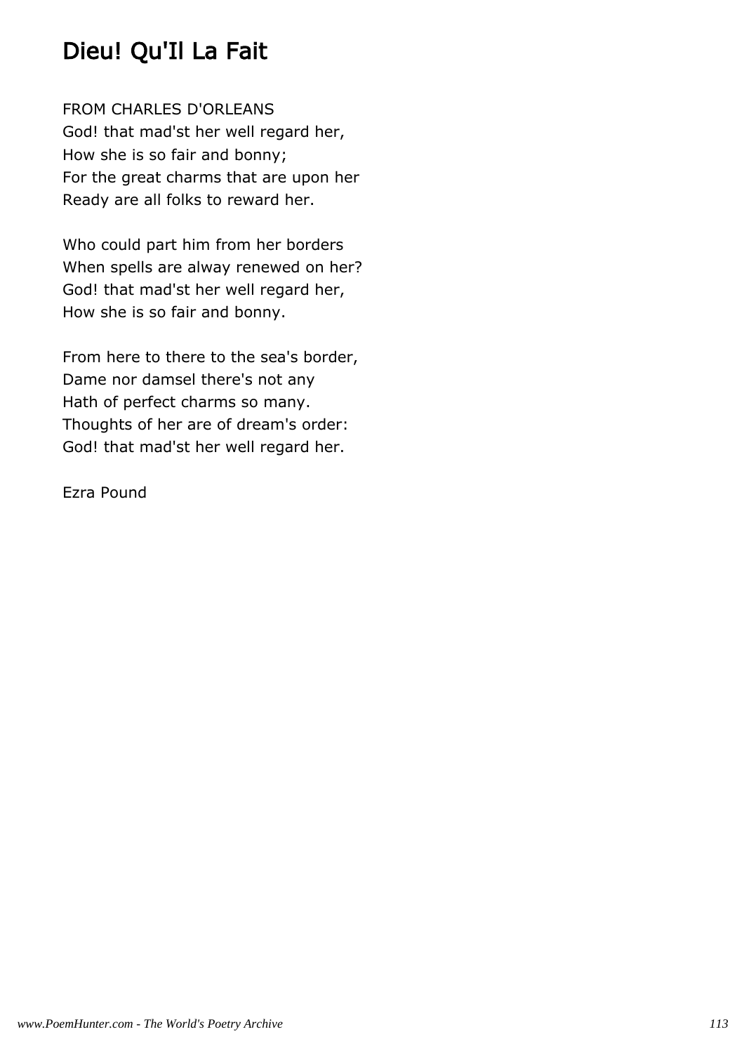# Dieu! Qu'Il La Fait

FROM CHARLES D'ORLEANS
God! that mad'st her well regard her,
How she is so fair and bonny;
For the great charms that are upon her
Ready are all folks to reward her.

Who could part him from her borders
When spells are alway renewed on her?
God! that mad'st her well regard her,
How she is so fair and bonny.

From here to there to the sea's border,
Dame nor damsel there's not any
Hath of perfect charms so many.
Thoughts of her are of dream's order:
God! that mad'st her well regard her.

Ezra Pound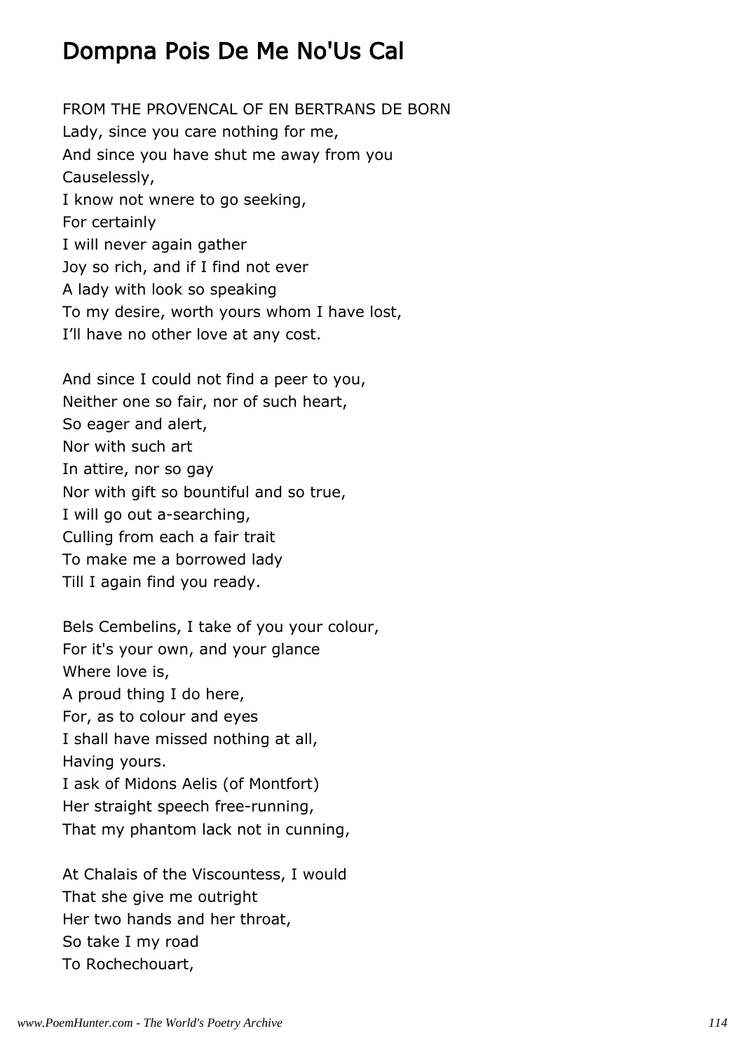# Dompna Pois De Me No'Us Cal

FROM THE PROVENCAL OF EN BERTRANS DE BORN
Lady, since you care nothing for me,
And since you have shut me away from you
Causelessly,
I know not wnere to go seeking,
For certainly
I will never again gather
Joy so rich, and if I find not ever
A lady with look so speaking
To my desire, worth yours whom I have lost,
I'll have no other love at any cost.

And since I could not find a peer to you,
Neither one so fair, nor of such heart,
So eager and alert,
Nor with such art
In attire, nor so gay
Nor with gift so bountiful and so true,
I will go out a-searching,
Culling from each a fair trait
To make me a borrowed lady
Till I again find you ready.

Bels Cembelins, I take of you your colour,
For it's your own, and your glance
Where love is,
A proud thing I do here,
For, as to colour and eyes
I shall have missed nothing at all,
Having yours.
I ask of Midons Aelis (of Montfort)
Her straight speech free-running,
That my phantom lack not in cunning,

At Chalais of the Viscountess, I would
That she give me outright
Her two hands and her throat,
So take I my road
To Rochechouart,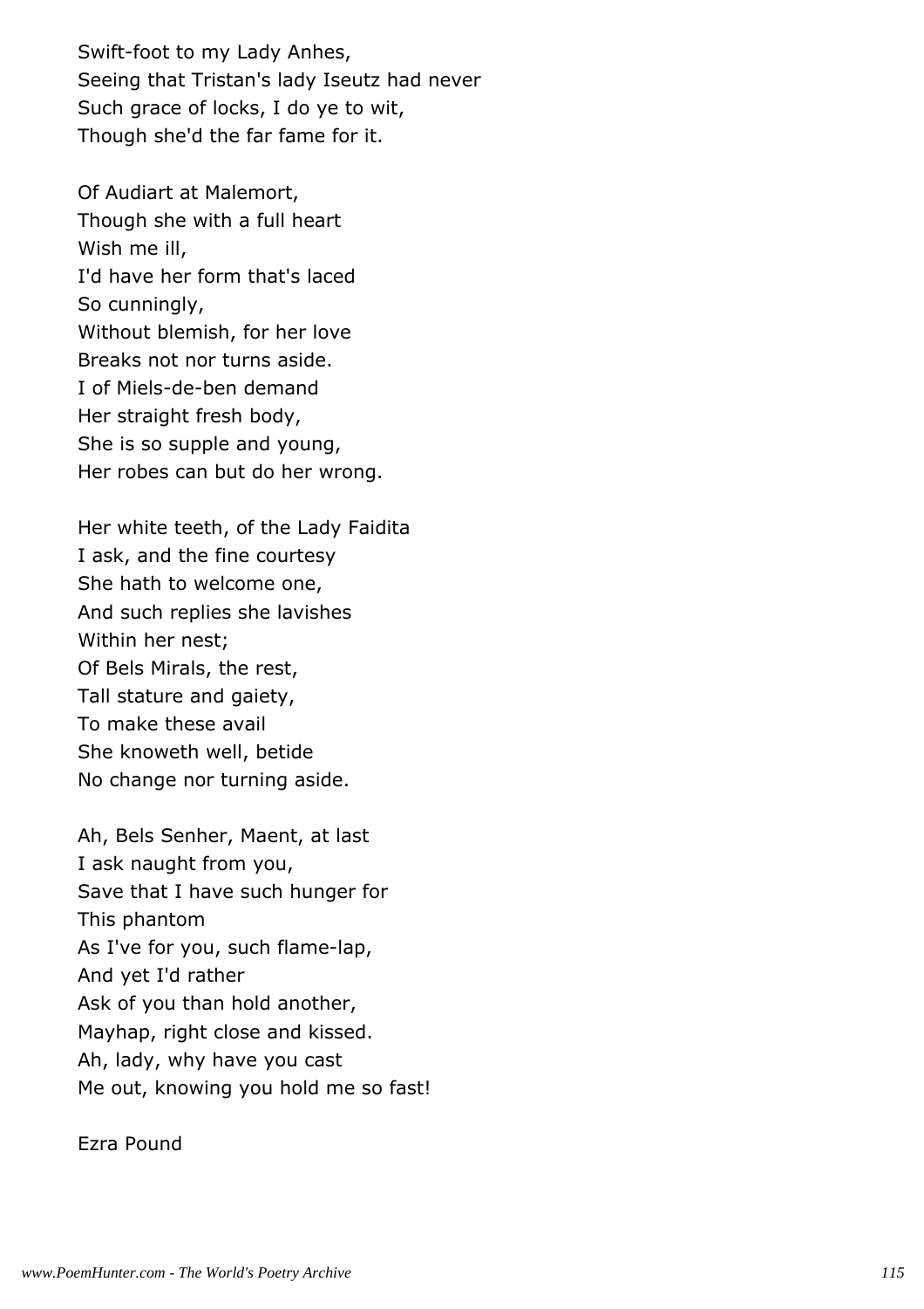Swift-foot to my Lady Anhes,
Seeing that Tristan's lady Iseutz had never
Such grace of locks, I do ye to wit,
Though she'd the far fame for it.

Of Audiart at Malemort,
Though she with a full heart
Wish me ill,
I'd have her form that's laced
So cunningly,
Without blemish, for her love
Breaks not nor turns aside.
I of Miels-de-ben demand
Her straight fresh body,
She is so supple and young,
Her robes can but do her wrong.

Her white teeth, of the Lady Faidita
I ask, and the fine courtesy
She hath to welcome one,
And such replies she lavishes
Within her nest;
Of Bels Mirals, the rest,
Tall stature and gaiety,
To make these avail
She knoweth well, betide
No change nor turning aside.

Ah, Bels Senher, Maent, at last
I ask naught from you,
Save that I have such hunger for
This phantom
As I've for you, such flame-lap,
And yet I'd rather
Ask of you than hold another,
Mayhap, right close and kissed.
Ah, lady, why have you cast
Me out, knowing you hold me so fast!

Ezra Pound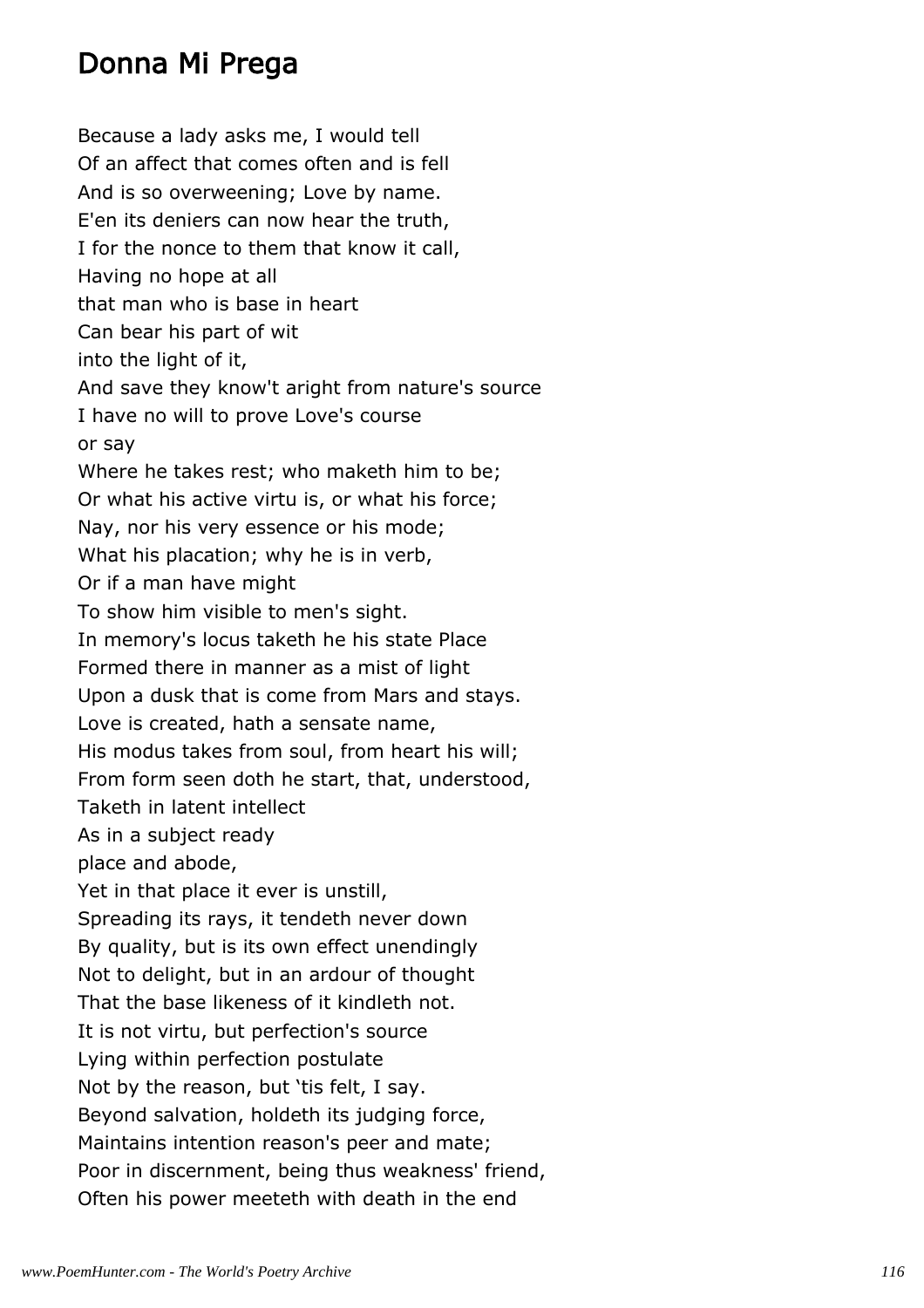## Donna Mi Prega

Because a lady asks me, I would tell  
Of an affect that comes often and is fell  
And is so overweening; Love by name.  
E'en its deniers can now hear the truth,  
I for the nonce to them that know it call,  
Having no hope at all  
that man who is base in heart  
Can bear his part of wit  
into the light of it,  
And save they know't aright from nature's source  
I have no will to prove Love's course  
or say  
Where he takes rest; who maketh him to be;  
Or what his active virtu is, or what his force;  
Nay, nor his very essence or his mode;  
What his placation; why he is in verb,  
Or if a man have might  
To show him visible to men's sight.  
In memory's locus taketh he his state Place  
Formed there in manner as a mist of light  
Upon a dusk that is come from Mars and stays.  
Love is created, hath a sensate name,  
His modus takes from soul, from heart his will;  
From form seen doth he start, that, understood,  
Taketh in latent intellect  
As in a subject ready  
place and abode,  
Yet in that place it ever is unstill,  
Spreading its rays, it tendeth never down  
By quality, but is its own effect unendingly  
Not to delight, but in an ardour of thought  
That the base likeness of it kindleth not.  
It is not virtu, but perfection's source  
Lying within perfection postulate  
Not by the reason, but 'tis felt, I say.  
Beyond salvation, holdeth its judging force,  
Maintains intention reason's peer and mate;  
Poor in discernment, being thus weakness' friend,  
Often his power meeteth with death in the end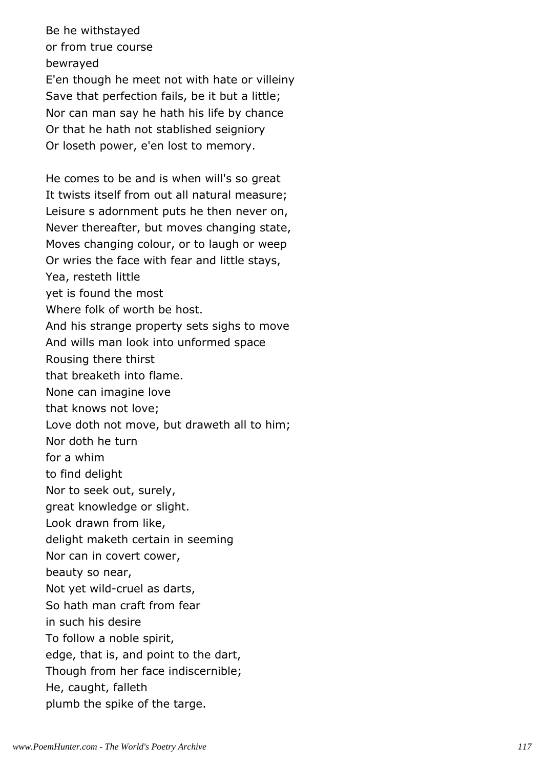Be he withstayed  
or from true course  
bewrayed  
E'en though he meet not with hate or villeiny  
Save that perfection fails, be it but a little;  
Nor can man say he hath his life by chance  
Or that he hath not stablished seigniory  
Or loseth power, e'en lost to memory.

He comes to be and is when will's so great  
It twists itself from out all natural measure;  
Leisure s adornment puts he then never on,  
Never thereafter, but moves changing state,  
Moves changing colour, or to laugh or weep  
Or wries the face with fear and little stays,  
Yea, resteth little  
yet is found the most  
Where folk of worth be host.  
And his strange property sets sighs to move  
And wills man look into unformed space  
Rousing there thirst  
that breaketh into flame.  
None can imagine love  
that knows not love;  
Love doth not move, but draweth all to him;  
Nor doth he turn  
for a whim  
to find delight  
Nor to seek out, surely,  
great knowledge or slight.  
Look drawn from like,  
delight maketh certain in seeming  
Nor can in covert cower,  
beauty so near,  
Not yet wild-cruel as darts,  
So hath man craft from fear  
in such his desire  
To follow a noble spirit,  
edge, that is, and point to the dart,  
Though from her face indiscernible;  
He, caught, falleth  
plumb the spike of the targe.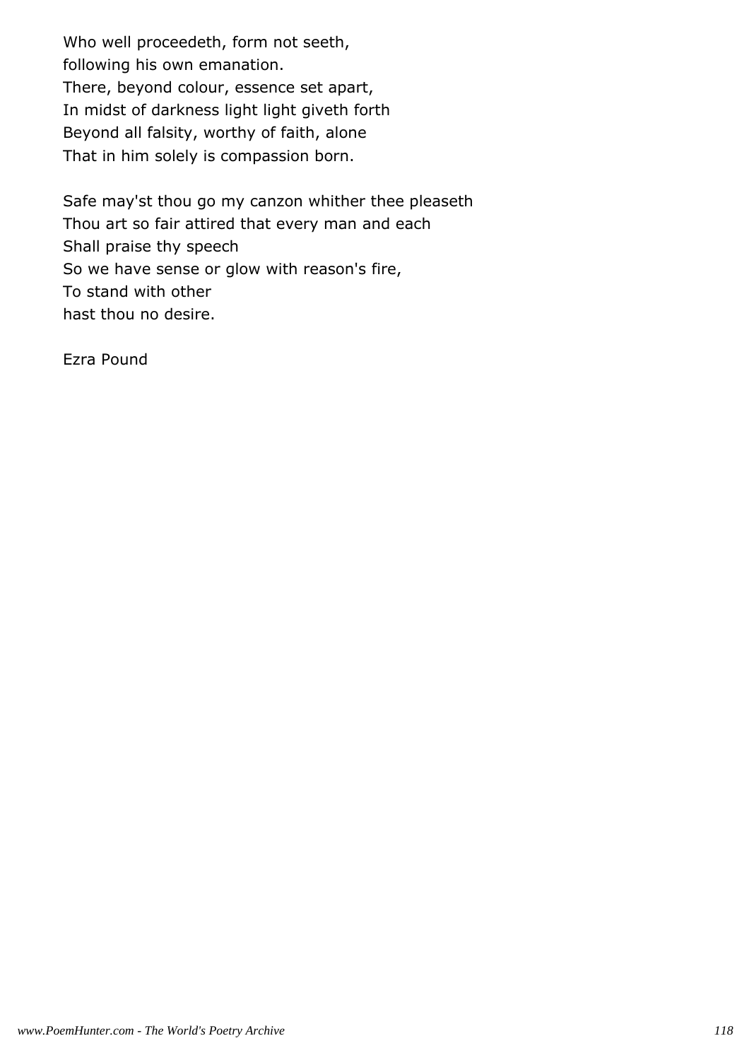Who well proceedeth, form not seeth,
following his own emanation.
There, beyond colour, essence set apart,
In midst of darkness light light giveth forth
Beyond all falsity, worthy of faith, alone
That in him solely is compassion born.

Safe may'st thou go my canzon whither thee pleaseth
Thou art so fair attired that every man and each
Shall praise thy speech
So we have sense or glow with reason's fire,
To stand with other
hast thou no desire.

Ezra Pound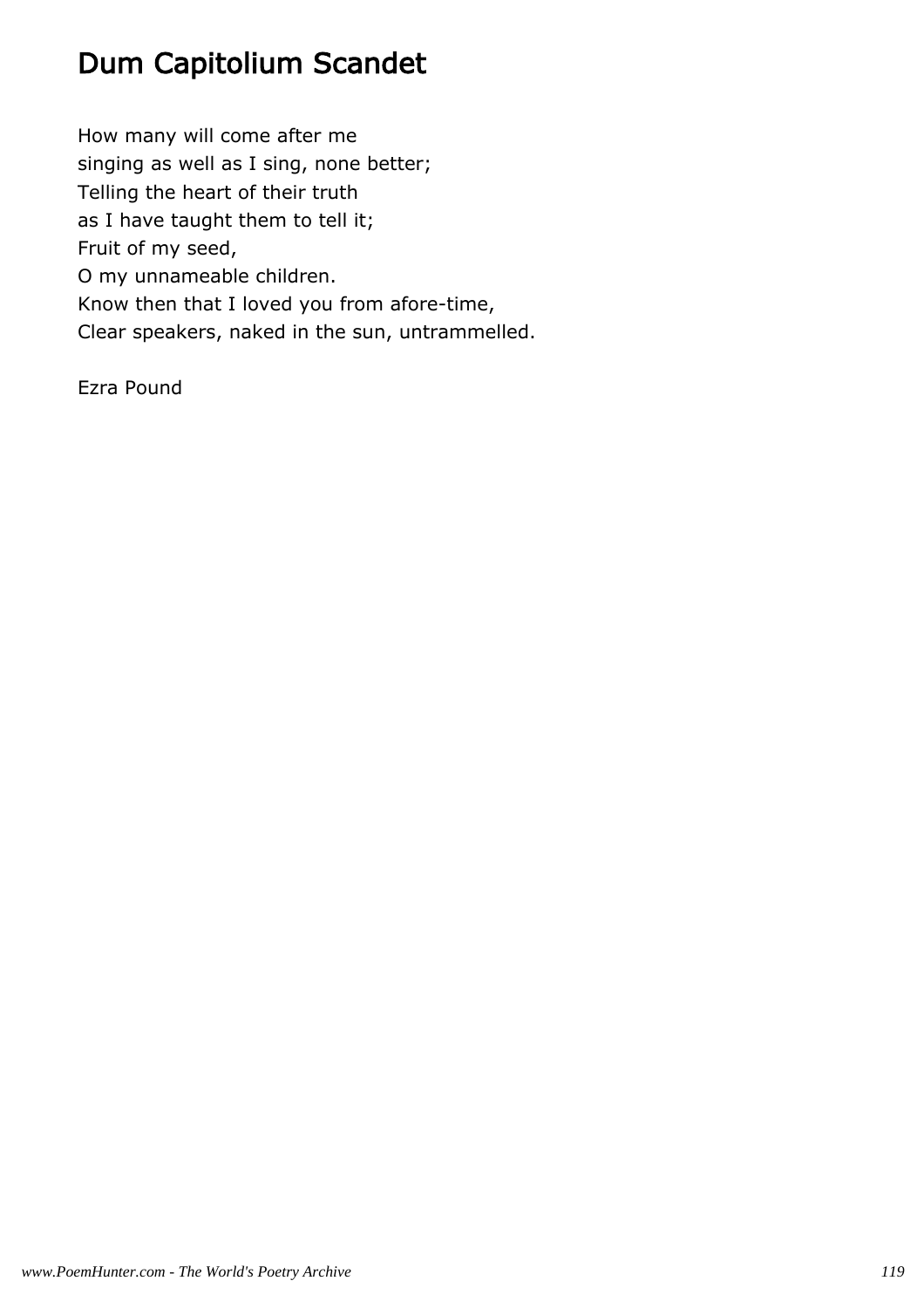# Dum Capitolium Scandet

How many will come after me
singing as well as I sing, none better;
Telling the heart of their truth
as I have taught them to tell it;
Fruit of my seed,
O my unnameable children.
Know then that I loved you from afore-time,
Clear speakers, naked in the sun, untrammelled.

Ezra Pound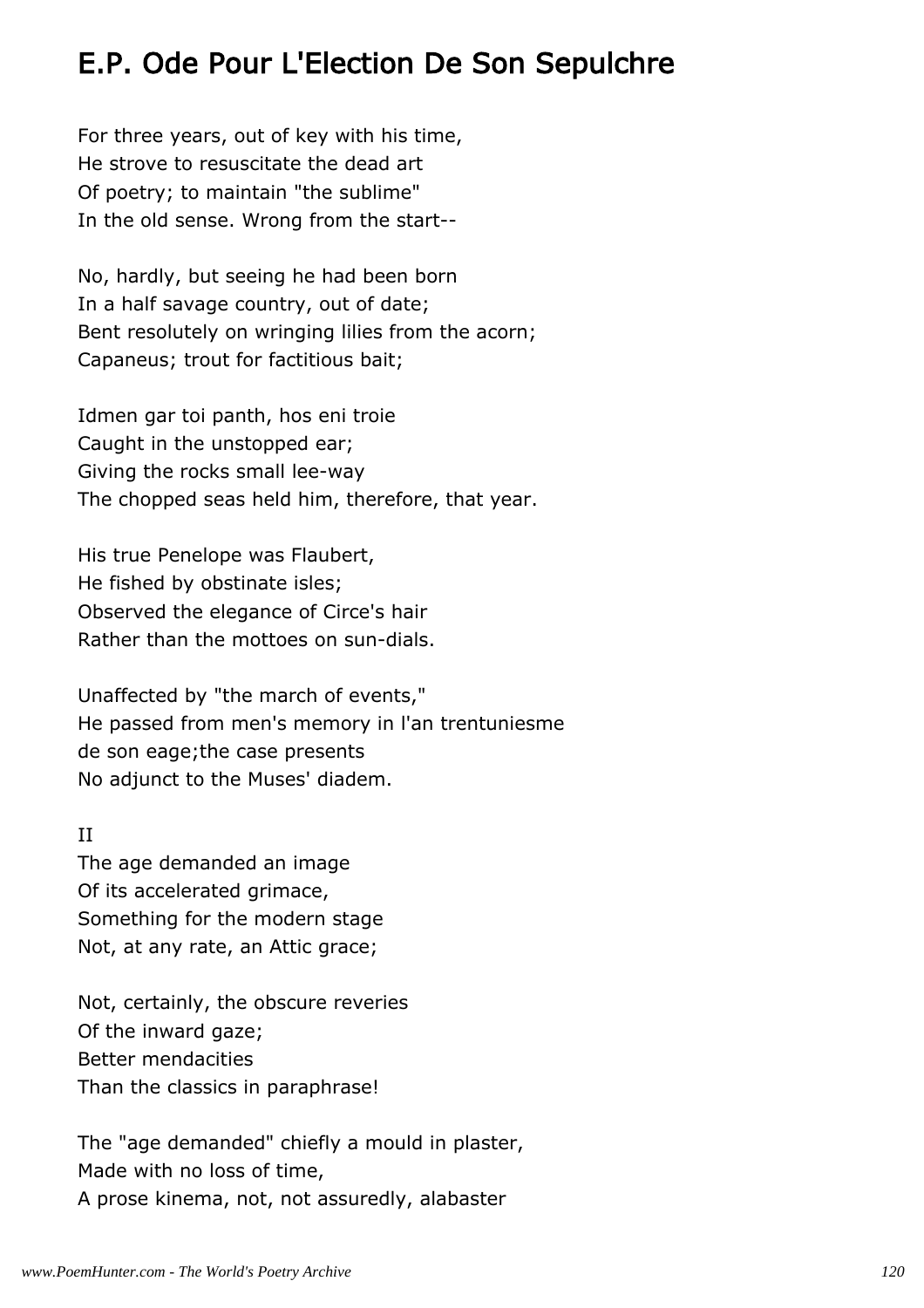# E.P. Ode Pour L'Election De Son Sepulchre

For three years, out of key with his time,
He strove to resuscitate the dead art
Of poetry; to maintain "the sublime"
In the old sense. Wrong from the start--

No, hardly, but seeing he had been born
In a half savage country, out of date;
Bent resolutely on wringing lilies from the acorn;
Capaneus; trout for factitious bait;

Idmen gar toi panth, hos eni troie
Caught in the unstopped ear;
Giving the rocks small lee-way
The chopped seas held him, therefore, that year.

His true Penelope was Flaubert,
He fished by obstinate isles;
Observed the elegance of Circe's hair
Rather than the mottoes on sun-dials.

Unaffected by "the march of events,"
He passed from men's memory in l'an trentuniesme
de son eage;the case presents
No adjunct to the Muses' diadem.

II
The age demanded an image
Of its accelerated grimace,
Something for the modern stage
Not, at any rate, an Attic grace;

Not, certainly, the obscure reveries
Of the inward gaze;
Better mendacities
Than the classics in paraphrase!

The "age demanded" chiefly a mould in plaster,
Made with no loss of time,
A prose kinema, not, not assuredly, alabaster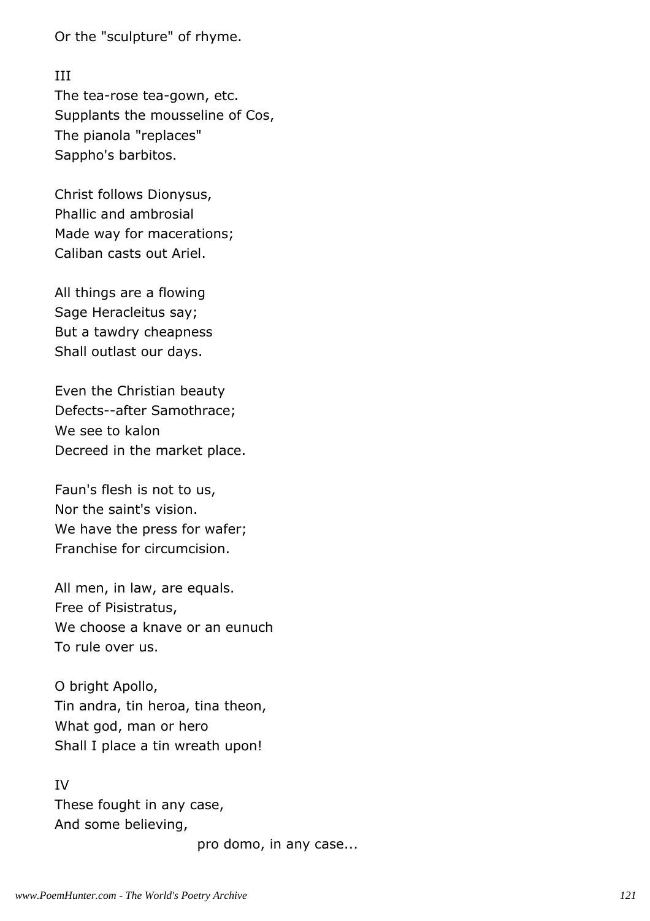Or the "sculpture" of rhyme.

III

The tea-rose tea-gown, etc.
Supplants the mousseline of Cos,
The pianola "replaces"
Sappho's barbitos.

Christ follows Dionysus,
Phallic and ambrosial
Made way for macerations;
Caliban casts out Ariel.

All things are a flowing
Sage Heracleitus say;
But a tawdry cheapness
Shall outlast our days.

Even the Christian beauty
Defects--after Samothrace;
We see to kalon
Decreed in the market place.

Faun's flesh is not to us,
Nor the saint's vision.
We have the press for wafer;
Franchise for circumcision.

All men, in law, are equals.
Free of Pisistratus,
We choose a knave or an eunuch
To rule over us.

O bright Apollo,
Tin andra, tin heroa, tina theon,
What god, man or hero
Shall I place a tin wreath upon!

IV

These fought in any case,
And some believing,
                              pro domo, in any case...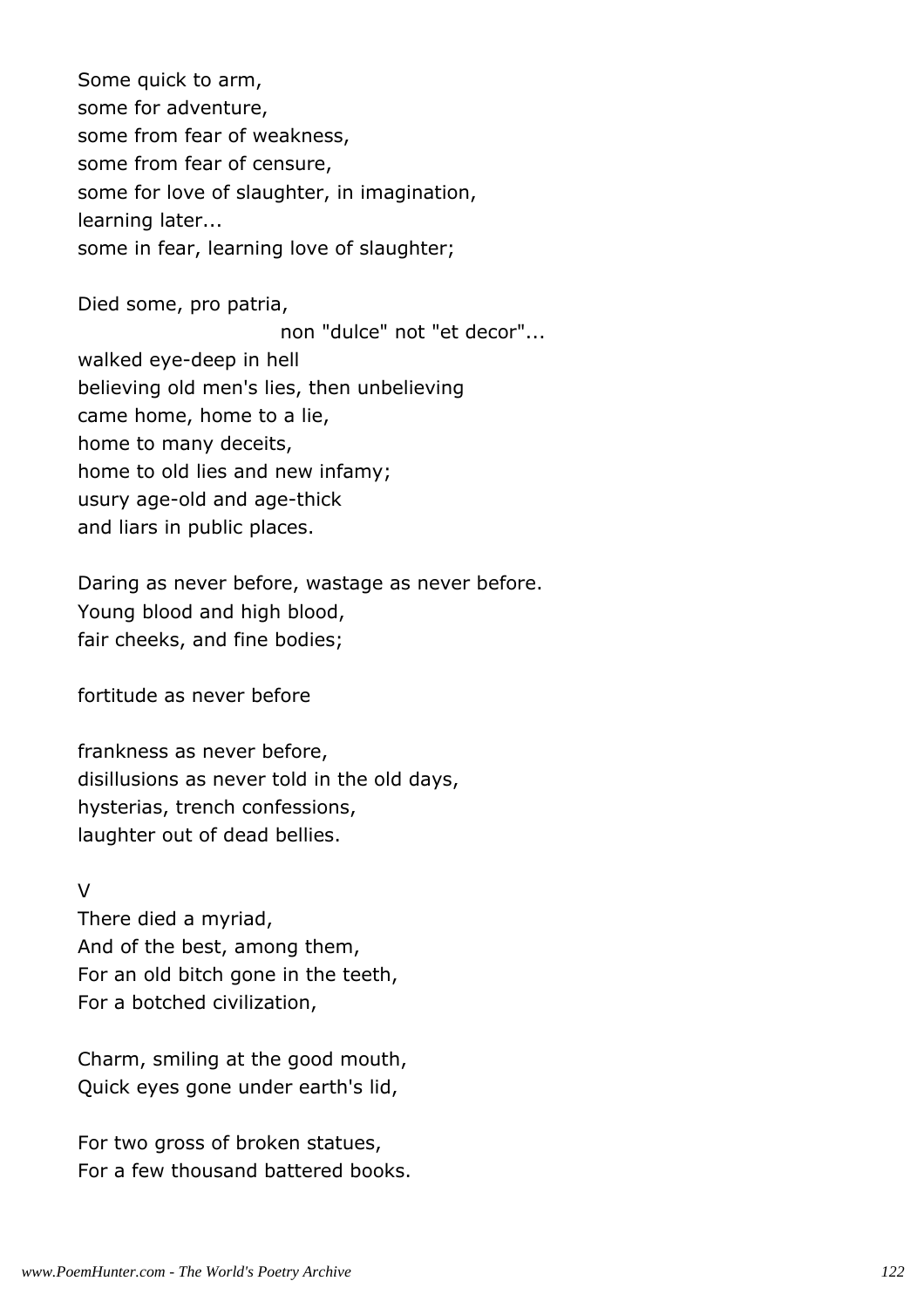Some quick to arm,
some for adventure,
some from fear of weakness,
some from fear of censure,
some for love of slaughter, in imagination,
learning later...
some in fear, learning love of slaughter;

Died some, pro patria,
                         non "dulce" not "et decor"...
walked eye-deep in hell
believing old men's lies, then unbelieving
came home, home to a lie,
home to many deceits,
home to old lies and new infamy;
usury age-old and age-thick
and liars in public places.

Daring as never before, wastage as never before.
Young blood and high blood,
fair cheeks, and fine bodies;

fortitude as never before

frankness as never before,
disillusions as never told in the old days,
hysterias, trench confessions,
laughter out of dead bellies.

V

There died a myriad,
And of the best, among them,
For an old bitch gone in the teeth,
For a botched civilization,

Charm, smiling at the good mouth,
Quick eyes gone under earth's lid,

For two gross of broken statues,
For a few thousand battered books.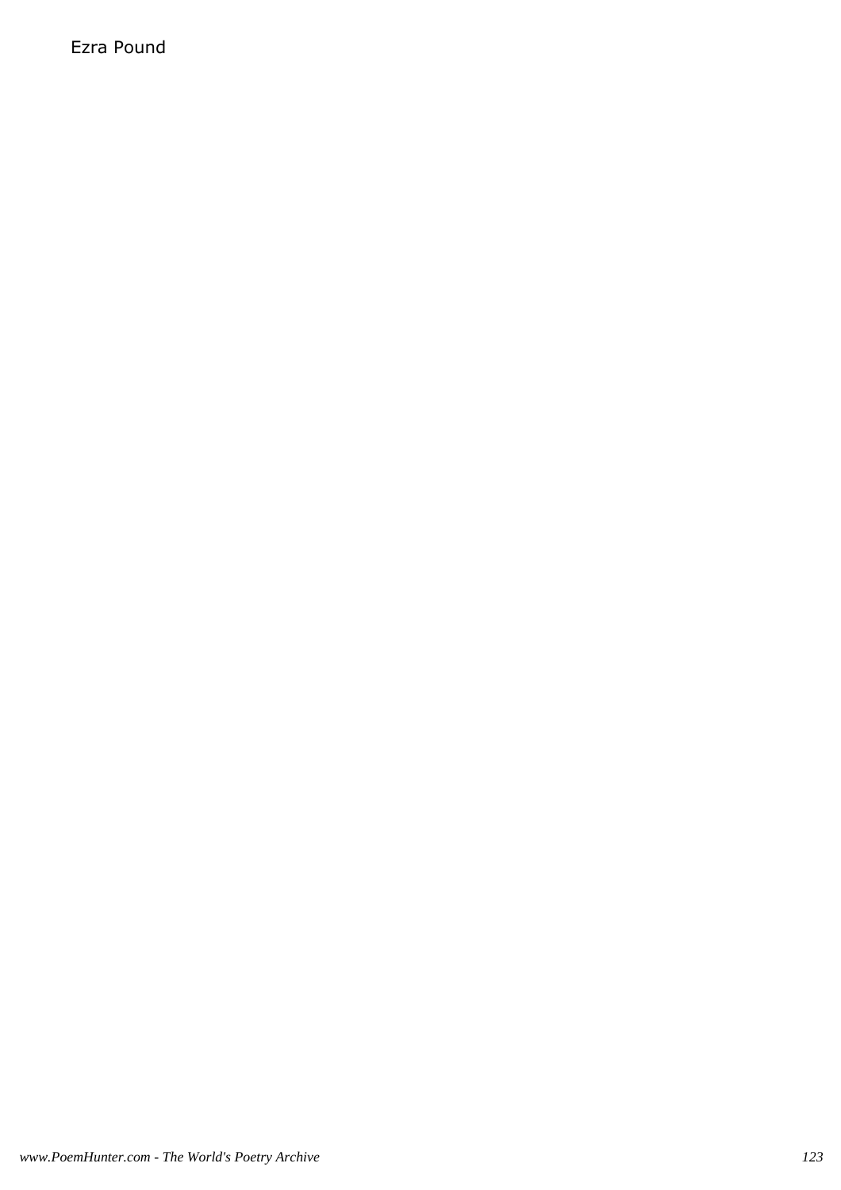Ezra Pound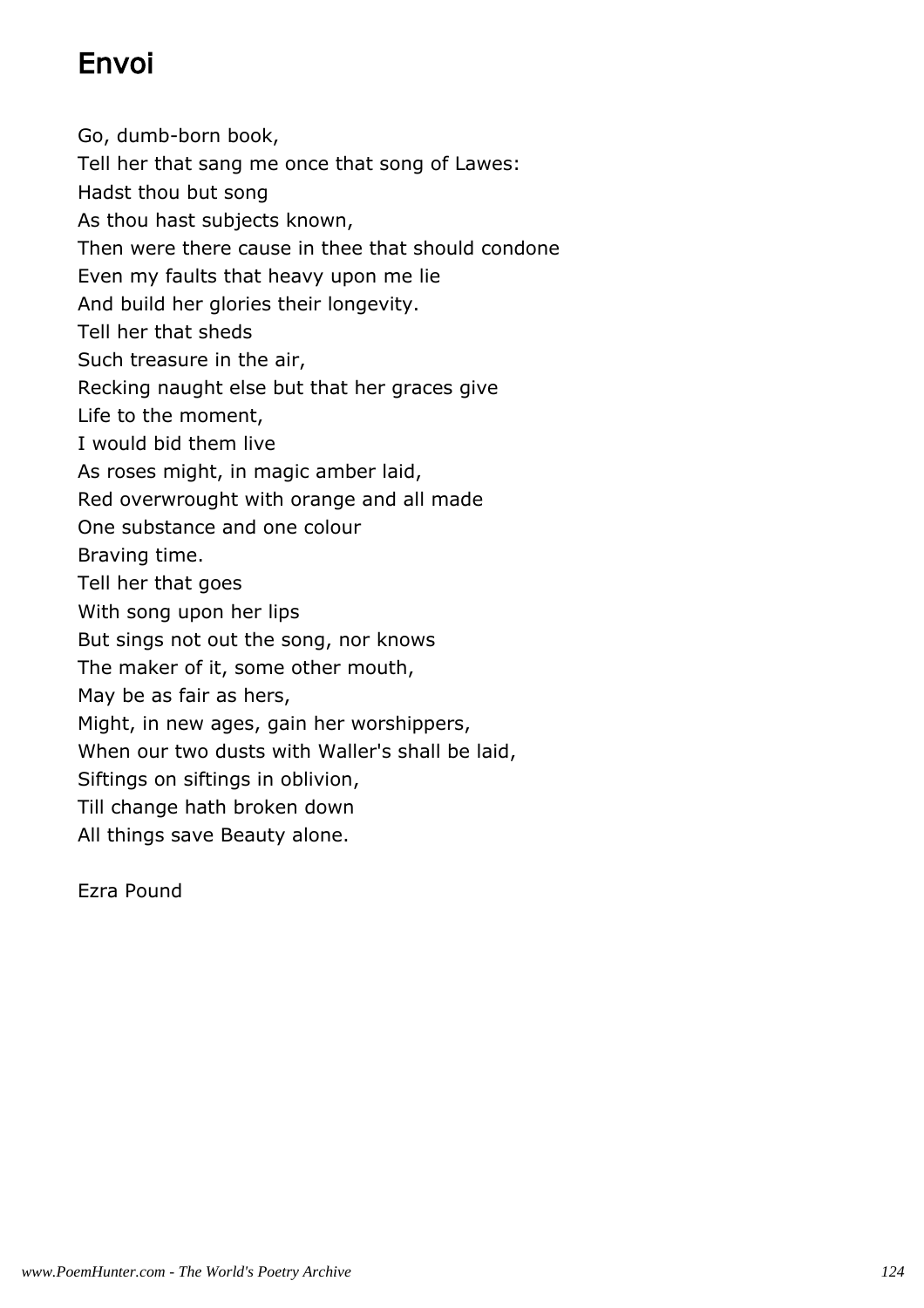# Envoi

Go, dumb-born book,  
Tell her that sang me once that song of Lawes:  
Hadst thou but song  
As thou hast subjects known,  
Then were there cause in thee that should condone  
Even my faults that heavy upon me lie  
And build her glories their longevity.  
Tell her that sheds  
Such treasure in the air,  
Recking naught else but that her graces give  
Life to the moment,  
I would bid them live  
As roses might, in magic amber laid,  
Red overwrought with orange and all made  
One substance and one colour  
Braving time.  
Tell her that goes  
With song upon her lips  
But sings not out the song, nor knows  
The maker of it, some other mouth,  
May be as fair as hers,  
Might, in new ages, gain her worshippers,  
When our two dusts with Waller's shall be laid,  
Siftings on siftings in oblivion,  
Till change hath broken down  
All things save Beauty alone.

Ezra Pound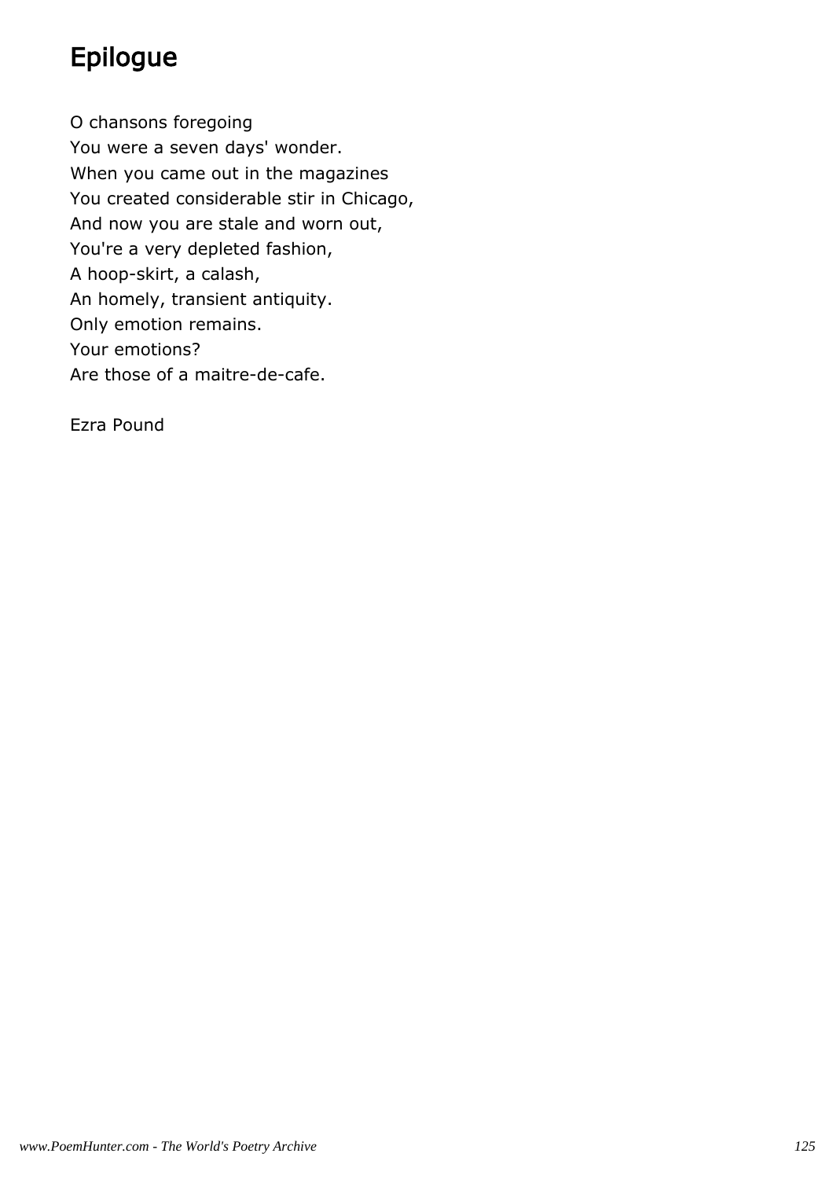# Epilogue

O chansons foregoing
You were a seven days' wonder.
When you came out in the magazines
You created considerable stir in Chicago,
And now you are stale and worn out,
You're a very depleted fashion,
A hoop-skirt, a calash,
An homely, transient antiquity.
Only emotion remains.
Your emotions?
Are those of a maitre-de-cafe.

Ezra Pound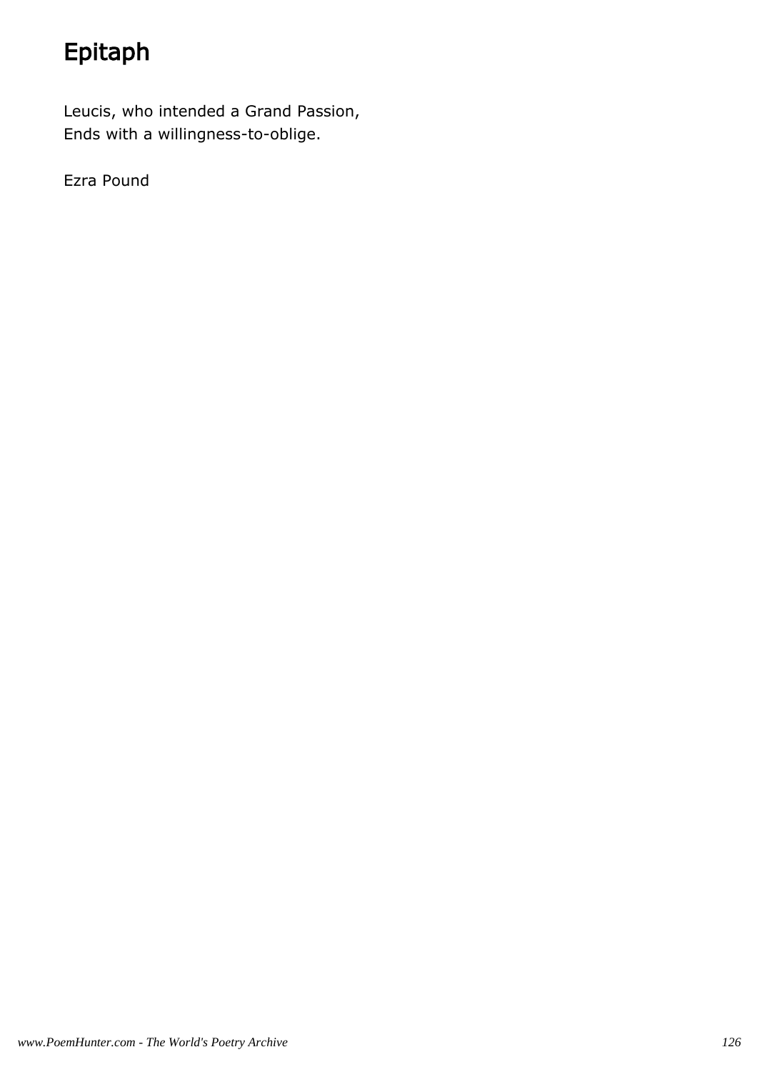# Epitaph

Leucis, who intended a Grand Passion,  
Ends with a willingness-to-oblige.

Ezra Pound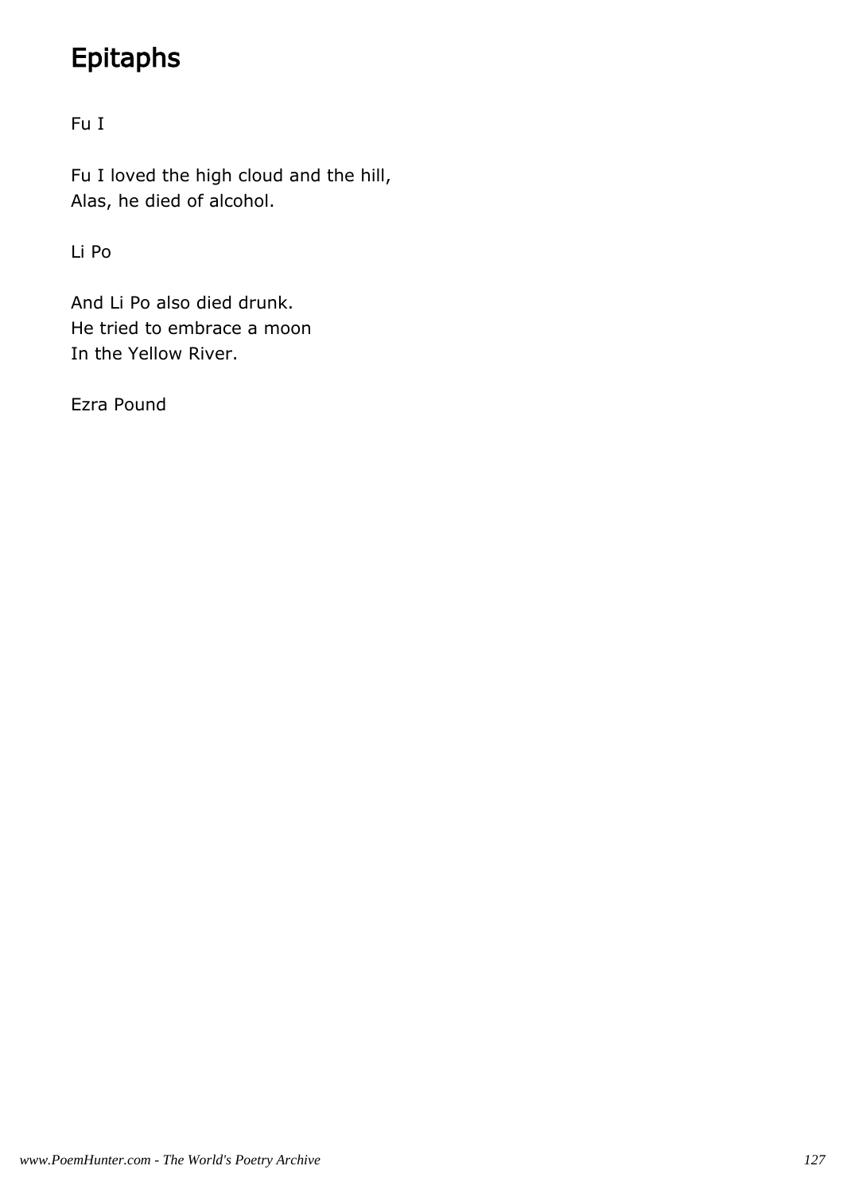# Epitaphs

Fu I

Fu I loved the high cloud and the hill,
Alas, he died of alcohol.

Li Po

And Li Po also died drunk.
He tried to embrace a moon
In the Yellow River.

Ezra Pound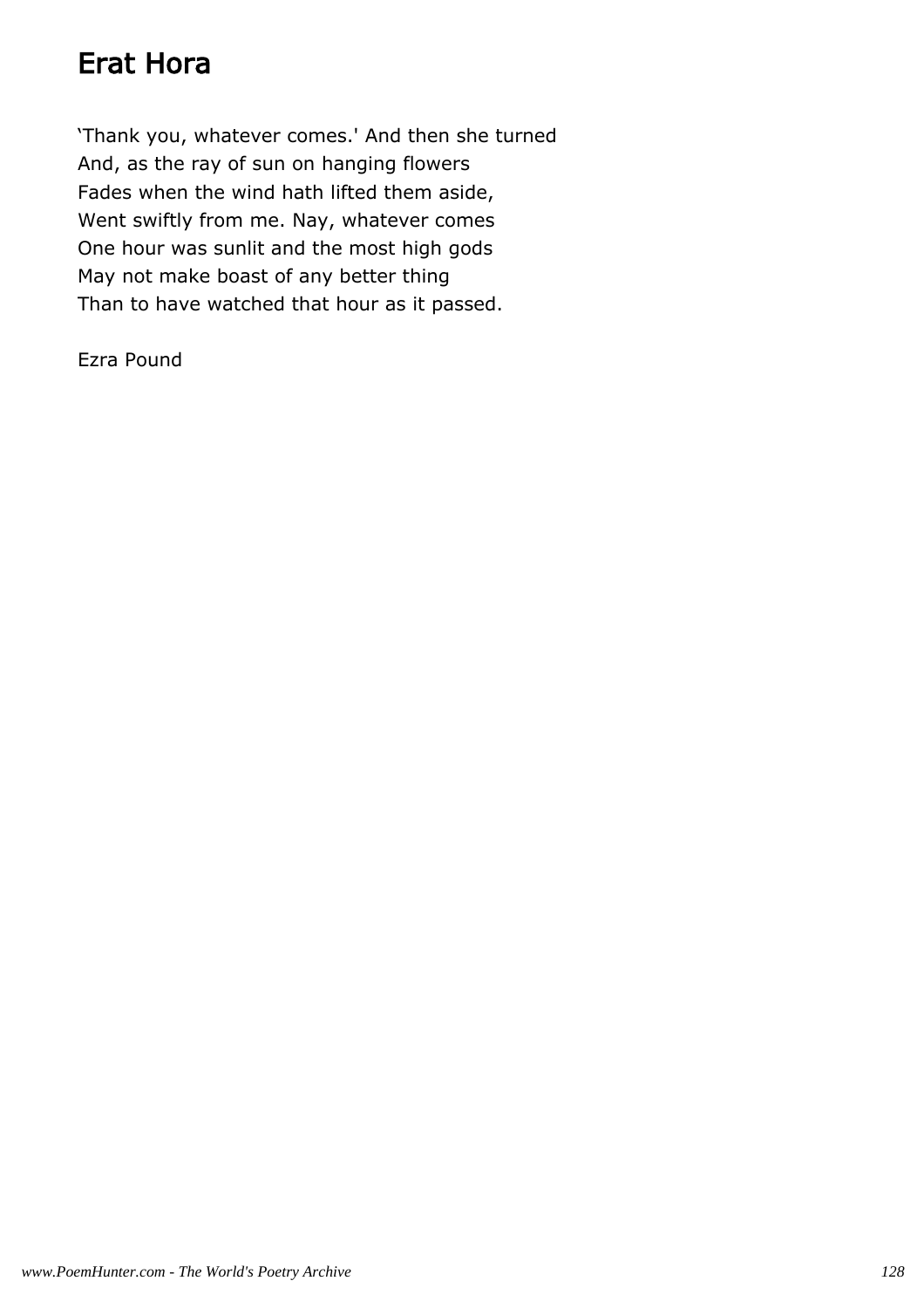# Erat Hora

'Thank you, whatever comes.' And then she turned  
And, as the ray of sun on hanging flowers  
Fades when the wind hath lifted them aside,  
Went swiftly from me. Nay, whatever comes  
One hour was sunlit and the most high gods  
May not make boast of any better thing  
Than to have watched that hour as it passed.

Ezra Pound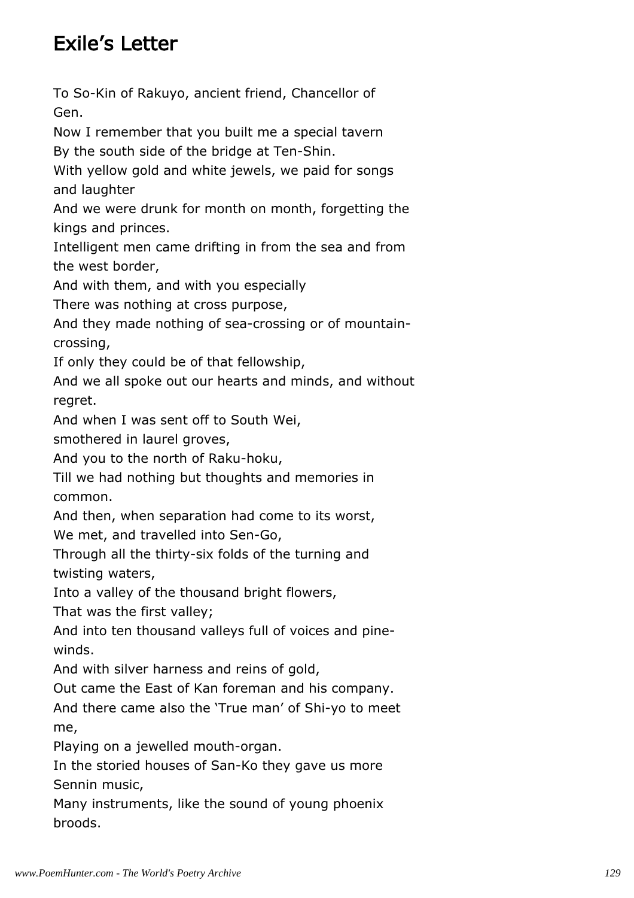## Exile's Letter

To So-Kin of Rakuyo, ancient friend, Chancellor of Gen.  
Now I remember that you built me a special tavern  
By the south side of the bridge at Ten-Shin.  
With yellow gold and white jewels, we paid for songs and laughter  
And we were drunk for month on month, forgetting the kings and princes.  
Intelligent men came drifting in from the sea and from the west border,  
And with them, and with you especially  
There was nothing at cross purpose,  
And they made nothing of sea-crossing or of mountain-crossing,  
If only they could be of that fellowship,  
And we all spoke out our hearts and minds, and without regret.  
And when I was sent off to South Wei,  
smothered in laurel groves,  
And you to the north of Raku-hoku,  
Till we had nothing but thoughts and memories in common.  
And then, when separation had come to its worst,  
We met, and travelled into Sen-Go,  
Through all the thirty-six folds of the turning and twisting waters,  
Into a valley of the thousand bright flowers,  
That was the first valley;  
And into ten thousand valleys full of voices and pine-winds.  
And with silver harness and reins of gold,  
Out came the East of Kan foreman and his company.  
And there came also the 'True man' of Shi-yo to meet me,  
Playing on a jewelled mouth-organ.  
In the storied houses of San-Ko they gave us more Sennin music,  
Many instruments, like the sound of young phoenix broods.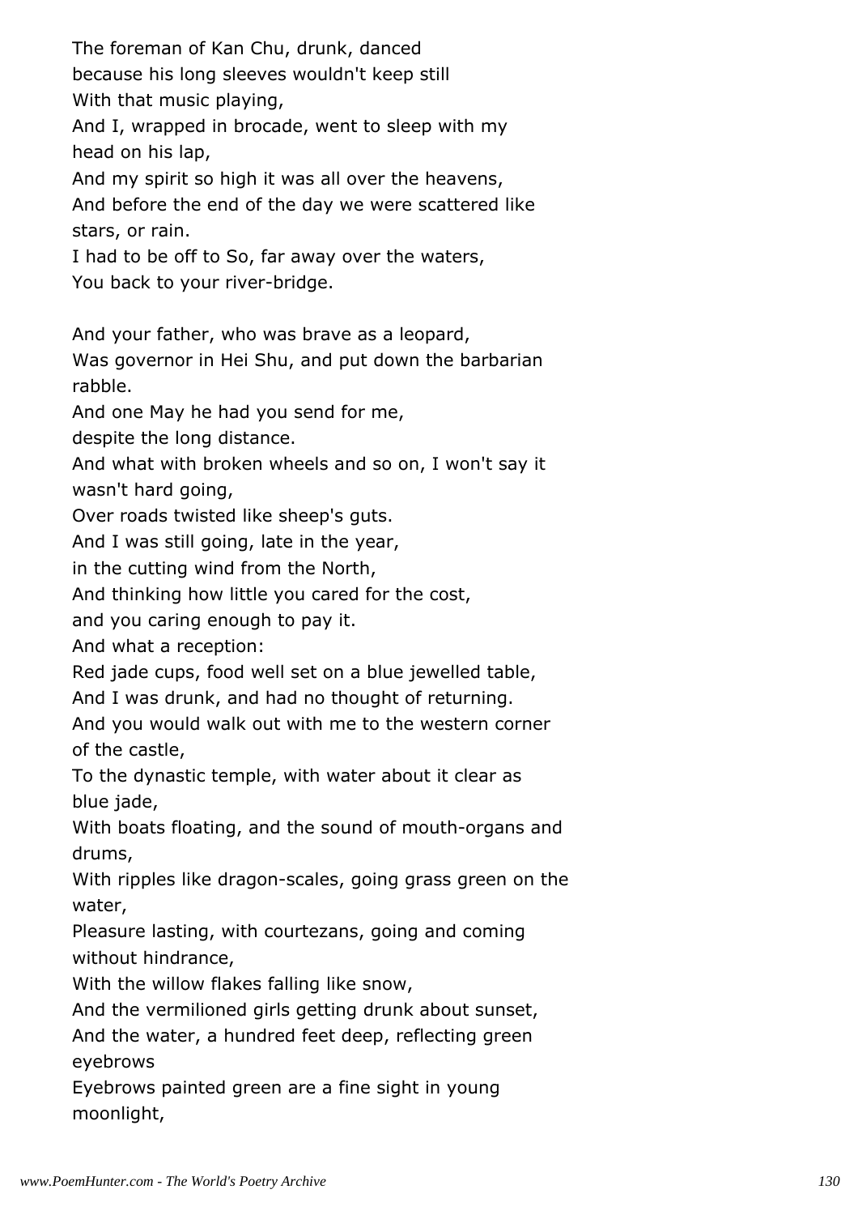The foreman of Kan Chu, drunk, danced
because his long sleeves wouldn't keep still
With that music playing,
And I, wrapped in brocade, went to sleep with my head on his lap,
And my spirit so high it was all over the heavens,
And before the end of the day we were scattered like stars, or rain.
I had to be off to So, far away over the waters,
You back to your river-bridge.

And your father, who was brave as a leopard,
Was governor in Hei Shu, and put down the barbarian rabble.
And one May he had you send for me,
despite the long distance.
And what with broken wheels and so on, I won't say it wasn't hard going,
Over roads twisted like sheep's guts.
And I was still going, late in the year,
in the cutting wind from the North,
And thinking how little you cared for the cost,
and you caring enough to pay it.
And what a reception:
Red jade cups, food well set on a blue jewelled table,
And I was drunk, and had no thought of returning.
And you would walk out with me to the western corner of the castle,
To the dynastic temple, with water about it clear as blue jade,
With boats floating, and the sound of mouth-organs and drums,
With ripples like dragon-scales, going grass green on the water,
Pleasure lasting, with courtezans, going and coming without hindrance,
With the willow flakes falling like snow,
And the vermilioned girls getting drunk about sunset,
And the water, a hundred feet deep, reflecting green eyebrows
Eyebrows painted green are a fine sight in young moonlight,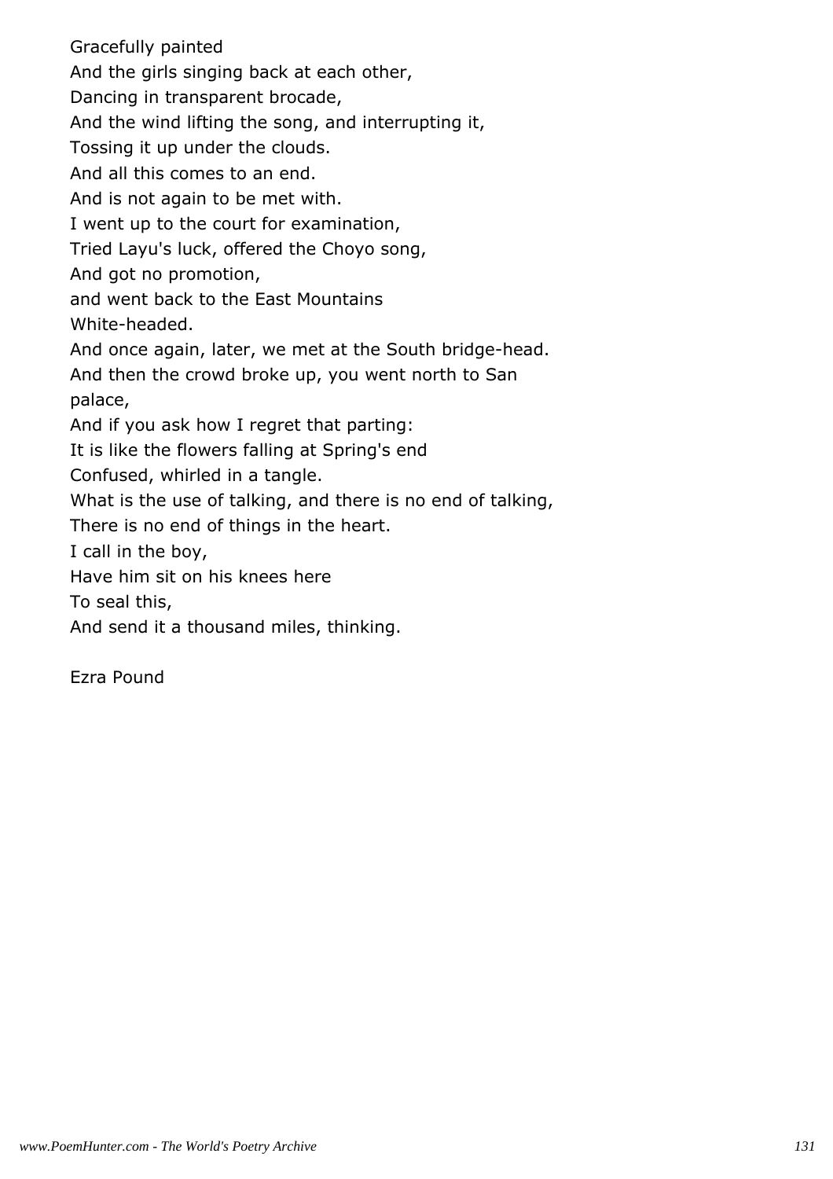Gracefully painted  
And the girls singing back at each other,  
Dancing in transparent brocade,  
And the wind lifting the song, and interrupting it,  
Tossing it up under the clouds.  
And all this comes to an end.  
And is not again to be met with.  
I went up to the court for examination,  
Tried Layu's luck, offered the Choyo song,  
And got no promotion,  
and went back to the East Mountains  
White-headed.  
And once again, later, we met at the South bridge-head.  
And then the crowd broke up, you went north to San palace,  
And if you ask how I regret that parting:  
It is like the flowers falling at Spring's end  
Confused, whirled in a tangle.  
What is the use of talking, and there is no end of talking,  
There is no end of things in the heart.  
I call in the boy,  
Have him sit on his knees here  
To seal this,  
And send it a thousand miles, thinking.

Ezra Pound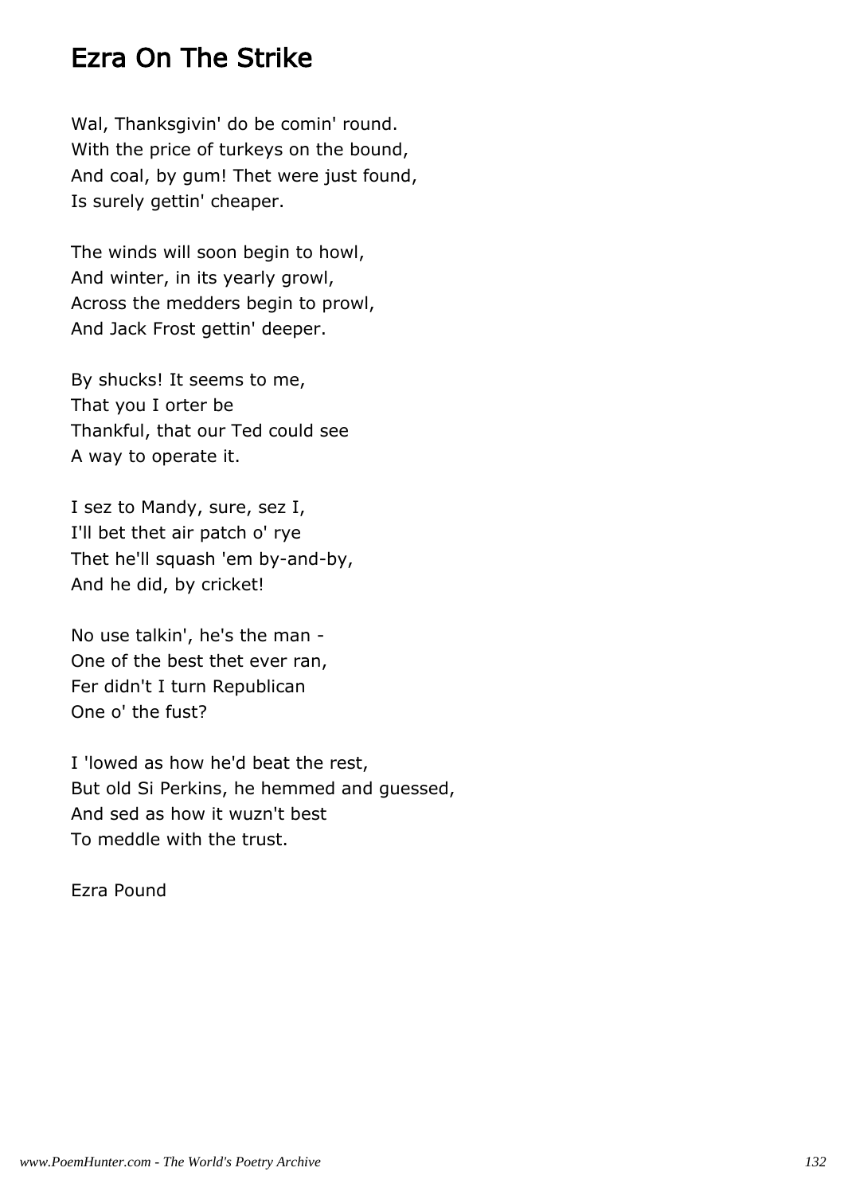# Ezra On The Strike

Wal, Thanksgivin' do be comin' round.
With the price of turkeys on the bound,
And coal, by gum! Thet were just found,
Is surely gettin' cheaper.

The winds will soon begin to howl,
And winter, in its yearly growl,
Across the medders begin to prowl,
And Jack Frost gettin' deeper.

By shucks! It seems to me,
That you I orter be
Thankful, that our Ted could see
A way to operate it.

I sez to Mandy, sure, sez I,
I'll bet thet air patch o' rye
Thet he'll squash 'em by-and-by,
And he did, by cricket!

No use talkin', he's the man -
One of the best thet ever ran,
Fer didn't I turn Republican
One o' the fust?

I 'lowed as how he'd beat the rest,
But old Si Perkins, he hemmed and guessed,
And sed as how it wuzn't best
To meddle with the trust.

Ezra Pound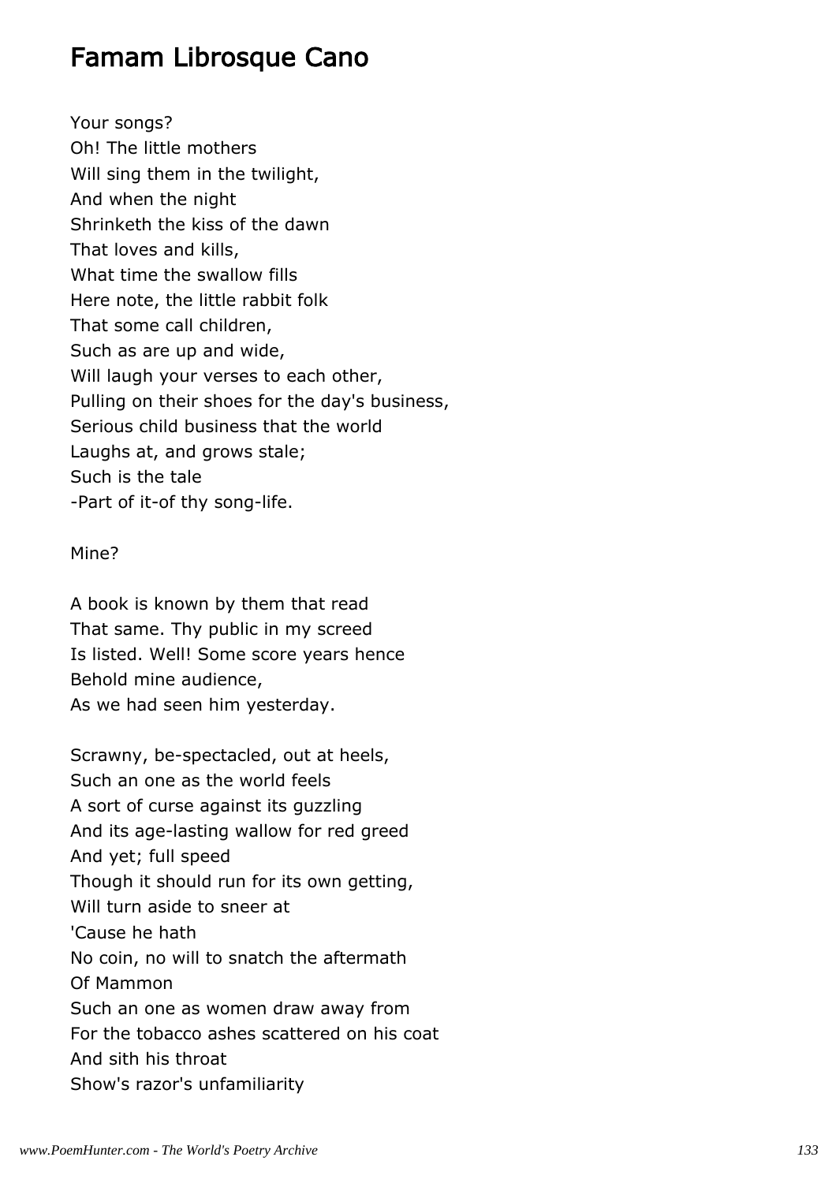## Famam Librosque Cano

Your songs?  
Oh! The little mothers  
Will sing them in the twilight,  
And when the night  
Shrinketh the kiss of the dawn  
That loves and kills,  
What time the swallow fills  
Here note, the little rabbit folk  
That some call children,  
Such as are up and wide,  
Will laugh your verses to each other,  
Pulling on their shoes for the day's business,  
Serious child business that the world  
Laughs at, and grows stale;  
Such is the tale  
-Part of it-of thy song-life.

Mine?

A book is known by them that read  
That same. Thy public in my screed  
Is listed. Well! Some score years hence  
Behold mine audience,  
As we had seen him yesterday.

Scrawny, be-spectacled, out at heels,  
Such an one as the world feels  
A sort of curse against its guzzling  
And its age-lasting wallow for red greed  
And yet; full speed  
Though it should run for its own getting,  
Will turn aside to sneer at  
'Cause he hath  
No coin, no will to snatch the aftermath  
Of Mammon  
Such an one as women draw away from  
For the tobacco ashes scattered on his coat  
And sith his throat  
Show's razor's unfamiliarity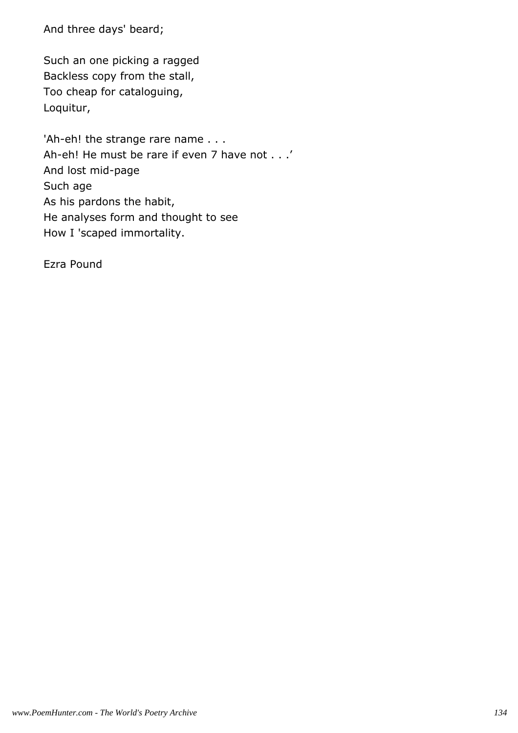And three days' beard;

Such an one picking a ragged
Backless copy from the stall,
Too cheap for cataloguing,
Loquitur,

'Ah-eh! the strange rare name . . .
Ah-eh! He must be rare if even 7 have not . . .'
And lost mid-page
Such age
As his pardons the habit,
He analyses form and thought to see
How I 'scaped immortality.

Ezra Pound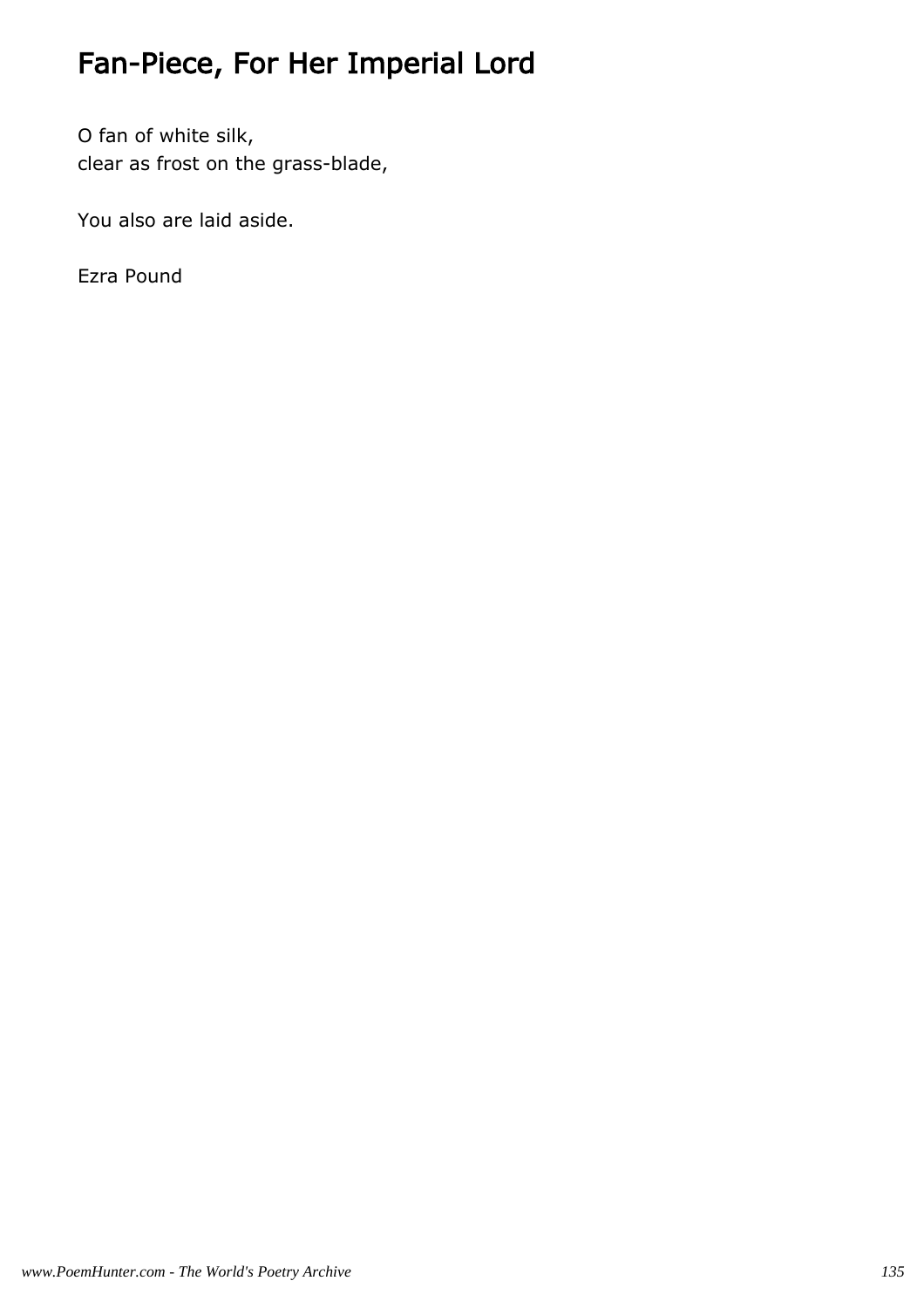# Fan-Piece, For Her Imperial Lord

O fan of white silk,  
clear as frost on the grass-blade,

You also are laid aside.

Ezra Pound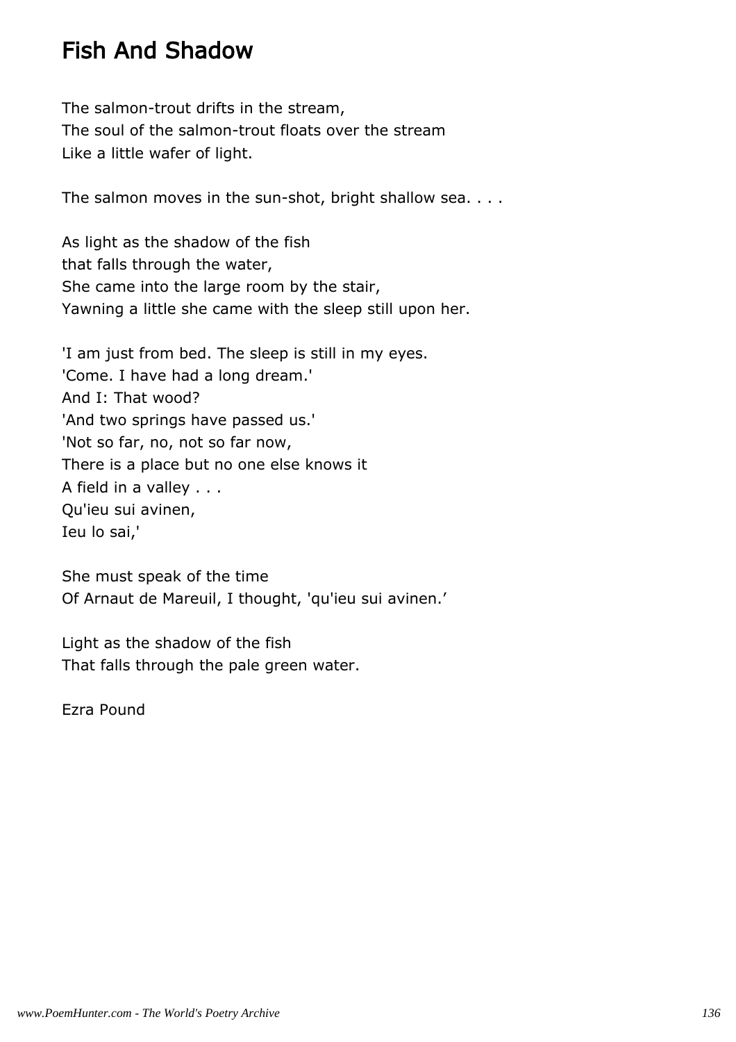# Fish And Shadow

The salmon-trout drifts in the stream,  
The soul of the salmon-trout floats over the stream  
Like a little wafer of light.

The salmon moves in the sun-shot, bright shallow sea. . . .

As light as the shadow of the fish  
that falls through the water,  
She came into the large room by the stair,  
Yawning a little she came with the sleep still upon her.

'I am just from bed. The sleep is still in my eyes.  
'Come. I have had a long dream.'  
And I: That wood?  
'And two springs have passed us.'  
'Not so far, no, not so far now,  
There is a place but no one else knows it  
A field in a valley . . .  
Qu'ieu sui avinen,  
Ieu lo sai,'

She must speak of the time  
Of Arnaut de Mareuil, I thought, 'qu'ieu sui avinen.'

Light as the shadow of the fish  
That falls through the pale green water.

Ezra Pound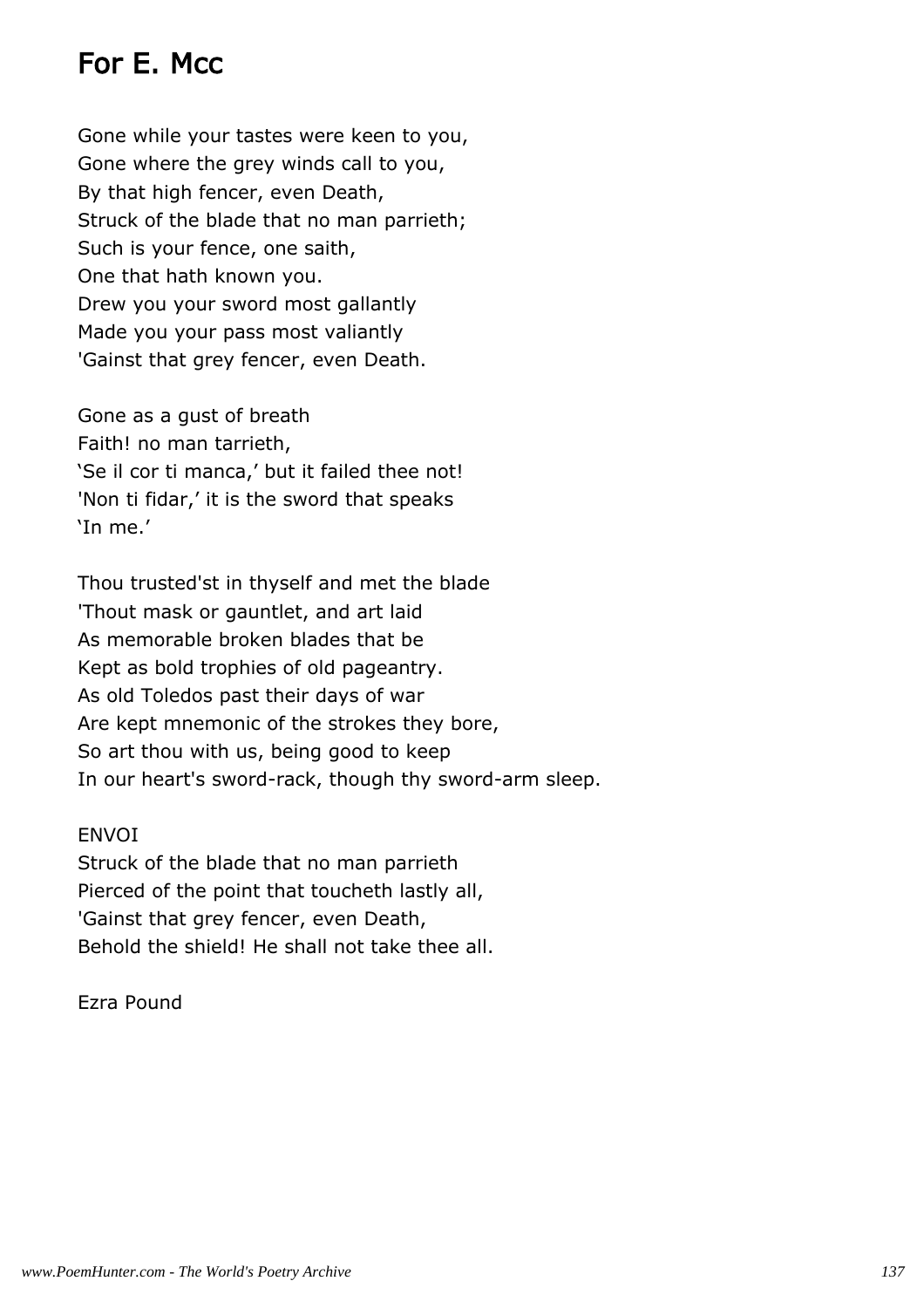# For E. Mcc

Gone while your tastes were keen to you,  
Gone where the grey winds call to you,  
By that high fencer, even Death,  
Struck of the blade that no man parrieth;  
Such is your fence, one saith,  
One that hath known you.  
Drew you your sword most gallantly  
Made you your pass most valiantly  
'Gainst that grey fencer, even Death.

Gone as a gust of breath  
Faith! no man tarrieth,  
'Se il cor ti manca,' but it failed thee not!  
'Non ti fidar,' it is the sword that speaks  
'In me.'

Thou trusted'st in thyself and met the blade  
'Thout mask or gauntlet, and art laid  
As memorable broken blades that be  
Kept as bold trophies of old pageantry.  
As old Toledos past their days of war  
Are kept mnemonic of the strokes they bore,  
So art thou with us, being good to keep  
In our heart's sword-rack, though thy sword-arm sleep.

ENVOI  
Struck of the blade that no man parrieth  
Pierced of the point that toucheth lastly all,  
'Gainst that grey fencer, even Death,  
Behold the shield! He shall not take thee all.

Ezra Pound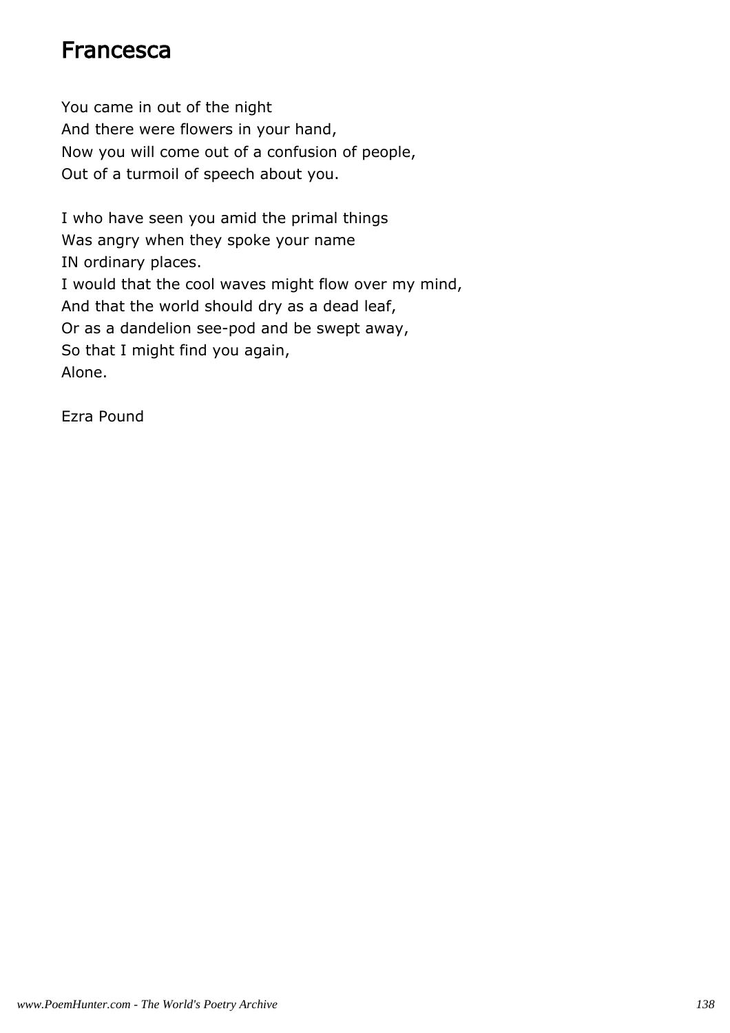# Francesca

You came in out of the night  
And there were flowers in your hand,  
Now you will come out of a confusion of people,  
Out of a turmoil of speech about you.

I who have seen you amid the primal things  
Was angry when they spoke your name  
IN ordinary places.  
I would that the cool waves might flow over my mind,  
And that the world should dry as a dead leaf,  
Or as a dandelion see-pod and be swept away,  
So that I might find you again,  
Alone.

Ezra Pound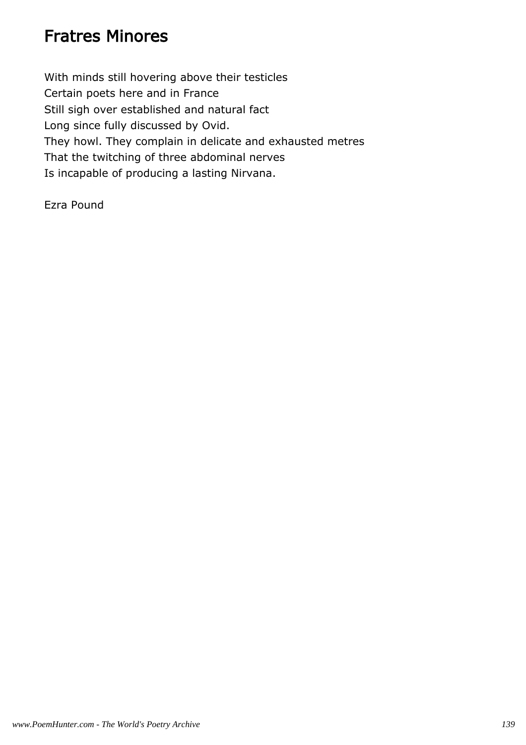# Fratres Minores

With minds still hovering above their testicles
Certain poets here and in France
Still sigh over established and natural fact
Long since fully discussed by Ovid.
They howl. They complain in delicate and exhausted metres
That the twitching of three abdominal nerves
Is incapable of producing a lasting Nirvana.

Ezra Pound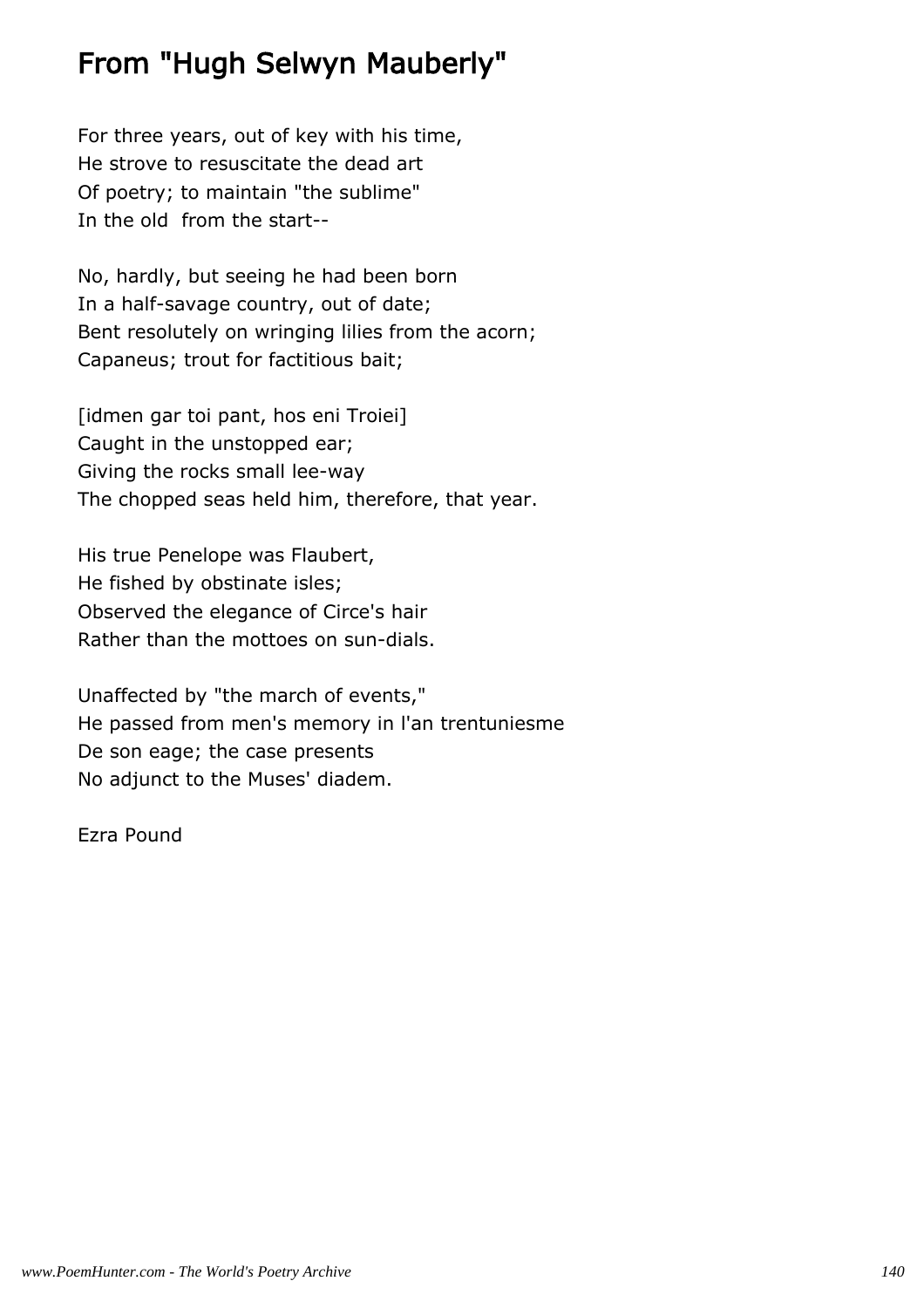# From "Hugh Selwyn Mauberly"

For three years, out of key with his time,  
He strove to resuscitate the dead art  
Of poetry; to maintain "the sublime"  
In the old  from the start--

No, hardly, but seeing he had been born  
In a half-savage country, out of date;  
Bent resolutely on wringing lilies from the acorn;  
Capaneus; trout for factitious bait;

[idmen gar toi pant, hos eni Troiei]  
Caught in the unstopped ear;  
Giving the rocks small lee-way  
The chopped seas held him, therefore, that year.

His true Penelope was Flaubert,  
He fished by obstinate isles;  
Observed the elegance of Circe's hair  
Rather than the mottoes on sun-dials.

Unaffected by "the march of events,"  
He passed from men's memory in l'an trentuniesme  
De son eage; the case presents  
No adjunct to the Muses' diadem.

Ezra Pound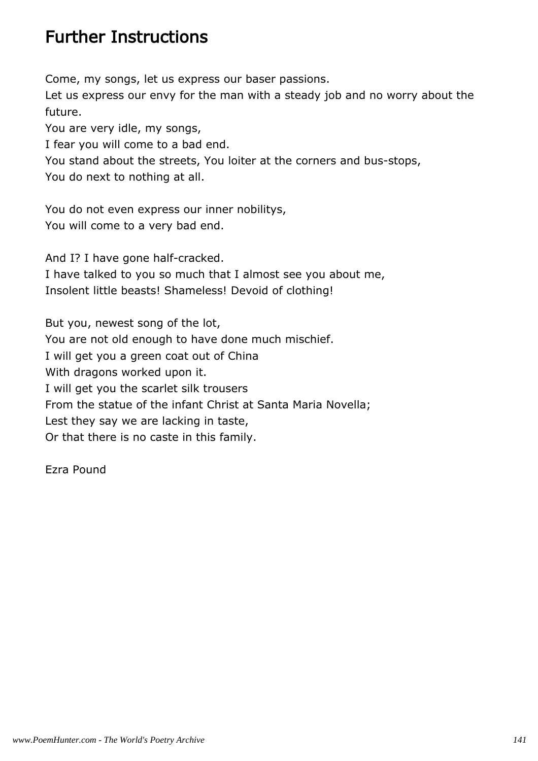# Further Instructions

Come, my songs, let us express our baser passions.  
Let us express our envy for the man with a steady job and no worry about the future.  
You are very idle, my songs,  
I fear you will come to a bad end.  
You stand about the streets, You loiter at the corners and bus-stops,  
You do next to nothing at all.

You do not even express our inner nobilitys,  
You will come to a very bad end.

And I? I have gone half-cracked.  
I have talked to you so much that I almost see you about me,  
Insolent little beasts! Shameless! Devoid of clothing!

But you, newest song of the lot,  
You are not old enough to have done much mischief.  
I will get you a green coat out of China  
With dragons worked upon it.  
I will get you the scarlet silk trousers  
From the statue of the infant Christ at Santa Maria Novella;  
Lest they say we are lacking in taste,  
Or that there is no caste in this family.

Ezra Pound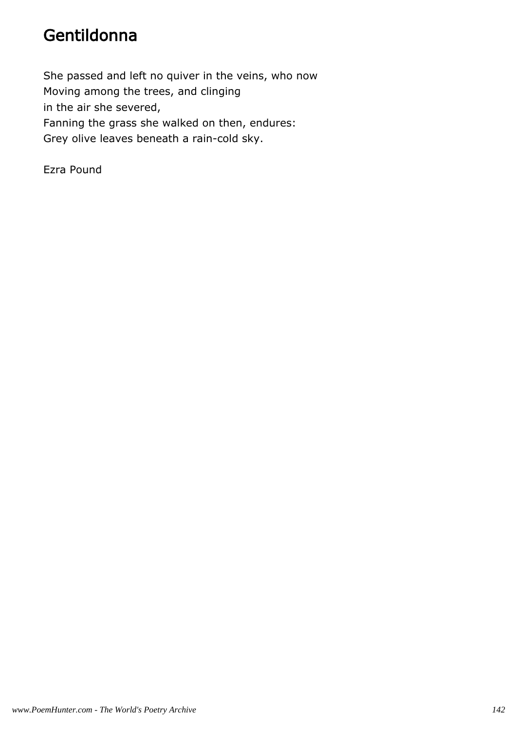# Gentildonna

She passed and left no quiver in the veins, who now  
Moving among the trees, and clinging  
in the air she severed,  
Fanning the grass she walked on then, endures:  
Grey olive leaves beneath a rain-cold sky.

Ezra Pound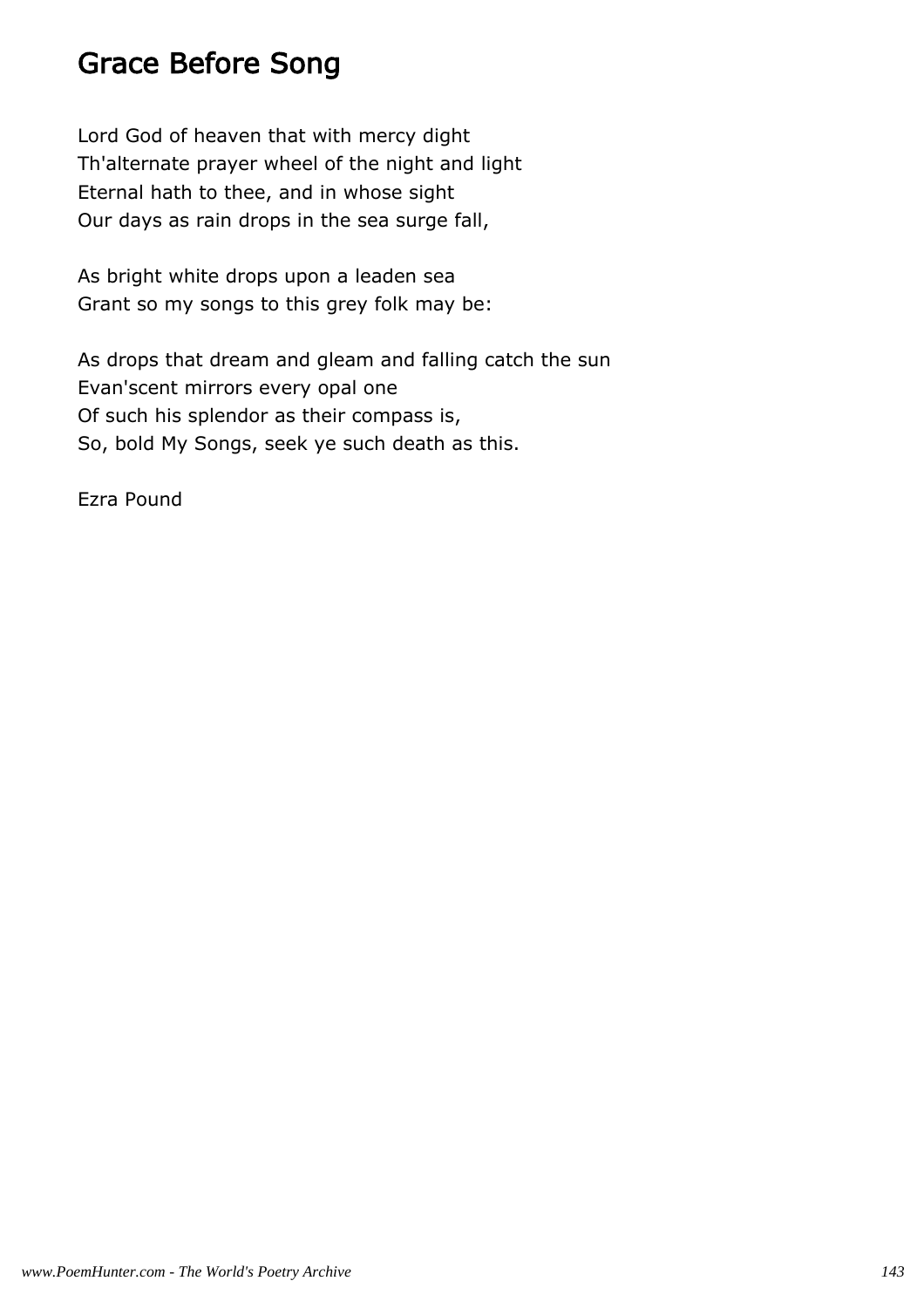# Grace Before Song

Lord God of heaven that with mercy dight
Th'alternate prayer wheel of the night and light
Eternal hath to thee, and in whose sight
Our days as rain drops in the sea surge fall,

As bright white drops upon a leaden sea
Grant so my songs to this grey folk may be:

As drops that dream and gleam and falling catch the sun
Evan'scent mirrors every opal one
Of such his splendor as their compass is,
So, bold My Songs, seek ye such death as this.

Ezra Pound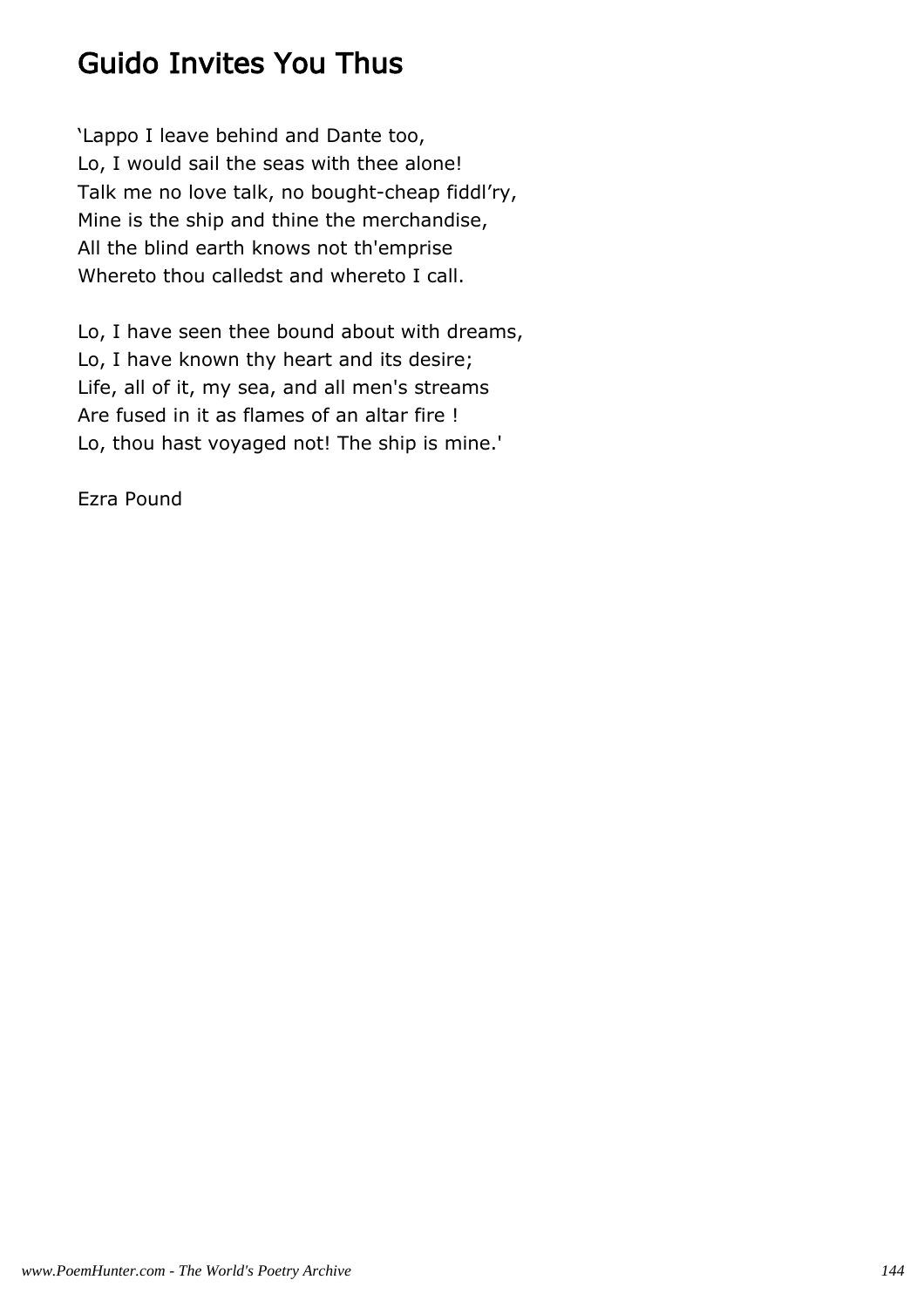# Guido Invites You Thus

'Lappo I leave behind and Dante too,
Lo, I would sail the seas with thee alone!
Talk me no love talk, no bought-cheap fiddl'ry,
Mine is the ship and thine the merchandise,
All the blind earth knows not th'emprise
Whereto thou calledst and whereto I call.

Lo, I have seen thee bound about with dreams,
Lo, I have known thy heart and its desire;
Life, all of it, my sea, and all men's streams
Are fused in it as flames of an altar fire !
Lo, thou hast voyaged not! The ship is mine.'

Ezra Pound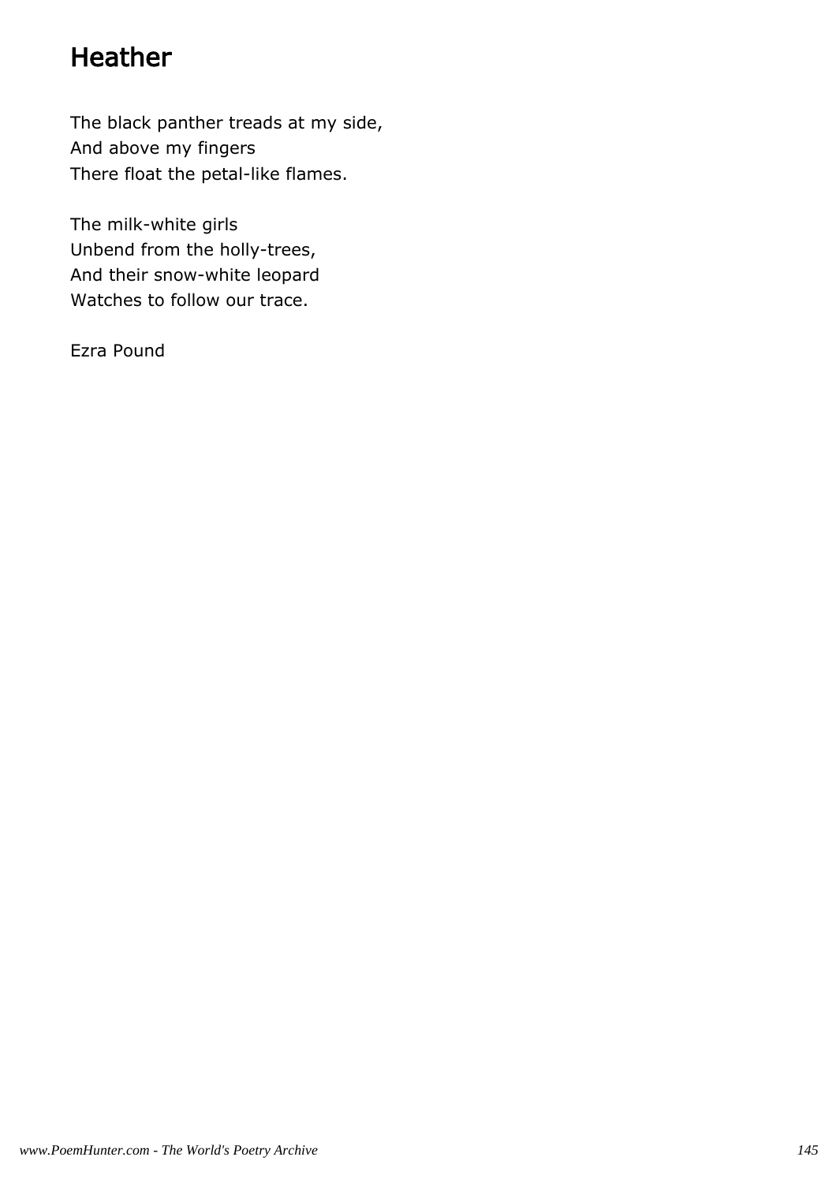# Heather

The black panther treads at my side,  
And above my fingers  
There float the petal-like flames.

The milk-white girls  
Unbend from the holly-trees,  
And their snow-white leopard  
Watches to follow our trace.

Ezra Pound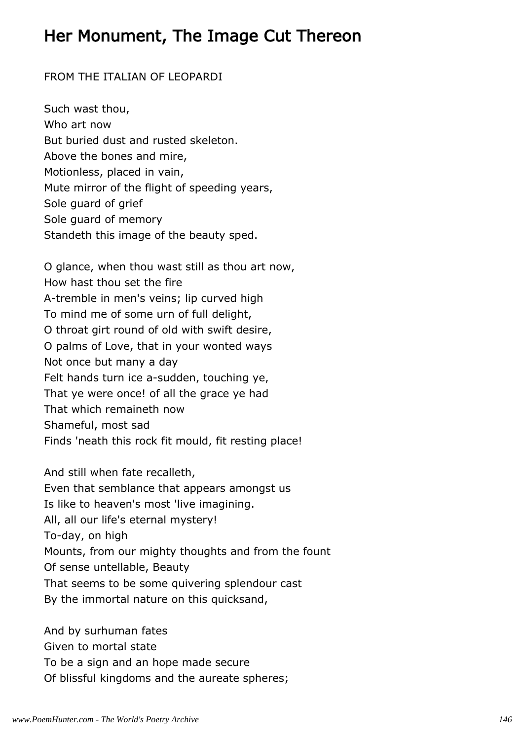# Her Monument, The Image Cut Thereon

FROM THE ITALIAN OF LEOPARDI

Such wast thou,  
Who art now  
But buried dust and rusted skeleton.  
Above the bones and mire,  
Motionless, placed in vain,  
Mute mirror of the flight of speeding years,  
Sole guard of grief  
Sole guard of memory  
Standeth this image of the beauty sped.

O glance, when thou wast still as thou art now,  
How hast thou set the fire  
A-tremble in men's veins; lip curved high  
To mind me of some urn of full delight,  
O throat girt round of old with swift desire,  
O palms of Love, that in your wonted ways  
Not once but many a day  
Felt hands turn ice a-sudden, touching ye,  
That ye were once! of all the grace ye had  
That which remaineth now  
Shameful, most sad  
Finds 'neath this rock fit mould, fit resting place!

And still when fate recalleth,  
Even that semblance that appears amongst us  
Is like to heaven's most 'live imagining.  
All, all our life's eternal mystery!  
To-day, on high  
Mounts, from our mighty thoughts and from the fount  
Of sense untellable, Beauty  
That seems to be some quivering splendour cast  
By the immortal nature on this quicksand,

And by surhuman fates  
Given to mortal state  
To be a sign and an hope made secure  
Of blissful kingdoms and the aureate spheres;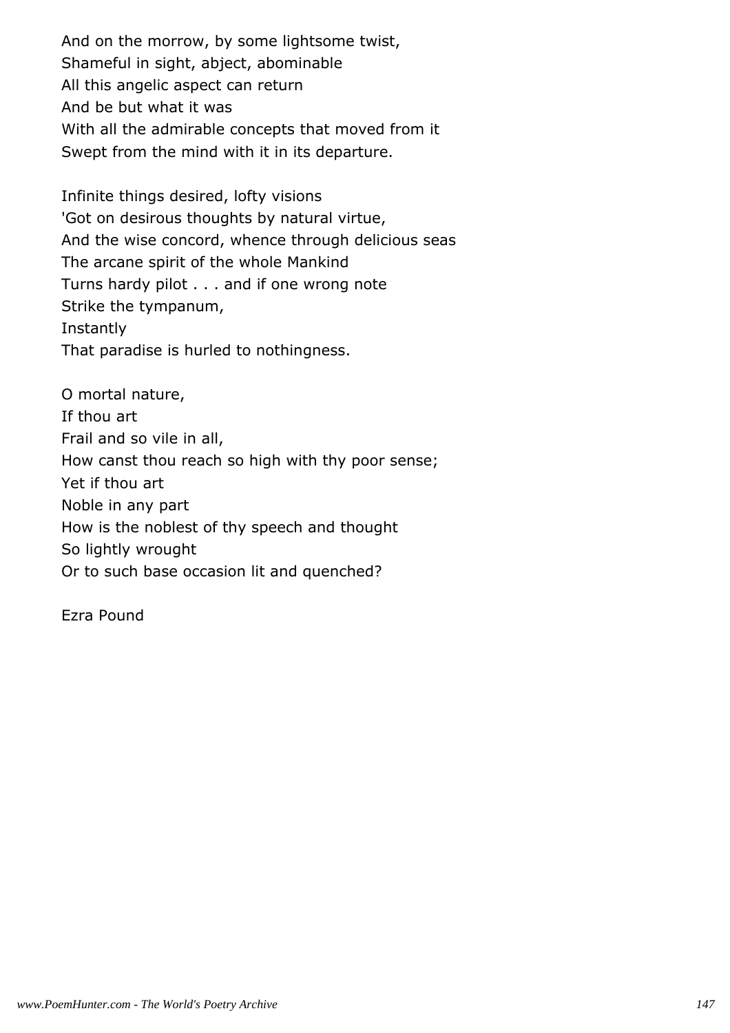And on the morrow, by some lightsome twist,  
Shameful in sight, abject, abominable  
All this angelic aspect can return  
And be but what it was  
With all the admirable concepts that moved from it  
Swept from the mind with it in its departure.

Infinite things desired, lofty visions  
'Got on desirous thoughts by natural virtue,  
And the wise concord, whence through delicious seas  
The arcane spirit of the whole Mankind  
Turns hardy pilot . . . and if one wrong note  
Strike the tympanum,  
Instantly  
That paradise is hurled to nothingness.

O mortal nature,  
If thou art  
Frail and so vile in all,  
How canst thou reach so high with thy poor sense;  
Yet if thou art  
Noble in any part  
How is the noblest of thy speech and thought  
So lightly wrought  
Or to such base occasion lit and quenched?

Ezra Pound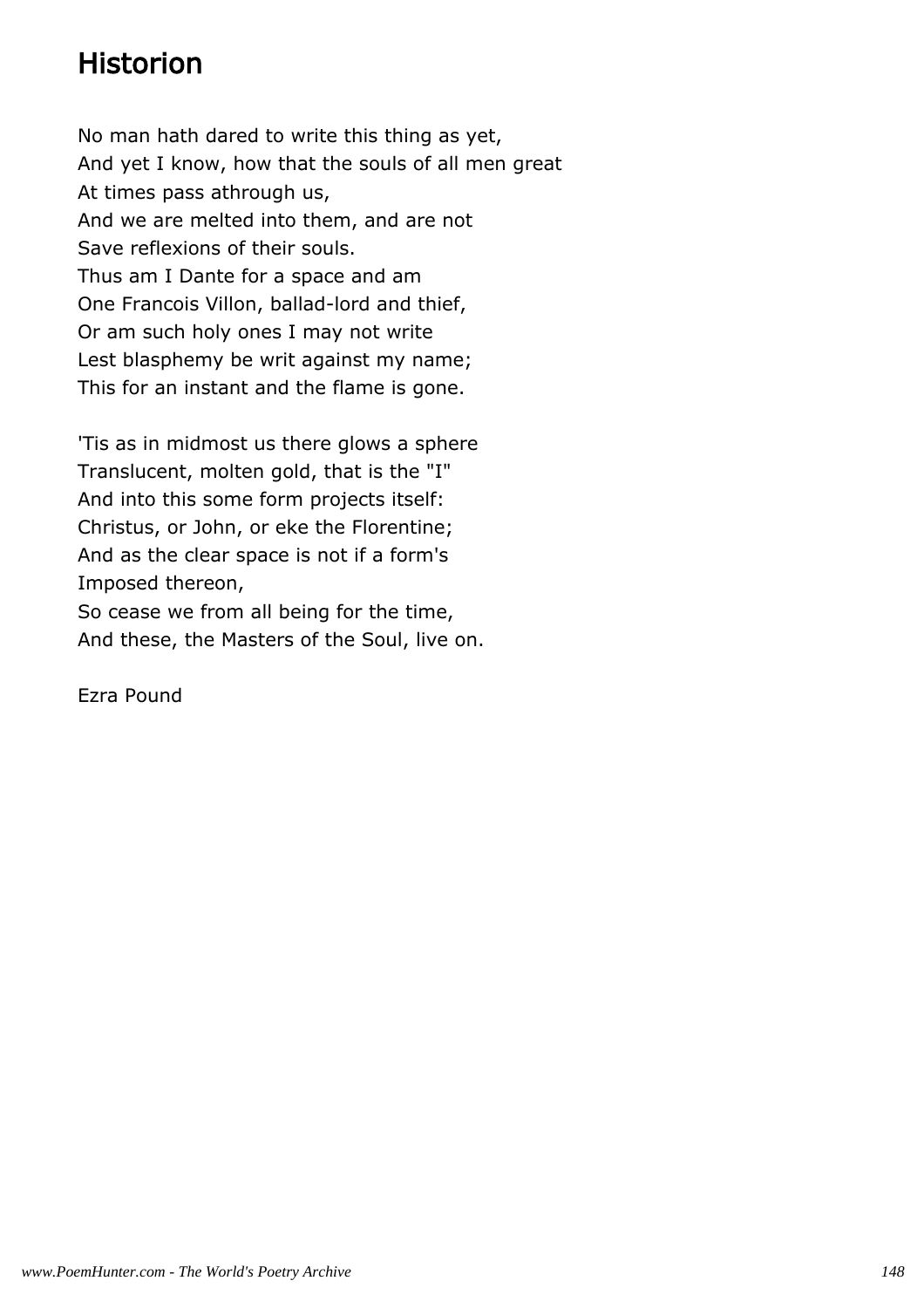## Historion

No man hath dared to write this thing as yet,
And yet I know, how that the souls of all men great
At times pass athrough us,
And we are melted into them, and are not
Save reflexions of their souls.
Thus am I Dante for a space and am
One Francois Villon, ballad-lord and thief,
Or am such holy ones I may not write
Lest blasphemy be writ against my name;
This for an instant and the flame is gone.

'Tis as in midmost us there glows a sphere
Translucent, molten gold, that is the "I"
And into this some form projects itself:
Christus, or John, or eke the Florentine;
And as the clear space is not if a form's
Imposed thereon,
So cease we from all being for the time,
And these, the Masters of the Soul, live on.

Ezra Pound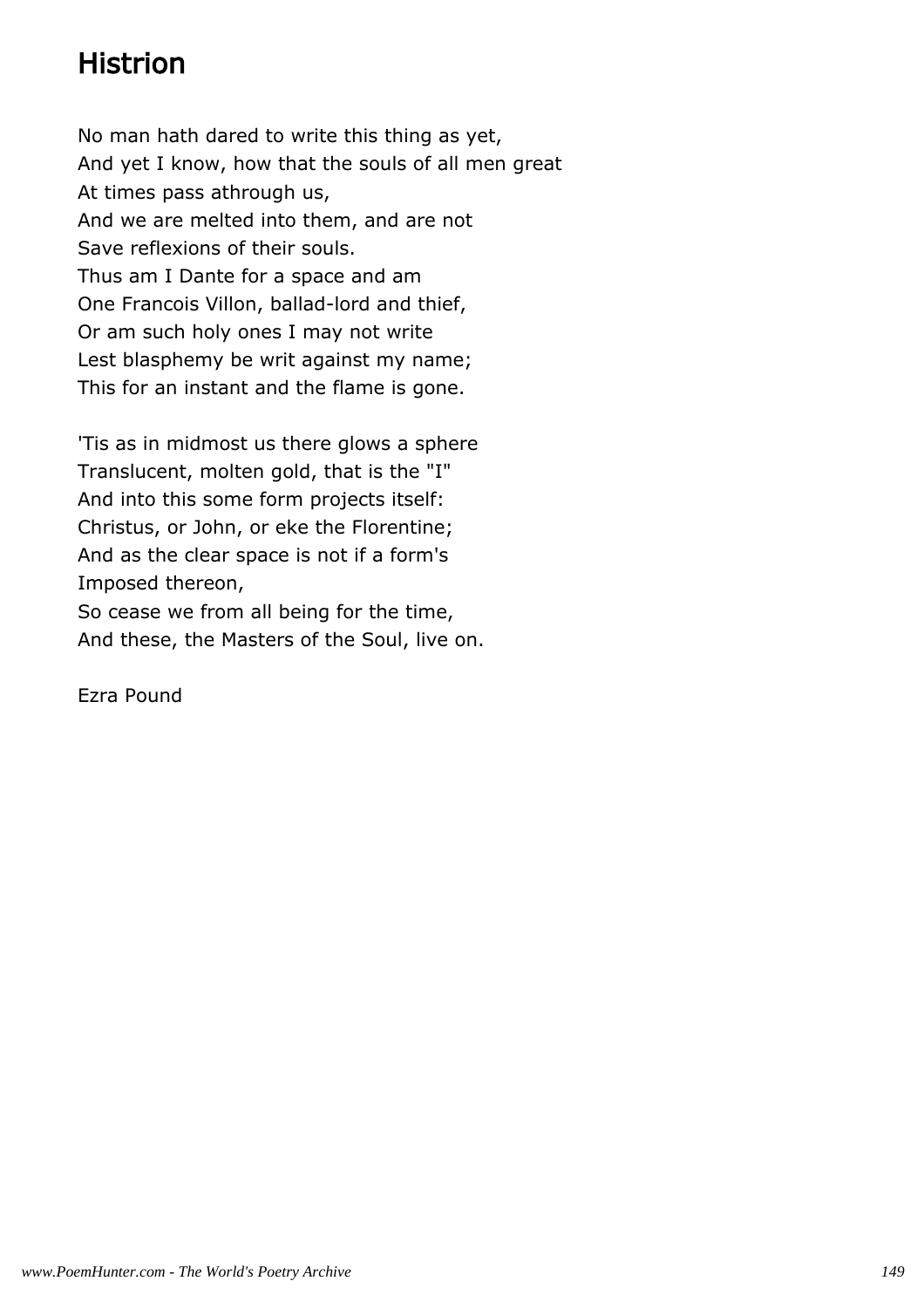# Histrion

No man hath dared to write this thing as yet,
And yet I know, how that the souls of all men great
At times pass athrough us,
And we are melted into them, and are not
Save reflexions of their souls.
Thus am I Dante for a space and am
One Francois Villon, ballad-lord and thief,
Or am such holy ones I may not write
Lest blasphemy be writ against my name;
This for an instant and the flame is gone.

'Tis as in midmost us there glows a sphere
Translucent, molten gold, that is the "I"
And into this some form projects itself:
Christus, or John, or eke the Florentine;
And as the clear space is not if a form's
Imposed thereon,
So cease we from all being for the time,
And these, the Masters of the Soul, live on.

Ezra Pound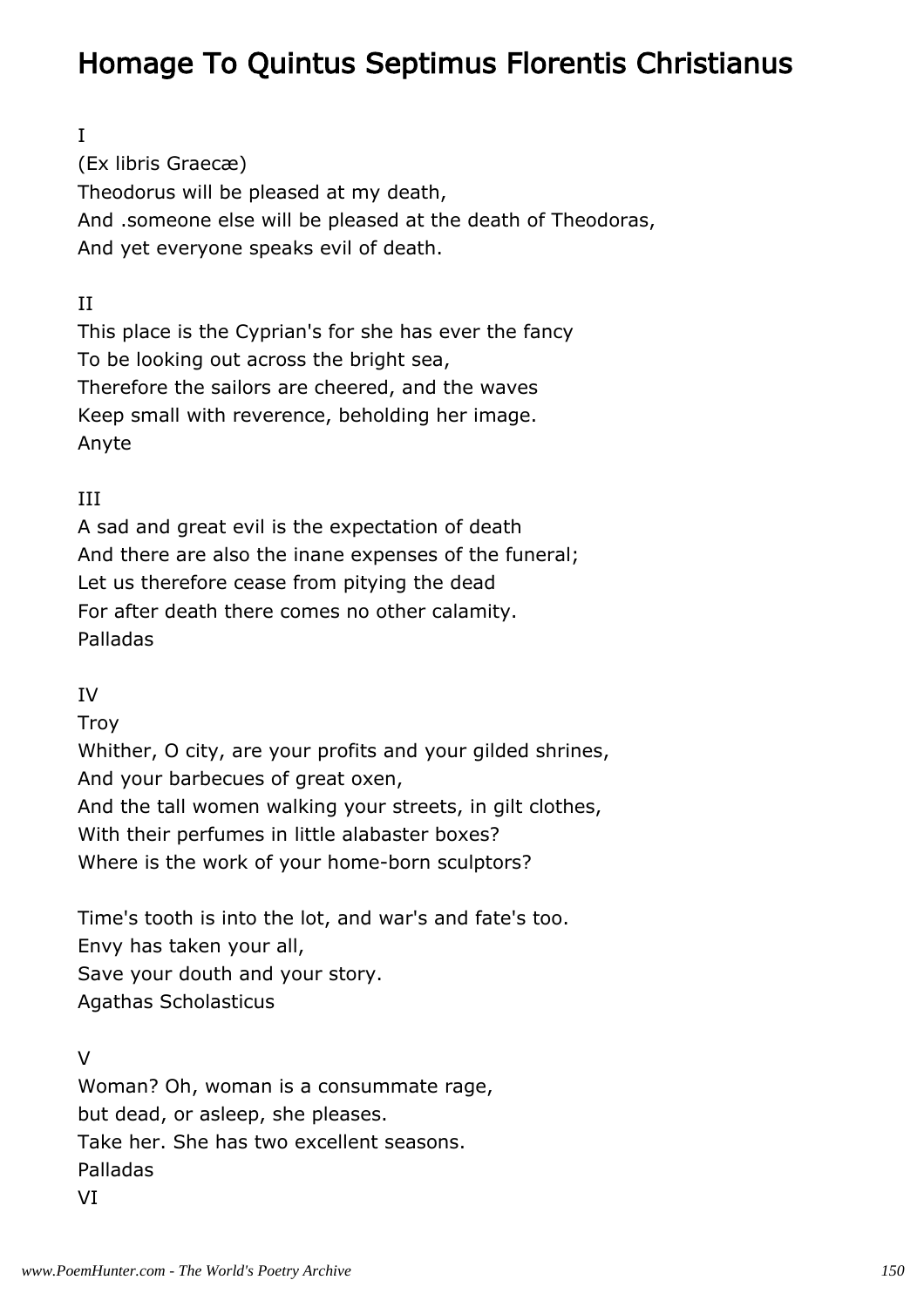# Homage To Quintus Septimus Florentis Christianus

I

(Ex libris Graecæ)

Theodorus will be pleased at my death,
And .someone else will be pleased at the death of Theodoras,
And yet everyone speaks evil of death.

II

This place is the Cyprian's for she has ever the fancy
To be looking out across the bright sea,
Therefore the sailors are cheered, and the waves
Keep small with reverence, beholding her image.
Anyte

III

A sad and great evil is the expectation of death
And there are also the inane expenses of the funeral;
Let us therefore cease from pitying the dead
For after death there comes no other calamity.
Palladas

IV

Troy

Whither, O city, are your profits and your gilded shrines,
And your barbecues of great oxen,
And the tall women walking your streets, in gilt clothes,
With their perfumes in little alabaster boxes?
Where is the work of your home-born sculptors?

Time's tooth is into the lot, and war's and fate's too.
Envy has taken your all,
Save your douth and your story.
Agathas Scholasticus

V

Woman? Oh, woman is a consummate rage,
but dead, or asleep, she pleases.
Take her. She has two excellent seasons.
Palladas

VI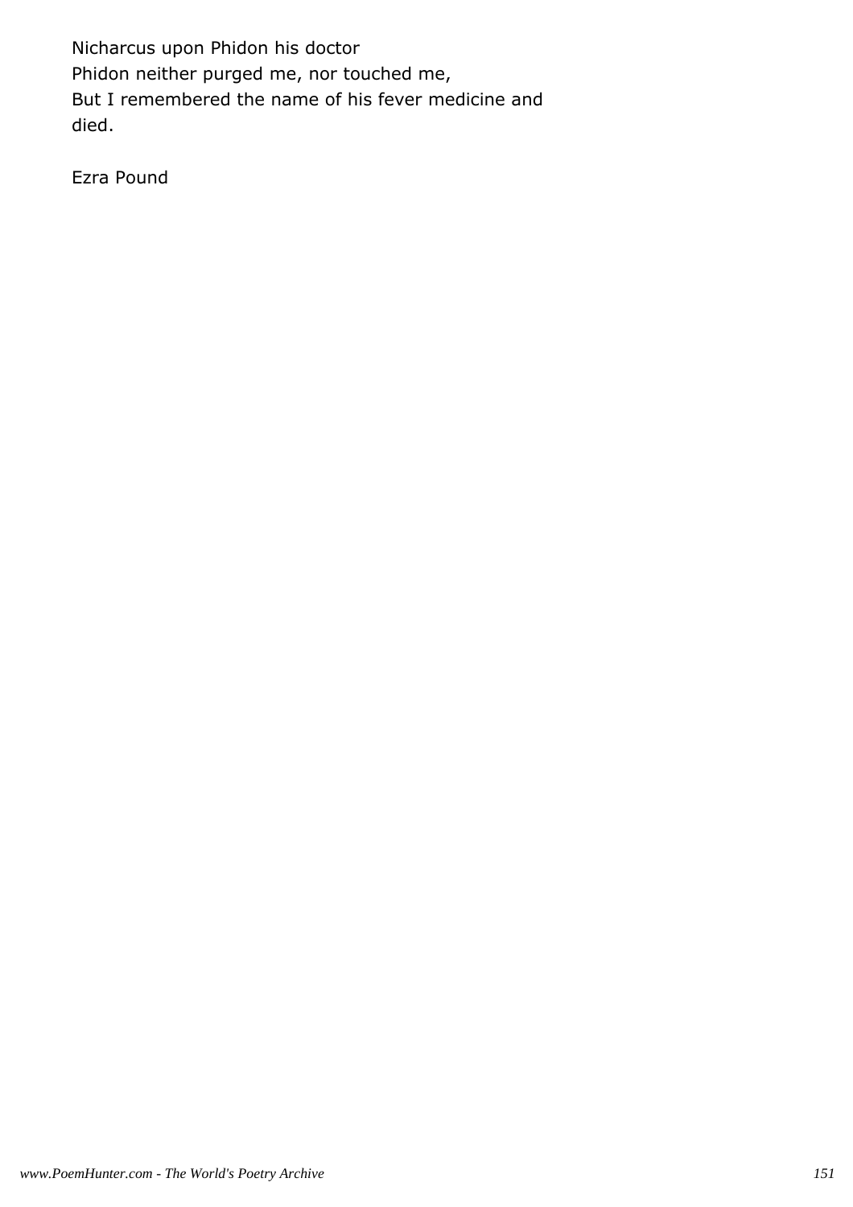Nicharcus upon Phidon his doctor

Phidon neither purged me, nor touched me,
But I remembered the name of his fever medicine and
died.

Ezra Pound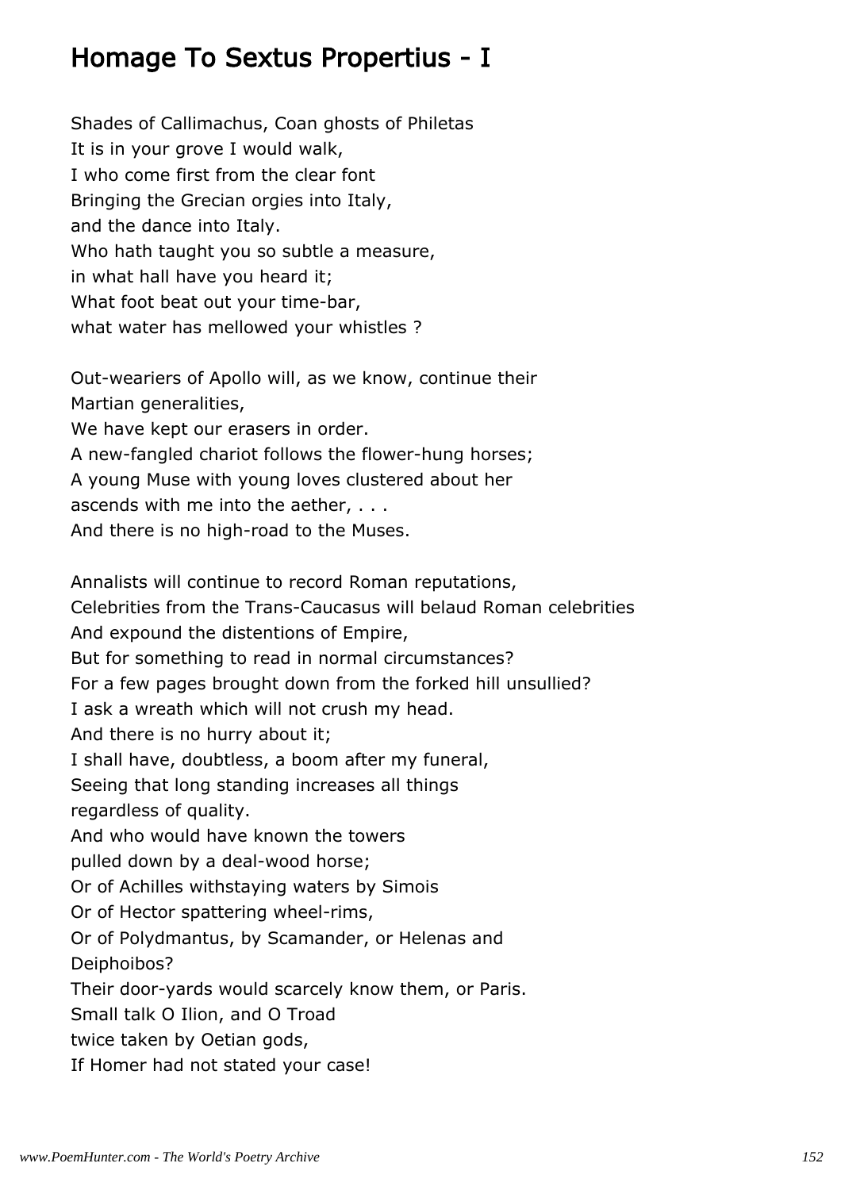# Homage To Sextus Propertius - I

Shades of Callimachus, Coan ghosts of Philetas
It is in your grove I would walk,
I who come first from the clear font
Bringing the Grecian orgies into Italy,
and the dance into Italy.
Who hath taught you so subtle a measure,
in what hall have you heard it;
What foot beat out your time-bar,
what water has mellowed your whistles ?

Out-weariers of Apollo will, as we know, continue their
Martian generalities,
We have kept our erasers in order.
A new-fangled chariot follows the flower-hung horses;
A young Muse with young loves clustered about her
ascends with me into the aether, . . .
And there is no high-road to the Muses.

Annalists will continue to record Roman reputations,
Celebrities from the Trans-Caucasus will belaud Roman celebrities
And expound the distentions of Empire,
But for something to read in normal circumstances?
For a few pages brought down from the forked hill unsullied?
I ask a wreath which will not crush my head.
And there is no hurry about it;
I shall have, doubtless, a boom after my funeral,
Seeing that long standing increases all things
regardless of quality.
And who would have known the towers
pulled down by a deal-wood horse;
Or of Achilles withstaying waters by Simois
Or of Hector spattering wheel-rims,
Or of Polydmantus, by Scamander, or Helenas and
Deiphoibos?
Their door-yards would scarcely know them, or Paris.
Small talk O Ilion, and O Troad
twice taken by Oetian gods,
If Homer had not stated your case!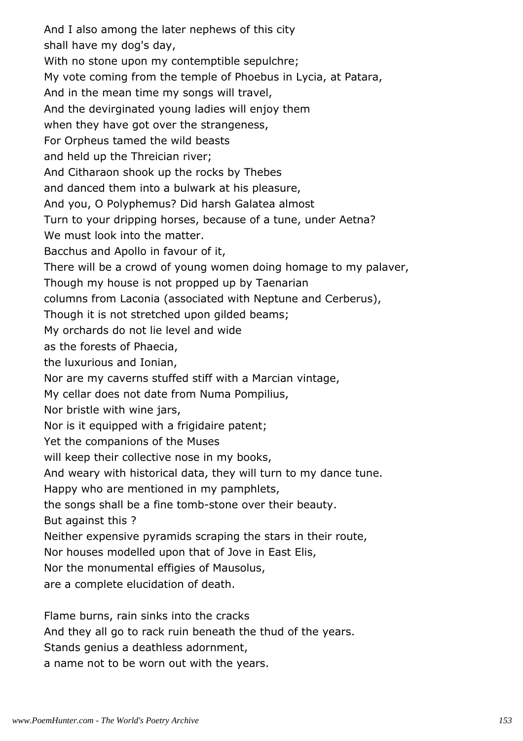And I also among the later nephews of this city
shall have my dog's day,
With no stone upon my contemptible sepulchre;
My vote coming from the temple of Phoebus in Lycia, at Patara,
And in the mean time my songs will travel,
And the devirginated young ladies will enjoy them
when they have got over the strangeness,
For Orpheus tamed the wild beasts
and held up the Threician river;
And Citharaon shook up the rocks by Thebes
and danced them into a bulwark at his pleasure,
And you, O Polyphemus? Did harsh Galatea almost
Turn to your dripping horses, because of a tune, under Aetna?
We must look into the matter.
Bacchus and Apollo in favour of it,
There will be a crowd of young women doing homage to my palaver,
Though my house is not propped up by Taenarian
columns from Laconia (associated with Neptune and Cerberus),
Though it is not stretched upon gilded beams;
My orchards do not lie level and wide
as the forests of Phaecia,
the luxurious and Ionian,
Nor are my caverns stuffed stiff with a Marcian vintage,
My cellar does not date from Numa Pompilius,
Nor bristle with wine jars,
Nor is it equipped with a frigidaire patent;
Yet the companions of the Muses
will keep their collective nose in my books,
And weary with historical data, they will turn to my dance tune.
Happy who are mentioned in my pamphlets,
the songs shall be a fine tomb-stone over their beauty.
But against this ?
Neither expensive pyramids scraping the stars in their route,
Nor houses modelled upon that of Jove in East Elis,
Nor the monumental effigies of Mausolus,
are a complete elucidation of death.

Flame burns, rain sinks into the cracks
And they all go to rack ruin beneath the thud of the years.
Stands genius a deathless adornment,
a name not to be worn out with the years.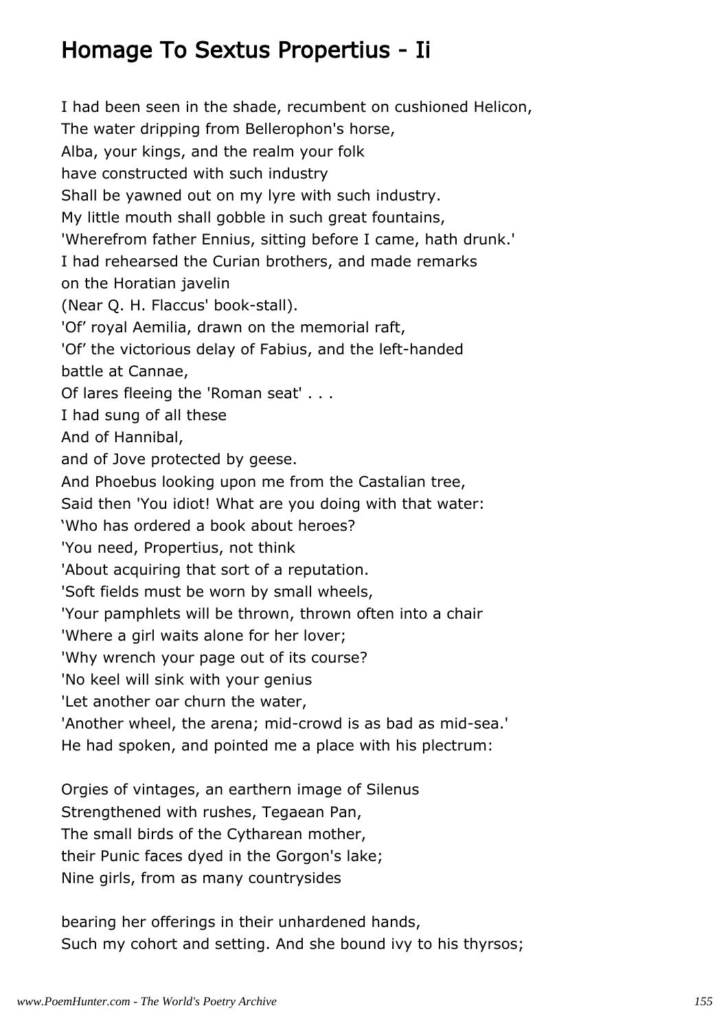# Homage To Sextus Propertius - Ii

I had been seen in the shade, recumbent on cushioned Helicon,
The water dripping from Bellerophon's horse,
Alba, your kings, and the realm your folk
have constructed with such industry
Shall be yawned out on my lyre with such industry.
My little mouth shall gobble in such great fountains,
'Wherefrom father Ennius, sitting before I came, hath drunk.'
I had rehearsed the Curian brothers, and made remarks
on the Horatian javelin
(Near Q. H. Flaccus' book-stall).
'Of' royal Aemilia, drawn on the memorial raft,
'Of' the victorious delay of Fabius, and the left-handed
battle at Cannae,
Of lares fleeing the 'Roman seat' . . .
I had sung of all these
And of Hannibal,
and of Jove protected by geese.
And Phoebus looking upon me from the Castalian tree,
Said then 'You idiot! What are you doing with that water:
'Who has ordered a book about heroes?
'You need, Propertius, not think
'About acquiring that sort of a reputation.
'Soft fields must be worn by small wheels,
'Your pamphlets will be thrown, thrown often into a chair
'Where a girl waits alone for her lover;
'Why wrench your page out of its course?
'No keel will sink with your genius
'Let another oar churn the water,
'Another wheel, the arena; mid-crowd is as bad as mid-sea.'
He had spoken, and pointed me a place with his plectrum:

Orgies of vintages, an earthern image of Silenus
Strengthened with rushes, Tegaean Pan,
The small birds of the Cytharean mother,
their Punic faces dyed in the Gorgon's lake;
Nine girls, from as many countrysides

bearing her offerings in their unhardened hands,
Such my cohort and setting. And she bound ivy to his thyrsos;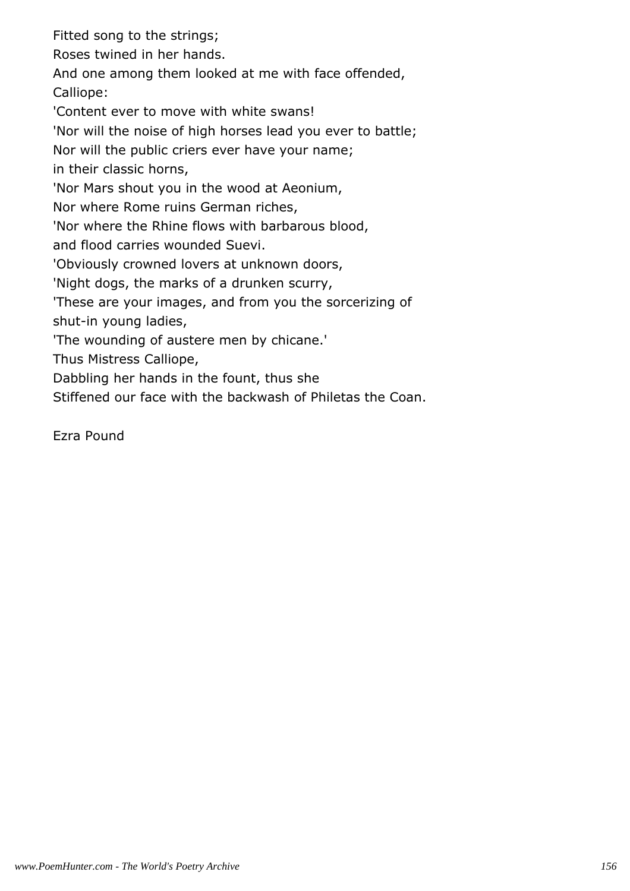Fitted song to the strings;
Roses twined in her hands.
And one among them looked at me with face offended,
Calliope:
'Content ever to move with white swans!
'Nor will the noise of high horses lead you ever to battle;
Nor will the public criers ever have your name;
in their classic horns,
'Nor Mars shout you in the wood at Aeonium,
Nor where Rome ruins German riches,
'Nor where the Rhine flows with barbarous blood,
and flood carries wounded Suevi.
'Obviously crowned lovers at unknown doors,
'Night dogs, the marks of a drunken scurry,
'These are your images, and from you the sorcerizing of
shut-in young ladies,
'The wounding of austere men by chicane.'
Thus Mistress Calliope,
Dabbling her hands in the fount, thus she
Stiffened our face with the backwash of Philetas the Coan.

Ezra Pound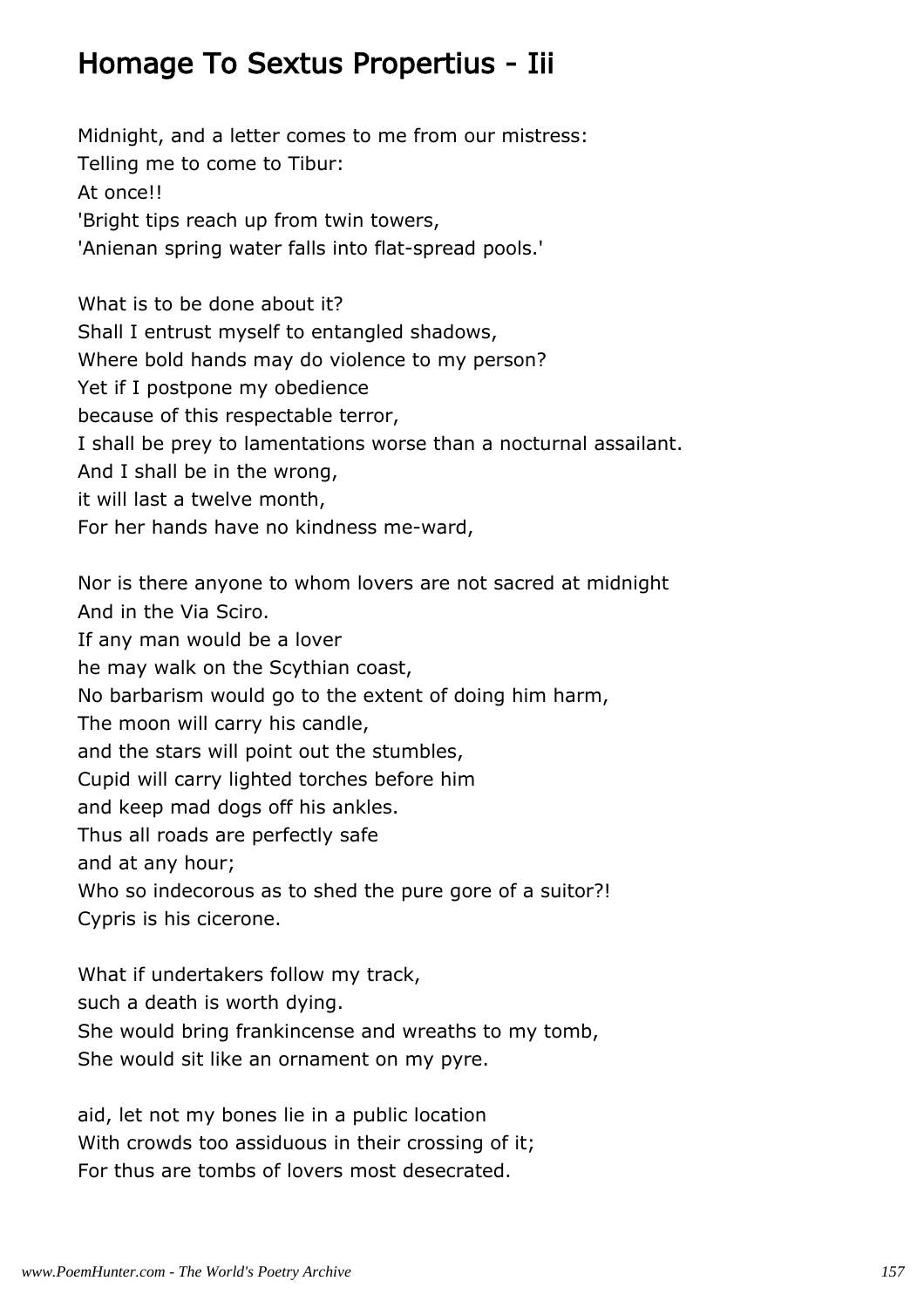# Homage To Sextus Propertius - Iii

Midnight, and a letter comes to me from our mistress:  
Telling me to come to Tibur:  
At once!!  
'Bright tips reach up from twin towers,  
'Anienan spring water falls into flat-spread pools.'

What is to be done about it?  
Shall I entrust myself to entangled shadows,  
Where bold hands may do violence to my person?  
Yet if I postpone my obedience  
because of this respectable terror,  
I shall be prey to lamentations worse than a nocturnal assailant.  
And I shall be in the wrong,  
it will last a twelve month,  
For her hands have no kindness me-ward,

Nor is there anyone to whom lovers are not sacred at midnight  
And in the Via Sciro.  
If any man would be a lover  
he may walk on the Scythian coast,  
No barbarism would go to the extent of doing him harm,  
The moon will carry his candle,  
and the stars will point out the stumbles,  
Cupid will carry lighted torches before him  
and keep mad dogs off his ankles.  
Thus all roads are perfectly safe  
and at any hour;  
Who so indecorous as to shed the pure gore of a suitor?!  
Cypris is his cicerone.

What if undertakers follow my track,  
such a death is worth dying.  
She would bring frankincense and wreaths to my tomb,  
She would sit like an ornament on my pyre.

aid, let not my bones lie in a public location  
With crowds too assiduous in their crossing of it;  
For thus are tombs of lovers most desecrated.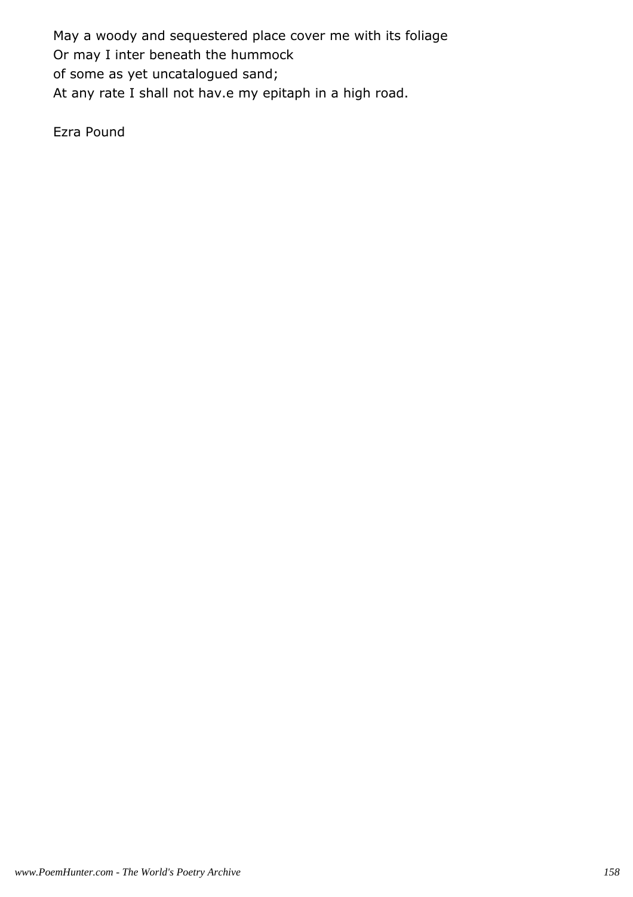May a woody and sequestered place cover me with its foliage
Or may I inter beneath the hummock
of some as yet uncatalogued sand;
At any rate I shall not hav.e my epitaph in a high road.

Ezra Pound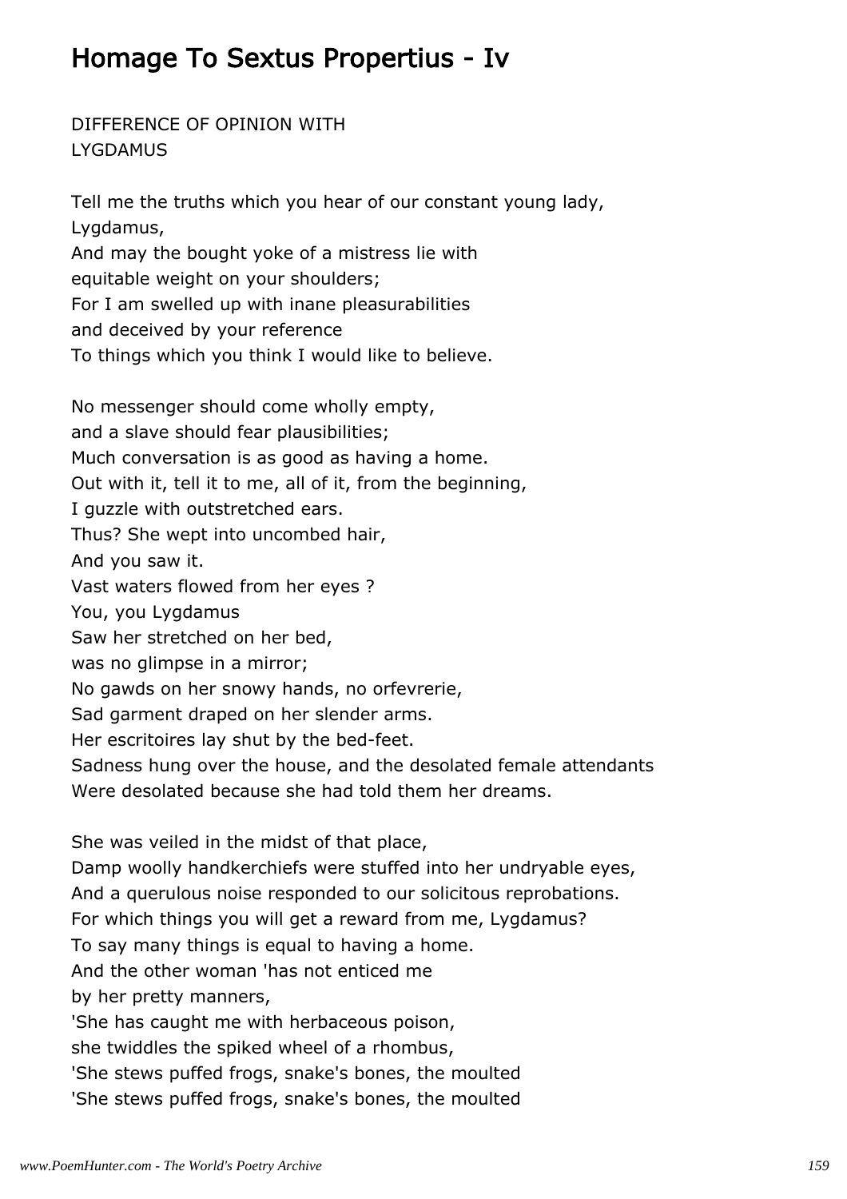# Homage To Sextus Propertius - Iv

DIFFERENCE OF OPINION WITH
LYGDAMUS

Tell me the truths which you hear of our constant young lady,
Lygdamus,
And may the bought yoke of a mistress lie with
equitable weight on your shoulders;
For I am swelled up with inane pleasurabilities
and deceived by your reference
To things which you think I would like to believe.

No messenger should come wholly empty,
and a slave should fear plausibilities;
Much conversation is as good as having a home.
Out with it, tell it to me, all of it, from the beginning,
I guzzle with outstretched ears.
Thus? She wept into uncombed hair,
And you saw it.
Vast waters flowed from her eyes ?
You, you Lygdamus
Saw her stretched on her bed,
was no glimpse in a mirror;
No gawds on her snowy hands, no orfevrerie,
Sad garment draped on her slender arms.
Her escritoires lay shut by the bed-feet.
Sadness hung over the house, and the desolated female attendants
Were desolated because she had told them her dreams.

She was veiled in the midst of that place,
Damp woolly handkerchiefs were stuffed into her undryable eyes,
And a querulous noise responded to our solicitous reprobations.
For which things you will get a reward from me, Lygdamus?
To say many things is equal to having a home.
And the other woman 'has not enticed me
by her pretty manners,
'She has caught me with herbaceous poison,
she twiddles the spiked wheel of a rhombus,
'She stews puffed frogs, snake's bones, the moulted
'She stews puffed frogs, snake's bones, the moulted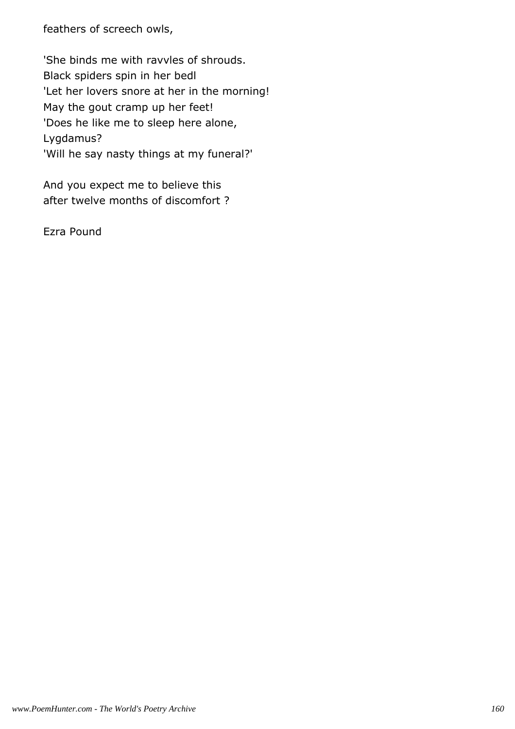feathers of screech owls,

'She binds me with ravvles of shrouds.
Black spiders spin in her bedl
'Let her lovers snore at her in the morning!
May the gout cramp up her feet!
'Does he like me to sleep here alone,
Lygdamus?
'Will he say nasty things at my funeral?'

And you expect me to believe this
after twelve months of discomfort ?

Ezra Pound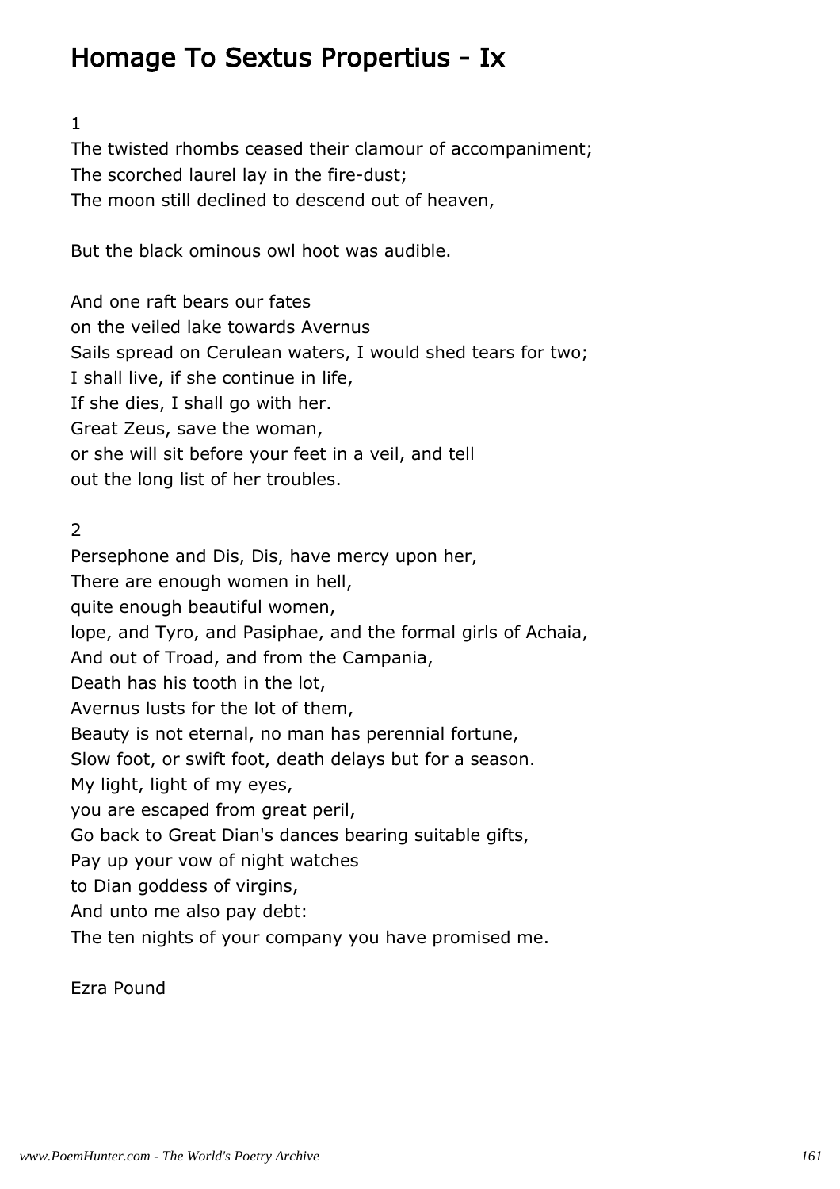# Homage To Sextus Propertius - Ix

1

The twisted rhombs ceased their clamour of accompaniment;
The scorched laurel lay in the fire-dust;
The moon still declined to descend out of heaven,

But the black ominous owl hoot was audible.

And one raft bears our fates
on the veiled lake towards Avernus
Sails spread on Cerulean waters, I would shed tears for two;
I shall live, if she continue in life,
If she dies, I shall go with her.
Great Zeus, save the woman,
or she will sit before your feet in a veil, and tell
out the long list of her troubles.

2

Persephone and Dis, Dis, have mercy upon her,
There are enough women in hell,
quite enough beautiful women,
lope, and Tyro, and Pasiphae, and the formal girls of Achaia,
And out of Troad, and from the Campania,
Death has his tooth in the lot,
Avernus lusts for the lot of them,
Beauty is not eternal, no man has perennial fortune,
Slow foot, or swift foot, death delays but for a season.
My light, light of my eyes,
you are escaped from great peril,
Go back to Great Dian's dances bearing suitable gifts,
Pay up your vow of night watches
to Dian goddess of virgins,
And unto me also pay debt:
The ten nights of your company you have promised me.

Ezra Pound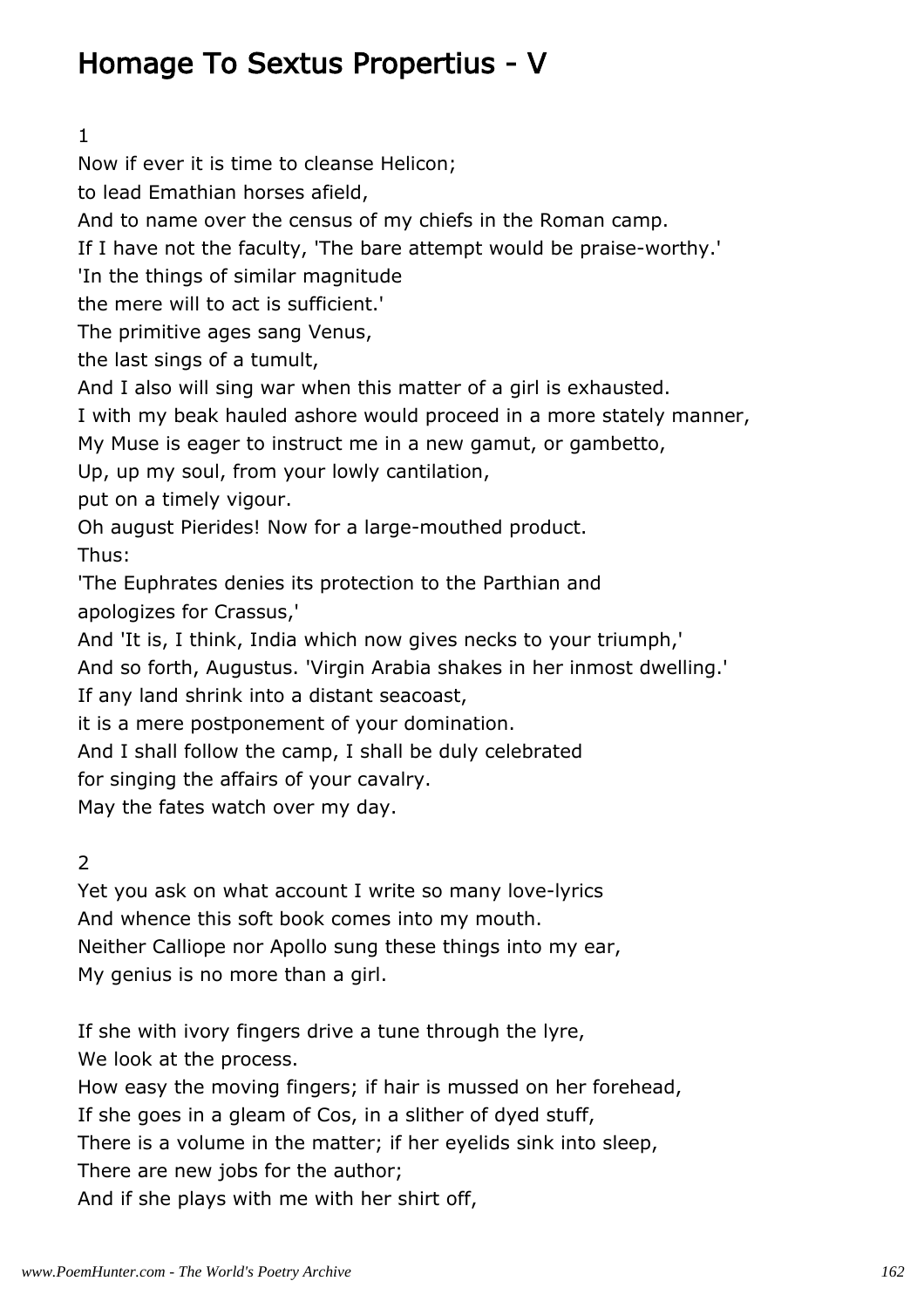# Homage To Sextus Propertius - V

1

Now if ever it is time to cleanse Helicon;
to lead Emathian horses afield,
And to name over the census of my chiefs in the Roman camp.
If I have not the faculty, 'The bare attempt would be praise-worthy.'
'In the things of similar magnitude
the mere will to act is sufficient.'
The primitive ages sang Venus,
the last sings of a tumult,
And I also will sing war when this matter of a girl is exhausted.
I with my beak hauled ashore would proceed in a more stately manner,
My Muse is eager to instruct me in a new gamut, or gambetto,
Up, up my soul, from your lowly cantilation,
put on a timely vigour.
Oh august Pierides! Now for a large-mouthed product.
Thus:
'The Euphrates denies its protection to the Parthian and
apologizes for Crassus,'
And 'It is, I think, India which now gives necks to your triumph,'
And so forth, Augustus. 'Virgin Arabia shakes in her inmost dwelling.'
If any land shrink into a distant seacoast,
it is a mere postponement of your domination.
And I shall follow the camp, I shall be duly celebrated
for singing the affairs of your cavalry.
May the fates watch over my day.

2

Yet you ask on what account I write so many love-lyrics
And whence this soft book comes into my mouth.
Neither Calliope nor Apollo sung these things into my ear,
My genius is no more than a girl.

If she with ivory fingers drive a tune through the lyre,
We look at the process.
How easy the moving fingers; if hair is mussed on her forehead,
If she goes in a gleam of Cos, in a slither of dyed stuff,
There is a volume in the matter; if her eyelids sink into sleep,
There are new jobs for the author;
And if she plays with me with her shirt off,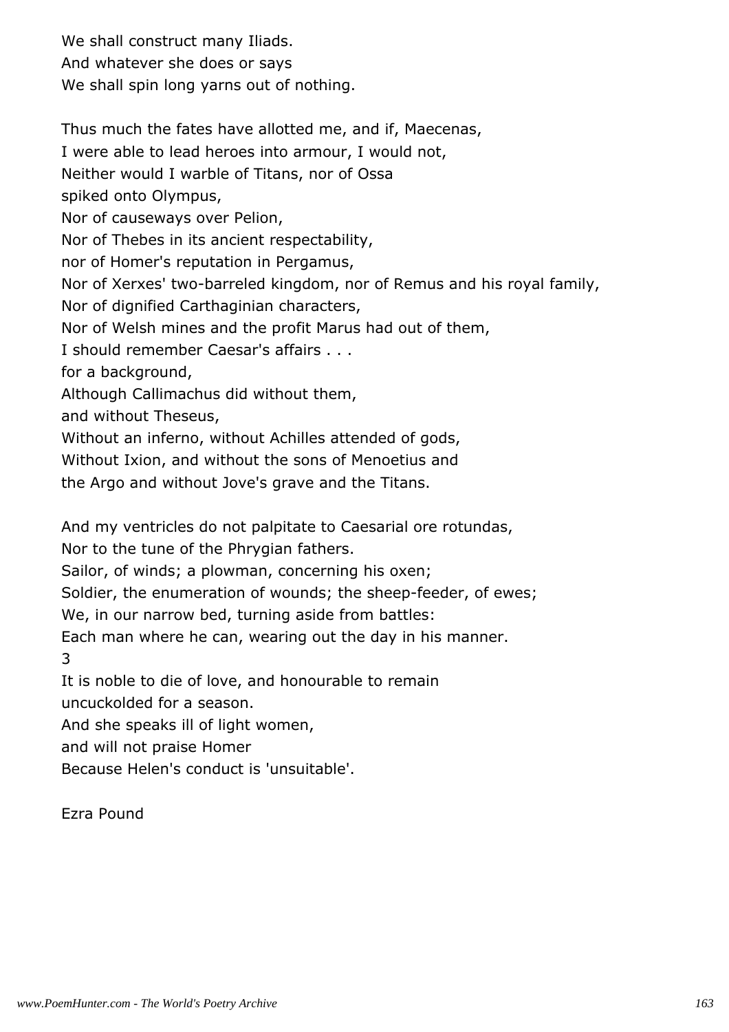We shall construct many Iliads.
And whatever she does or says
We shall spin long yarns out of nothing.

Thus much the fates have allotted me, and if, Maecenas,
I were able to lead heroes into armour, I would not,
Neither would I warble of Titans, nor of Ossa
spiked onto Olympus,
Nor of causeways over Pelion,
Nor of Thebes in its ancient respectability,
nor of Homer's reputation in Pergamus,
Nor of Xerxes' two-barreled kingdom, nor of Remus and his royal family,
Nor of dignified Carthaginian characters,
Nor of Welsh mines and the profit Marus had out of them,
I should remember Caesar's affairs . . .
for a background,
Although Callimachus did without them,
and without Theseus,
Without an inferno, without Achilles attended of gods,
Without Ixion, and without the sons of Menoetius and
the Argo and without Jove's grave and the Titans.

And my ventricles do not palpitate to Caesarial ore rotundas,
Nor to the tune of the Phrygian fathers.
Sailor, of winds; a plowman, concerning his oxen;
Soldier, the enumeration of wounds; the sheep-feeder, of ewes;
We, in our narrow bed, turning aside from battles:
Each man where he can, wearing out the day in his manner.

3

It is noble to die of love, and honourable to remain
uncuckolded for a season.
And she speaks ill of light women,
and will not praise Homer
Because Helen's conduct is 'unsuitable'.

Ezra Pound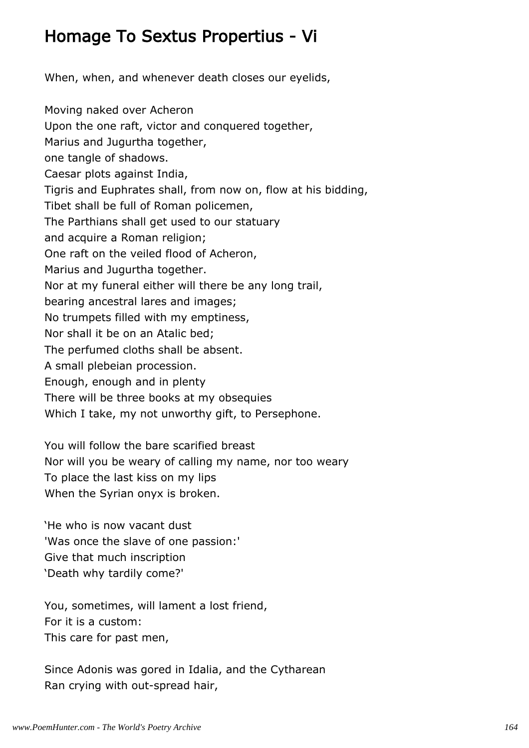# Homage To Sextus Propertius - Vi

When, when, and whenever death closes our eyelids,

Moving naked over Acheron
Upon the one raft, victor and conquered together,
Marius and Jugurtha together,
one tangle of shadows.
Caesar plots against India,
Tigris and Euphrates shall, from now on, flow at his bidding,
Tibet shall be full of Roman policemen,
The Parthians shall get used to our statuary
and acquire a Roman religion;
One raft on the veiled flood of Acheron,
Marius and Jugurtha together.
Nor at my funeral either will there be any long trail,
bearing ancestral lares and images;
No trumpets filled with my emptiness,
Nor shall it be on an Atalic bed;
The perfumed cloths shall be absent.
A small plebeian procession.
Enough, enough and in plenty
There will be three books at my obsequies
Which I take, my not unworthy gift, to Persephone.

You will follow the bare scarified breast
Nor will you be weary of calling my name, nor too weary
To place the last kiss on my lips
When the Syrian onyx is broken.

'He who is now vacant dust
'Was once the slave of one passion:'
Give that much inscription
'Death why tardily come?'

You, sometimes, will lament a lost friend,
For it is a custom:
This care for past men,

Since Adonis was gored in Idalia, and the Cytharean
Ran crying with out-spread hair,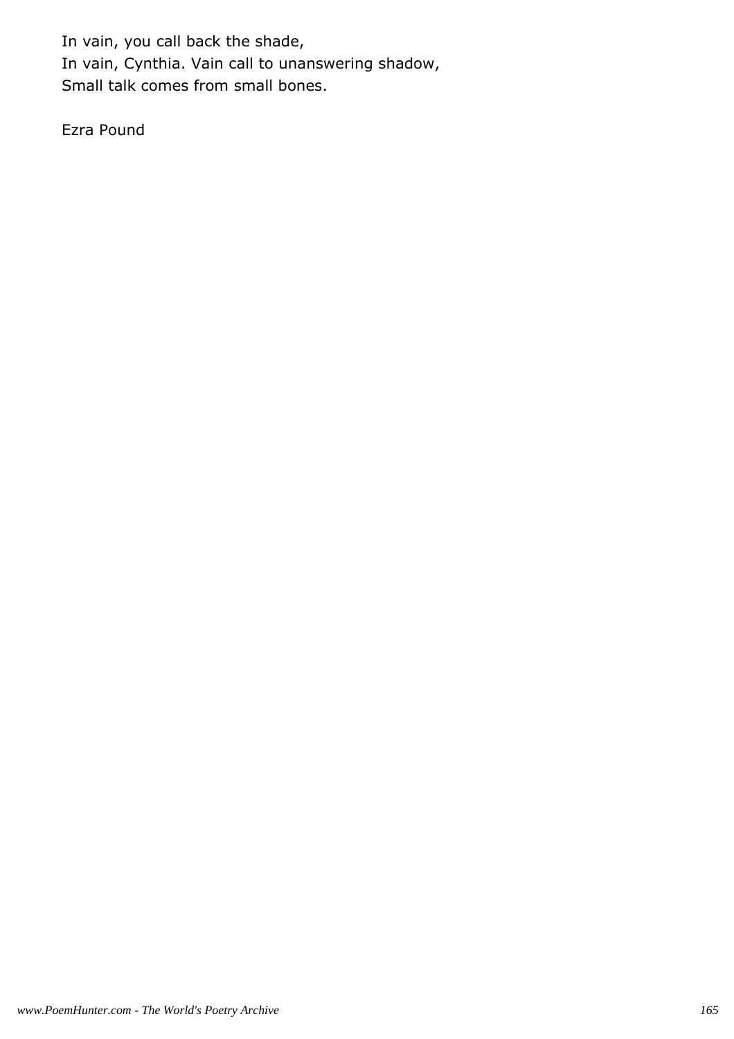In vain, you call back the shade,  
In vain, Cynthia. Vain call to unanswering shadow,  
Small talk comes from small bones.

Ezra Pound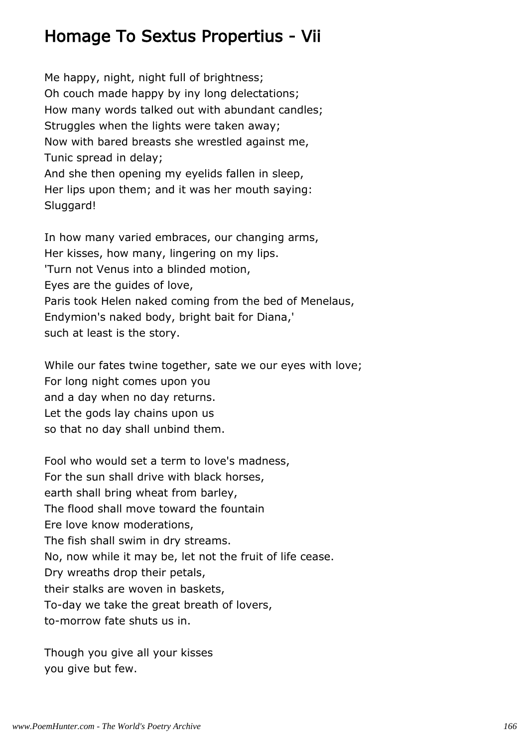# Homage To Sextus Propertius - Vii

Me happy, night, night full of brightness;  
Oh couch made happy by iny long delectations;  
How many words talked out with abundant candles;  
Struggles when the lights were taken away;  
Now with bared breasts she wrestled against me,  
Tunic spread in delay;  
And she then opening my eyelids fallen in sleep,  
Her lips upon them; and it was her mouth saying:  
Sluggard!

In how many varied embraces, our changing arms,  
Her kisses, how many, lingering on my lips.  
'Turn not Venus into a blinded motion,  
Eyes are the guides of love,  
Paris took Helen naked coming from the bed of Menelaus,  
Endymion's naked body, bright bait for Diana,'  
such at least is the story.

While our fates twine together, sate we our eyes with love;  
For long night comes upon you  
and a day when no day returns.  
Let the gods lay chains upon us  
so that no day shall unbind them.

Fool who would set a term to love's madness,  
For the sun shall drive with black horses,  
earth shall bring wheat from barley,  
The flood shall move toward the fountain  
Ere love know moderations,  
The fish shall swim in dry streams.  
No, now while it may be, let not the fruit of life cease.  
Dry wreaths drop their petals,  
their stalks are woven in baskets,  
To-day we take the great breath of lovers,  
to-morrow fate shuts us in.

Though you give all your kisses  
you give but few.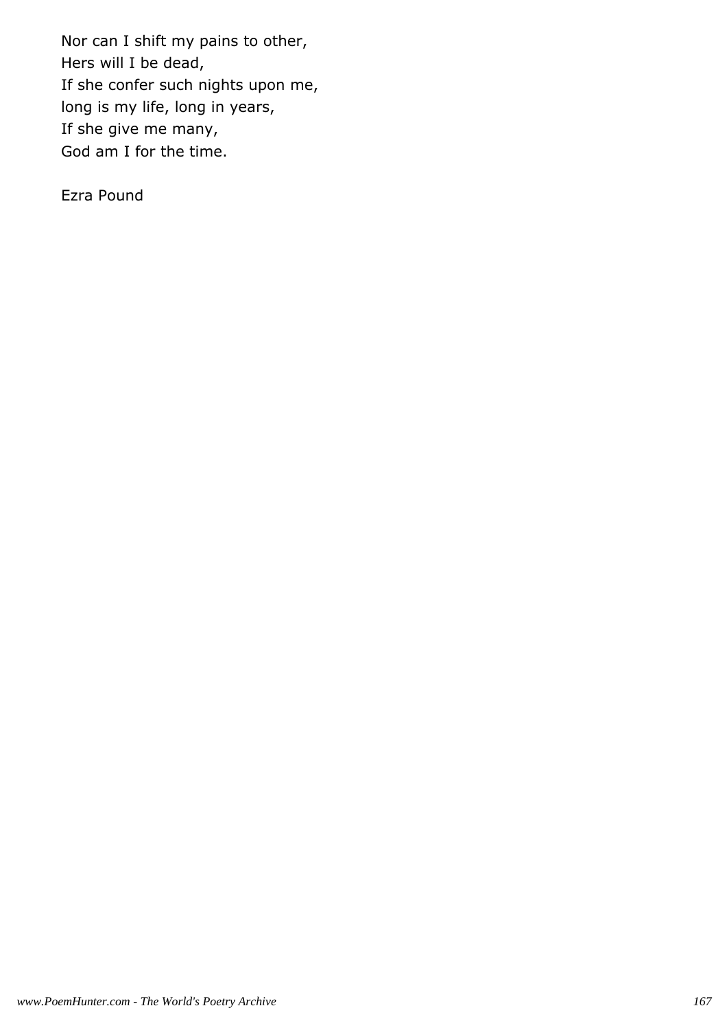Nor can I shift my pains to other,  
Hers will I be dead,  
If she confer such nights upon me,  
long is my life, long in years,  
If she give me many,  
God am I for the time.

Ezra Pound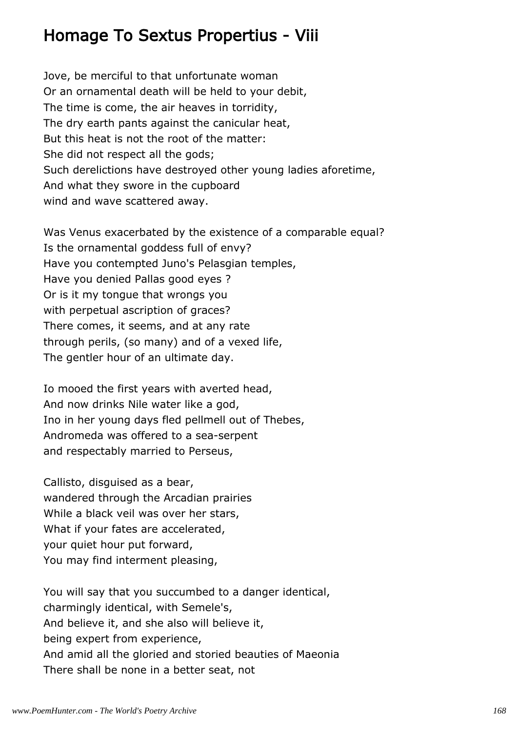## Homage To Sextus Propertius - Viii

Jove, be merciful to that unfortunate woman  
Or an ornamental death will be held to your debit,  
The time is come, the air heaves in torridity,  
The dry earth pants against the canicular heat,  
But this heat is not the root of the matter:  
She did not respect all the gods;  
Such derelictions have destroyed other young ladies aforetime,  
And what they swore in the cupboard  
wind and wave scattered away.

Was Venus exacerbated by the existence of a comparable equal?  
Is the ornamental goddess full of envy?  
Have you contempted Juno's Pelasgian temples,  
Have you denied Pallas good eyes ?  
Or is it my tongue that wrongs you  
with perpetual ascription of graces?  
There comes, it seems, and at any rate  
through perils, (so many) and of a vexed life,  
The gentler hour of an ultimate day.

Io mooed the first years with averted head,  
And now drinks Nile water like a god,  
Ino in her young days fled pellmell out of Thebes,  
Andromeda was offered to a sea-serpent  
and respectably married to Perseus,

Callisto, disguised as a bear,  
wandered through the Arcadian prairies  
While a black veil was over her stars,  
What if your fates are accelerated,  
your quiet hour put forward,  
You may find interment pleasing,

You will say that you succumbed to a danger identical,  
charmingly identical, with Semele's,  
And believe it, and she also will believe it,  
being expert from experience,  
And amid all the gloried and storied beauties of Maeonia  
There shall be none in a better seat, not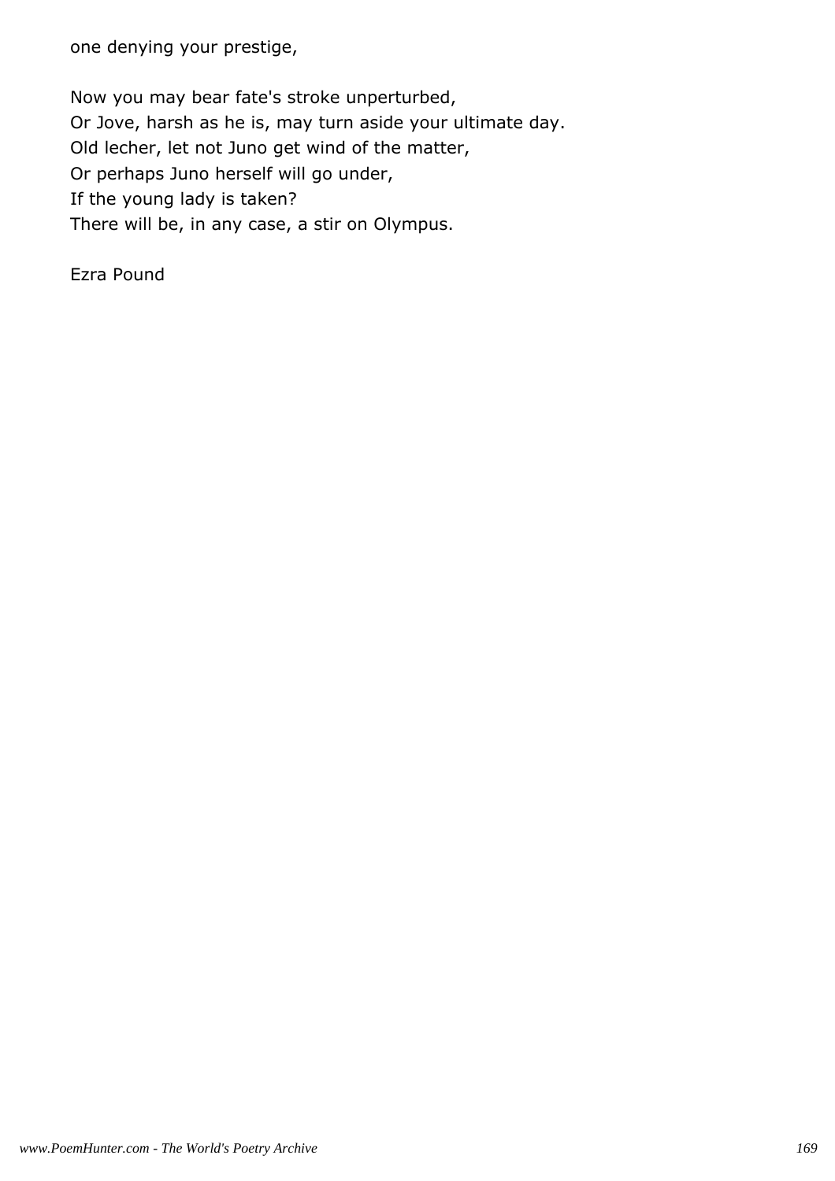one denying your prestige,

Now you may bear fate's stroke unperturbed,
Or Jove, harsh as he is, may turn aside your ultimate day.
Old lecher, let not Juno get wind of the matter,
Or perhaps Juno herself will go under,
If the young lady is taken?
There will be, in any case, a stir on Olympus.

Ezra Pound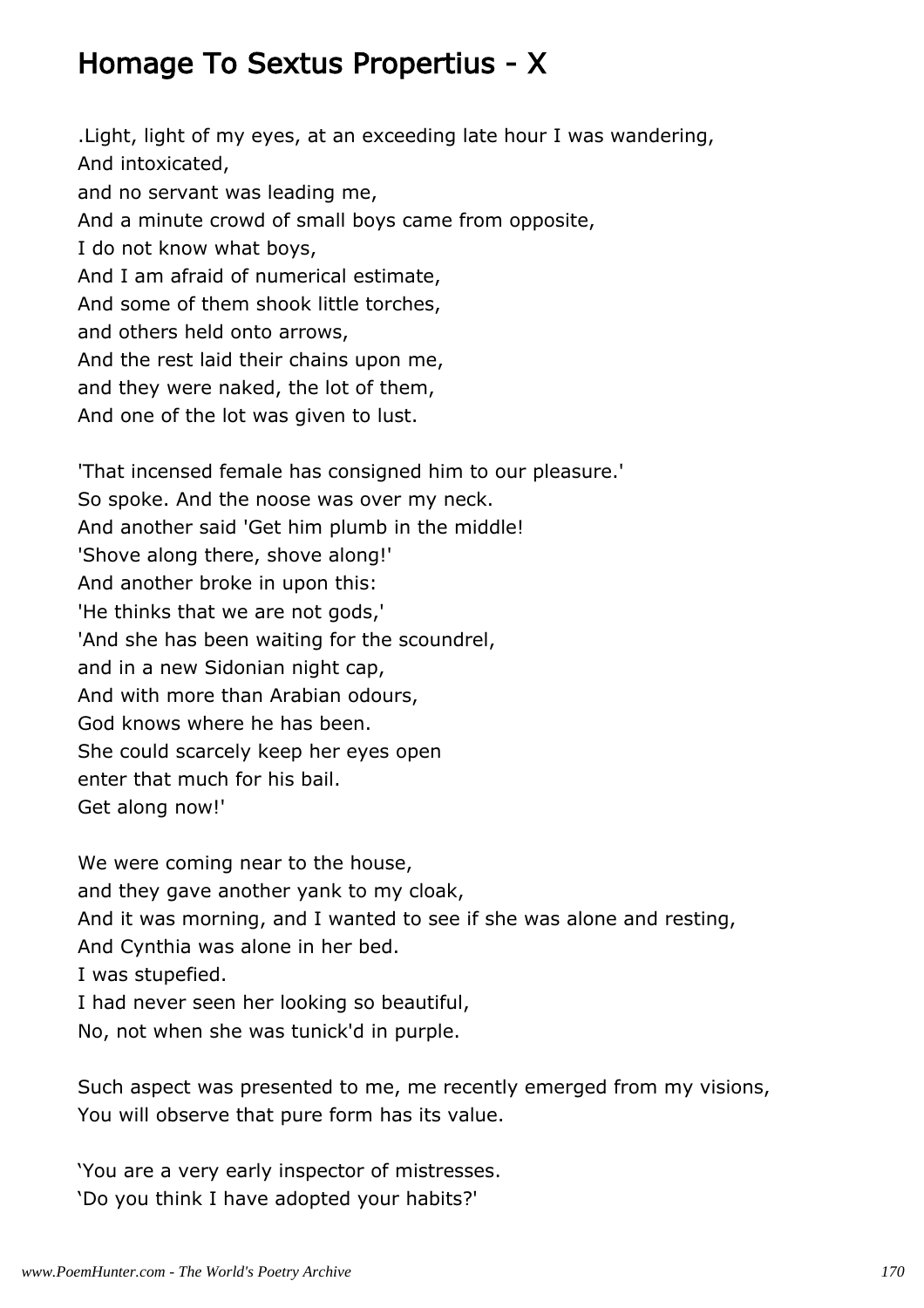## Homage To Sextus Propertius - X

.Light, light of my eyes, at an exceeding late hour I was wandering,
And intoxicated,
and no servant was leading me,
And a minute crowd of small boys came from opposite,
I do not know what boys,
And I am afraid of numerical estimate,
And some of them shook little torches,
and others held onto arrows,
And the rest laid their chains upon me,
and they were naked, the lot of them,
And one of the lot was given to lust.

'That incensed female has consigned him to our pleasure.'
So spoke. And the noose was over my neck.
And another said 'Get him plumb in the middle!
'Shove along there, shove along!'
And another broke in upon this:
'He thinks that we are not gods,'
'And she has been waiting for the scoundrel,
and in a new Sidonian night cap,
And with more than Arabian odours,
God knows where he has been.
She could scarcely keep her eyes open
enter that much for his bail.
Get along now!'

We were coming near to the house,
and they gave another yank to my cloak,
And it was morning, and I wanted to see if she was alone and resting,
And Cynthia was alone in her bed.
I was stupefied.
I had never seen her looking so beautiful,
No, not when she was tunick'd in purple.

Such aspect was presented to me, me recently emerged from my visions,
You will observe that pure form has its value.

'You are a very early inspector of mistresses.
'Do you think I have adopted your habits?'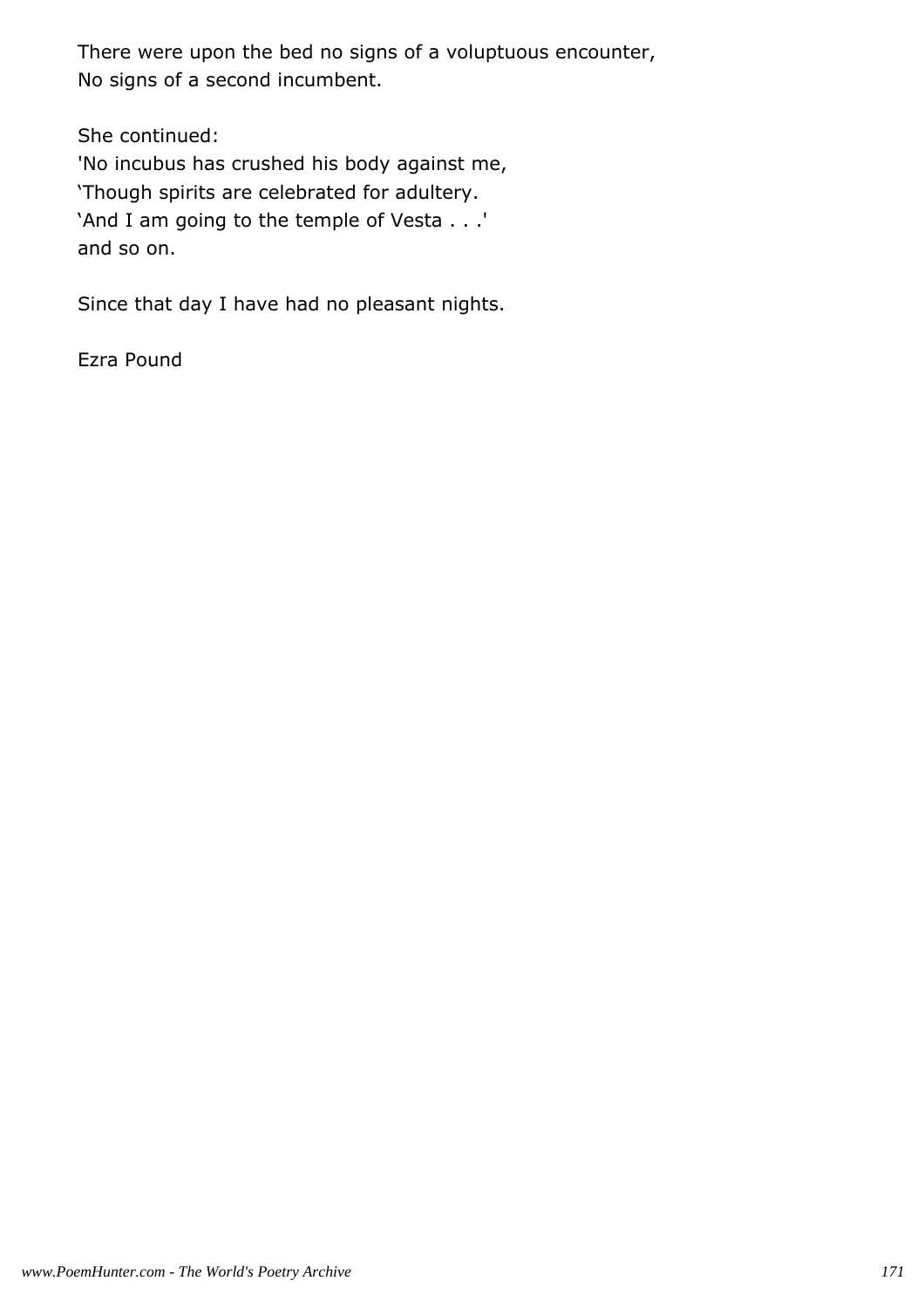There were upon the bed no signs of a voluptuous encounter,
No signs of a second incumbent.

She continued:
'No incubus has crushed his body against me,
'Though spirits are celebrated for adultery.
'And I am going to the temple of Vesta . . .'
and so on.

Since that day I have had no pleasant nights.

Ezra Pound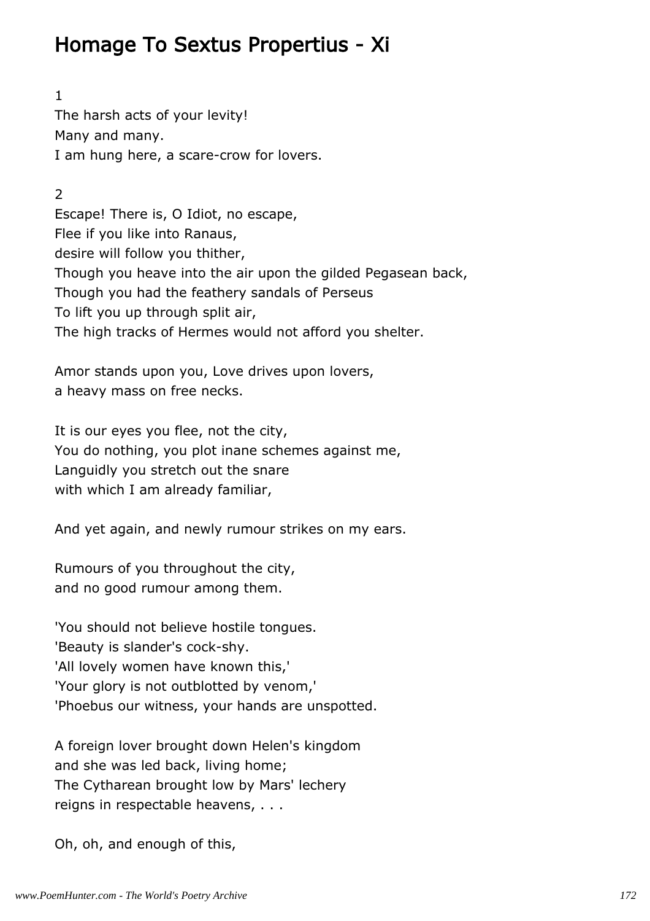# Homage To Sextus Propertius - Xi

1

The harsh acts of your levity!
Many and many.
I am hung here, a scare-crow for lovers.

2

Escape! There is, O Idiot, no escape,
Flee if you like into Ranaus,
desire will follow you thither,
Though you heave into the air upon the gilded Pegasean back,
Though you had the feathery sandals of Perseus
To lift you up through split air,
The high tracks of Hermes would not afford you shelter.

Amor stands upon you, Love drives upon lovers,
a heavy mass on free necks.

It is our eyes you flee, not the city,
You do nothing, you plot inane schemes against me,
Languidly you stretch out the snare
with which I am already familiar,

And yet again, and newly rumour strikes on my ears.

Rumours of you throughout the city,
and no good rumour among them.

'You should not believe hostile tongues.
'Beauty is slander's cock-shy.
'All lovely women have known this,'
'Your glory is not outblotted by venom,'
'Phoebus our witness, your hands are unspotted.

A foreign lover brought down Helen's kingdom
and she was led back, living home;
The Cytharean brought low by Mars' lechery
reigns in respectable heavens, . . .

Oh, oh, and enough of this,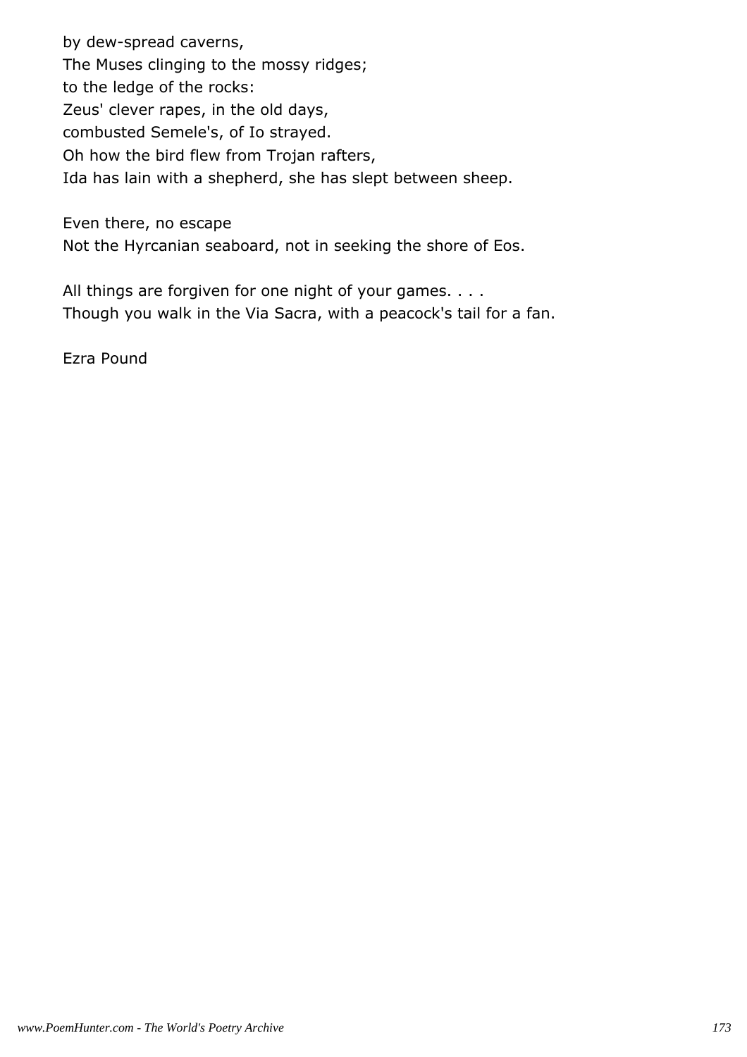by dew-spread caverns,
The Muses clinging to the mossy ridges;
to the ledge of the rocks:
Zeus' clever rapes, in the old days,
combusted Semele's, of Io strayed.
Oh how the bird flew from Trojan rafters,
Ida has lain with a shepherd, she has slept between sheep.

Even there, no escape
Not the Hyrcanian seaboard, not in seeking the shore of Eos.

All things are forgiven for one night of your games. . . .
Though you walk in the Via Sacra, with a peacock's tail for a fan.

Ezra Pound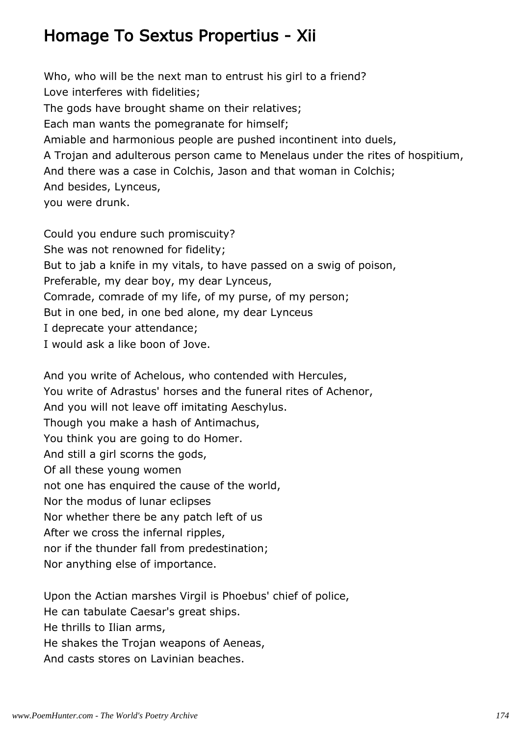# Homage To Sextus Propertius - Xii

Who, who will be the next man to entrust his girl to a friend?
Love interferes with fidelities;
The gods have brought shame on their relatives;
Each man wants the pomegranate for himself;
Amiable and harmonious people are pushed incontinent into duels,
A Trojan and adulterous person came to Menelaus under the rites of hospitium,
And there was a case in Colchis, Jason and that woman in Colchis;
And besides, Lynceus,
you were drunk.

Could you endure such promiscuity?
She was not renowned for fidelity;
But to jab a knife in my vitals, to have passed on a swig of poison,
Preferable, my dear boy, my dear Lynceus,
Comrade, comrade of my life, of my purse, of my person;
But in one bed, in one bed alone, my dear Lynceus
I deprecate your attendance;
I would ask a like boon of Jove.

And you write of Achelous, who contended with Hercules,
You write of Adrastus' horses and the funeral rites of Achenor,
And you will not leave off imitating Aeschylus.
Though you make a hash of Antimachus,
You think you are going to do Homer.
And still a girl scorns the gods,
Of all these young women
not one has enquired the cause of the world,
Nor the modus of lunar eclipses
Nor whether there be any patch left of us
After we cross the infernal ripples,
nor if the thunder fall from predestination;
Nor anything else of importance.

Upon the Actian marshes Virgil is Phoebus' chief of police,
He can tabulate Caesar's great ships.
He thrills to Ilian arms,
He shakes the Trojan weapons of Aeneas,
And casts stores on Lavinian beaches.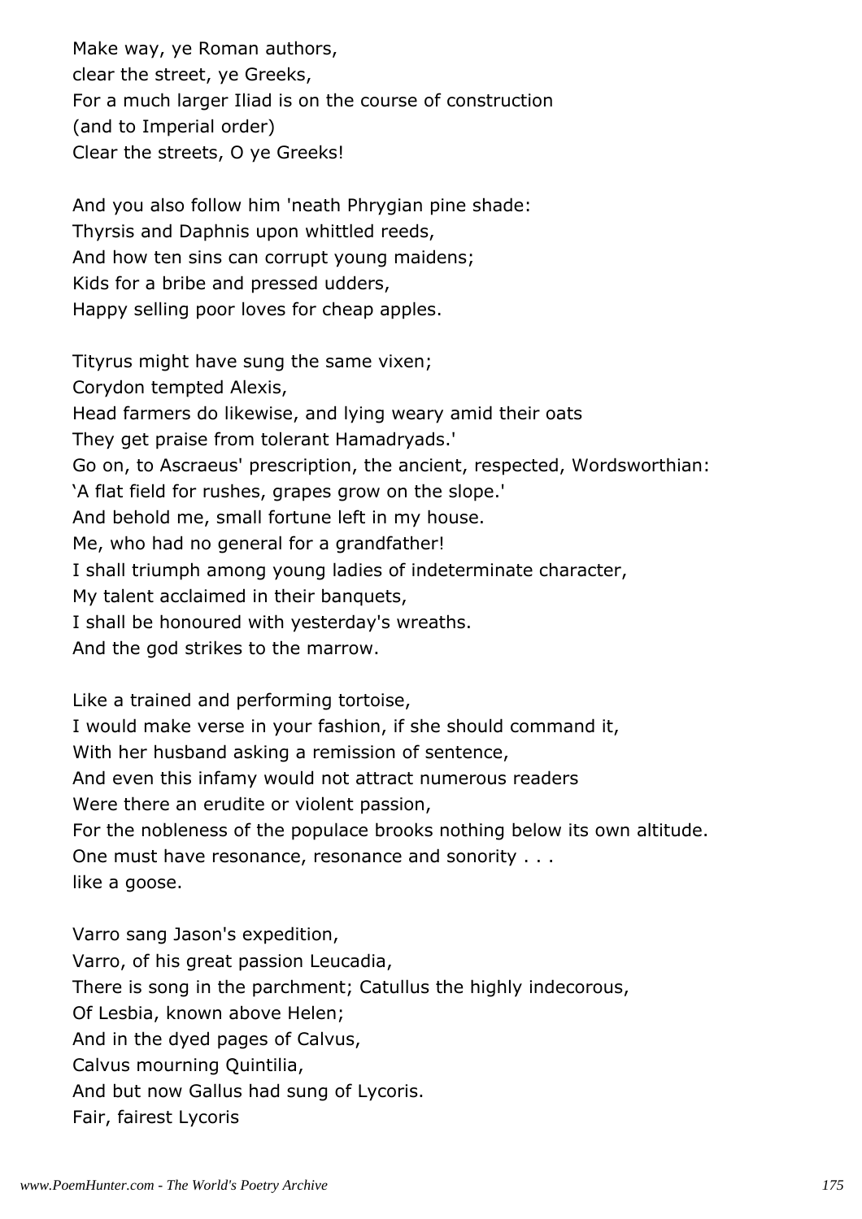Make way, ye Roman authors,  
clear the street, ye Greeks,  
For a much larger Iliad is on the course of construction  
(and to Imperial order)  
Clear the streets, O ye Greeks!

And you also follow him 'neath Phrygian pine shade:  
Thyrsis and Daphnis upon whittled reeds,  
And how ten sins can corrupt young maidens;  
Kids for a bribe and pressed udders,  
Happy selling poor loves for cheap apples.

Tityrus might have sung the same vixen;  
Corydon tempted Alexis,  
Head farmers do likewise, and lying weary amid their oats  
They get praise from tolerant Hamadryads.'  
Go on, to Ascraeus' prescription, the ancient, respected, Wordsworthian:  
'A flat field for rushes, grapes grow on the slope.'  
And behold me, small fortune left in my house.  
Me, who had no general for a grandfather!  
I shall triumph among young ladies of indeterminate character,  
My talent acclaimed in their banquets,  
I shall be honoured with yesterday's wreaths.  
And the god strikes to the marrow.

Like a trained and performing tortoise,  
I would make verse in your fashion, if she should command it,  
With her husband asking a remission of sentence,  
And even this infamy would not attract numerous readers  
Were there an erudite or violent passion,  
For the nobleness of the populace brooks nothing below its own altitude.  
One must have resonance, resonance and sonority . . .  
like a goose.

Varro sang Jason's expedition,  
Varro, of his great passion Leucadia,  
There is song in the parchment; Catullus the highly indecorous,  
Of Lesbia, known above Helen;  
And in the dyed pages of Calvus,  
Calvus mourning Quintilia,  
And but now Gallus had sung of Lycoris.  
Fair, fairest Lycoris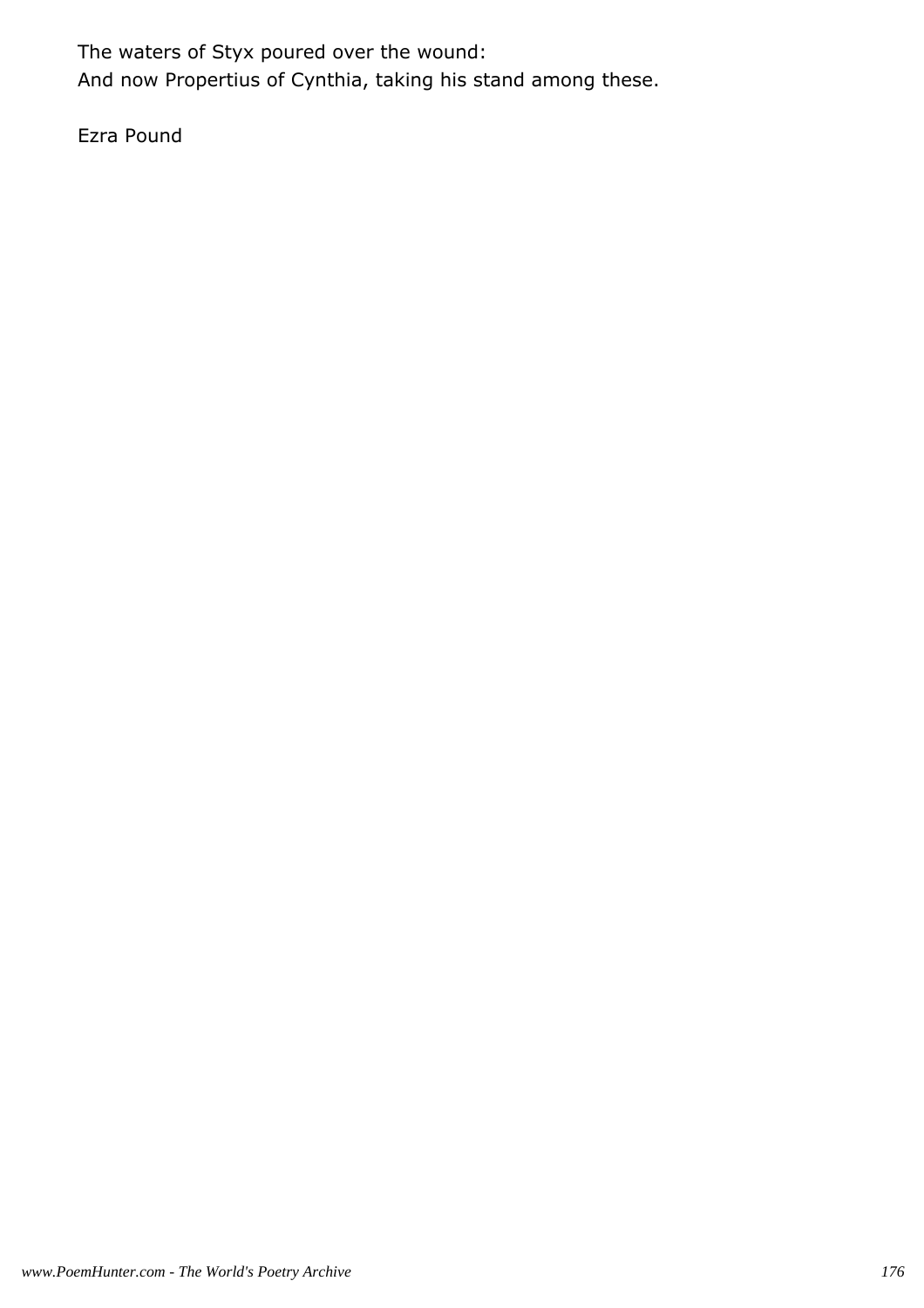The waters of Styx poured over the wound:
And now Propertius of Cynthia, taking his stand among these.

Ezra Pound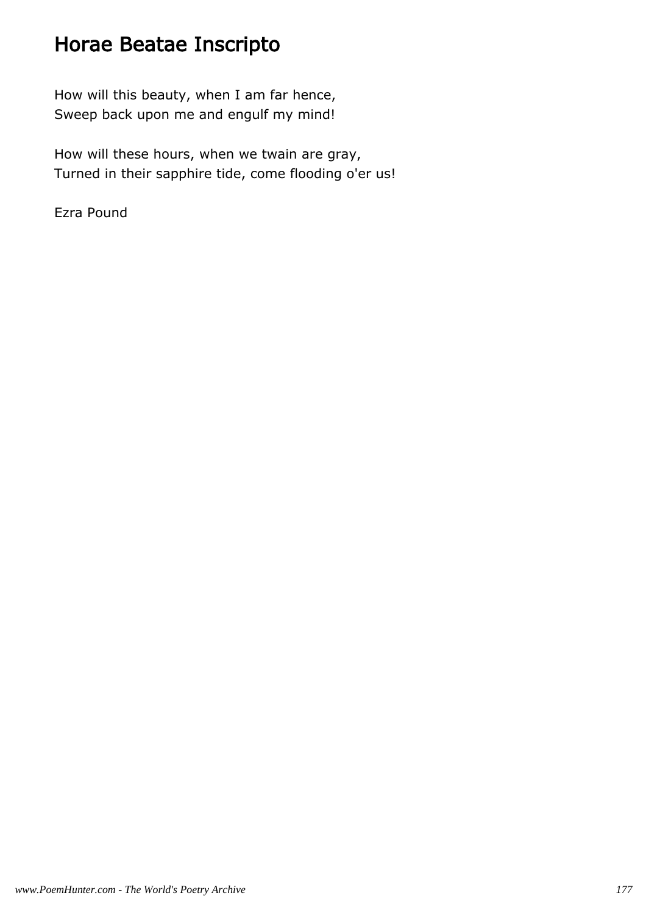# Horae Beatae Inscripto

How will this beauty, when I am far hence,
Sweep back upon me and engulf my mind!

How will these hours, when we twain are gray,
Turned in their sapphire tide, come flooding o'er us!

Ezra Pound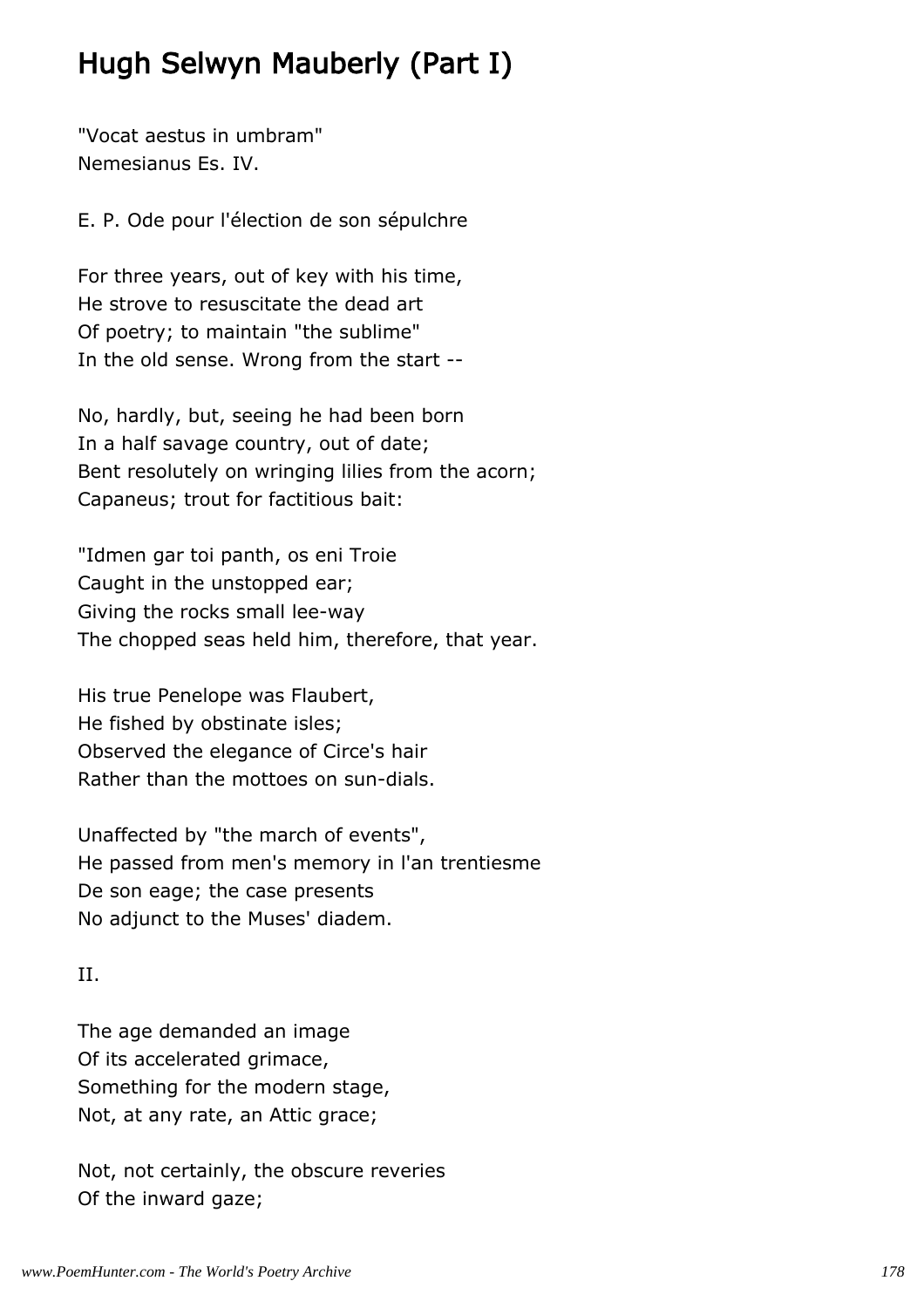# Hugh Selwyn Mauberly (Part I)

"Vocat aestus in umbram"
Nemesianus Es. IV.

E. P. Ode pour l'élection de son sépulchre

For three years, out of key with his time,
He strove to resuscitate the dead art
Of poetry; to maintain "the sublime"
In the old sense. Wrong from the start --

No, hardly, but, seeing he had been born
In a half savage country, out of date;
Bent resolutely on wringing lilies from the acorn;
Capaneus; trout for factitious bait:

"Idmen gar toi panth, os eni Troie
Caught in the unstopped ear;
Giving the rocks small lee-way
The chopped seas held him, therefore, that year.

His true Penelope was Flaubert,
He fished by obstinate isles;
Observed the elegance of Circe's hair
Rather than the mottoes on sun-dials.

Unaffected by "the march of events",
He passed from men's memory in l'an trentiesme
De son eage; the case presents
No adjunct to the Muses' diadem.

II.

The age demanded an image
Of its accelerated grimace,
Something for the modern stage,
Not, at any rate, an Attic grace;

Not, not certainly, the obscure reveries
Of the inward gaze;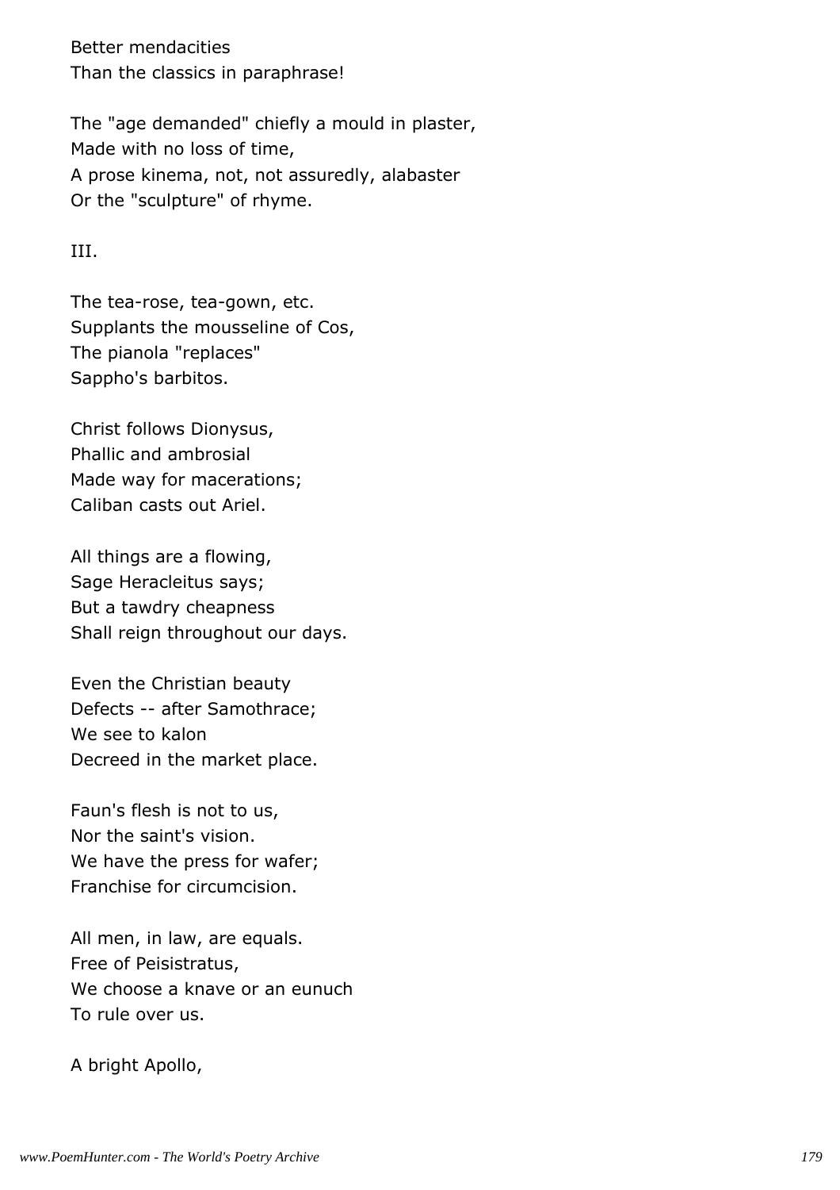Better mendacities
Than the classics in paraphrase!

The "age demanded" chiefly a mould in plaster,
Made with no loss of time,
A prose kinema, not, not assuredly, alabaster
Or the "sculpture" of rhyme.

III.

The tea-rose, tea-gown, etc.
Supplants the mousseline of Cos,
The pianola "replaces"
Sappho's barbitos.

Christ follows Dionysus,
Phallic and ambrosial
Made way for macerations;
Caliban casts out Ariel.

All things are a flowing,
Sage Heracleitus says;
But a tawdry cheapness
Shall reign throughout our days.

Even the Christian beauty
Defects -- after Samothrace;
We see to kalon
Decreed in the market place.

Faun's flesh is not to us,
Nor the saint's vision.
We have the press for wafer;
Franchise for circumcision.

All men, in law, are equals.
Free of Peisistratus,
We choose a knave or an eunuch
To rule over us.

A bright Apollo,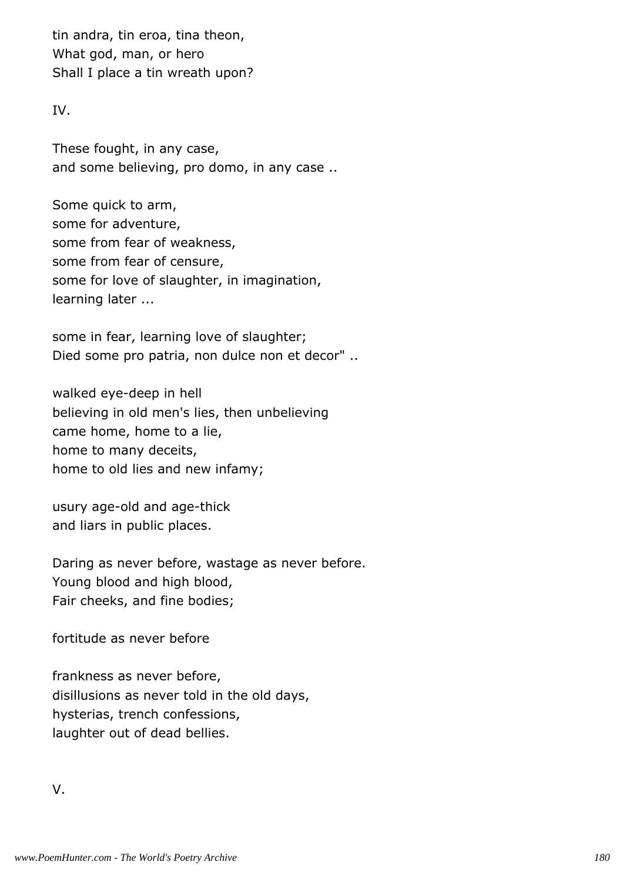tin andra, tin eroa, tina theon,  
What god, man, or hero  
Shall I place a tin wreath upon?

IV.

These fought, in any case,  
and some believing, pro domo, in any case ..

Some quick to arm,  
some for adventure,  
some from fear of weakness,  
some from fear of censure,  
some for love of slaughter, in imagination,  
learning later ...

some in fear, learning love of slaughter;  
Died some pro patria, non dulce non et decor" ..

walked eye-deep in hell  
believing in old men's lies, then unbelieving  
came home, home to a lie,  
home to many deceits,  
home to old lies and new infamy;

usury age-old and age-thick  
and liars in public places.

Daring as never before, wastage as never before.  
Young blood and high blood,  
Fair cheeks, and fine bodies;

fortitude as never before

frankness as never before,  
disillusions as never told in the old days,  
hysterias, trench confessions,  
laughter out of dead bellies.

V.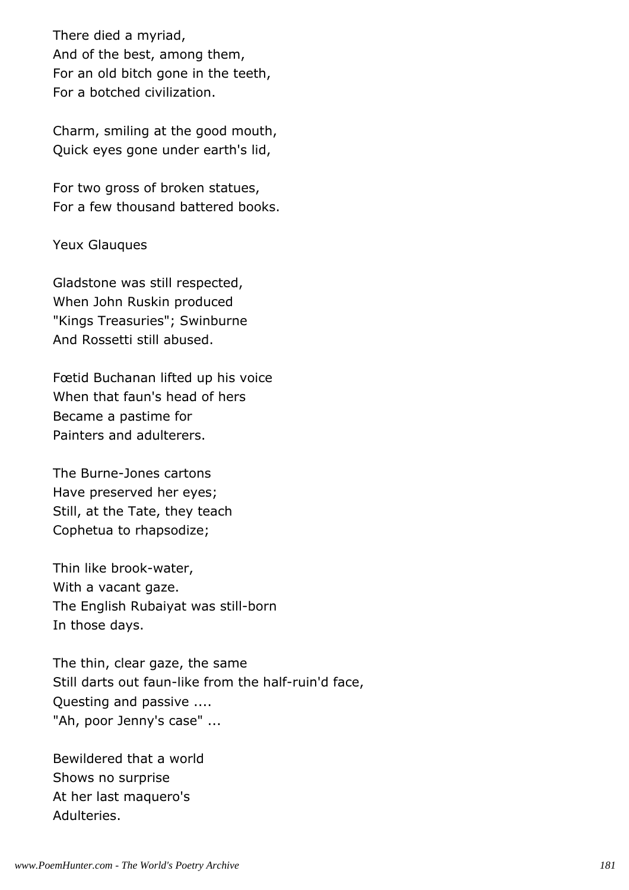There died a myriad,
And of the best, among them,
For an old bitch gone in the teeth,
For a botched civilization.

Charm, smiling at the good mouth,
Quick eyes gone under earth's lid,

For two gross of broken statues,
For a few thousand battered books.

Yeux Glauques

Gladstone was still respected,
When John Ruskin produced
"Kings Treasuries"; Swinburne
And Rossetti still abused.

Fœtid Buchanan lifted up his voice
When that faun's head of hers
Became a pastime for
Painters and adulterers.

The Burne-Jones cartons
Have preserved her eyes;
Still, at the Tate, they teach
Cophetua to rhapsodize;

Thin like brook-water,
With a vacant gaze.
The English Rubaiyat was still-born
In those days.

The thin, clear gaze, the same
Still darts out faun-like from the half-ruin'd face,
Questing and passive ....
"Ah, poor Jenny's case" ...

Bewildered that a world
Shows no surprise
At her last maquero's
Adulteries.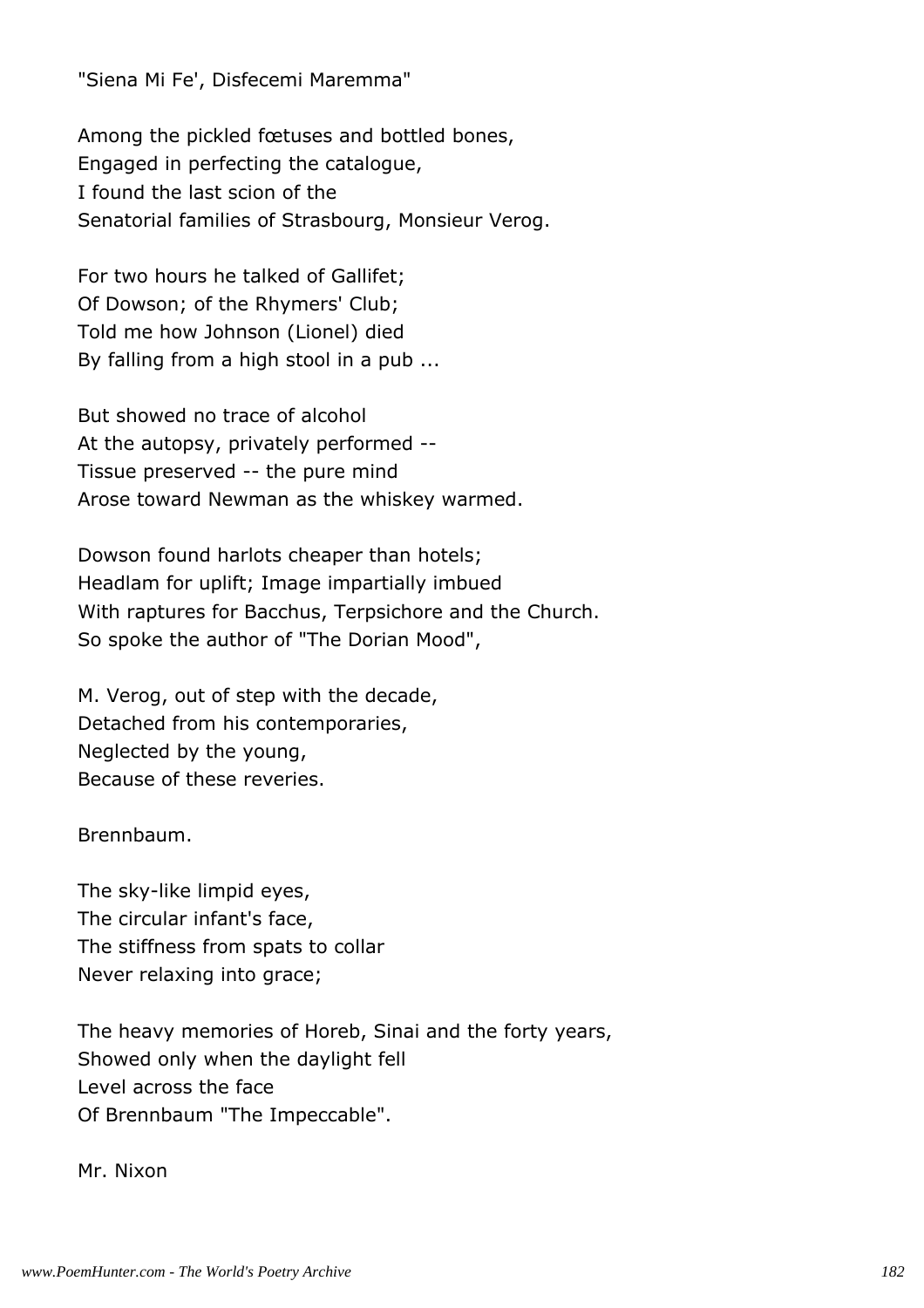"Siena Mi Fe', Disfecemi Maremma"

Among the pickled fœtuses and bottled bones,
Engaged in perfecting the catalogue,
I found the last scion of the
Senatorial families of Strasbourg, Monsieur Verog.

For two hours he talked of Gallifet;
Of Dowson; of the Rhymers' Club;
Told me how Johnson (Lionel) died
By falling from a high stool in a pub ...

But showed no trace of alcohol
At the autopsy, privately performed --
Tissue preserved -- the pure mind
Arose toward Newman as the whiskey warmed.

Dowson found harlots cheaper than hotels;
Headlam for uplift; Image impartially imbued
With raptures for Bacchus, Terpsichore and the Church.
So spoke the author of "The Dorian Mood",

M. Verog, out of step with the decade,
Detached from his contemporaries,
Neglected by the young,
Because of these reveries.

Brennbaum.

The sky-like limpid eyes,
The circular infant's face,
The stiffness from spats to collar
Never relaxing into grace;

The heavy memories of Horeb, Sinai and the forty years,
Showed only when the daylight fell
Level across the face
Of Brennbaum "The Impeccable".

Mr. Nixon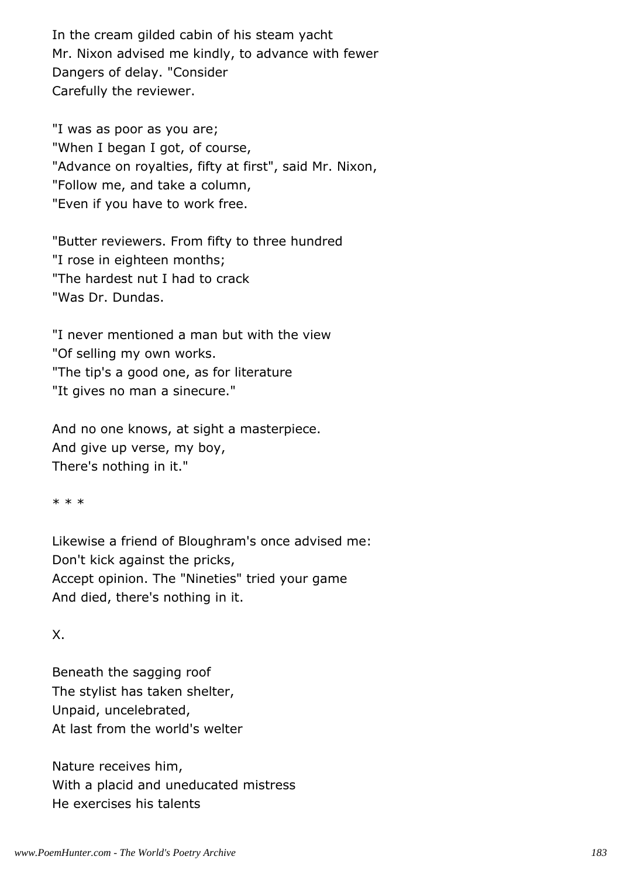In the cream gilded cabin of his steam yacht
Mr. Nixon advised me kindly, to advance with fewer
Dangers of delay. "Consider
Carefully the reviewer.

"I was as poor as you are;
"When I began I got, of course,
"Advance on royalties, fifty at first", said Mr. Nixon,
"Follow me, and take a column,
"Even if you have to work free.

"Butter reviewers. From fifty to three hundred
"I rose in eighteen months;
"The hardest nut I had to crack
"Was Dr. Dundas.

"I never mentioned a man but with the view
"Of selling my own works.
"The tip's a good one, as for literature
"It gives no man a sinecure."

And no one knows, at sight a masterpiece.
And give up verse, my boy,
There's nothing in it."

* * *

Likewise a friend of Bloughram's once advised me:
Don't kick against the pricks,
Accept opinion. The "Nineties" tried your game
And died, there's nothing in it.

X.

Beneath the sagging roof
The stylist has taken shelter,
Unpaid, uncelebrated,
At last from the world's welter

Nature receives him,
With a placid and uneducated mistress
He exercises his talents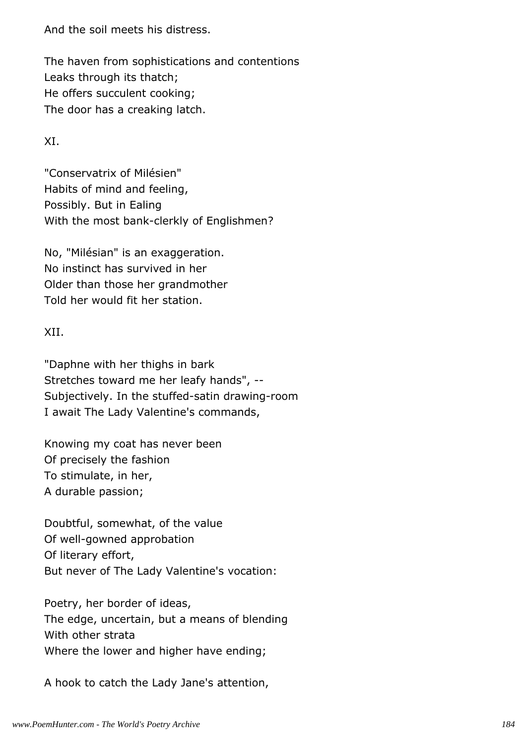And the soil meets his distress.

The haven from sophistications and contentions
Leaks through its thatch;
He offers succulent cooking;
The door has a creaking latch.

XI.

"Conservatrix of Milésien"
Habits of mind and feeling,
Possibly. But in Ealing
With the most bank-clerkly of Englishmen?

No, "Milésian" is an exaggeration.
No instinct has survived in her
Older than those her grandmother
Told her would fit her station.

XII.

"Daphne with her thighs in bark
Stretches toward me her leafy hands", --
Subjectively. In the stuffed-satin drawing-room
I await The Lady Valentine's commands,

Knowing my coat has never been
Of precisely the fashion
To stimulate, in her,
A durable passion;

Doubtful, somewhat, of the value
Of well-gowned approbation
Of literary effort,
But never of The Lady Valentine's vocation:

Poetry, her border of ideas,
The edge, uncertain, but a means of blending
With other strata
Where the lower and higher have ending;

A hook to catch the Lady Jane's attention,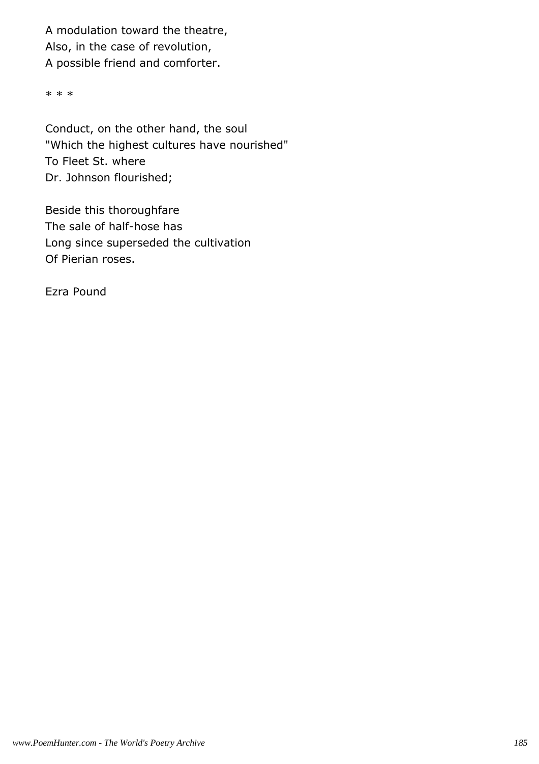A modulation toward the theatre,  
Also, in the case of revolution,  
A possible friend and comforter.

* * *

Conduct, on the other hand, the soul  
"Which the highest cultures have nourished"  
To Fleet St. where  
Dr. Johnson flourished;

Beside this thoroughfare  
The sale of half-hose has  
Long since superseded the cultivation  
Of Pierian roses.

Ezra Pound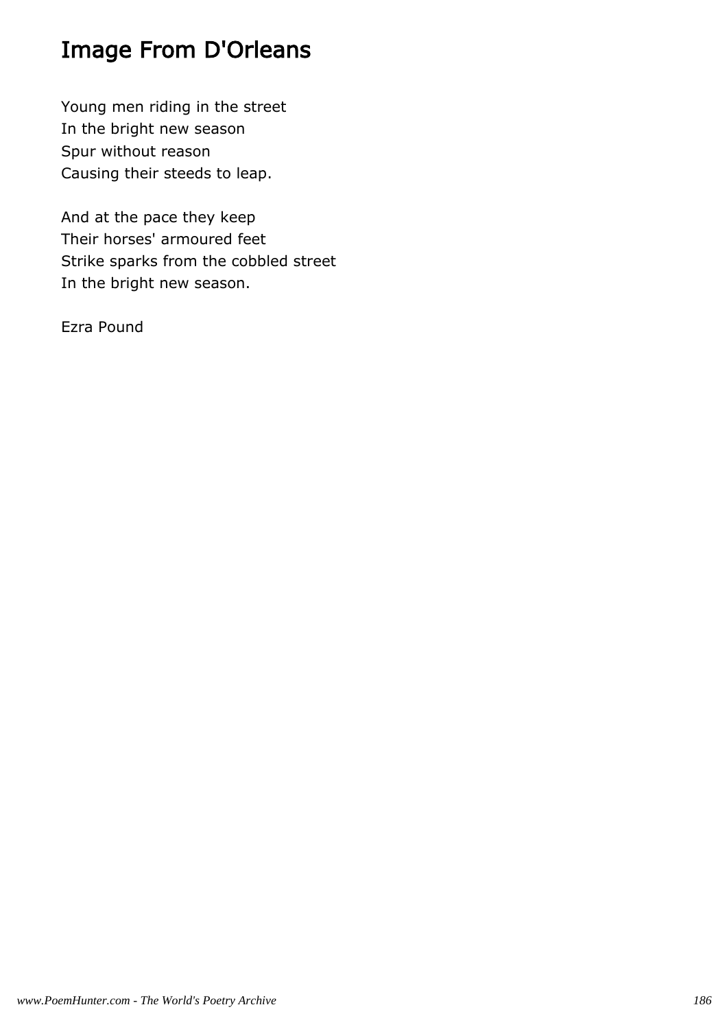# Image From D'Orleans

Young men riding in the street
In the bright new season
Spur without reason
Causing their steeds to leap.

And at the pace they keep
Their horses' armoured feet
Strike sparks from the cobbled street
In the bright new season.

Ezra Pound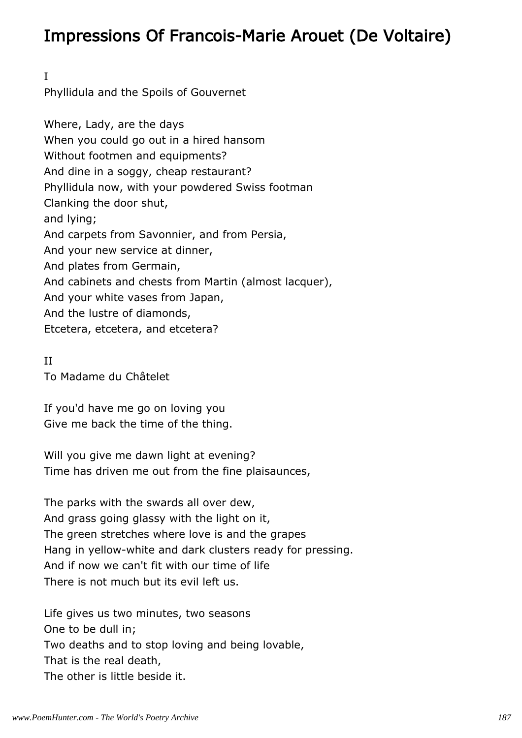# Impressions Of Francois-Marie Arouet (De Voltaire)

I

Phyllidula and the Spoils of Gouvernet

Where, Lady, are the days
When you could go out in a hired hansom
Without footmen and equipments?
And dine in a soggy, cheap restaurant?
Phyllidula now, with your powdered Swiss footman
Clanking the door shut,
and lying;
And carpets from Savonnier, and from Persia,
And your new service at dinner,
And plates from Germain,
And cabinets and chests from Martin (almost lacquer),
And your white vases from Japan,
And the lustre of diamonds,
Etcetera, etcetera, and etcetera?

II

To Madame du Châtelet

If you'd have me go on loving you
Give me back the time of the thing.

Will you give me dawn light at evening?
Time has driven me out from the fine plaisaunces,

The parks with the swards all over dew,
And grass going glassy with the light on it,
The green stretches where love is and the grapes
Hang in yellow-white and dark clusters ready for pressing.
And if now we can't fit with our time of life
There is not much but its evil left us.

Life gives us two minutes, two seasons
One to be dull in;
Two deaths and to stop loving and being lovable,
That is the real death,
The other is little beside it.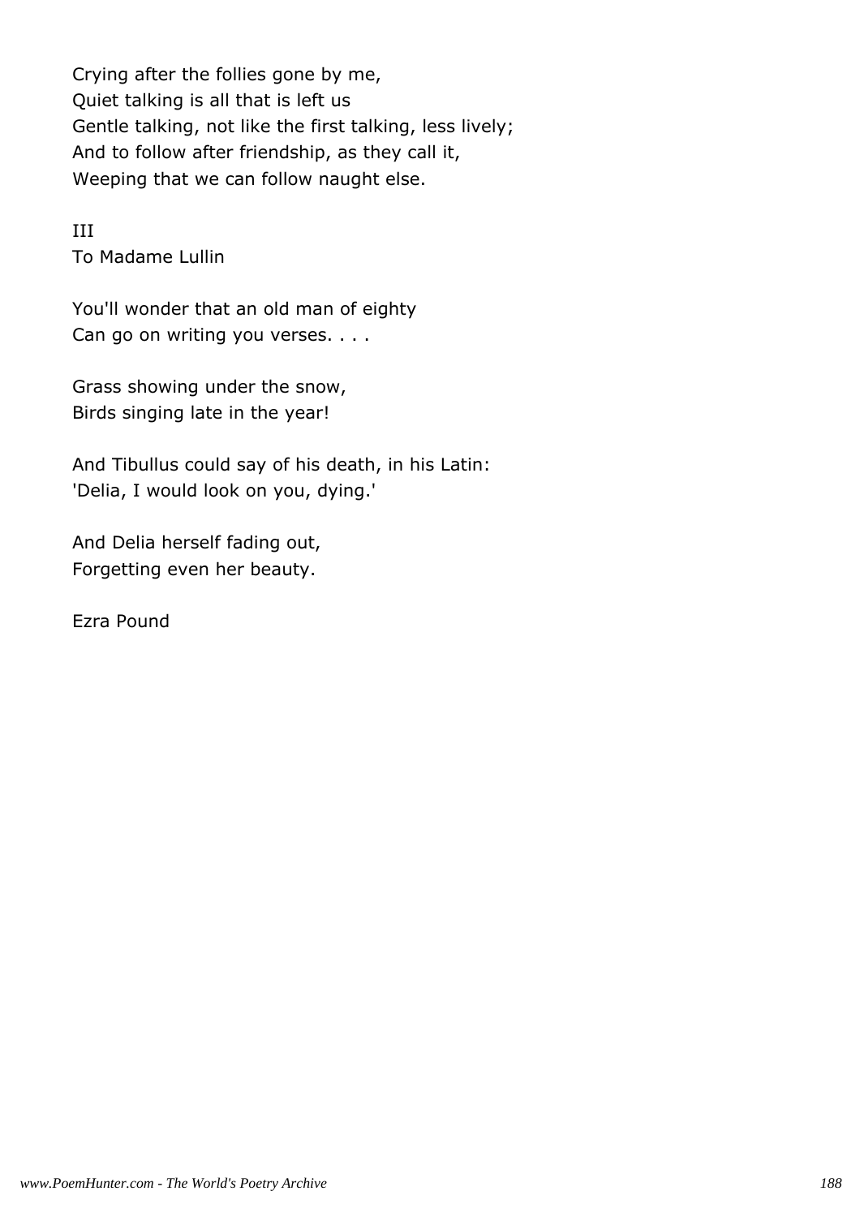Crying after the follies gone by me,
Quiet talking is all that is left us
Gentle talking, not like the first talking, less lively;
And to follow after friendship, as they call it,
Weeping that we can follow naught else.

III
To Madame Lullin

You'll wonder that an old man of eighty
Can go on writing you verses. . . .

Grass showing under the snow,
Birds singing late in the year!

And Tibullus could say of his death, in his Latin:
'Delia, I would look on you, dying.'

And Delia herself fading out,
Forgetting even her beauty.

Ezra Pound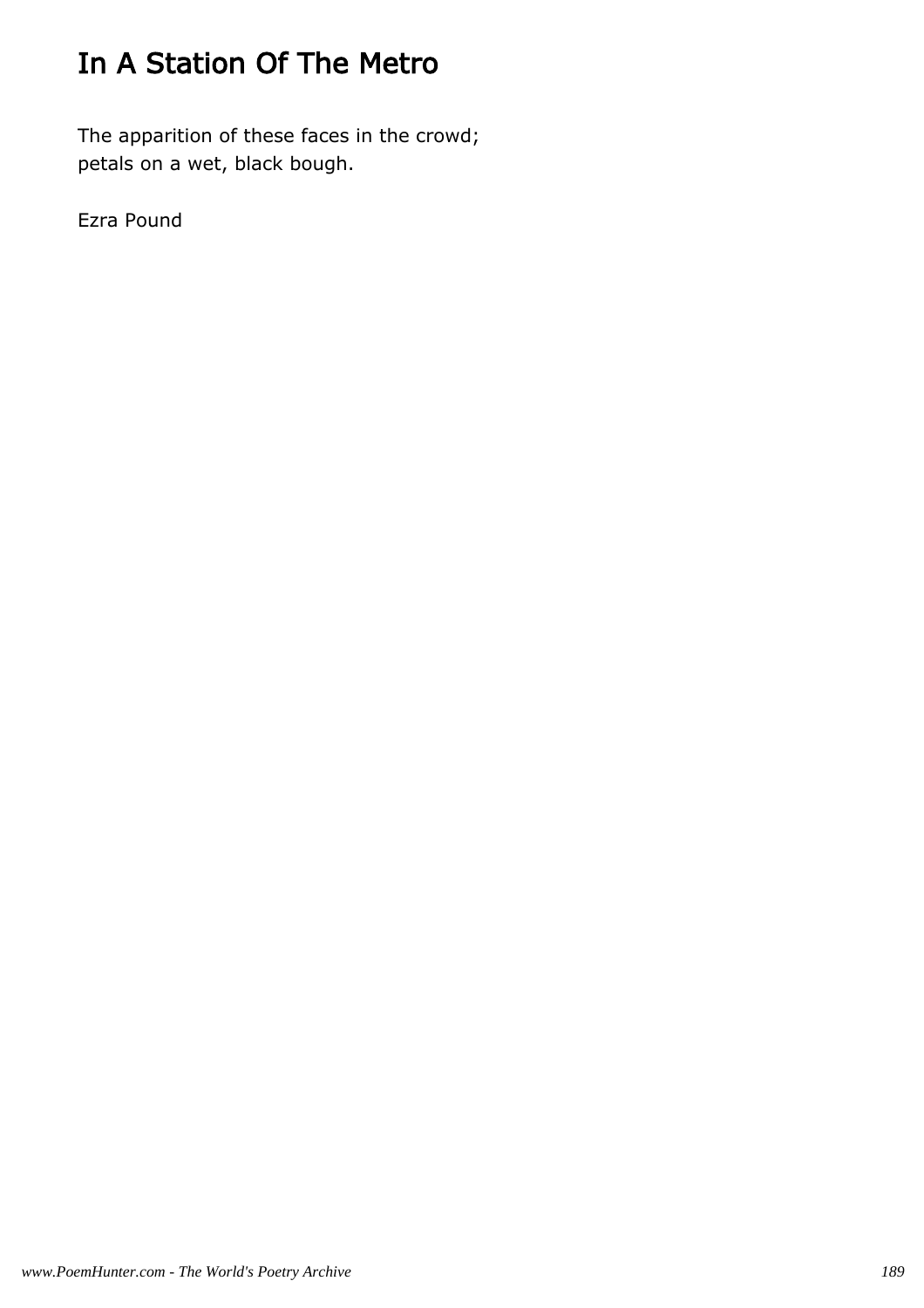# In A Station Of The Metro

The apparition of these faces in the crowd;
petals on a wet, black bough.

Ezra Pound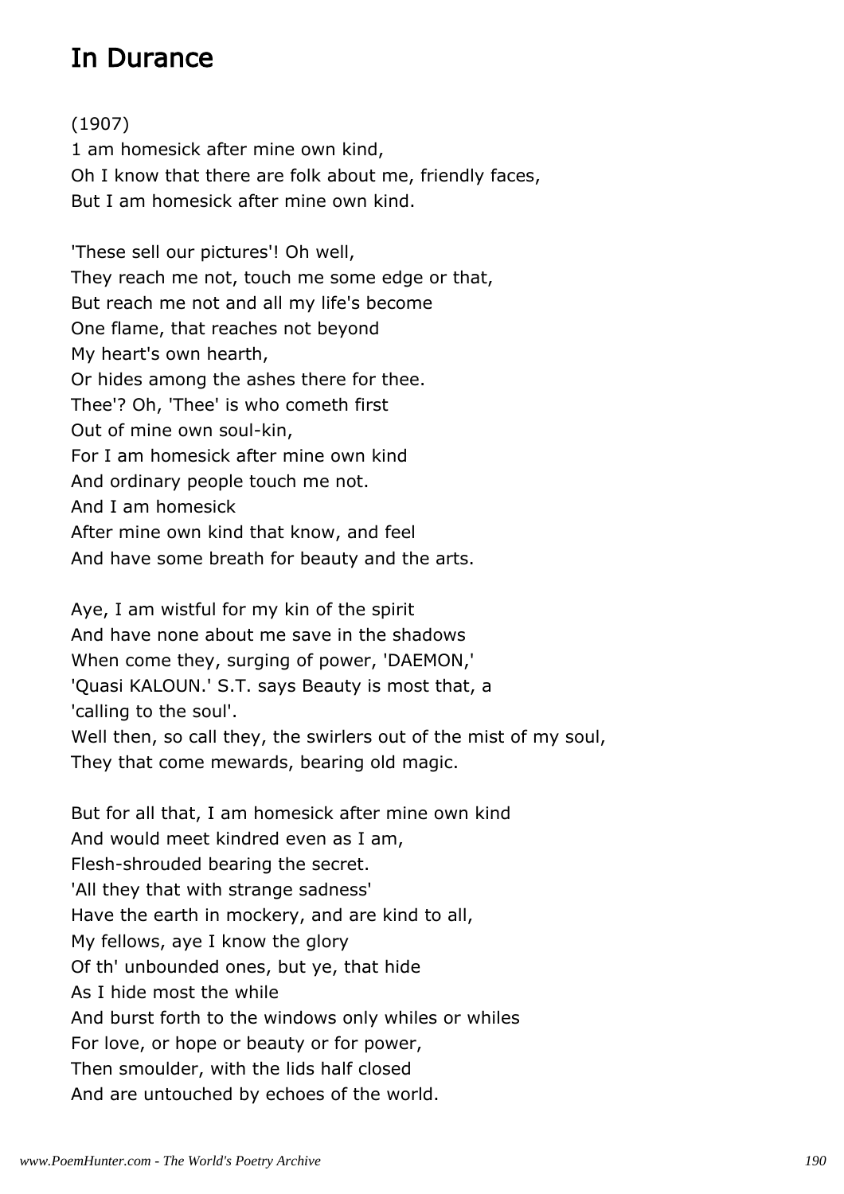# In Durance

(1907)
1 am homesick after mine own kind,
Oh I know that there are folk about me, friendly faces,
But I am homesick after mine own kind.

'These sell our pictures'! Oh well,
They reach me not, touch me some edge or that,
But reach me not and all my life's become
One flame, that reaches not beyond
My heart's own hearth,
Or hides among the ashes there for thee.
Thee'? Oh, 'Thee' is who cometh first
Out of mine own soul-kin,
For I am homesick after mine own kind
And ordinary people touch me not.
And I am homesick
After mine own kind that know, and feel
And have some breath for beauty and the arts.

Aye, I am wistful for my kin of the spirit
And have none about me save in the shadows
When come they, surging of power, 'DAEMON,'
'Quasi KALOUN.' S.T. says Beauty is most that, a
'calling to the soul'.
Well then, so call they, the swirlers out of the mist of my soul,
They that come mewards, bearing old magic.

But for all that, I am homesick after mine own kind
And would meet kindred even as I am,
Flesh-shrouded bearing the secret.
'All they that with strange sadness'
Have the earth in mockery, and are kind to all,
My fellows, aye I know the glory
Of th' unbounded ones, but ye, that hide
As I hide most the while
And burst forth to the windows only whiles or whiles
For love, or hope or beauty or for power,
Then smoulder, with the lids half closed
And are untouched by echoes of the world.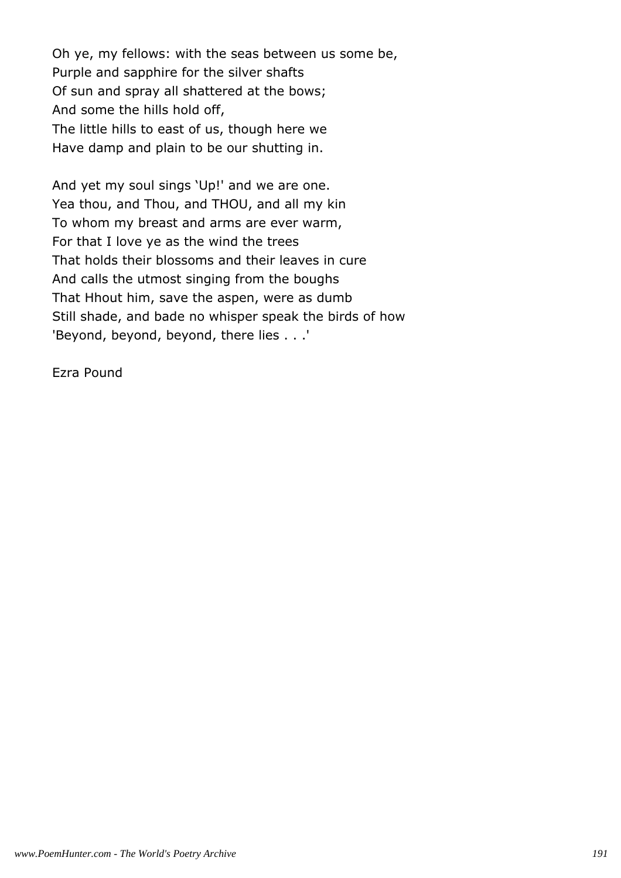Oh ye, my fellows: with the seas between us some be,
Purple and sapphire for the silver shafts
Of sun and spray all shattered at the bows;
And some the hills hold off,
The little hills to east of us, though here we
Have damp and plain to be our shutting in.

And yet my soul sings 'Up!' and we are one.
Yea thou, and Thou, and THOU, and all my kin
To whom my breast and arms are ever warm,
For that I love ye as the wind the trees
That holds their blossoms and their leaves in cure
And calls the utmost singing from the boughs
That Hhout him, save the aspen, were as dumb
Still shade, and bade no whisper speak the birds of how
'Beyond, beyond, beyond, there lies . . .'

Ezra Pound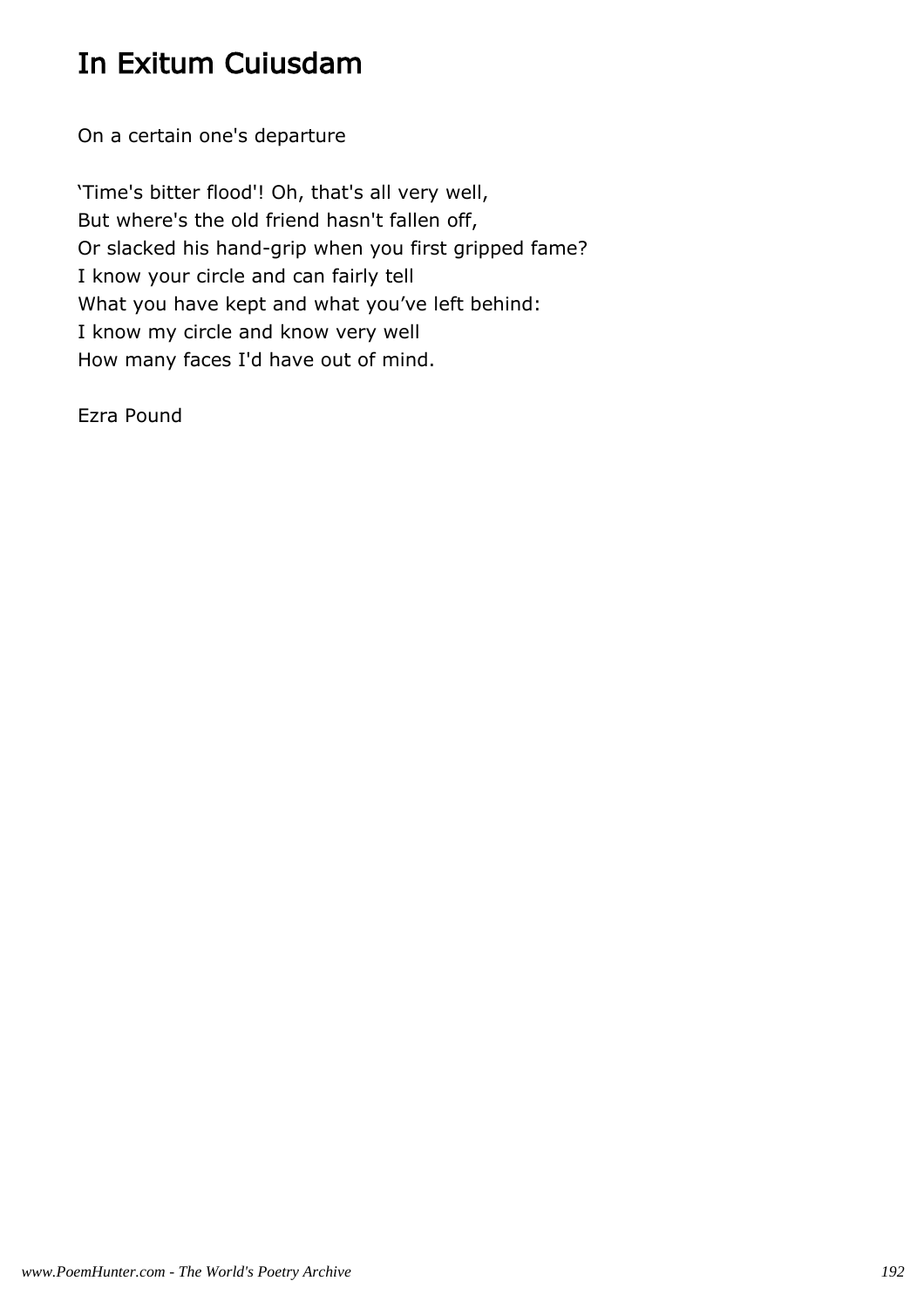# In Exitum Cuiusdam

On a certain one's departure

'Time's bitter flood'! Oh, that's all very well,  
But where's the old friend hasn't fallen off,  
Or slacked his hand-grip when you first gripped fame?  
I know your circle and can fairly tell  
What you have kept and what you've left behind:  
I know my circle and know very well  
How many faces I'd have out of mind.

Ezra Pound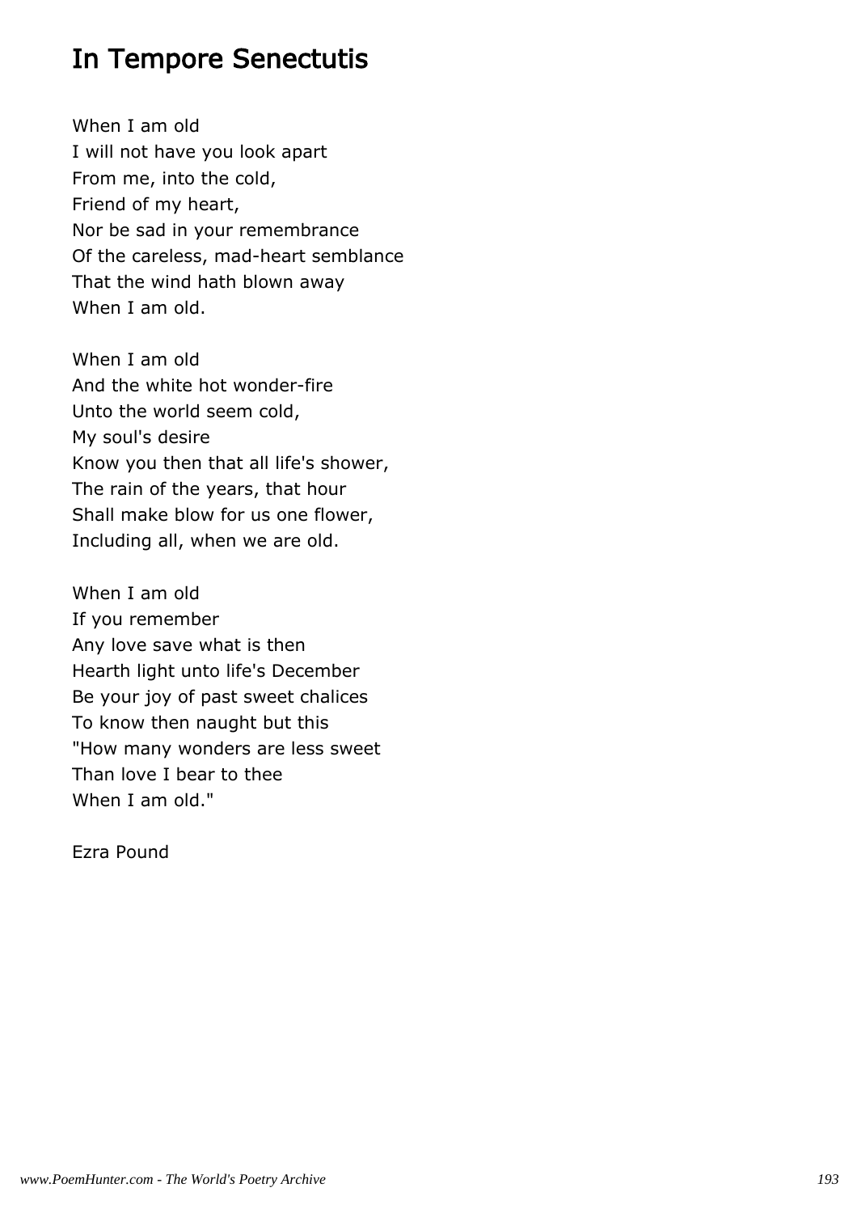# In Tempore Senectutis

When I am old
I will not have you look apart
From me, into the cold,
Friend of my heart,
Nor be sad in your remembrance
Of the careless, mad-heart semblance
That the wind hath blown away
When I am old.

When I am old
And the white hot wonder-fire
Unto the world seem cold,
My soul's desire
Know you then that all life's shower,
The rain of the years, that hour
Shall make blow for us one flower,
Including all, when we are old.

When I am old
If you remember
Any love save what is then
Hearth light unto life's December
Be your joy of past sweet chalices
To know then naught but this
"How many wonders are less sweet
Than love I bear to thee
When I am old."

Ezra Pound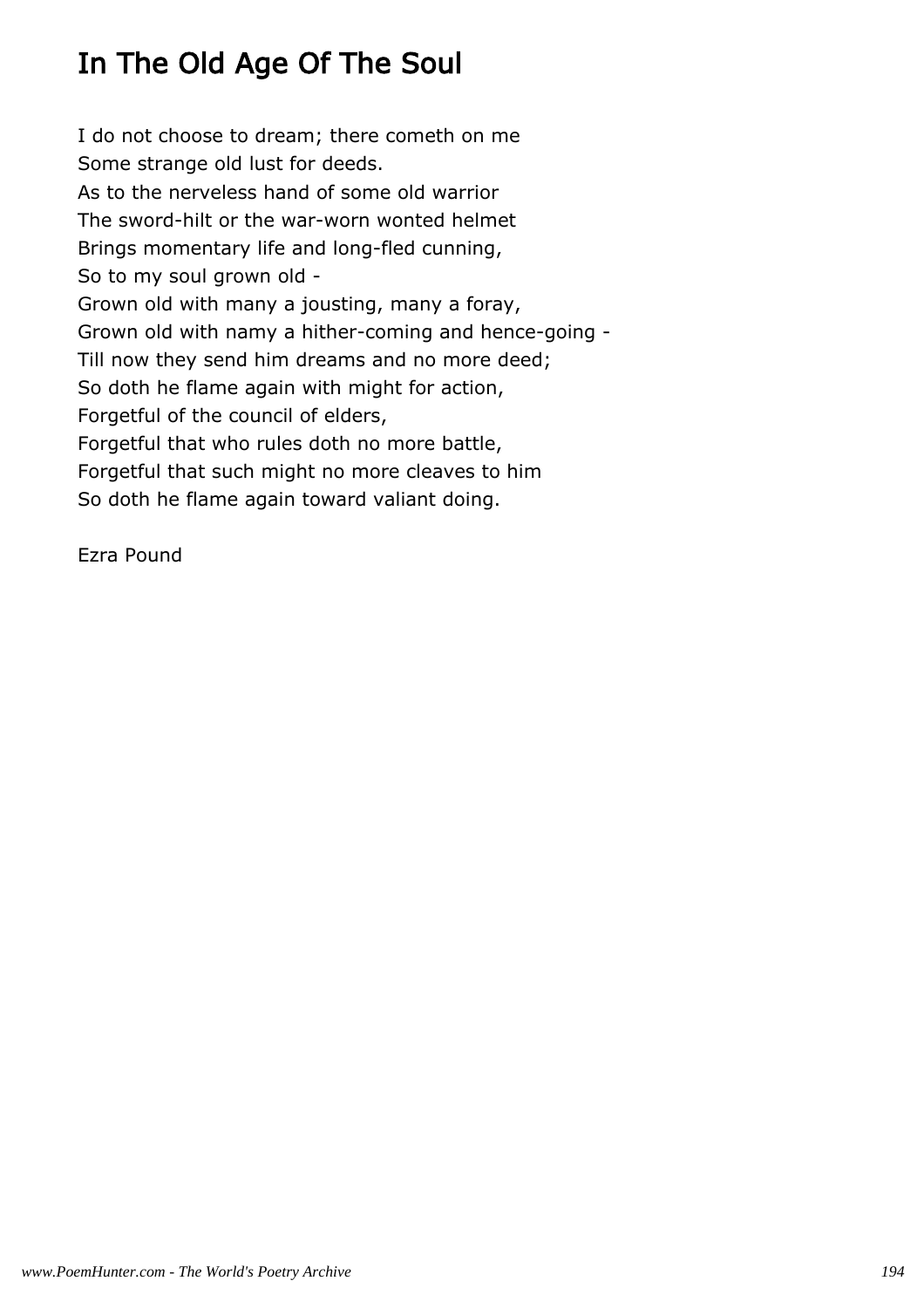# In The Old Age Of The Soul

I do not choose to dream; there cometh on me  
Some strange old lust for deeds.  
As to the nerveless hand of some old warrior  
The sword-hilt or the war-worn wonted helmet  
Brings momentary life and long-fled cunning,  
So to my soul grown old -  
Grown old with many a jousting, many a foray,  
Grown old with namy a hither-coming and hence-going -  
Till now they send him dreams and no more deed;  
So doth he flame again with might for action,  
Forgetful of the council of elders,  
Forgetful that who rules doth no more battle,  
Forgetful that such might no more cleaves to him  
So doth he flame again toward valiant doing.

Ezra Pound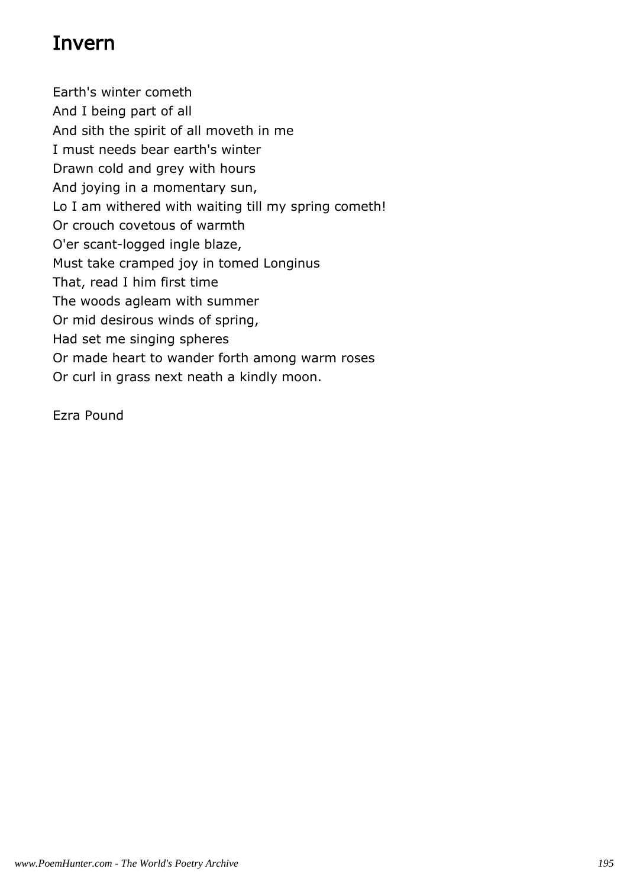# Invern

Earth's winter cometh  
And I being part of all  
And sith the spirit of all moveth in me  
I must needs bear earth's winter  
Drawn cold and grey with hours  
And joying in a momentary sun,  
Lo I am withered with waiting till my spring cometh!  
Or crouch covetous of warmth  
O'er scant-logged ingle blaze,  
Must take cramped joy in tomed Longinus  
That, read I him first time  
The woods agleam with summer  
Or mid desirous winds of spring,  
Had set me singing spheres  
Or made heart to wander forth among warm roses  
Or curl in grass next neath a kindly moon.

Ezra Pound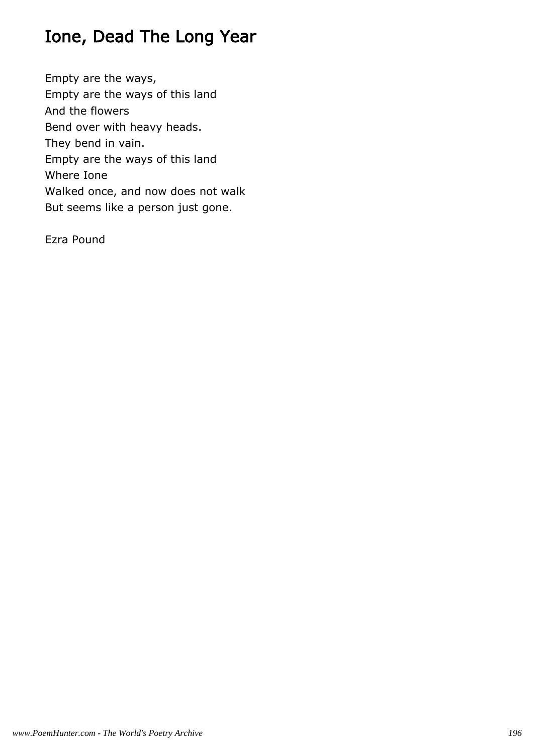# Ione, Dead The Long Year

Empty are the ways,
Empty are the ways of this land
And the flowers
Bend over with heavy heads.
They bend in vain.
Empty are the ways of this land
Where Ione
Walked once, and now does not walk
But seems like a person just gone.

Ezra Pound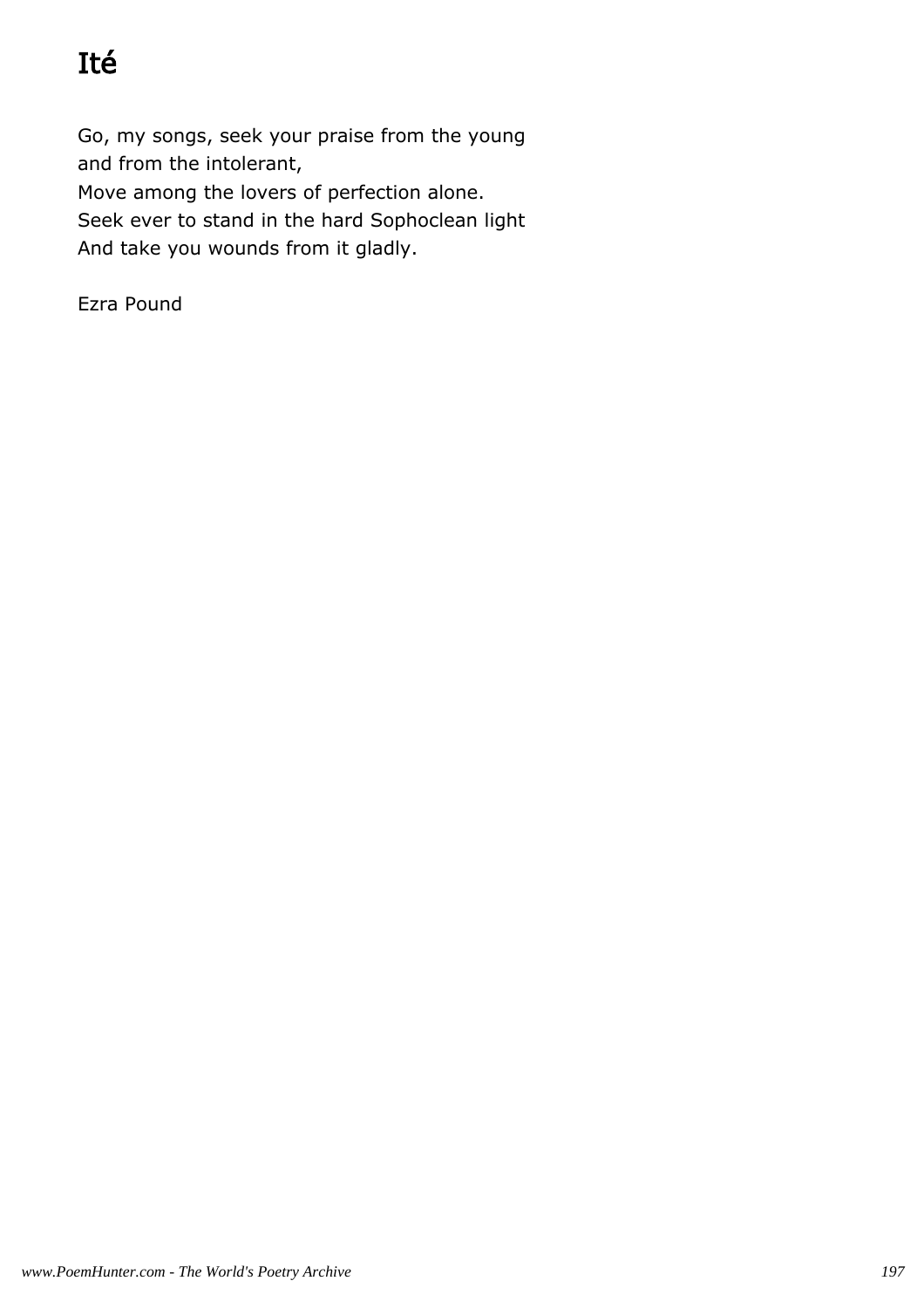# Ité

Go, my songs, seek your praise from the young
and from the intolerant,
Move among the lovers of perfection alone.
Seek ever to stand in the hard Sophoclean light
And take you wounds from it gladly.

Ezra Pound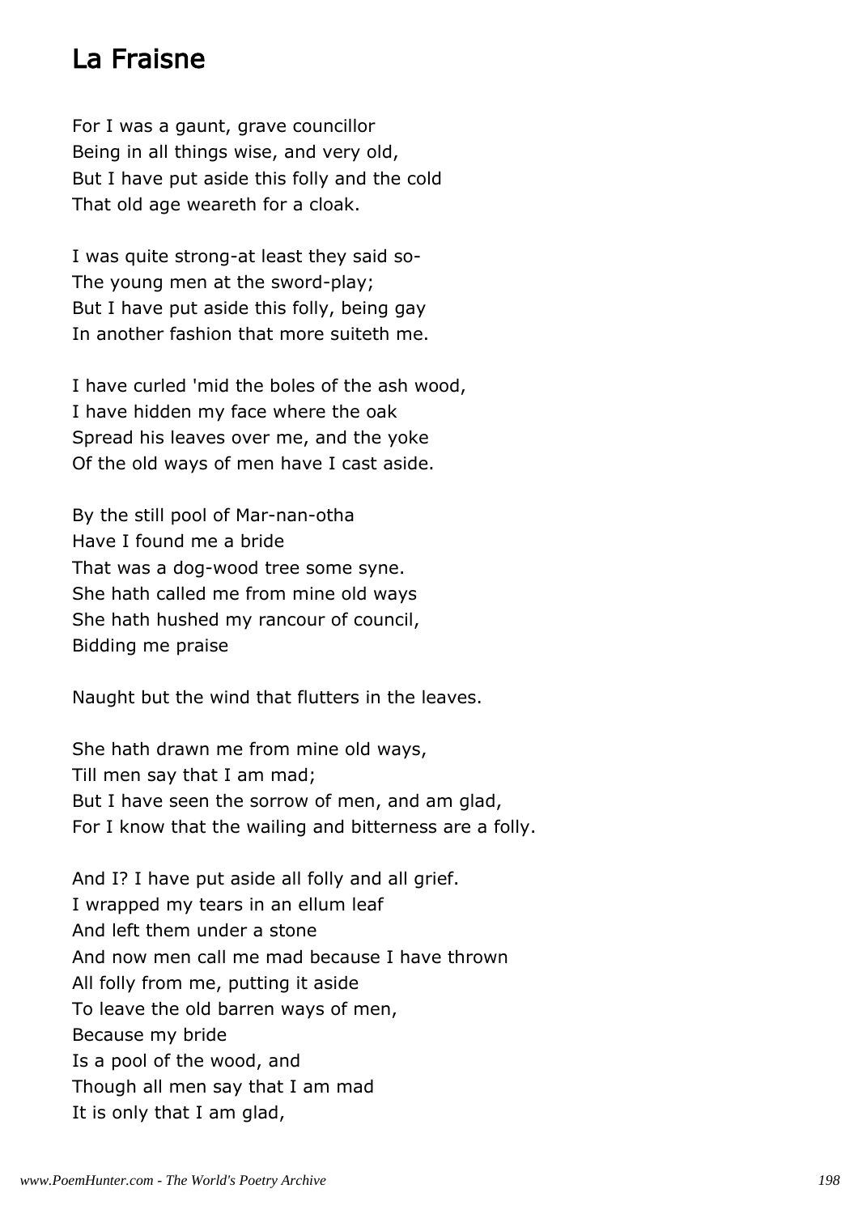## La Fraisne

For I was a gaunt, grave councillor
Being in all things wise, and very old,
But I have put aside this folly and the cold
That old age weareth for a cloak.

I was quite strong-at least they said so-
The young men at the sword-play;
But I have put aside this folly, being gay
In another fashion that more suiteth me.

I have curled 'mid the boles of the ash wood,
I have hidden my face where the oak
Spread his leaves over me, and the yoke
Of the old ways of men have I cast aside.

By the still pool of Mar-nan-otha
Have I found me a bride
That was a dog-wood tree some syne.
She hath called me from mine old ways
She hath hushed my rancour of council,
Bidding me praise

Naught but the wind that flutters in the leaves.

She hath drawn me from mine old ways,
Till men say that I am mad;
But I have seen the sorrow of men, and am glad,
For I know that the wailing and bitterness are a folly.

And I? I have put aside all folly and all grief.
I wrapped my tears in an ellum leaf
And left them under a stone
And now men call me mad because I have thrown
All folly from me, putting it aside
To leave the old barren ways of men,
Because my bride
Is a pool of the wood, and
Though all men say that I am mad
It is only that I am glad,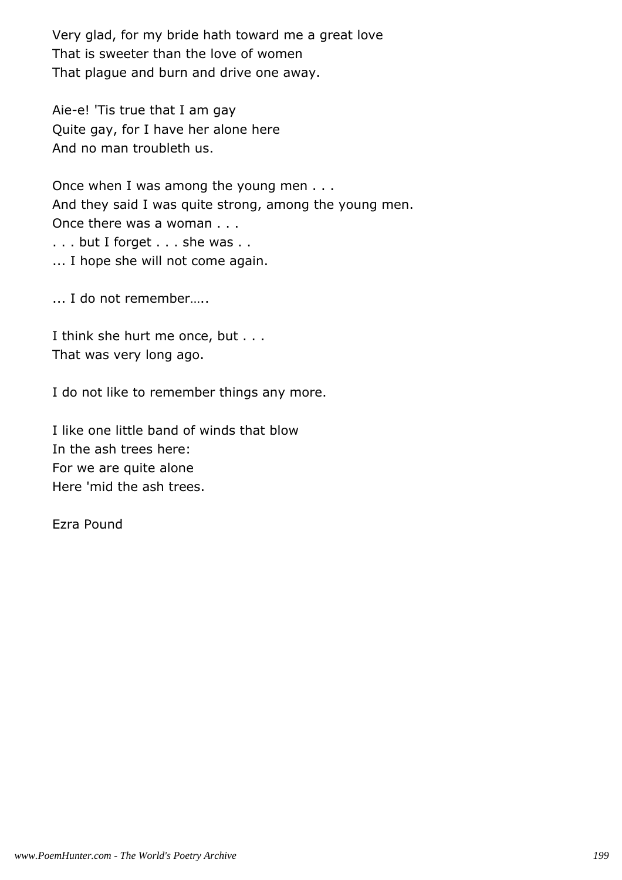Very glad, for my bride hath toward me a great love
That is sweeter than the love of women
That plague and burn and drive one away.

Aie-e! 'Tis true that I am gay
Quite gay, for I have her alone here
And no man troubleth us.

Once when I was among the young men . . .
And they said I was quite strong, among the young men.
Once there was a woman . . .
. . . but I forget . . . she was . .
... I hope she will not come again.

... I do not remember…..

I think she hurt me once, but . . .
That was very long ago.

I do not like to remember things any more.

I like one little band of winds that blow
In the ash trees here:
For we are quite alone
Here 'mid the ash trees.

Ezra Pound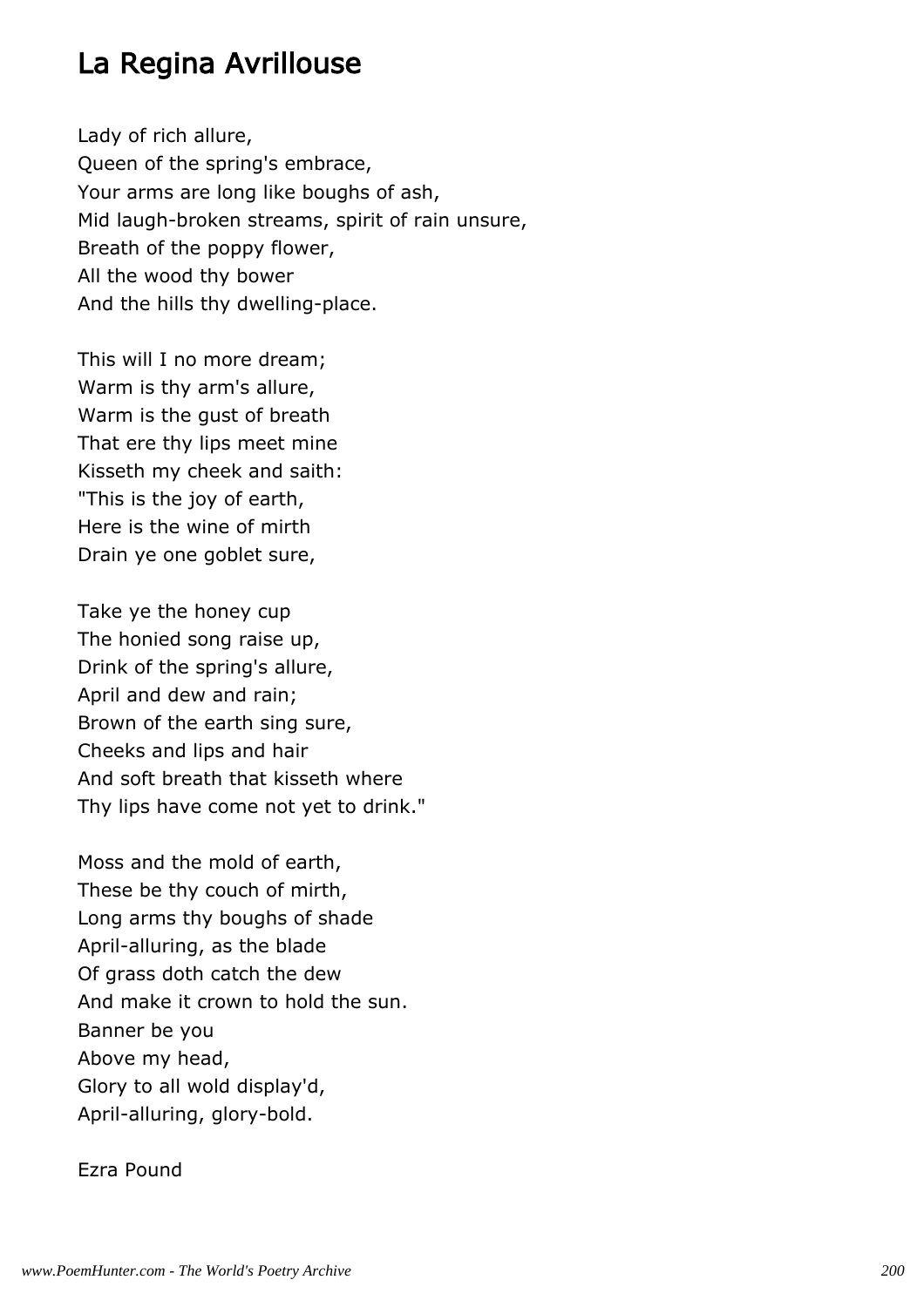# La Regina Avrillouse

Lady of rich allure,  
Queen of the spring's embrace,  
Your arms are long like boughs of ash,  
Mid laugh-broken streams, spirit of rain unsure,  
Breath of the poppy flower,  
All the wood thy bower  
And the hills thy dwelling-place.

This will I no more dream;  
Warm is thy arm's allure,  
Warm is the gust of breath  
That ere thy lips meet mine  
Kisseth my cheek and saith:  
"This is the joy of earth,  
Here is the wine of mirth  
Drain ye one goblet sure,

Take ye the honey cup  
The honied song raise up,  
Drink of the spring's allure,  
April and dew and rain;  
Brown of the earth sing sure,  
Cheeks and lips and hair  
And soft breath that kisseth where  
Thy lips have come not yet to drink."

Moss and the mold of earth,  
These be thy couch of mirth,  
Long arms thy boughs of shade  
April-alluring, as the blade  
Of grass doth catch the dew  
And make it crown to hold the sun.  
Banner be you  
Above my head,  
Glory to all wold display'd,  
April-alluring, glory-bold.

Ezra Pound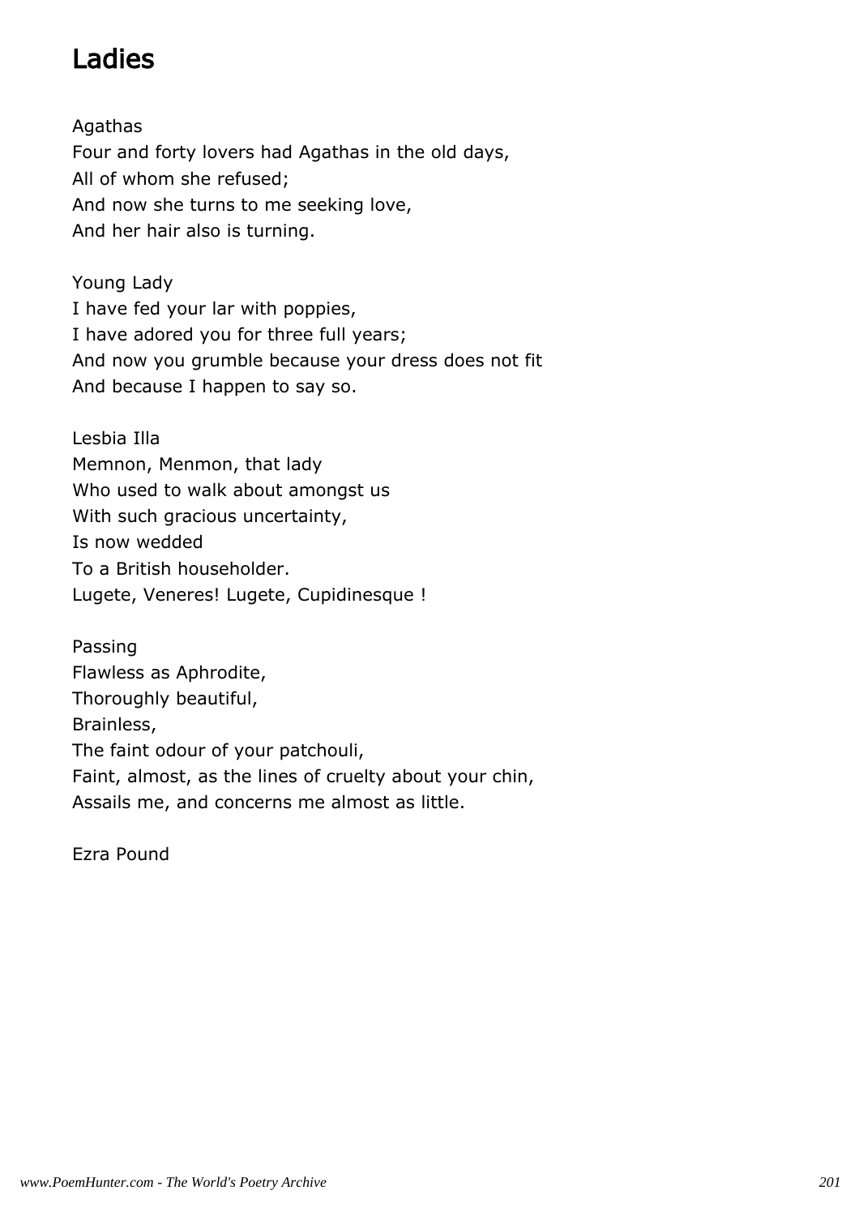# Ladies

Agathas
Four and forty lovers had Agathas in the old days,
All of whom she refused;
And now she turns to me seeking love,
And her hair also is turning.

Young Lady
I have fed your lar with poppies,
I have adored you for three full years;
And now you grumble because your dress does not fit
And because I happen to say so.

Lesbia Illa
Memnon, Menmon, that lady
Who used to walk about amongst us
With such gracious uncertainty,
Is now wedded
To a British householder.
Lugete, Veneres! Lugete, Cupidinesque !

Passing
Flawless as Aphrodite,
Thoroughly beautiful,
Brainless,
The faint odour of your patchouli,
Faint, almost, as the lines of cruelty about your chin,
Assails me, and concerns me almost as little.

Ezra Pound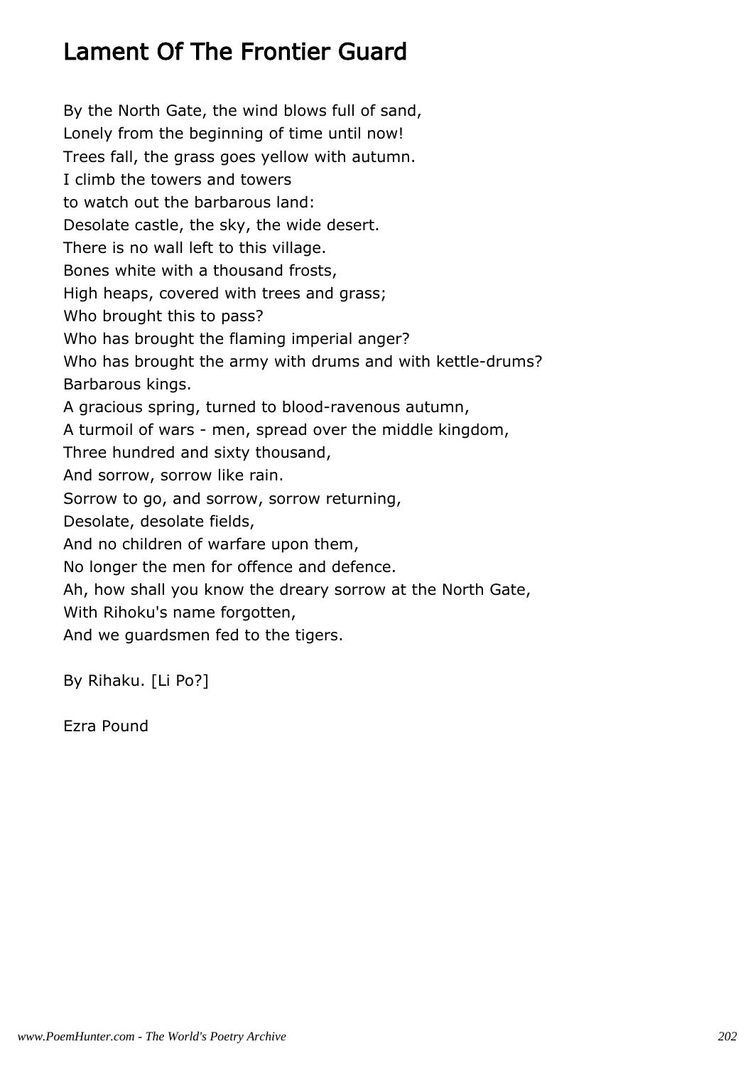# Lament Of The Frontier Guard

By the North Gate, the wind blows full of sand,  
Lonely from the beginning of time until now!  
Trees fall, the grass goes yellow with autumn.  
I climb the towers and towers  
to watch out the barbarous land:  
Desolate castle, the sky, the wide desert.  
There is no wall left to this village.  
Bones white with a thousand frosts,  
High heaps, covered with trees and grass;  
Who brought this to pass?  
Who has brought the flaming imperial anger?  
Who has brought the army with drums and with kettle-drums?  
Barbarous kings.  
A gracious spring, turned to blood-ravenous autumn,  
A turmoil of wars - men, spread over the middle kingdom,  
Three hundred and sixty thousand,  
And sorrow, sorrow like rain.  
Sorrow to go, and sorrow, sorrow returning,  
Desolate, desolate fields,  
And no children of warfare upon them,  
No longer the men for offence and defence.  
Ah, how shall you know the dreary sorrow at the North Gate,  
With Rihoku's name forgotten,  
And we guardsmen fed to the tigers.

By Rihaku. [Li Po?]

Ezra Pound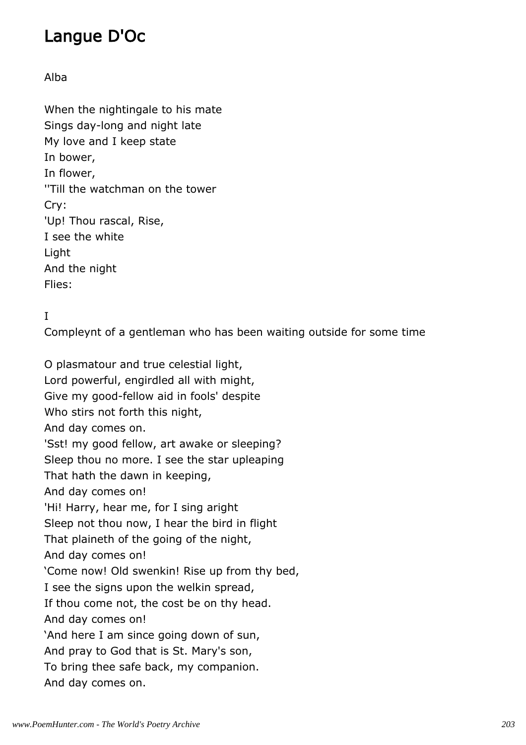# Langue D'Oc

Alba

When the nightingale to his mate
Sings day-long and night late
My love and I keep state
In bower,
In flower,
''Till the watchman on the tower
Cry:
'Up! Thou rascal, Rise,
I see the white
Light
And the night
Flies:

I

Compleynt of a gentleman who has been waiting outside for some time

O plasmatour and true celestial light,
Lord powerful, engirdled all with might,
Give my good-fellow aid in fools' despite
Who stirs not forth this night,
And day comes on.
'Sst! my good fellow, art awake or sleeping?
Sleep thou no more. I see the star upleaping
That hath the dawn in keeping,
And day comes on!
'Hi! Harry, hear me, for I sing aright
Sleep not thou now, I hear the bird in flight
That plaineth of the going of the night,
And day comes on!
'Come now! Old swenkin! Rise up from thy bed,
I see the signs upon the welkin spread,
If thou come not, the cost be on thy head.
And day comes on!
'And here I am since going down of sun,
And pray to God that is St. Mary's son,
To bring thee safe back, my companion.
And day comes on.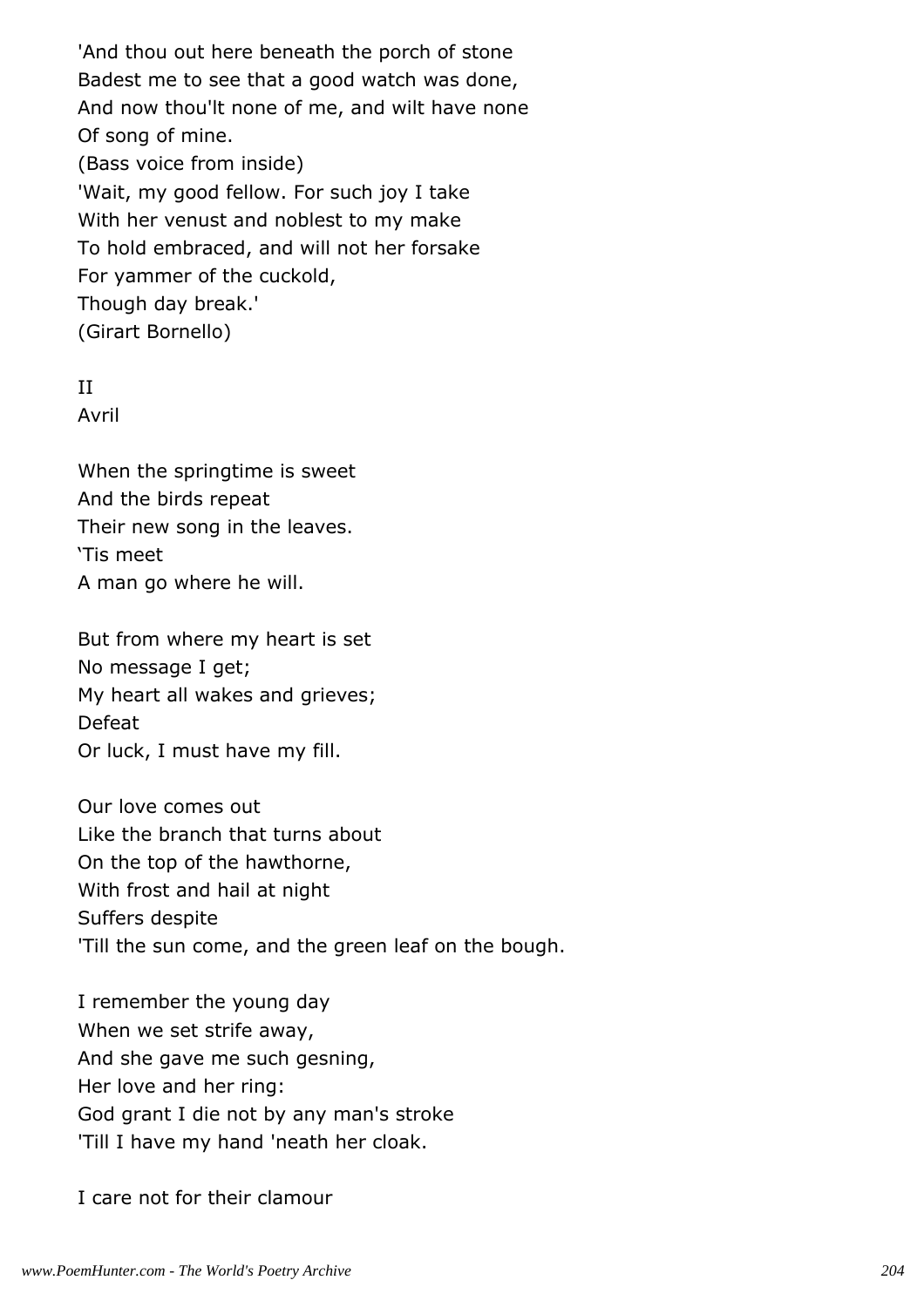'And thou out here beneath the porch of stone
Badest me to see that a good watch was done,
And now thou'lt none of me, and wilt have none
Of song of mine.
(Bass voice from inside)
'Wait, my good fellow. For such joy I take
With her venust and noblest to my make
To hold embraced, and will not her forsake
For yammer of the cuckold,
Though day break.'
(Girart Bornello)

II
Avril

When the springtime is sweet
And the birds repeat
Their new song in the leaves.
'Tis meet
A man go where he will.

But from where my heart is set
No message I get;
My heart all wakes and grieves;
Defeat
Or luck, I must have my fill.

Our love comes out
Like the branch that turns about
On the top of the hawthorne,
With frost and hail at night
Suffers despite
'Till the sun come, and the green leaf on the bough.

I remember the young day
When we set strife away,
And she gave me such gesning,
Her love and her ring:
God grant I die not by any man's stroke
'Till I have my hand 'neath her cloak.

I care not for their clamour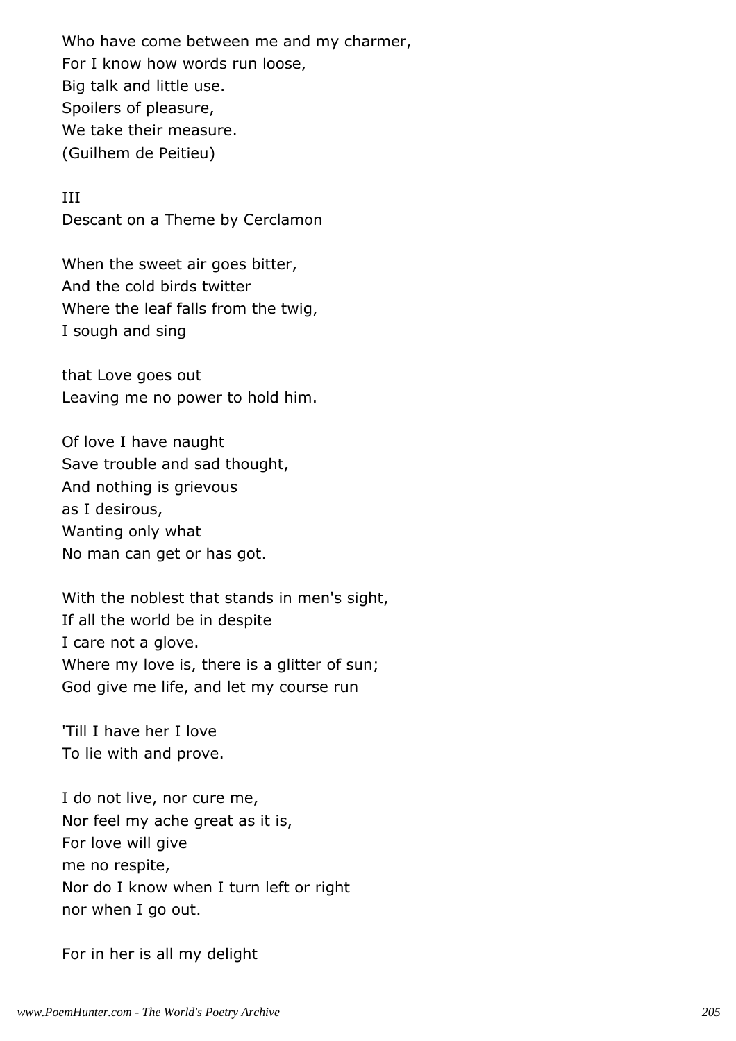Who have come between me and my charmer,
For I know how words run loose,
Big talk and little use.
Spoilers of pleasure,
We take their measure.
(Guilhem de Peitieu)

III
Descant on a Theme by Cerclamon

When the sweet air goes bitter,
And the cold birds twitter
Where the leaf falls from the twig,
I sough and sing

that Love goes out
Leaving me no power to hold him.

Of love I have naught
Save trouble and sad thought,
And nothing is grievous
as I desirous,
Wanting only what
No man can get or has got.

With the noblest that stands in men's sight,
If all the world be in despite
I care not a glove.
Where my love is, there is a glitter of sun;
God give me life, and let my course run

'Till I have her I love
To lie with and prove.

I do not live, nor cure me,
Nor feel my ache great as it is,
For love will give
me no respite,
Nor do I know when I turn left or right
nor when I go out.

For in her is all my delight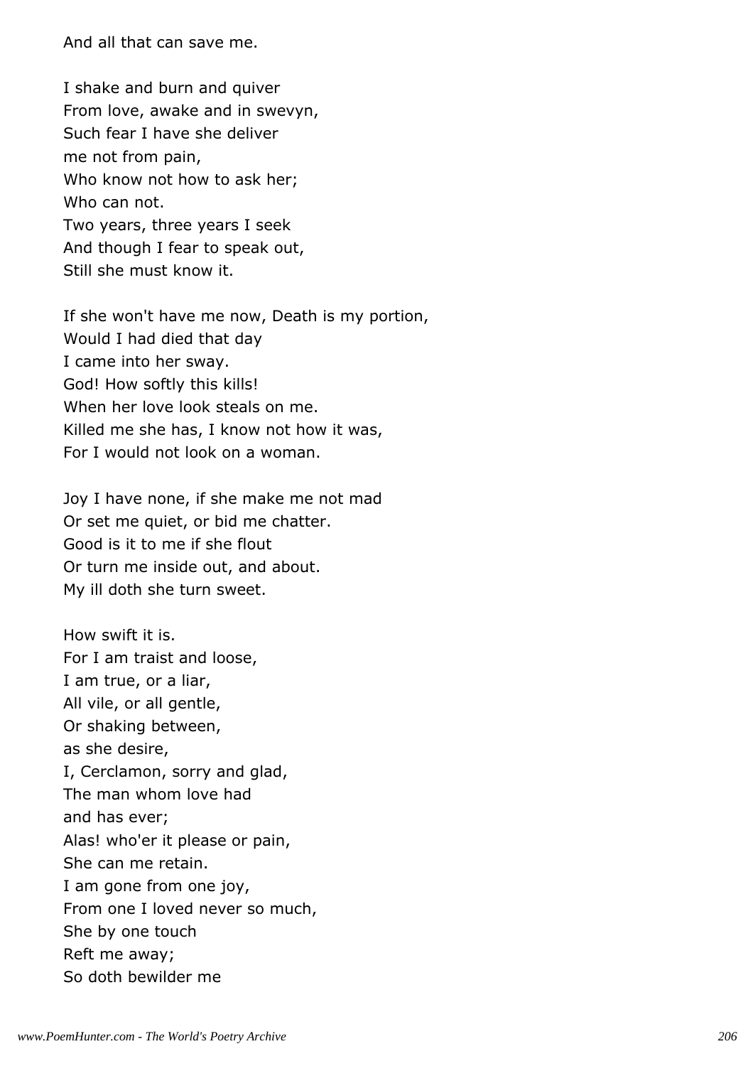And all that can save me.

I shake and burn and quiver  
From love, awake and in swevyn,  
Such fear I have she deliver  
me not from pain,  
Who know not how to ask her;  
Who can not.  
Two years, three years I seek  
And though I fear to speak out,  
Still she must know it.

If she won't have me now, Death is my portion,  
Would I had died that day  
I came into her sway.  
God! How softly this kills!  
When her love look steals on me.  
Killed me she has, I know not how it was,  
For I would not look on a woman.

Joy I have none, if she make me not mad  
Or set me quiet, or bid me chatter.  
Good is it to me if she flout  
Or turn me inside out, and about.  
My ill doth she turn sweet.

How swift it is.  
For I am traist and loose,  
I am true, or a liar,  
All vile, or all gentle,  
Or shaking between,  
as she desire,  
I, Cerclamon, sorry and glad,  
The man whom love had  
and has ever;  
Alas! who'er it please or pain,  
She can me retain.  
I am gone from one joy,  
From one I loved never so much,  
She by one touch  
Reft me away;  
So doth bewilder me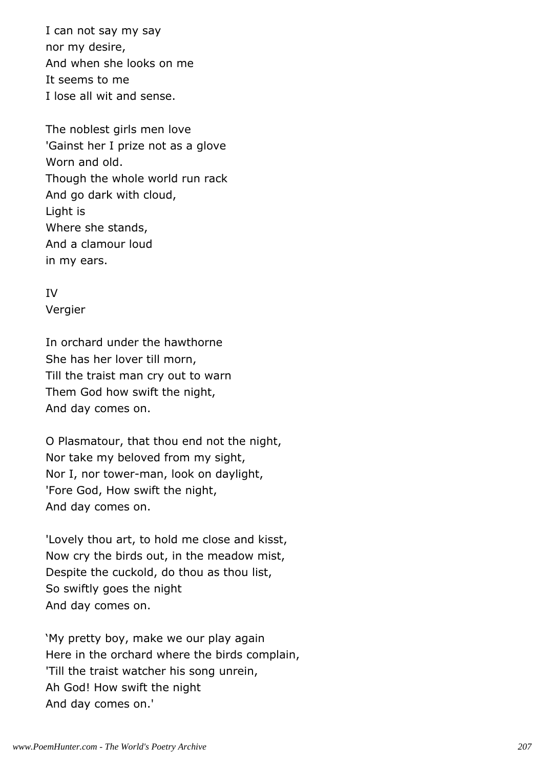I can not say my say  
nor my desire,  
And when she looks on me  
It seems to me  
I lose all wit and sense.

The noblest girls men love  
'Gainst her I prize not as a glove  
Worn and old.  
Though the whole world run rack  
And go dark with cloud,  
Light is  
Where she stands,  
And a clamour loud  
in my ears.

IV  
Vergier

In orchard under the hawthorne  
She has her lover till morn,  
Till the traist man cry out to warn  
Them God how swift the night,  
And day comes on.

O Plasmatour, that thou end not the night,  
Nor take my beloved from my sight,  
Nor I, nor tower-man, look on daylight,  
'Fore God, How swift the night,  
And day comes on.

'Lovely thou art, to hold me close and kisst,  
Now cry the birds out, in the meadow mist,  
Despite the cuckold, do thou as thou list,  
So swiftly goes the night  
And day comes on.

'My pretty boy, make we our play again  
Here in the orchard where the birds complain,  
'Till the traist watcher his song unrein,  
Ah God! How swift the night  
And day comes on.'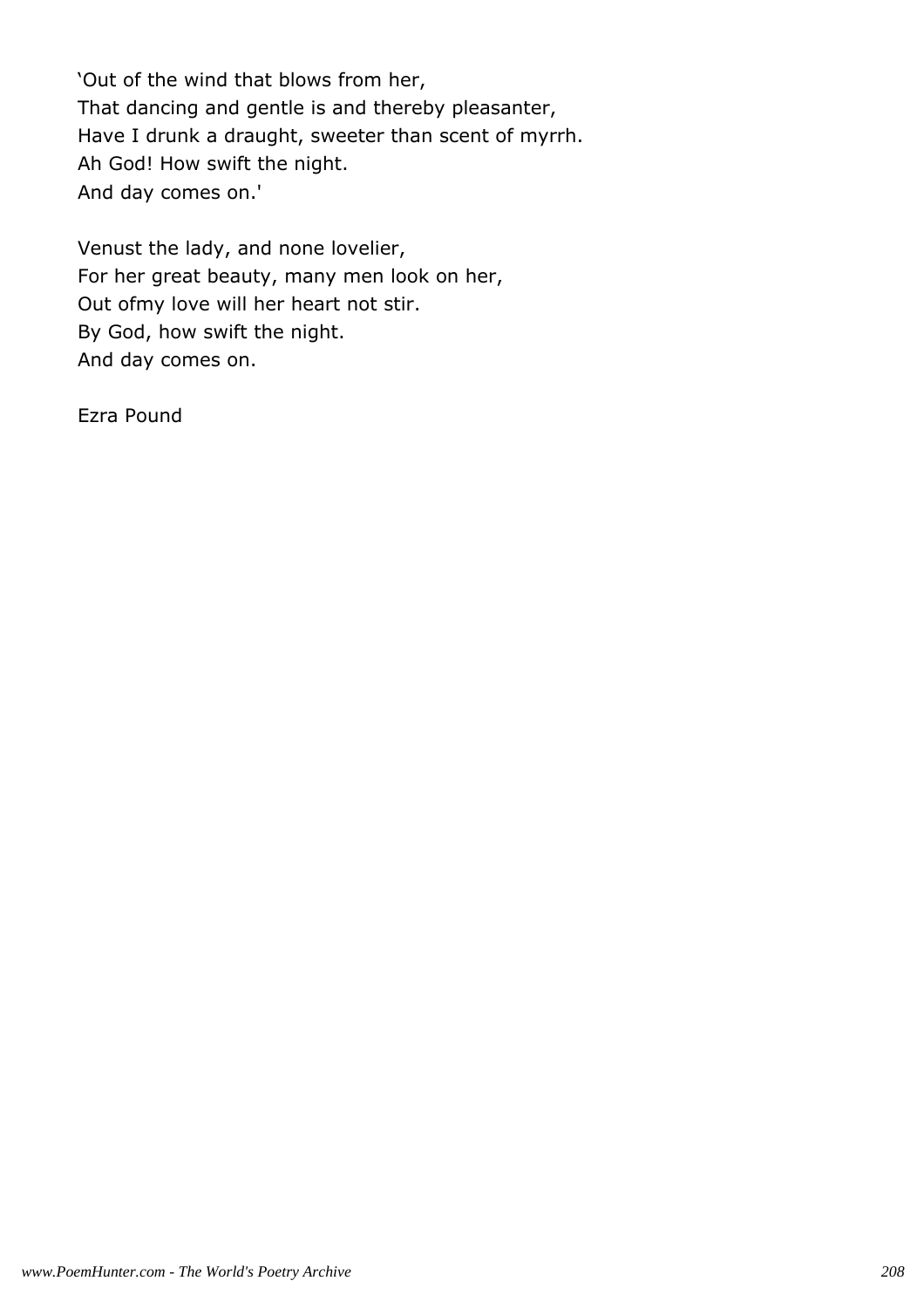'Out of the wind that blows from her,
That dancing and gentle is and thereby pleasanter,
Have I drunk a draught, sweeter than scent of myrrh.
Ah God! How swift the night.
And day comes on.'

Venust the lady, and none lovelier,
For her great beauty, many men look on her,
Out ofmy love will her heart not stir.
By God, how swift the night.
And day comes on.

Ezra Pound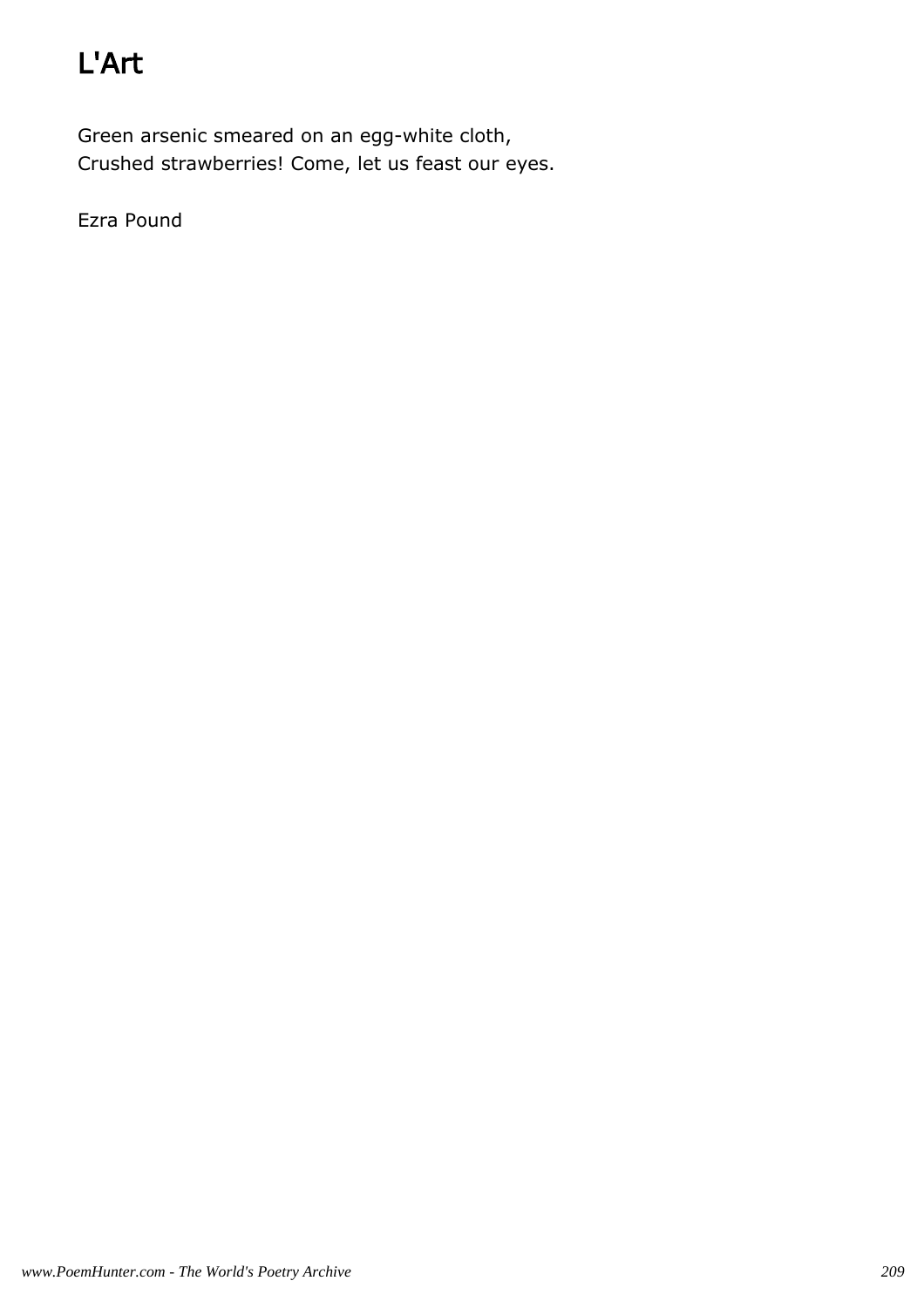# L'Art

Green arsenic smeared on an egg-white cloth,
Crushed strawberries! Come, let us feast our eyes.

Ezra Pound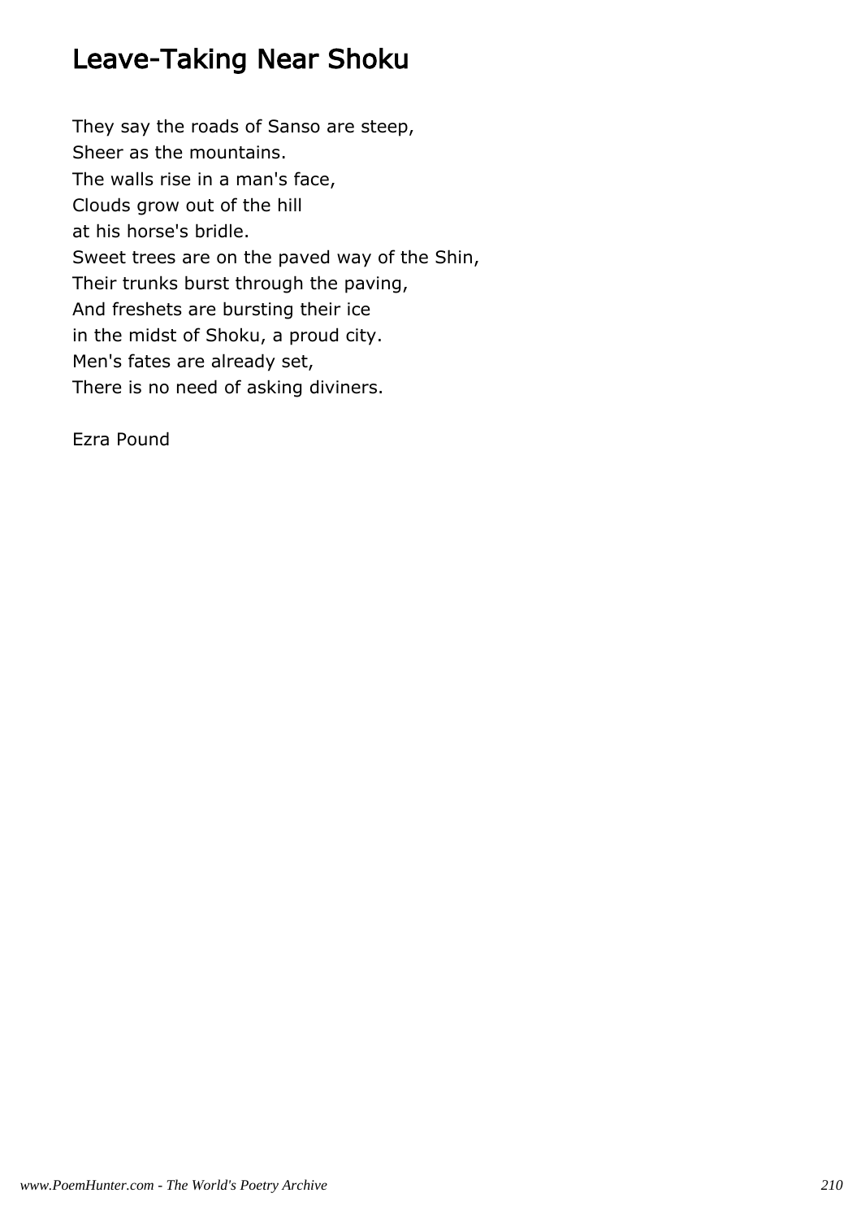# Leave-Taking Near Shoku

They say the roads of Sanso are steep,  
Sheer as the mountains.  
The walls rise in a man's face,  
Clouds grow out of the hill  
at his horse's bridle.  
Sweet trees are on the paved way of the Shin,  
Their trunks burst through the paving,  
And freshets are bursting their ice  
in the midst of Shoku, a proud city.  
Men's fates are already set,  
There is no need of asking diviners.

Ezra Pound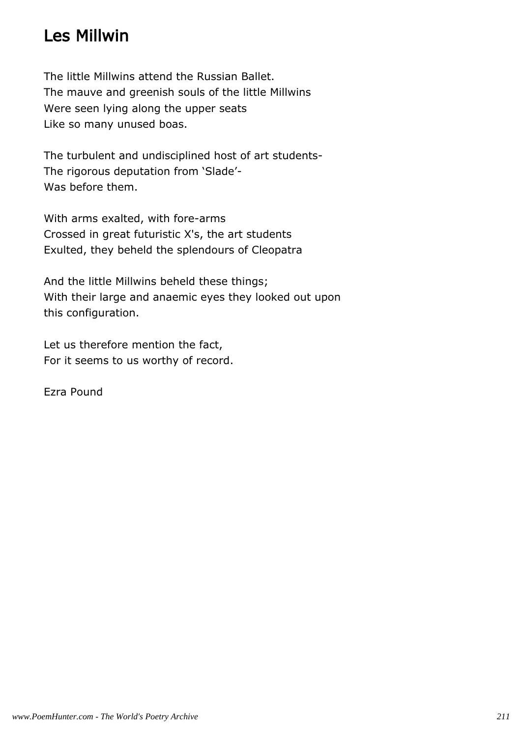# Les Millwin

The little Millwins attend the Russian Ballet.  
The mauve and greenish souls of the little Millwins  
Were seen lying along the upper seats  
Like so many unused boas.

The turbulent and undisciplined host of art students-  
The rigorous deputation from 'Slade'-  
Was before them.

With arms exalted, with fore-arms  
Crossed in great futuristic X's, the art students  
Exulted, they beheld the splendours of Cleopatra

And the little Millwins beheld these things;  
With their large and anaemic eyes they looked out upon  
this configuration.

Let us therefore mention the fact,  
For it seems to us worthy of record.

Ezra Pound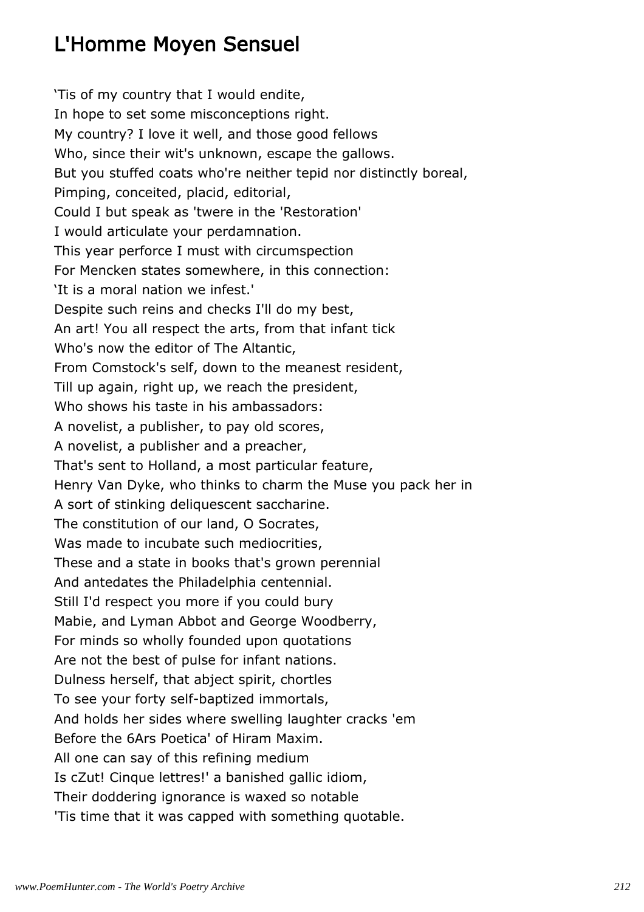# L'Homme Moyen Sensuel

'Tis of my country that I would endite,
In hope to set some misconceptions right.
My country? I love it well, and those good fellows
Who, since their wit's unknown, escape the gallows.
But you stuffed coats who're neither tepid nor distinctly boreal,
Pimping, conceited, placid, editorial,
Could I but speak as 'twere in the 'Restoration'
I would articulate your perdamnation.
This year perforce I must with circumspection
For Mencken states somewhere, in this connection:
'It is a moral nation we infest.'
Despite such reins and checks I'll do my best,
An art! You all respect the arts, from that infant tick
Who's now the editor of The Altantic,
From Comstock's self, down to the meanest resident,
Till up again, right up, we reach the president,
Who shows his taste in his ambassadors:
A novelist, a publisher, to pay old scores,
A novelist, a publisher and a preacher,
That's sent to Holland, a most particular feature,
Henry Van Dyke, who thinks to charm the Muse you pack her in
A sort of stinking deliquescent saccharine.
The constitution of our land, O Socrates,
Was made to incubate such mediocrities,
These and a state in books that's grown perennial
And antedates the Philadelphia centennial.
Still I'd respect you more if you could bury
Mabie, and Lyman Abbot and George Woodberry,
For minds so wholly founded upon quotations
Are not the best of pulse for infant nations.
Dulness herself, that abject spirit, chortles
To see your forty self-baptized immortals,
And holds her sides where swelling laughter cracks 'em
Before the 6Ars Poetica' of Hiram Maxim.
All one can say of this refining medium
Is cZut! Cinque lettres!' a banished gallic idiom,
Their doddering ignorance is waxed so notable
'Tis time that it was capped with something quotable.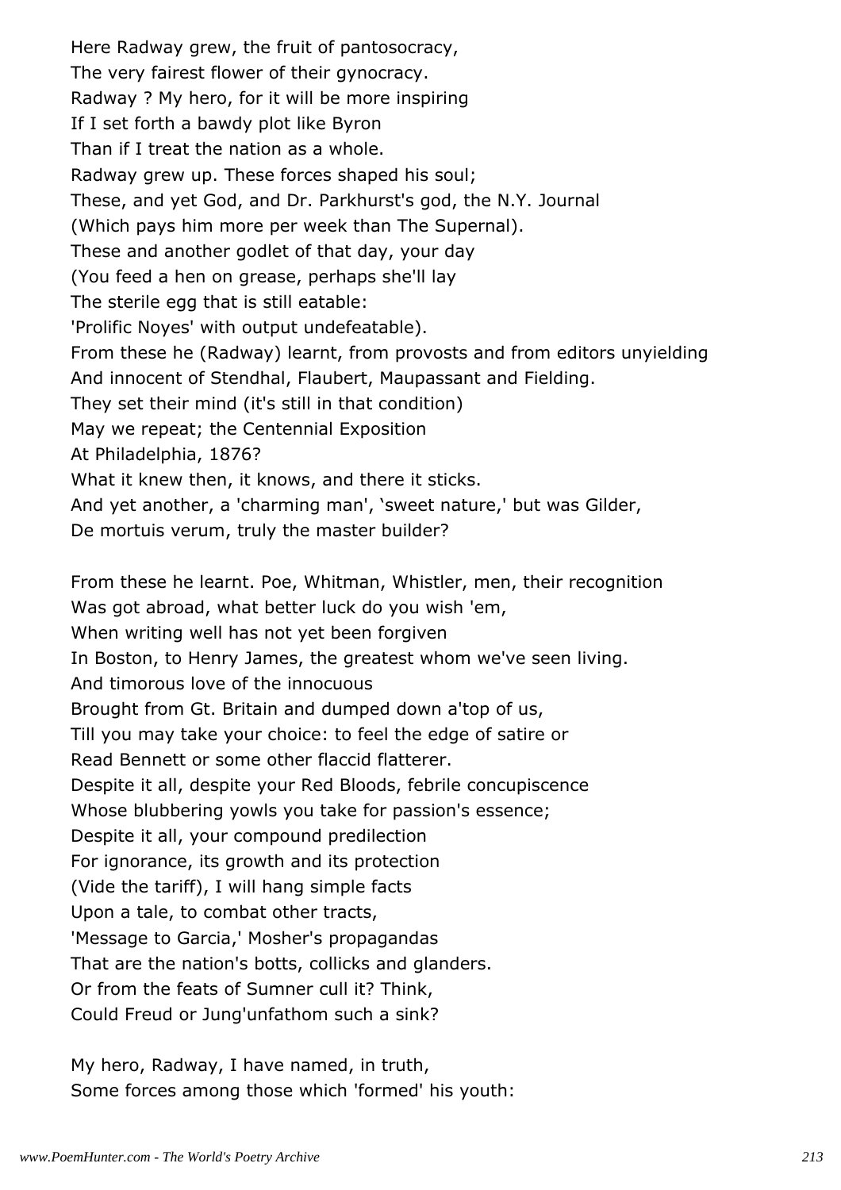Here Radway grew, the fruit of pantosocracy,
The very fairest flower of their gynocracy.
Radway ? My hero, for it will be more inspiring
If I set forth a bawdy plot like Byron
Than if I treat the nation as a whole.
Radway grew up. These forces shaped his soul;
These, and yet God, and Dr. Parkhurst's god, the N.Y. Journal
(Which pays him more per week than The Supernal).
These and another godlet of that day, your day
(You feed a hen on grease, perhaps she'll lay
The sterile egg that is still eatable:
'Prolific Noyes' with output undefeatable).
From these he (Radway) learnt, from provosts and from editors unyielding
And innocent of Stendhal, Flaubert, Maupassant and Fielding.
They set their mind (it's still in that condition)
May we repeat; the Centennial Exposition
At Philadelphia, 1876?
What it knew then, it knows, and there it sticks.
And yet another, a 'charming man', 'sweet nature,' but was Gilder,
De mortuis verum, truly the master builder?

From these he learnt. Poe, Whitman, Whistler, men, their recognition
Was got abroad, what better luck do you wish 'em,
When writing well has not yet been forgiven
In Boston, to Henry James, the greatest whom we've seen living.
And timorous love of the innocuous
Brought from Gt. Britain and dumped down a'top of us,
Till you may take your choice: to feel the edge of satire or
Read Bennett or some other flaccid flatterer.
Despite it all, despite your Red Bloods, febrile concupiscence
Whose blubbering yowls you take for passion's essence;
Despite it all, your compound predilection
For ignorance, its growth and its protection
(Vide the tariff), I will hang simple facts
Upon a tale, to combat other tracts,
'Message to Garcia,' Mosher's propagandas
That are the nation's botts, collicks and glanders.
Or from the feats of Sumner cull it? Think,
Could Freud or Jung'unfathom such a sink?

My hero, Radway, I have named, in truth,
Some forces among those which 'formed' his youth: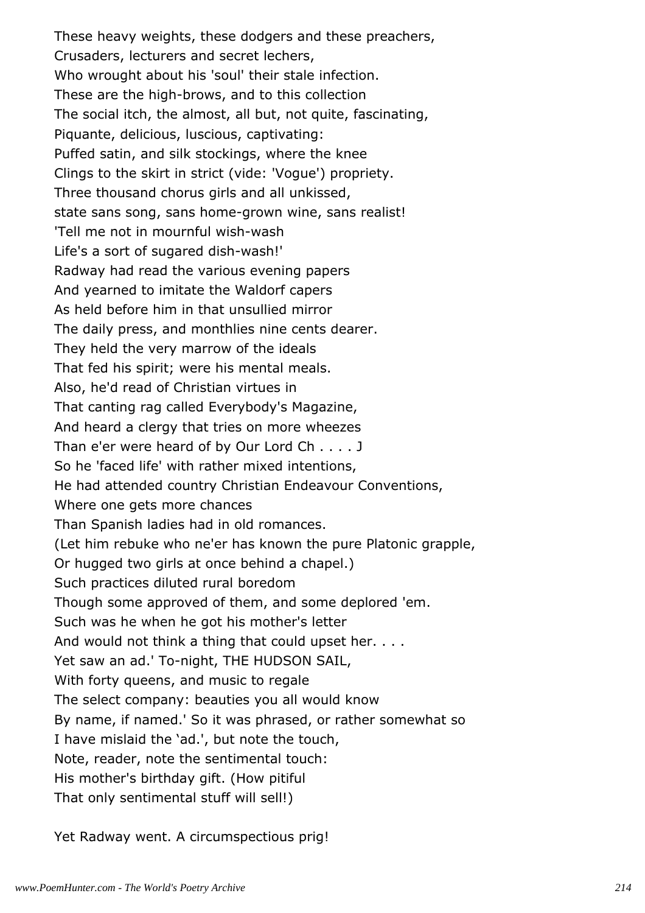These heavy weights, these dodgers and these preachers,
Crusaders, lecturers and secret lechers,
Who wrought about his 'soul' their stale infection.
These are the high-brows, and to this collection
The social itch, the almost, all but, not quite, fascinating,
Piquante, delicious, luscious, captivating:
Puffed satin, and silk stockings, where the knee
Clings to the skirt in strict (vide: 'Vogue') propriety.
Three thousand chorus girls and all unkissed,
state sans song, sans home-grown wine, sans realist!
'Tell me not in mournful wish-wash
Life's a sort of sugared dish-wash!'
Radway had read the various evening papers
And yearned to imitate the Waldorf capers
As held before him in that unsullied mirror
The daily press, and monthlies nine cents dearer.
They held the very marrow of the ideals
That fed his spirit; were his mental meals.
Also, he'd read of Christian virtues in
That canting rag called Everybody's Magazine,
And heard a clergy that tries on more wheezes
Than e'er were heard of by Our Lord Ch . . . . J
So he 'faced life' with rather mixed intentions,
He had attended country Christian Endeavour Conventions,
Where one gets more chances
Than Spanish ladies had in old romances.
(Let him rebuke who ne'er has known the pure Platonic grapple,
Or hugged two girls at once behind a chapel.)
Such practices diluted rural boredom
Though some approved of them, and some deplored 'em.
Such was he when he got his mother's letter
And would not think a thing that could upset her. . . .
Yet saw an ad.' To-night, THE HUDSON SAIL,
With forty queens, and music to regale
The select company: beauties you all would know
By name, if named.' So it was phrased, or rather somewhat so
I have mislaid the 'ad.', but note the touch,
Note, reader, note the sentimental touch:
His mother's birthday gift. (How pitiful
That only sentimental stuff will sell!)

Yet Radway went. A circumspectious prig!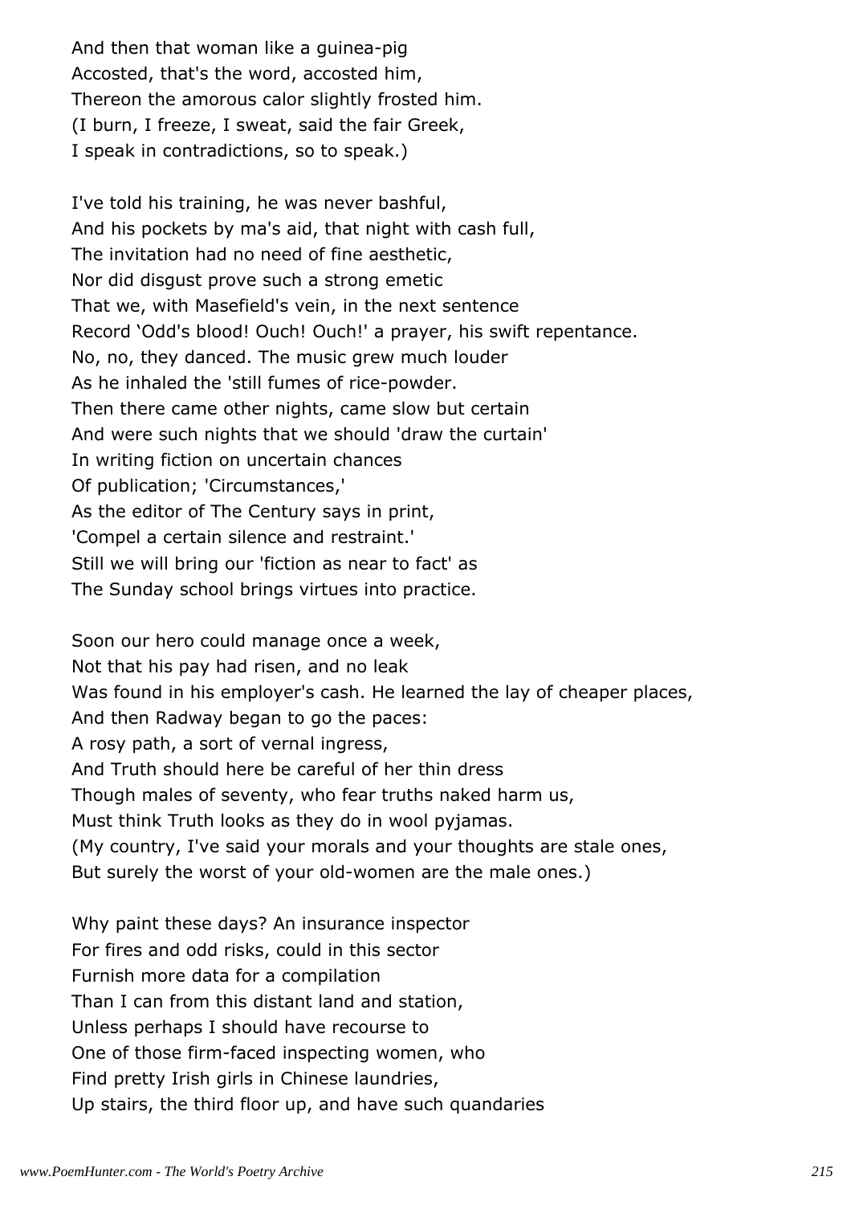And then that woman like a guinea-pig
Accosted, that's the word, accosted him,
Thereon the amorous calor slightly frosted him.
(I burn, I freeze, I sweat, said the fair Greek,
I speak in contradictions, so to speak.)

I've told his training, he was never bashful,
And his pockets by ma's aid, that night with cash full,
The invitation had no need of fine aesthetic,
Nor did disgust prove such a strong emetic
That we, with Masefield's vein, in the next sentence
Record 'Odd's blood! Ouch! Ouch!' a prayer, his swift repentance.
No, no, they danced. The music grew much louder
As he inhaled the 'still fumes of rice-powder.
Then there came other nights, came slow but certain
And were such nights that we should 'draw the curtain'
In writing fiction on uncertain chances
Of publication; 'Circumstances,'
As the editor of The Century says in print,
'Compel a certain silence and restraint.'
Still we will bring our 'fiction as near to fact' as
The Sunday school brings virtues into practice.

Soon our hero could manage once a week,
Not that his pay had risen, and no leak
Was found in his employer's cash. He learned the lay of cheaper places,
And then Radway began to go the paces:
A rosy path, a sort of vernal ingress,
And Truth should here be careful of her thin dress
Though males of seventy, who fear truths naked harm us,
Must think Truth looks as they do in wool pyjamas.
(My country, I've said your morals and your thoughts are stale ones,
But surely the worst of your old-women are the male ones.)

Why paint these days? An insurance inspector
For fires and odd risks, could in this sector
Furnish more data for a compilation
Than I can from this distant land and station,
Unless perhaps I should have recourse to
One of those firm-faced inspecting women, who
Find pretty Irish girls in Chinese laundries,
Up stairs, the third floor up, and have such quandaries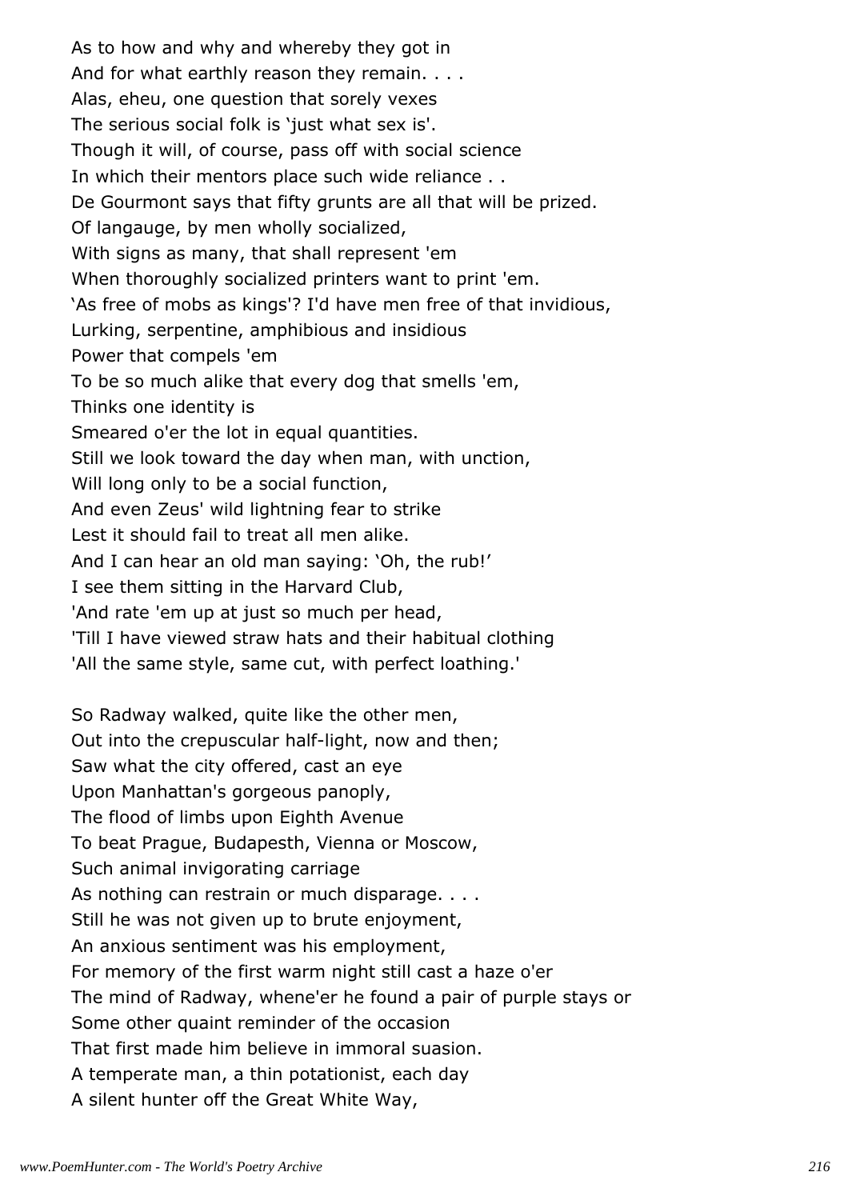As to how and why and whereby they got in
And for what earthly reason they remain. . . .
Alas, eheu, one question that sorely vexes
The serious social folk is 'just what sex is'.
Though it will, of course, pass off with social science
In which their mentors place such wide reliance . .
De Gourmont says that fifty grunts are all that will be prized.
Of langauge, by men wholly socialized,
With signs as many, that shall represent 'em
When thoroughly socialized printers want to print 'em.
'As free of mobs as kings'? I'd have men free of that invidious,
Lurking, serpentine, amphibious and insidious
Power that compels 'em
To be so much alike that every dog that smells 'em,
Thinks one identity is
Smeared o'er the lot in equal quantities.
Still we look toward the day when man, with unction,
Will long only to be a social function,
And even Zeus' wild lightning fear to strike
Lest it should fail to treat all men alike.
And I can hear an old man saying: 'Oh, the rub!'
I see them sitting in the Harvard Club,
'And rate 'em up at just so much per head,
'Till I have viewed straw hats and their habitual clothing
'All the same style, same cut, with perfect loathing.'

So Radway walked, quite like the other men,
Out into the crepuscular half-light, now and then;
Saw what the city offered, cast an eye
Upon Manhattan's gorgeous panoply,
The flood of limbs upon Eighth Avenue
To beat Prague, Budapesth, Vienna or Moscow,
Such animal invigorating carriage
As nothing can restrain or much disparage. . . .
Still he was not given up to brute enjoyment,
An anxious sentiment was his employment,
For memory of the first warm night still cast a haze o'er
The mind of Radway, whene'er he found a pair of purple stays or
Some other quaint reminder of the occasion
That first made him believe in immoral suasion.
A temperate man, a thin potationist, each day
A silent hunter off the Great White Way,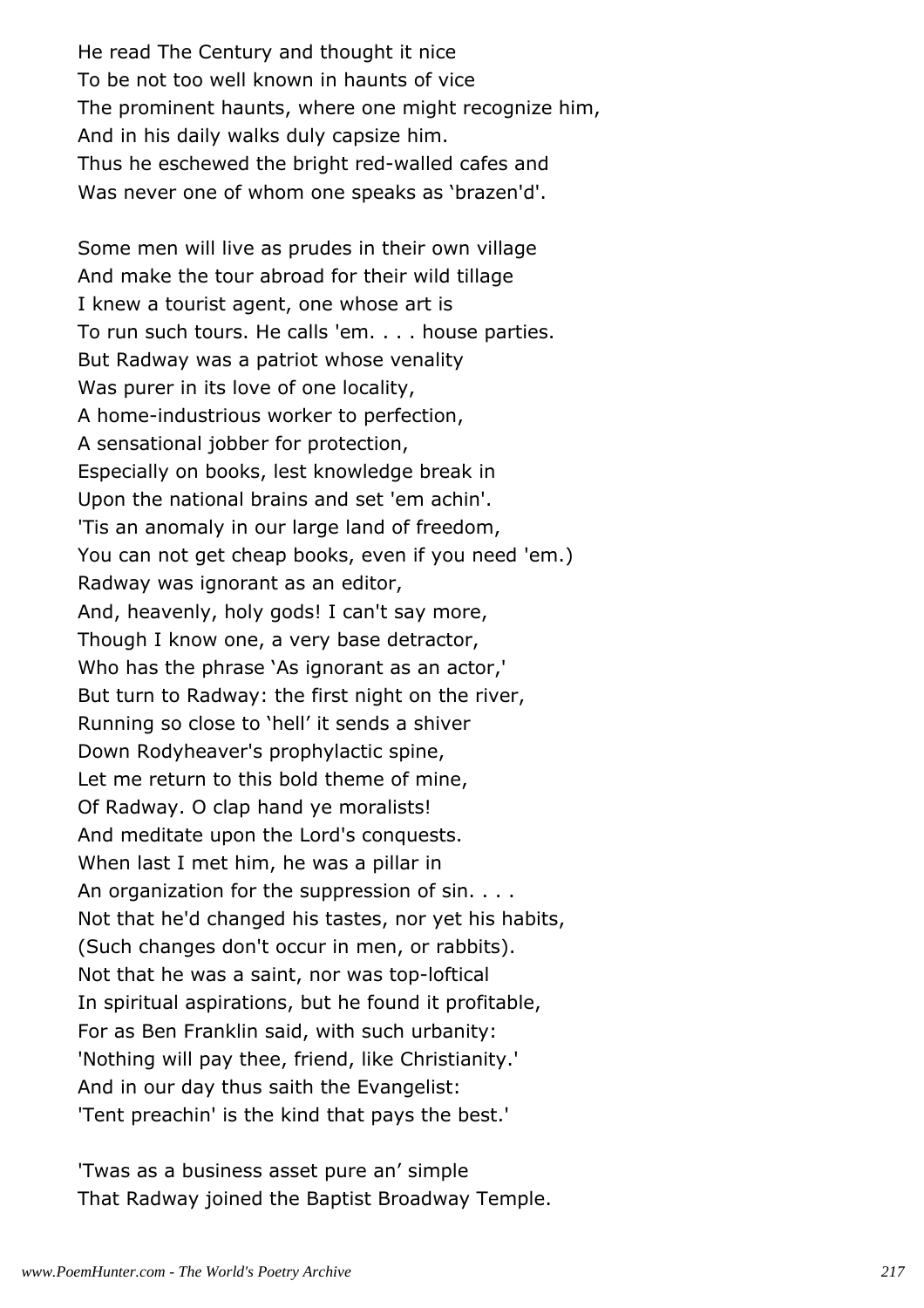He read The Century and thought it nice  
To be not too well known in haunts of vice  
The prominent haunts, where one might recognize him,  
And in his daily walks duly capsize him.  
Thus he eschewed the bright red-walled cafes and  
Was never one of whom one speaks as 'brazen'd'.

Some men will live as prudes in their own village  
And make the tour abroad for their wild tillage  
I knew a tourist agent, one whose art is  
To run such tours. He calls 'em. . . . house parties.  
But Radway was a patriot whose venality  
Was purer in its love of one locality,  
A home-industrious worker to perfection,  
A sensational jobber for protection,  
Especially on books, lest knowledge break in  
Upon the national brains and set 'em achin'.  
'Tis an anomaly in our large land of freedom,  
You can not get cheap books, even if you need 'em.)  
Radway was ignorant as an editor,  
And, heavenly, holy gods! I can't say more,  
Though I know one, a very base detractor,  
Who has the phrase 'As ignorant as an actor,'  
But turn to Radway: the first night on the river,  
Running so close to 'hell' it sends a shiver  
Down Rodyheaver's prophylactic spine,  
Let me return to this bold theme of mine,  
Of Radway. O clap hand ye moralists!  
And meditate upon the Lord's conquests.  
When last I met him, he was a pillar in  
An organization for the suppression of sin. . . .  
Not that he'd changed his tastes, nor yet his habits,  
(Such changes don't occur in men, or rabbits).  
Not that he was a saint, nor was top-loftical  
In spiritual aspirations, but he found it profitable,  
For as Ben Franklin said, with such urbanity:  
'Nothing will pay thee, friend, like Christianity.'  
And in our day thus saith the Evangelist:  
'Tent preachin' is the kind that pays the best.'

'Twas as a business asset pure an' simple  
That Radway joined the Baptist Broadway Temple.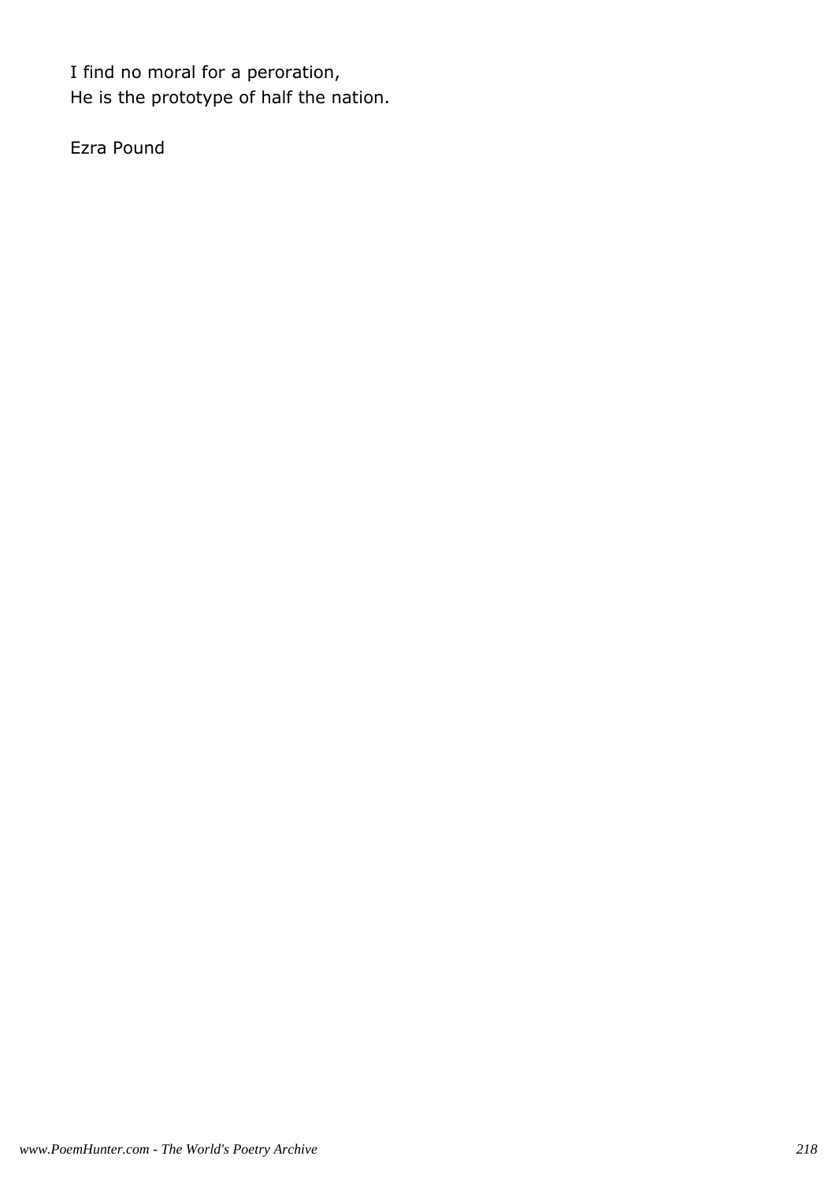I find no moral for a peroration,
He is the prototype of half the nation.

Ezra Pound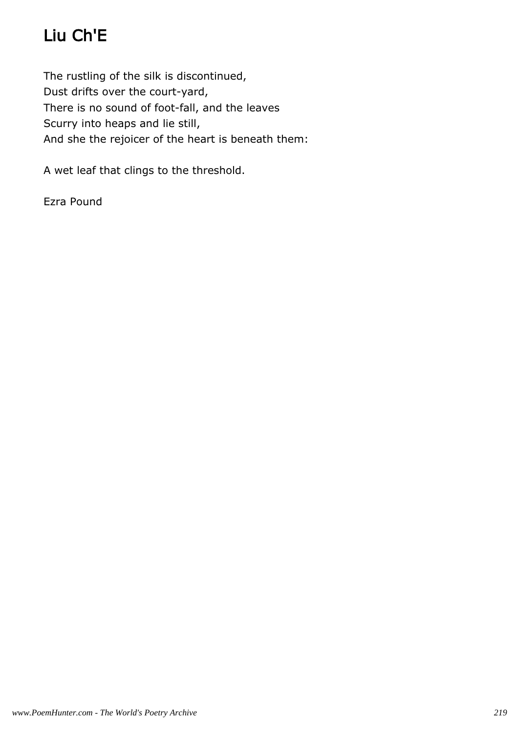# Liu Ch'E

The rustling of the silk is discontinued,
Dust drifts over the court-yard,
There is no sound of foot-fall, and the leaves
Scurry into heaps and lie still,
And she the rejoicer of the heart is beneath them:

A wet leaf that clings to the threshold.

Ezra Pound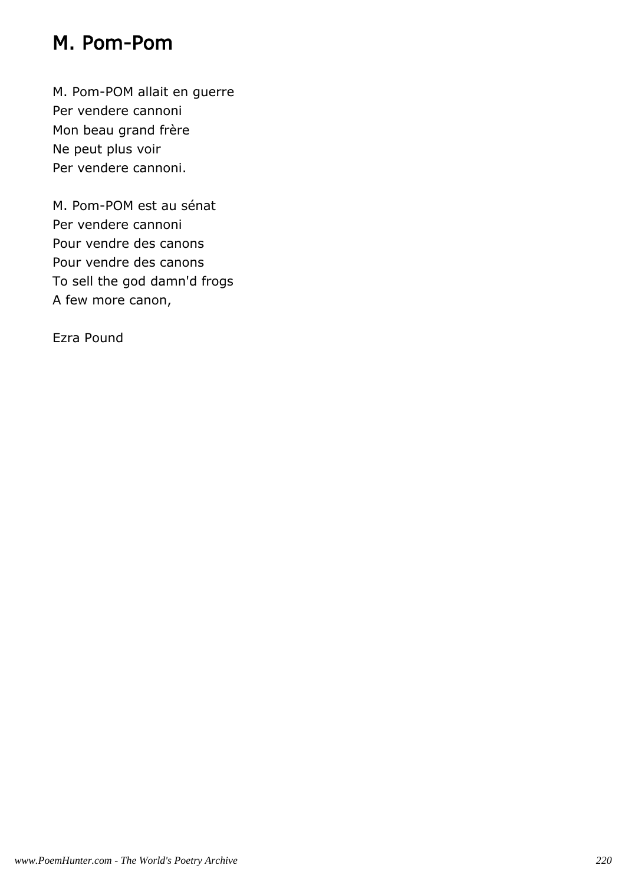## M. Pom-Pom

M. Pom-POM allait en guerre
Per vendere cannoni
Mon beau grand frère
Ne peut plus voir
Per vendere cannoni.

M. Pom-POM est au sénat
Per vendere cannoni
Pour vendre des canons
Pour vendre des canons
To sell the god damn'd frogs
A few more canon,

Ezra Pound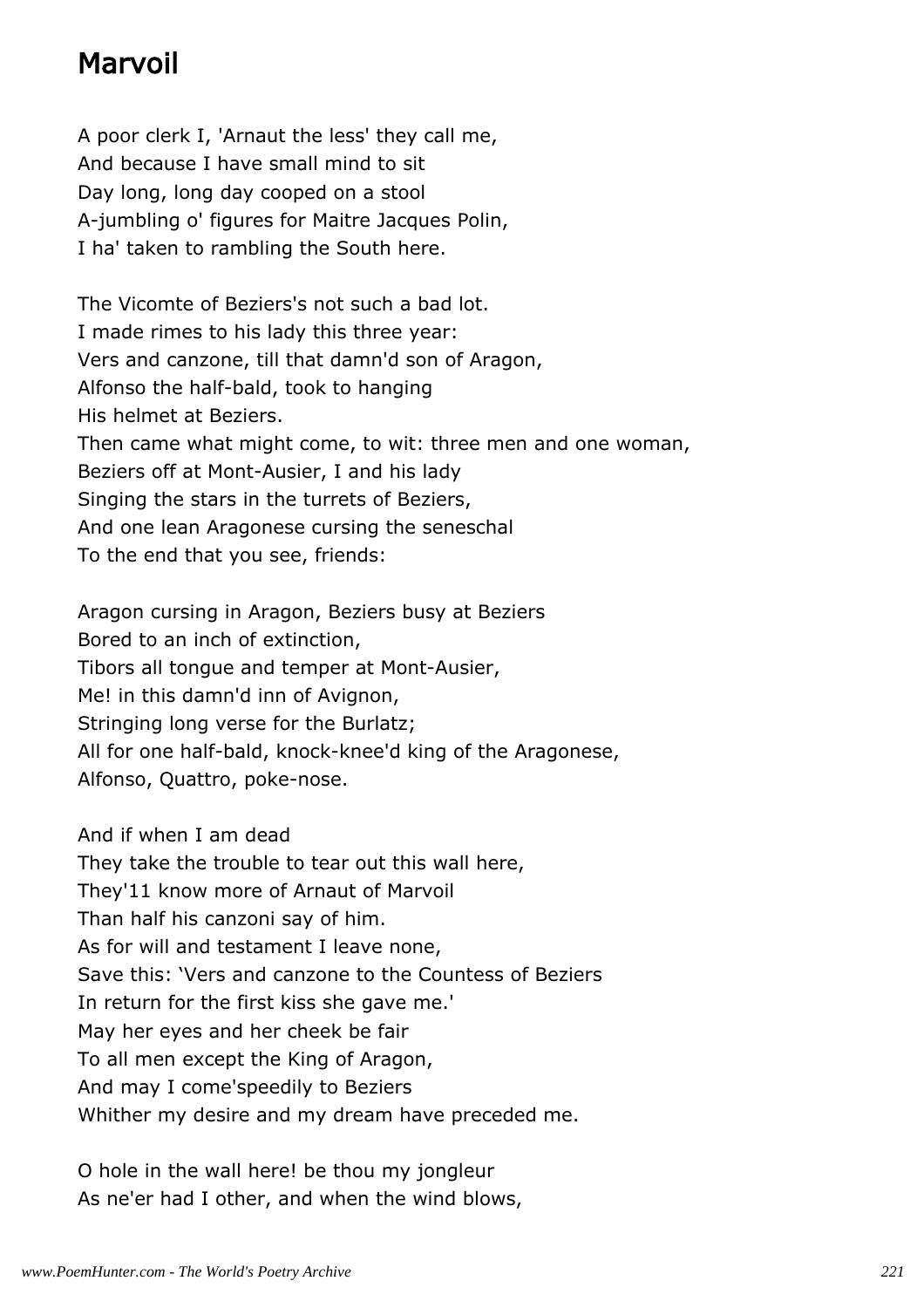# Marvoil

A poor clerk I, 'Arnaut the less' they call me,  
And because I have small mind to sit  
Day long, long day cooped on a stool  
A-jumbling o' figures for Maitre Jacques Polin,  
I ha' taken to rambling the South here.

The Vicomte of Beziers's not such a bad lot.  
I made rimes to his lady this three year:  
Vers and canzone, till that damn'd son of Aragon,  
Alfonso the half-bald, took to hanging  
His helmet at Beziers.  
Then came what might come, to wit: three men and one woman,  
Beziers off at Mont-Ausier, I and his lady  
Singing the stars in the turrets of Beziers,  
And one lean Aragonese cursing the seneschal  
To the end that you see, friends:

Aragon cursing in Aragon, Beziers busy at Beziers  
Bored to an inch of extinction,  
Tibors all tongue and temper at Mont-Ausier,  
Me! in this damn'd inn of Avignon,  
Stringing long verse for the Burlatz;  
All for one half-bald, knock-knee'd king of the Aragonese,  
Alfonso, Quattro, poke-nose.

And if when I am dead  
They take the trouble to tear out this wall here,  
They'11 know more of Arnaut of Marvoil  
Than half his canzoni say of him.  
As for will and testament I leave none,  
Save this: 'Vers and canzone to the Countess of Beziers  
In return for the first kiss she gave me.'  
May her eyes and her cheek be fair  
To all men except the King of Aragon,  
And may I come'speedily to Beziers  
Whither my desire and my dream have preceded me.

O hole in the wall here! be thou my jongleur  
As ne'er had I other, and when the wind blows,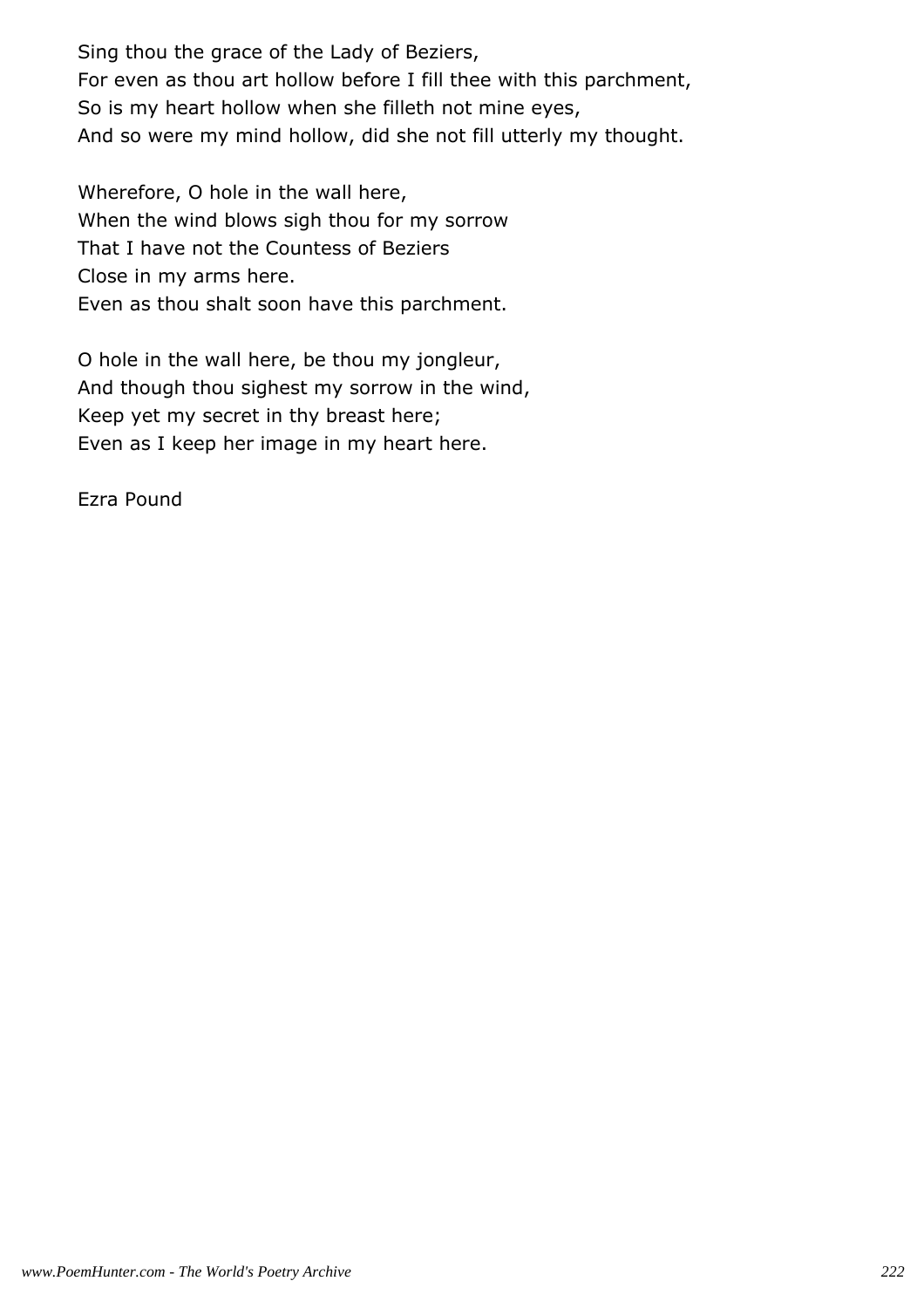Sing thou the grace of the Lady of Beziers,
For even as thou art hollow before I fill thee with this parchment,
So is my heart hollow when she filleth not mine eyes,
And so were my mind hollow, did she not fill utterly my thought.

Wherefore, O hole in the wall here,
When the wind blows sigh thou for my sorrow
That I have not the Countess of Beziers
Close in my arms here.
Even as thou shalt soon have this parchment.

O hole in the wall here, be thou my jongleur,
And though thou sighest my sorrow in the wind,
Keep yet my secret in thy breast here;
Even as I keep her image in my heart here.

Ezra Pound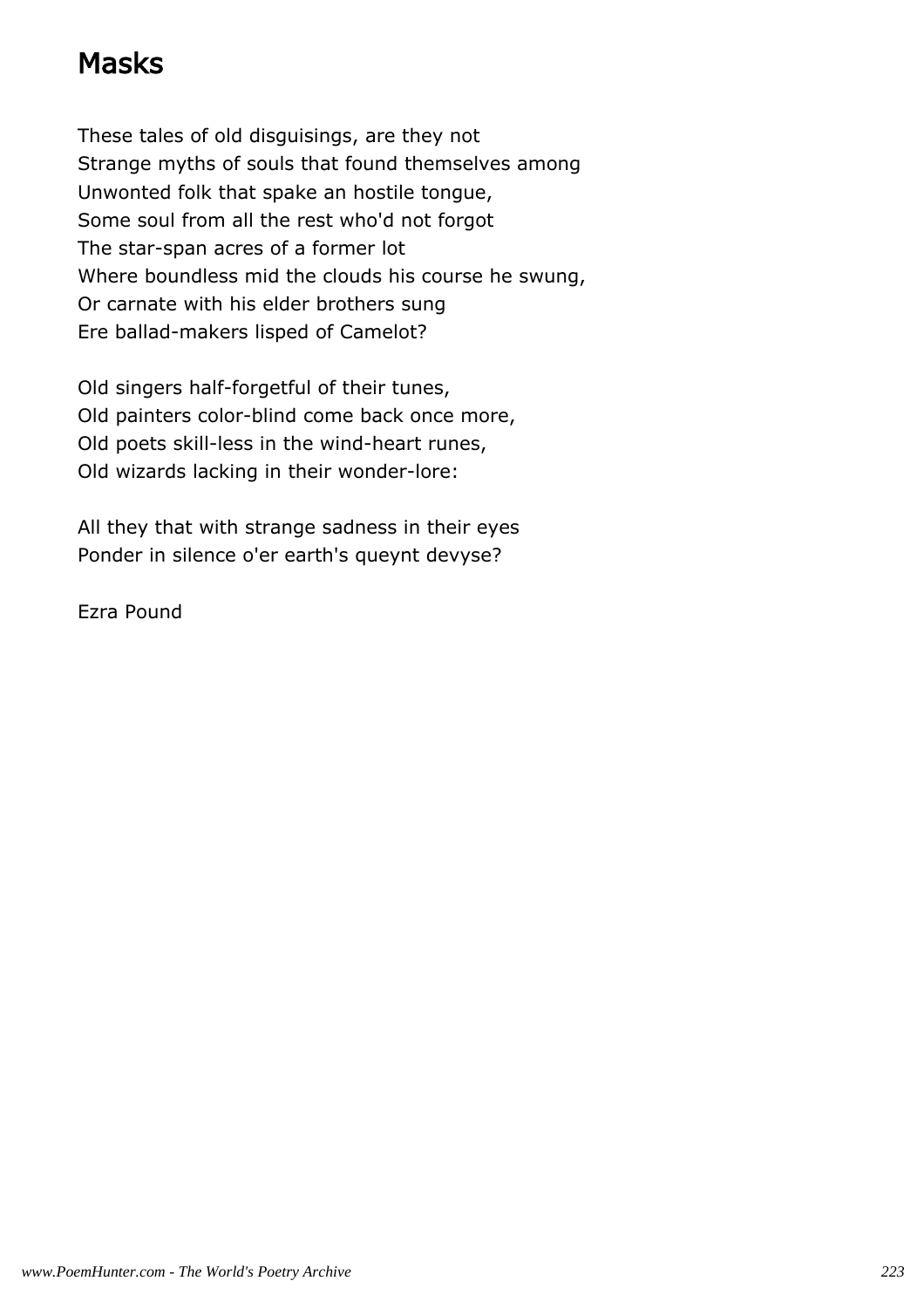# Masks

These tales of old disguisings, are they not
Strange myths of souls that found themselves among
Unwonted folk that spake an hostile tongue,
Some soul from all the rest who'd not forgot
The star-span acres of a former lot
Where boundless mid the clouds his course he swung,
Or carnate with his elder brothers sung
Ere ballad-makers lisped of Camelot?

Old singers half-forgetful of their tunes,
Old painters color-blind come back once more,
Old poets skill-less in the wind-heart runes,
Old wizards lacking in their wonder-lore:

All they that with strange sadness in their eyes
Ponder in silence o'er earth's queynt devyse?

Ezra Pound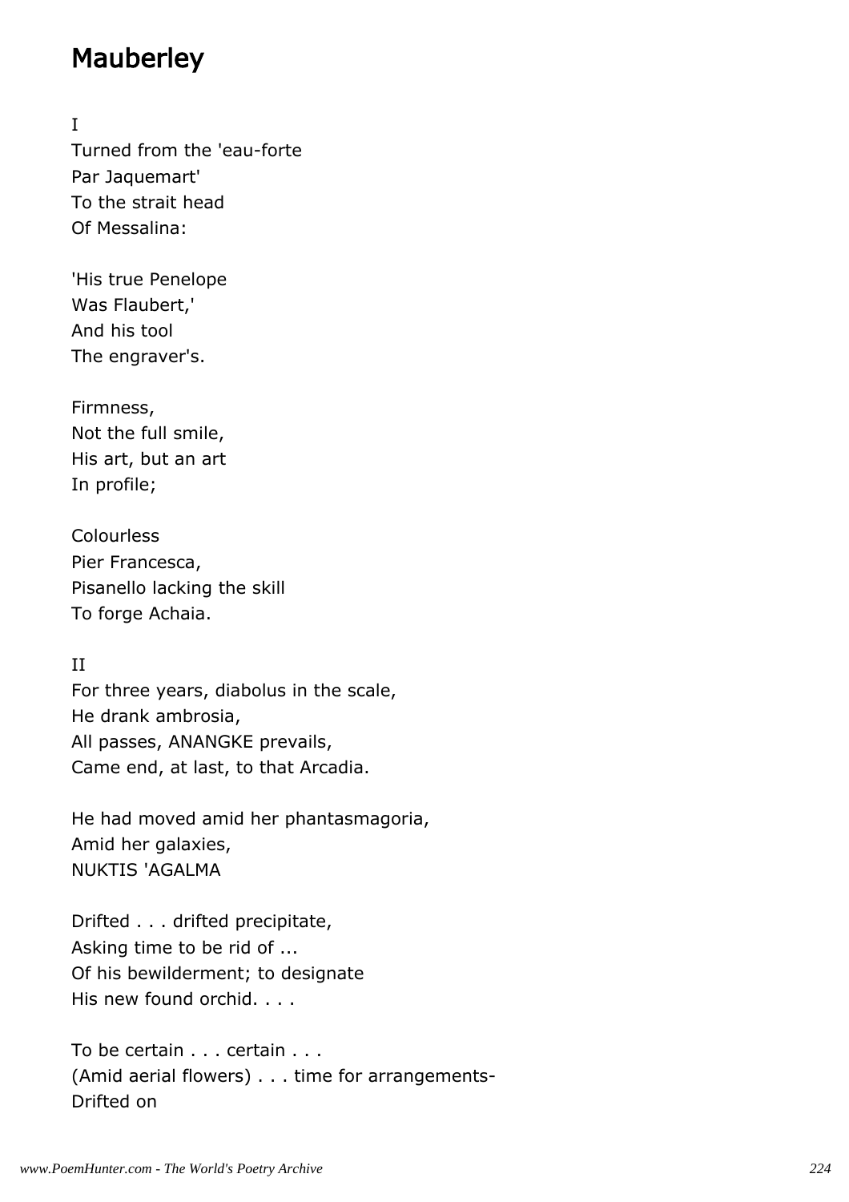# Mauberley

I

Turned from the 'eau-forte  
Par Jaquemart'  
To the strait head  
Of Messalina:

'His true Penelope  
Was Flaubert,'  
And his tool  
The engraver's.

Firmness,  
Not the full smile,  
His art, but an art  
In profile;

Colourless  
Pier Francesca,  
Pisanello lacking the skill  
To forge Achaia.

II

For three years, diabolus in the scale,  
He drank ambrosia,  
All passes, ANANGKE prevails,  
Came end, at last, to that Arcadia.

He had moved amid her phantasmagoria,  
Amid her galaxies,  
NUKTIS 'AGALMA

Drifted . . . drifted precipitate,  
Asking time to be rid of ...  
Of his bewilderment; to designate  
His new found orchid. . . .

To be certain . . . certain . . .  
(Amid aerial flowers) . . . time for arrangements-  
Drifted on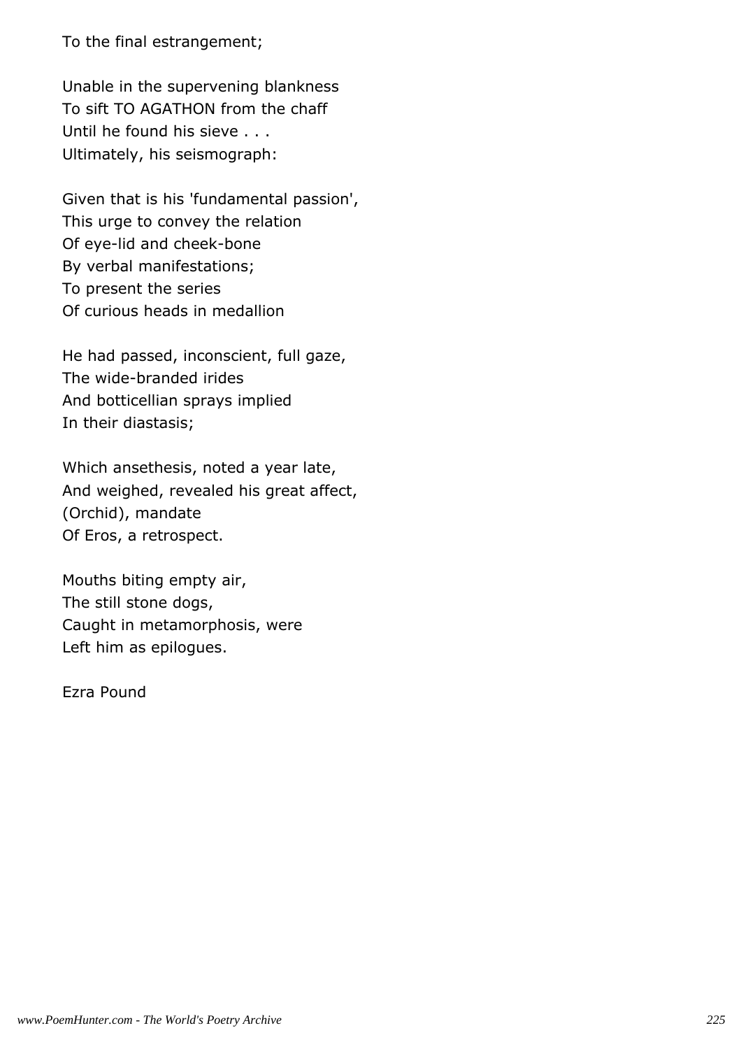To the final estrangement;

Unable in the supervening blankness  
To sift TO AGATHON from the chaff  
Until he found his sieve . . .  
Ultimately, his seismograph:

Given that is his 'fundamental passion',  
This urge to convey the relation  
Of eye-lid and cheek-bone  
By verbal manifestations;  
To present the series  
Of curious heads in medallion

He had passed, inconscient, full gaze,  
The wide-branded irides  
And botticellian sprays implied  
In their diastasis;

Which ansethesis, noted a year late,  
And weighed, revealed his great affect,  
(Orchid), mandate  
Of Eros, a retrospect.

Mouths biting empty air,  
The still stone dogs,  
Caught in metamorphosis, were  
Left him as epilogues.

Ezra Pound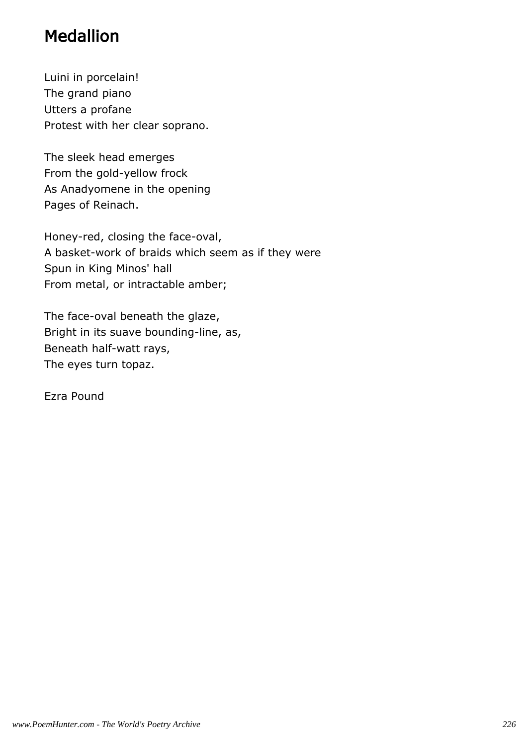# Medallion

Luini in porcelain!  
The grand piano  
Utters a profane  
Protest with her clear soprano.

The sleek head emerges  
From the gold-yellow frock  
As Anadyomene in the opening  
Pages of Reinach.

Honey-red, closing the face-oval,  
A basket-work of braids which seem as if they were  
Spun in King Minos' hall  
From metal, or intractable amber;

The face-oval beneath the glaze,  
Bright in its suave bounding-line, as,  
Beneath half-watt rays,  
The eyes turn topaz.

Ezra Pound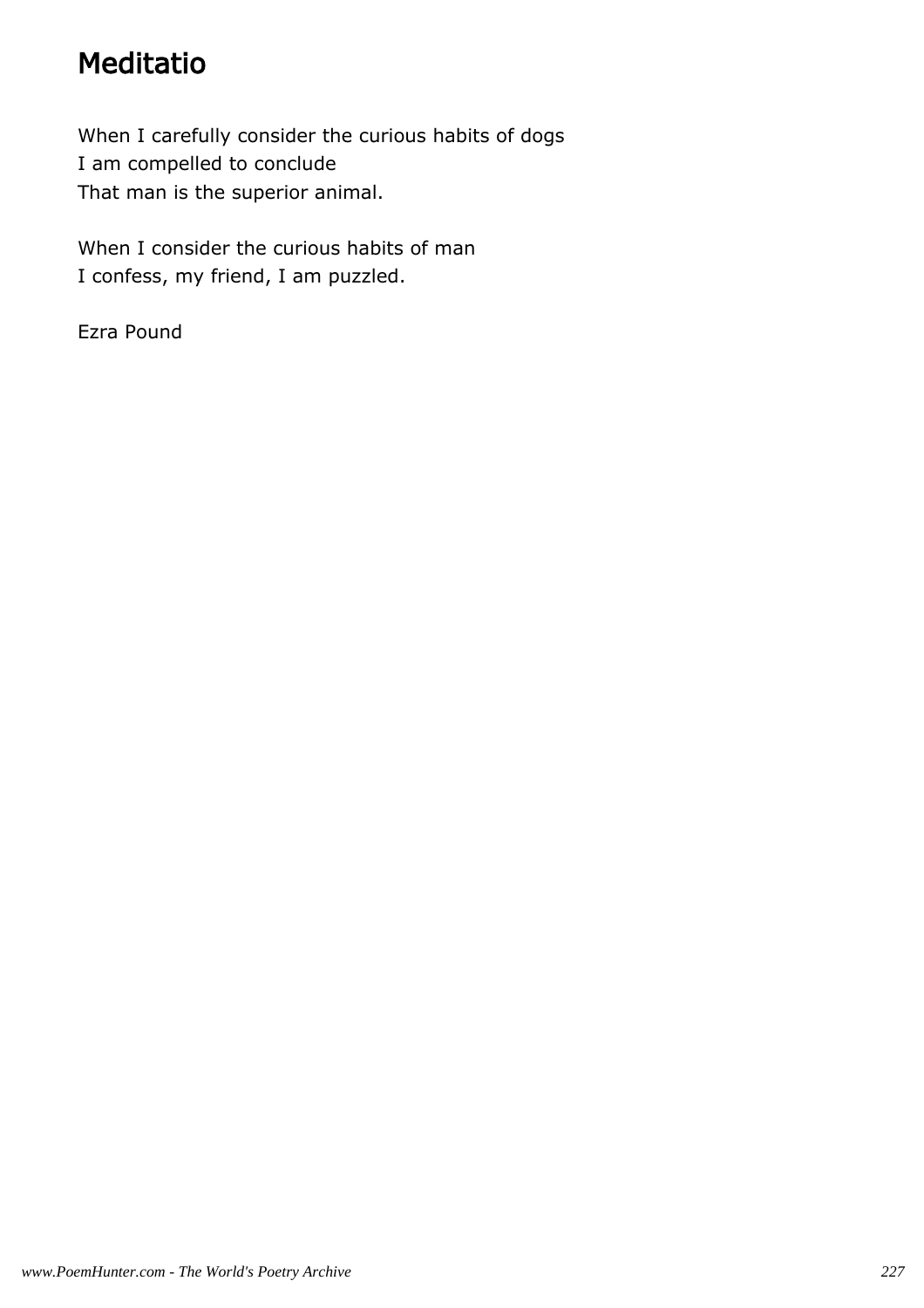# Meditatio

When I carefully consider the curious habits of dogs
I am compelled to conclude
That man is the superior animal.

When I consider the curious habits of man
I confess, my friend, I am puzzled.

Ezra Pound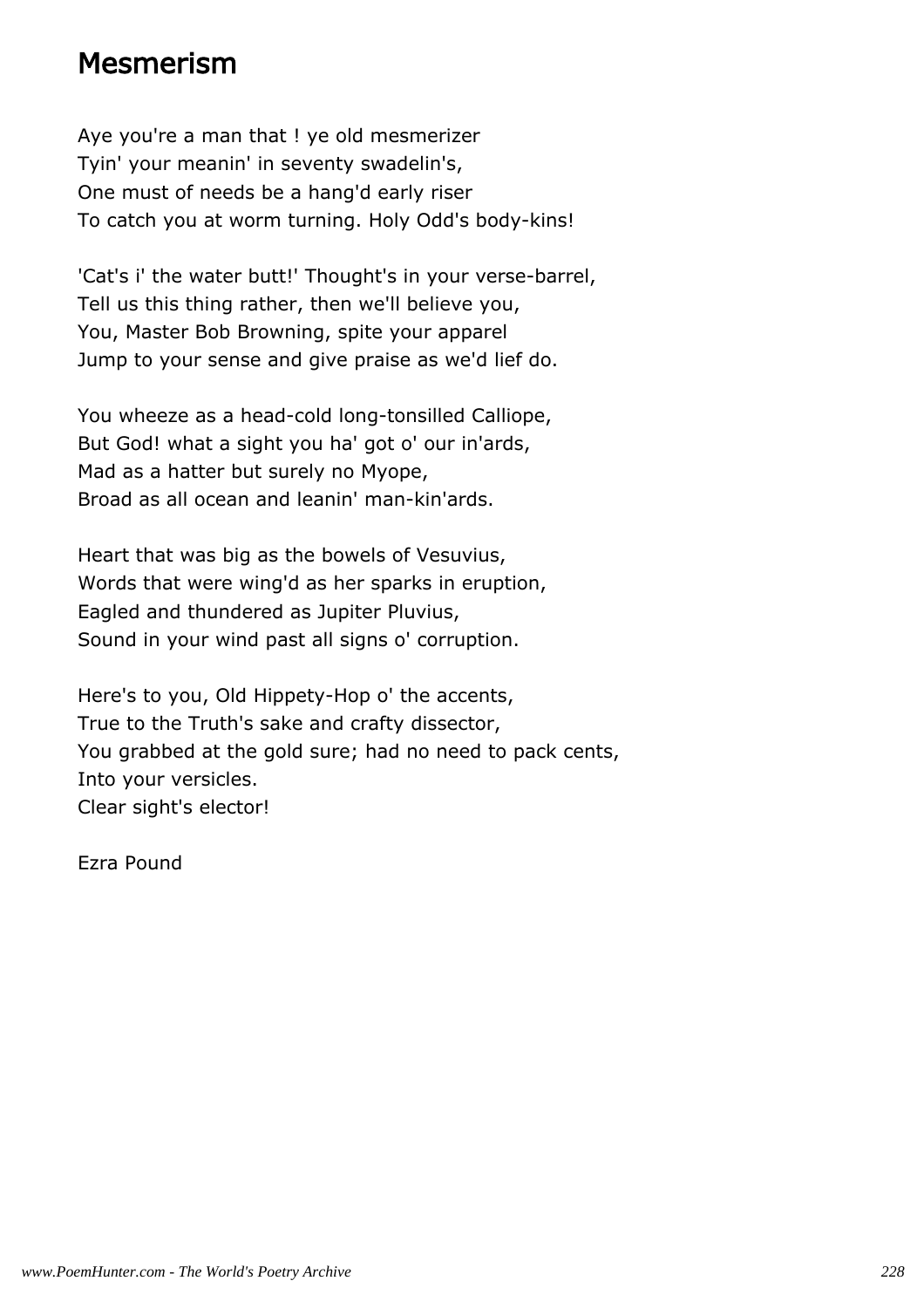# Mesmerism

Aye you're a man that ! ye old mesmerizer
Tyin' your meanin' in seventy swadelin's,
One must of needs be a hang'd early riser
To catch you at worm turning. Holy Odd's body-kins!

'Cat's i' the water butt!' Thought's in your verse-barrel,
Tell us this thing rather, then we'll believe you,
You, Master Bob Browning, spite your apparel
Jump to your sense and give praise as we'd lief do.

You wheeze as a head-cold long-tonsilled Calliope,
But God! what a sight you ha' got o' our in'ards,
Mad as a hatter but surely no Myope,
Broad as all ocean and leanin' man-kin'ards.

Heart that was big as the bowels of Vesuvius,
Words that were wing'd as her sparks in eruption,
Eagled and thundered as Jupiter Pluvius,
Sound in your wind past all signs o' corruption.

Here's to you, Old Hippety-Hop o' the accents,
True to the Truth's sake and crafty dissector,
You grabbed at the gold sure; had no need to pack cents,
Into your versicles.
Clear sight's elector!

Ezra Pound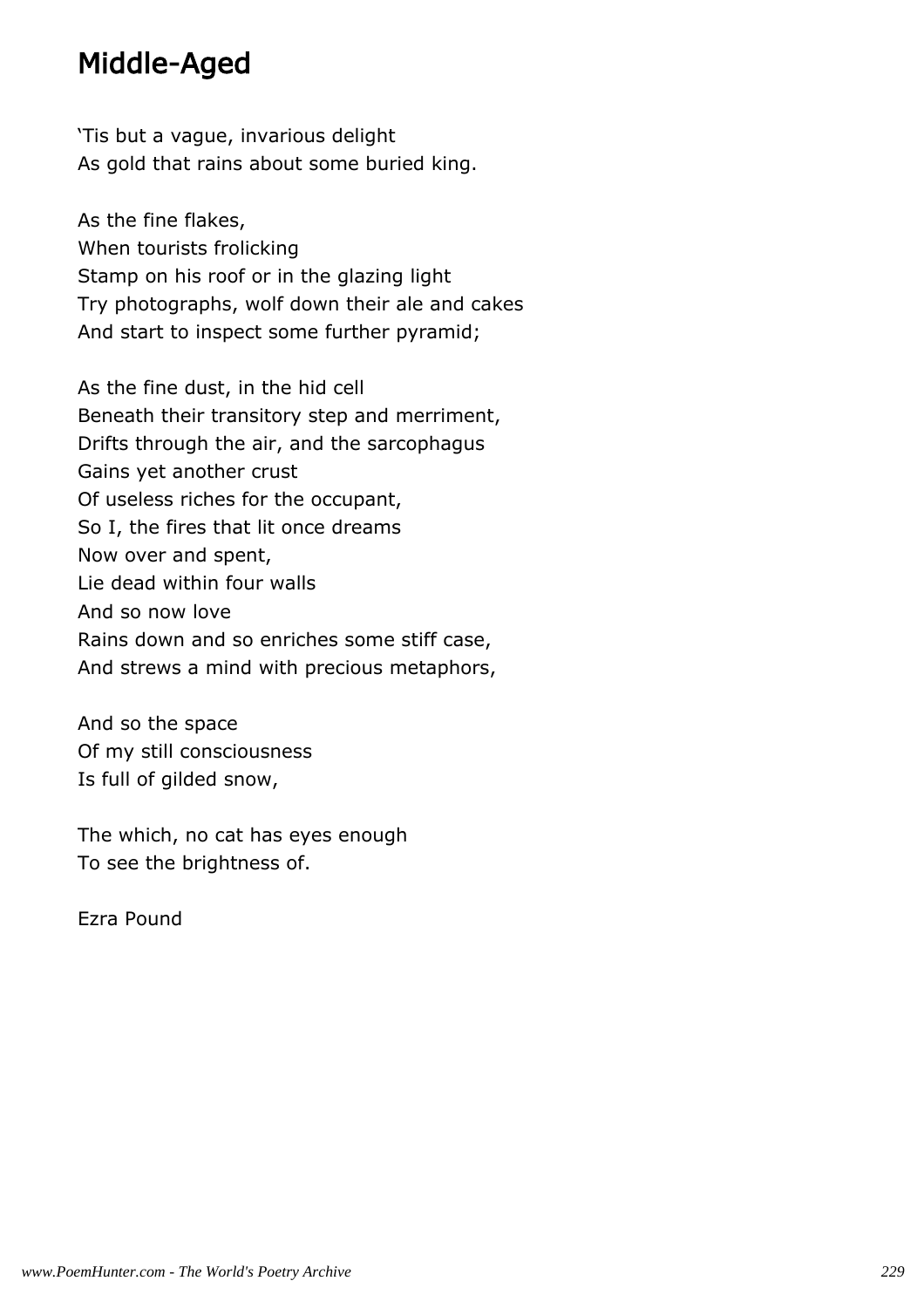# Middle-Aged

'Tis but a vague, invarious delight  
As gold that rains about some buried king.

As the fine flakes,  
When tourists frolicking  
Stamp on his roof or in the glazing light  
Try photographs, wolf down their ale and cakes  
And start to inspect some further pyramid;

As the fine dust, in the hid cell  
Beneath their transitory step and merriment,  
Drifts through the air, and the sarcophagus  
Gains yet another crust  
Of useless riches for the occupant,  
So I, the fires that lit once dreams  
Now over and spent,  
Lie dead within four walls  
And so now love  
Rains down and so enriches some stiff case,  
And strews a mind with precious metaphors,

And so the space  
Of my still consciousness  
Is full of gilded snow,

The which, no cat has eyes enough  
To see the brightness of.

Ezra Pound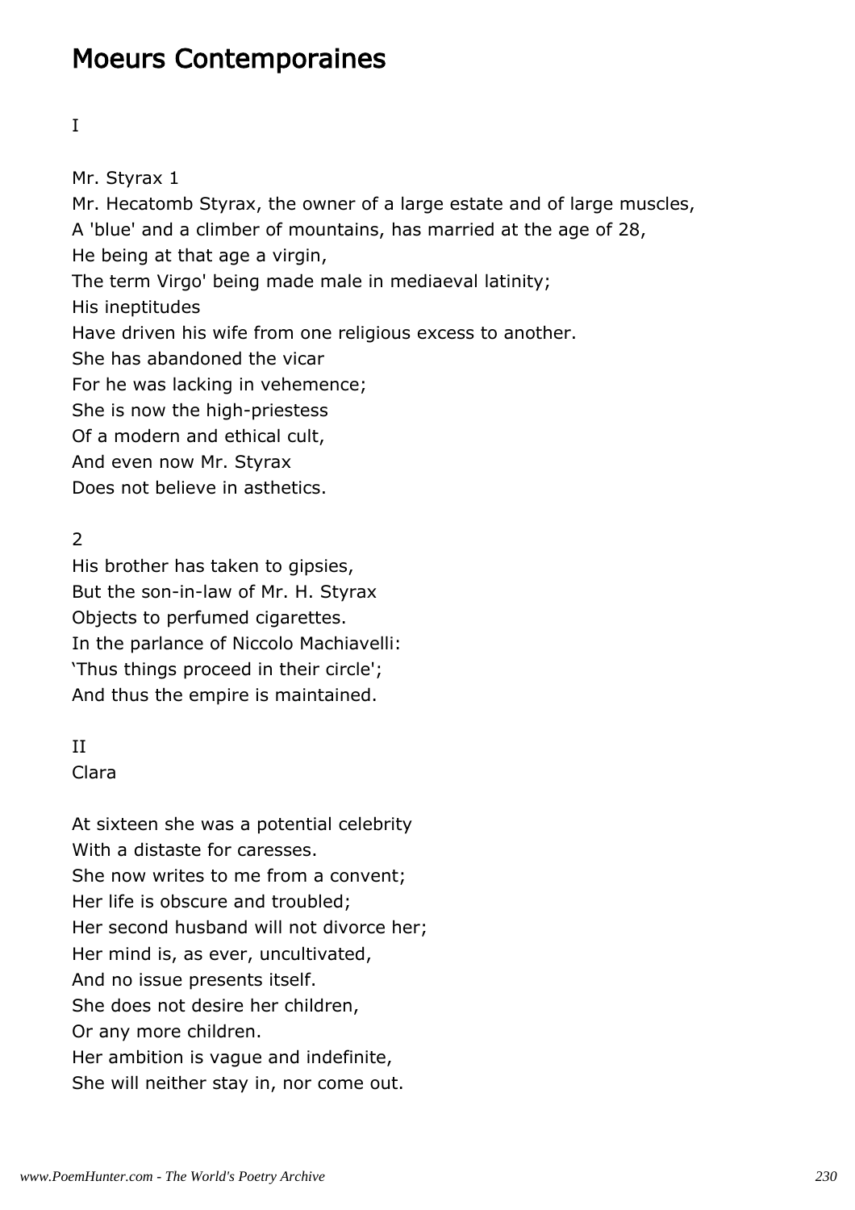# Moeurs Contemporaines

I

Mr. Styrax 1
Mr. Hecatomb Styrax, the owner of a large estate and of large muscles,
A 'blue' and a climber of mountains, has married at the age of 28,
He being at that age a virgin,
The term Virgo' being made male in mediaeval latinity;
His ineptitudes
Have driven his wife from one religious excess to another.
She has abandoned the vicar
For he was lacking in vehemence;
She is now the high-priestess
Of a modern and ethical cult,
And even now Mr. Styrax
Does not believe in asthetics.

2
His brother has taken to gipsies,
But the son-in-law of Mr. H. Styrax
Objects to perfumed cigarettes.
In the parlance of Niccolo Machiavelli:
'Thus things proceed in their circle';
And thus the empire is maintained.

II
Clara

At sixteen she was a potential celebrity
With a distaste for caresses.
She now writes to me from a convent;
Her life is obscure and troubled;
Her second husband will not divorce her;
Her mind is, as ever, uncultivated,
And no issue presents itself.
She does not desire her children,
Or any more children.
Her ambition is vague and indefinite,
She will neither stay in, nor come out.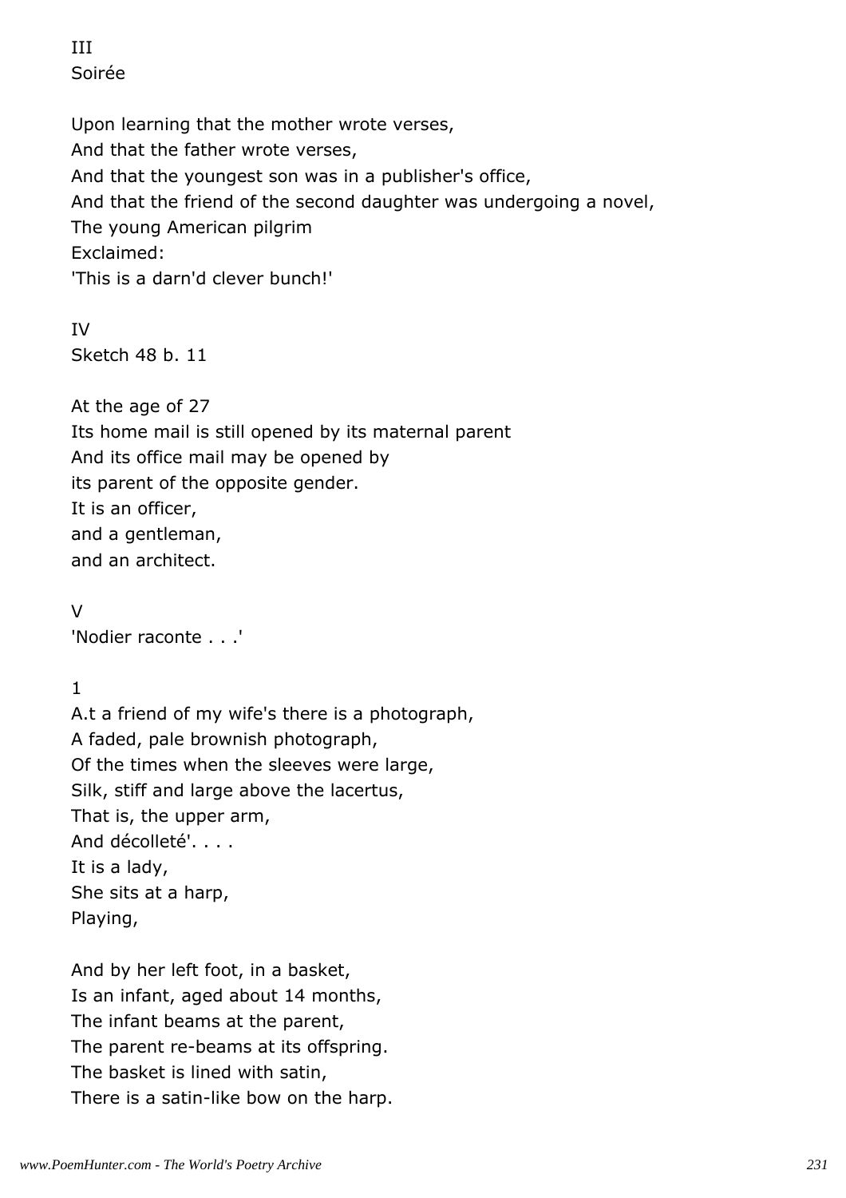III
Soirée

Upon learning that the mother wrote verses,
And that the father wrote verses,
And that the youngest son was in a publisher's office,
And that the friend of the second daughter was undergoing a novel,
The young American pilgrim
Exclaimed:
'This is a darn'd clever bunch!'

IV
Sketch 48 b. 11

At the age of 27
Its home mail is still opened by its maternal parent
And its office mail may be opened by
its parent of the opposite gender.
It is an officer,
and a gentleman,
and an architect.

V
'Nodier raconte . . .'

1
A.t a friend of my wife's there is a photograph,
A faded, pale brownish photograph,
Of the times when the sleeves were large,
Silk, stiff and large above the lacertus,
That is, the upper arm,
And décolleté'. . . .
It is a lady,
She sits at a harp,
Playing,

And by her left foot, in a basket,
Is an infant, aged about 14 months,
The infant beams at the parent,
The parent re-beams at its offspring.
The basket is lined with satin,
There is a satin-like bow on the harp.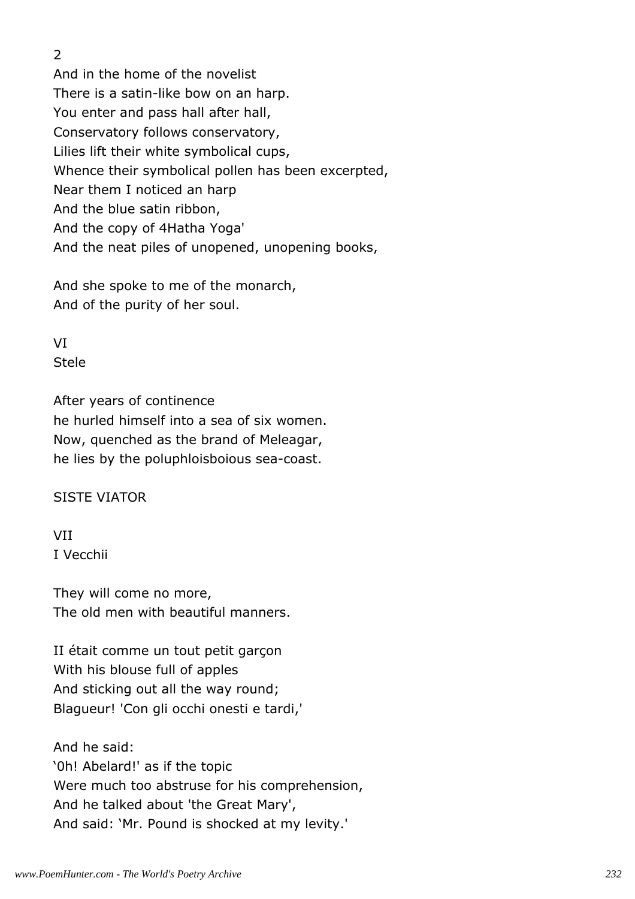2

And in the home of the novelist
There is a satin-like bow on an harp.
You enter and pass hall after hall,
Conservatory follows conservatory,
Lilies lift their white symbolical cups,
Whence their symbolical pollen has been excerpted,
Near them I noticed an harp
And the blue satin ribbon,
And the copy of 4Hatha Yoga'
And the neat piles of unopened, unopening books,

And she spoke to me of the monarch,
And of the purity of her soul.

VI
Stele

After years of continence
he hurled himself into a sea of six women.
Now, quenched as the brand of Meleagar,
he lies by the poluphloisboious sea-coast.

SISTE VIATOR

VII
I Vecchii

They will come no more,
The old men with beautiful manners.

II était comme un tout petit garçon
With his blouse full of apples
And sticking out all the way round;
Blagueur! 'Con gli occhi onesti e tardi,'

And he said:
'0h! Abelard!' as if the topic
Were much too abstruse for his comprehension,
And he talked about 'the Great Mary',
And said: 'Mr. Pound is shocked at my levity.'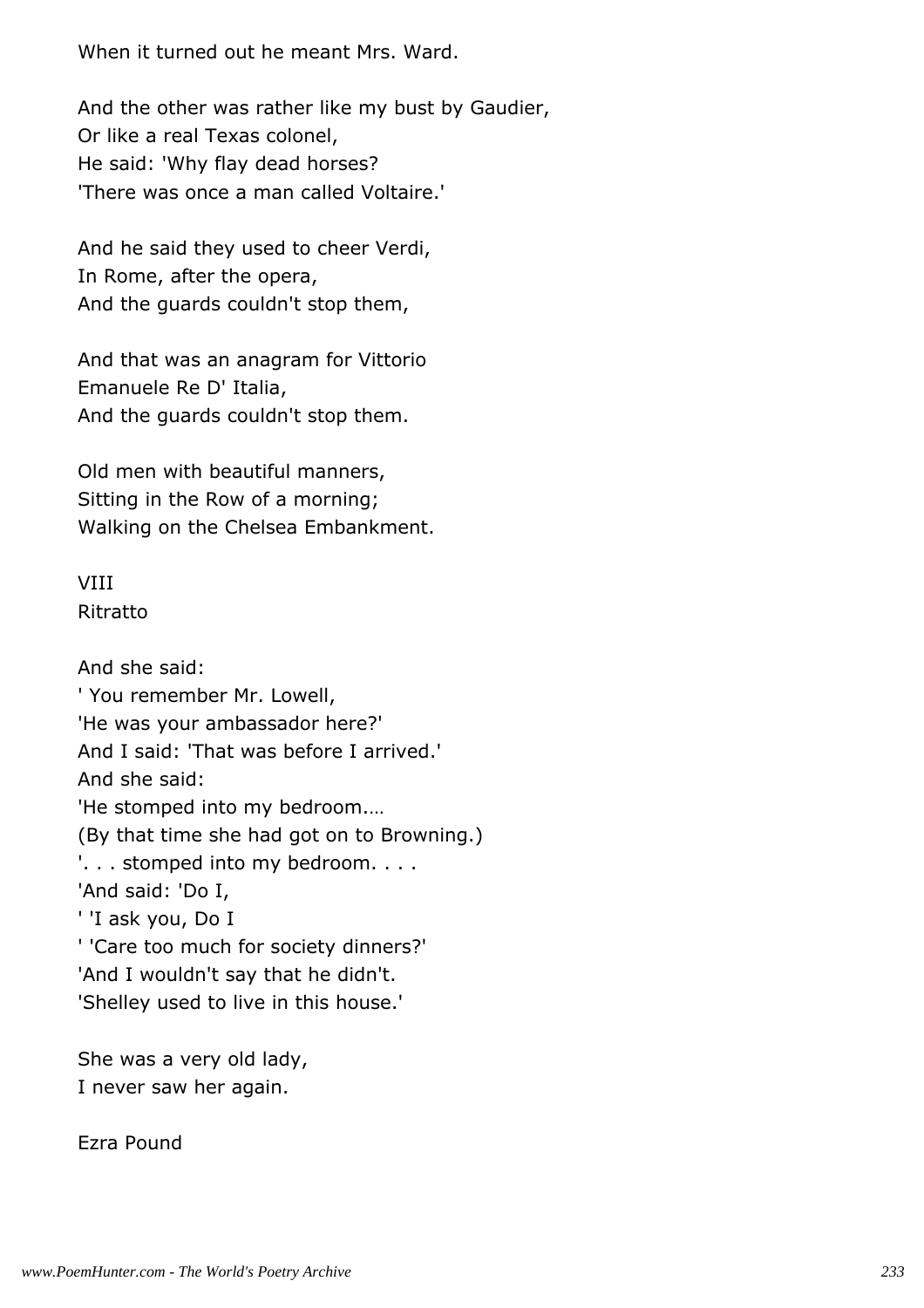When it turned out he meant Mrs. Ward.

And the other was rather like my bust by Gaudier,  
Or like a real Texas colonel,  
He said: 'Why flay dead horses?  
'There was once a man called Voltaire.'

And he said they used to cheer Verdi,  
In Rome, after the opera,  
And the guards couldn't stop them,

And that was an anagram for Vittorio  
Emanuele Re D' Italia,  
And the guards couldn't stop them.

Old men with beautiful manners,  
Sitting in the Row of a morning;  
Walking on the Chelsea Embankment.

## VIII
### Ritratto

And she said:  
' You remember Mr. Lowell,  
'He was your ambassador here?'  
And I said: 'That was before I arrived.'  
And she said:  
'He stomped into my bedroom....  
(By that time she had got on to Browning.)  
'. . . stomped into my bedroom. . . .  
'And said: 'Do I,  
' 'I ask you, Do I  
' 'Care too much for society dinners?'  
'And I wouldn't say that he didn't.  
'Shelley used to live in this house.'

She was a very old lady,  
I never saw her again.

Ezra Pound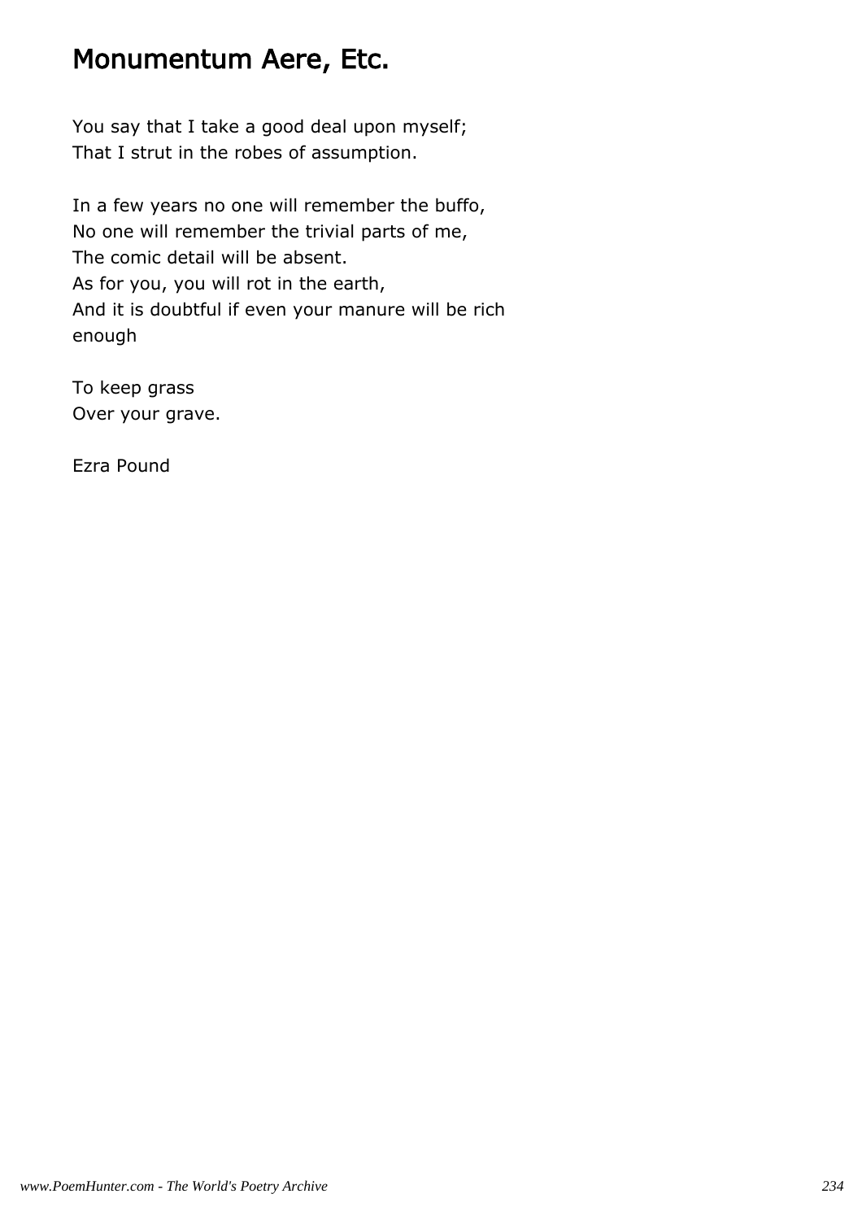# Monumentum Aere, Etc.

You say that I take a good deal upon myself;
That I strut in the robes of assumption.

In a few years no one will remember the buffo,
No one will remember the trivial parts of me,
The comic detail will be absent.
As for you, you will rot in the earth,
And it is doubtful if even your manure will be rich enough

To keep grass
Over your grave.

Ezra Pound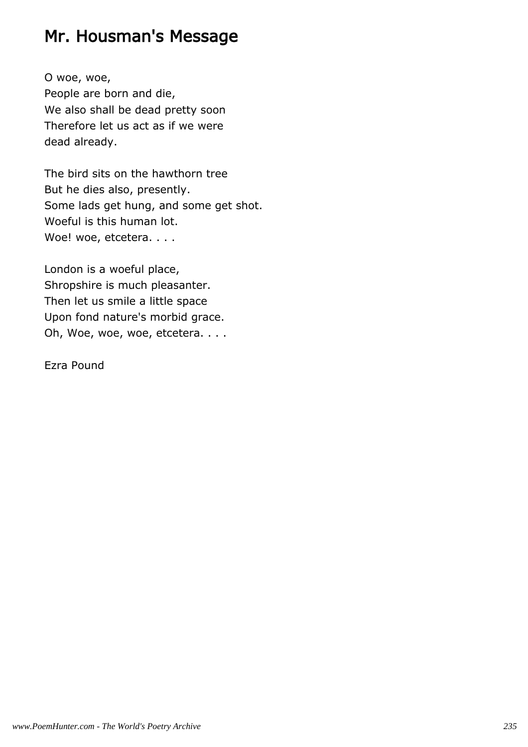# Mr. Housman's Message

O woe, woe,  
People are born and die,  
We also shall be dead pretty soon  
Therefore let us act as if we were  
dead already.

The bird sits on the hawthorn tree  
But he dies also, presently.  
Some lads get hung, and some get shot.  
Woeful is this human lot.  
Woe! woe, etcetera. . . .

London is a woeful place,  
Shropshire is much pleasanter.  
Then let us smile a little space  
Upon fond nature's morbid grace.  
Oh, Woe, woe, woe, etcetera. . . .

Ezra Pound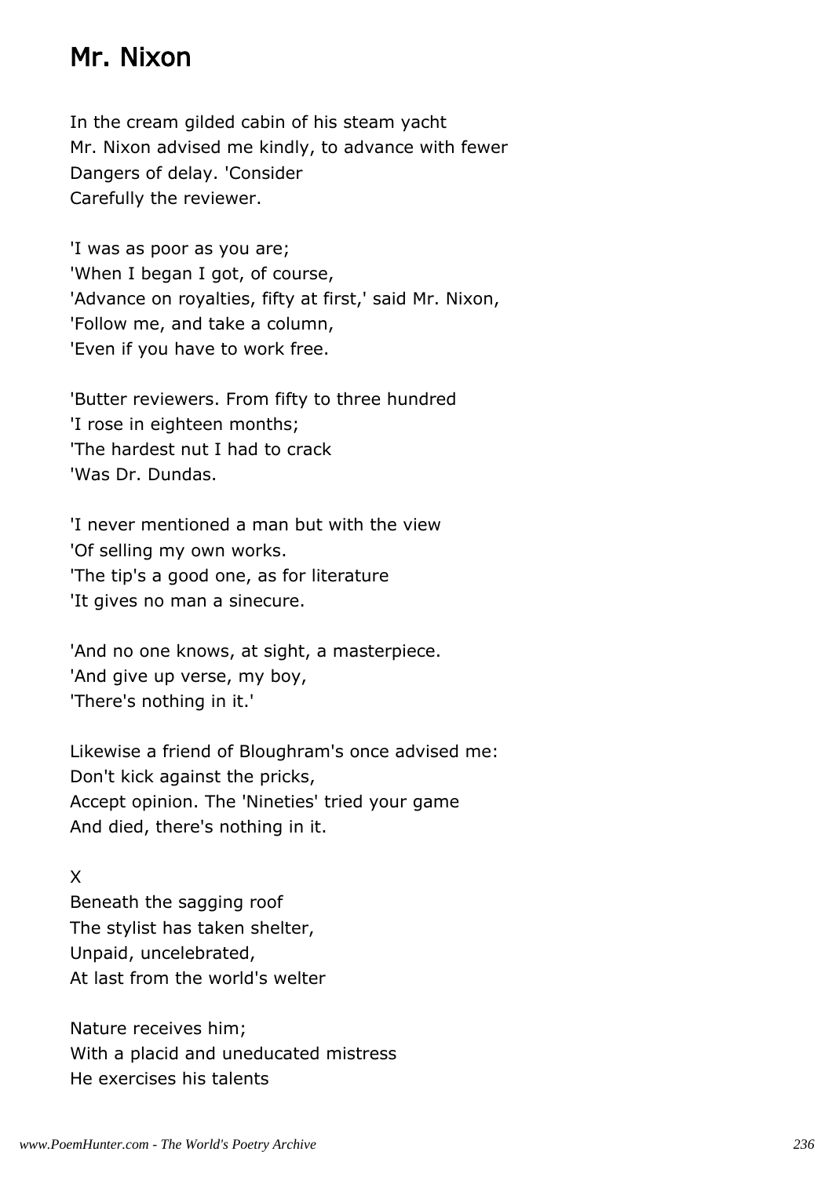## Mr. Nixon

In the cream gilded cabin of his steam yacht
Mr. Nixon advised me kindly, to advance with fewer
Dangers of delay. 'Consider
Carefully the reviewer.

'I was as poor as you are;
'When I began I got, of course,
'Advance on royalties, fifty at first,' said Mr. Nixon,
'Follow me, and take a column,
'Even if you have to work free.

'Butter reviewers. From fifty to three hundred
'I rose in eighteen months;
'The hardest nut I had to crack
'Was Dr. Dundas.

'I never mentioned a man but with the view
'Of selling my own works.
'The tip's a good one, as for literature
'It gives no man a sinecure.

'And no one knows, at sight, a masterpiece.
'And give up verse, my boy,
'There's nothing in it.'

Likewise a friend of Bloughram's once advised me:
Don't kick against the pricks,
Accept opinion. The 'Nineties' tried your game
And died, there's nothing in it.

X

Beneath the sagging roof
The stylist has taken shelter,
Unpaid, uncelebrated,
At last from the world's welter

Nature receives him;
With a placid and uneducated mistress
He exercises his talents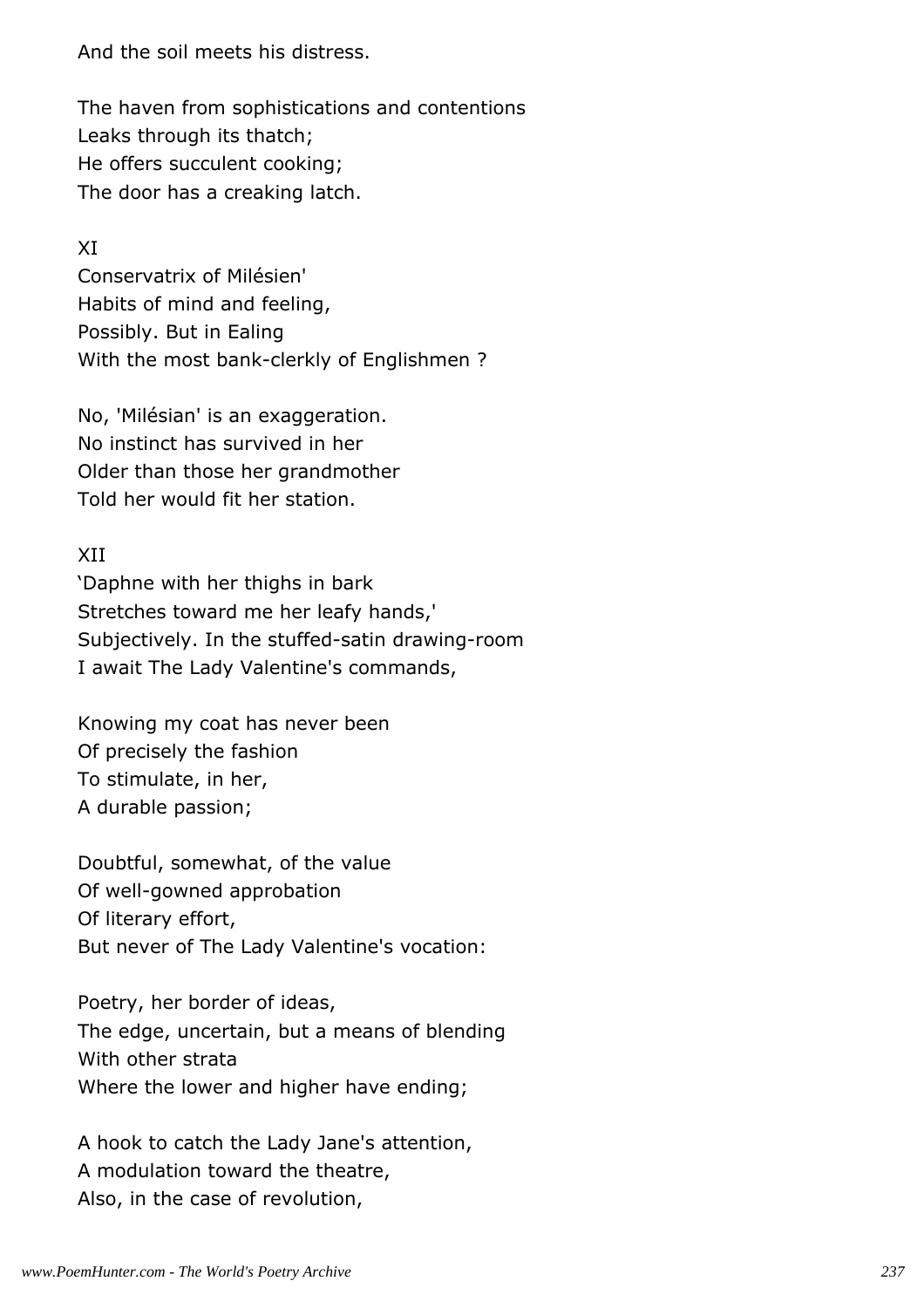And the soil meets his distress.

The haven from sophistications and contentions
Leaks through its thatch;
He offers succulent cooking;
The door has a creaking latch.

XI
Conservatrix of Milésien'
Habits of mind and feeling,
Possibly. But in Ealing
With the most bank-clerkly of Englishmen ?

No, 'Milésian' is an exaggeration.
No instinct has survived in her
Older than those her grandmother
Told her would fit her station.

XII
'Daphne with her thighs in bark
Stretches toward me her leafy hands,'
Subjectively. In the stuffed-satin drawing-room
I await The Lady Valentine's commands,

Knowing my coat has never been
Of precisely the fashion
To stimulate, in her,
A durable passion;

Doubtful, somewhat, of the value
Of well-gowned approbation
Of literary effort,
But never of The Lady Valentine's vocation:

Poetry, her border of ideas,
The edge, uncertain, but a means of blending
With other strata
Where the lower and higher have ending;

A hook to catch the Lady Jane's attention,
A modulation toward the theatre,
Also, in the case of revolution,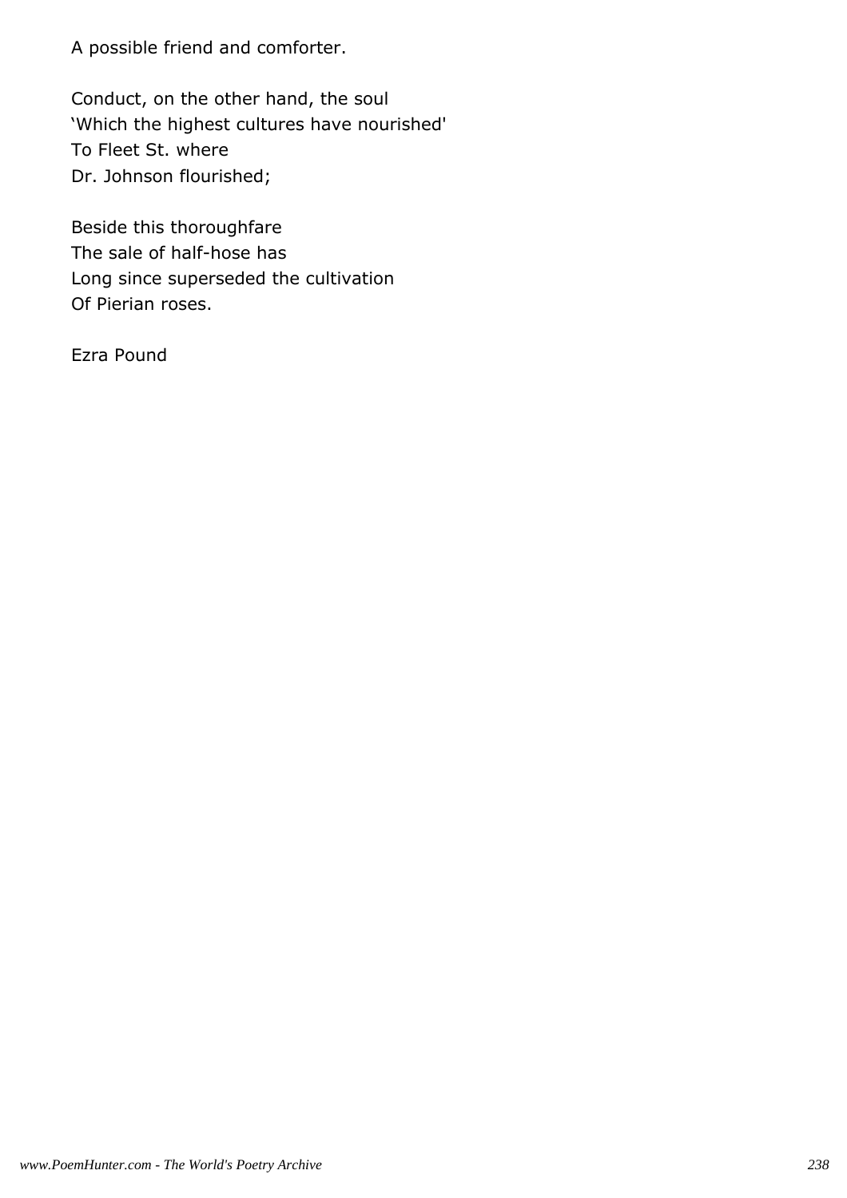A possible friend and comforter.

Conduct, on the other hand, the soul  
'Which the highest cultures have nourished'  
To Fleet St. where  
Dr. Johnson flourished;

Beside this thoroughfare  
The sale of half-hose has  
Long since superseded the cultivation  
Of Pierian roses.

Ezra Pound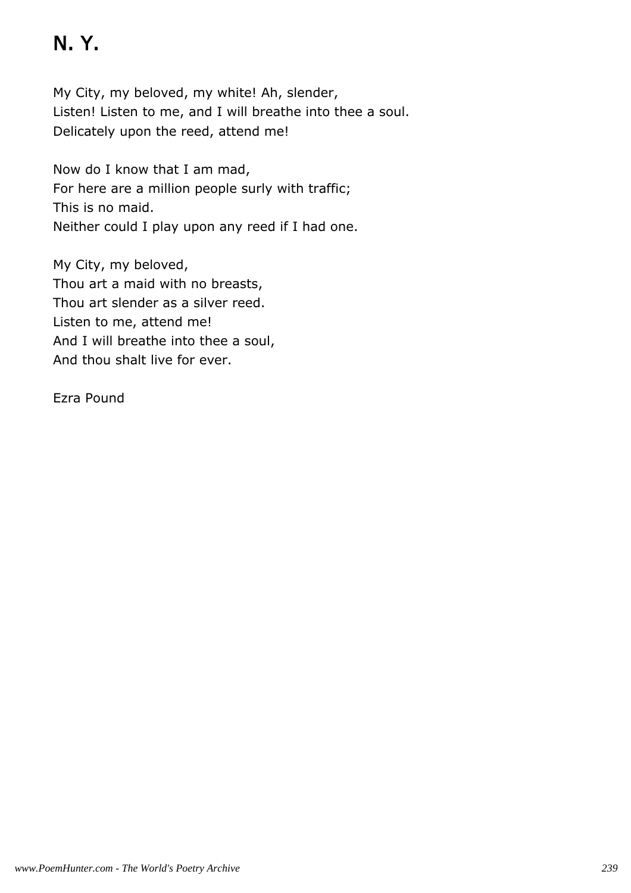# N. Y.

My City, my beloved, my white! Ah, slender,  
Listen! Listen to me, and I will breathe into thee a soul.  
Delicately upon the reed, attend me!

Now do I know that I am mad,  
For here are a million people surly with traffic;  
This is no maid.  
Neither could I play upon any reed if I had one.

My City, my beloved,  
Thou art a maid with no breasts,  
Thou art slender as a silver reed.  
Listen to me, attend me!  
And I will breathe into thee a soul,  
And thou shalt live for ever.

Ezra Pound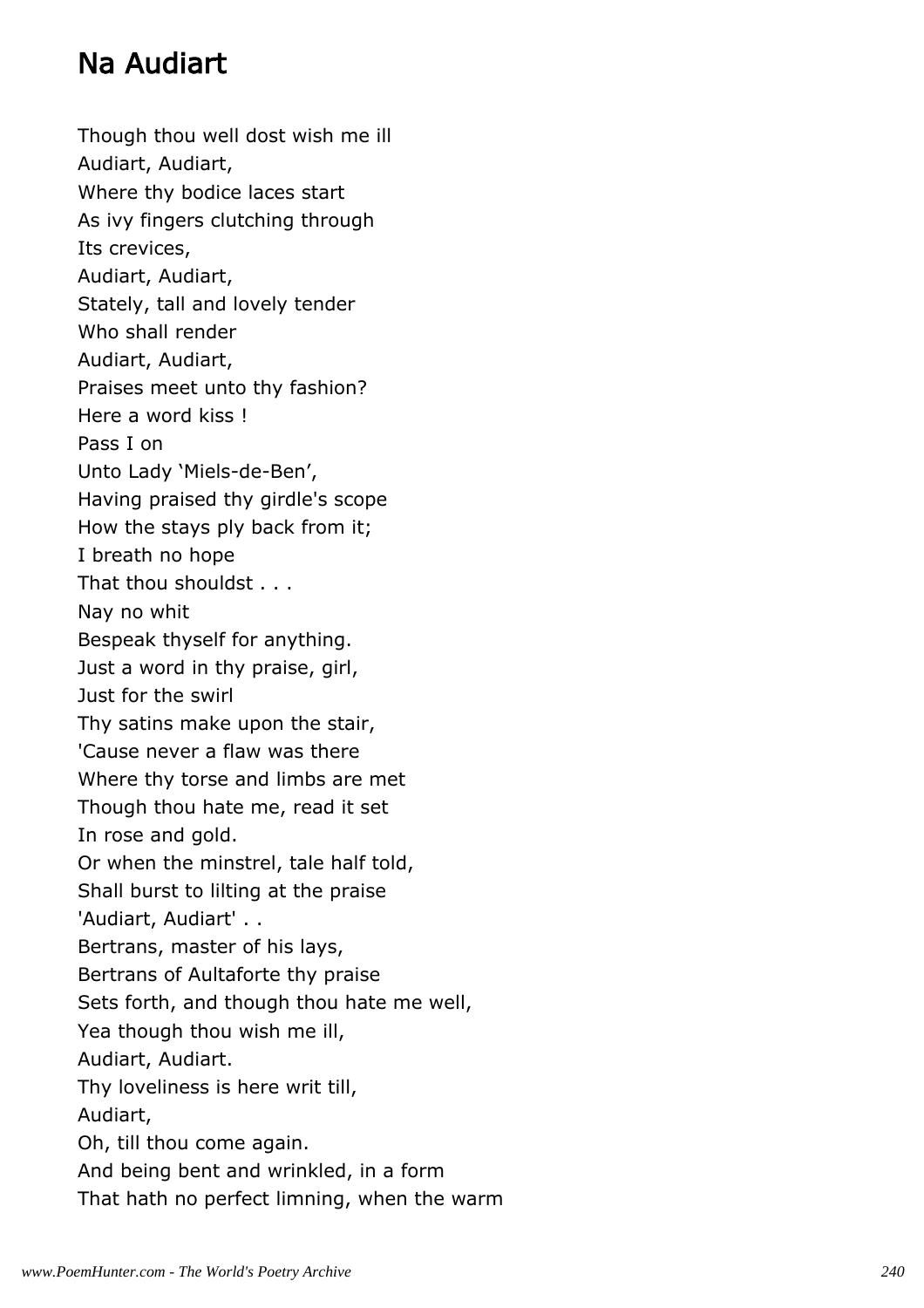## Na Audiart

Though thou well dost wish me ill  
Audiart, Audiart,  
Where thy bodice laces start  
As ivy fingers clutching through  
Its crevices,  
Audiart, Audiart,  
Stately, tall and lovely tender  
Who shall render  
Audiart, Audiart,  
Praises meet unto thy fashion?  
Here a word kiss !  
Pass I on  
Unto Lady 'Miels-de-Ben',  
Having praised thy girdle's scope  
How the stays ply back from it;  
I breath no hope  
That thou shouldst . . .  
Nay no whit  
Bespeak thyself for anything.  
Just a word in thy praise, girl,  
Just for the swirl  
Thy satins make upon the stair,  
'Cause never a flaw was there  
Where thy torse and limbs are met  
Though thou hate me, read it set  
In rose and gold.  
Or when the minstrel, tale half told,  
Shall burst to lilting at the praise  
'Audiart, Audiart' . .  
Bertrans, master of his lays,  
Bertrans of Aultaforte thy praise  
Sets forth, and though thou hate me well,  
Yea though thou wish me ill,  
Audiart, Audiart.  
Thy loveliness is here writ till,  
Audiart,  
Oh, till thou come again.  
And being bent and wrinkled, in a form  
That hath no perfect limning, when the warm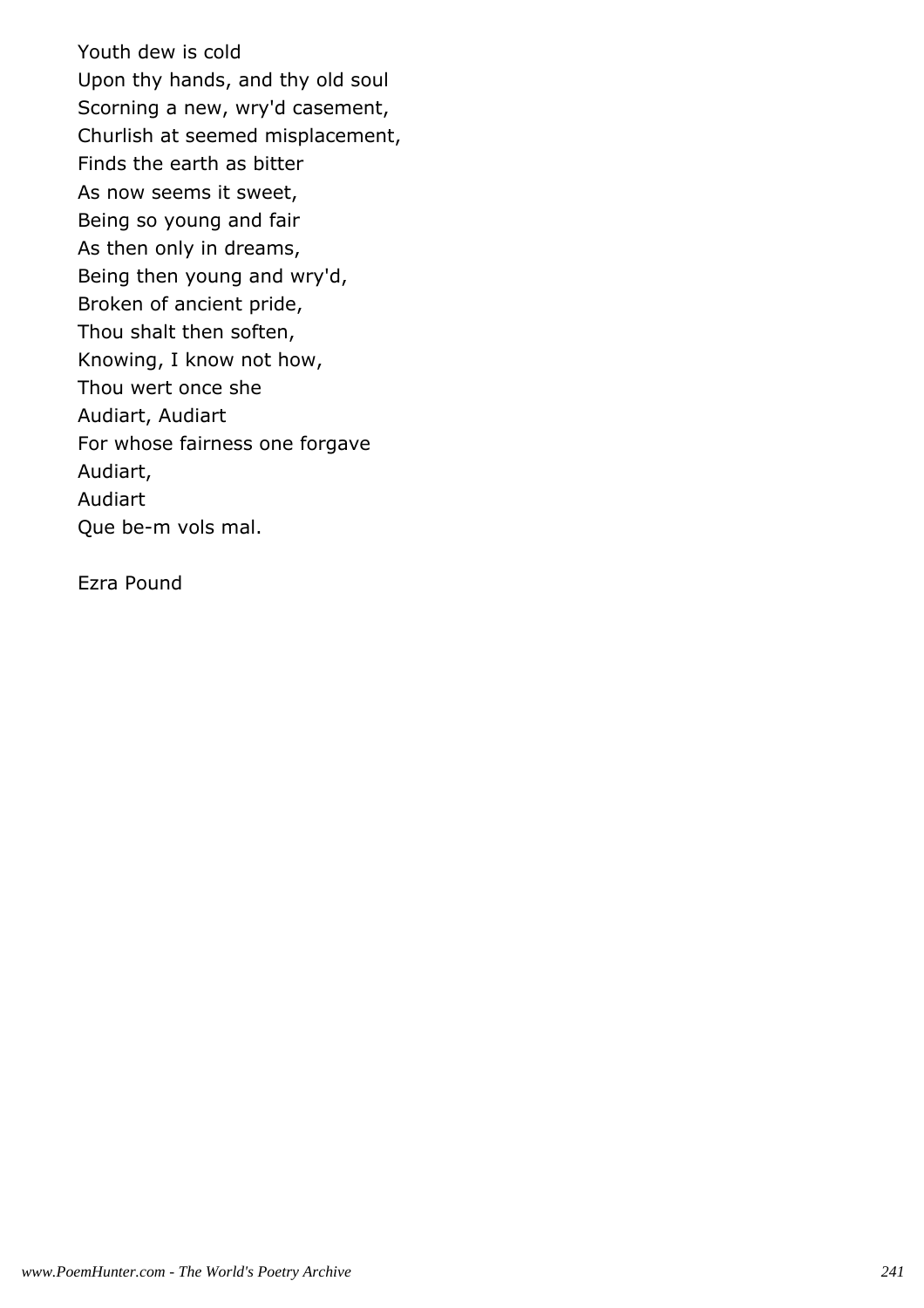Youth dew is cold  
Upon thy hands, and thy old soul  
Scorning a new, wry'd casement,  
Churlish at seemed misplacement,  
Finds the earth as bitter  
As now seems it sweet,  
Being so young and fair  
As then only in dreams,  
Being then young and wry'd,  
Broken of ancient pride,  
Thou shalt then soften,  
Knowing, I know not how,  
Thou wert once she  
Audiart, Audiart  
For whose fairness one forgave  
Audiart,  
Audiart  
Que be-m vols mal.

Ezra Pound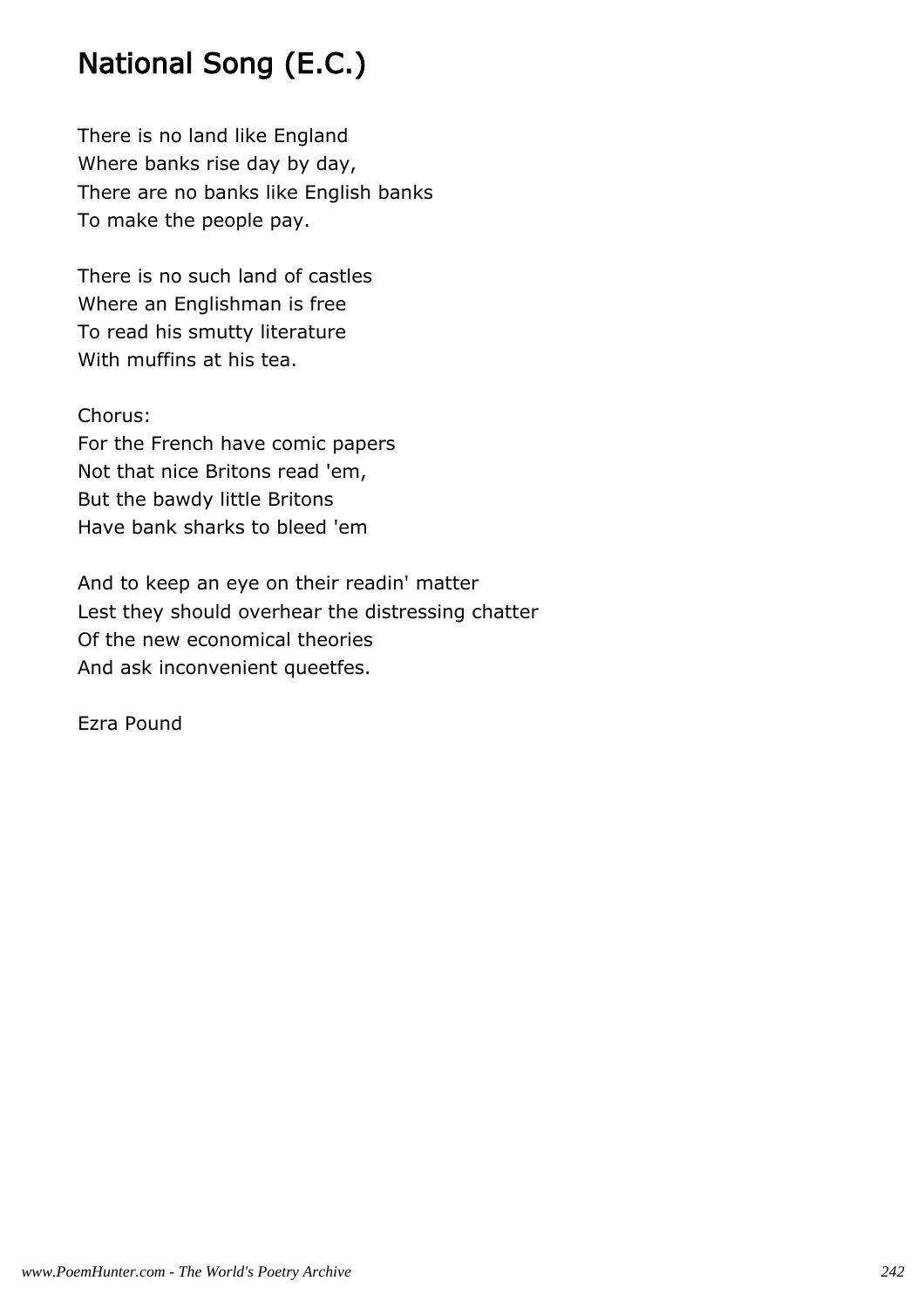# National Song (E.C.)

There is no land like England
Where banks rise day by day,
There are no banks like English banks
To make the people pay.

There is no such land of castles
Where an Englishman is free
To read his smutty literature
With muffins at his tea.

Chorus:
For the French have comic papers
Not that nice Britons read 'em,
But the bawdy little Britons
Have bank sharks to bleed 'em

And to keep an eye on their readin' matter
Lest they should overhear the distressing chatter
Of the new economical theories
And ask inconvenient queetfes.

Ezra Pound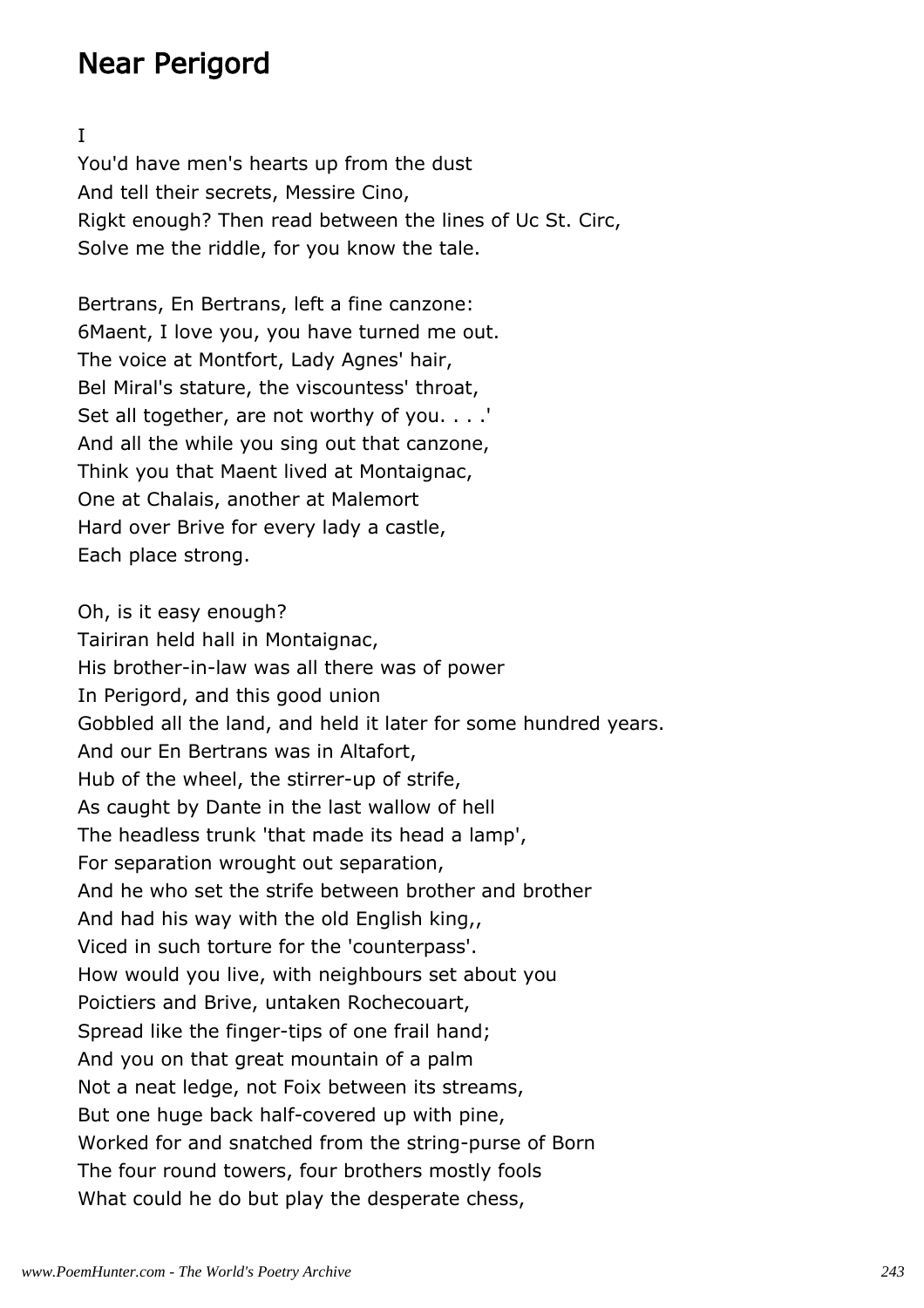## Near Perigord

I

You'd have men's hearts up from the dust  
And tell their secrets, Messire Cino,  
Rigkt enough? Then read between the lines of Uc St. Circ,  
Solve me the riddle, for you know the tale.

Bertrans, En Bertrans, left a fine canzone:  
6Maent, I love you, you have turned me out.  
The voice at Montfort, Lady Agnes' hair,  
Bel Miral's stature, the viscountess' throat,  
Set all together, are not worthy of you. . . .'  
And all the while you sing out that canzone,  
Think you that Maent lived at Montaignac,  
One at Chalais, another at Malemort  
Hard over Brive for every lady a castle,  
Each place strong.

Oh, is it easy enough?  
Tairiran held hall in Montaignac,  
His brother-in-law was all there was of power  
In Perigord, and this good union  
Gobbled all the land, and held it later for some hundred years.  
And our En Bertrans was in Altafort,  
Hub of the wheel, the stirrer-up of strife,  
As caught by Dante in the last wallow of hell  
The headless trunk 'that made its head a lamp',  
For separation wrought out separation,  
And he who set the strife between brother and brother  
And had his way with the old English king,,  
Viced in such torture for the 'counterpass'.  
How would you live, with neighbours set about you  
Poictiers and Brive, untaken Rochecouart,  
Spread like the finger-tips of one frail hand;  
And you on that great mountain of a palm  
Not a neat ledge, not Foix between its streams,  
But one huge back half-covered up with pine,  
Worked for and snatched from the string-purse of Born  
The four round towers, four brothers mostly fools  
What could he do but play the desperate chess,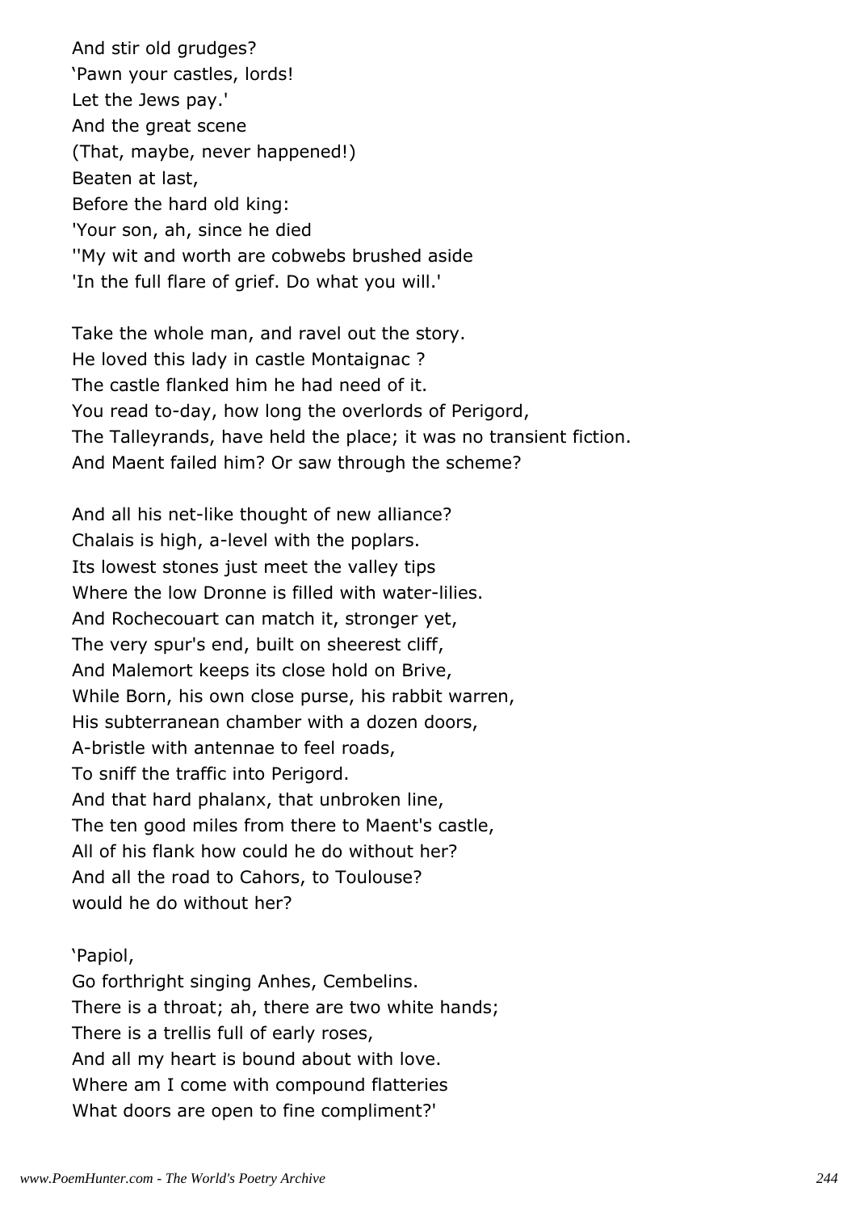And stir old grudges?
'Pawn your castles, lords!
Let the Jews pay.'
And the great scene
(That, maybe, never happened!)
Beaten at last,
Before the hard old king:
'Your son, ah, since he died
''My wit and worth are cobwebs brushed aside
'In the full flare of grief. Do what you will.'

Take the whole man, and ravel out the story.
He loved this lady in castle Montaignac ?
The castle flanked him he had need of it.
You read to-day, how long the overlords of Perigord,
The Talleyrands, have held the place; it was no transient fiction.
And Maent failed him? Or saw through the scheme?

And all his net-like thought of new alliance?
Chalais is high, a-level with the poplars.
Its lowest stones just meet the valley tips
Where the low Dronne is filled with water-lilies.
And Rochecouart can match it, stronger yet,
The very spur's end, built on sheerest cliff,
And Malemort keeps its close hold on Brive,
While Born, his own close purse, his rabbit warren,
His subterranean chamber with a dozen doors,
A-bristle with antennae to feel roads,
To sniff the traffic into Perigord.
And that hard phalanx, that unbroken line,
The ten good miles from there to Maent's castle,
All of his flank how could he do without her?
And all the road to Cahors, to Toulouse?
would he do without her?

'Papiol,
Go forthright singing Anhes, Cembelins.
There is a throat; ah, there are two white hands;
There is a trellis full of early roses,
And all my heart is bound about with love.
Where am I come with compound flatteries
What doors are open to fine compliment?'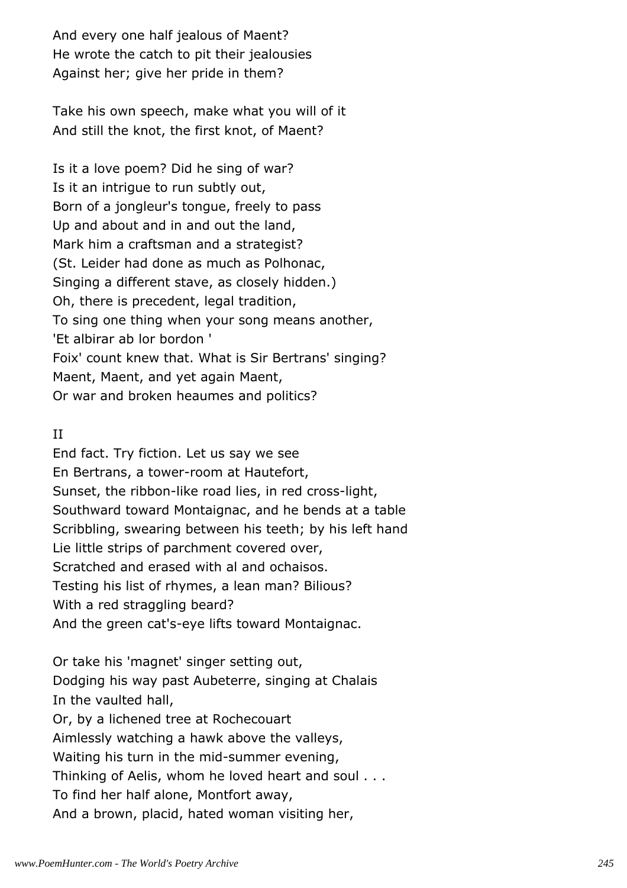And every one half jealous of Maent?
He wrote the catch to pit their jealousies
Against her; give her pride in them?

Take his own speech, make what you will of it
And still the knot, the first knot, of Maent?

Is it a love poem? Did he sing of war?
Is it an intrigue to run subtly out,
Born of a jongleur's tongue, freely to pass
Up and about and in and out the land,
Mark him a craftsman and a strategist?
(St. Leider had done as much as Polhonac,
Singing a different stave, as closely hidden.)
Oh, there is precedent, legal tradition,
To sing one thing when your song means another,
'Et albirar ab lor bordon '
Foix' count knew that. What is Sir Bertrans' singing?
Maent, Maent, and yet again Maent,
Or war and broken heaumes and politics?

II

End fact. Try fiction. Let us say we see
En Bertrans, a tower-room at Hautefort,
Sunset, the ribbon-like road lies, in red cross-light,
Southward toward Montaignac, and he bends at a table
Scribbling, swearing between his teeth; by his left hand
Lie little strips of parchment covered over,
Scratched and erased with al and ochaisos.
Testing his list of rhymes, a lean man? Bilious?
With a red straggling beard?
And the green cat's-eye lifts toward Montaignac.

Or take his 'magnet' singer setting out,
Dodging his way past Aubeterre, singing at Chalais
In the vaulted hall,
Or, by a lichened tree at Rochecouart
Aimlessly watching a hawk above the valleys,
Waiting his turn in the mid-summer evening,
Thinking of Aelis, whom he loved heart and soul . . .
To find her half alone, Montfort away,
And a brown, placid, hated woman visiting her,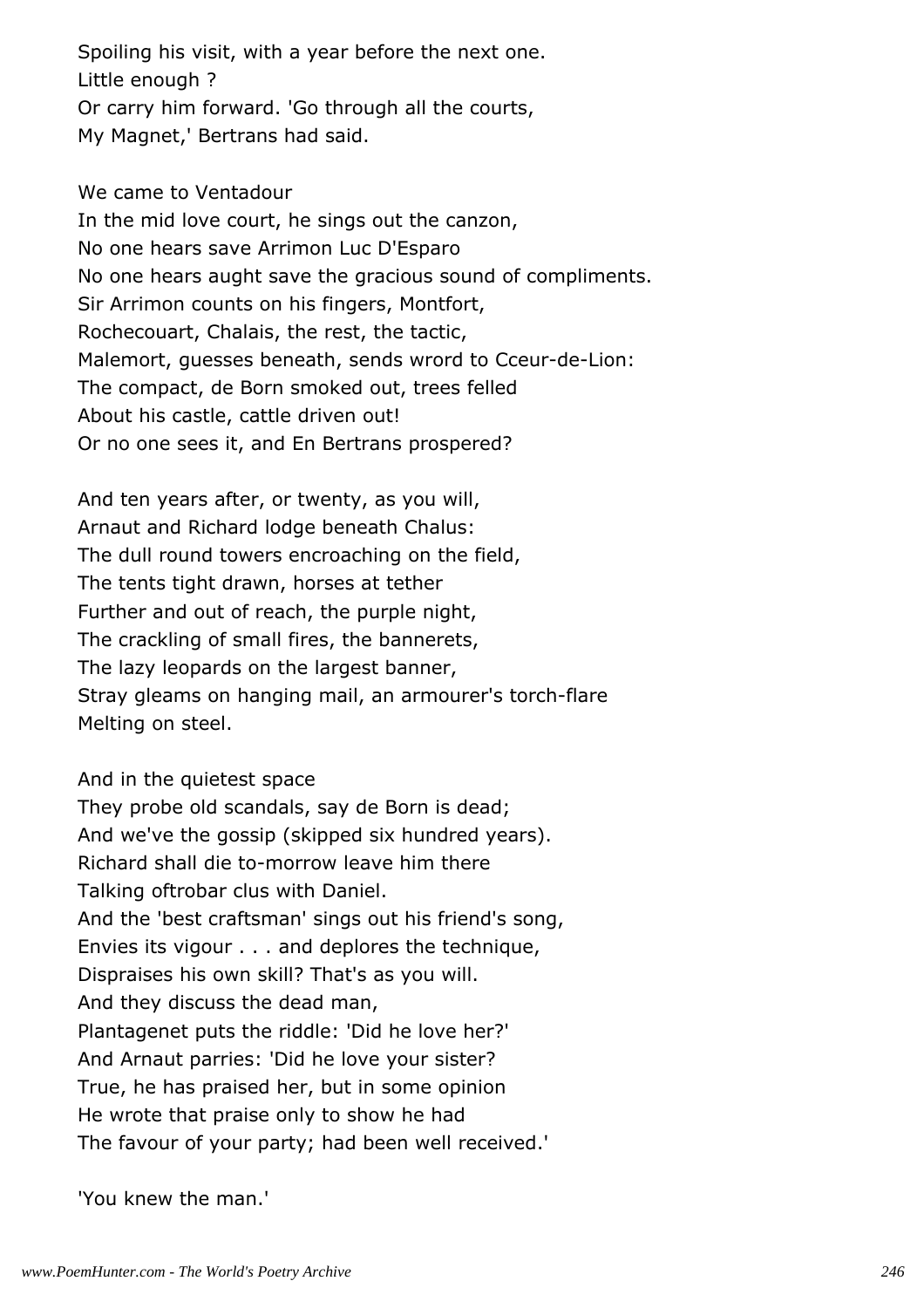Spoiling his visit, with a year before the next one.
Little enough ?
Or carry him forward. 'Go through all the courts,
My Magnet,' Bertrans had said.

We came to Ventadour
In the mid love court, he sings out the canzon,
No one hears save Arrimon Luc D'Esparo
No one hears aught save the gracious sound of compliments.
Sir Arrimon counts on his fingers, Montfort,
Rochecouart, Chalais, the rest, the tactic,
Malemort, guesses beneath, sends wrord to Cceur-de-Lion:
The compact, de Born smoked out, trees felled
About his castle, cattle driven out!
Or no one sees it, and En Bertrans prospered?

And ten years after, or twenty, as you will,
Arnaut and Richard lodge beneath Chalus:
The dull round towers encroaching on the field,
The tents tight drawn, horses at tether
Further and out of reach, the purple night,
The crackling of small fires, the bannerets,
The lazy leopards on the largest banner,
Stray gleams on hanging mail, an armourer's torch-flare
Melting on steel.

And in the quietest space
They probe old scandals, say de Born is dead;
And we've the gossip (skipped six hundred years).
Richard shall die to-morrow leave him there
Talking oftrobar clus with Daniel.
And the 'best craftsman' sings out his friend's song,
Envies its vigour . . . and deplores the technique,
Dispraises his own skill? That's as you will.
And they discuss the dead man,
Plantagenet puts the riddle: 'Did he love her?'
And Arnaut parries: 'Did he love your sister?
True, he has praised her, but in some opinion
He wrote that praise only to show he had
The favour of your party; had been well received.'

'You knew the man.'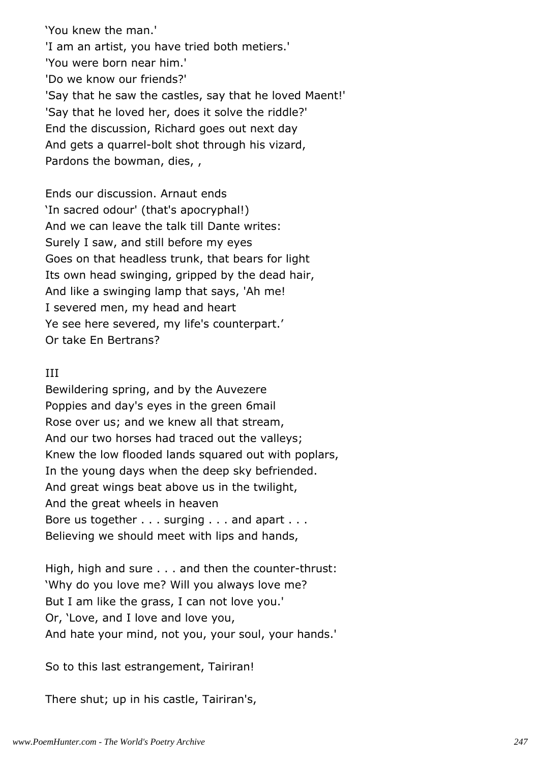'You knew the man.'
'I am an artist, you have tried both metiers.'
'You were born near him.'
'Do we know our friends?'
'Say that he saw the castles, say that he loved Maent!'
'Say that he loved her, does it solve the riddle?'
End the discussion, Richard goes out next day
And gets a quarrel-bolt shot through his vizard,
Pardons the bowman, dies, ,

Ends our discussion. Arnaut ends
'In sacred odour' (that's apocryphal!)
And we can leave the talk till Dante writes:
Surely I saw, and still before my eyes
Goes on that headless trunk, that bears for light
Its own head swinging, gripped by the dead hair,
And like a swinging lamp that says, 'Ah me!
I severed men, my head and heart
Ye see here severed, my life's counterpart.'
Or take En Bertrans?

III

Bewildering spring, and by the Auvezere
Poppies and day's eyes in the green 6mail
Rose over us; and we knew all that stream,
And our two horses had traced out the valleys;
Knew the low flooded lands squared out with poplars,
In the young days when the deep sky befriended.
And great wings beat above us in the twilight,
And the great wheels in heaven
Bore us together . . . surging . . . and apart . . .
Believing we should meet with lips and hands,

High, high and sure . . . and then the counter-thrust:
'Why do you love me? Will you always love me?
But I am like the grass, I can not love you.'
Or, 'Love, and I love and love you,
And hate your mind, not you, your soul, your hands.'

So to this last estrangement, Tairiran!

There shut; up in his castle, Tairiran's,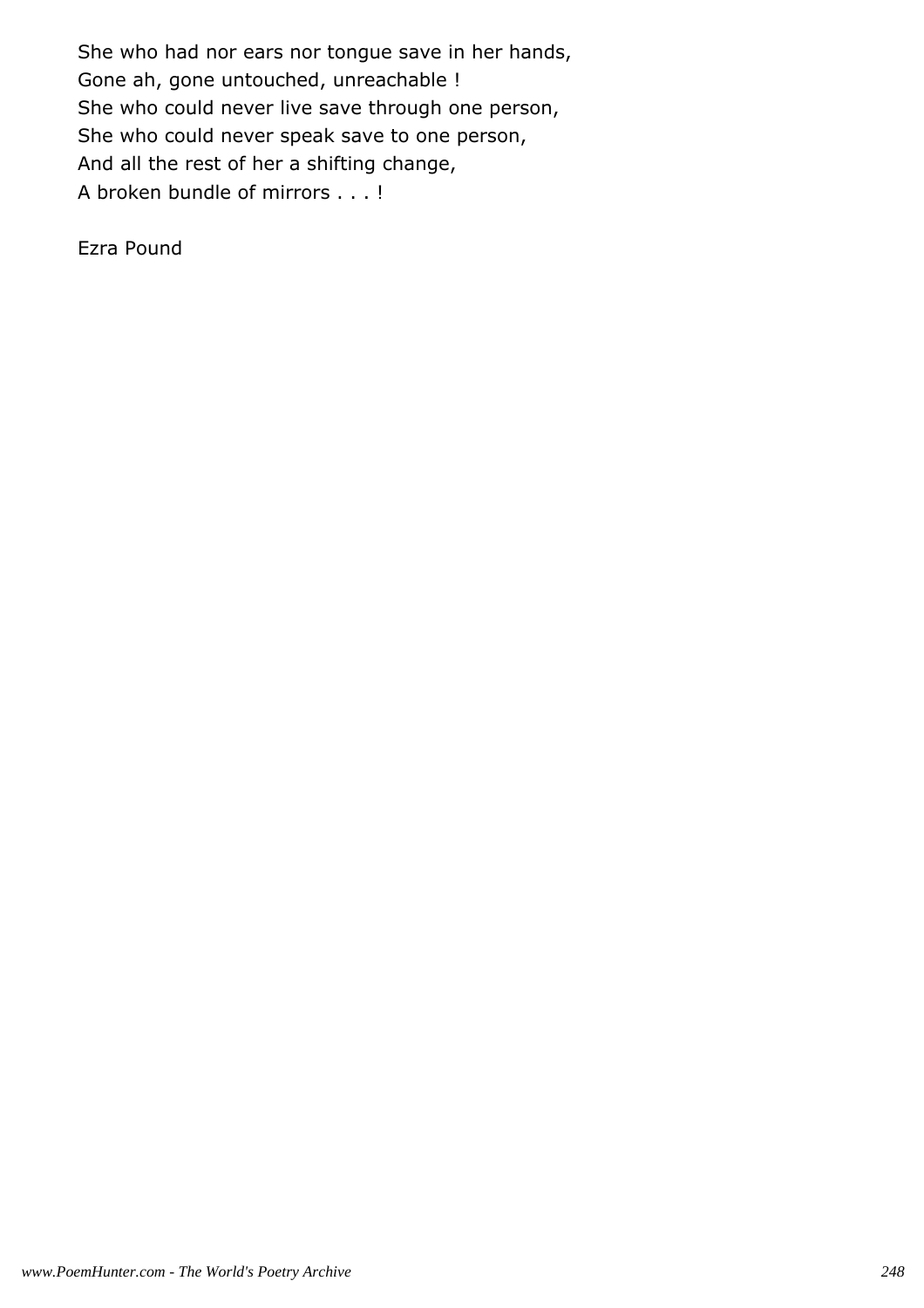She who had nor ears nor tongue save in her hands,
Gone ah, gone untouched, unreachable !
She who could never live save through one person,
She who could never speak save to one person,
And all the rest of her a shifting change,
A broken bundle of mirrors . . . !

Ezra Pound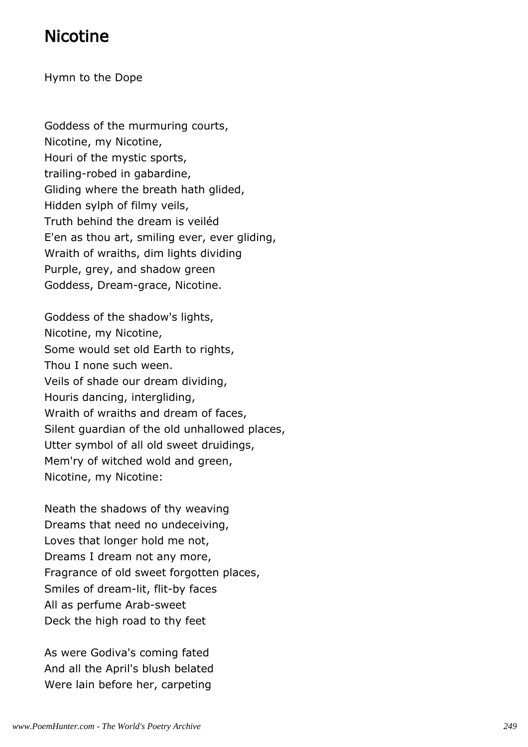## Nicotine

Hymn to the Dope

Goddess of the murmuring courts,  
Nicotine, my Nicotine,  
Houri of the mystic sports,  
trailing-robed in gabardine,  
Gliding where the breath hath glided,  
Hidden sylph of filmy veils,  
Truth behind the dream is veiléd  
E'en as thou art, smiling ever, ever gliding,  
Wraith of wraiths, dim lights dividing  
Purple, grey, and shadow green  
Goddess, Dream-grace, Nicotine.

Goddess of the shadow's lights,  
Nicotine, my Nicotine,  
Some would set old Earth to rights,  
Thou I none such ween.  
Veils of shade our dream dividing,  
Houris dancing, intergliding,  
Wraith of wraiths and dream of faces,  
Silent guardian of the old unhallowed places,  
Utter symbol of all old sweet druidings,  
Mem'ry of witched wold and green,  
Nicotine, my Nicotine:

Neath the shadows of thy weaving  
Dreams that need no undeceiving,  
Loves that longer hold me not,  
Dreams I dream not any more,  
Fragrance of old sweet forgotten places,  
Smiles of dream-lit, flit-by faces  
All as perfume Arab-sweet  
Deck the high road to thy feet

As were Godiva's coming fated  
And all the April's blush belated  
Were lain before her, carpeting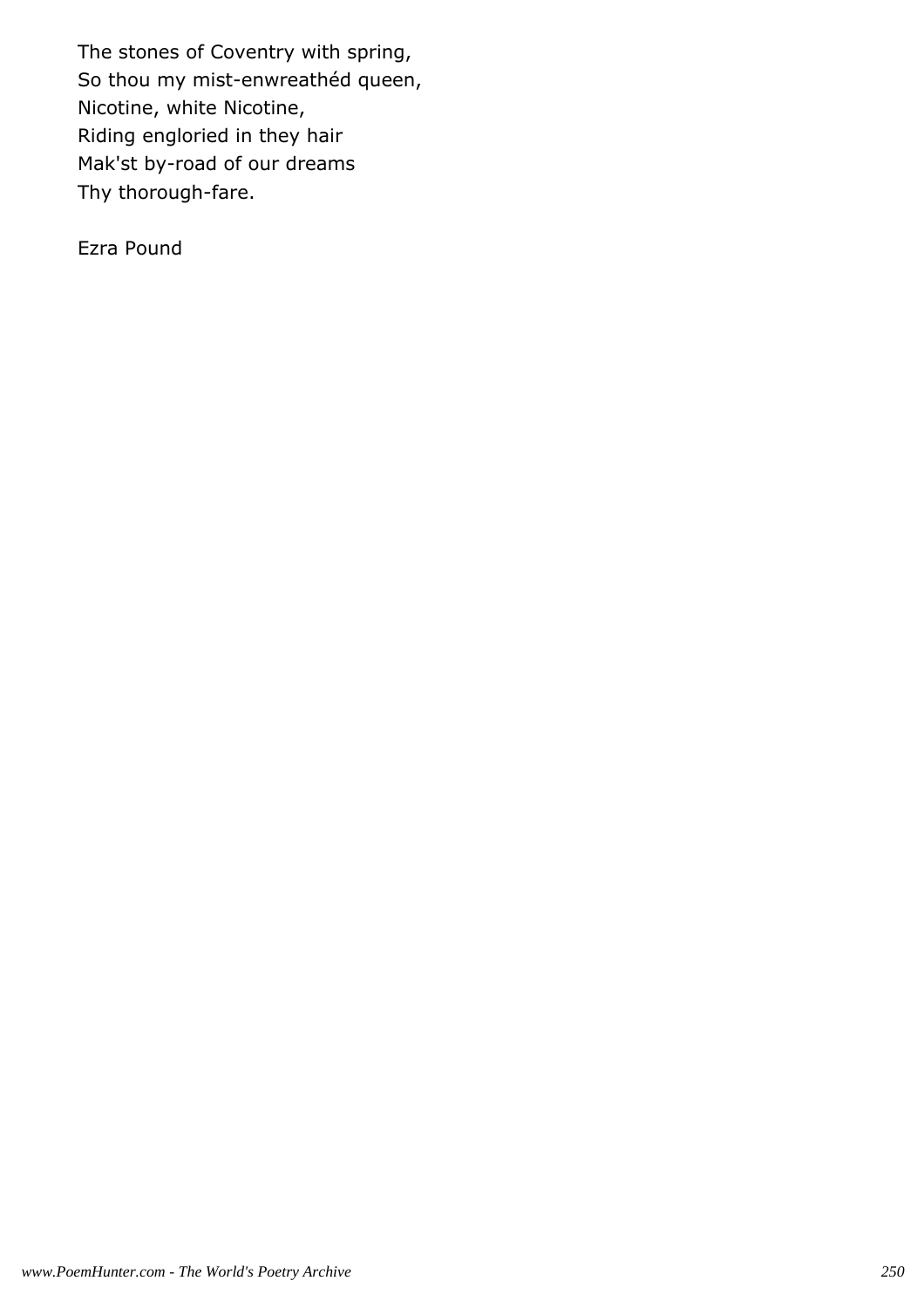The stones of Coventry with spring,
So thou my mist-enwreathéd queen,
Nicotine, white Nicotine,
Riding englori­ed in they hair
Mak'st by-road of our dreams
Thy thorough-fare.

Ezra Pound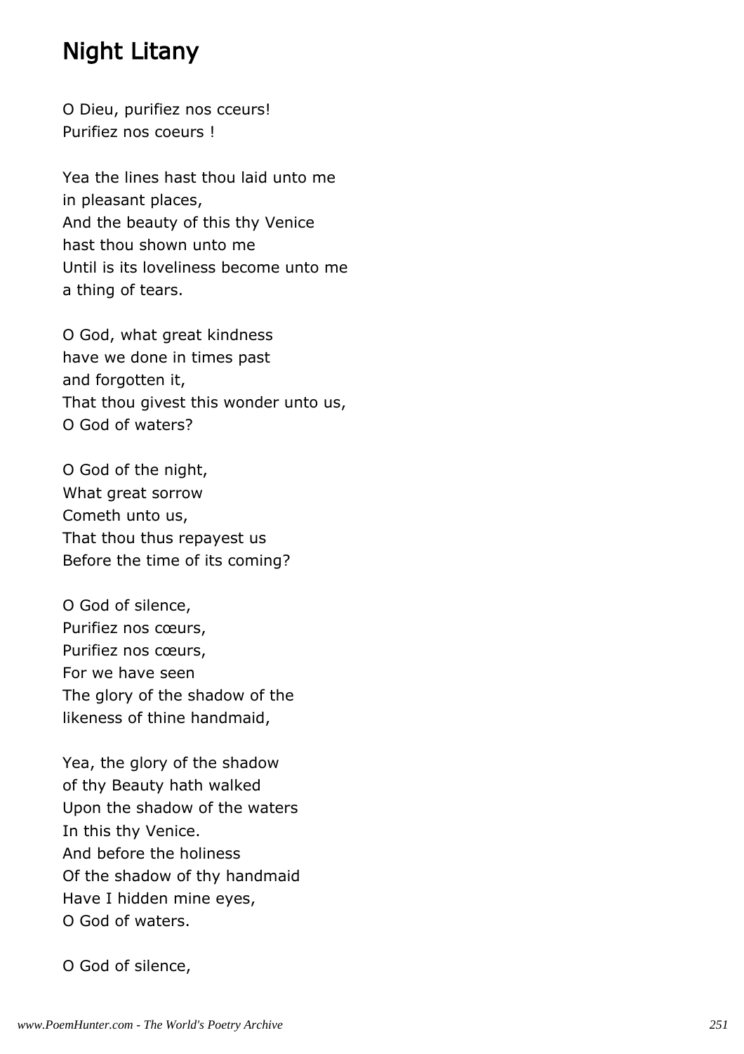## Night Litany

O Dieu, purifiez nos cceurs!
Purifiez nos coeurs !

Yea the lines hast thou laid unto me
in pleasant places,
And the beauty of this thy Venice
hast thou shown unto me
Until is its loveliness become unto me
a thing of tears.

O God, what great kindness
have we done in times past
and forgotten it,
That thou givest this wonder unto us,
O God of waters?

O God of the night,
What great sorrow
Cometh unto us,
That thou thus repayest us
Before the time of its coming?

O God of silence,
Purifiez nos cœurs,
Purifiez nos cœurs,
For we have seen
The glory of the shadow of the
likeness of thine handmaid,

Yea, the glory of the shadow
of thy Beauty hath walked
Upon the shadow of the waters
In this thy Venice.
And before the holiness
Of the shadow of thy handmaid
Have I hidden mine eyes,
O God of waters.

O God of silence,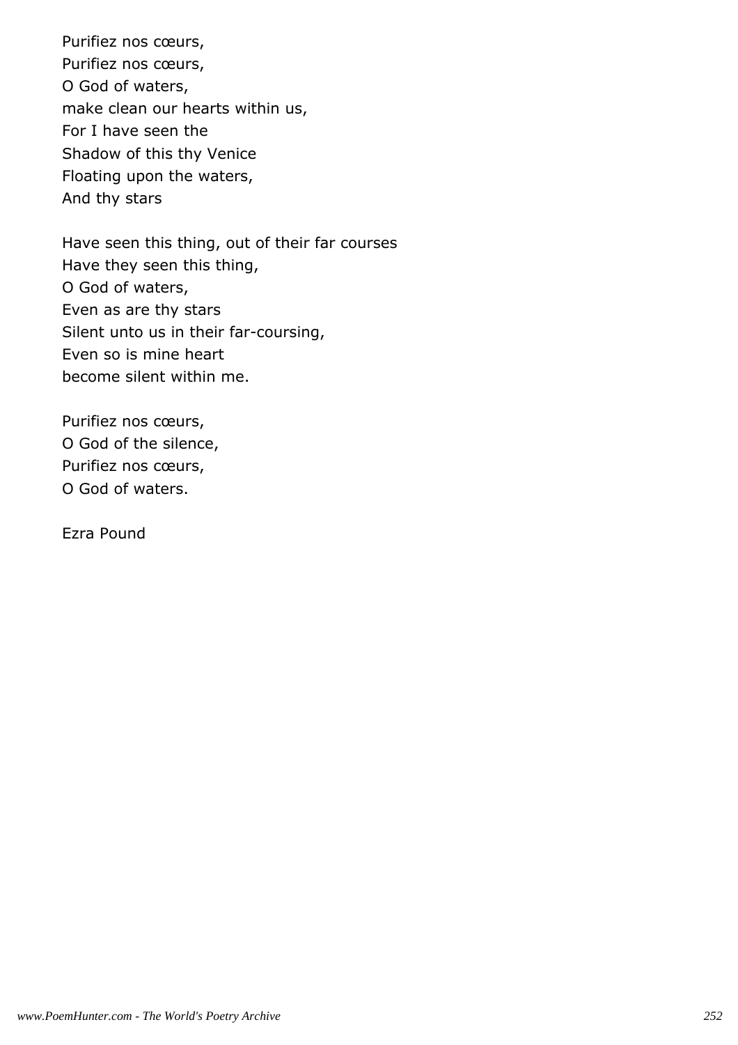Purifiez nos cœurs,  
Purifiez nos cœurs,  
O God of waters,  
make clean our hearts within us,  
For I have seen the  
Shadow of this thy Venice  
Floating upon the waters,  
And thy stars

Have seen this thing, out of their far courses  
Have they seen this thing,  
O God of waters,  
Even as are thy stars  
Silent unto us in their far-coursing,  
Even so is mine heart  
become silent within me.

Purifiez nos cœurs,  
O God of the silence,  
Purifiez nos cœurs,  
O God of waters.

Ezra Pound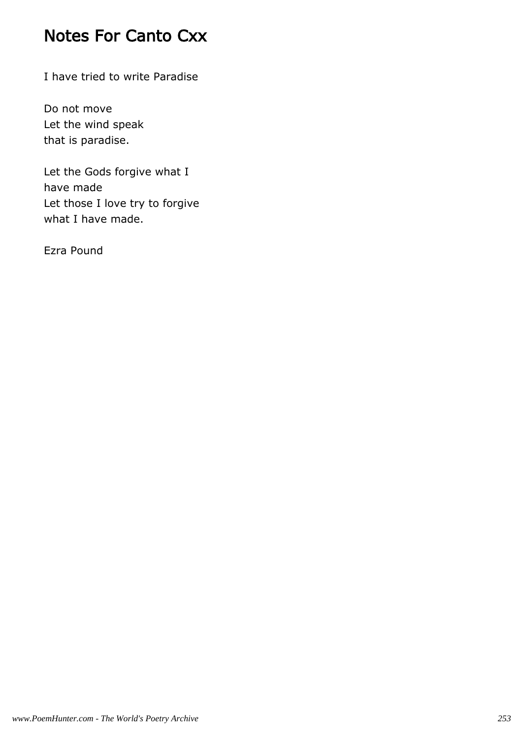# Notes For Canto Cxx

I have tried to write Paradise

Do not move  
Let the wind speak  
that is paradise.

Let the Gods forgive what I  
have made  
Let those I love try to forgive  
what I have made.

Ezra Pound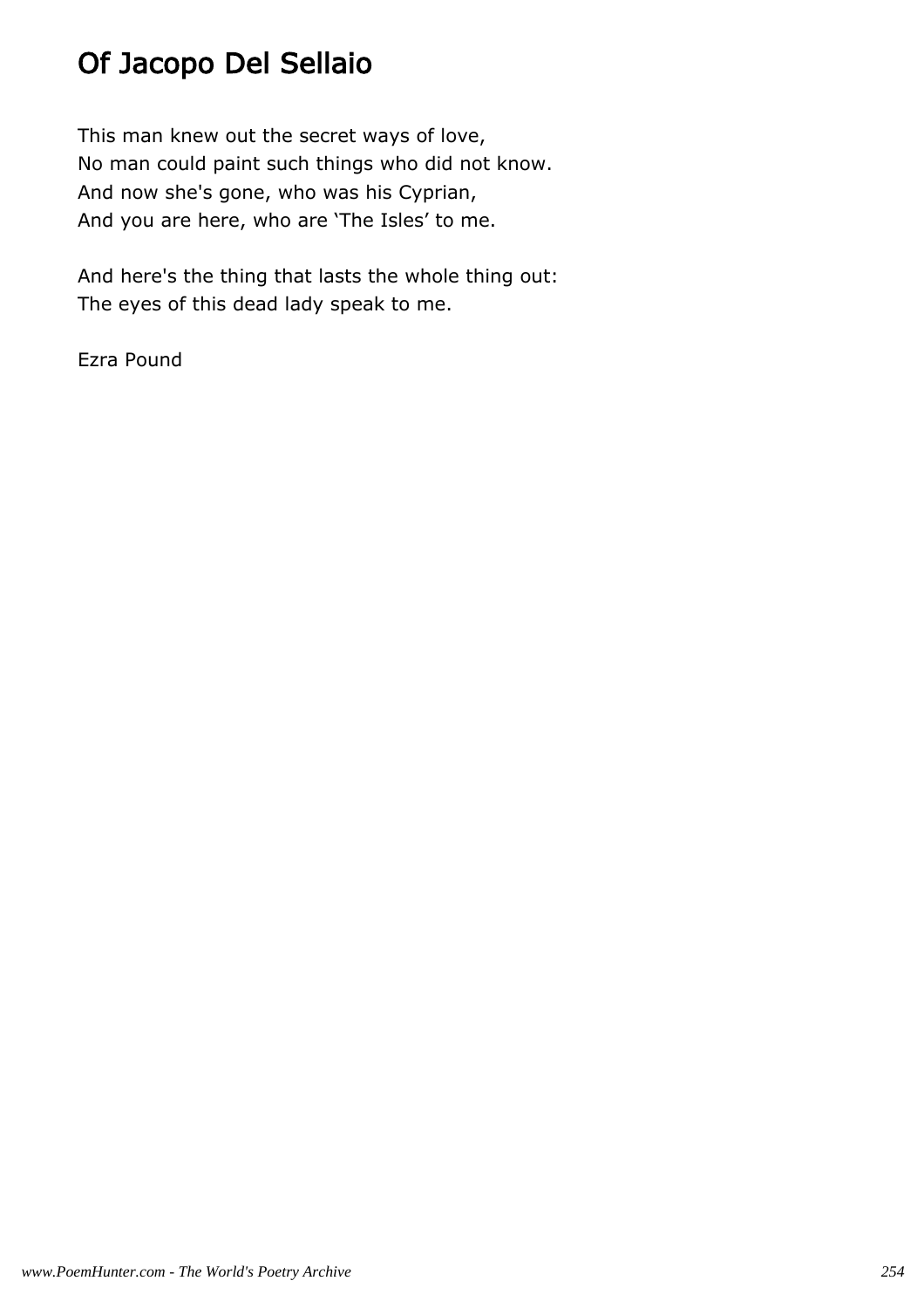# Of Jacopo Del Sellaio

This man knew out the secret ways of love,  
No man could paint such things who did not know.  
And now she's gone, who was his Cyprian,  
And you are here, who are 'The Isles' to me.

And here's the thing that lasts the whole thing out:  
The eyes of this dead lady speak to me.

Ezra Pound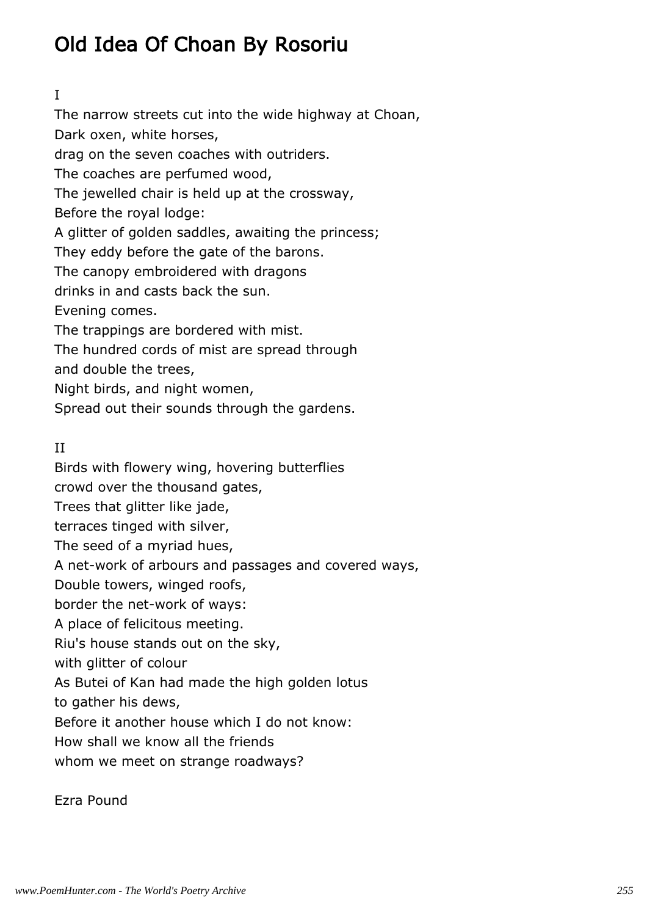# Old Idea Of Choan By Rosoriu

I

The narrow streets cut into the wide highway at Choan,  
Dark oxen, white horses,  
drag on the seven coaches with outriders.  
The coaches are perfumed wood,  
The jewelled chair is held up at the crossway,  
Before the royal lodge:  
A glitter of golden saddles, awaiting the princess;  
They eddy before the gate of the barons.  
The canopy embroidered with dragons  
drinks in and casts back the sun.  
Evening comes.  
The trappings are bordered with mist.  
The hundred cords of mist are spread through  
and double the trees,  
Night birds, and night women,  
Spread out their sounds through the gardens.

II

Birds with flowery wing, hovering butterflies  
crowd over the thousand gates,  
Trees that glitter like jade,  
terraces tinged with silver,  
The seed of a myriad hues,  
A net-work of arbours and passages and covered ways,  
Double towers, winged roofs,  
border the net-work of ways:  
A place of felicitous meeting.  
Riu's house stands out on the sky,  
with glitter of colour  
As Butei of Kan had made the high golden lotus  
to gather his dews,  
Before it another house which I do not know:  
How shall we know all the friends  
whom we meet on strange roadways?

Ezra Pound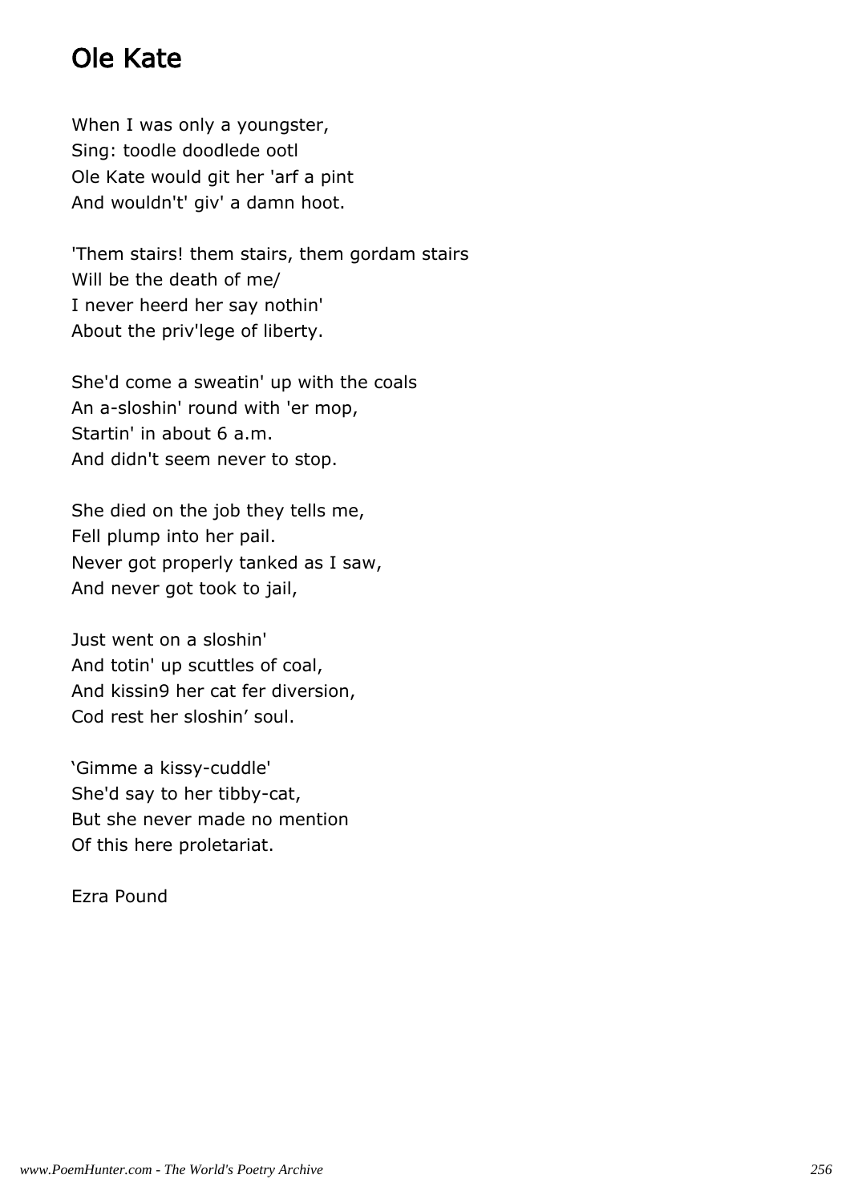# Ole Kate

When I was only a youngster,  
Sing: toodle doodlede ootl  
Ole Kate would git her 'arf a pint  
And wouldn't' giv' a damn hoot.

'Them stairs! them stairs, them gordam stairs  
Will be the death of me/  
I never heerd her say nothin'  
About the priv'lege of liberty.

She'd come a sweatin' up with the coals  
An a-sloshin' round with 'er mop,  
Startin' in about 6 a.m.  
And didn't seem never to stop.

She died on the job they tells me,  
Fell plump into her pail.  
Never got properly tanked as I saw,  
And never got took to jail,

Just went on a sloshin'  
And totin' up scuttles of coal,  
And kissin9 her cat fer diversion,  
Cod rest her sloshin' soul.

'Gimme a kissy-cuddle'  
She'd say to her tibby-cat,  
But she never made no mention  
Of this here proletariat.

Ezra Pound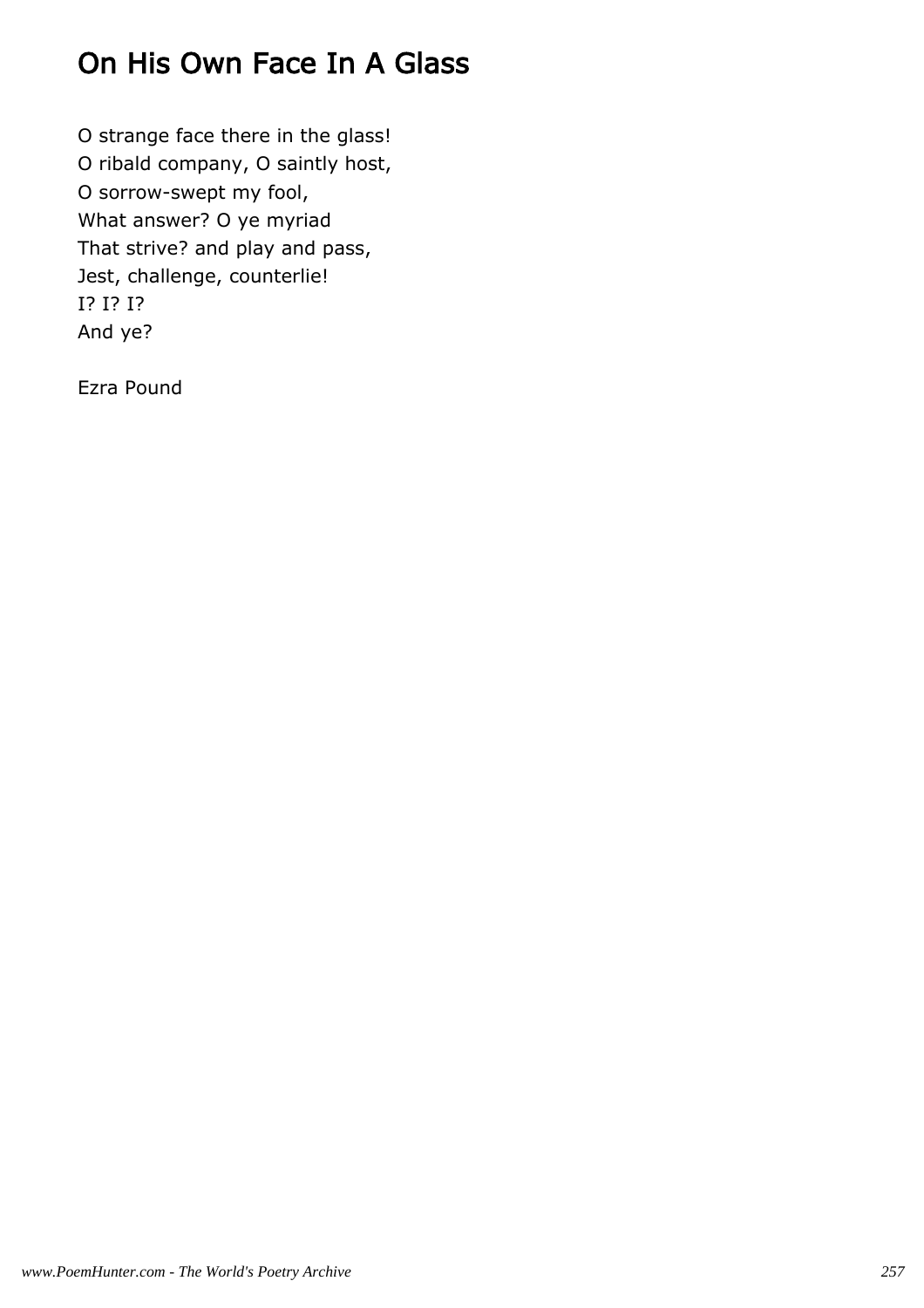# On His Own Face In A Glass

O strange face there in the glass!  
O ribald company, O saintly host,  
O sorrow-swept my fool,  
What answer? O ye myriad  
That strive? and play and pass,  
Jest, challenge, counterlie!  
I? I? I?  
And ye?

Ezra Pound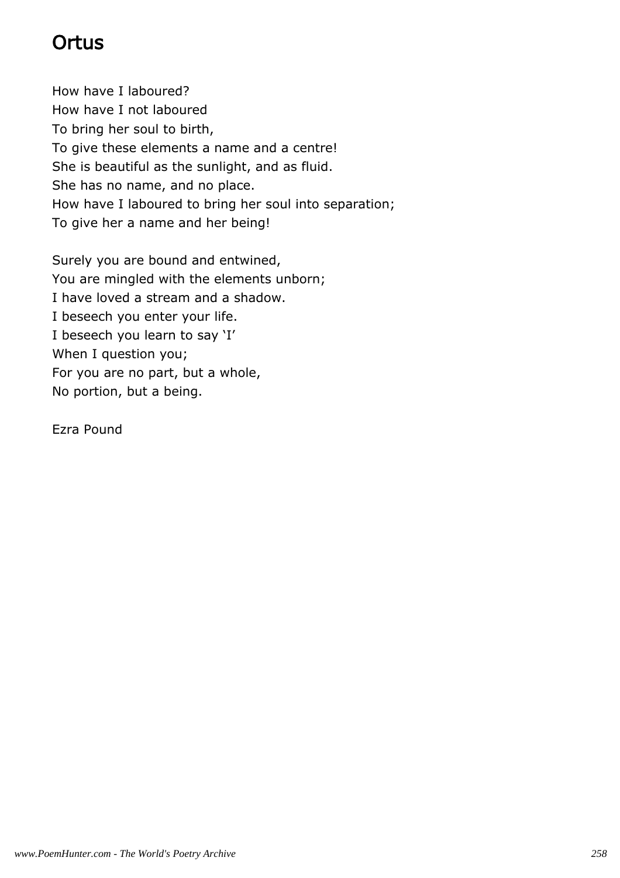# Ortus

How have I laboured?
How have I not laboured
To bring her soul to birth,
To give these elements a name and a centre!
She is beautiful as the sunlight, and as fluid.
She has no name, and no place.
How have I laboured to bring her soul into separation;
To give her a name and her being!

Surely you are bound and entwined,
You are mingled with the elements unborn;
I have loved a stream and a shadow.
I beseech you enter your life.
I beseech you learn to say 'I'
When I question you;
For you are no part, but a whole,
No portion, but a being.

Ezra Pound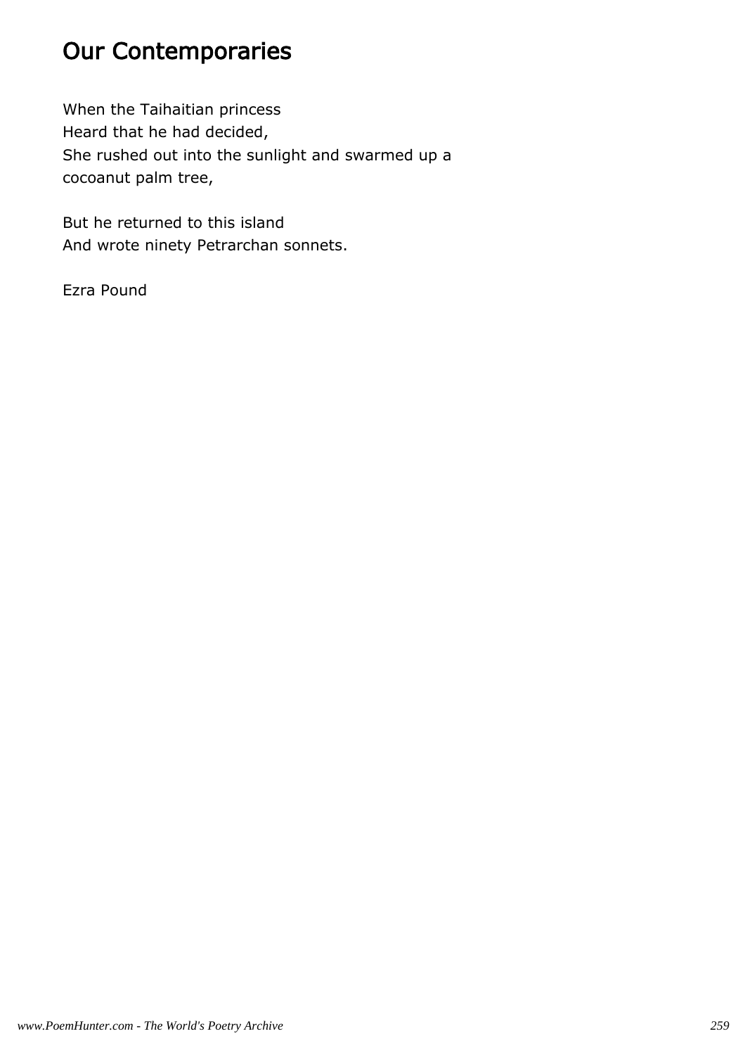# Our Contemporaries

When the Taihaitian princess
Heard that he had decided,
She rushed out into the sunlight and swarmed up a
cocoanut palm tree,

But he returned to this island
And wrote ninety Petrarchan sonnets.

Ezra Pound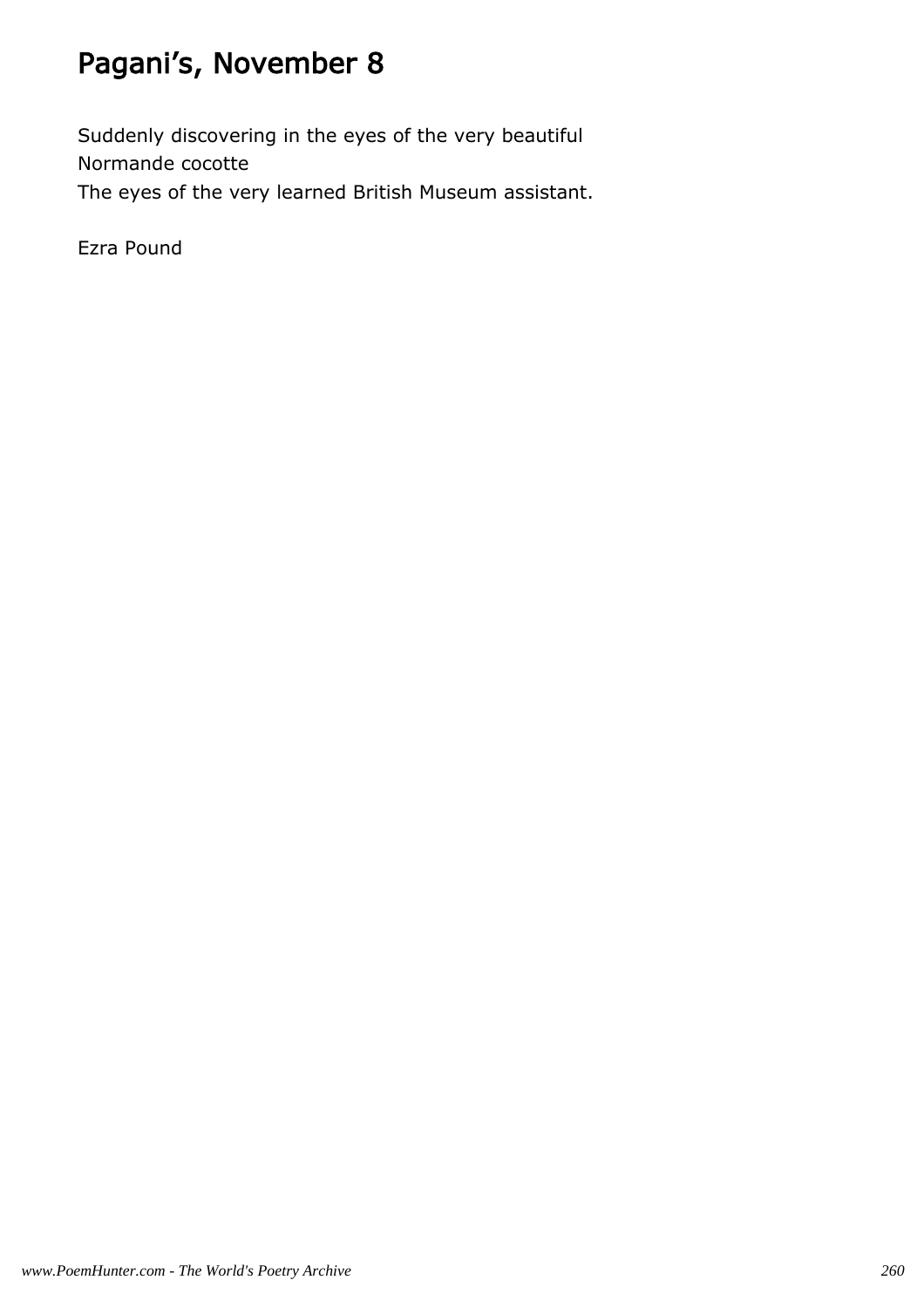# Pagani’s, November 8

Suddenly discovering in the eyes of the very beautiful
Normande cocotte
The eyes of the very learned British Museum assistant.

Ezra Pound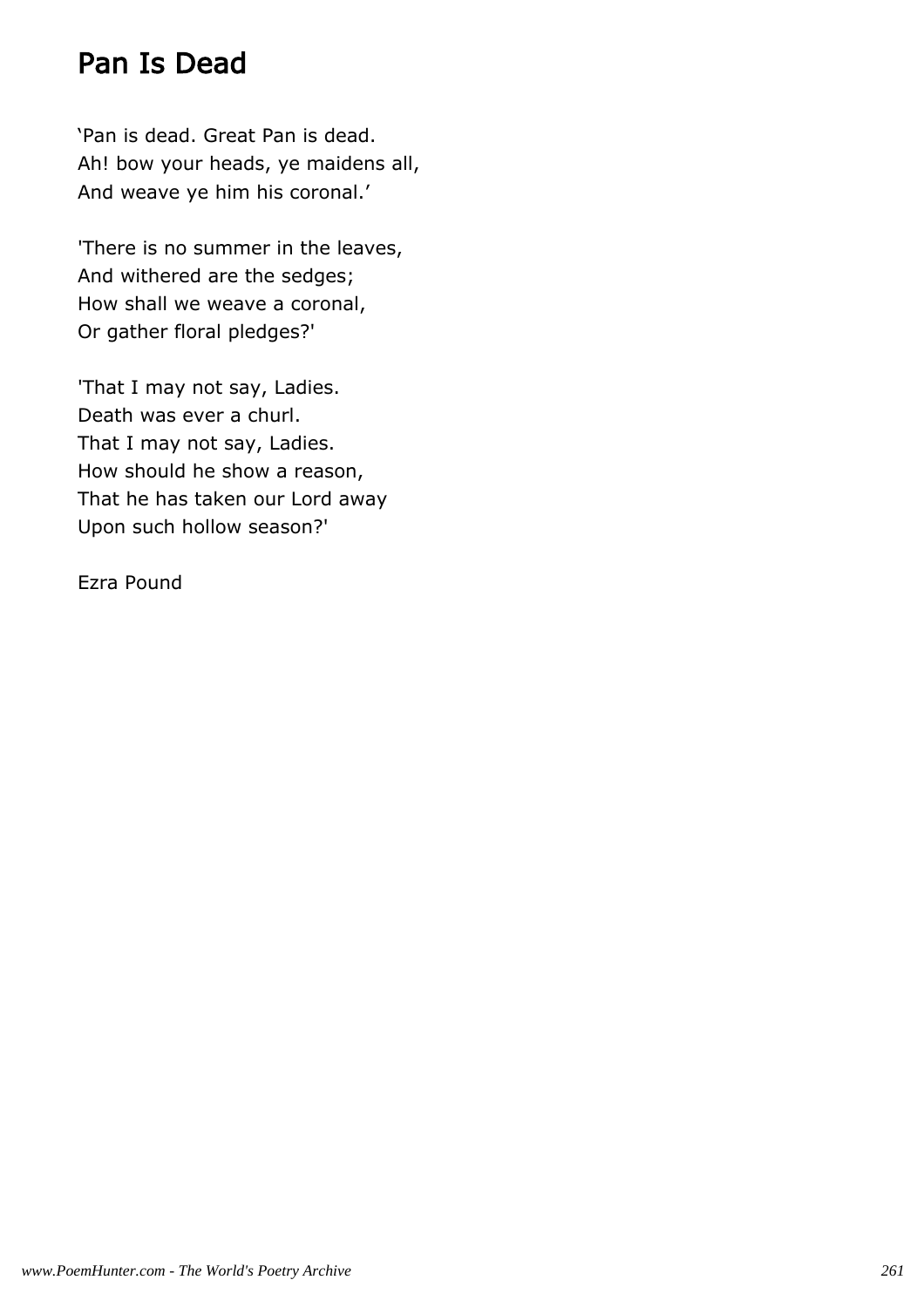# Pan Is Dead

‘Pan is dead. Great Pan is dead.  
Ah! bow your heads, ye maidens all,  
And weave ye him his coronal.’

'There is no summer in the leaves,  
And withered are the sedges;  
How shall we weave a coronal,  
Or gather floral pledges?'

'That I may not say, Ladies.  
Death was ever a churl.  
That I may not say, Ladies.  
How should he show a reason,  
That he has taken our Lord away  
Upon such hollow season?'

Ezra Pound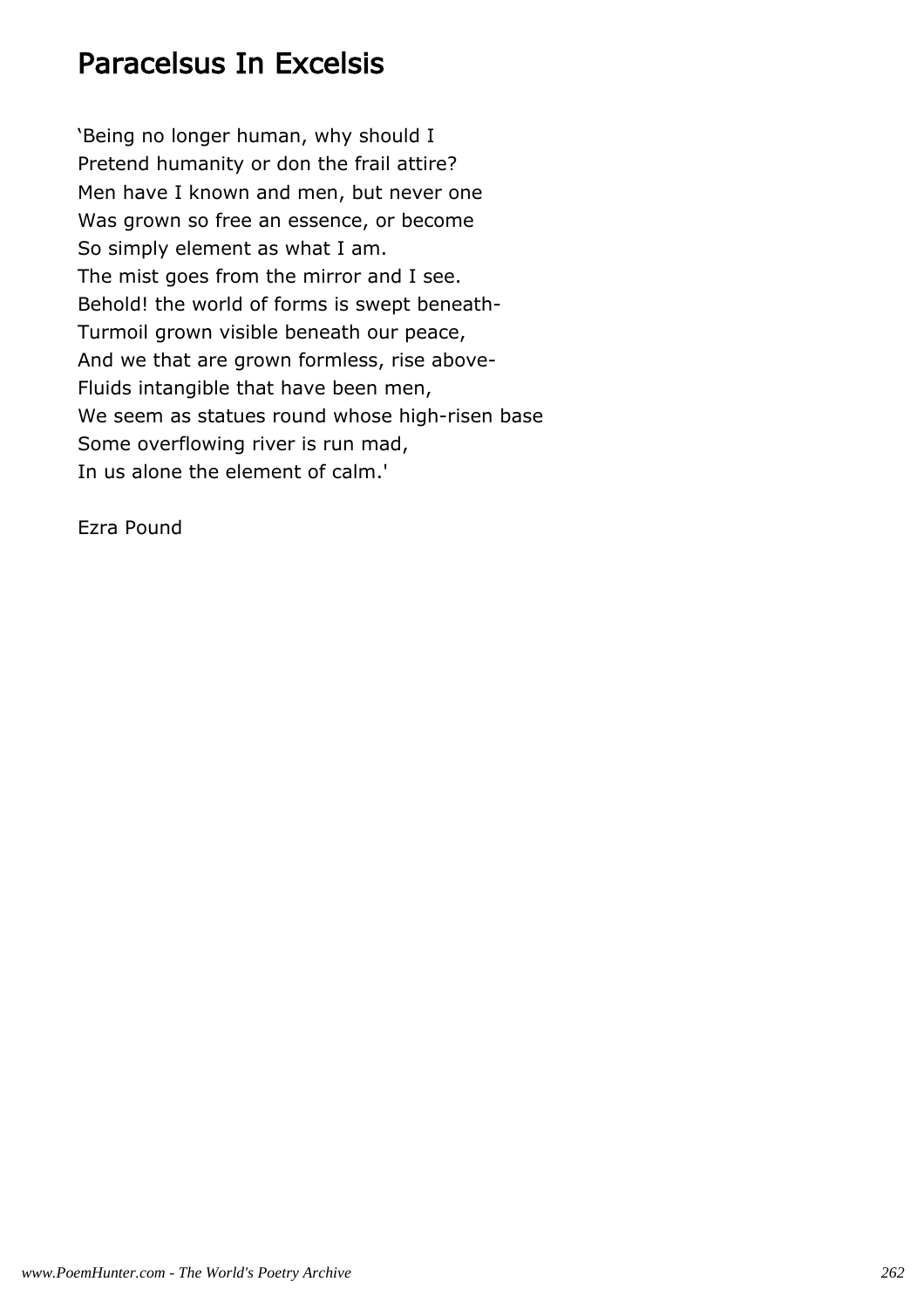## Paracelsus In Excelsis

'Being no longer human, why should I
Pretend humanity or don the frail attire?
Men have I known and men, but never one
Was grown so free an essence, or become
So simply element as what I am.
The mist goes from the mirror and I see.
Behold! the world of forms is swept beneath-
Turmoil grown visible beneath our peace,
And we that are grown formless, rise above-
Fluids intangible that have been men,
We seem as statues round whose high-risen base
Some overflowing river is run mad,
In us alone the element of calm.'

Ezra Pound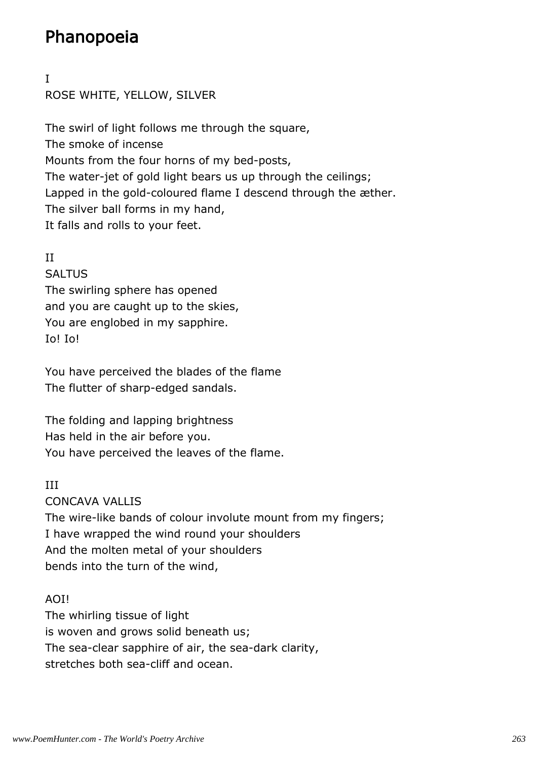# Phanopoeia

I

ROSE WHITE, YELLOW, SILVER

The swirl of light follows me through the square,
The smoke of incense
Mounts from the four horns of my bed-posts,
The water-jet of gold light bears us up through the ceilings;
Lapped in the gold-coloured flame I descend through the æther.
The silver ball forms in my hand,
It falls and rolls to your feet.

II

SALTUS

The swirling sphere has opened
and you are caught up to the skies,
You are englobed in my sapphire.
Io! Io!

You have perceived the blades of the flame
The flutter of sharp-edged sandals.

The folding and lapping brightness
Has held in the air before you.
You have perceived the leaves of the flame.

III

CONCAVA VALLIS

The wire-like bands of colour involute mount from my fingers;
I have wrapped the wind round your shoulders
And the molten metal of your shoulders
bends into the turn of the wind,

AOI!

The whirling tissue of light
is woven and grows solid beneath us;
The sea-clear sapphire of air, the sea-dark clarity,
stretches both sea-cliff and ocean.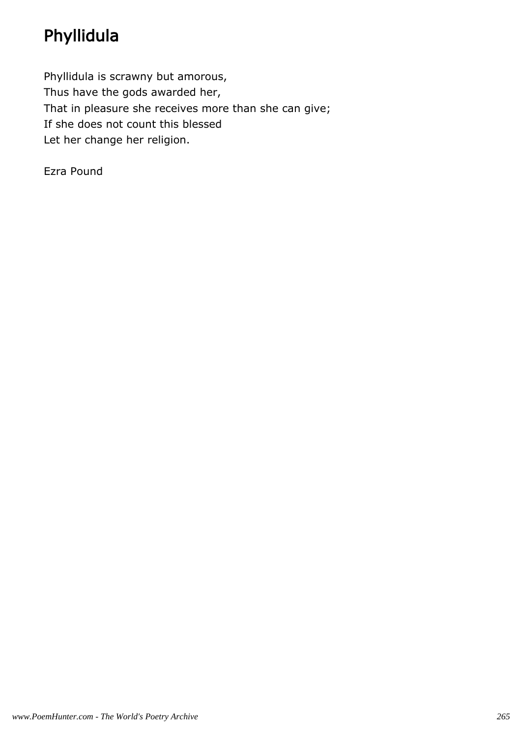# Phyllidula

Phyllidula is scrawny but amorous,  
Thus have the gods awarded her,  
That in pleasure she receives more than she can give;  
If she does not count this blessed  
Let her change her religion.

Ezra Pound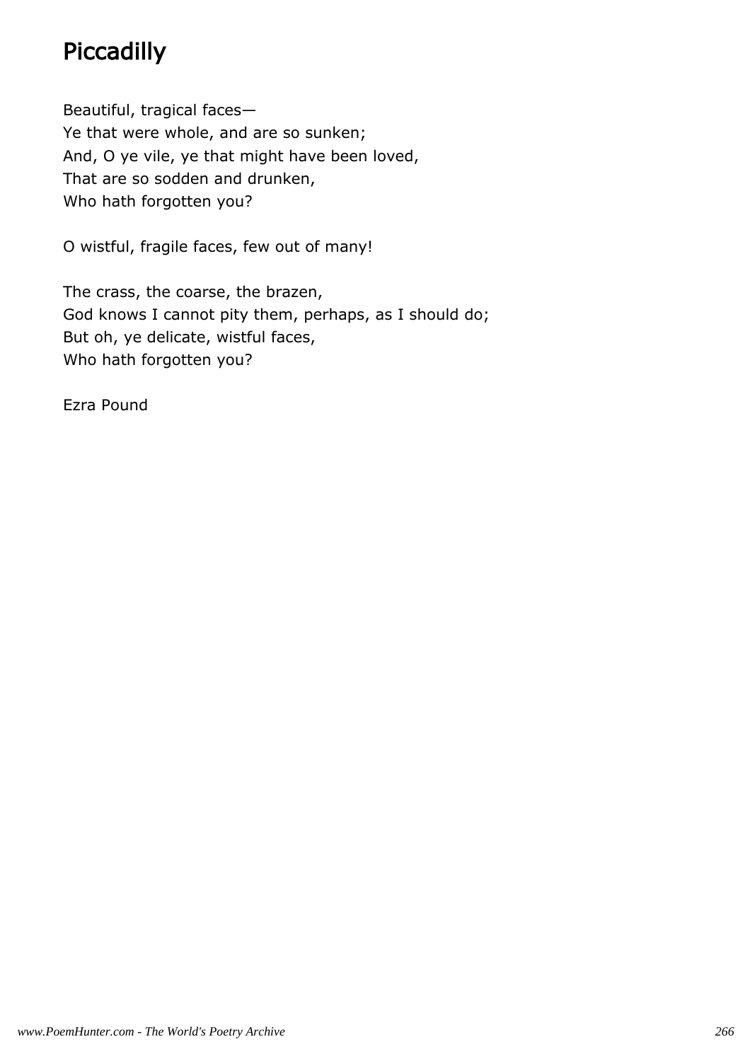# Piccadilly

Beautiful, tragical faces—
Ye that were whole, and are so sunken;
And, O ye vile, ye that might have been loved,
That are so sodden and drunken,
Who hath forgotten you?

O wistful, fragile faces, few out of many!

The crass, the coarse, the brazen,
God knows I cannot pity them, perhaps, as I should do;
But oh, ye delicate, wistful faces,
Who hath forgotten you?

Ezra Pound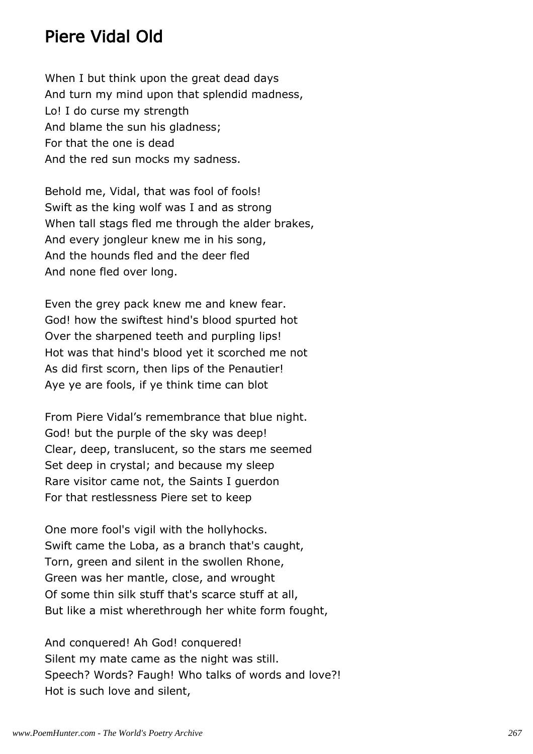## Piere Vidal Old

When I but think upon the great dead days
And turn my mind upon that splendid madness,
Lo! I do curse my strength
And blame the sun his gladness;
For that the one is dead
And the red sun mocks my sadness.

Behold me, Vidal, that was fool of fools!
Swift as the king wolf was I and as strong
When tall stags fled me through the alder brakes,
And every jongleur knew me in his song,
And the hounds fled and the deer fled
And none fled over long.

Even the grey pack knew me and knew fear.
God! how the swiftest hind's blood spurted hot
Over the sharpened teeth and purpling lips!
Hot was that hind's blood yet it scorched me not
As did first scorn, then lips of the Penautier!
Aye ye are fools, if ye think time can blot

From Piere Vidal's remembrance that blue night.
God! but the purple of the sky was deep!
Clear, deep, translucent, so the stars me seemed
Set deep in crystal; and because my sleep
Rare visitor came not, the Saints I guerdon
For that restlessness Piere set to keep

One more fool's vigil with the hollyhocks.
Swift came the Loba, as a branch that's caught,
Torn, green and silent in the swollen Rhone,
Green was her mantle, close, and wrought
Of some thin silk stuff that's scarce stuff at all,
But like a mist wherethrough her white form fought,

And conquered! Ah God! conquered!
Silent my mate came as the night was still.
Speech? Words? Faugh! Who talks of words and love?!
Hot is such love and silent,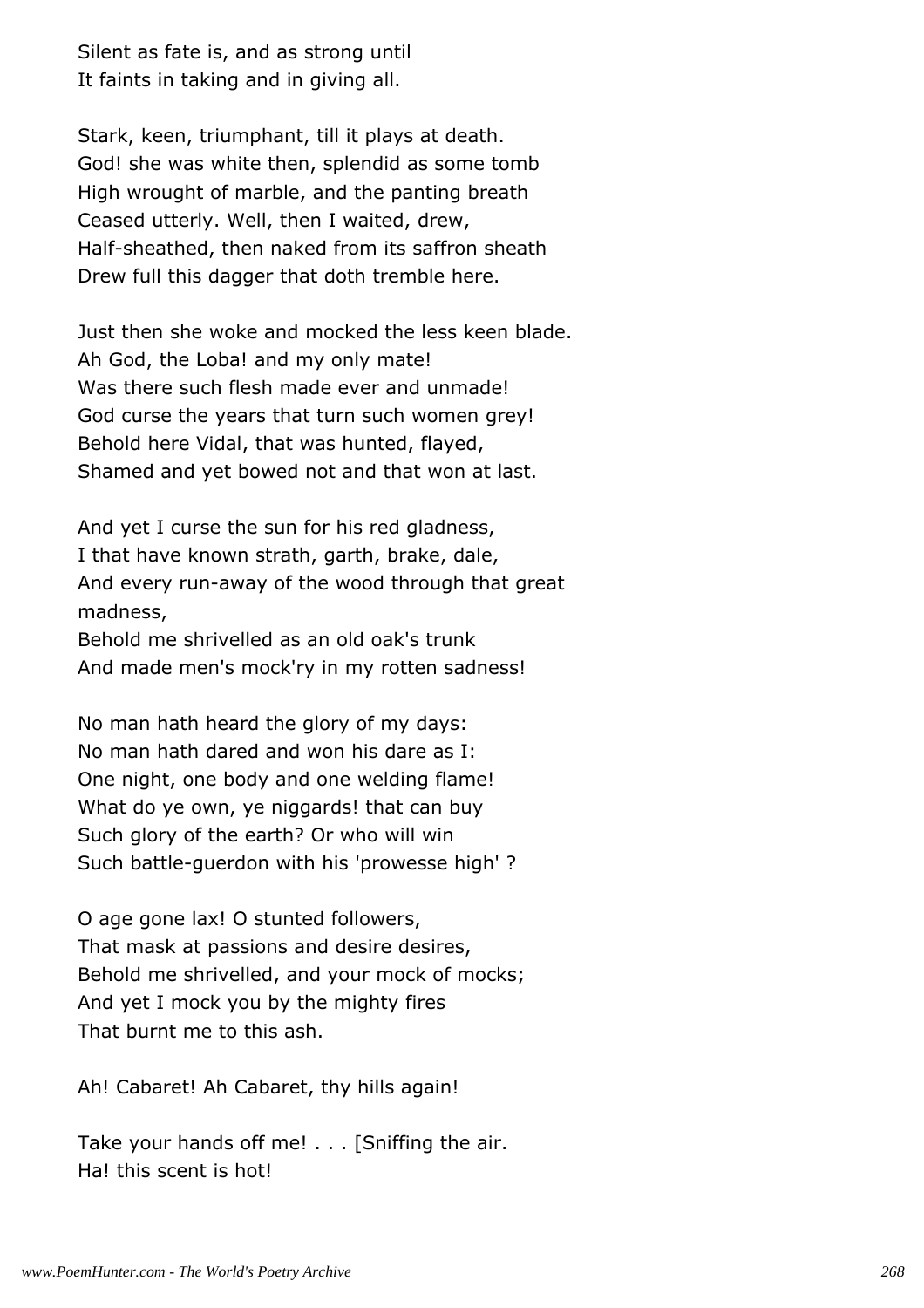Silent as fate is, and as strong until
It faints in taking and in giving all.

Stark, keen, triumphant, till it plays at death.
God! she was white then, splendid as some tomb
High wrought of marble, and the panting breath
Ceased utterly. Well, then I waited, drew,
Half-sheathed, then naked from its saffron sheath
Drew full this dagger that doth tremble here.

Just then she woke and mocked the less keen blade.
Ah God, the Loba! and my only mate!
Was there such flesh made ever and unmade!
God curse the years that turn such women grey!
Behold here Vidal, that was hunted, flayed,
Shamed and yet bowed not and that won at last.

And yet I curse the sun for his red gladness,
I that have known strath, garth, brake, dale,
And every run-away of the wood through that great
madness,
Behold me shrivelled as an old oak's trunk
And made men's mock'ry in my rotten sadness!

No man hath heard the glory of my days:
No man hath dared and won his dare as I:
One night, one body and one welding flame!
What do ye own, ye niggards! that can buy
Such glory of the earth? Or who will win
Such battle-guerdon with his 'prowesse high' ?

O age gone lax! O stunted followers,
That mask at passions and desire desires,
Behold me shrivelled, and your mock of mocks;
And yet I mock you by the mighty fires
That burnt me to this ash.

Ah! Cabaret! Ah Cabaret, thy hills again!

Take your hands off me! . . . [Sniffing the air.
Ha! this scent is hot!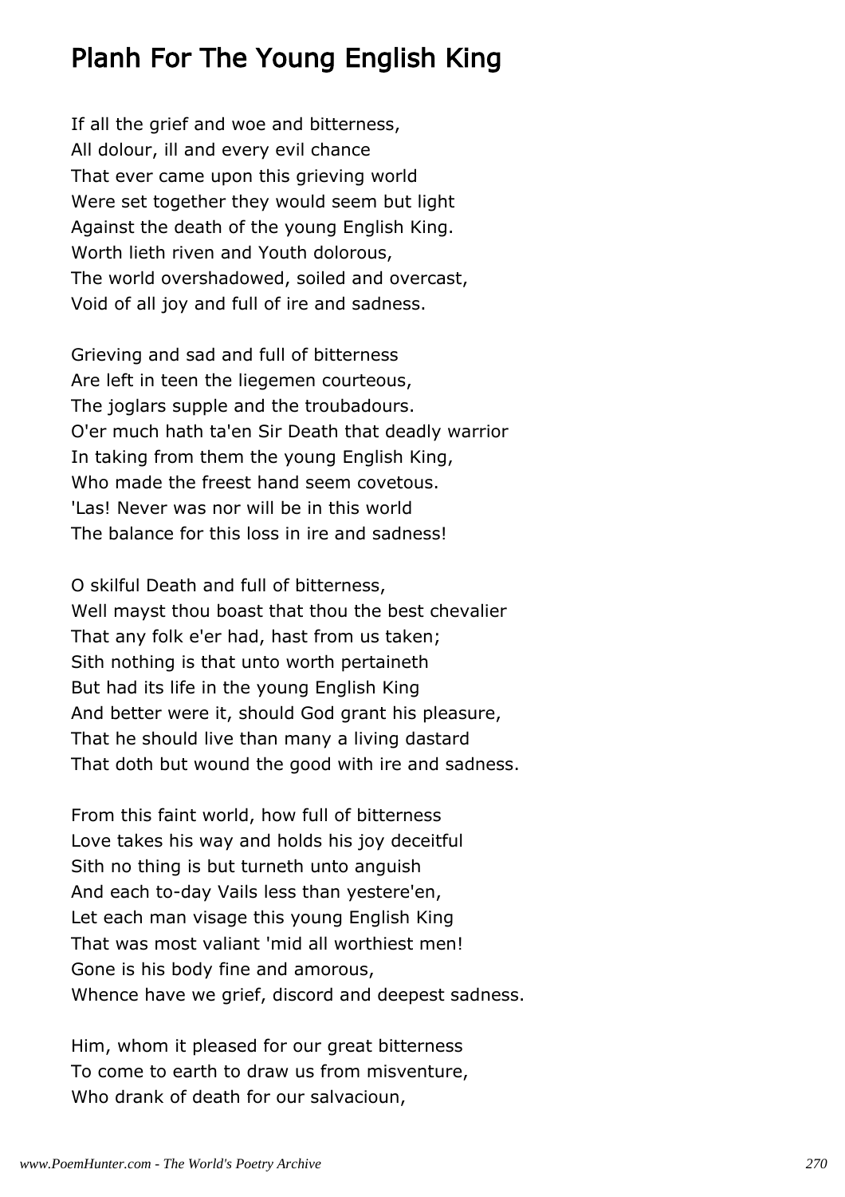# Planh For The Young English King

If all the grief and woe and bitterness,
All dolour, ill and every evil chance
That ever came upon this grieving world
Were set together they would seem but light
Against the death of the young English King.
Worth lieth riven and Youth dolorous,
The world overshadowed, soiled and overcast,
Void of all joy and full of ire and sadness.

Grieving and sad and full of bitterness
Are left in teen the liegemen courteous,
The joglars supple and the troubadours.
O'er much hath ta'en Sir Death that deadly warrior
In taking from them the young English King,
Who made the freest hand seem covetous.
'Las! Never was nor will be in this world
The balance for this loss in ire and sadness!

O skilful Death and full of bitterness,
Well mayst thou boast that thou the best chevalier
That any folk e'er had, hast from us taken;
Sith nothing is that unto worth pertaineth
But had its life in the young English King
And better were it, should God grant his pleasure,
That he should live than many a living dastard
That doth but wound the good with ire and sadness.

From this faint world, how full of bitterness
Love takes his way and holds his joy deceitful
Sith no thing is but turneth unto anguish
And each to-day Vails less than yestere'en,
Let each man visage this young English King
That was most valiant 'mid all worthiest men!
Gone is his body fine and amorous,
Whence have we grief, discord and deepest sadness.

Him, whom it pleased for our great bitterness
To come to earth to draw us from misventure,
Who drank of death for our salvacioun,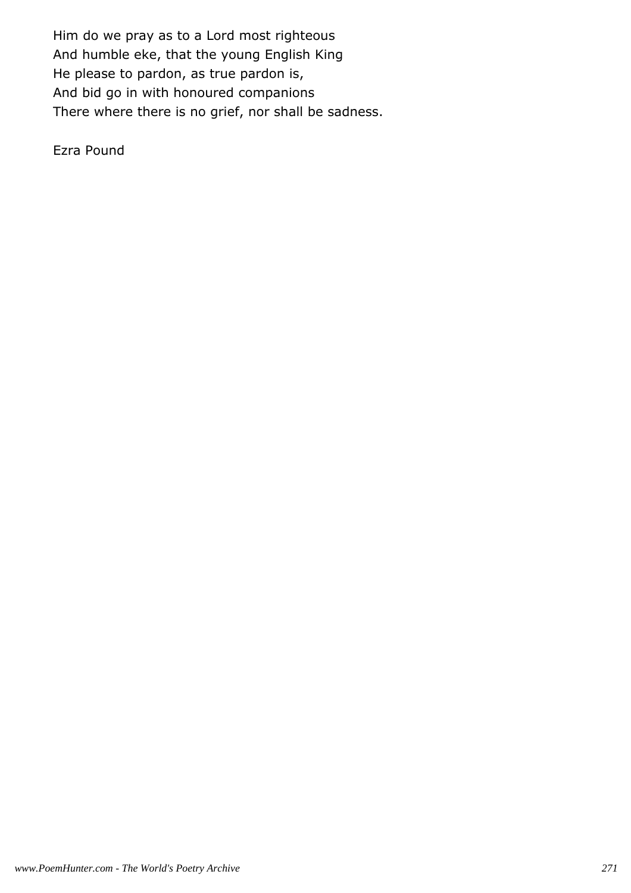Him do we pray as to a Lord most righteous  
And humble eke, that the young English King  
He please to pardon, as true pardon is,  
And bid go in with honoured companions  
There where there is no grief, nor shall be sadness.

Ezra Pound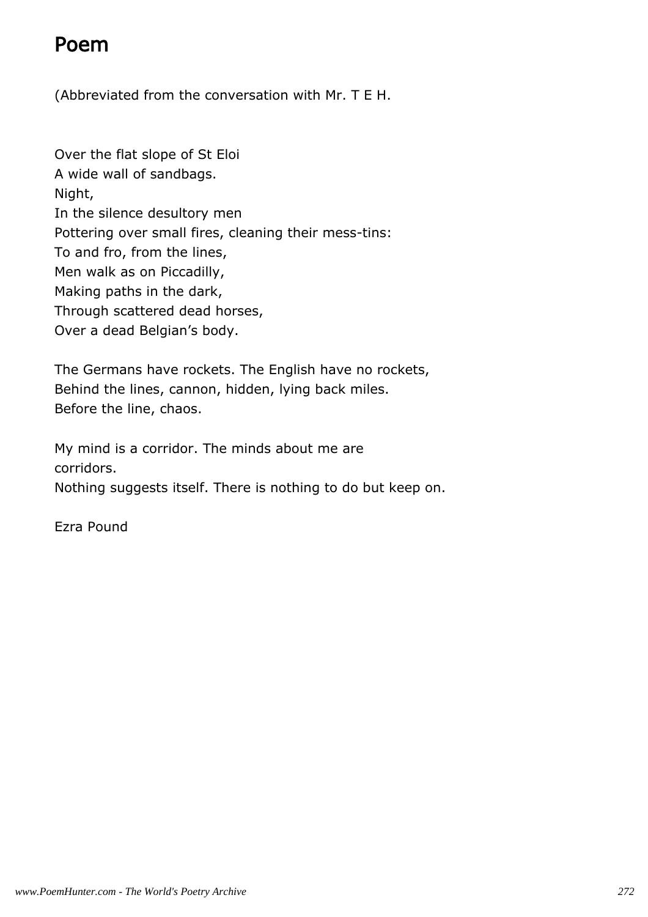# Poem

(Abbreviated from the conversation with Mr. T E H.

Over the flat slope of St Eloi
A wide wall of sandbags.
Night,
In the silence desultory men
Pottering over small fires, cleaning their mess-tins:
To and fro, from the lines,
Men walk as on Piccadilly,
Making paths in the dark,
Through scattered dead horses,
Over a dead Belgian's body.

The Germans have rockets. The English have no rockets,
Behind the lines, cannon, hidden, lying back miles.
Before the line, chaos.

My mind is a corridor. The minds about me are
corridors.
Nothing suggests itself. There is nothing to do but keep on.

Ezra Pound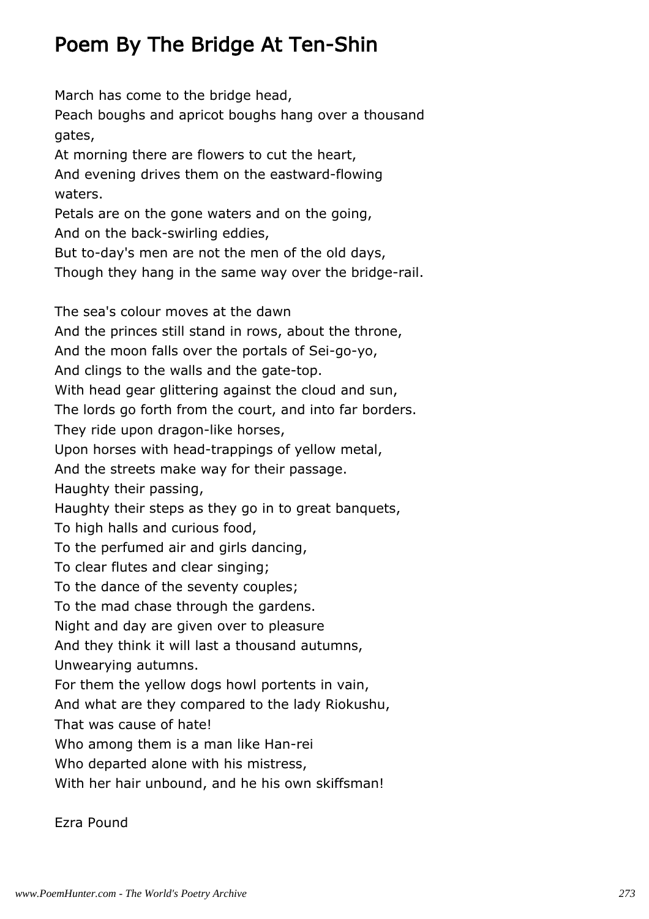# Poem By The Bridge At Ten-Shin

March has come to the bridge head,
Peach boughs and apricot boughs hang over a thousand gates,
At morning there are flowers to cut the heart,
And evening drives them on the eastward-flowing waters.
Petals are on the gone waters and on the going,
And on the back-swirling eddies,
But to-day's men are not the men of the old days,
Though they hang in the same way over the bridge-rail.

The sea's colour moves at the dawn
And the princes still stand in rows, about the throne,
And the moon falls over the portals of Sei-go-yo,
And clings to the walls and the gate-top.
With head gear glittering against the cloud and sun,
The lords go forth from the court, and into far borders.
They ride upon dragon-like horses,
Upon horses with head-trappings of yellow metal,
And the streets make way for their passage.
Haughty their passing,
Haughty their steps as they go in to great banquets,
To high halls and curious food,
To the perfumed air and girls dancing,
To clear flutes and clear singing;
To the dance of the seventy couples;
To the mad chase through the gardens.
Night and day are given over to pleasure
And they think it will last a thousand autumns,
Unwearying autumns.
For them the yellow dogs howl portents in vain,
And what are they compared to the lady Riokushu,
That was cause of hate!
Who among them is a man like Han-rei
Who departed alone with his mistress,
With her hair unbound, and he his own skiffsman!

Ezra Pound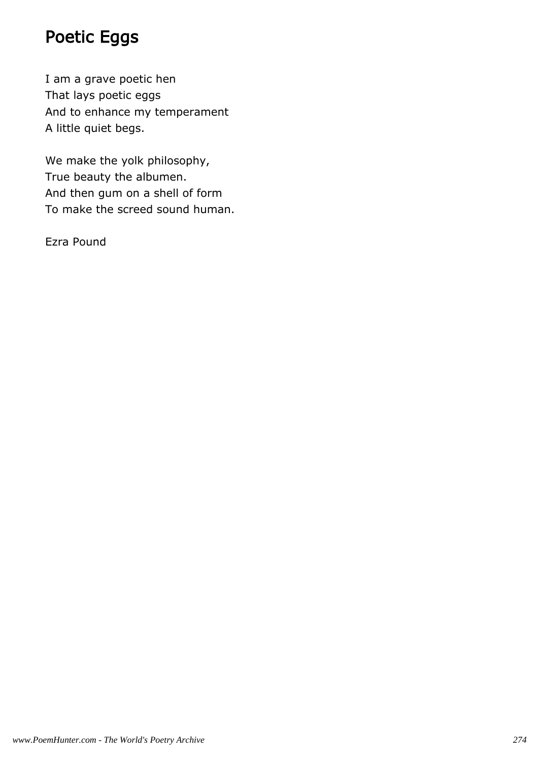# Poetic Eggs

I am a grave poetic hen
That lays poetic eggs
And to enhance my temperament
A little quiet begs.

We make the yolk philosophy,
True beauty the albumen.
And then gum on a shell of form
To make the screed sound human.

Ezra Pound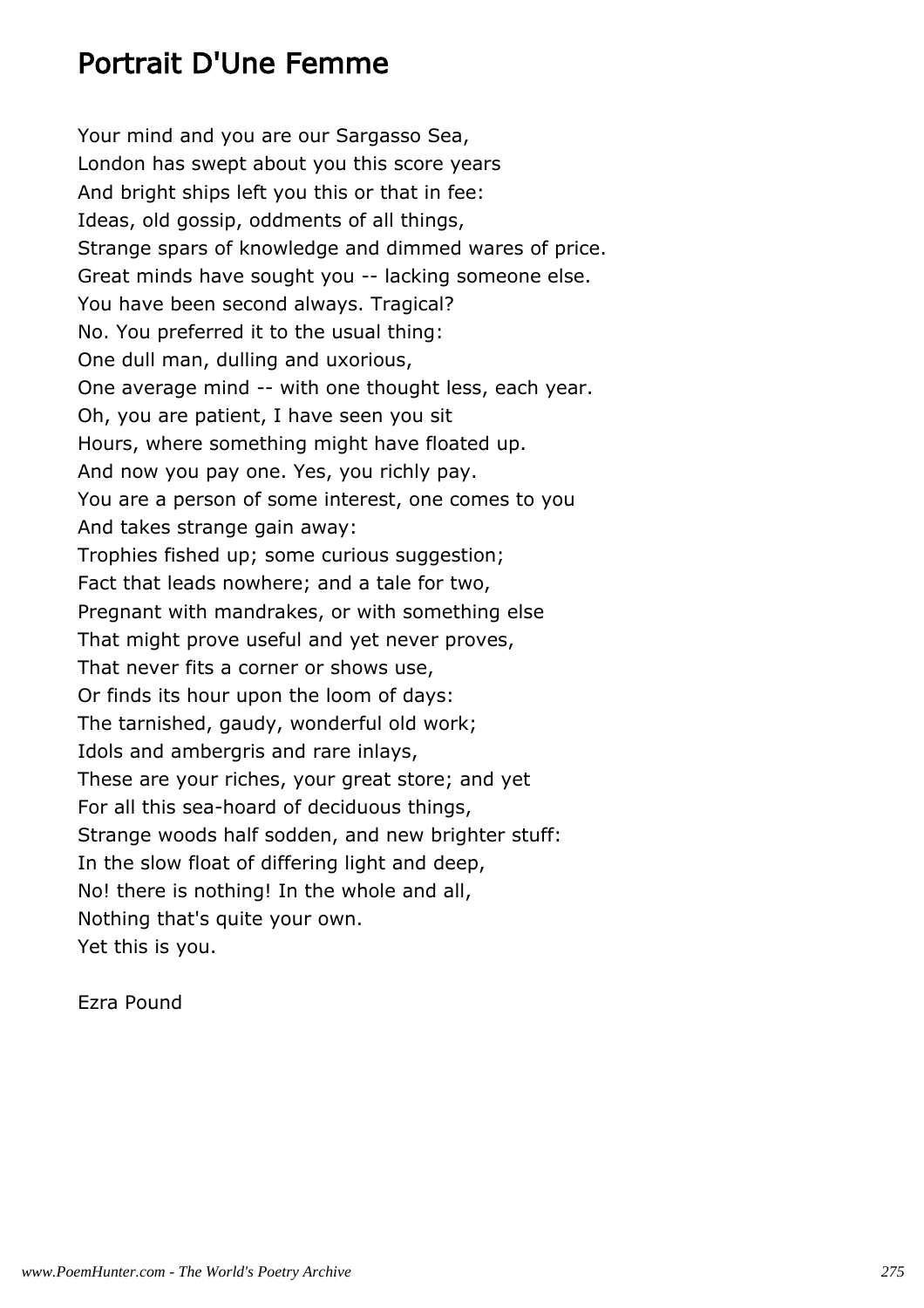# Portrait D'Une Femme

Your mind and you are our Sargasso Sea,
London has swept about you this score years
And bright ships left you this or that in fee:
Ideas, old gossip, oddments of all things,
Strange spars of knowledge and dimmed wares of price.
Great minds have sought you -- lacking someone else.
You have been second always. Tragical?
No. You preferred it to the usual thing:
One dull man, dulling and uxorious,
One average mind -- with one thought less, each year.
Oh, you are patient, I have seen you sit
Hours, where something might have floated up.
And now you pay one. Yes, you richly pay.
You are a person of some interest, one comes to you
And takes strange gain away:
Trophies fished up; some curious suggestion;
Fact that leads nowhere; and a tale for two,
Pregnant with mandrakes, or with something else
That might prove useful and yet never proves,
That never fits a corner or shows use,
Or finds its hour upon the loom of days:
The tarnished, gaudy, wonderful old work;
Idols and ambergris and rare inlays,
These are your riches, your great store; and yet
For all this sea-hoard of deciduous things,
Strange woods half sodden, and new brighter stuff:
In the slow float of differing light and deep,
No! there is nothing! In the whole and all,
Nothing that's quite your own.
Yet this is you.

Ezra Pound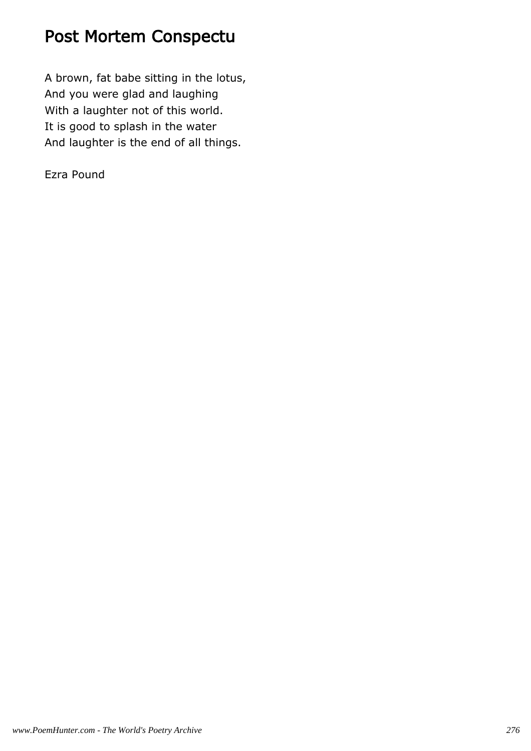# Post Mortem Conspectu

A brown, fat babe sitting in the lotus,  
And you were glad and laughing  
With a laughter not of this world.  
It is good to splash in the water  
And laughter is the end of all things.

Ezra Pound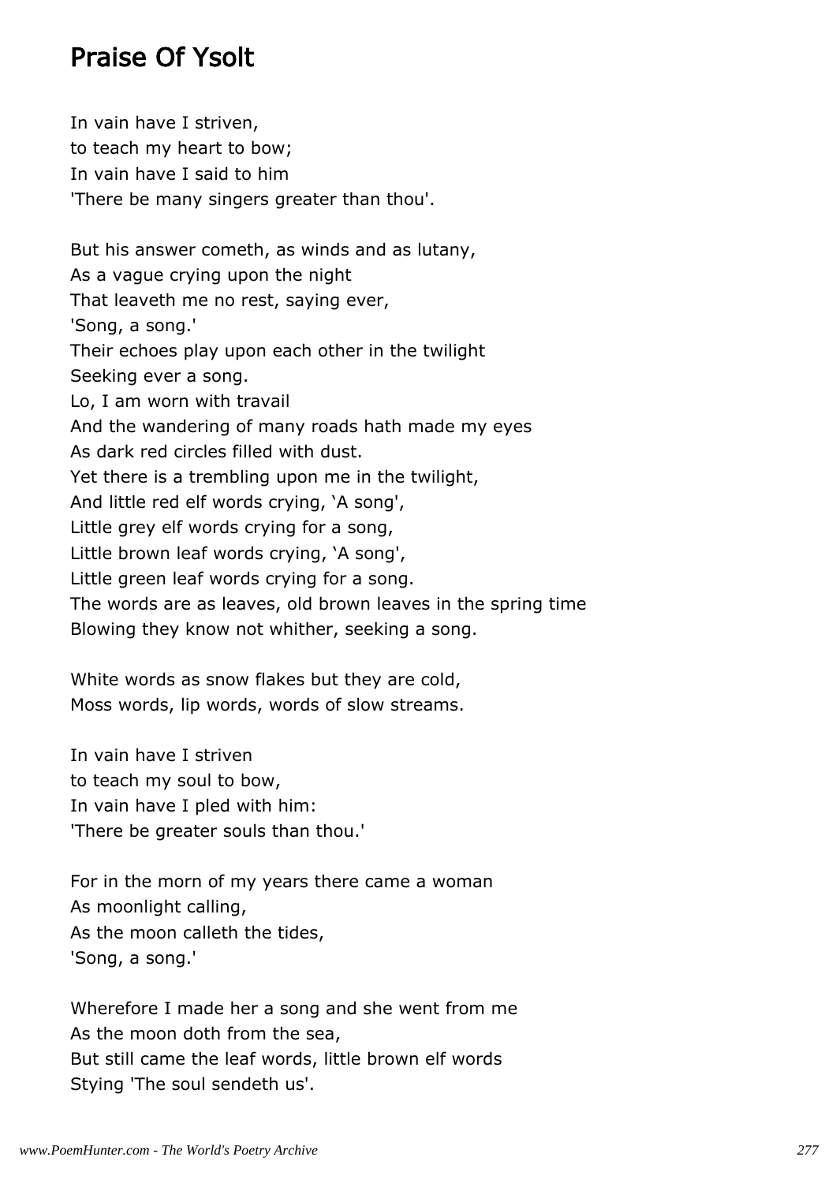## Praise Of Ysolt

In vain have I striven,  
to teach my heart to bow;  
In vain have I said to him  
'There be many singers greater than thou'.

But his answer cometh, as winds and as lutany,  
As a vague crying upon the night  
That leaveth me no rest, saying ever,  
'Song, a song.'  
Their echoes play upon each other in the twilight  
Seeking ever a song.  
Lo, I am worn with travail  
And the wandering of many roads hath made my eyes  
As dark red circles filled with dust.  
Yet there is a trembling upon me in the twilight,  
And little red elf words crying, 'A song',  
Little grey elf words crying for a song,  
Little brown leaf words crying, 'A song',  
Little green leaf words crying for a song.  
The words are as leaves, old brown leaves in the spring time  
Blowing they know not whither, seeking a song.

White words as snow flakes but they are cold,  
Moss words, lip words, words of slow streams.

In vain have I striven  
to teach my soul to bow,  
In vain have I pled with him:  
'There be greater souls than thou.'

For in the morn of my years there came a woman  
As moonlight calling,  
As the moon calleth the tides,  
'Song, a song.'

Wherefore I made her a song and she went from me  
As the moon doth from the sea,  
But still came the leaf words, little brown elf words  
Stying 'The soul sendeth us'.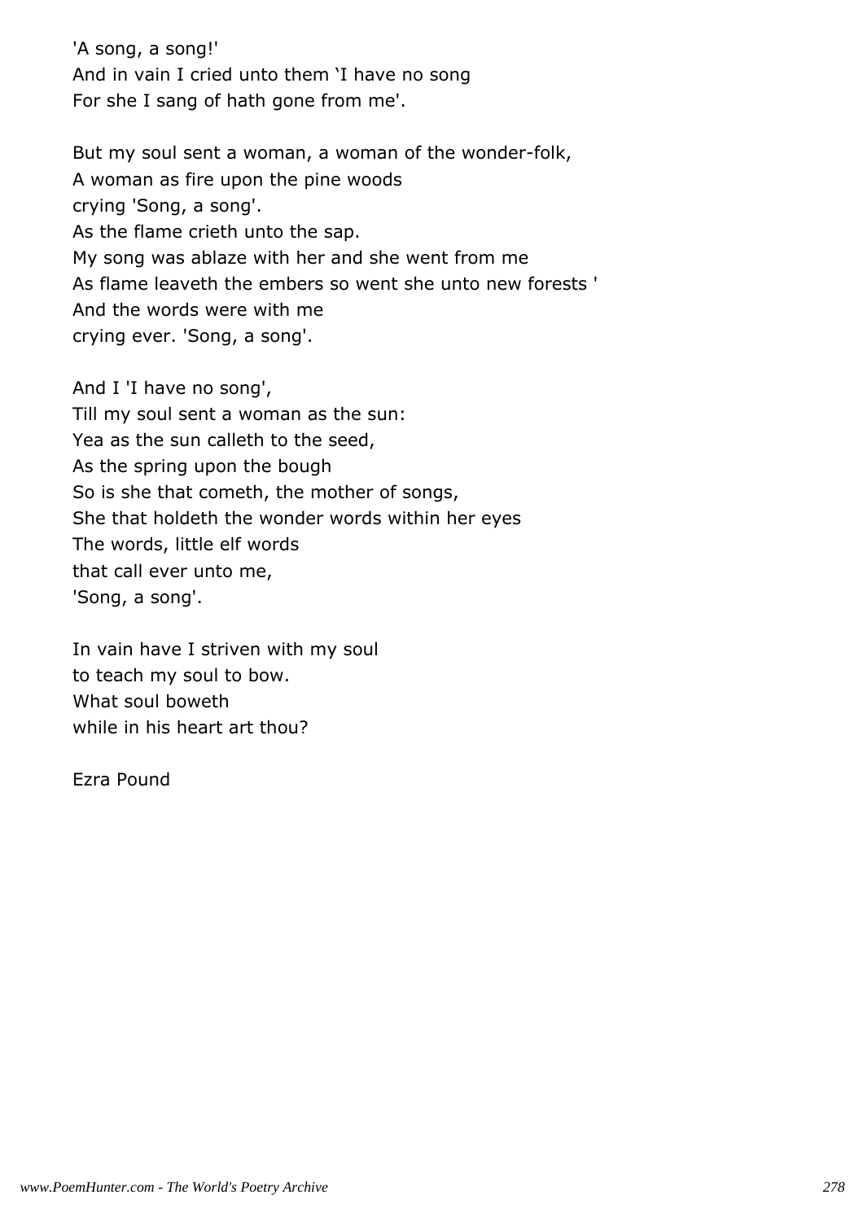'A song, a song!'
And in vain I cried unto them 'I have no song
For she I sang of hath gone from me'.

But my soul sent a woman, a woman of the wonder-folk,
A woman as fire upon the pine woods
crying 'Song, a song'.
As the flame crieth unto the sap.
My song was ablaze with her and she went from me
As flame leaveth the embers so went she unto new forests '
And the words were with me
crying ever. 'Song, a song'.

And I 'I have no song',
Till my soul sent a woman as the sun:
Yea as the sun calleth to the seed,
As the spring upon the bough
So is she that cometh, the mother of songs,
She that holdeth the wonder words within her eyes
The words, little elf words
that call ever unto me,
'Song, a song'.

In vain have I striven with my soul
to teach my soul to bow.
What soul boweth
while in his heart art thou?

Ezra Pound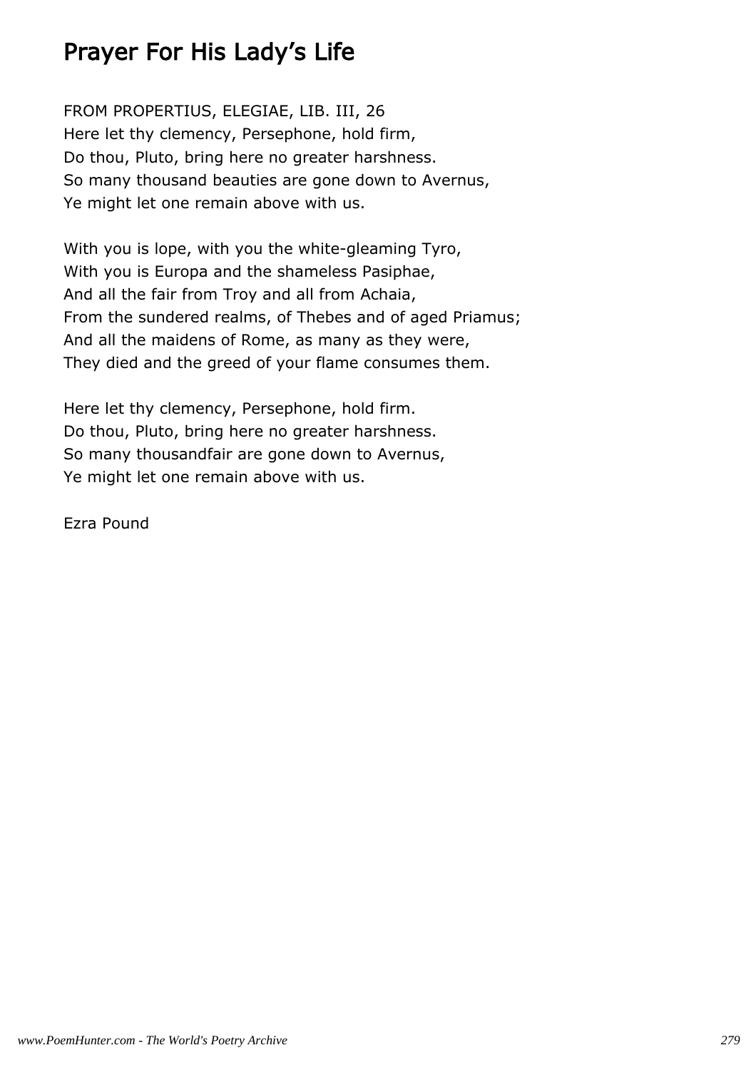# Prayer For His Lady's Life

FROM PROPERTIUS, ELEGIAE, LIB. III, 26  
Here let thy clemency, Persephone, hold firm,  
Do thou, Pluto, bring here no greater harshness.  
So many thousand beauties are gone down to Avernus,  
Ye might let one remain above with us.

With you is lope, with you the white-gleaming Tyro,  
With you is Europa and the shameless Pasiphae,  
And all the fair from Troy and all from Achaia,  
From the sundered realms, of Thebes and of aged Priamus;  
And all the maidens of Rome, as many as they were,  
They died and the greed of your flame consumes them.

Here let thy clemency, Persephone, hold firm.  
Do thou, Pluto, bring here no greater harshness.  
So many thousandfair are gone down to Avernus,  
Ye might let one remain above with us.

Ezra Pound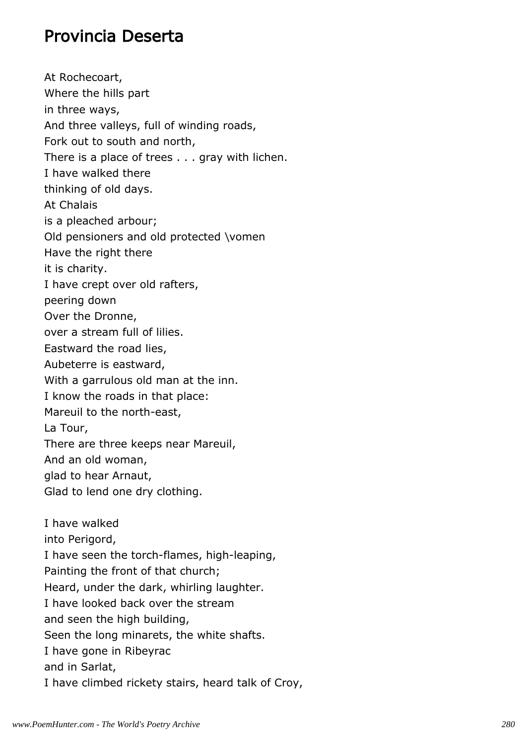# Provincia Deserta

At Rochecoart,  
Where the hills part  
in three ways,  
And three valleys, full of winding roads,  
Fork out to south and north,  
There is a place of trees . . . gray with lichen.  
I have walked there  
thinking of old days.  
At Chalais  
is a pleached arbour;  
Old pensioners and old protected \vomen  
Have the right there  
it is charity.  
I have crept over old rafters,  
peering down  
Over the Dronne,  
over a stream full of lilies.  
Eastward the road lies,  
Aubeterre is eastward,  
With a garrulous old man at the inn.  
I know the roads in that place:  
Mareuil to the north-east,  
La Tour,  
There are three keeps near Mareuil,  
And an old woman,  
glad to hear Arnaut,  
Glad to lend one dry clothing.

I have walked  
into Perigord,  
I have seen the torch-flames, high-leaping,  
Painting the front of that church;  
Heard, under the dark, whirling laughter.  
I have looked back over the stream  
and seen the high building,  
Seen the long minarets, the white shafts.  
I have gone in Ribeyrac  
and in Sarlat,  
I have climbed rickety stairs, heard talk of Croy,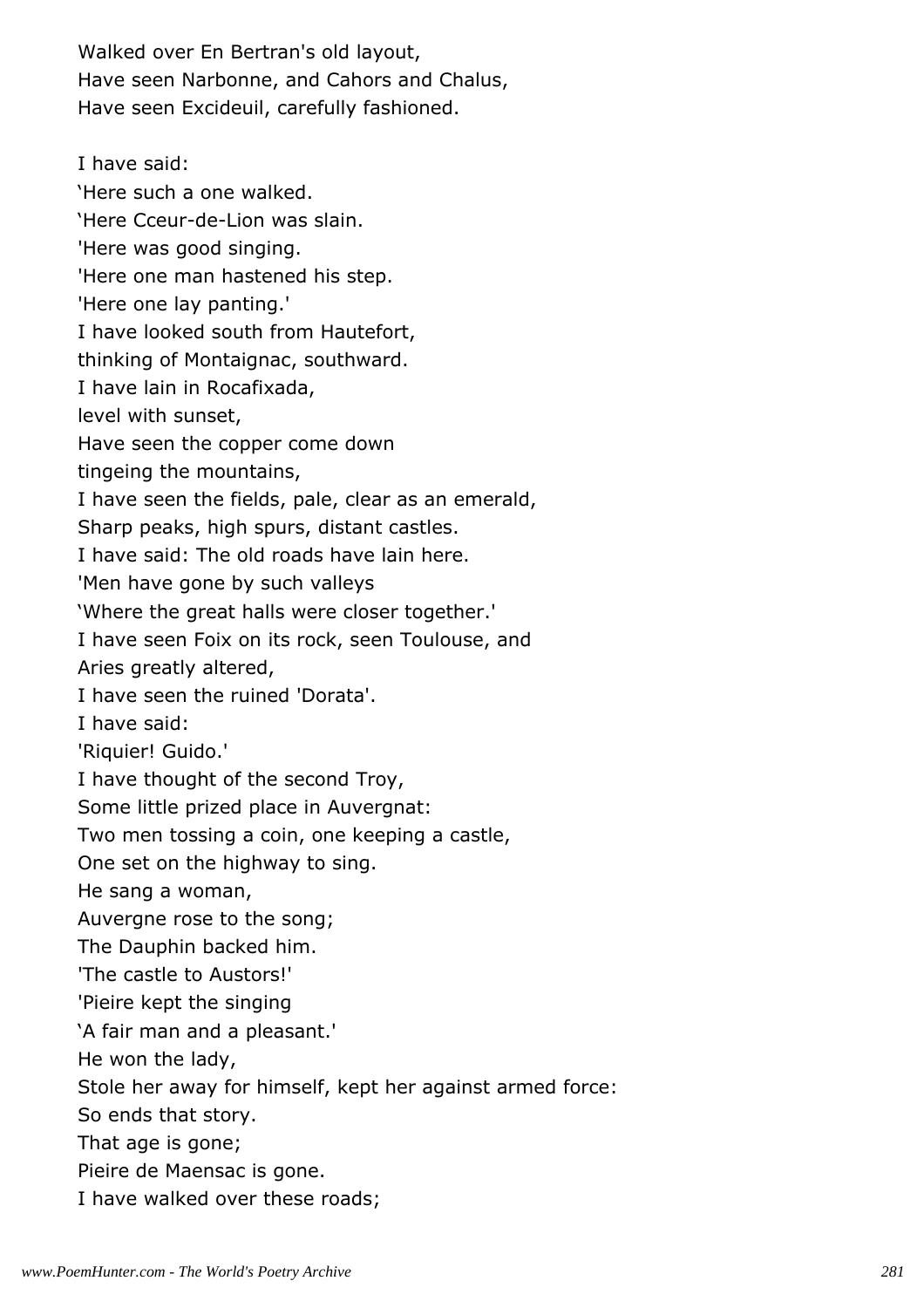Walked over En Bertran's old layout,
Have seen Narbonne, and Cahors and Chalus,
Have seen Excideuil, carefully fashioned.

I have said:
'Here such a one walked.
'Here Cceur-de-Lion was slain.
'Here was good singing.
'Here one man hastened his step.
'Here one lay panting.'
I have looked south from Hautefort,
thinking of Montaignac, southward.
I have lain in Rocafixada,
level with sunset,
Have seen the copper come down
tingeing the mountains,
I have seen the fields, pale, clear as an emerald,
Sharp peaks, high spurs, distant castles.
I have said: The old roads have lain here.
'Men have gone by such valleys
'Where the great halls were closer together.'
I have seen Foix on its rock, seen Toulouse, and
Aries greatly altered,
I have seen the ruined 'Dorata'.
I have said:
'Riquier! Guido.'
I have thought of the second Troy,
Some little prized place in Auvergnat:
Two men tossing a coin, one keeping a castle,
One set on the highway to sing.
He sang a woman,
Auvergne rose to the song;
The Dauphin backed him.
'The castle to Austors!'
'Pieire kept the singing
'A fair man and a pleasant.'
He won the lady,
Stole her away for himself, kept her against armed force:
So ends that story.
That age is gone;
Pieire de Maensac is gone.
I have walked over these roads;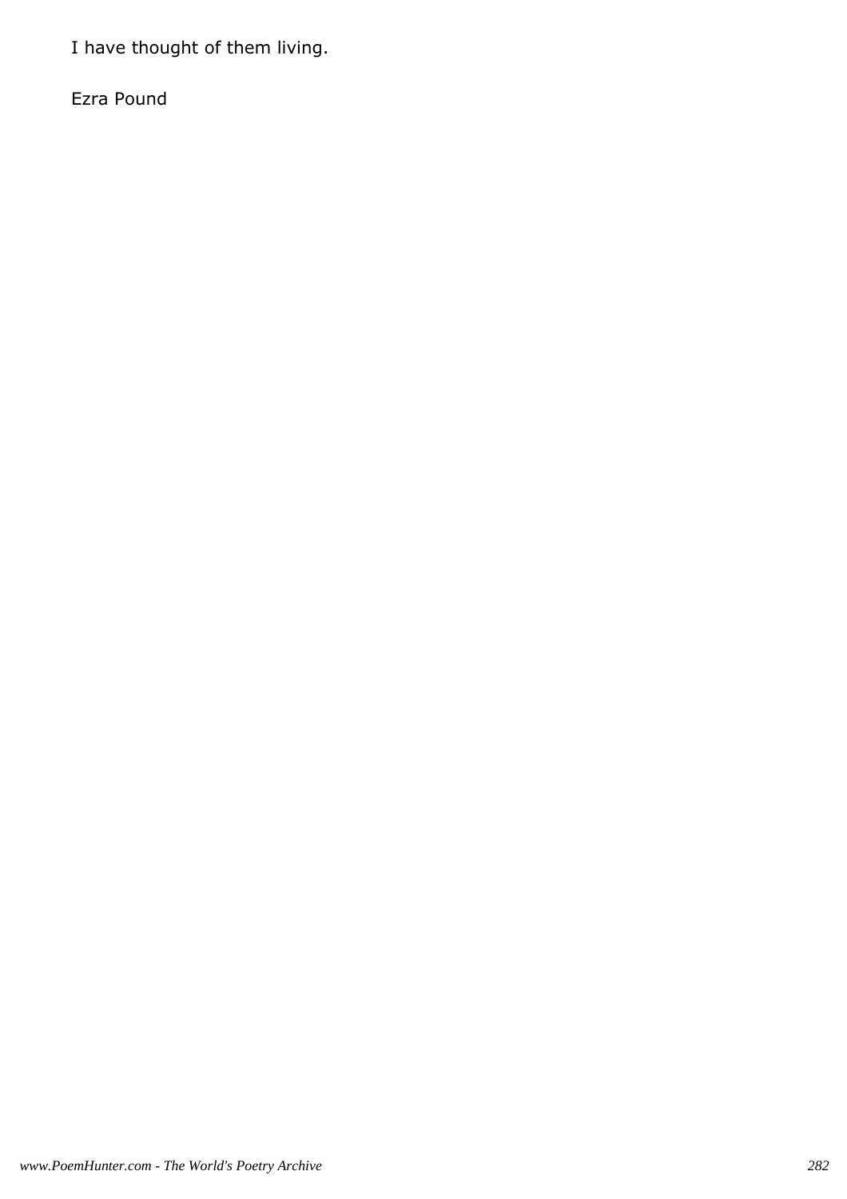I have thought of them living.

Ezra Pound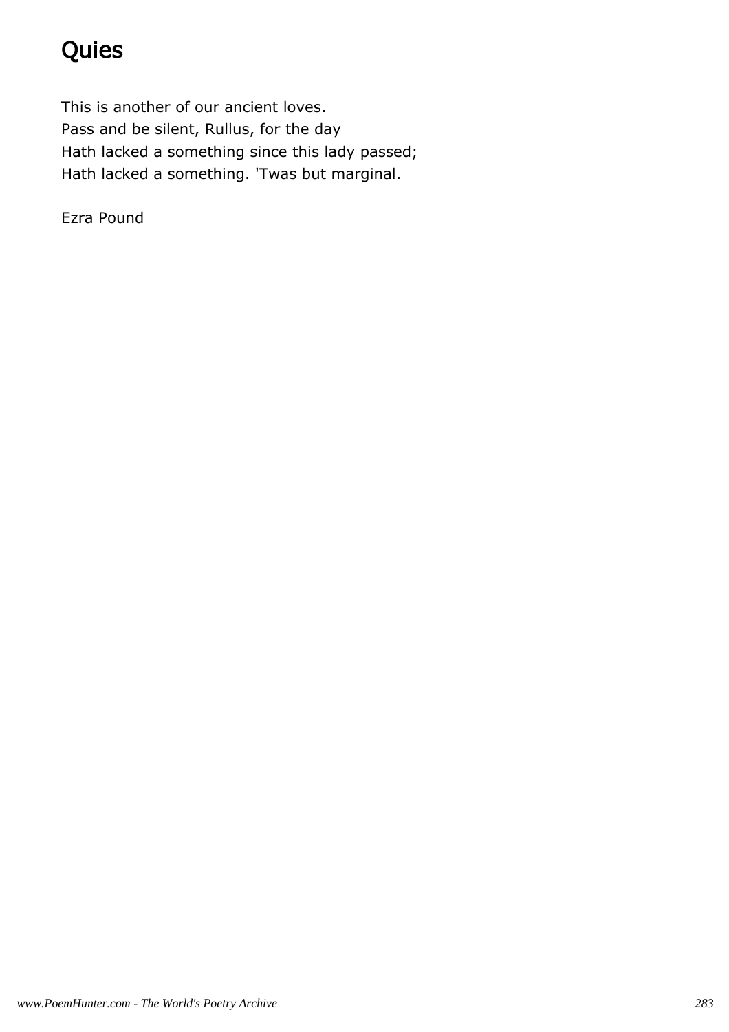# Quies

This is another of our ancient loves.  
Pass and be silent, Rullus, for the day  
Hath lacked a something since this lady passed;  
Hath lacked a something. 'Twas but marginal.

Ezra Pound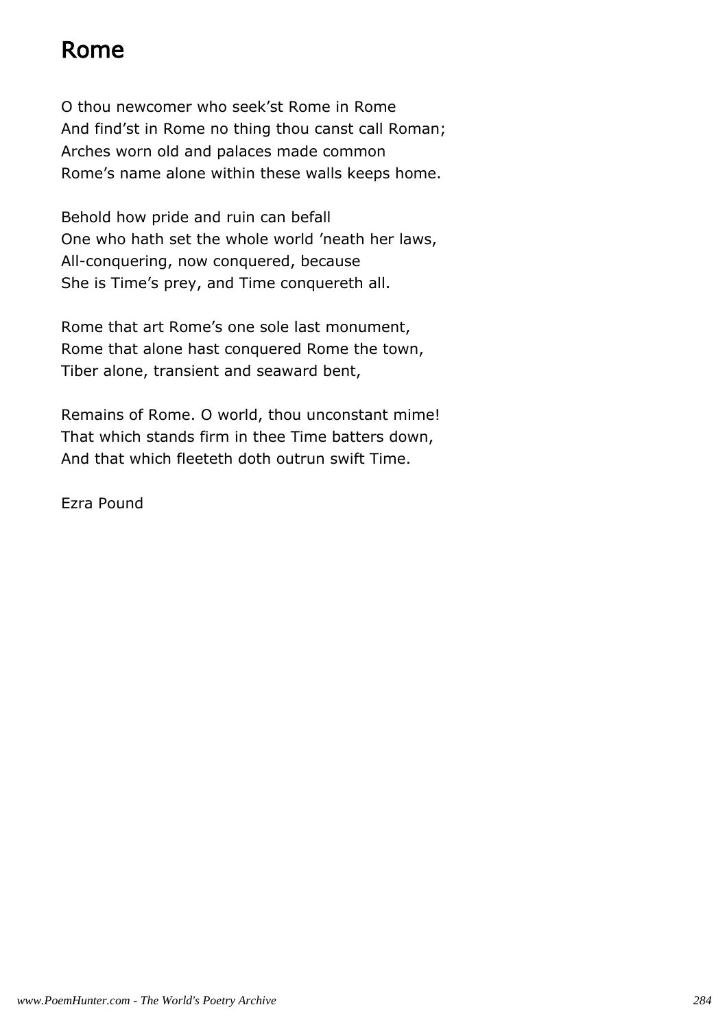# Rome

O thou newcomer who seek'st Rome in Rome  
And find'st in Rome no thing thou canst call Roman;  
Arches worn old and palaces made common  
Rome's name alone within these walls keeps home.

Behold how pride and ruin can befall  
One who hath set the whole world 'neath her laws,  
All-conquering, now conquered, because  
She is Time's prey, and Time conquereth all.

Rome that art Rome's one sole last monument,  
Rome that alone hast conquered Rome the town,  
Tiber alone, transient and seaward bent,

Remains of Rome. O world, thou unconstant mime!  
That which stands firm in thee Time batters down,  
And that which fleeteth doth outrun swift Time.

Ezra Pound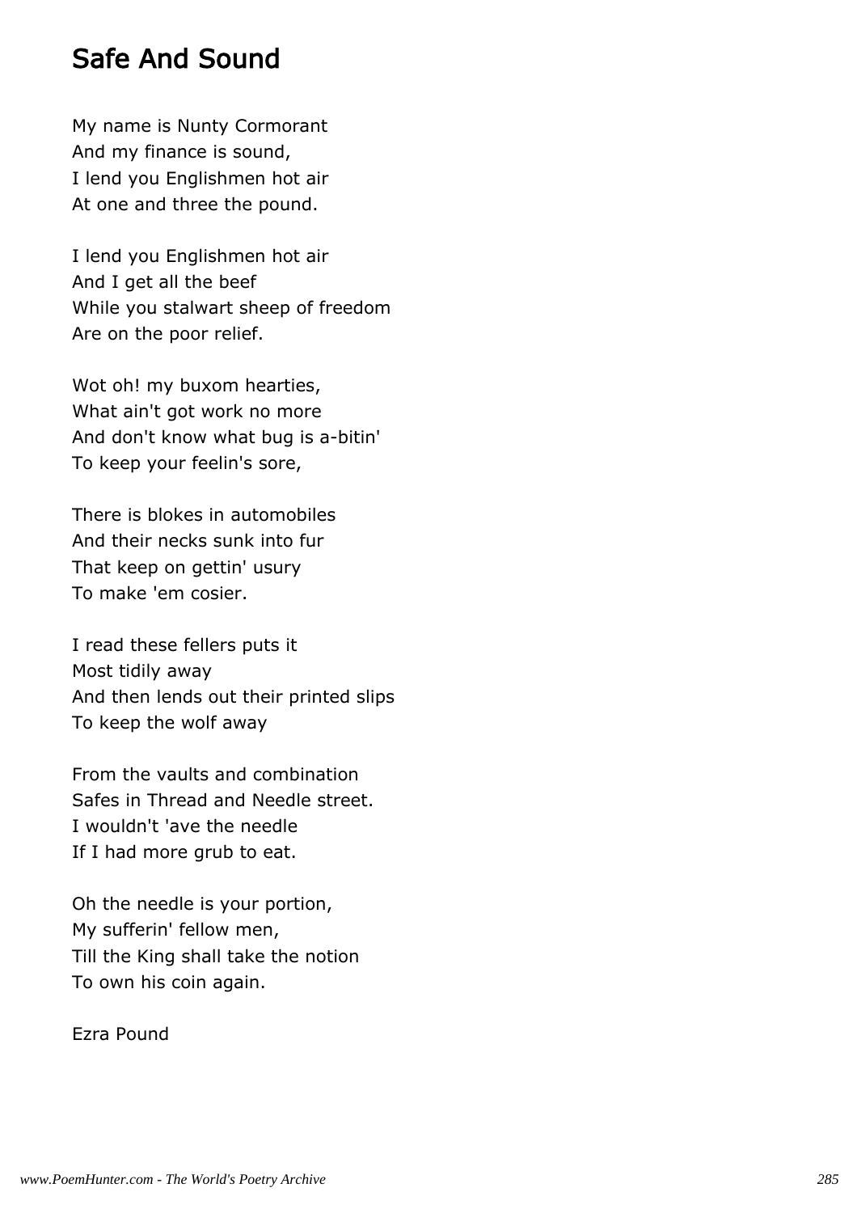# Safe And Sound

My name is Nunty Cormorant  
And my finance is sound,  
I lend you Englishmen hot air  
At one and three the pound.

I lend you Englishmen hot air  
And I get all the beef  
While you stalwart sheep of freedom  
Are on the poor relief.

Wot oh! my buxom hearties,  
What ain't got work no more  
And don't know what bug is a-bitin'  
To keep your feelin's sore,

There is blokes in automobiles  
And their necks sunk into fur  
That keep on gettin' usury  
To make 'em cosier.

I read these fellers puts it  
Most tidily away  
And then lends out their printed slips  
To keep the wolf away

From the vaults and combination  
Safes in Thread and Needle street.  
I wouldn't 'ave the needle  
If I had more grub to eat.

Oh the needle is your portion,  
My sufferin' fellow men,  
Till the King shall take the notion  
To own his coin again.

Ezra Pound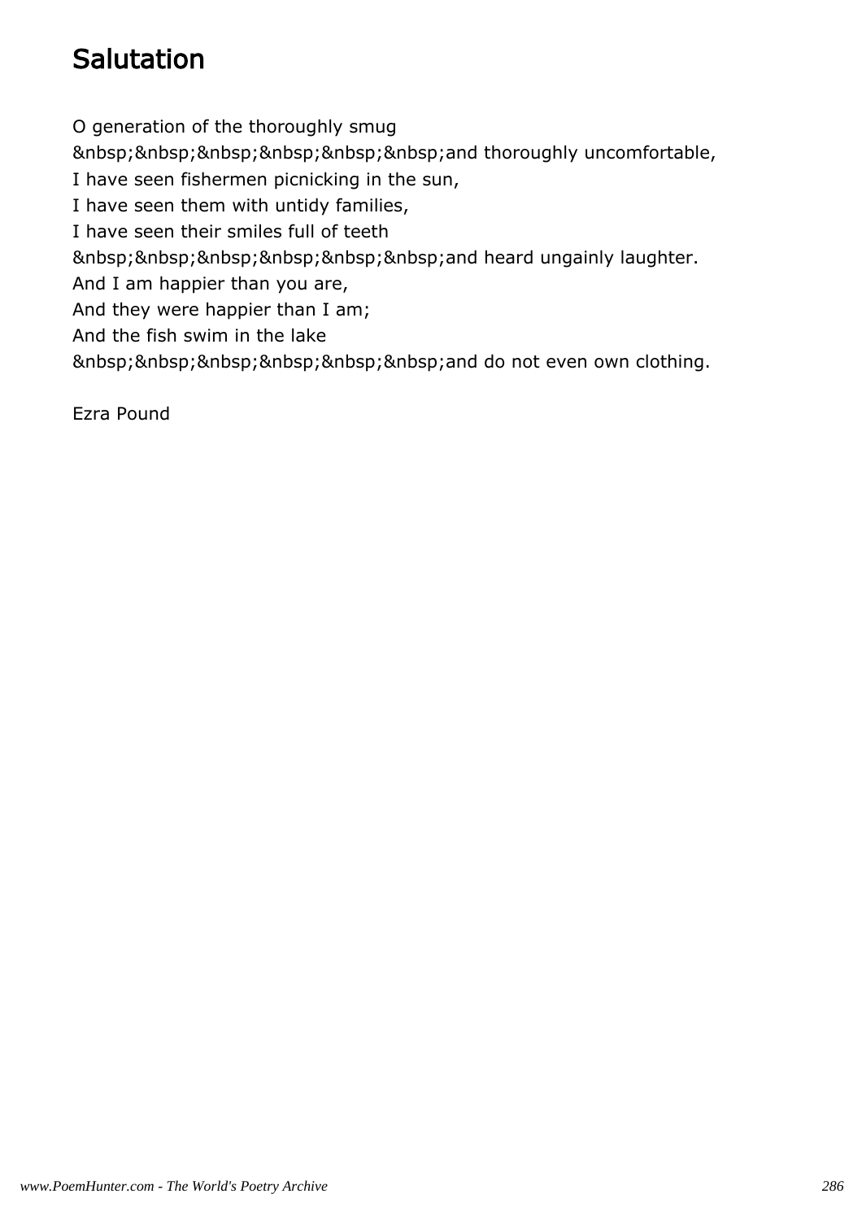# Salutation

O generation of the thoroughly smug
&nbsp;&nbsp;&nbsp;&nbsp;&nbsp;&nbsp;and thoroughly uncomfortable,
I have seen fishermen picnicking in the sun,
I have seen them with untidy families,
I have seen their smiles full of teeth
&nbsp;&nbsp;&nbsp;&nbsp;&nbsp;&nbsp;and heard ungainly laughter.
And I am happier than you are,
And they were happier than I am;
And the fish swim in the lake
&nbsp;&nbsp;&nbsp;&nbsp;&nbsp;&nbsp;and do not even own clothing.

Ezra Pound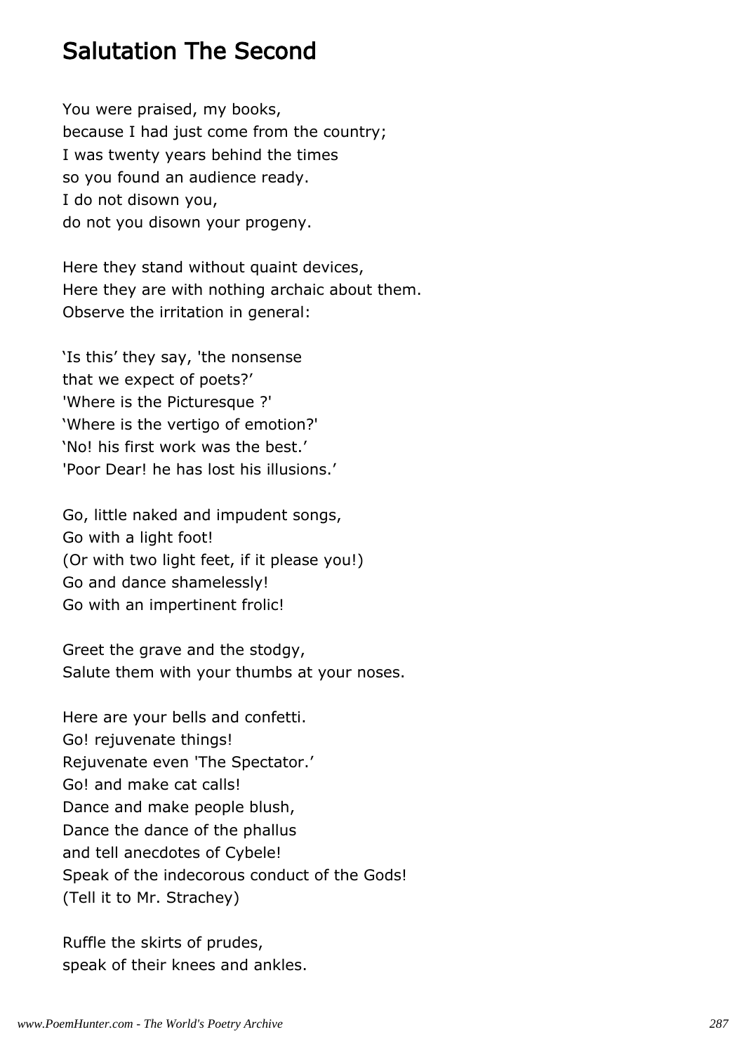## Salutation The Second

You were praised, my books,  
because I had just come from the country;  
I was twenty years behind the times  
so you found an audience ready.  
I do not disown you,  
do not you disown your progeny.

Here they stand without quaint devices,  
Here they are with nothing archaic about them.  
Observe the irritation in general:

‘Is this’ they say, 'the nonsense  
that we expect of poets?’  
'Where is the Picturesque ?'  
‘Where is the vertigo of emotion?'  
‘No! his first work was the best.’  
'Poor Dear! he has lost his illusions.’

Go, little naked and impudent songs,  
Go with a light foot!  
(Or with two light feet, if it please you!)  
Go and dance shamelessly!  
Go with an impertinent frolic!

Greet the grave and the stodgy,  
Salute them with your thumbs at your noses.

Here are your bells and confetti.  
Go! rejuvenate things!  
Rejuvenate even 'The Spectator.’  
Go! and make cat calls!  
Dance and make people blush,  
Dance the dance of the phallus  
and tell anecdotes of Cybele!  
Speak of the indecorous conduct of the Gods!  
(Tell it to Mr. Strachey)

Ruffle the skirts of prudes,  
speak of their knees and ankles.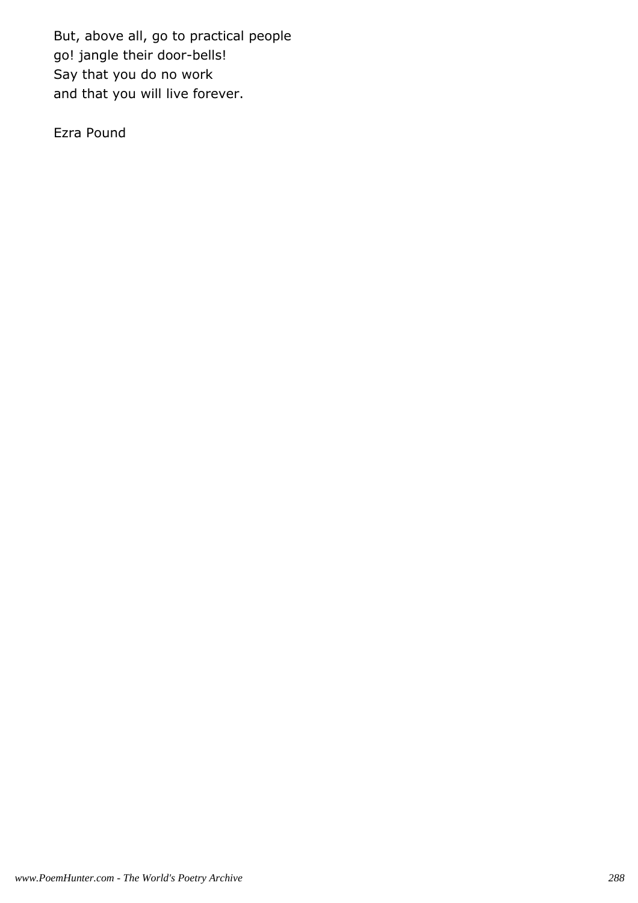But, above all, go to practical people  
go! jangle their door-bells!  
Say that you do no work  
and that you will live forever.

Ezra Pound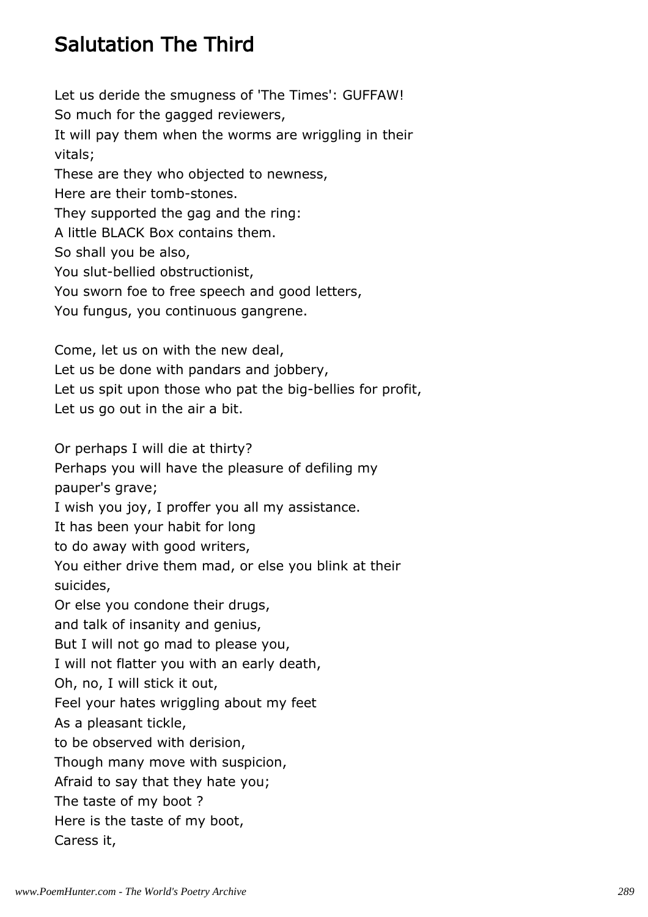## Salutation The Third

Let us deride the smugness of 'The Times': GUFFAW!
So much for the gagged reviewers,
It will pay them when the worms are wriggling in their vitals;
These are they who objected to newness,
Here are their tomb-stones.
They supported the gag and the ring:
A little BLACK Box contains them.
So shall you be also,
You slut-bellied obstructionist,
You sworn foe to free speech and good letters,
You fungus, you continuous gangrene.

Come, let us on with the new deal,
Let us be done with pandars and jobbery,
Let us spit upon those who pat the big-bellies for profit,
Let us go out in the air a bit.

Or perhaps I will die at thirty?
Perhaps you will have the pleasure of defiling my pauper's grave;
I wish you joy, I proffer you all my assistance.
It has been your habit for long
to do away with good writers,
You either drive them mad, or else you blink at their suicides,
Or else you condone their drugs,
and talk of insanity and genius,
But I will not go mad to please you,
I will not flatter you with an early death,
Oh, no, I will stick it out,
Feel your hates wriggling about my feet
As a pleasant tickle,
to be observed with derision,
Though many move with suspicion,
Afraid to say that they hate you;
The taste of my boot ?
Here is the taste of my boot,
Caress it,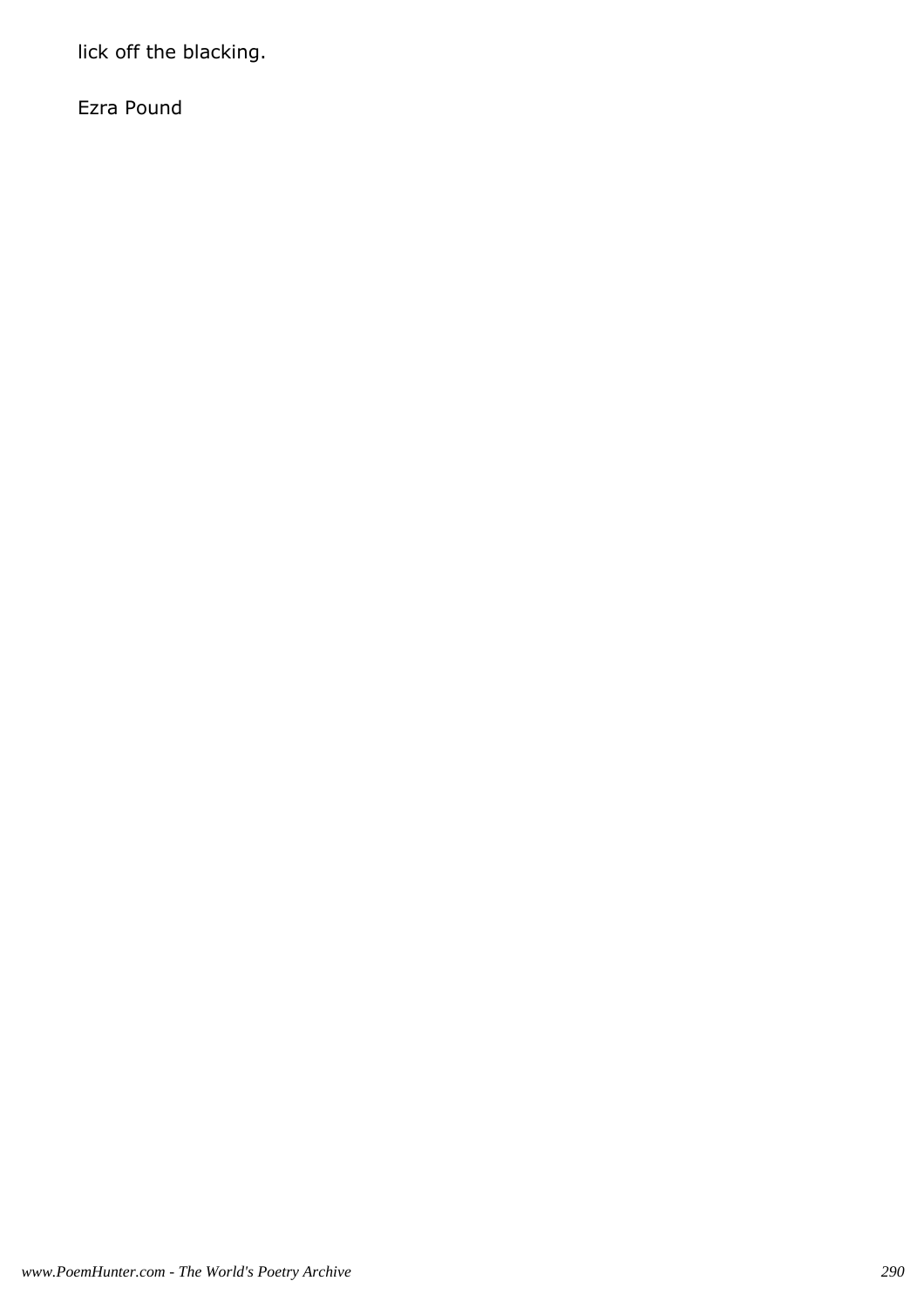lick off the blacking.

Ezra Pound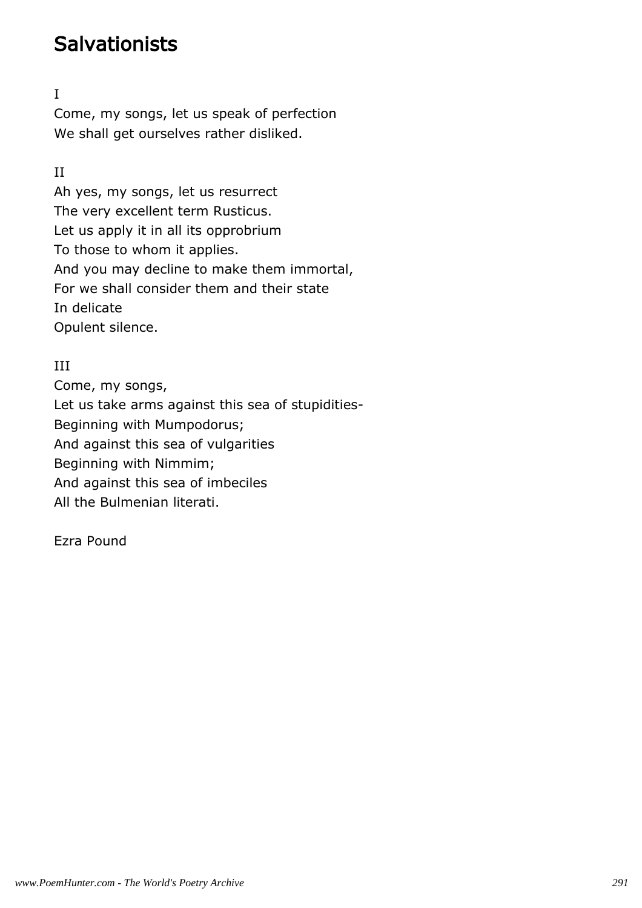# Salvationists

I

Come, my songs, let us speak of perfection
We shall get ourselves rather disliked.

II

Ah yes, my songs, let us resurrect
The very excellent term Rusticus.
Let us apply it in all its opprobrium
To those to whom it applies.
And you may decline to make them immortal,
For we shall consider them and their state
In delicate
Opulent silence.

III

Come, my songs,
Let us take arms against this sea of stupidities-
Beginning with Mumpodorus;
And against this sea of vulgarities
Beginning with Nimmim;
And against this sea of imbeciles
All the Bulmenian literati.

Ezra Pound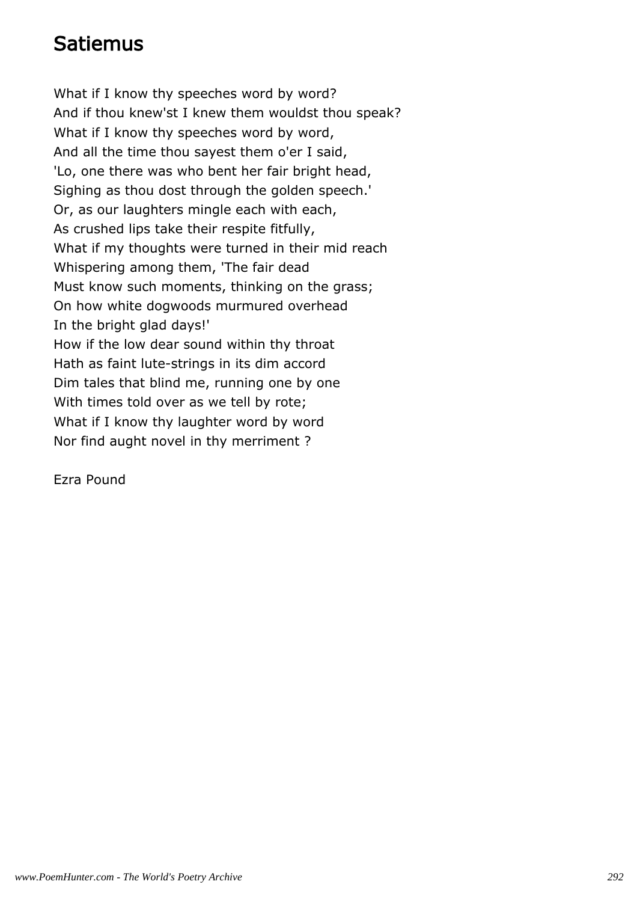# Satiemus

What if I know thy speeches word by word?
And if thou knew'st I knew them wouldst thou speak?
What if I know thy speeches word by word,
And all the time thou sayest them o'er I said,
'Lo, one there was who bent her fair bright head,
Sighing as thou dost through the golden speech.'
Or, as our laughters mingle each with each,
As crushed lips take their respite fitfully,
What if my thoughts were turned in their mid reach
Whispering among them, 'The fair dead
Must know such moments, thinking on the grass;
On how white dogwoods murmured overhead
In the bright glad days!'
How if the low dear sound within thy throat
Hath as faint lute-strings in its dim accord
Dim tales that blind me, running one by one
With times told over as we tell by rote;
What if I know thy laughter word by word
Nor find aught novel in thy merriment ?

Ezra Pound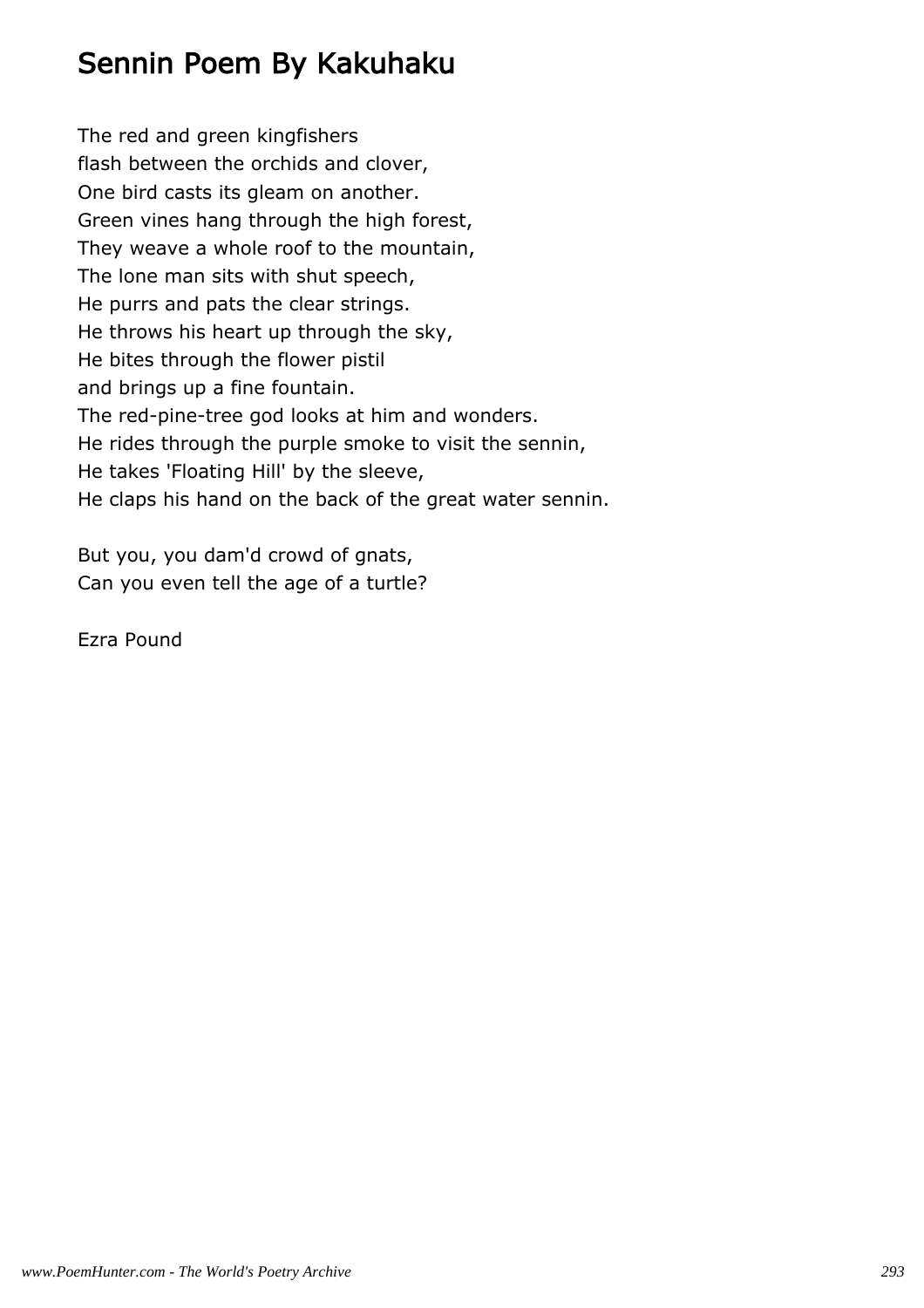## Sennin Poem By Kakuhaku

The red and green kingfishers  
flash between the orchids and clover,  
One bird casts its gleam on another.  
Green vines hang through the high forest,  
They weave a whole roof to the mountain,  
The lone man sits with shut speech,  
He purrs and pats the clear strings.  
He throws his heart up through the sky,  
He bites through the flower pistil  
and brings up a fine fountain.  
The red-pine-tree god looks at him and wonders.  
He rides through the purple smoke to visit the sennin,  
He takes 'Floating Hill' by the sleeve,  
He claps his hand on the back of the great water sennin.

But you, you dam'd crowd of gnats,  
Can you even tell the age of a turtle?

Ezra Pound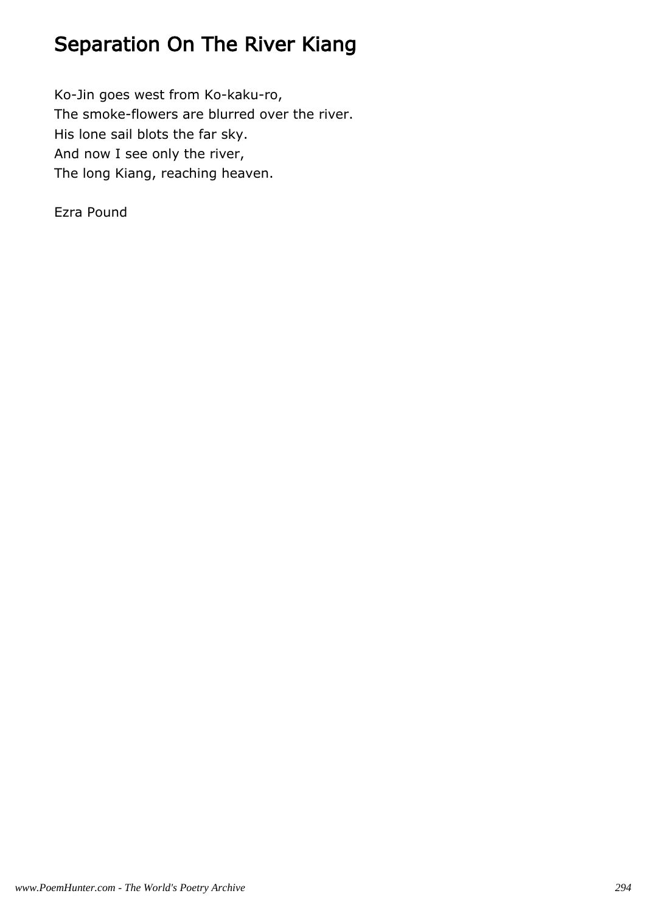# Separation On The River Kiang

Ko-Jin goes west from Ko-kaku-ro,  
The smoke-flowers are blurred over the river.  
His lone sail blots the far sky.  
And now I see only the river,  
The long Kiang, reaching heaven.

Ezra Pound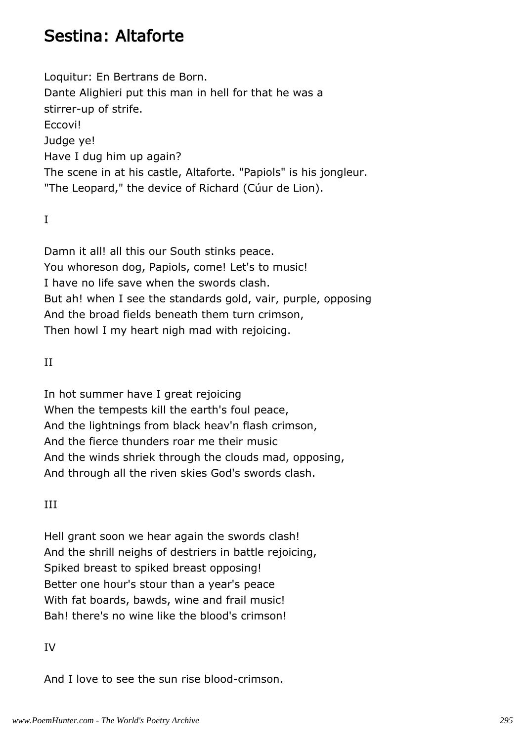# Sestina: Altaforte

Loquitur: En Bertrans de Born.
Dante Alighieri put this man in hell for that he was a
stirrer-up of strife.
Eccovi!
Judge ye!
Have I dug him up again?
The scene in at his castle, Altaforte. "Papiols" is his jongleur.
"The Leopard," the device of Richard (Cúur de Lion).

I

Damn it all! all this our South stinks peace.
You whoreson dog, Papiols, come! Let's to music!
I have no life save when the swords clash.
But ah! when I see the standards gold, vair, purple, opposing
And the broad fields beneath them turn crimson,
Then howl I my heart nigh mad with rejoicing.

II

In hot summer have I great rejoicing
When the tempests kill the earth's foul peace,
And the lightnings from black heav'n flash crimson,
And the fierce thunders roar me their music
And the winds shriek through the clouds mad, opposing,
And through all the riven skies God's swords clash.

III

Hell grant soon we hear again the swords clash!
And the shrill neighs of destriers in battle rejoicing,
Spiked breast to spiked breast opposing!
Better one hour's stour than a year's peace
With fat boards, bawds, wine and frail music!
Bah! there's no wine like the blood's crimson!

IV

And I love to see the sun rise blood-crimson.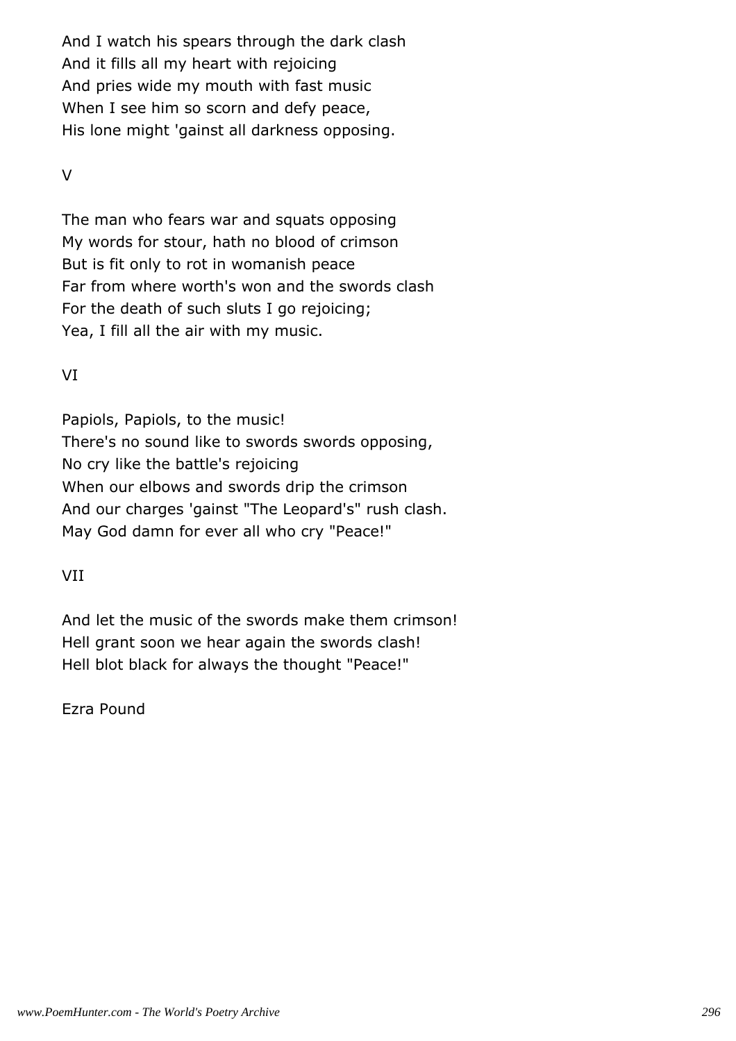And I watch his spears through the dark clash
And it fills all my heart with rejoicing
And pries wide my mouth with fast music
When I see him so scorn and defy peace,
His lone might 'gainst all darkness opposing.

V

The man who fears war and squats opposing
My words for stour, hath no blood of crimson
But is fit only to rot in womanish peace
Far from where worth's won and the swords clash
For the death of such sluts I go rejoicing;
Yea, I fill all the air with my music.

VI

Papiols, Papiols, to the music!
There's no sound like to swords swords opposing,
No cry like the battle's rejoicing
When our elbows and swords drip the crimson
And our charges 'gainst "The Leopard's" rush clash.
May God damn for ever all who cry "Peace!"

VII

And let the music of the swords make them crimson!
Hell grant soon we hear again the swords clash!
Hell blot black for always the thought "Peace!"

Ezra Pound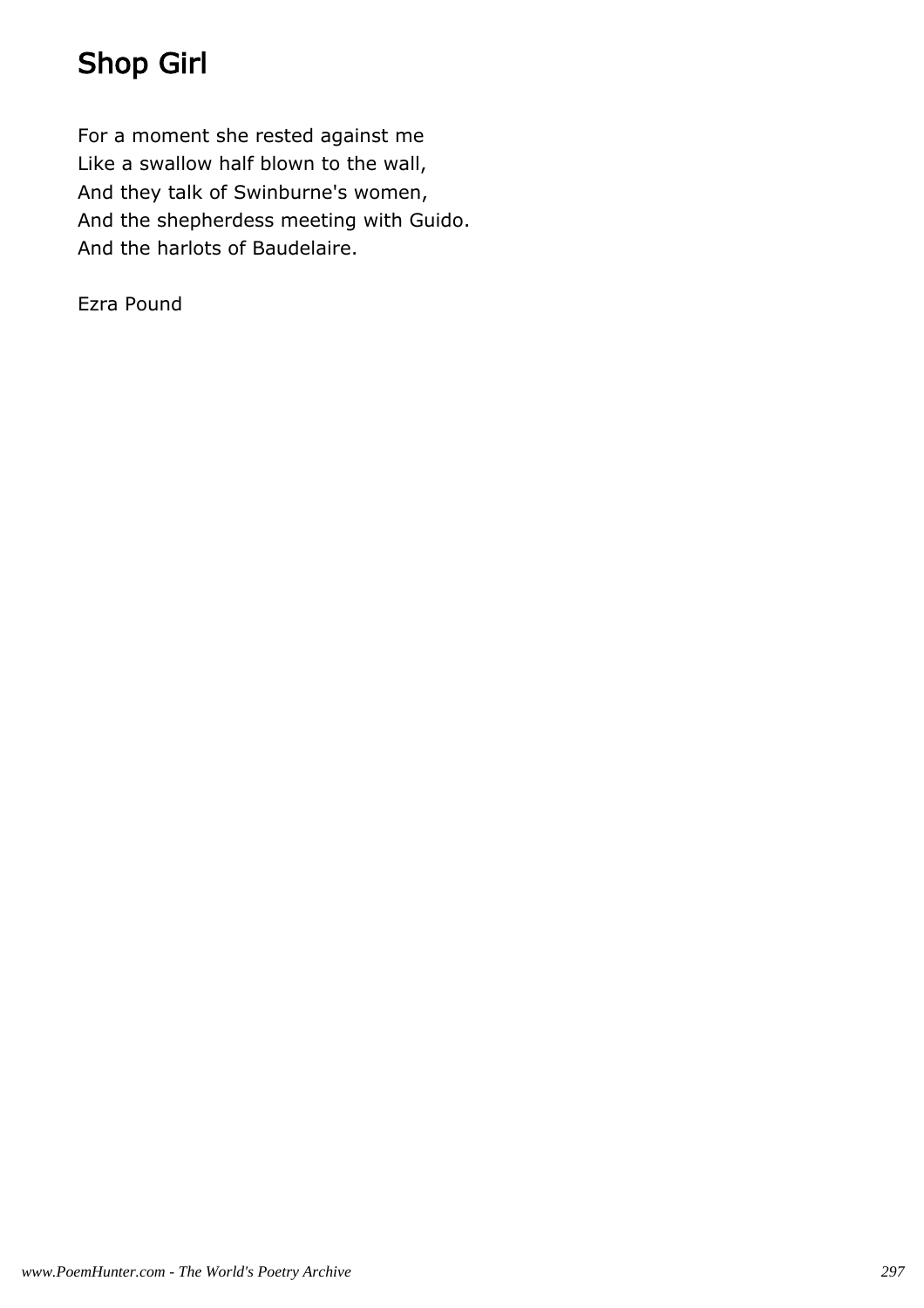# Shop Girl

For a moment she rested against me  
Like a swallow half blown to the wall,  
And they talk of Swinburne's women,  
And the shepherdess meeting with Guido.  
And the harlots of Baudelaire.

Ezra Pound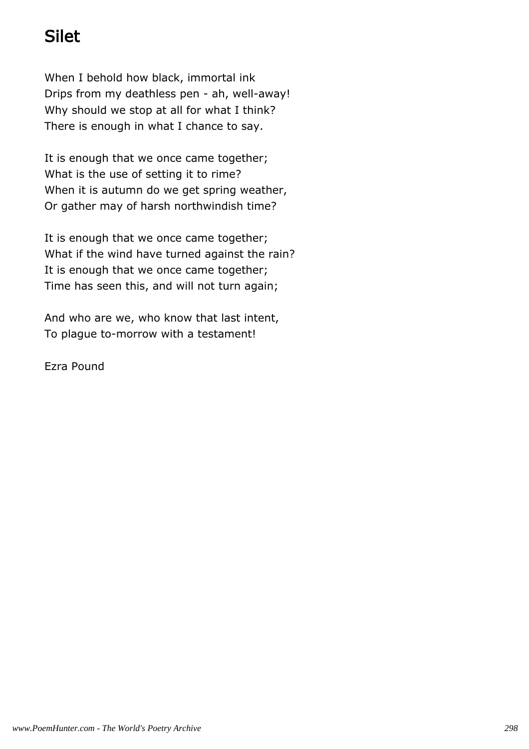# Silet

When I behold how black, immortal ink  
Drips from my deathless pen - ah, well-away!  
Why should we stop at all for what I think?  
There is enough in what I chance to say.

It is enough that we once came together;  
What is the use of setting it to rime?  
When it is autumn do we get spring weather,  
Or gather may of harsh northwindish time?

It is enough that we once came together;  
What if the wind have turned against the rain?  
It is enough that we once came together;  
Time has seen this, and will not turn again;

And who are we, who know that last intent,  
To plague to-morrow with a testament!

Ezra Pound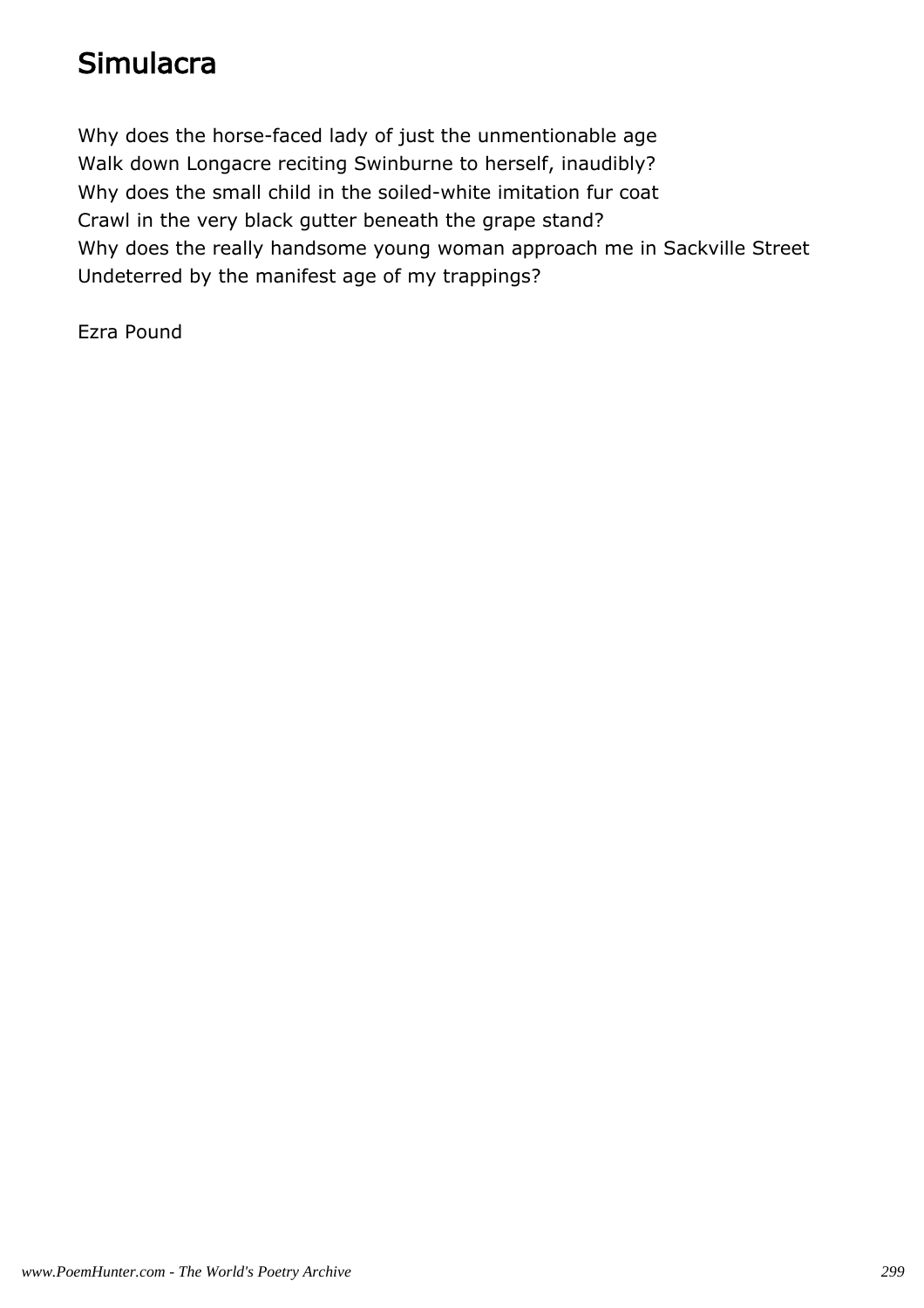# Simulacra

Why does the horse-faced lady of just the unmentionable age
Walk down Longacre reciting Swinburne to herself, inaudibly?
Why does the small child in the soiled-white imitation fur coat
Crawl in the very black gutter beneath the grape stand?
Why does the really handsome young woman approach me in Sackville Street
Undeterred by the manifest age of my trappings?

Ezra Pound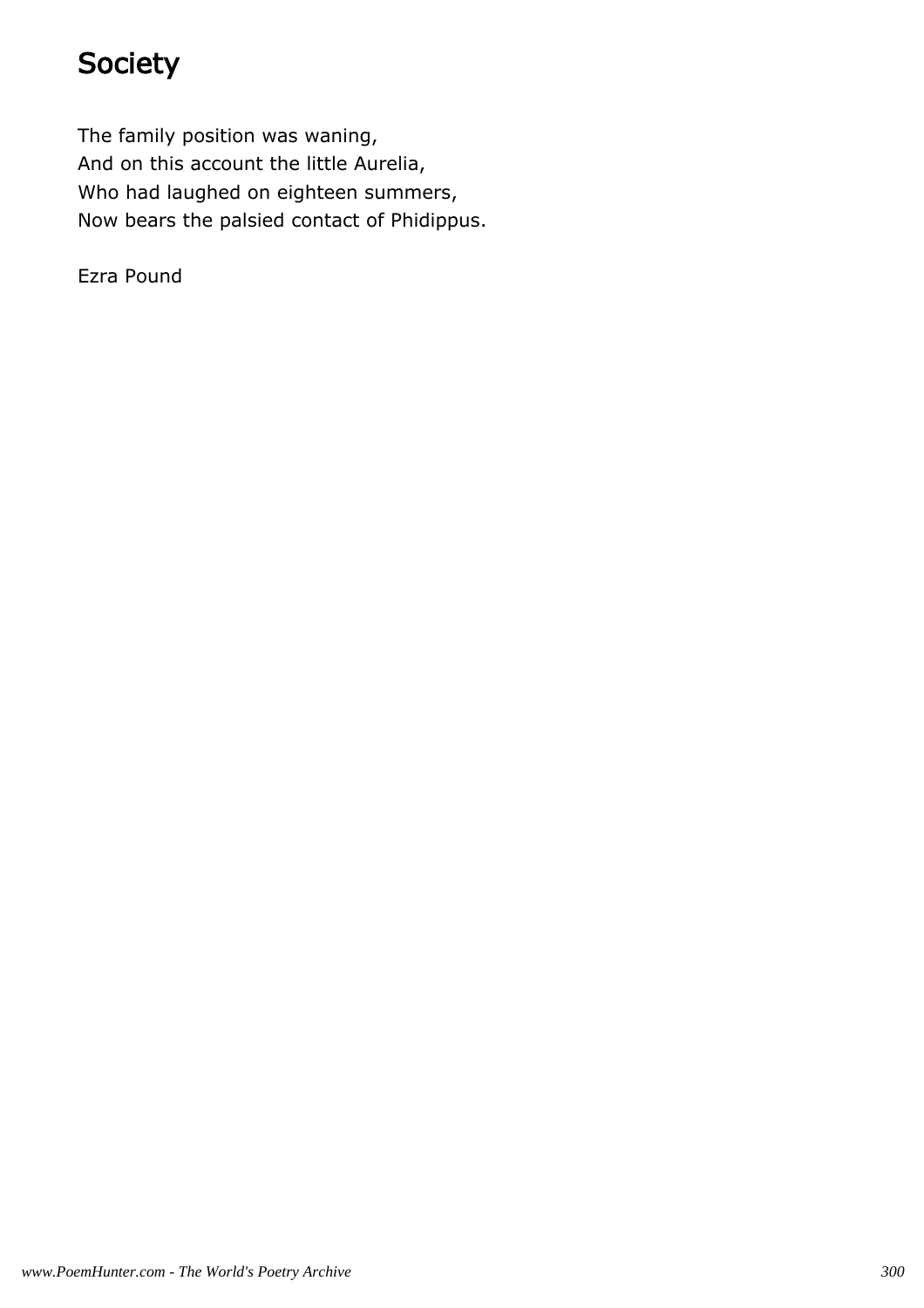# Society

The family position was waning,
And on this account the little Aurelia,
Who had laughed on eighteen summers,
Now bears the palsied contact of Phidippus.

Ezra Pound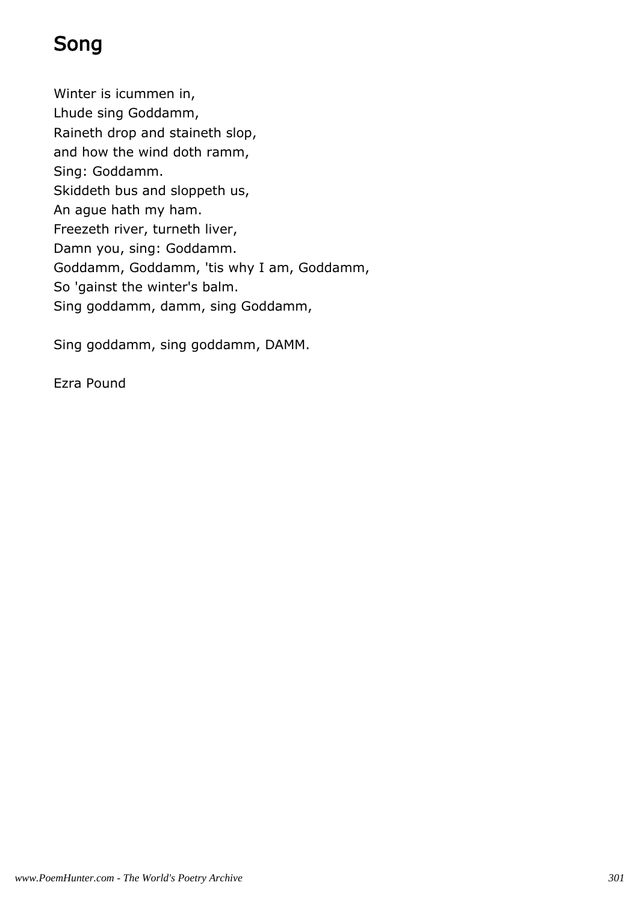# Song

Winter is icummen in,  
Lhude sing Goddamm,  
Raineth drop and staineth slop,  
and how the wind doth ramm,  
Sing: Goddamm.  
Skiddeth bus and sloppeth us,  
An ague hath my ham.  
Freezeth river, turneth liver,  
Damn you, sing: Goddamm.  
Goddamm, Goddamm, 'tis why I am, Goddamm,  
So 'gainst the winter's balm.  
Sing goddamm, damm, sing Goddamm,

Sing goddamm, sing goddamm, DAMM.

Ezra Pound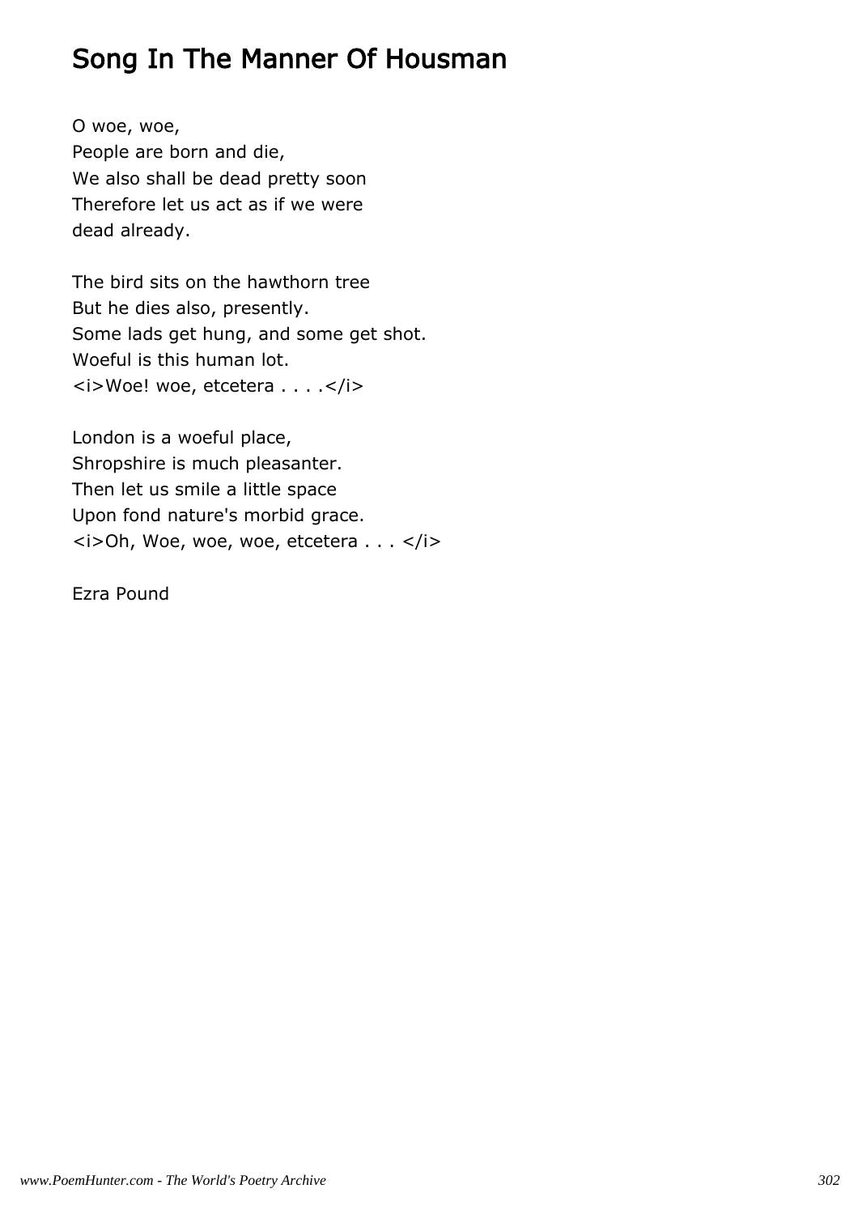# Song In The Manner Of Housman

O woe, woe,  
People are born and die,  
We also shall be dead pretty soon  
Therefore let us act as if we were  
dead already.

The bird sits on the hawthorn tree  
But he dies also, presently.  
Some lads get hung, and some get shot.  
Woeful is this human lot.  
*Woe! woe, etcetera . . . .*

London is a woeful place,  
Shropshire is much pleasanter.  
Then let us smile a little space  
Upon fond nature's morbid grace.  
*Oh, Woe, woe, woe, etcetera . . .*

Ezra Pound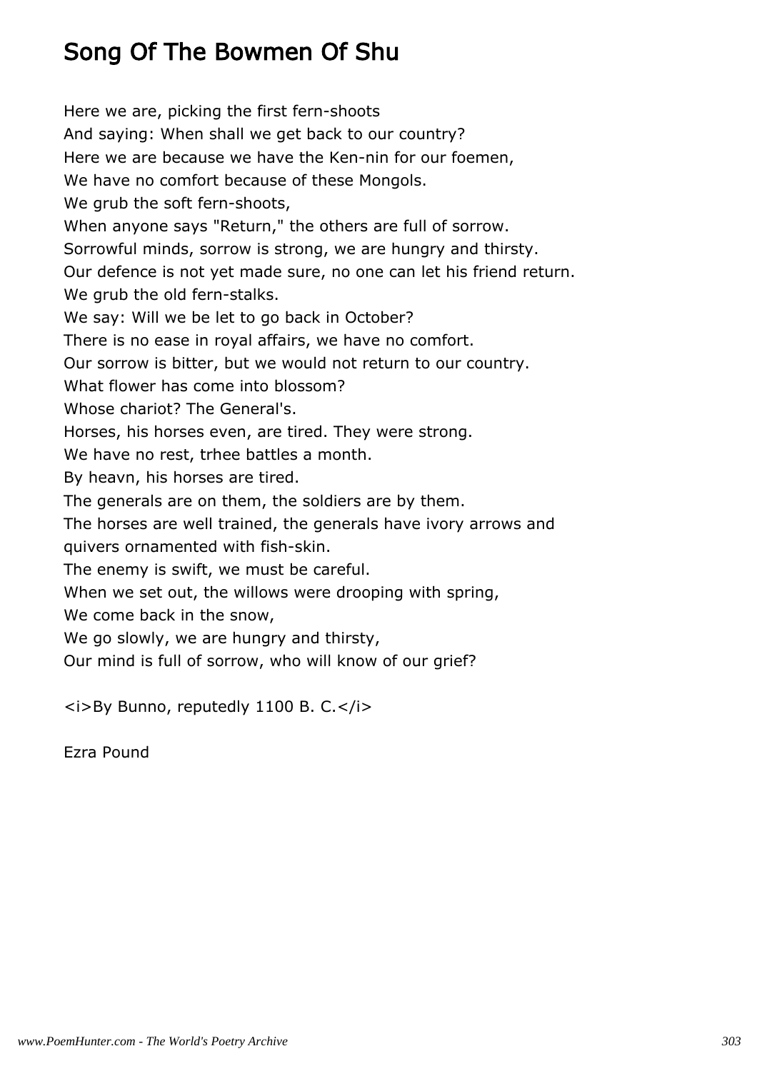# Song Of The Bowmen Of Shu

Here we are, picking the first fern-shoots
And saying: When shall we get back to our country?
Here we are because we have the Ken-nin for our foemen,
We have no comfort because of these Mongols.
We grub the soft fern-shoots,
When anyone says "Return," the others are full of sorrow.
Sorrowful minds, sorrow is strong, we are hungry and thirsty.
Our defence is not yet made sure, no one can let his friend return.
We grub the old fern-stalks.
We say: Will we be let to go back in October?
There is no ease in royal affairs, we have no comfort.
Our sorrow is bitter, but we would not return to our country.
What flower has come into blossom?
Whose chariot? The General's.
Horses, his horses even, are tired. They were strong.
We have no rest, trhee battles a month.
By heavn, his horses are tired.
The generals are on them, the soldiers are by them.
The horses are well trained, the generals have ivory arrows and quivers ornamented with fish-skin.
The enemy is swift, we must be careful.
When we set out, the willows were drooping with spring,
We come back in the snow,
We go slowly, we are hungry and thirsty,
Our mind is full of sorrow, who will know of our grief?

<i>By Bunno, reputedly 1100 B. C.</i>

Ezra Pound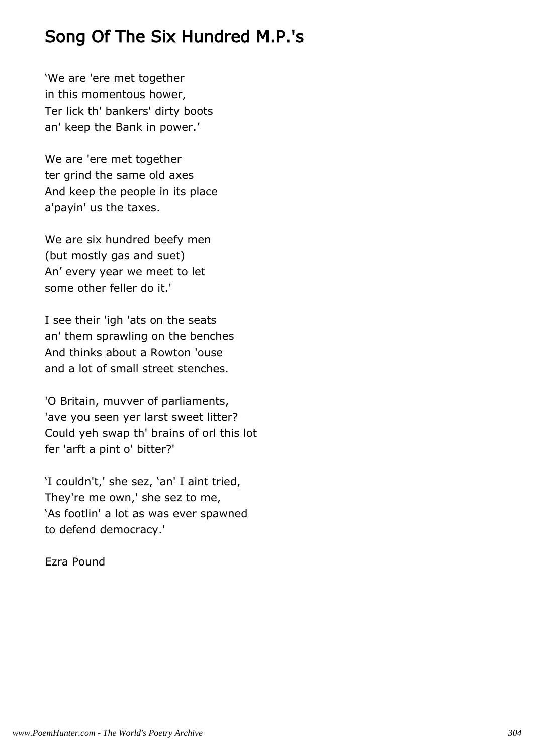## Song Of The Six Hundred M.P.'s

'We are 'ere met together
in this momentous hower,
Ter lick th' bankers' dirty boots
an' keep the Bank in power.'

We are 'ere met together
ter grind the same old axes
And keep the people in its place
a'payin' us the taxes.

We are six hundred beefy men
(but mostly gas and suet)
An' every year we meet to let
some other feller do it.'

I see their 'igh 'ats on the seats
an' them sprawling on the benches
And thinks about a Rowton 'ouse
and a lot of small street stenches.

'O Britain, muvver of parliaments,
'ave you seen yer larst sweet litter?
Could yeh swap th' brains of orl this lot
fer 'arft a pint o' bitter?'

'I couldn't,' she sez, 'an' I aint tried,
They're me own,' she sez to me,
'As footlin' a lot as was ever spawned
to defend democracy.'

Ezra Pound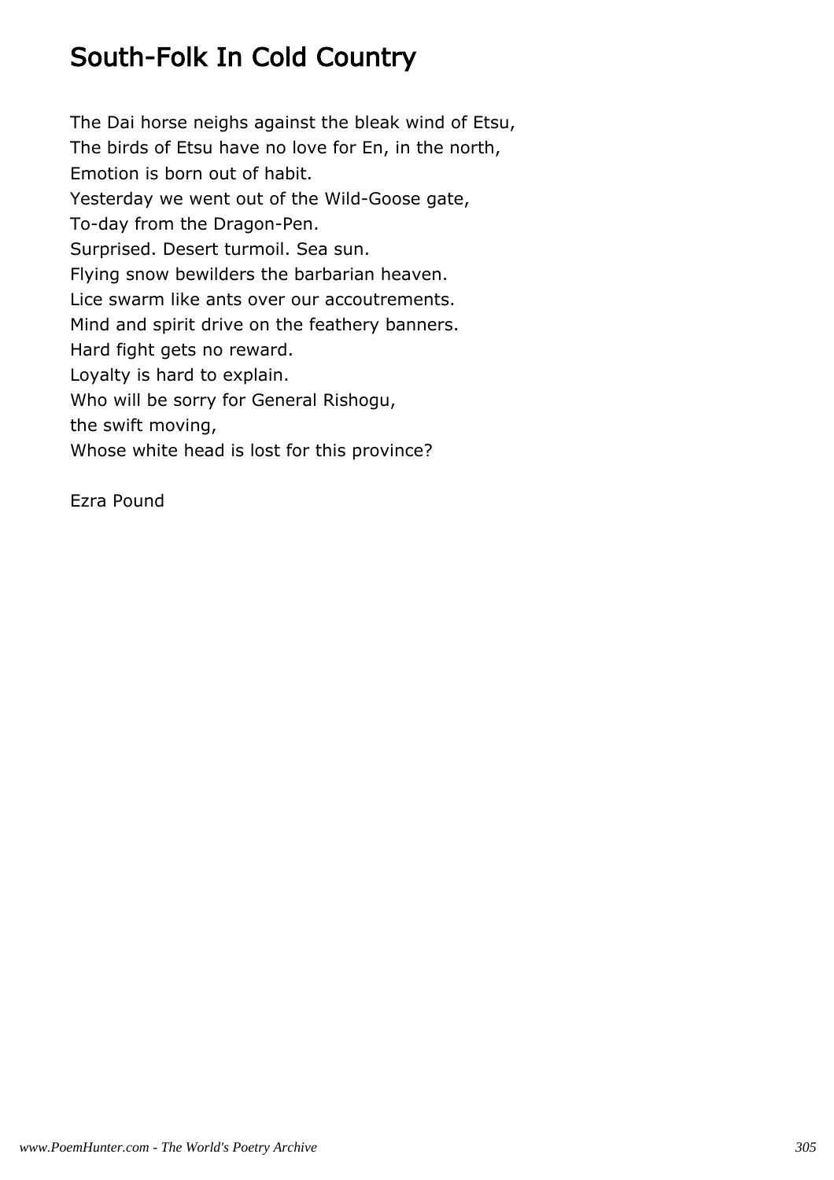# South-Folk In Cold Country

The Dai horse neighs against the bleak wind of Etsu,
The birds of Etsu have no love for En, in the north,
Emotion is born out of habit.
Yesterday we went out of the Wild-Goose gate,
To-day from the Dragon-Pen.
Surprised. Desert turmoil. Sea sun.
Flying snow bewilders the barbarian heaven.
Lice swarm like ants over our accoutrements.
Mind and spirit drive on the feathery banners.
Hard fight gets no reward.
Loyalty is hard to explain.
Who will be sorry for General Rishogu,
the swift moving,
Whose white head is lost for this province?

Ezra Pound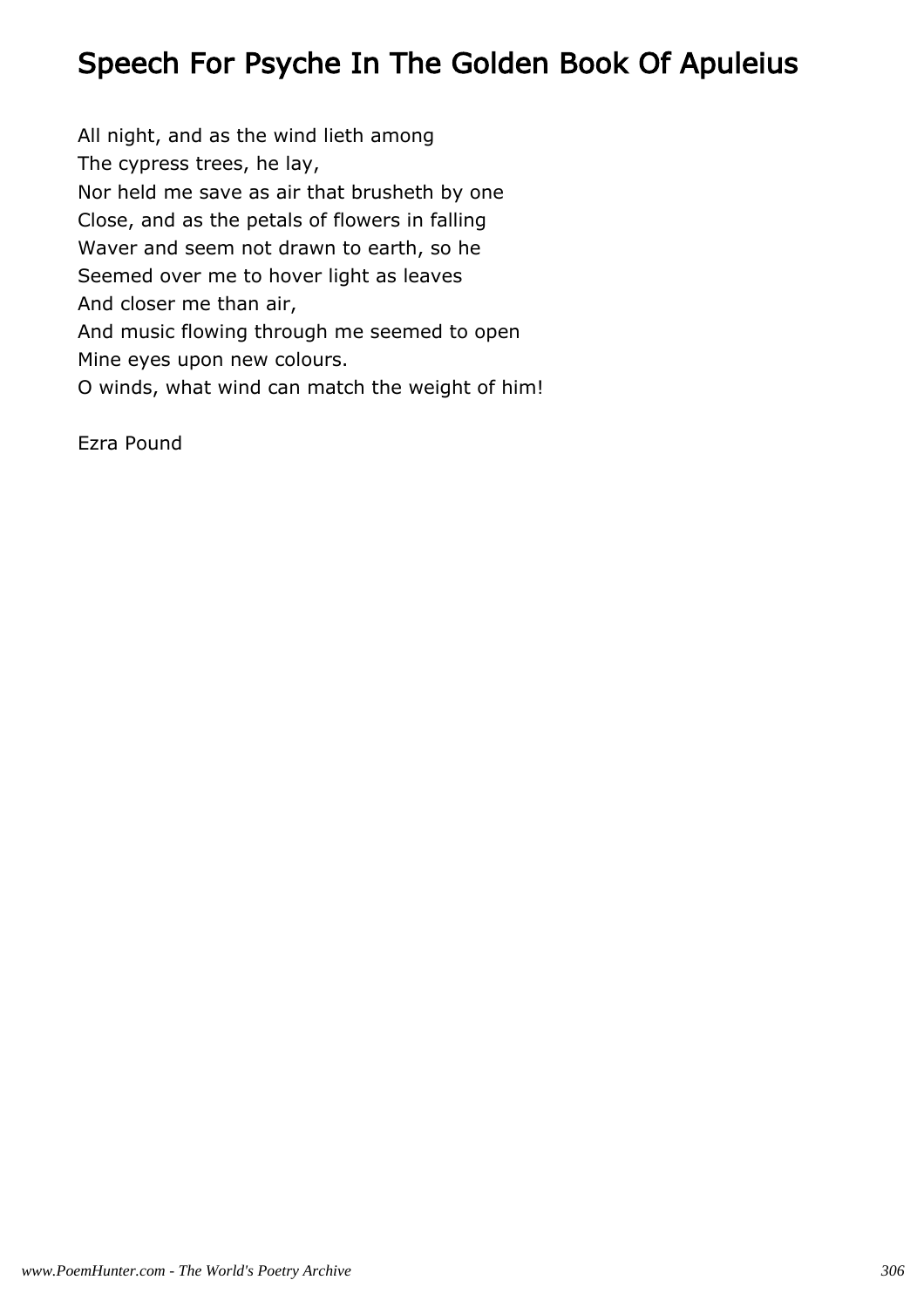# Speech For Psyche In The Golden Book Of Apuleius

All night, and as the wind lieth among  
The cypress trees, he lay,  
Nor held me save as air that brusheth by one  
Close, and as the petals of flowers in falling  
Waver and seem not drawn to earth, so he  
Seemed over me to hover light as leaves  
And closer me than air,  
And music flowing through me seemed to open  
Mine eyes upon new colours.  
O winds, what wind can match the weight of him!

Ezra Pound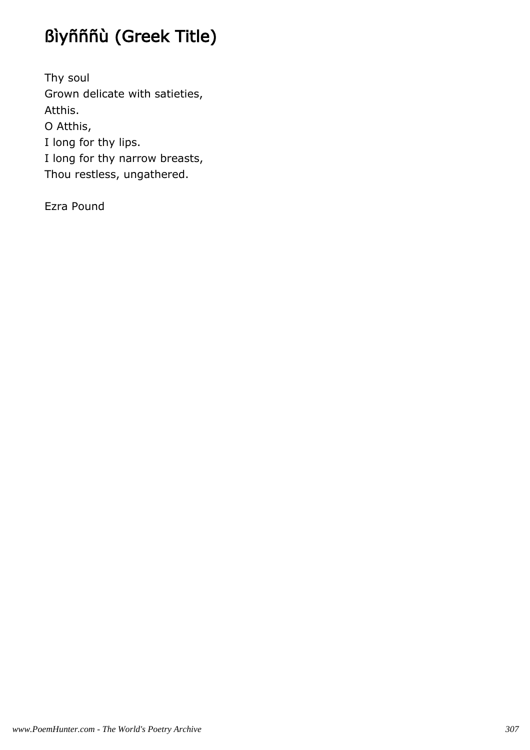# ßìyñññù (Greek Title)

Thy soul  
Grown delicate with satieties,  
Atthis.  
O Atthis,  
I long for thy lips.  
I long for thy narrow breasts,  
Thou restless, ungathered.

Ezra Pound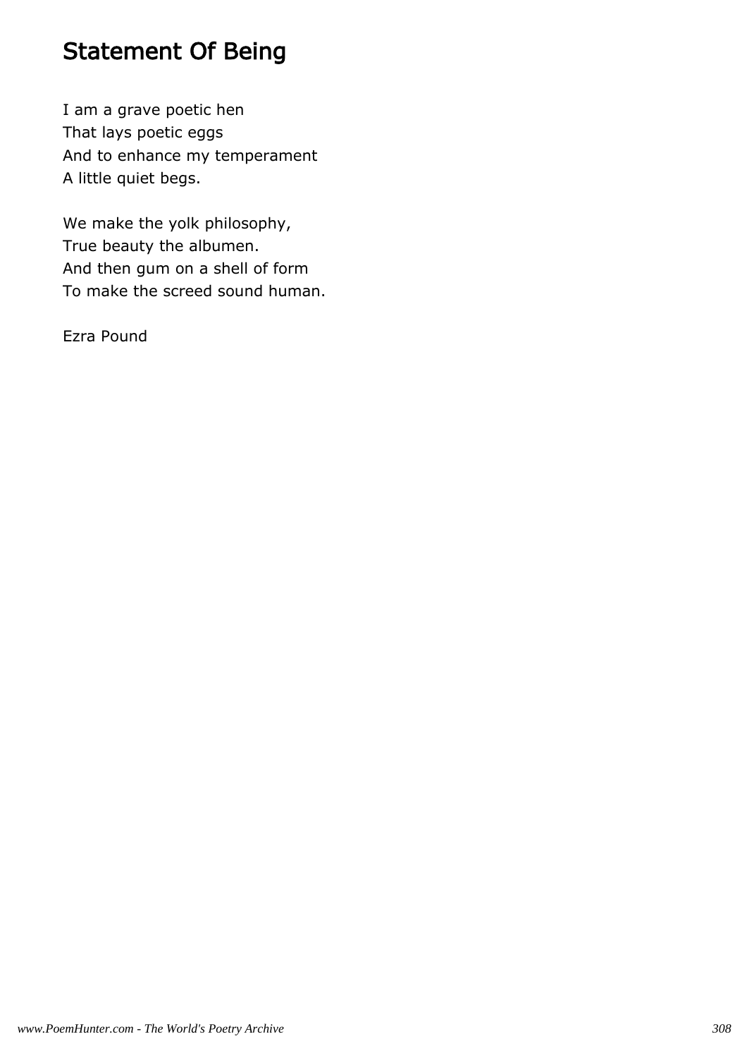# Statement Of Being

I am a grave poetic hen  
That lays poetic eggs  
And to enhance my temperament  
A little quiet begs.

We make the yolk philosophy,  
True beauty the albumen.  
And then gum on a shell of form  
To make the screed sound human.

Ezra Pound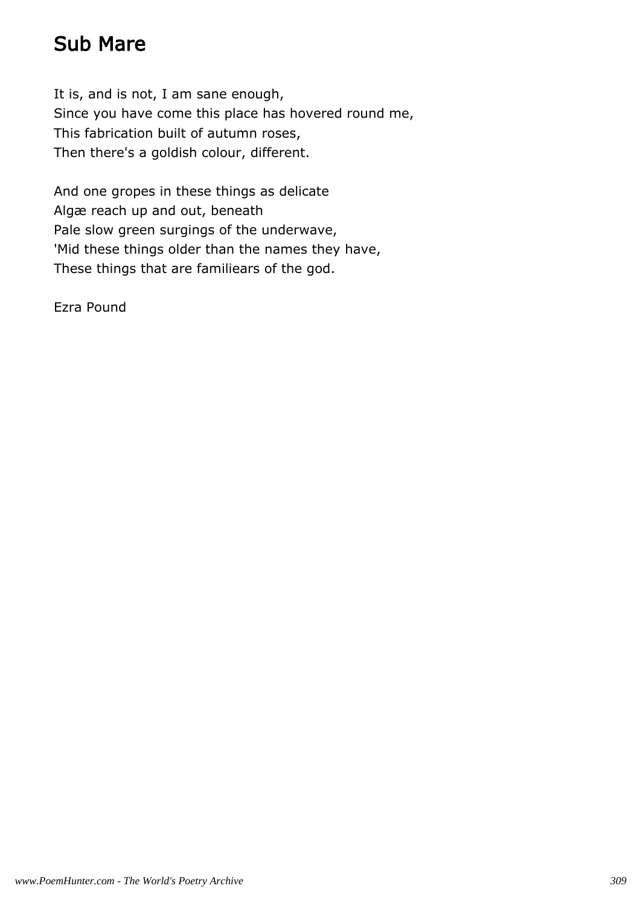# Sub Mare

It is, and is not, I am sane enough,
Since you have come this place has hovered round me,
This fabrication built of autumn roses,
Then there's a goldish colour, different.

And one gropes in these things as delicate
Algæ reach up and out, beneath
Pale slow green surgings of the underwave,
'Mid these things older than the names they have,
These things that are familiears of the god.

Ezra Pound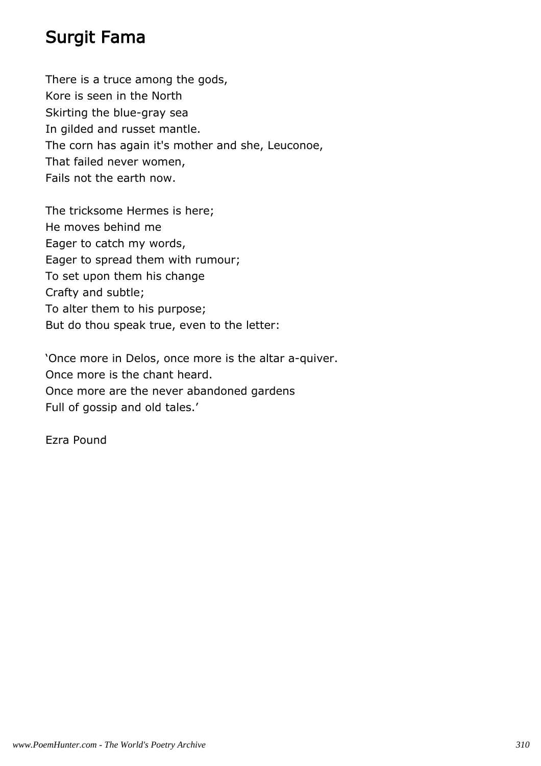# Surgit Fama

There is a truce among the gods,
Kore is seen in the North
Skirting the blue-gray sea
In gilded and russet mantle.
The corn has again it's mother and she, Leuconoe,
That failed never women,
Fails not the earth now.

The tricksome Hermes is here;
He moves behind me
Eager to catch my words,
Eager to spread them with rumour;
To set upon them his change
Crafty and subtle;
To alter them to his purpose;
But do thou speak true, even to the letter:

'Once more in Delos, once more is the altar a-quiver.
Once more is the chant heard.
Once more are the never abandoned gardens
Full of gossip and old tales.'

Ezra Pound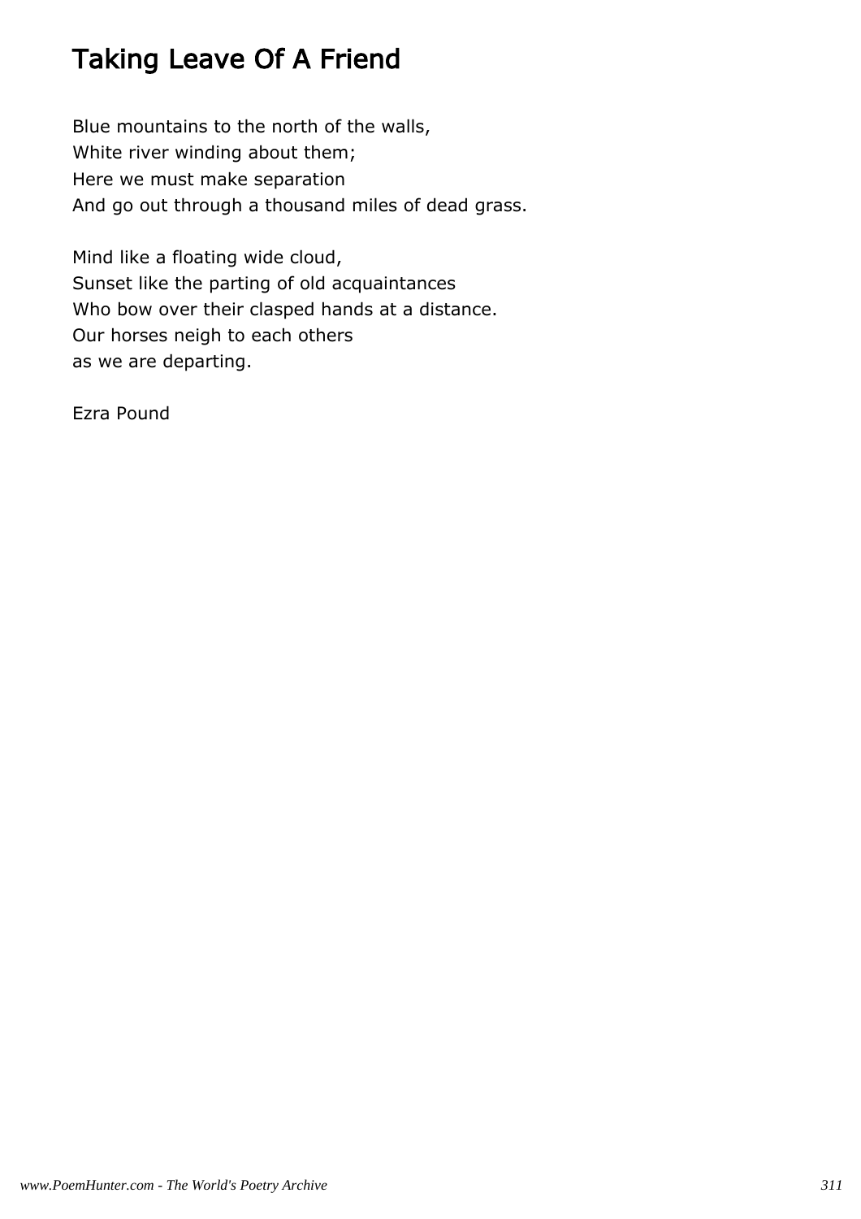# Taking Leave Of A Friend

Blue mountains to the north of the walls,
White river winding about them;
Here we must make separation
And go out through a thousand miles of dead grass.

Mind like a floating wide cloud,
Sunset like the parting of old acquaintances
Who bow over their clasped hands at a distance.
Our horses neigh to each others
as we are departing.

Ezra Pound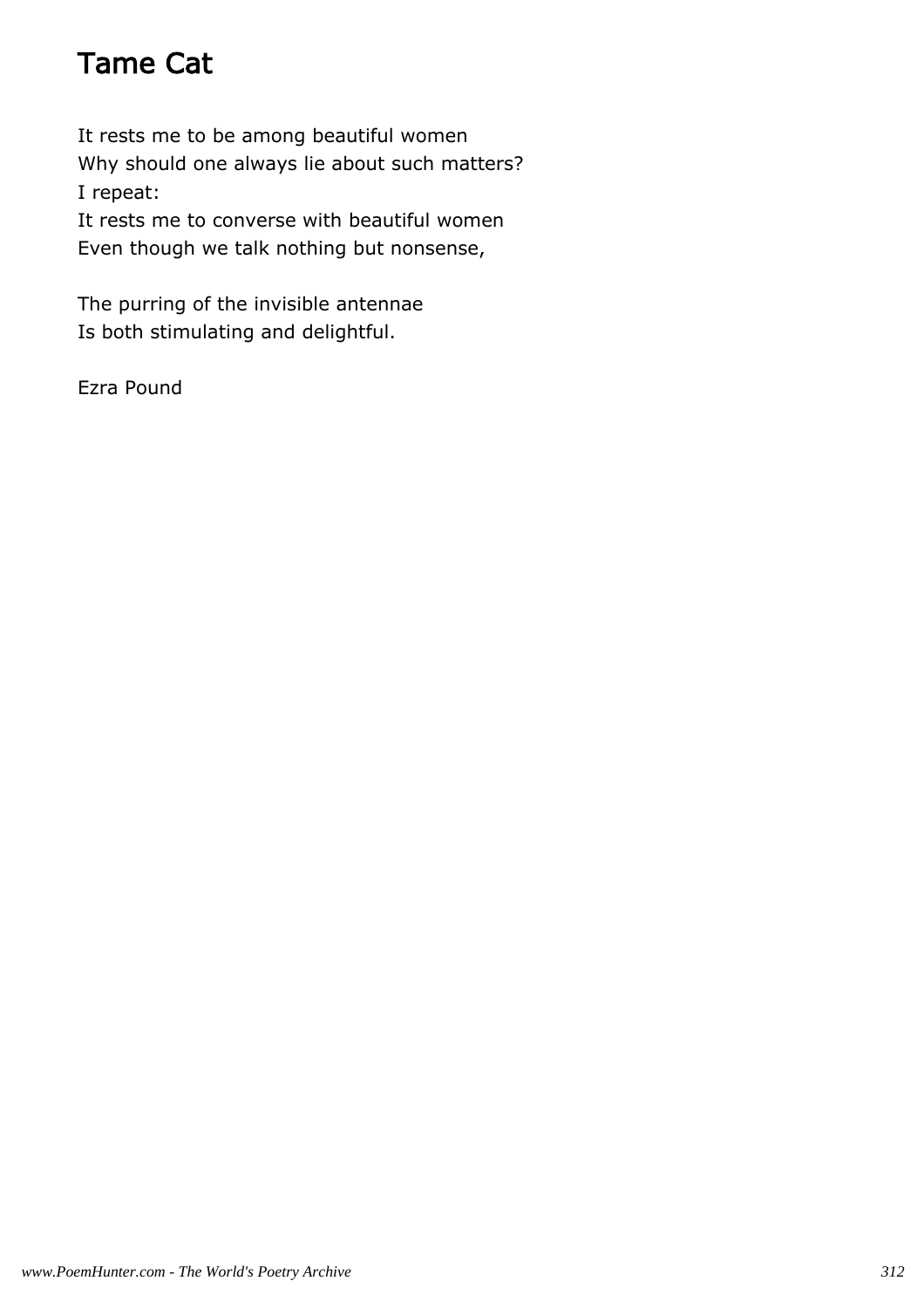# Tame Cat

It rests me to be among beautiful women
Why should one always lie about such matters?
I repeat:
It rests me to converse with beautiful women
Even though we talk nothing but nonsense,

The purring of the invisible antennae
Is both stimulating and delightful.

Ezra Pound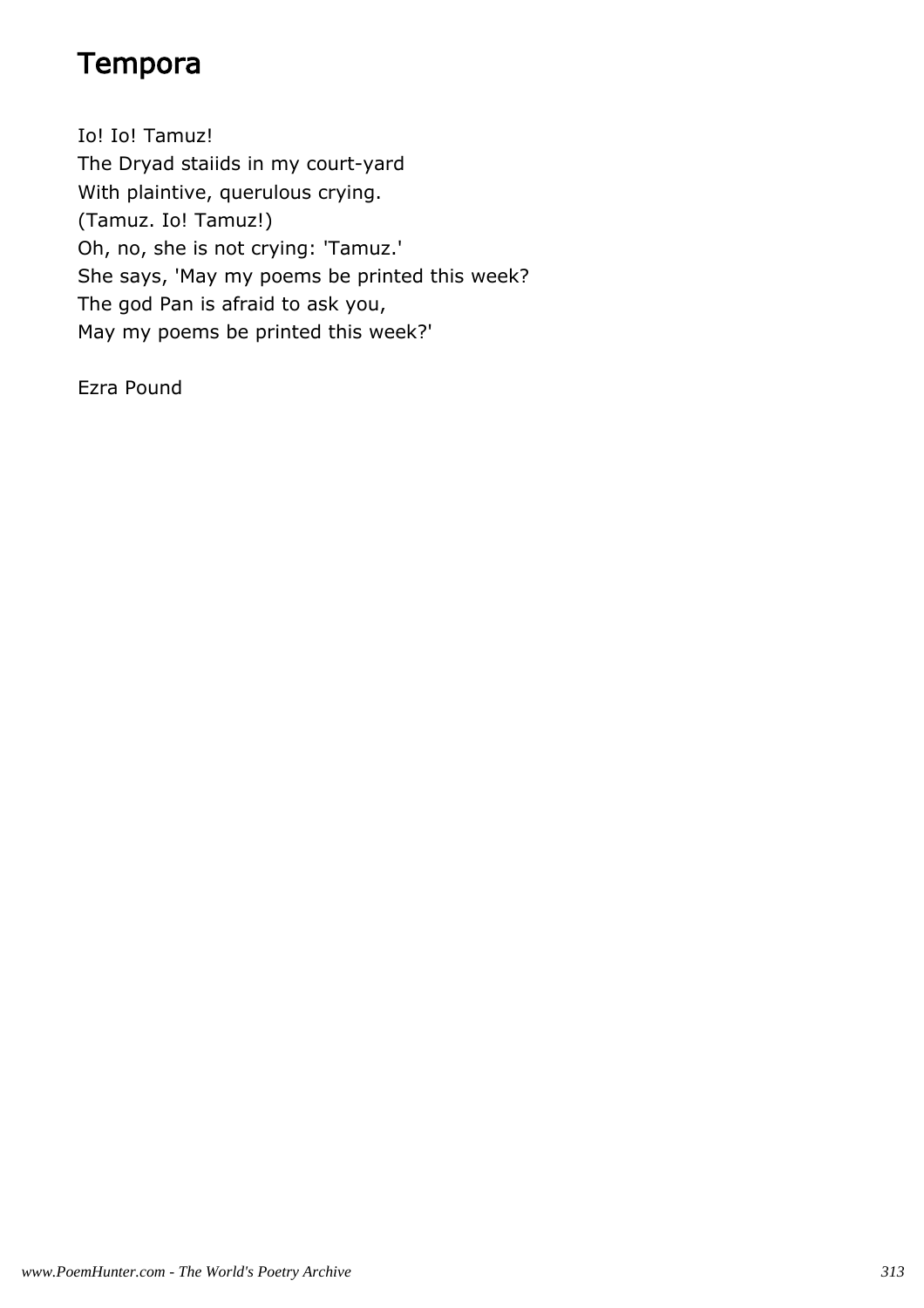# Tempora

Io! Io! Tamuz!
The Dryad staiids in my court-yard
With plaintive, querulous crying.
(Tamuz. Io! Tamuz!)
Oh, no, she is not crying: 'Tamuz.'
She says, 'May my poems be printed this week?
The god Pan is afraid to ask you,
May my poems be printed this week?'

Ezra Pound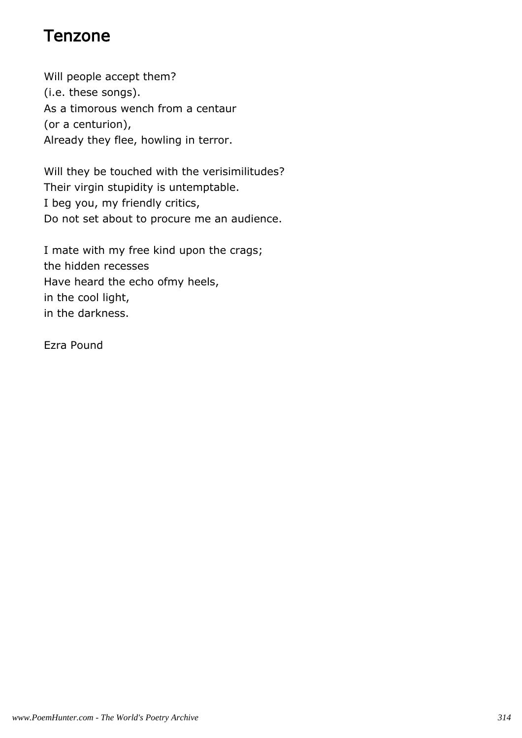# Tenzone

Will people accept them?
(i.e. these songs).
As a timorous wench from a centaur
(or a centurion),
Already they flee, howling in terror.

Will they be touched with the verisimilitudes?
Their virgin stupidity is untemptable.
I beg you, my friendly critics,
Do not set about to procure me an audience.

I mate with my free kind upon the crags;
the hidden recesses
Have heard the echo ofmy heels,
in the cool light,
in the darkness.

Ezra Pound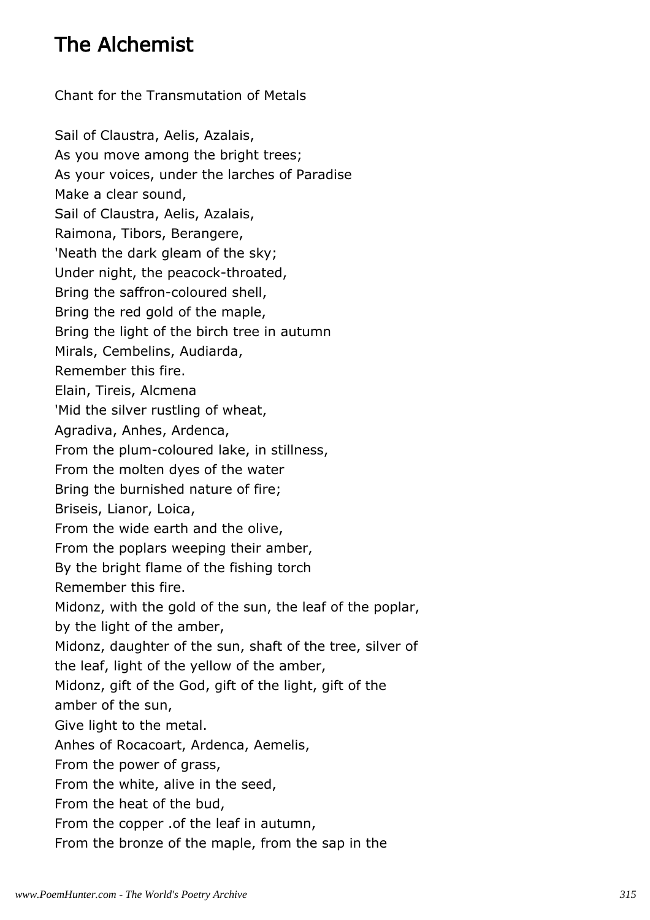## The Alchemist

Chant for the Transmutation of Metals

Sail of Claustra, Aelis, Azalais,  
As you move among the bright trees;  
As your voices, under the larches of Paradise  
Make a clear sound,  
Sail of Claustra, Aelis, Azalais,  
Raimona, Tibors, Berangere,  
'Neath the dark gleam of the sky;  
Under night, the peacock-throated,  
Bring the saffron-coloured shell,  
Bring the red gold of the maple,  
Bring the light of the birch tree in autumn  
Mirals, Cembelins, Audiarda,  
Remember this fire.  
Elain, Tireis, Alcmena  
'Mid the silver rustling of wheat,  
Agradiva, Anhes, Ardenca,  
From the plum-coloured lake, in stillness,  
From the molten dyes of the water  
Bring the burnished nature of fire;  
Briseis, Lianor, Loica,  
From the wide earth and the olive,  
From the poplars weeping their amber,  
By the bright flame of the fishing torch  
Remember this fire.  
Midonz, with the gold of the sun, the leaf of the poplar,  
by the light of the amber,  
Midonz, daughter of the sun, shaft of the tree, silver of  
the leaf, light of the yellow of the amber,  
Midonz, gift of the God, gift of the light, gift of the  
amber of the sun,  
Give light to the metal.  
Anhes of Rocacoart, Ardenca, Aemelis,  
From the power of grass,  
From the white, alive in the seed,  
From the heat of the bud,  
From the copper .of the leaf in autumn,  
From the bronze of the maple, from the sap in the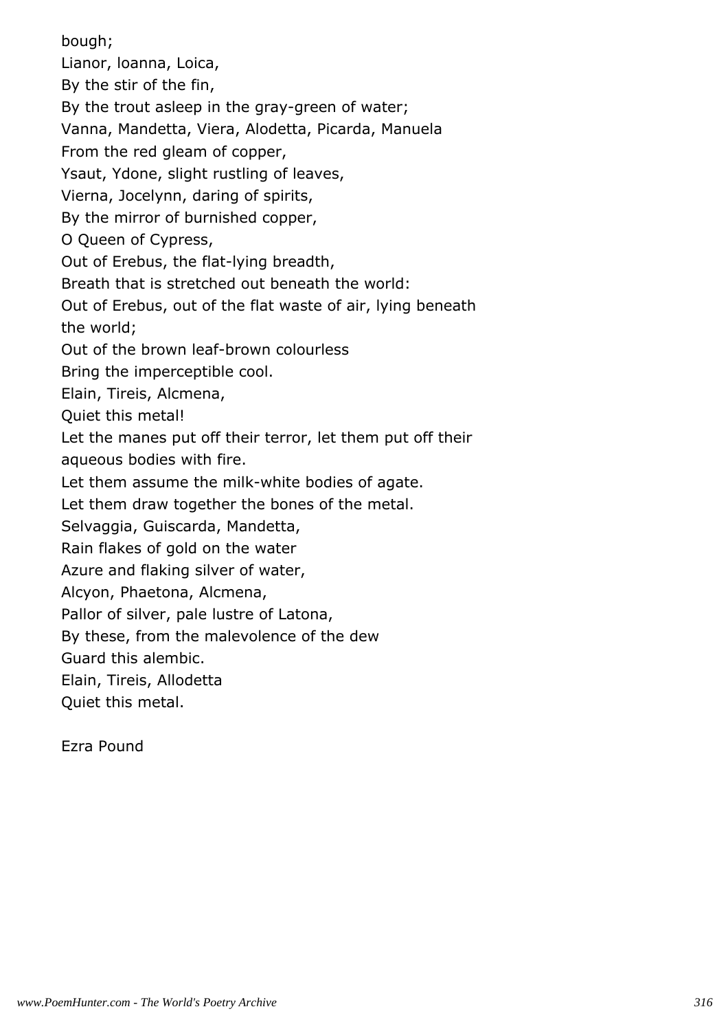bough;  
Lianor, Ioanna, Loica,  
By the stir of the fin,  
By the trout asleep in the gray-green of water;  
Vanna, Mandetta, Viera, Alodetta, Picarda, Manuela  
From the red gleam of copper,  
Ysaut, Ydone, slight rustling of leaves,  
Vierna, Jocelynn, daring of spirits,  
By the mirror of burnished copper,  
O Queen of Cypress,  
Out of Erebus, the flat-lying breadth,  
Breath that is stretched out beneath the world:  
Out of Erebus, out of the flat waste of air, lying beneath the world;  
Out of the brown leaf-brown colourless  
Bring the imperceptible cool.  
Elain, Tireis, Alcmena,  
Quiet this metal!  
Let the manes put off their terror, let them put off their aqueous bodies with fire.  
Let them assume the milk-white bodies of agate.  
Let them draw together the bones of the metal.  
Selvaggia, Guiscarda, Mandetta,  
Rain flakes of gold on the water  
Azure and flaking silver of water,  
Alcyon, Phaetona, Alcmena,  
Pallor of silver, pale lustre of Latona,  
By these, from the malevolence of the dew  
Guard this alembic.  
Elain, Tireis, Allodetta  
Quiet this metal.

Ezra Pound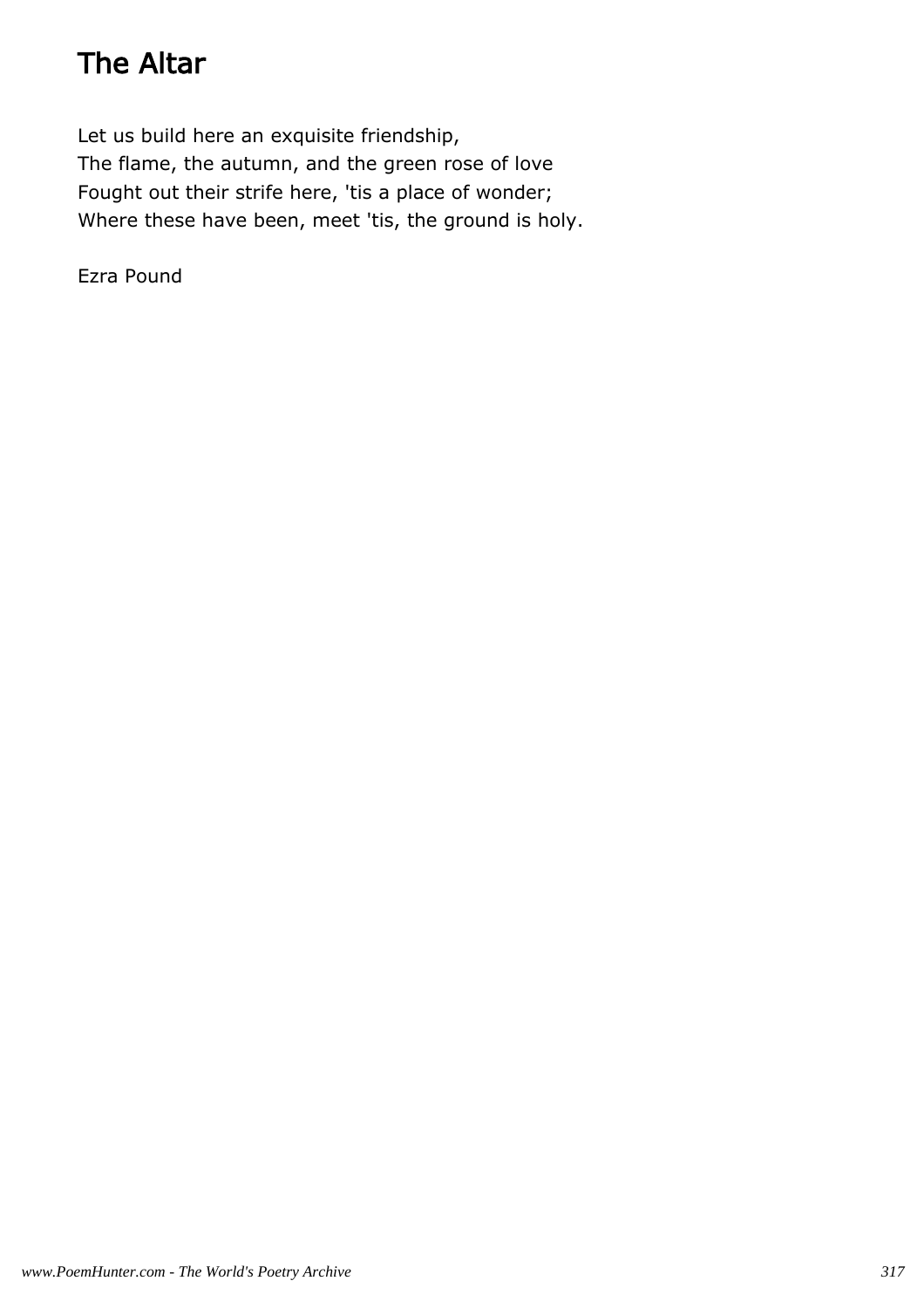# The Altar

Let us build here an exquisite friendship,
The flame, the autumn, and the green rose of love
Fought out their strife here, 'tis a place of wonder;
Where these have been, meet 'tis, the ground is holy.

Ezra Pound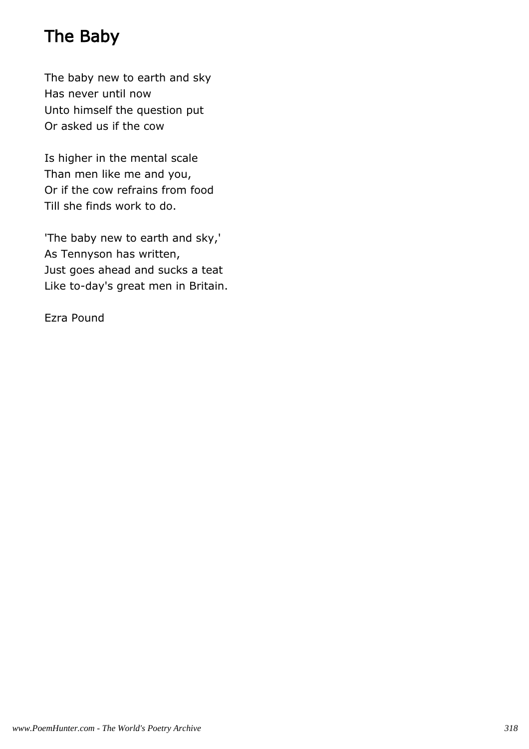# The Baby

The baby new to earth and sky  
Has never until now  
Unto himself the question put  
Or asked us if the cow

Is higher in the mental scale  
Than men like me and you,  
Or if the cow refrains from food  
Till she finds work to do.

'The baby new to earth and sky,'  
As Tennyson has written,  
Just goes ahead and sucks a teat  
Like to-day's great men in Britain.

Ezra Pound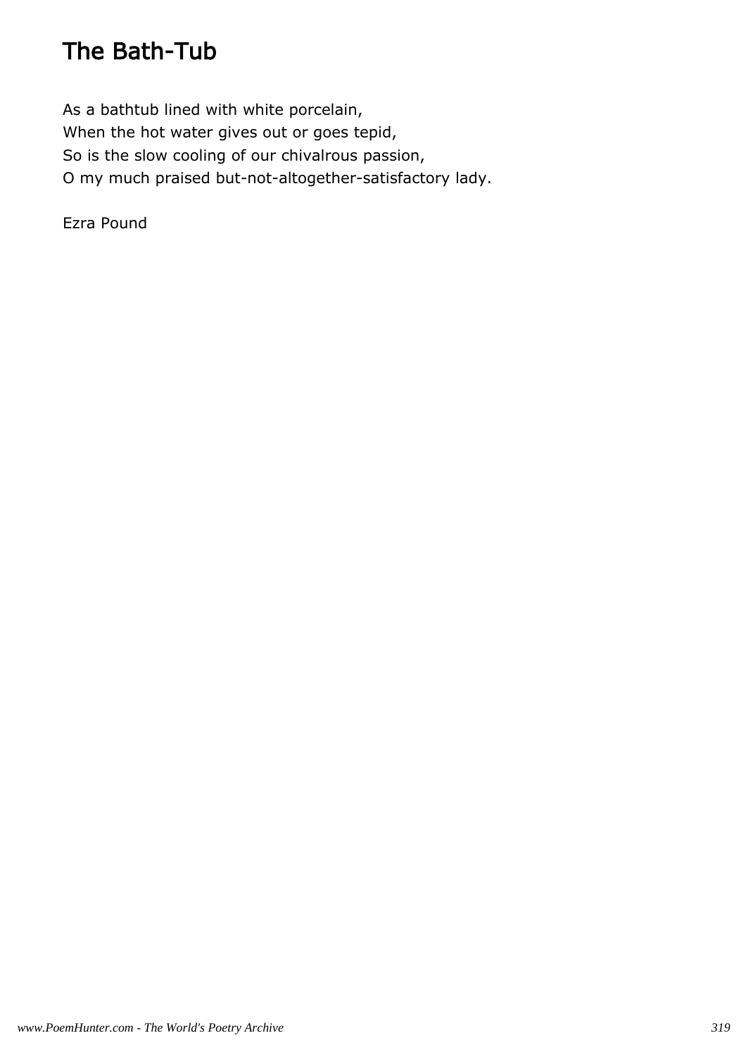# The Bath-Tub

As a bathtub lined with white porcelain,
When the hot water gives out or goes tepid,
So is the slow cooling of our chivalrous passion,
O my much praised but-not-altogether-satisfactory lady.

Ezra Pound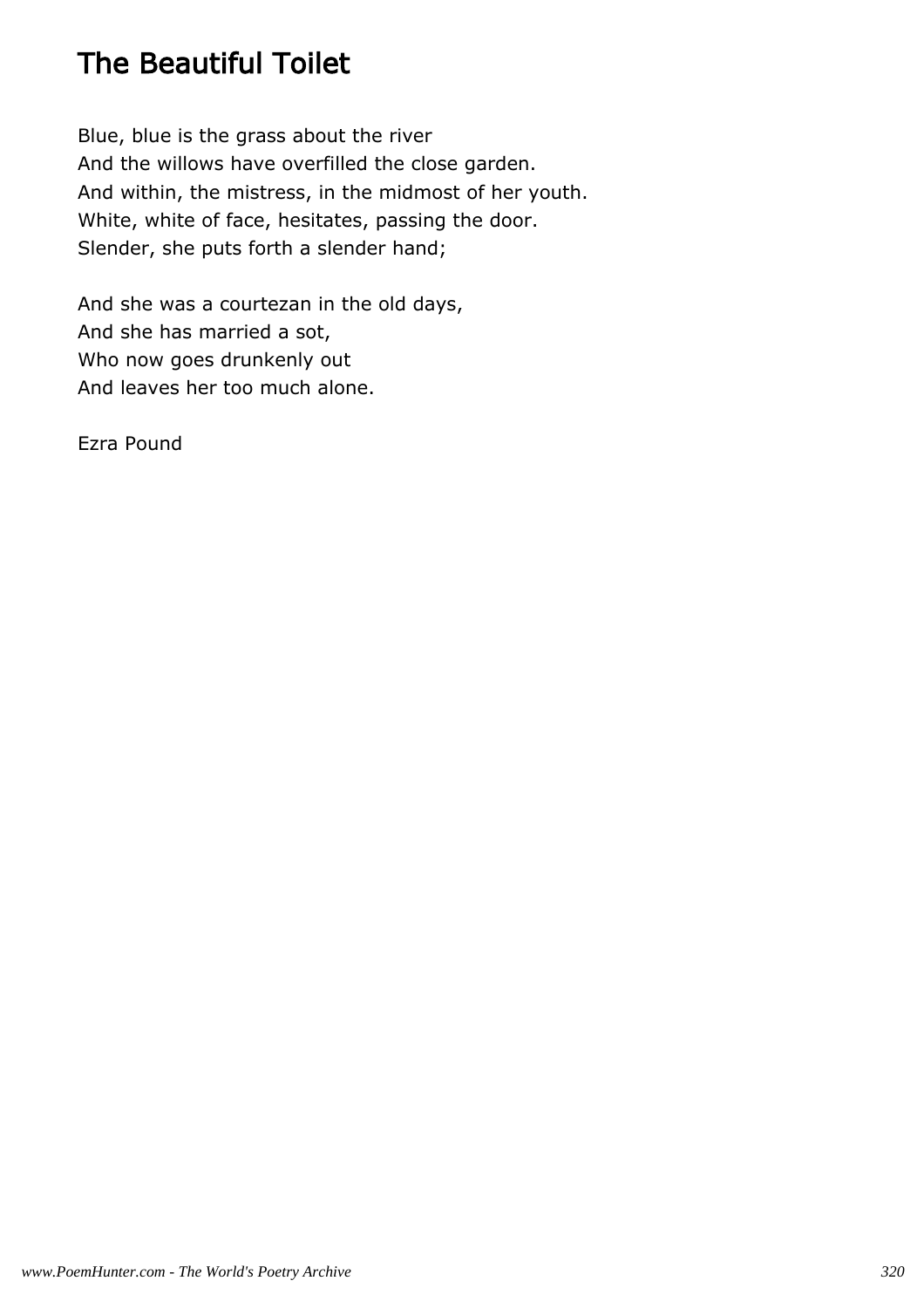# The Beautiful Toilet

Blue, blue is the grass about the river
And the willows have overfilled the close garden.
And within, the mistress, in the midmost of her youth.
White, white of face, hesitates, passing the door.
Slender, she puts forth a slender hand;

And she was a courtezan in the old days,
And she has married a sot,
Who now goes drunkenly out
And leaves her too much alone.

Ezra Pound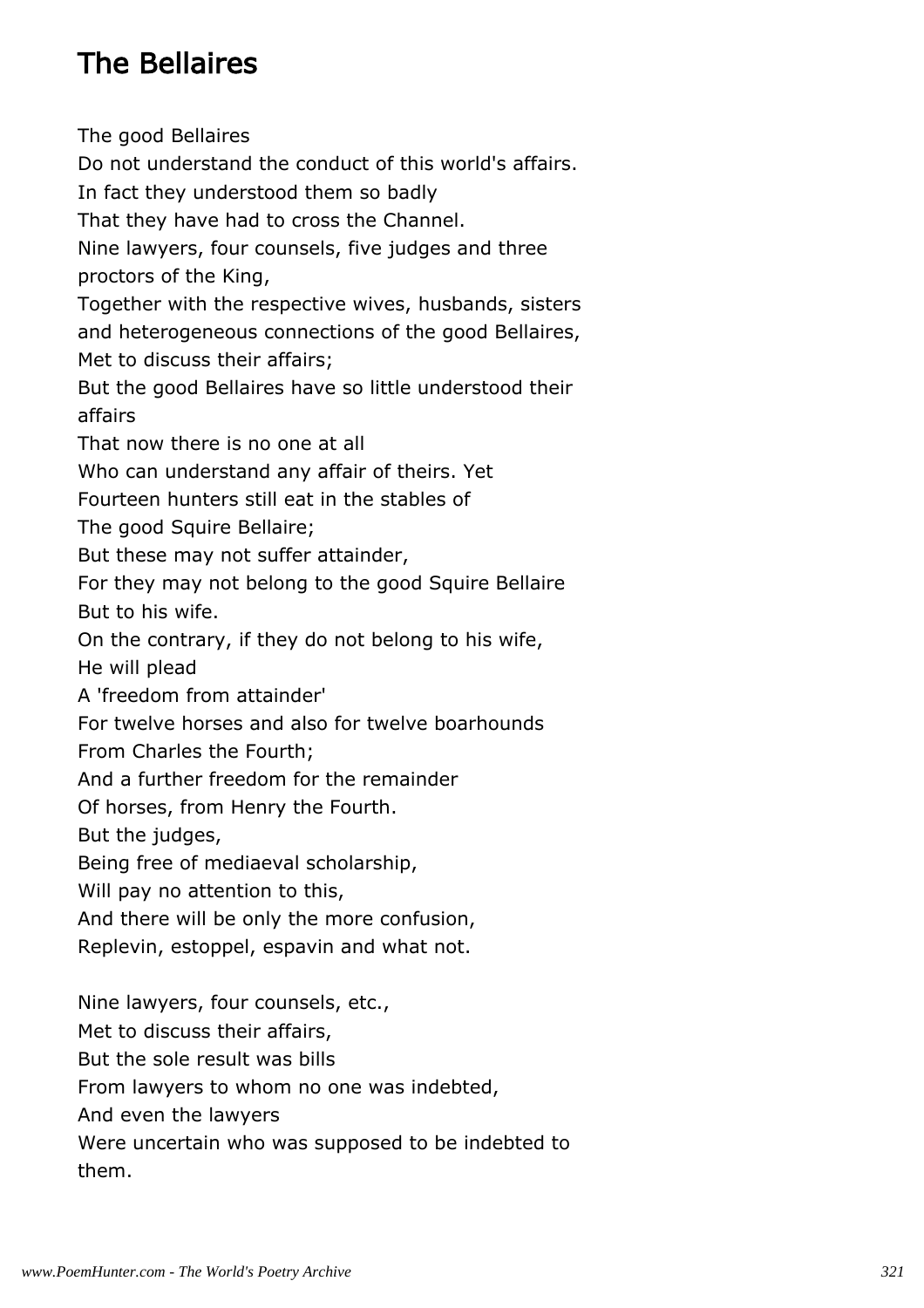# The Bellaires

The good Bellaires  
Do not understand the conduct of this world's affairs.  
In fact they understood them so badly  
That they have had to cross the Channel.  
Nine lawyers, four counsels, five judges and three proctors of the King,  
Together with the respective wives, husbands, sisters and heterogeneous connections of the good Bellaires,  
Met to discuss their affairs;  
But the good Bellaires have so little understood their affairs  
That now there is no one at all  
Who can understand any affair of theirs. Yet  
Fourteen hunters still eat in the stables of  
The good Squire Bellaire;  
But these may not suffer attainder,  
For they may not belong to the good Squire Bellaire  
But to his wife.  
On the contrary, if they do not belong to his wife,  
He will plead  
A 'freedom from attainder'  
For twelve horses and also for twelve boarhounds  
From Charles the Fourth;  
And a further freedom for the remainder  
Of horses, from Henry the Fourth.  
But the judges,  
Being free of mediaeval scholarship,  
Will pay no attention to this,  
And there will be only the more confusion,  
Replevin, estoppel, espavin and what not.

Nine lawyers, four counsels, etc.,  
Met to discuss their affairs,  
But the sole result was bills  
From lawyers to whom no one was indebted,  
And even the lawyers  
Were uncertain who was supposed to be indebted to them.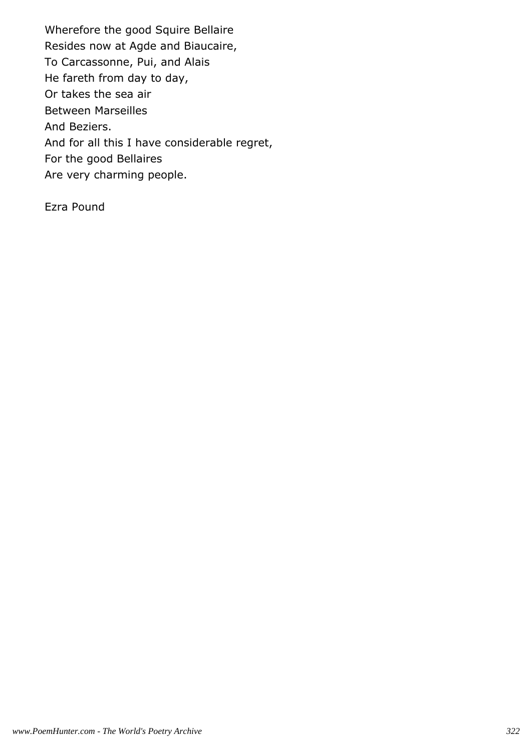Wherefore the good Squire Bellaire  
Resides now at Agde and Biaucaire,  
To Carcassonne, Pui, and Alais  
He fareth from day to day,  
Or takes the sea air  
Between Marseilles  
And Beziers.  
And for all this I have considerable regret,  
For the good Bellaires  
Are very charming people.

Ezra Pound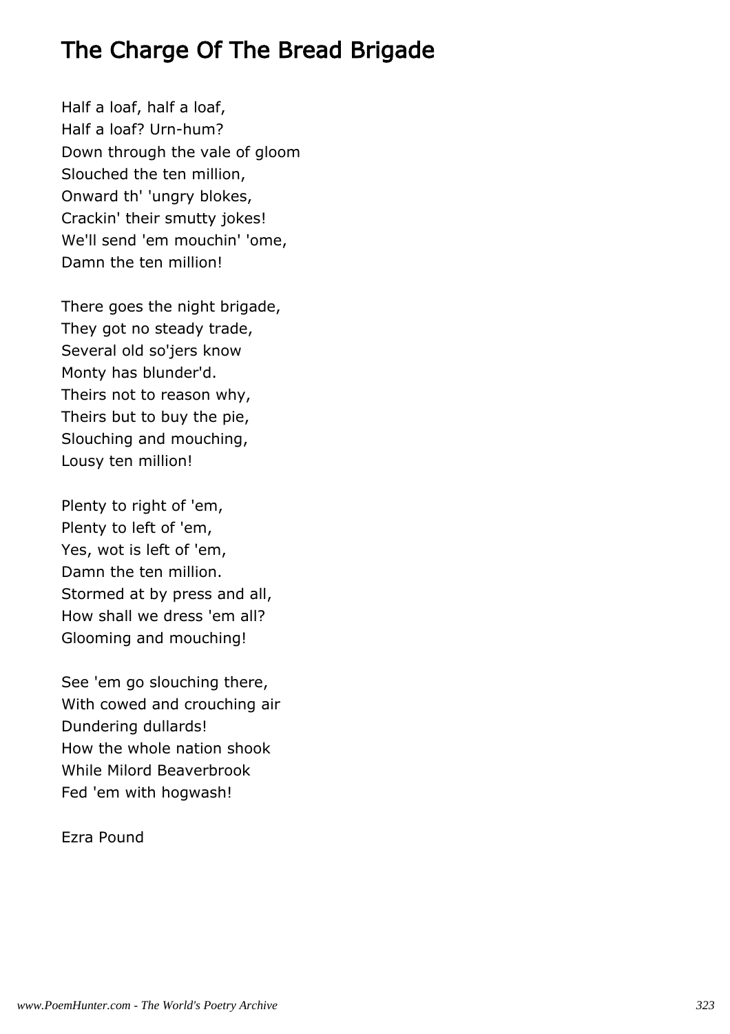# The Charge Of The Bread Brigade

Half a loaf, half a loaf,
Half a loaf? Urn-hum?
Down through the vale of gloom
Slouched the ten million,
Onward th' 'ungry blokes,
Crackin' their smutty jokes!
We'll send 'em mouchin' 'ome,
Damn the ten million!

There goes the night brigade,
They got no steady trade,
Several old so'jers know
Monty has blunder'd.
Theirs not to reason why,
Theirs but to buy the pie,
Slouching and mouching,
Lousy ten million!

Plenty to right of 'em,
Plenty to left of 'em,
Yes, wot is left of 'em,
Damn the ten million.
Stormed at by press and all,
How shall we dress 'em all?
Glooming and mouching!

See 'em go slouching there,
With cowed and crouching air
Dundering dullards!
How the whole nation shook
While Milord Beaverbrook
Fed 'em with hogwash!

Ezra Pound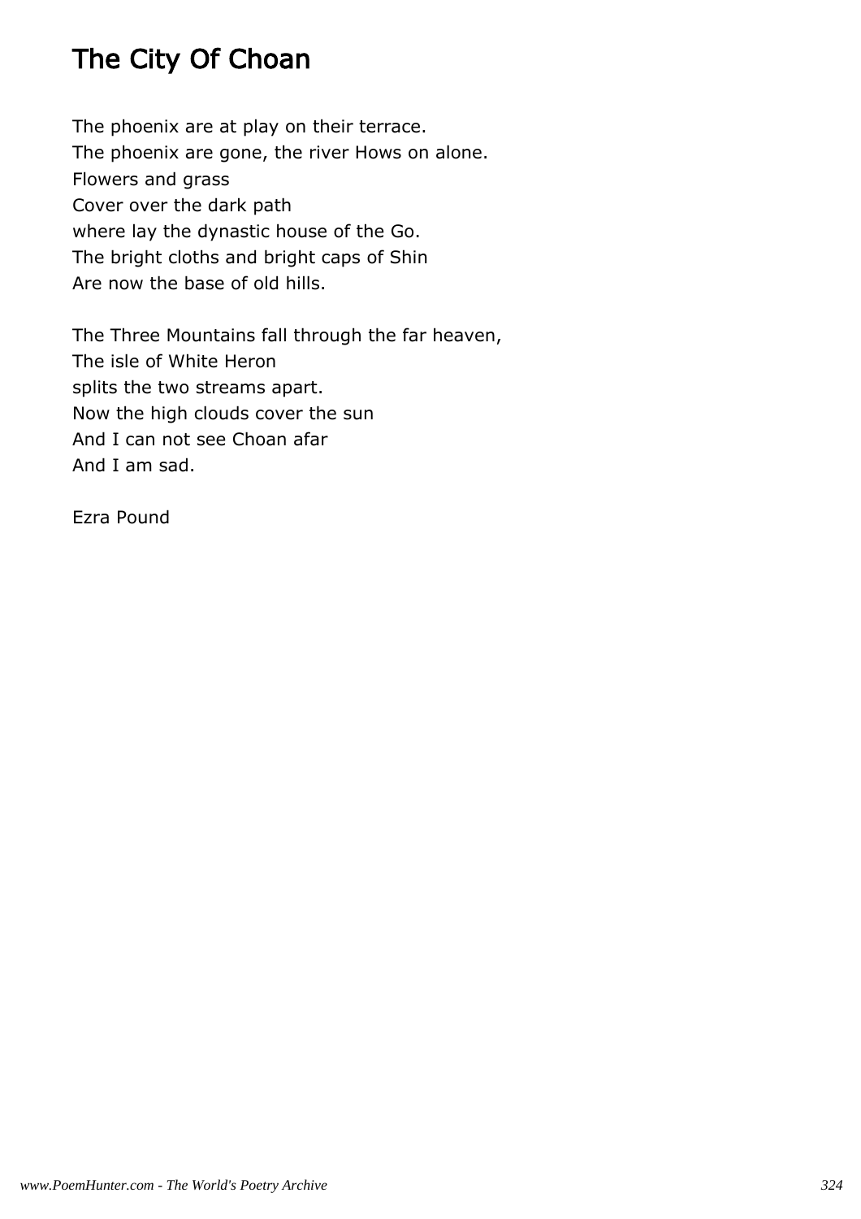# The City Of Choan

The phoenix are at play on their terrace.
The phoenix are gone, the river Hows on alone.
Flowers and grass
Cover over the dark path
where lay the dynastic house of the Go.
The bright cloths and bright caps of Shin
Are now the base of old hills.

The Three Mountains fall through the far heaven,
The isle of White Heron
splits the two streams apart.
Now the high clouds cover the sun
And I can not see Choan afar
And I am sad.

Ezra Pound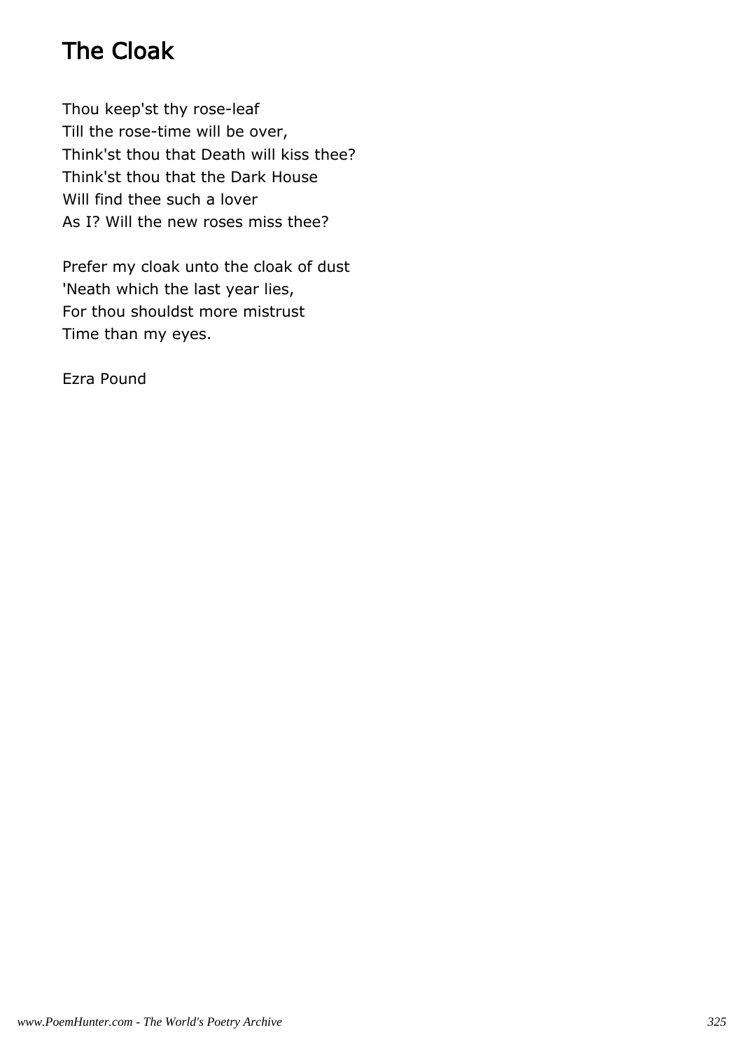# The Cloak

Thou keep'st thy rose-leaf
Till the rose-time will be over,
Think'st thou that Death will kiss thee?
Think'st thou that the Dark House
Will find thee such a lover
As I? Will the new roses miss thee?

Prefer my cloak unto the cloak of dust
'Neath which the last year lies,
For thou shouldst more mistrust
Time than my eyes.

Ezra Pound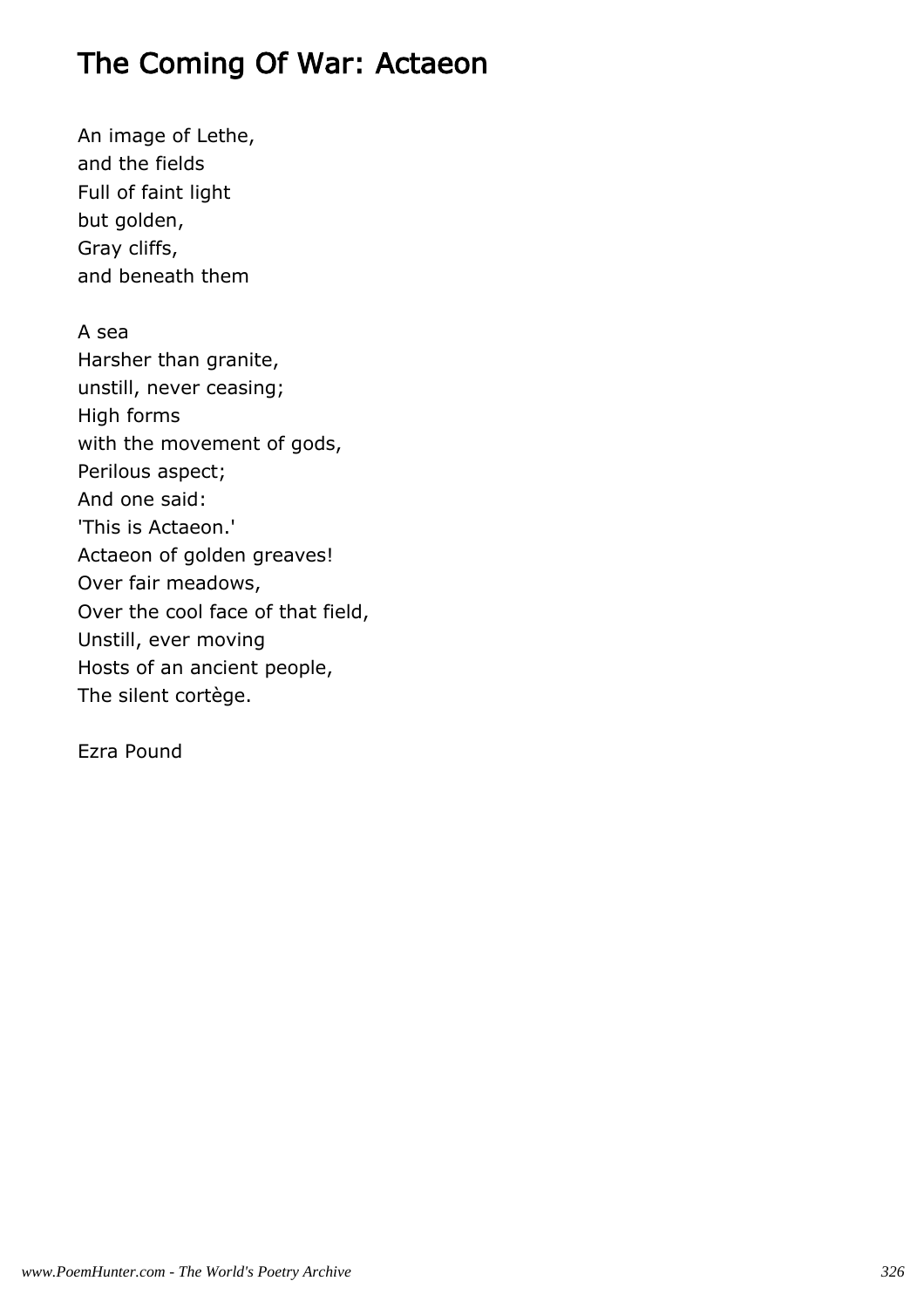# The Coming Of War: Actaeon

An image of Lethe,  
and the fields  
Full of faint light  
but golden,  
Gray cliffs,  
and beneath them

A sea  
Harsher than granite,  
unstill, never ceasing;  
High forms  
with the movement of gods,  
Perilous aspect;  
And one said:  
'This is Actaeon.'  
Actaeon of golden greaves!  
Over fair meadows,  
Over the cool face of that field,  
Unstill, ever moving  
Hosts of an ancient people,  
The silent cortège.

Ezra Pound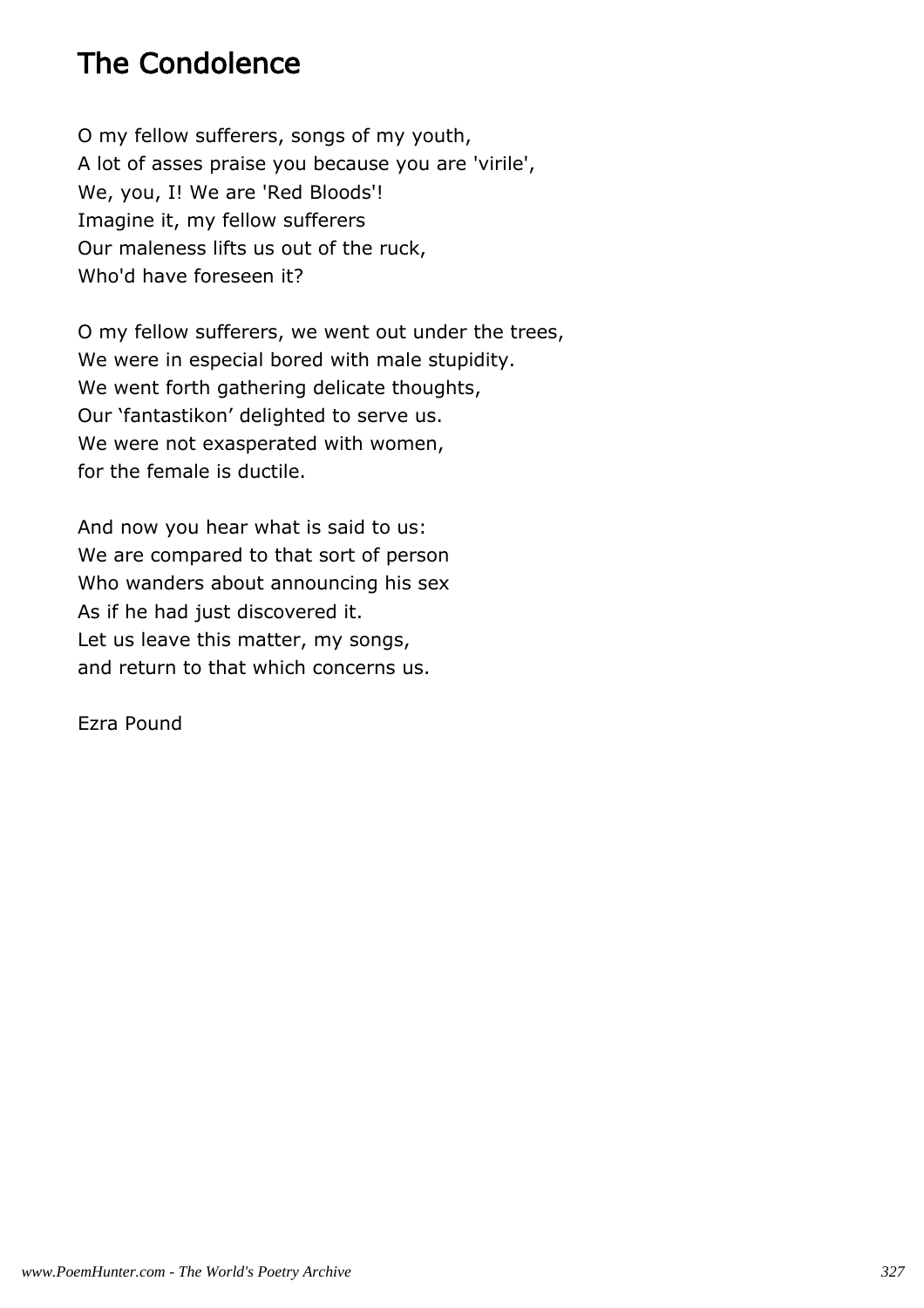# The Condolence

O my fellow sufferers, songs of my youth,  
A lot of asses praise you because you are 'virile',  
We, you, I! We are 'Red Bloods'!  
Imagine it, my fellow sufferers  
Our maleness lifts us out of the ruck,  
Who'd have foreseen it?

O my fellow sufferers, we went out under the trees,  
We were in especial bored with male stupidity.  
We went forth gathering delicate thoughts,  
Our 'fantastikon' delighted to serve us.  
We were not exasperated with women,  
for the female is ductile.

And now you hear what is said to us:  
We are compared to that sort of person  
Who wanders about announcing his sex  
As if he had just discovered it.  
Let us leave this matter, my songs,  
and return to that which concerns us.

Ezra Pound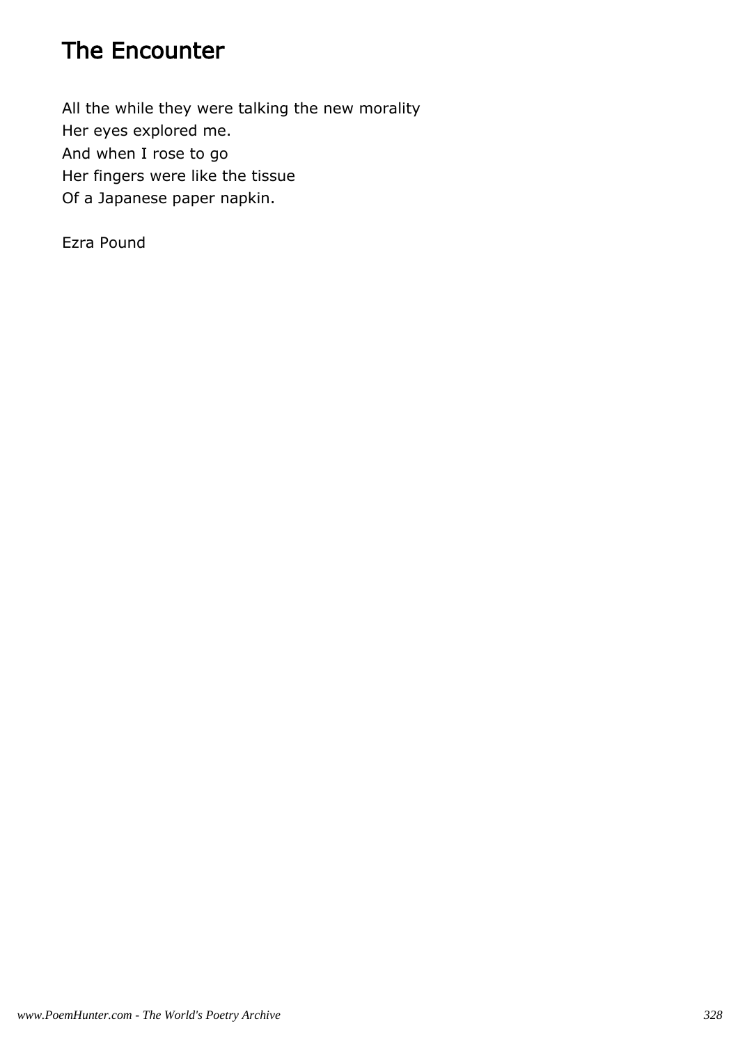# The Encounter

All the while they were talking the new morality
Her eyes explored me.
And when I rose to go
Her fingers were like the tissue
Of a Japanese paper napkin.

Ezra Pound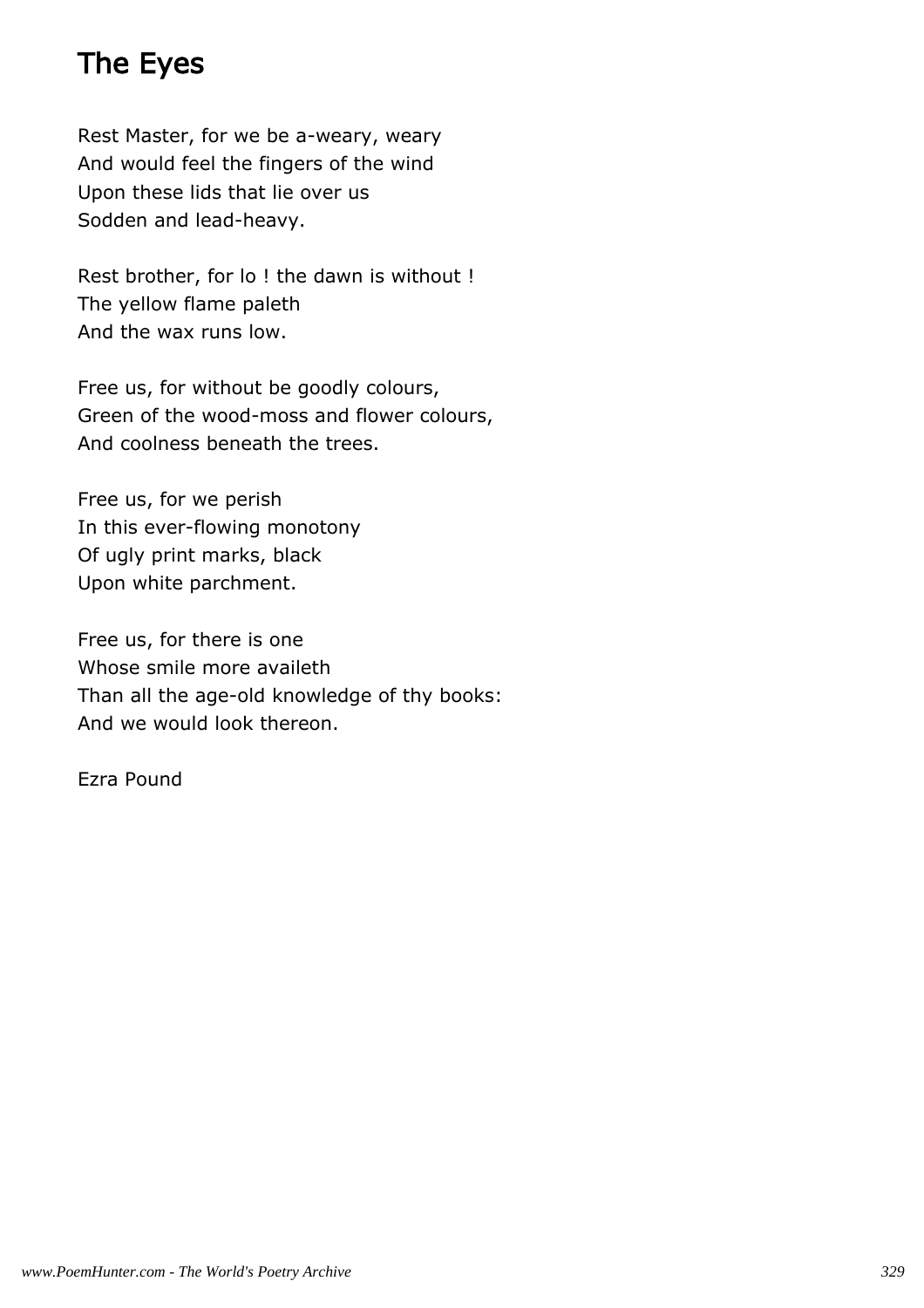# The Eyes

Rest Master, for we be a-weary, weary
And would feel the fingers of the wind
Upon these lids that lie over us
Sodden and lead-heavy.

Rest brother, for lo ! the dawn is without !
The yellow flame paleth
And the wax runs low.

Free us, for without be goodly colours,
Green of the wood-moss and flower colours,
And coolness beneath the trees.

Free us, for we perish
In this ever-flowing monotony
Of ugly print marks, black
Upon white parchment.

Free us, for there is one
Whose smile more availeth
Than all the age-old knowledge of thy books:
And we would look thereon.

Ezra Pound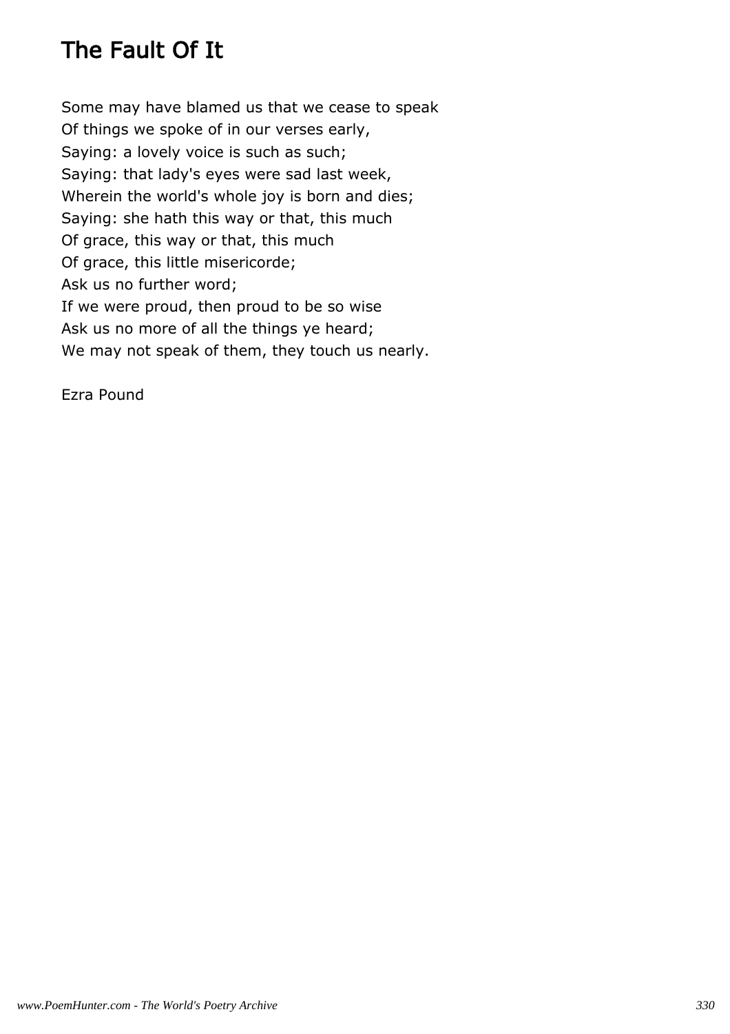# The Fault Of It

Some may have blamed us that we cease to speak  
Of things we spoke of in our verses early,  
Saying: a lovely voice is such as such;  
Saying: that lady's eyes were sad last week,  
Wherein the world's whole joy is born and dies;  
Saying: she hath this way or that, this much  
Of grace, this way or that, this much  
Of grace, this little misericorde;  
Ask us no further word;  
If we were proud, then proud to be so wise  
Ask us no more of all the things ye heard;  
We may not speak of them, they touch us nearly.

Ezra Pound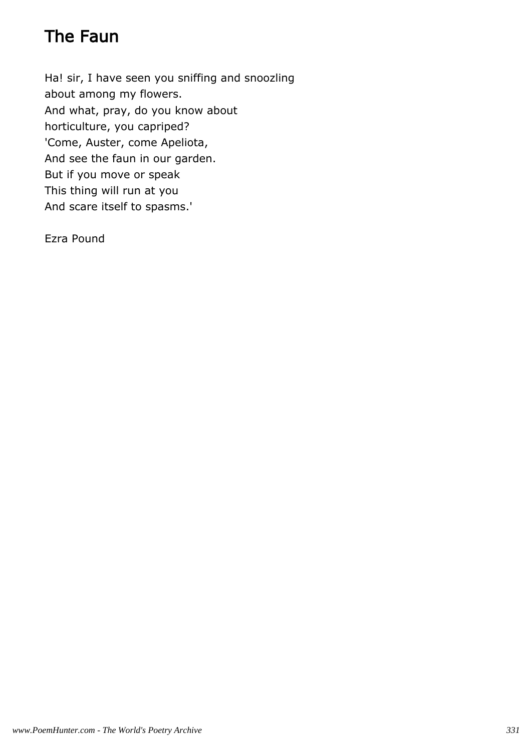# The Faun

Ha! sir, I have seen you sniffing and snoozling
about among my flowers.
And what, pray, do you know about
horticulture, you capriped?
'Come, Auster, come Apeliota,
And see the faun in our garden.
But if you move or speak
This thing will run at you
And scare itself to spasms.'

Ezra Pound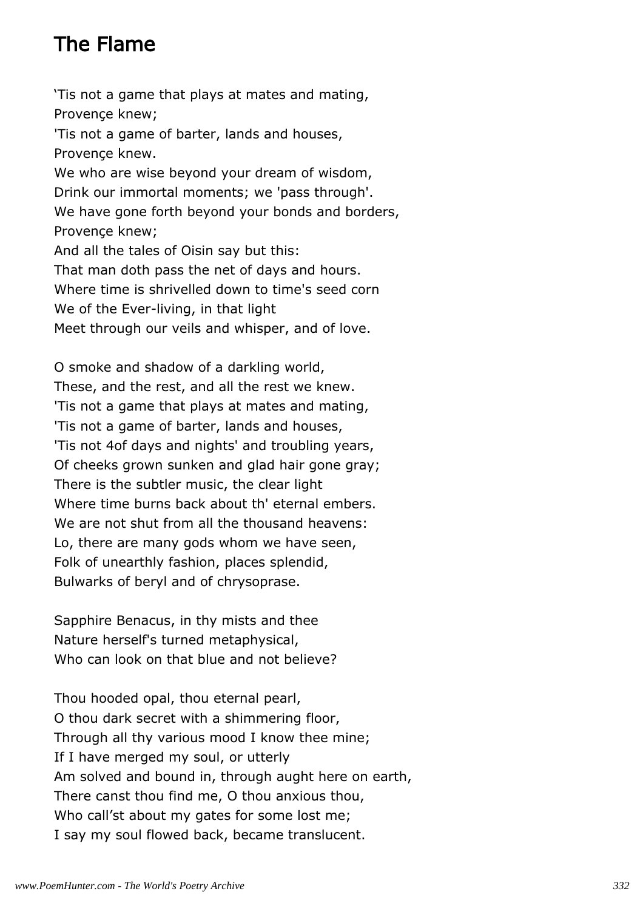# The Flame

'Tis not a game that plays at mates and mating,  
Provençe knew;  
'Tis not a game of barter, lands and houses,  
Provençe knew.  
We who are wise beyond your dream of wisdom,  
Drink our immortal moments; we 'pass through'.  
We have gone forth beyond your bonds and borders,  
Provençe knew;  
And all the tales of Oisin say but this:  
That man doth pass the net of days and hours.  
Where time is shrivelled down to time's seed corn  
We of the Ever-living, in that light  
Meet through our veils and whisper, and of love.

O smoke and shadow of a darkling world,  
These, and the rest, and all the rest we knew.  
'Tis not a game that plays at mates and mating,  
'Tis not a game of barter, lands and houses,  
'Tis not 4of days and nights' and troubling years,  
Of cheeks grown sunken and glad hair gone gray;  
There is the subtler music, the clear light  
Where time burns back about th' eternal embers.  
We are not shut from all the thousand heavens:  
Lo, there are many gods whom we have seen,  
Folk of unearthly fashion, places splendid,  
Bulwarks of beryl and of chrysoprase.

Sapphire Benacus, in thy mists and thee  
Nature herself's turned metaphysical,  
Who can look on that blue and not believe?

Thou hooded opal, thou eternal pearl,  
O thou dark secret with a shimmering floor,  
Through all thy various mood I know thee mine;  
If I have merged my soul, or utterly  
Am solved and bound in, through aught here on earth,  
There canst thou find me, O thou anxious thou,  
Who call'st about my gates for some lost me;  
I say my soul flowed back, became translucent.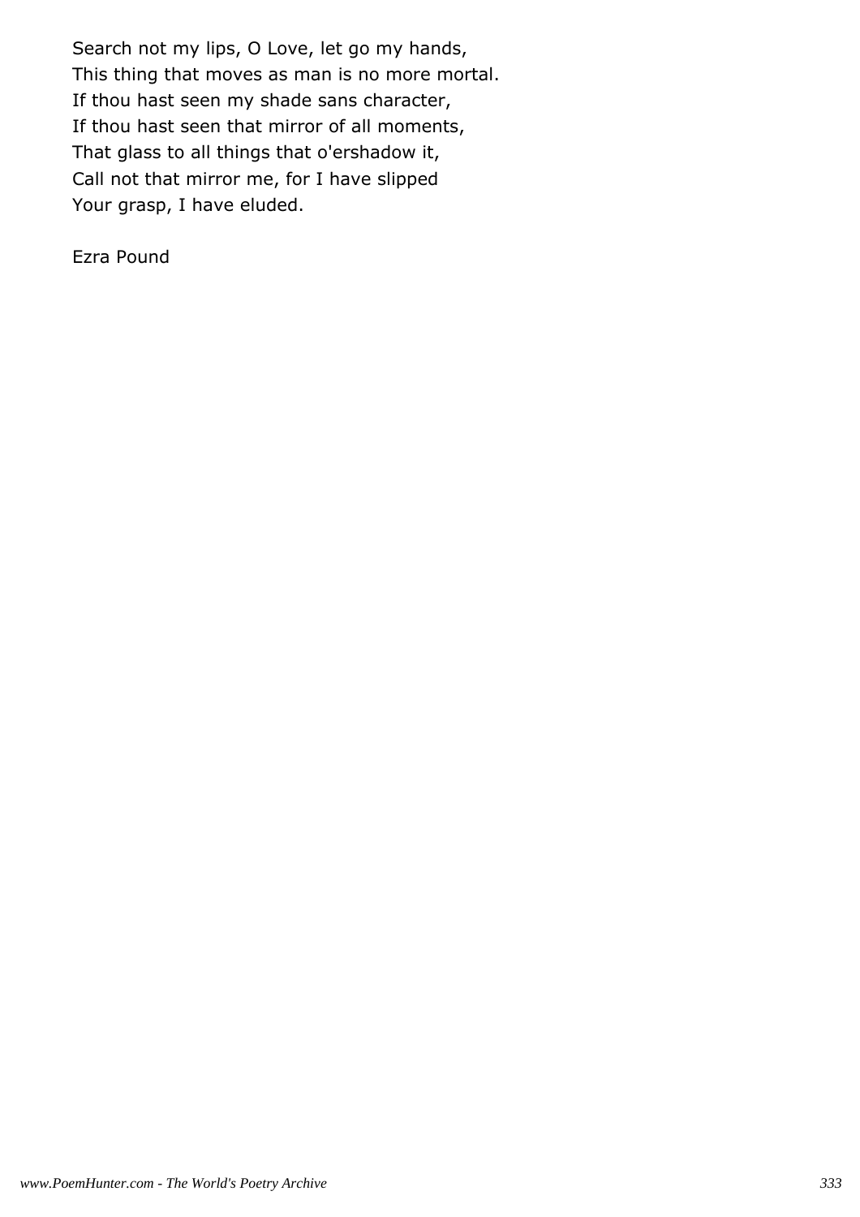Search not my lips, O Love, let go my hands,
This thing that moves as man is no more mortal.
If thou hast seen my shade sans character,
If thou hast seen that mirror of all moments,
That glass to all things that o'ershadow it,
Call not that mirror me, for I have slipped
Your grasp, I have eluded.

Ezra Pound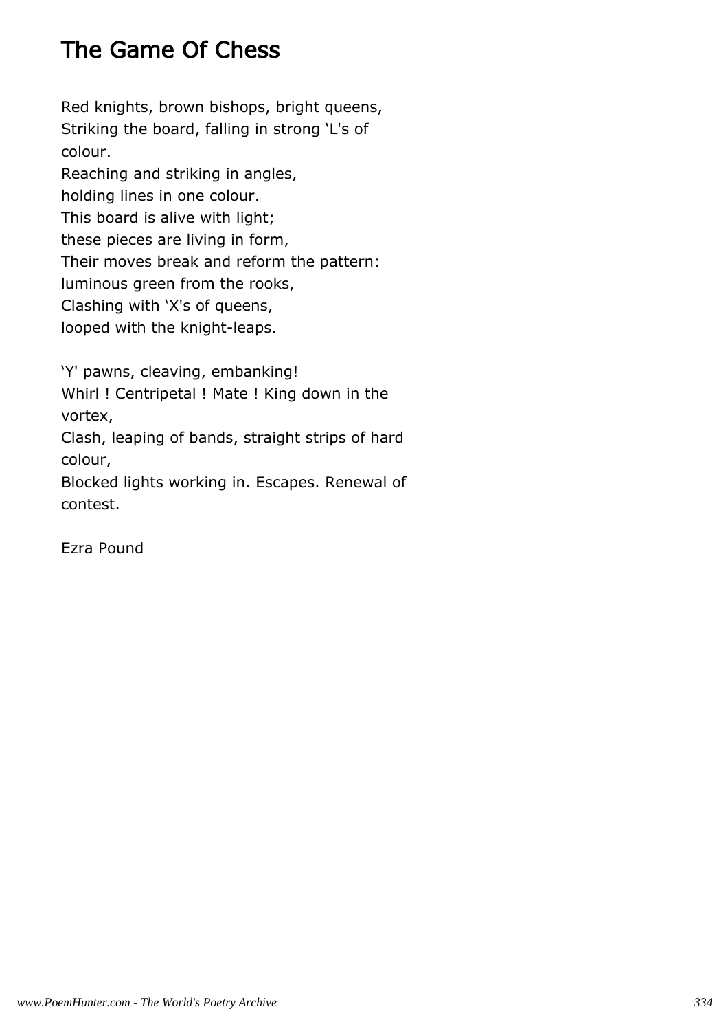# The Game Of Chess

Red knights, brown bishops, bright queens,
Striking the board, falling in strong 'L's of colour.
Reaching and striking in angles,
holding lines in one colour.
This board is alive with light;
these pieces are living in form,
Their moves break and reform the pattern:
luminous green from the rooks,
Clashing with 'X's of queens,
looped with the knight-leaps.

'Y' pawns, cleaving, embanking!
Whirl ! Centripetal ! Mate ! King down in the vortex,
Clash, leaping of bands, straight strips of hard colour,
Blocked lights working in. Escapes. Renewal of contest.

Ezra Pound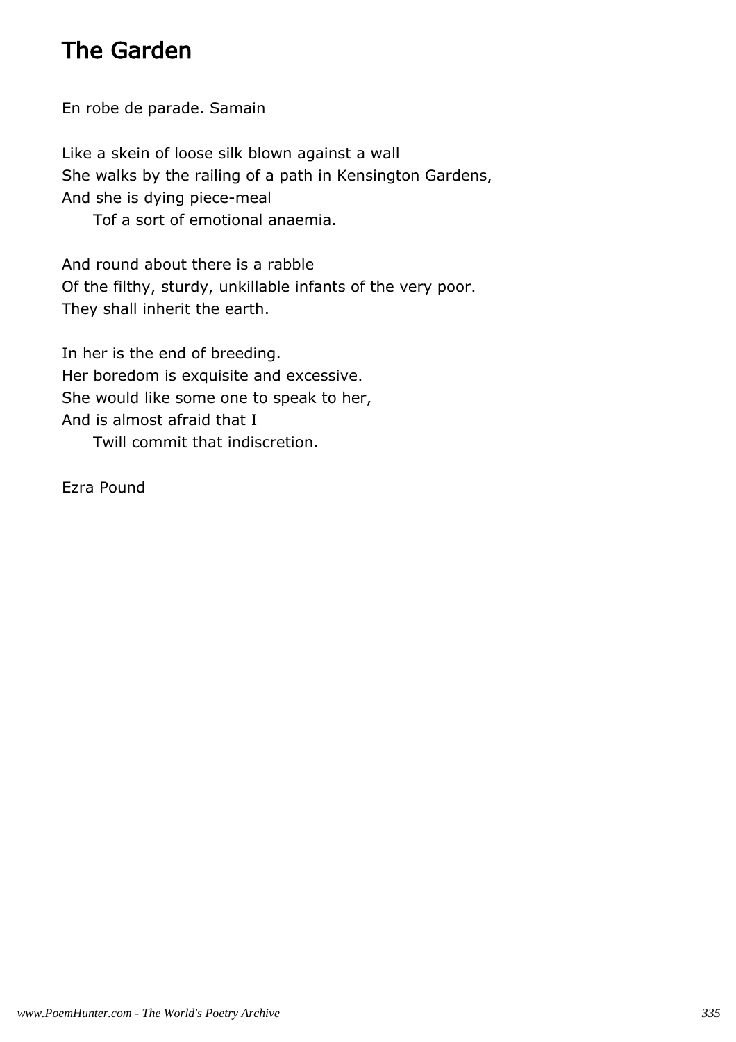# The Garden

En robe de parade. Samain

Like a skein of loose silk blown against a wall  
She walks by the railing of a path in Kensington Gardens,  
And she is dying piece-meal  
&nbsp;&nbsp;&nbsp;&nbsp;&nbsp;&nbsp;Tof a sort of emotional anaemia.

And round about there is a rabble  
Of the filthy, sturdy, unkillable infants of the very poor.  
They shall inherit the earth.

In her is the end of breeding.  
Her boredom is exquisite and excessive.  
She would like some one to speak to her,  
And is almost afraid that I  
&nbsp;&nbsp;&nbsp;&nbsp;&nbsp;&nbsp;Twill commit that indiscretion.

Ezra Pound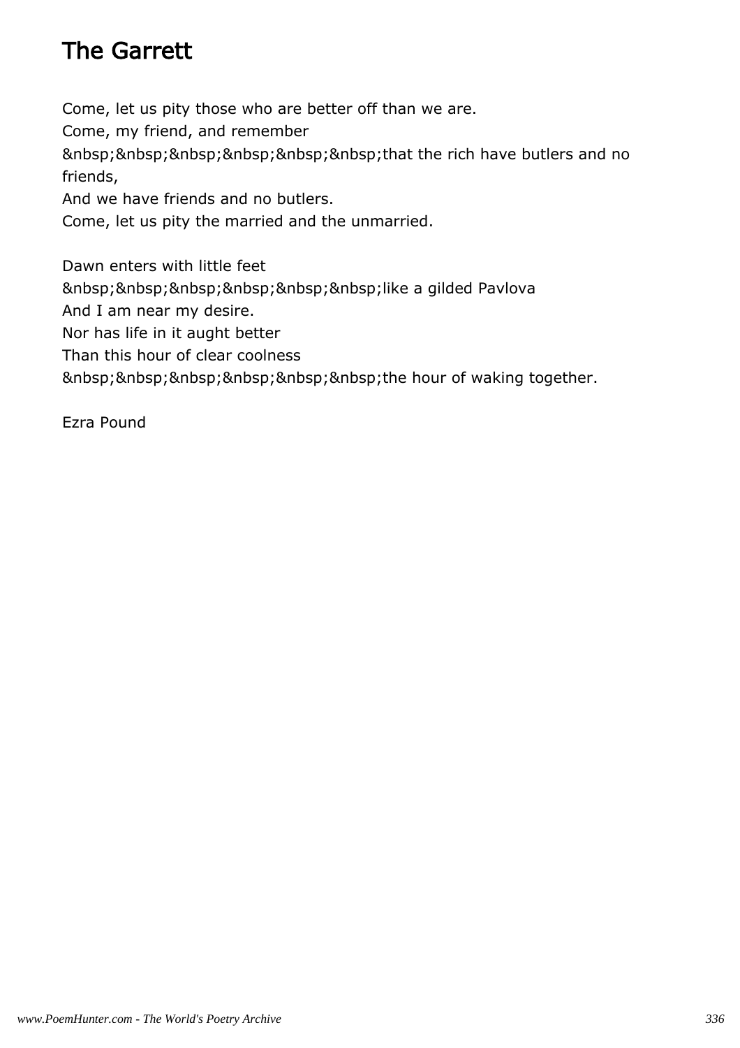# The Garrett

Come, let us pity those who are better off than we are.
Come, my friend, and remember
&nbsp;&nbsp;&nbsp;&nbsp;&nbsp;&nbsp;that the rich have butlers and no friends,
And we have friends and no butlers.
Come, let us pity the married and the unmarried.

Dawn enters with little feet
&nbsp;&nbsp;&nbsp;&nbsp;&nbsp;&nbsp;like a gilded Pavlova
And I am near my desire.
Nor has life in it aught better
Than this hour of clear coolness
&nbsp;&nbsp;&nbsp;&nbsp;&nbsp;&nbsp;the hour of waking together.

Ezra Pound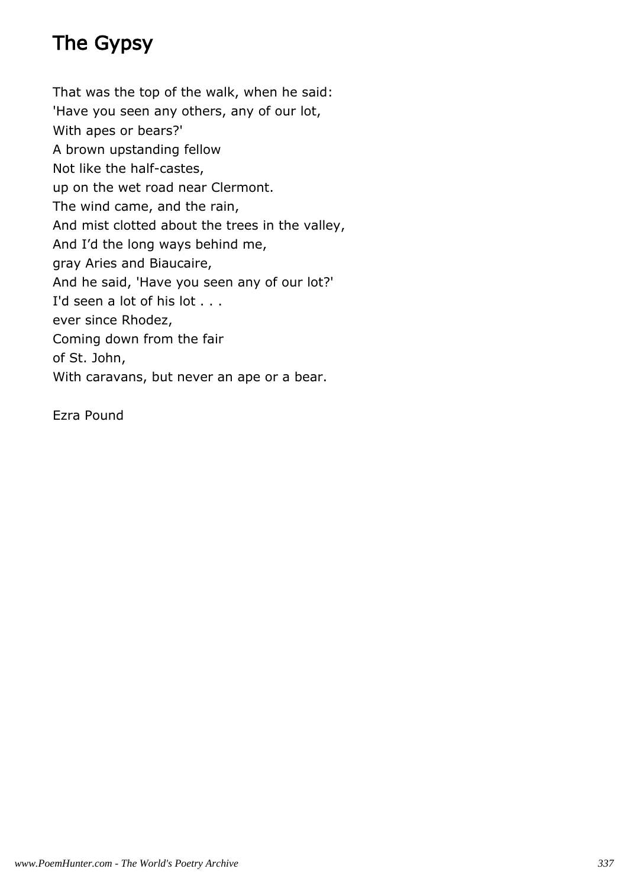# The Gypsy

That was the top of the walk, when he said:  
'Have you seen any others, any of our lot,  
With apes or bears?'  
A brown upstanding fellow  
Not like the half-castes,  
up on the wet road near Clermont.  
The wind came, and the rain,  
And mist clotted about the trees in the valley,  
And I’d the long ways behind me,  
gray Aries and Biaucaire,  
And he said, 'Have you seen any of our lot?'  
I'd seen a lot of his lot . . .  
ever since Rhodez,  
Coming down from the fair  
of St. John,  
With caravans, but never an ape or a bear.

Ezra Pound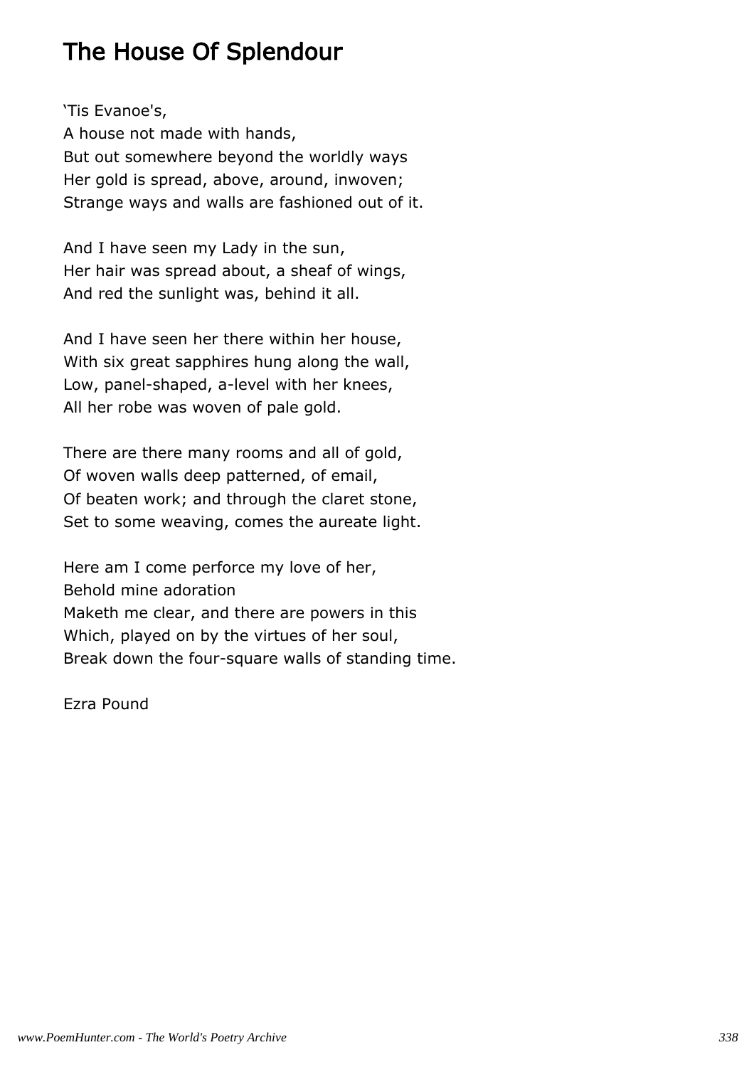# The House Of Splendour

'Tis Evanoe's,  
A house not made with hands,  
But out somewhere beyond the worldly ways  
Her gold is spread, above, around, inwoven;  
Strange ways and walls are fashioned out of it.

And I have seen my Lady in the sun,  
Her hair was spread about, a sheaf of wings,  
And red the sunlight was, behind it all.

And I have seen her there within her house,  
With six great sapphires hung along the wall,  
Low, panel-shaped, a-level with her knees,  
All her robe was woven of pale gold.

There are there many rooms and all of gold,  
Of woven walls deep patterned, of email,  
Of beaten work; and through the claret stone,  
Set to some weaving, comes the aureate light.

Here am I come perforce my love of her,  
Behold mine adoration  
Maketh me clear, and there are powers in this  
Which, played on by the virtues of her soul,  
Break down the four-square walls of standing time.

Ezra Pound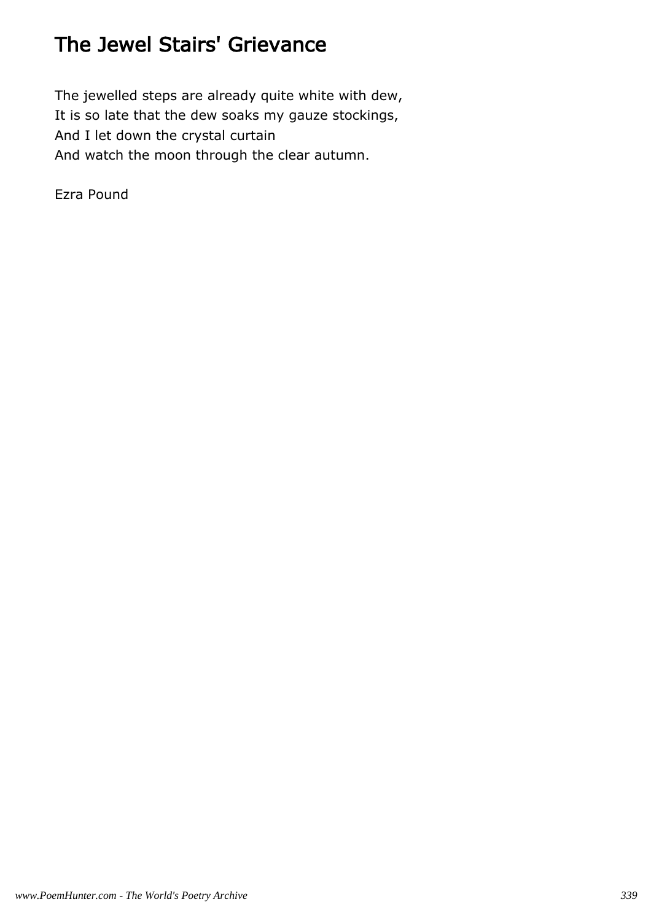# The Jewel Stairs' Grievance

The jewelled steps are already quite white with dew,  
It is so late that the dew soaks my gauze stockings,  
And I let down the crystal curtain  
And watch the moon through the clear autumn.

Ezra Pound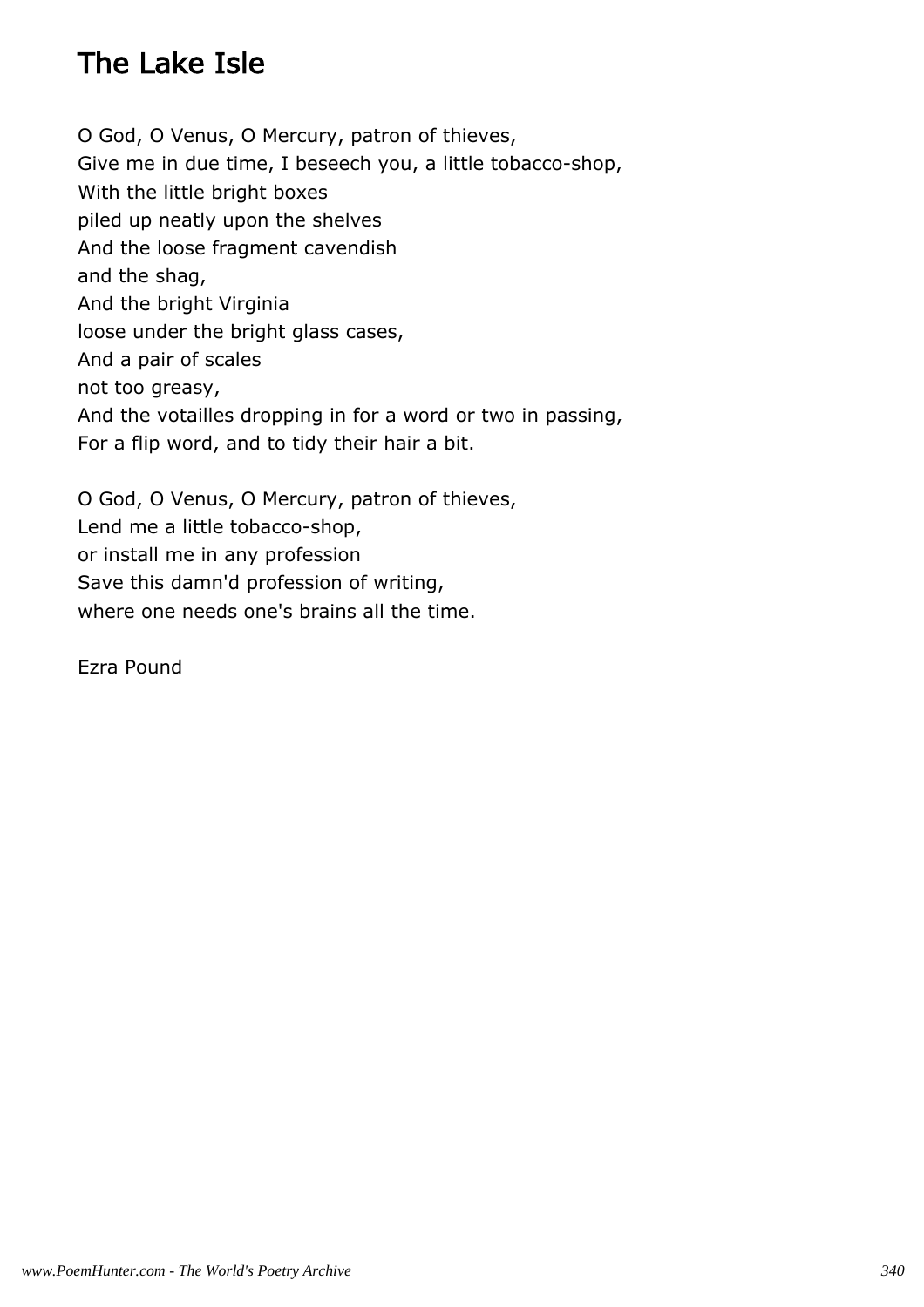# The Lake Isle

O God, O Venus, O Mercury, patron of thieves,
Give me in due time, I beseech you, a little tobacco-shop,
With the little bright boxes
piled up neatly upon the shelves
And the loose fragment cavendish
and the shag,
And the bright Virginia
loose under the bright glass cases,
And a pair of scales
not too greasy,
And the votailles dropping in for a word or two in passing,
For a flip word, and to tidy their hair a bit.

O God, O Venus, O Mercury, patron of thieves,
Lend me a little tobacco-shop,
or install me in any profession
Save this damn'd profession of writing,
where one needs one's brains all the time.

Ezra Pound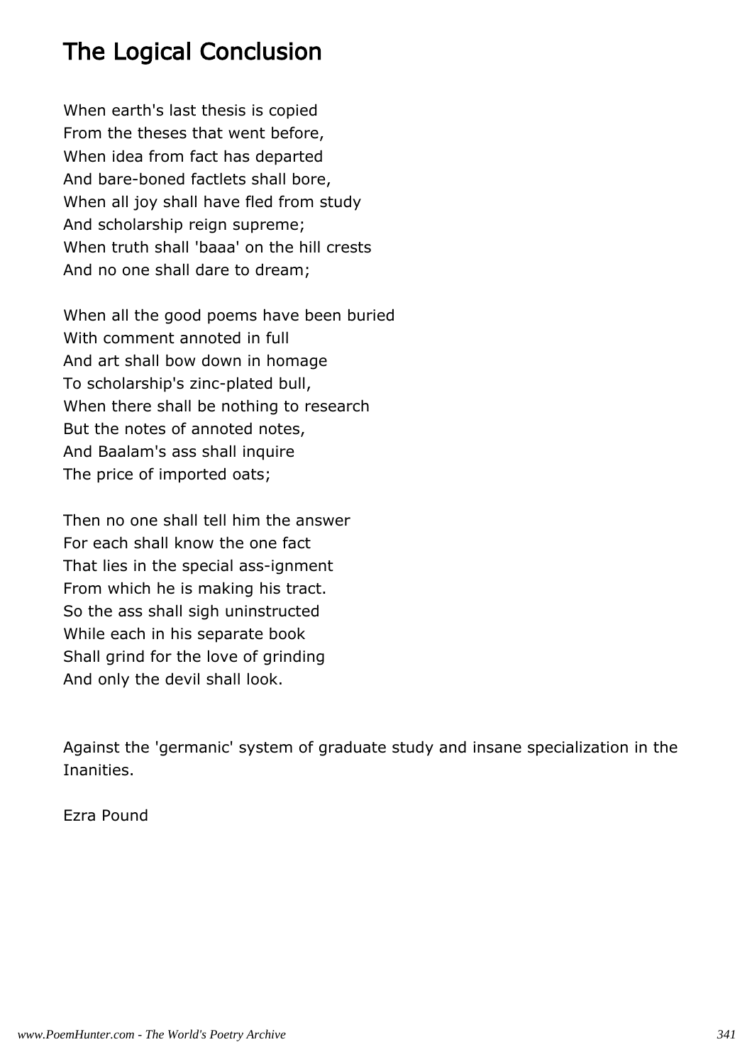# The Logical Conclusion

When earth's last thesis is copied
From the theses that went before,
When idea from fact has departed
And bare-boned factlets shall bore,
When all joy shall have fled from study
And scholarship reign supreme;
When truth shall 'baaa' on the hill crests
And no one shall dare to dream;

When all the good poems have been buried
With comment annoted in full
And art shall bow down in homage
To scholarship's zinc-plated bull,
When there shall be nothing to research
But the notes of annoted notes,
And Baalam's ass shall inquire
The price of imported oats;

Then no one shall tell him the answer
For each shall know the one fact
That lies in the special ass-ignment
From which he is making his tract.
So the ass shall sigh uninstructed
While each in his separate book
Shall grind for the love of grinding
And only the devil shall look.

Against the 'germanic' system of graduate study and insane specialization in the Inanities.

Ezra Pound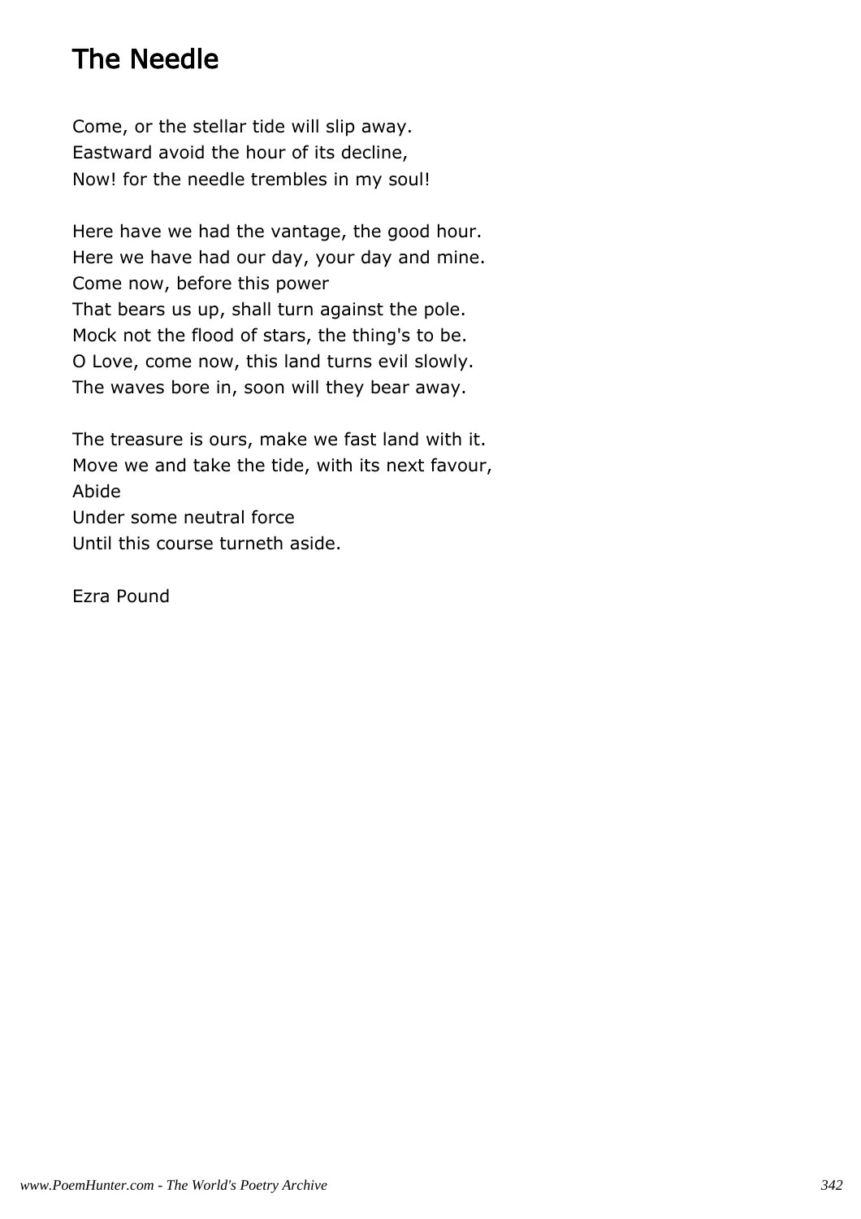# The Needle

Come, or the stellar tide will slip away.  
Eastward avoid the hour of its decline,  
Now! for the needle trembles in my soul!

Here have we had the vantage, the good hour.  
Here we have had our day, your day and mine.  
Come now, before this power  
That bears us up, shall turn against the pole.  
Mock not the flood of stars, the thing's to be.  
O Love, come now, this land turns evil slowly.  
The waves bore in, soon will they bear away.

The treasure is ours, make we fast land with it.  
Move we and take the tide, with its next favour,  
Abide  
Under some neutral force  
Until this course turneth aside.

Ezra Pound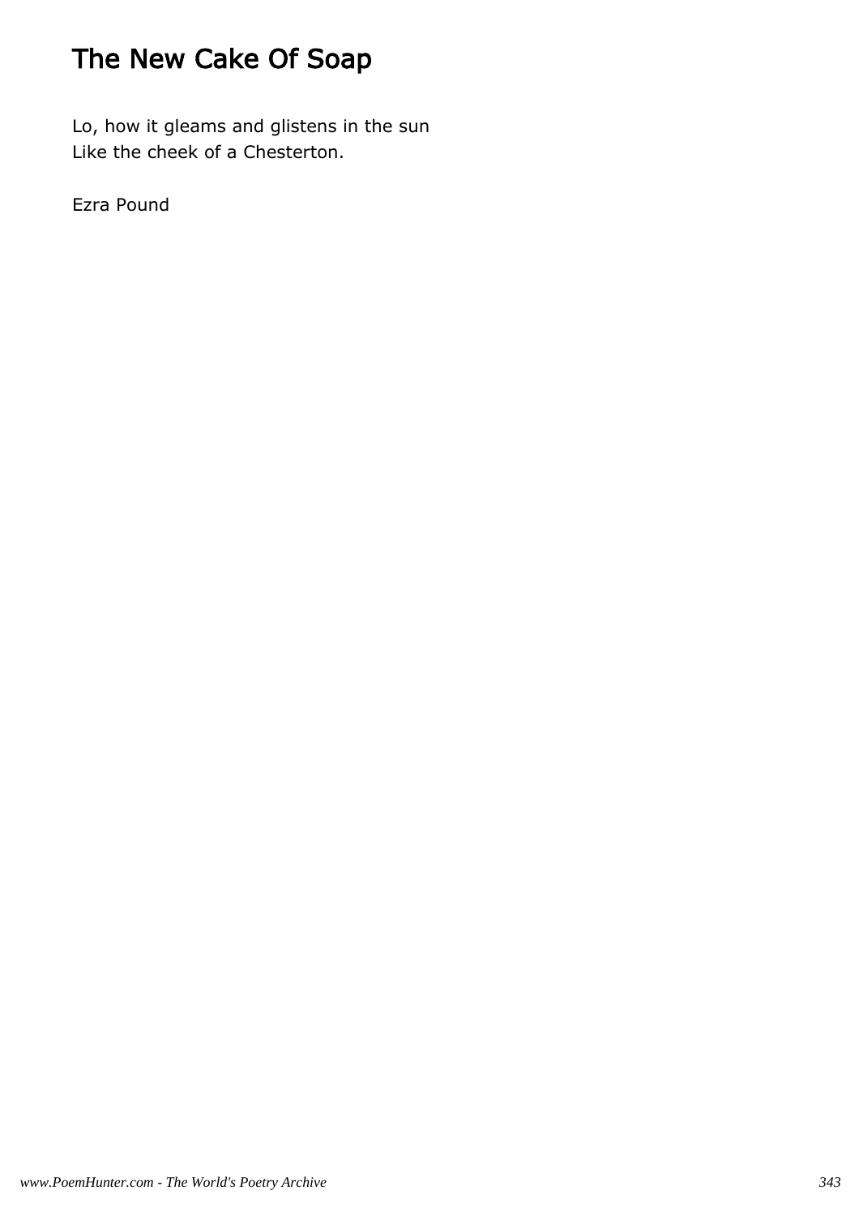# The New Cake Of Soap

Lo, how it gleams and glistens in the sun
Like the cheek of a Chesterton.

Ezra Pound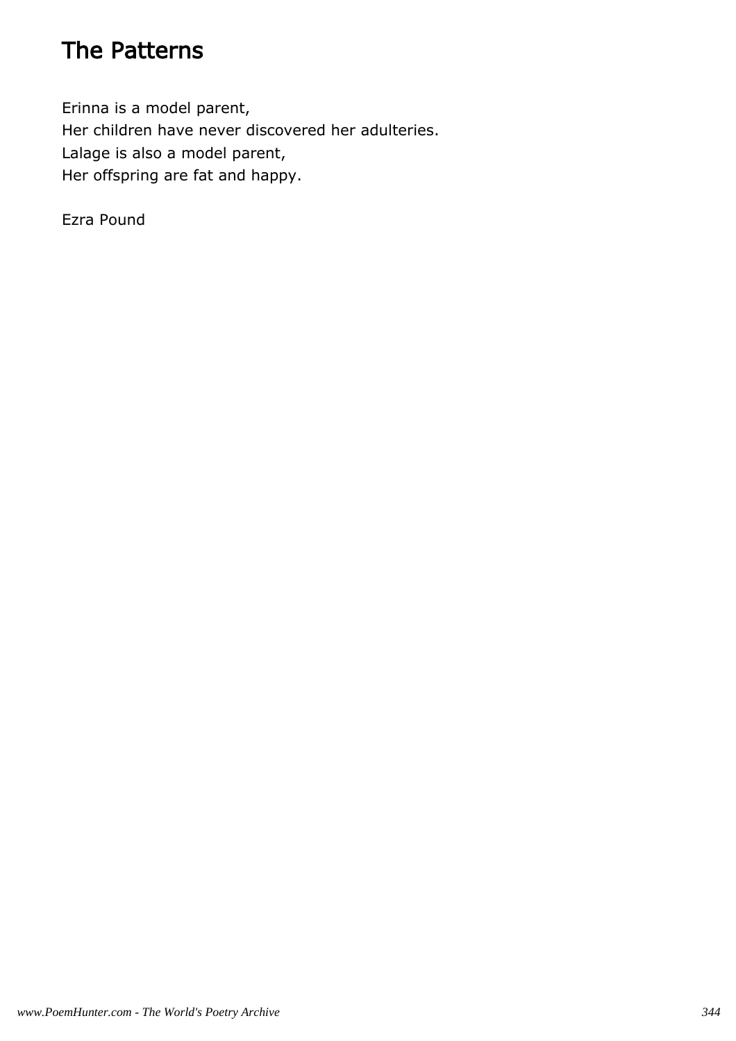# The Patterns

Erinna is a model parent,  
Her children have never discovered her adulteries.  
Lalage is also a model parent,  
Her offspring are fat and happy.

Ezra Pound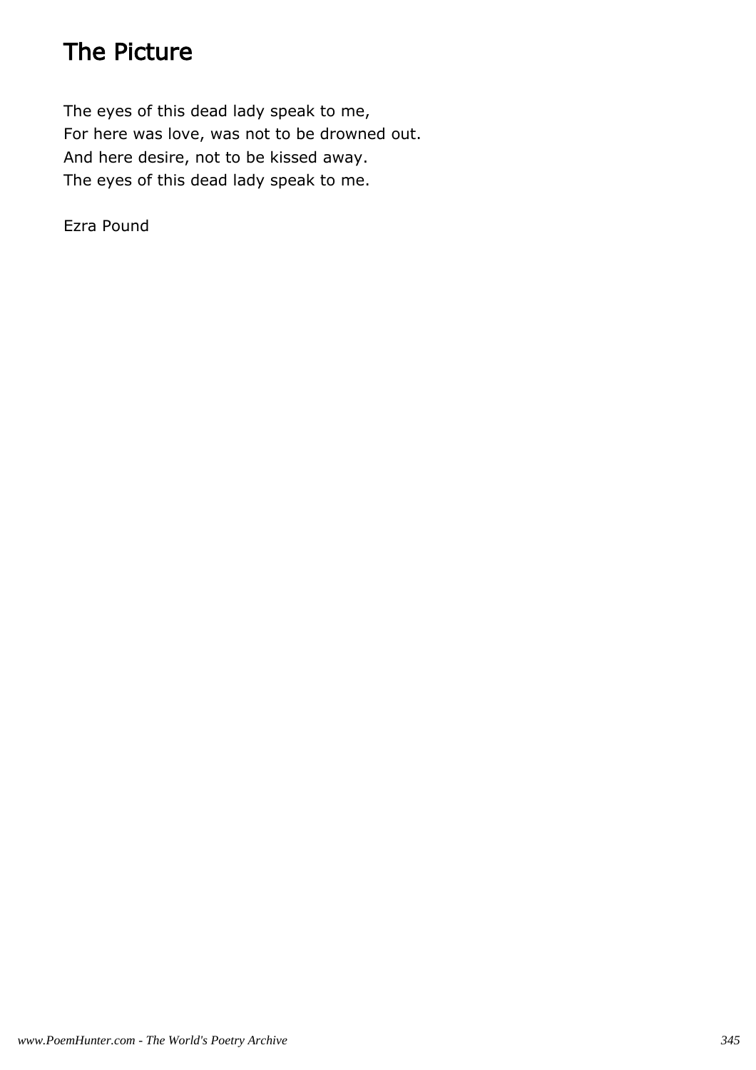# The Picture

The eyes of this dead lady speak to me,  
For here was love, was not to be drowned out.  
And here desire, not to be kissed away.  
The eyes of this dead lady speak to me.

Ezra Pound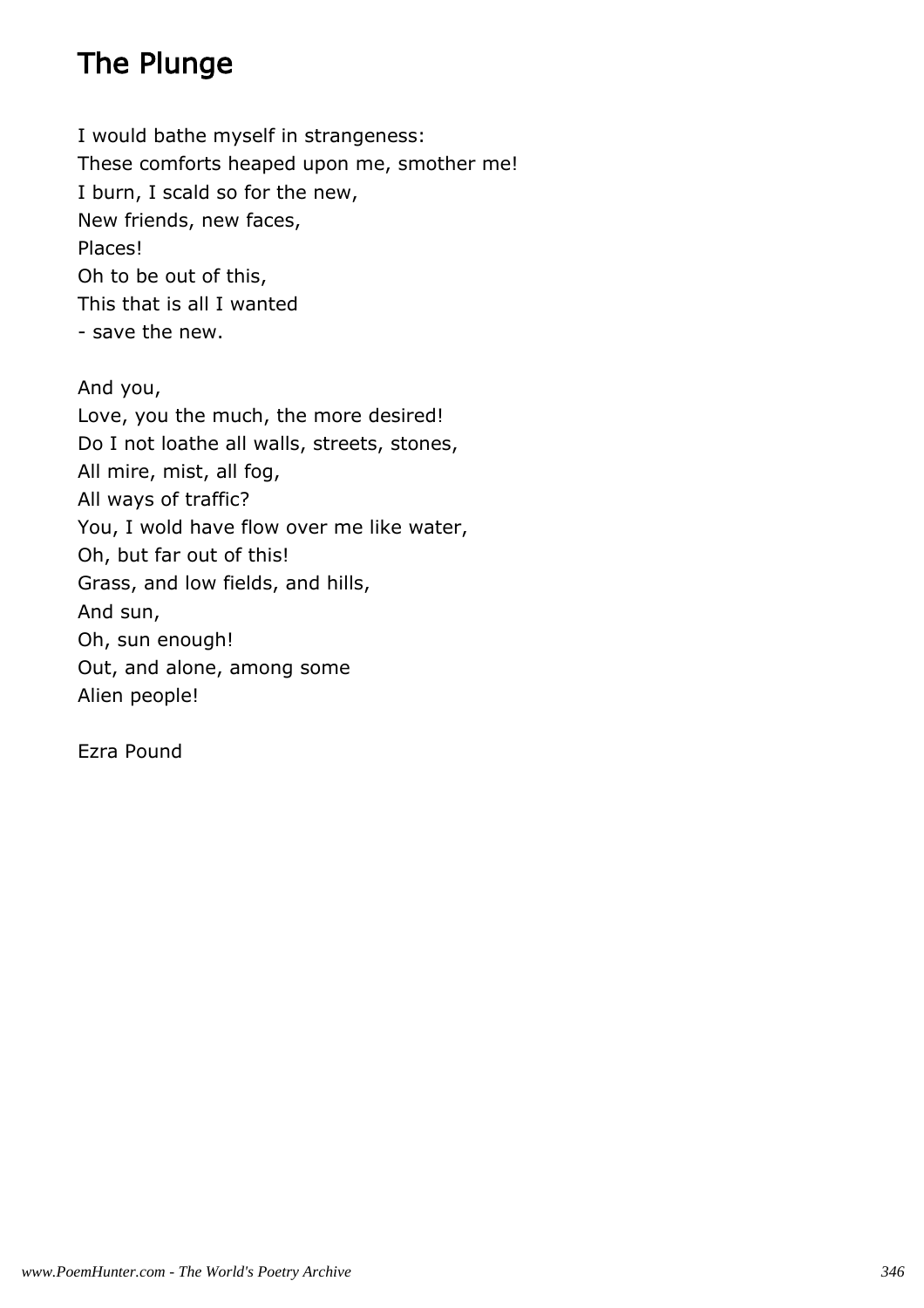# The Plunge

I would bathe myself in strangeness:  
These comforts heaped upon me, smother me!  
I burn, I scald so for the new,  
New friends, new faces,  
Places!  
Oh to be out of this,  
This that is all I wanted  
- save the new.

And you,  
Love, you the much, the more desired!  
Do I not loathe all walls, streets, stones,  
All mire, mist, all fog,  
All ways of traffic?  
You, I wold have flow over me like water,  
Oh, but far out of this!  
Grass, and low fields, and hills,  
And sun,  
Oh, sun enough!  
Out, and alone, among some  
Alien people!

Ezra Pound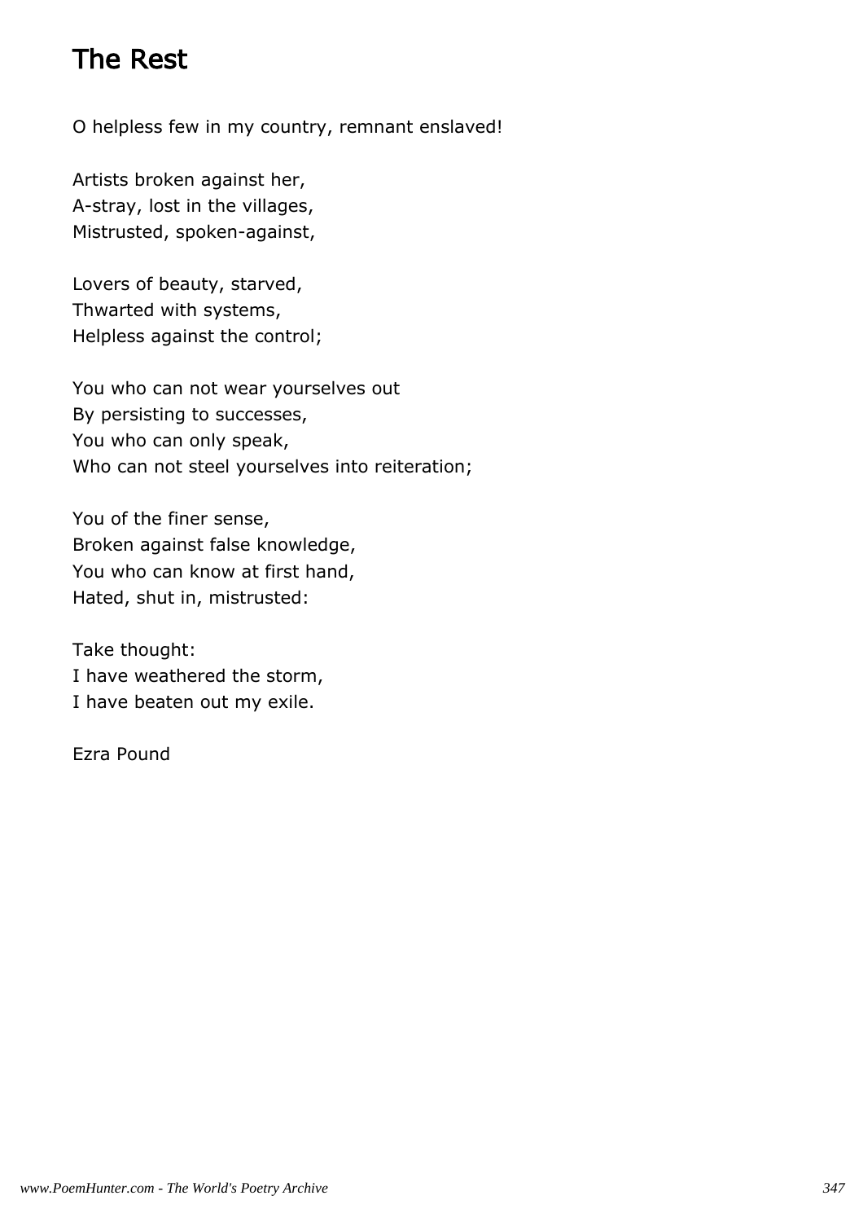# The Rest

O helpless few in my country, remnant enslaved!

Artists broken against her,
A-stray, lost in the villages,
Mistrusted, spoken-against,

Lovers of beauty, starved,
Thwarted with systems,
Helpless against the control;

You who can not wear yourselves out
By persisting to successes,
You who can only speak,
Who can not steel yourselves into reiteration;

You of the finer sense,
Broken against false knowledge,
You who can know at first hand,
Hated, shut in, mistrusted:

Take thought:
I have weathered the storm,
I have beaten out my exile.

Ezra Pound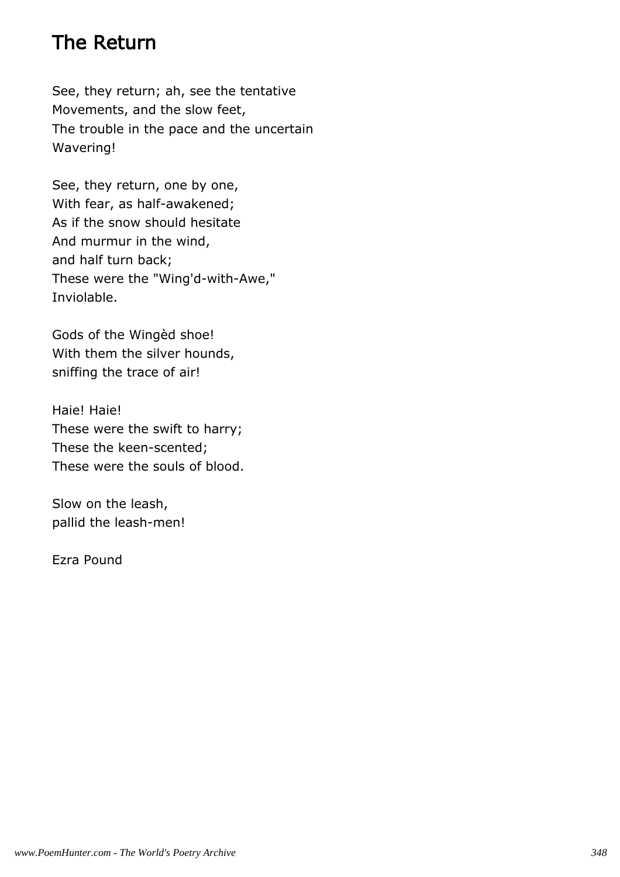# The Return

See, they return; ah, see the tentative
Movements, and the slow feet,
The trouble in the pace and the uncertain
Wavering!

See, they return, one by one,
With fear, as half-awakened;
As if the snow should hesitate
And murmur in the wind,
and half turn back;
These were the "Wing'd-with-Awe,"
Inviolable.

Gods of the Wingèd shoe!
With them the silver hounds,
sniffing the trace of air!

Haie! Haie!
These were the swift to harry;
These the keen-scented;
These were the souls of blood.

Slow on the leash,
pallid the leash-men!

Ezra Pound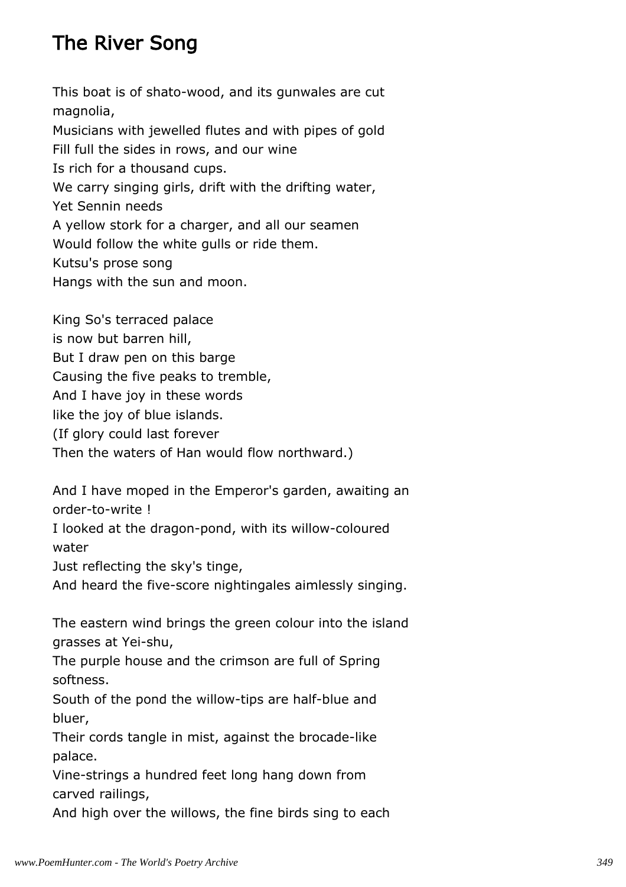# The River Song

This boat is of shato-wood, and its gunwales are cut magnolia,  
Musicians with jewelled flutes and with pipes of gold  
Fill full the sides in rows, and our wine  
Is rich for a thousand cups.  
We carry singing girls, drift with the drifting water,  
Yet Sennin needs  
A yellow stork for a charger, and all our seamen  
Would follow the white gulls or ride them.  
Kutsu's prose song  
Hangs with the sun and moon.

King So's terraced palace  
is now but barren hill,  
But I draw pen on this barge  
Causing the five peaks to tremble,  
And I have joy in these words  
like the joy of blue islands.  
(If glory could last forever  
Then the waters of Han would flow northward.)

And I have moped in the Emperor's garden, awaiting an order-to-write !  
I looked at the dragon-pond, with its willow-coloured water  
Just reflecting the sky's tinge,  
And heard the five-score nightingales aimlessly singing.

The eastern wind brings the green colour into the island grasses at Yei-shu,  
The purple house and the crimson are full of Spring softness.  
South of the pond the willow-tips are half-blue and bluer,  
Their cords tangle in mist, against the brocade-like palace.  
Vine-strings a hundred feet long hang down from carved railings,  
And high over the willows, the fine birds sing to each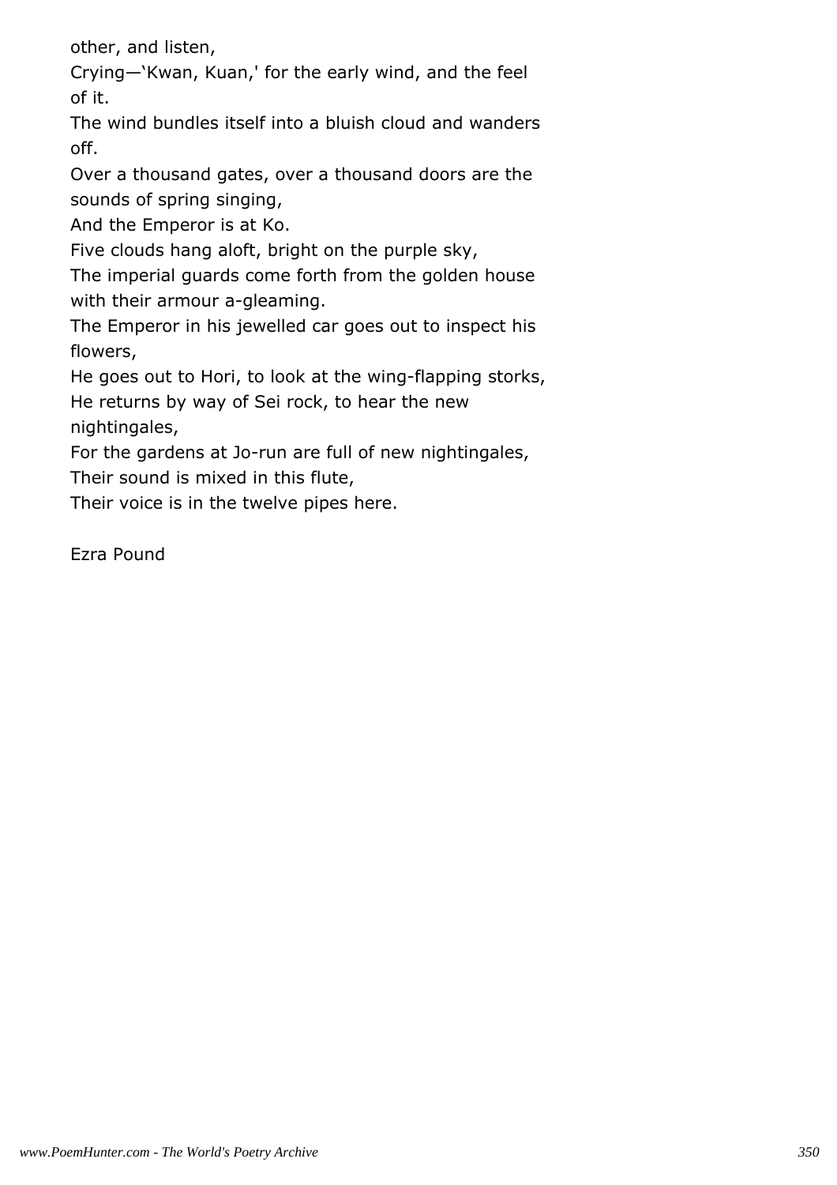other, and listen,
Crying—'Kwan, Kuan,' for the early wind, and the feel of it.
The wind bundles itself into a bluish cloud and wanders off.
Over a thousand gates, over a thousand doors are the sounds of spring singing,
And the Emperor is at Ko.
Five clouds hang aloft, bright on the purple sky,
The imperial guards come forth from the golden house with their armour a-gleaming.
The Emperor in his jewelled car goes out to inspect his flowers,
He goes out to Hori, to look at the wing-flapping storks,
He returns by way of Sei rock, to hear the new nightingales,
For the gardens at Jo-run are full of new nightingales,
Their sound is mixed in this flute,
Their voice is in the twelve pipes here.

Ezra Pound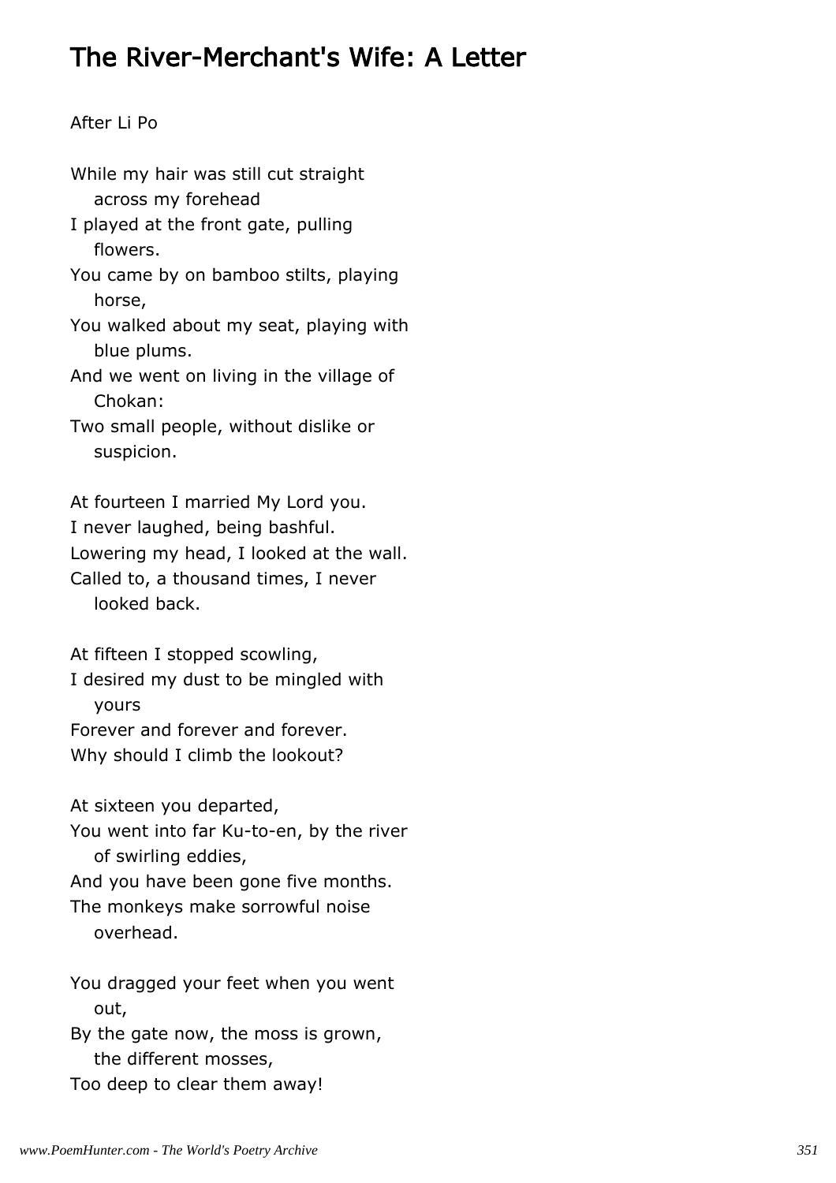# The River-Merchant's Wife: A Letter

After Li Po

While my hair was still cut straight
   across my forehead
I played at the front gate, pulling
   flowers.
You came by on bamboo stilts, playing
   horse,
You walked about my seat, playing with
   blue plums.
And we went on living in the village of
   Chokan:
Two small people, without dislike or
   suspicion.

At fourteen I married My Lord you.
I never laughed, being bashful.
Lowering my head, I looked at the wall.
Called to, a thousand times, I never
   looked back.

At fifteen I stopped scowling,
I desired my dust to be mingled with
   yours
Forever and forever and forever.
Why should I climb the lookout?

At sixteen you departed,
You went into far Ku-to-en, by the river
   of swirling eddies,
And you have been gone five months.
The monkeys make sorrowful noise
   overhead.

You dragged your feet when you went
   out,
By the gate now, the moss is grown,
   the different mosses,
Too deep to clear them away!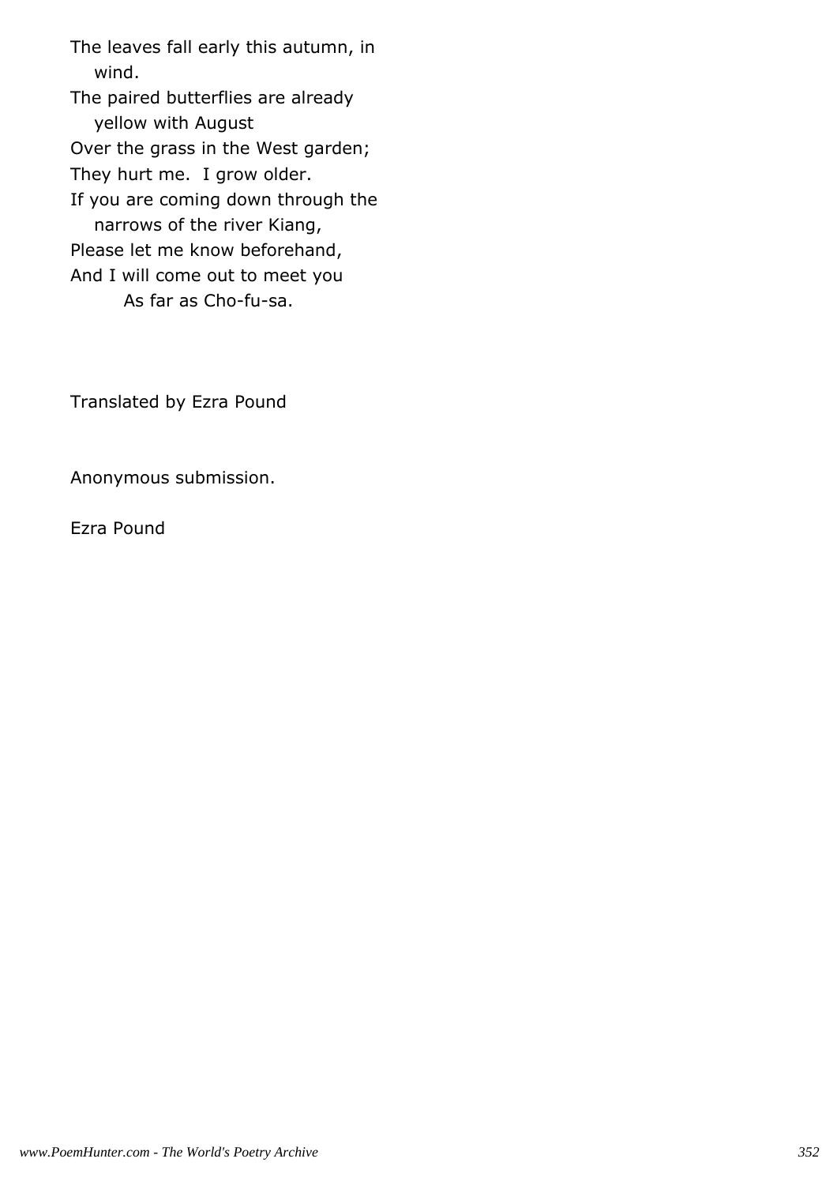The leaves fall early this autumn, in
    wind.
The paired butterflies are already
    yellow with August
Over the grass in the West garden;
They hurt me.  I grow older.
If you are coming down through the
    narrows of the river Kiang,
Please let me know beforehand,
And I will come out to meet you
        As far as Cho-fu-sa.

Translated by Ezra Pound

Anonymous submission.

Ezra Pound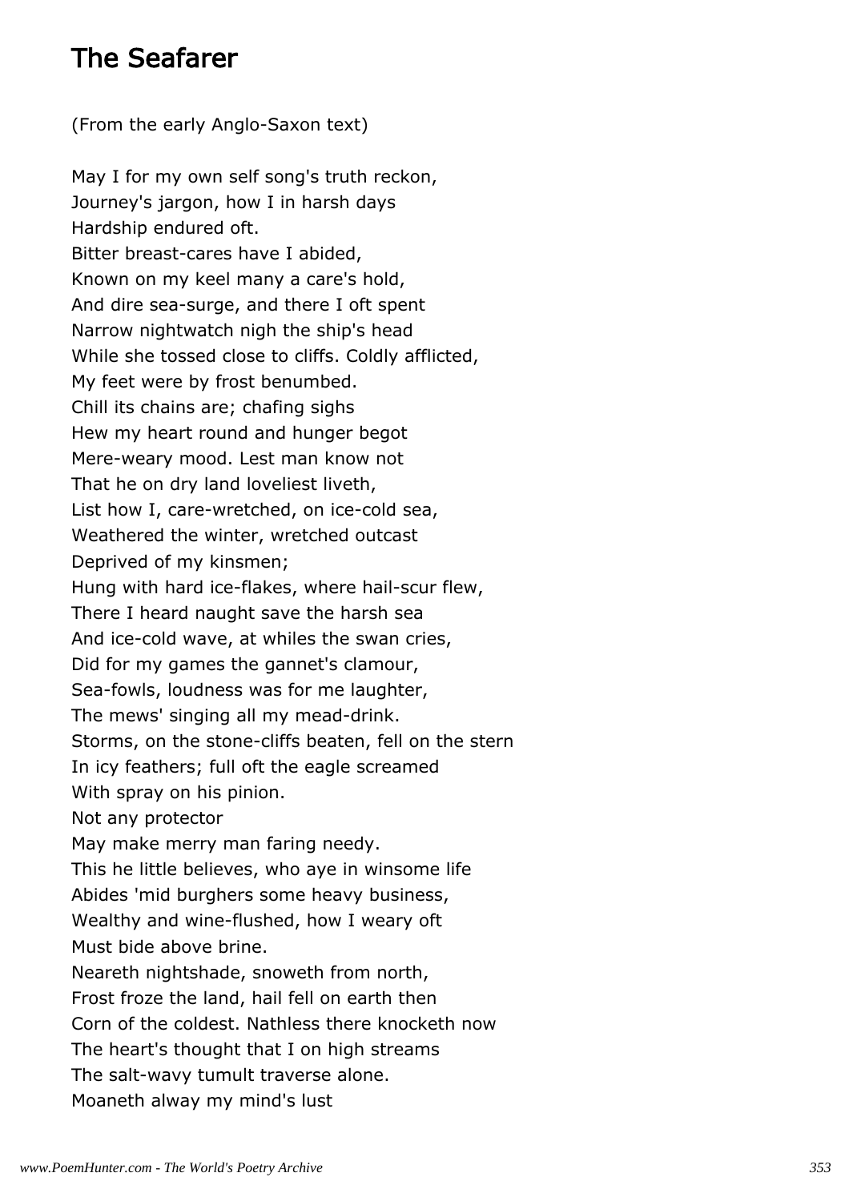# The Seafarer

(From the early Anglo-Saxon text)

May I for my own self song's truth reckon,  
Journey's jargon, how I in harsh days  
Hardship endured oft.  
Bitter breast-cares have I abided,  
Known on my keel many a care's hold,  
And dire sea-surge, and there I oft spent  
Narrow nightwatch nigh the ship's head  
While she tossed close to cliffs. Coldly afflicted,  
My feet were by frost benumbed.  
Chill its chains are; chafing sighs  
Hew my heart round and hunger begot  
Mere-weary mood. Lest man know not  
That he on dry land loveliest liveth,  
List how I, care-wretched, on ice-cold sea,  
Weathered the winter, wretched outcast  
Deprived of my kinsmen;  
Hung with hard ice-flakes, where hail-scur flew,  
There I heard naught save the harsh sea  
And ice-cold wave, at whiles the swan cries,  
Did for my games the gannet's clamour,  
Sea-fowls, loudness was for me laughter,  
The mews' singing all my mead-drink.  
Storms, on the stone-cliffs beaten, fell on the stern  
In icy feathers; full oft the eagle screamed  
With spray on his pinion.  
Not any protector  
May make merry man faring needy.  
This he little believes, who aye in winsome life  
Abides 'mid burghers some heavy business,  
Wealthy and wine-flushed, how I weary oft  
Must bide above brine.  
Neareth nightshade, snoweth from north,  
Frost froze the land, hail fell on earth then  
Corn of the coldest. Nathless there knocketh now  
The heart's thought that I on high streams  
The salt-wavy tumult traverse alone.  
Moaneth alway my mind's lust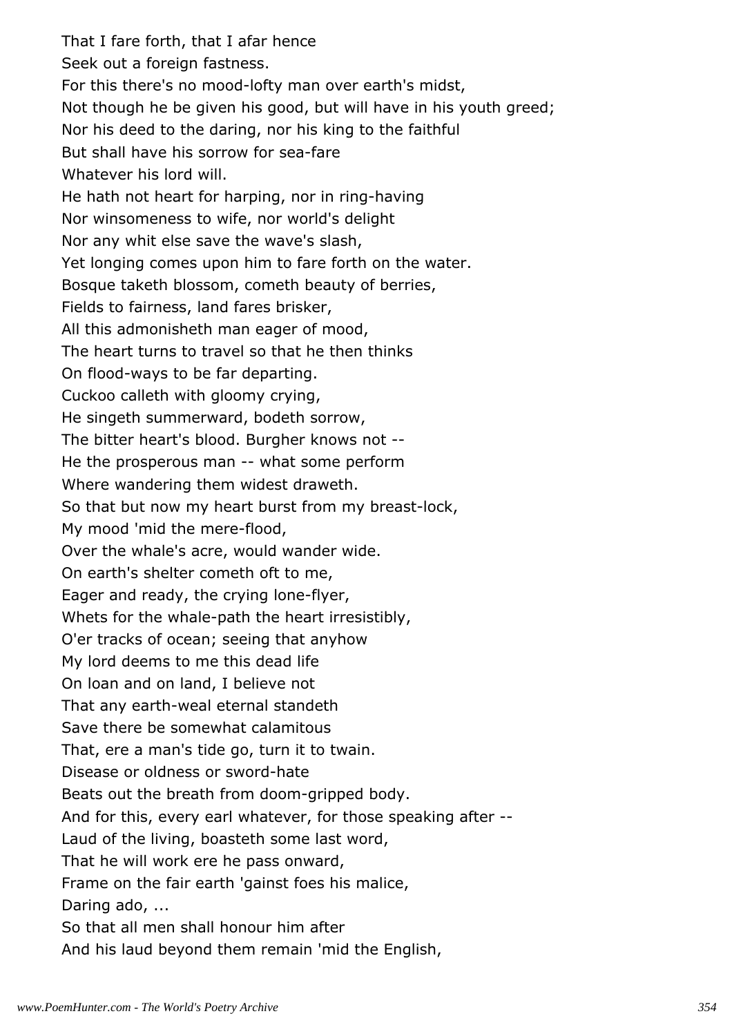That I fare forth, that I afar hence
Seek out a foreign fastness.
For this there's no mood-lofty man over earth's midst,
Not though he be given his good, but will have in his youth greed;
Nor his deed to the daring, nor his king to the faithful
But shall have his sorrow for sea-fare
Whatever his lord will.
He hath not heart for harping, nor in ring-having
Nor winsomeness to wife, nor world's delight
Nor any whit else save the wave's slash,
Yet longing comes upon him to fare forth on the water.
Bosque taketh blossom, cometh beauty of berries,
Fields to fairness, land fares brisker,
All this admonisheth man eager of mood,
The heart turns to travel so that he then thinks
On flood-ways to be far departing.
Cuckoo calleth with gloomy crying,
He singeth summerward, bodeth sorrow,
The bitter heart's blood. Burgher knows not --
He the prosperous man -- what some perform
Where wandering them widest draweth.
So that but now my heart burst from my breast-lock,
My mood 'mid the mere-flood,
Over the whale's acre, would wander wide.
On earth's shelter cometh oft to me,
Eager and ready, the crying lone-flyer,
Whets for the whale-path the heart irresistibly,
O'er tracks of ocean; seeing that anyhow
My lord deems to me this dead life
On loan and on land, I believe not
That any earth-weal eternal standeth
Save there be somewhat calamitous
That, ere a man's tide go, turn it to twain.
Disease or oldness or sword-hate
Beats out the breath from doom-gripped body.
And for this, every earl whatever, for those speaking after --
Laud of the living, boasteth some last word,
That he will work ere he pass onward,
Frame on the fair earth 'gainst foes his malice,
Daring ado, ...
So that all men shall honour him after
And his laud beyond them remain 'mid the English,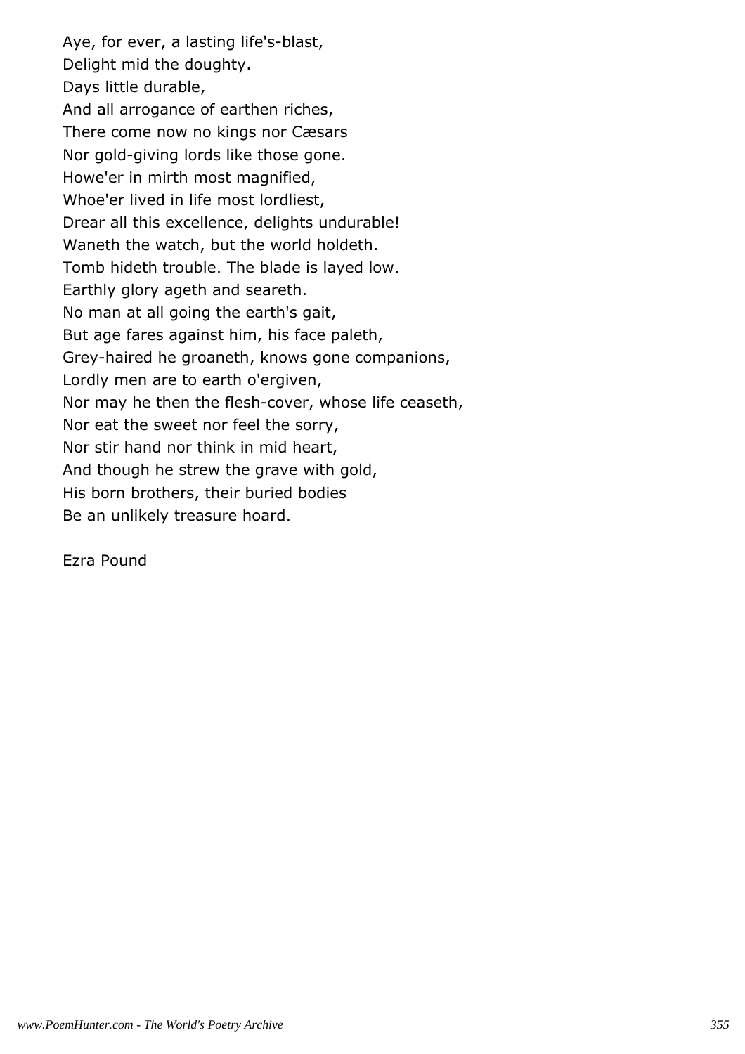Aye, for ever, a lasting life's-blast,
Delight mid the doughty.
Days little durable,
And all arrogance of earthen riches,
There come now no kings nor Cæsars
Nor gold-giving lords like those gone.
Howe'er in mirth most magnified,
Whoe'er lived in life most lordliest,
Drear all this excellence, delights undurable!
Waneth the watch, but the world holdeth.
Tomb hideth trouble. The blade is layed low.
Earthly glory ageth and seareth.
No man at all going the earth's gait,
But age fares against him, his face paleth,
Grey-haired he groaneth, knows gone companions,
Lordly men are to earth o'ergiven,
Nor may he then the flesh-cover, whose life ceaseth,
Nor eat the sweet nor feel the sorry,
Nor stir hand nor think in mid heart,
And though he strew the grave with gold,
His born brothers, their buried bodies
Be an unlikely treasure hoard.

Ezra Pound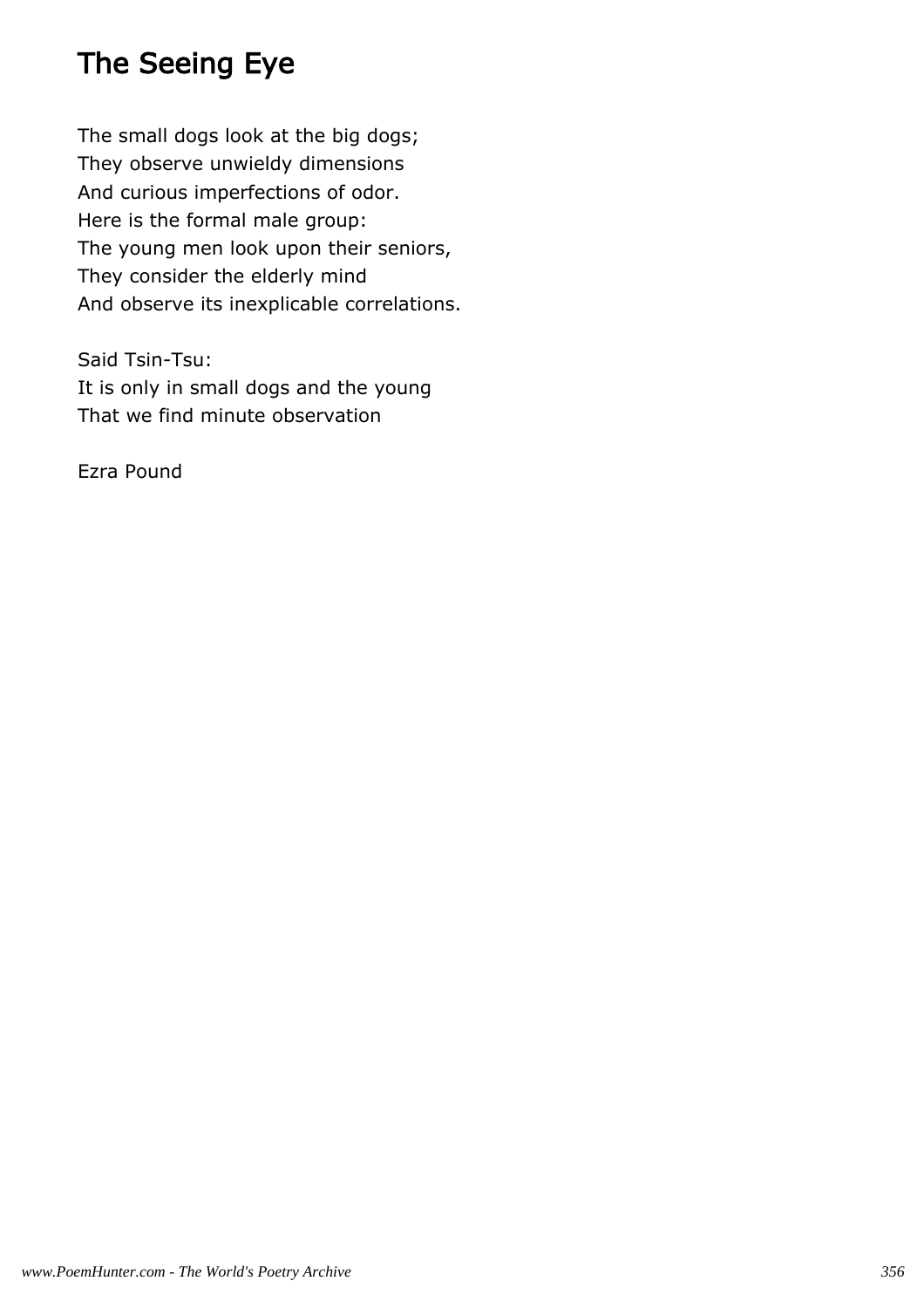# The Seeing Eye

The small dogs look at the big dogs;  
They observe unwieldy dimensions  
And curious imperfections of odor.  
Here is the formal male group:  
The young men look upon their seniors,  
They consider the elderly mind  
And observe its inexplicable correlations.

Said Tsin-Tsu:  
It is only in small dogs and the young  
That we find minute observation

Ezra Pound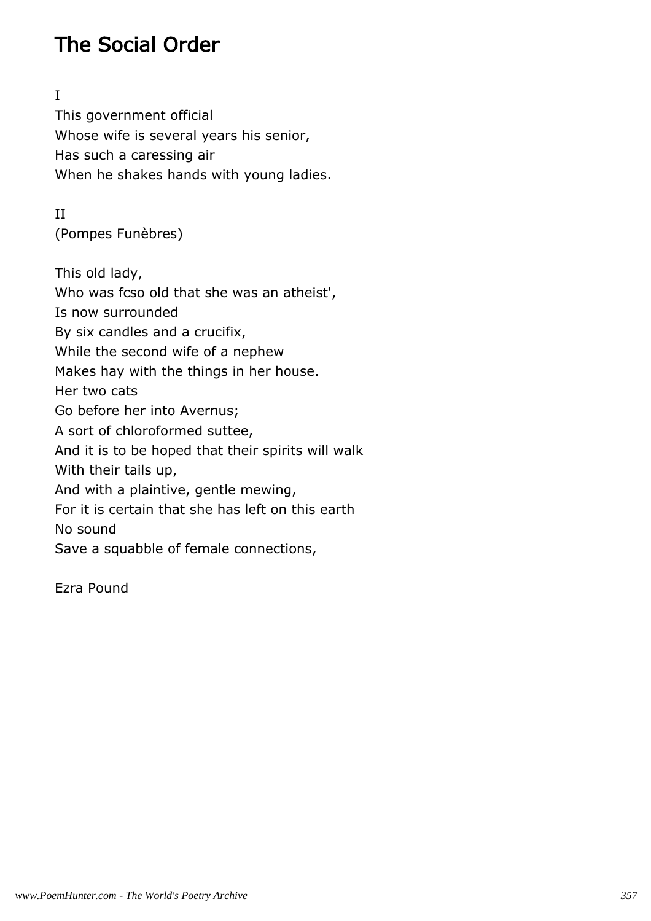# The Social Order

I

This government official
Whose wife is several years his senior,
Has such a caressing air
When he shakes hands with young ladies.

II

(Pompes Funèbres)

This old lady,
Who was fcso old that she was an atheist',
Is now surrounded
By six candles and a crucifix,
While the second wife of a nephew
Makes hay with the things in her house.
Her two cats
Go before her into Avernus;
A sort of chloroformed suttee,
And it is to be hoped that their spirits will walk
With their tails up,
And with a plaintive, gentle mewing,
For it is certain that she has left on this earth
No sound
Save a squabble of female connections,

Ezra Pound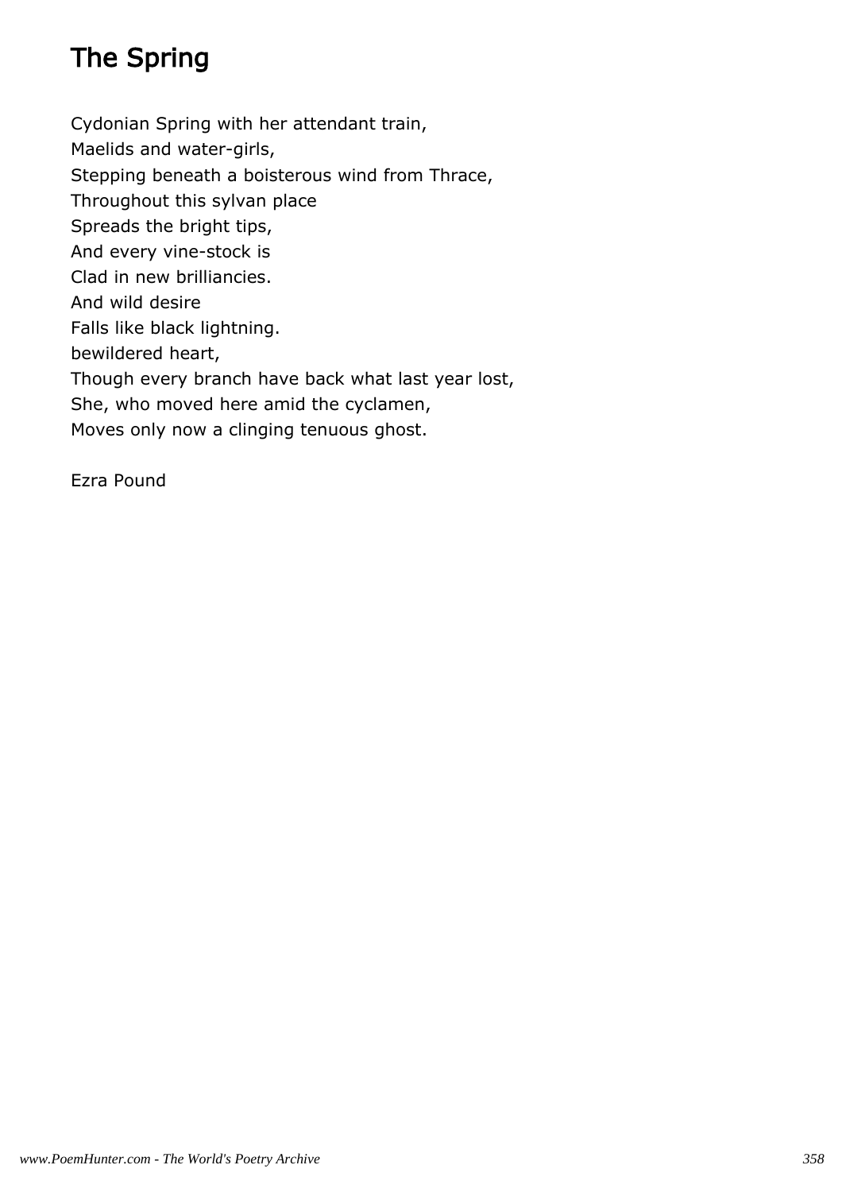# The Spring

Cydonian Spring with her attendant train,
Maelids and water-girls,
Stepping beneath a boisterous wind from Thrace,
Throughout this sylvan place
Spreads the bright tips,
And every vine-stock is
Clad in new brilliancies.
And wild desire
Falls like black lightning.
bewildered heart,
Though every branch have back what last year lost,
She, who moved here amid the cyclamen,
Moves only now a clinging tenuous ghost.

Ezra Pound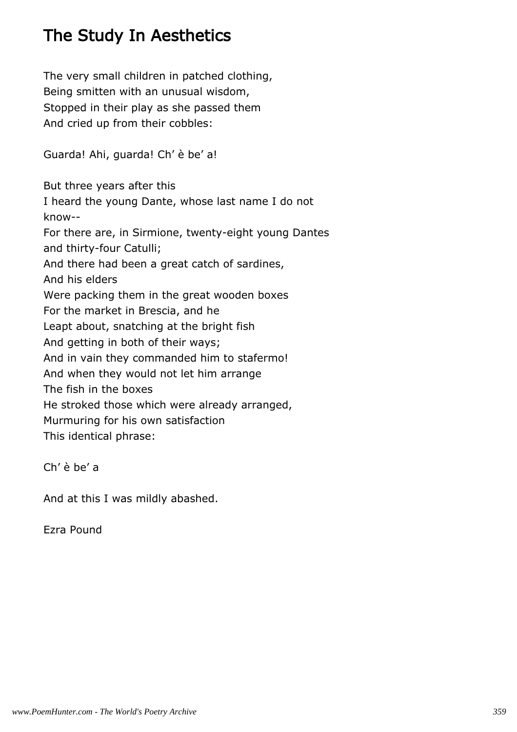# The Study In Aesthetics

The very small children in patched clothing,  
Being smitten with an unusual wisdom,  
Stopped in their play as she passed them  
And cried up from their cobbles:

Guarda! Ahi, guarda! Ch’ è be’ a!

But three years after this  
I heard the young Dante, whose last name I do not know--  
For there are, in Sirmione, twenty-eight young Dantes and thirty-four Catulli;  
And there had been a great catch of sardines,  
And his elders  
Were packing them in the great wooden boxes  
For the market in Brescia, and he  
Leapt about, snatching at the bright fish  
And getting in both of their ways;  
And in vain they commanded him to stafermo!  
And when they would not let him arrange  
The fish in the boxes  
He stroked those which were already arranged,  
Murmuring for his own satisfaction  
This identical phrase:

Ch’ è be’ a

And at this I was mildly abashed.

Ezra Pound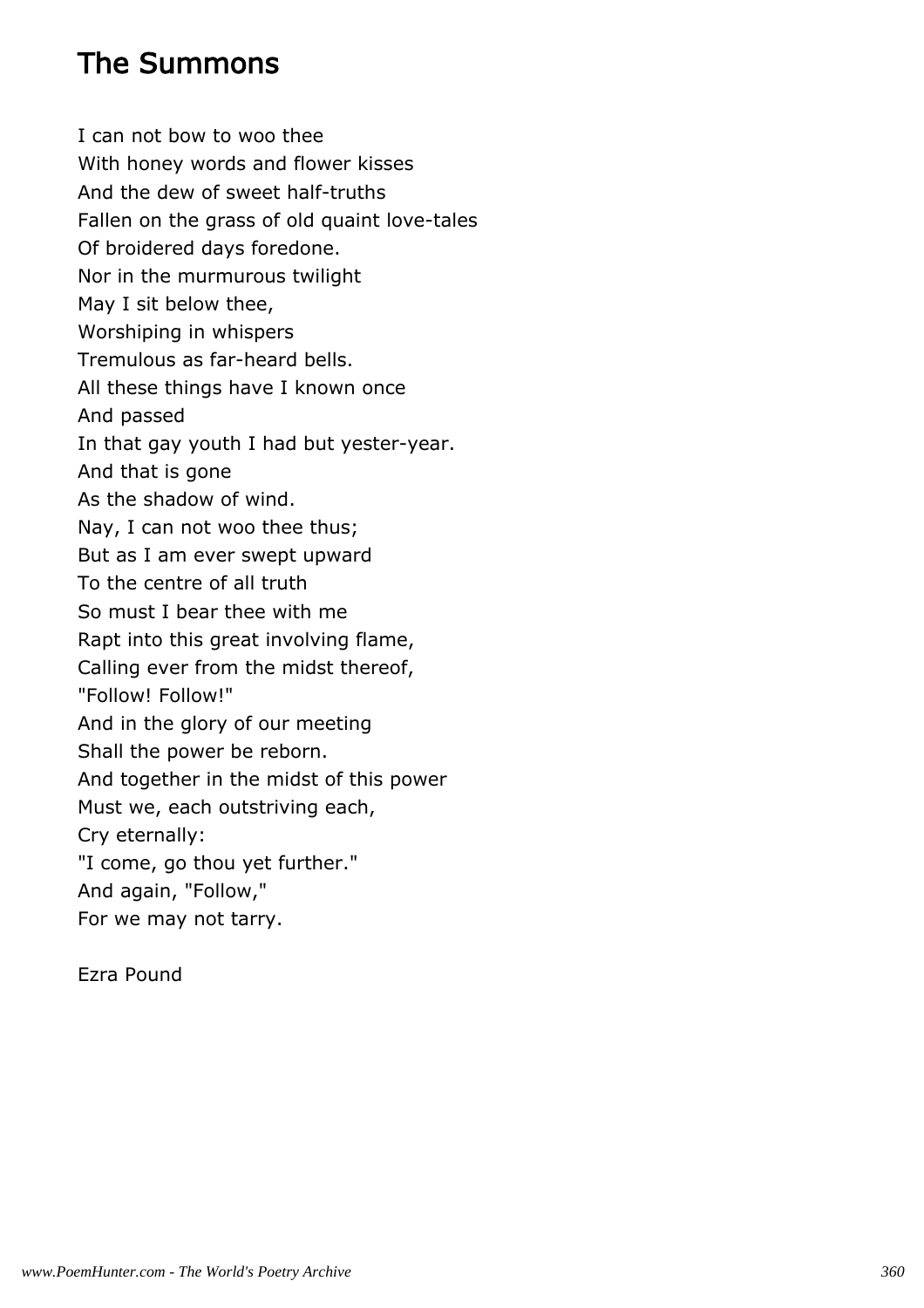## The Summons

I can not bow to woo thee
With honey words and flower kisses
And the dew of sweet half-truths
Fallen on the grass of old quaint love-tales
Of broidered days foredone.
Nor in the murmurous twilight
May I sit below thee,
Worshiping in whispers
Tremulous as far-heard bells.
All these things have I known once
And passed
In that gay youth I had but yester-year.
And that is gone
As the shadow of wind.
Nay, I can not woo thee thus;
But as I am ever swept upward
To the centre of all truth
So must I bear thee with me
Rapt into this great involving flame,
Calling ever from the midst thereof,
"Follow! Follow!"
And in the glory of our meeting
Shall the power be reborn.
And together in the midst of this power
Must we, each outstriving each,
Cry eternally:
"I come, go thou yet further."
And again, "Follow,"
For we may not tarry.

Ezra Pound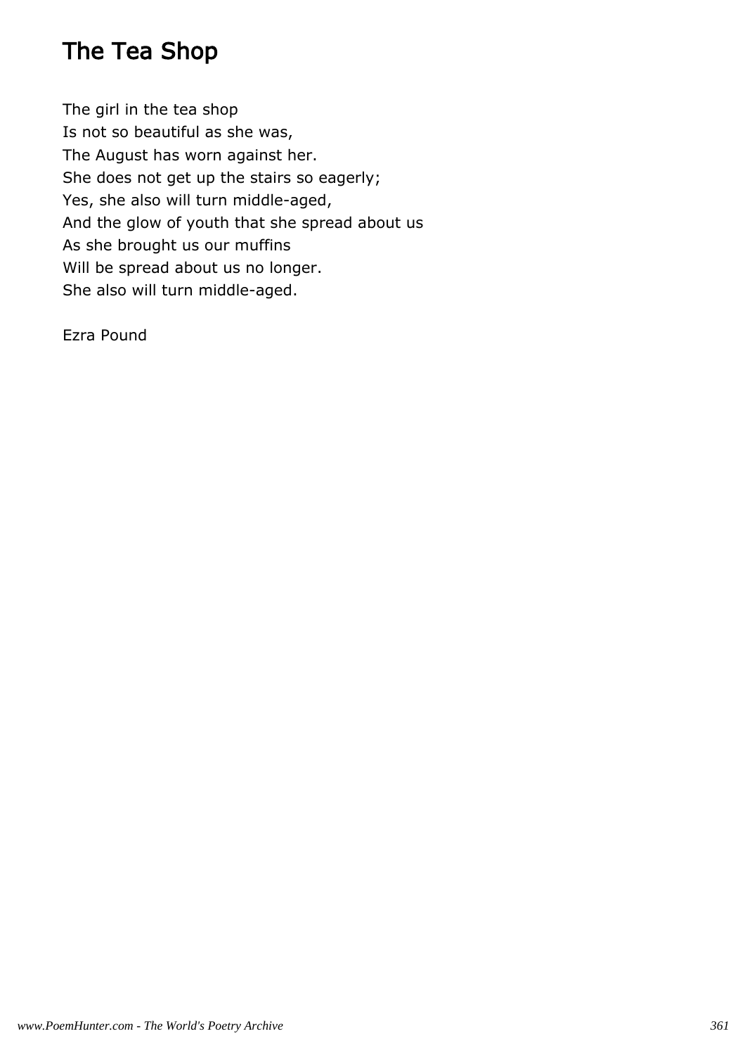# The Tea Shop

The girl in the tea shop
Is not so beautiful as she was,
The August has worn against her.
She does not get up the stairs so eagerly;
Yes, she also will turn middle-aged,
And the glow of youth that she spread about us
As she brought us our muffins
Will be spread about us no longer.
She also will turn middle-aged.

Ezra Pound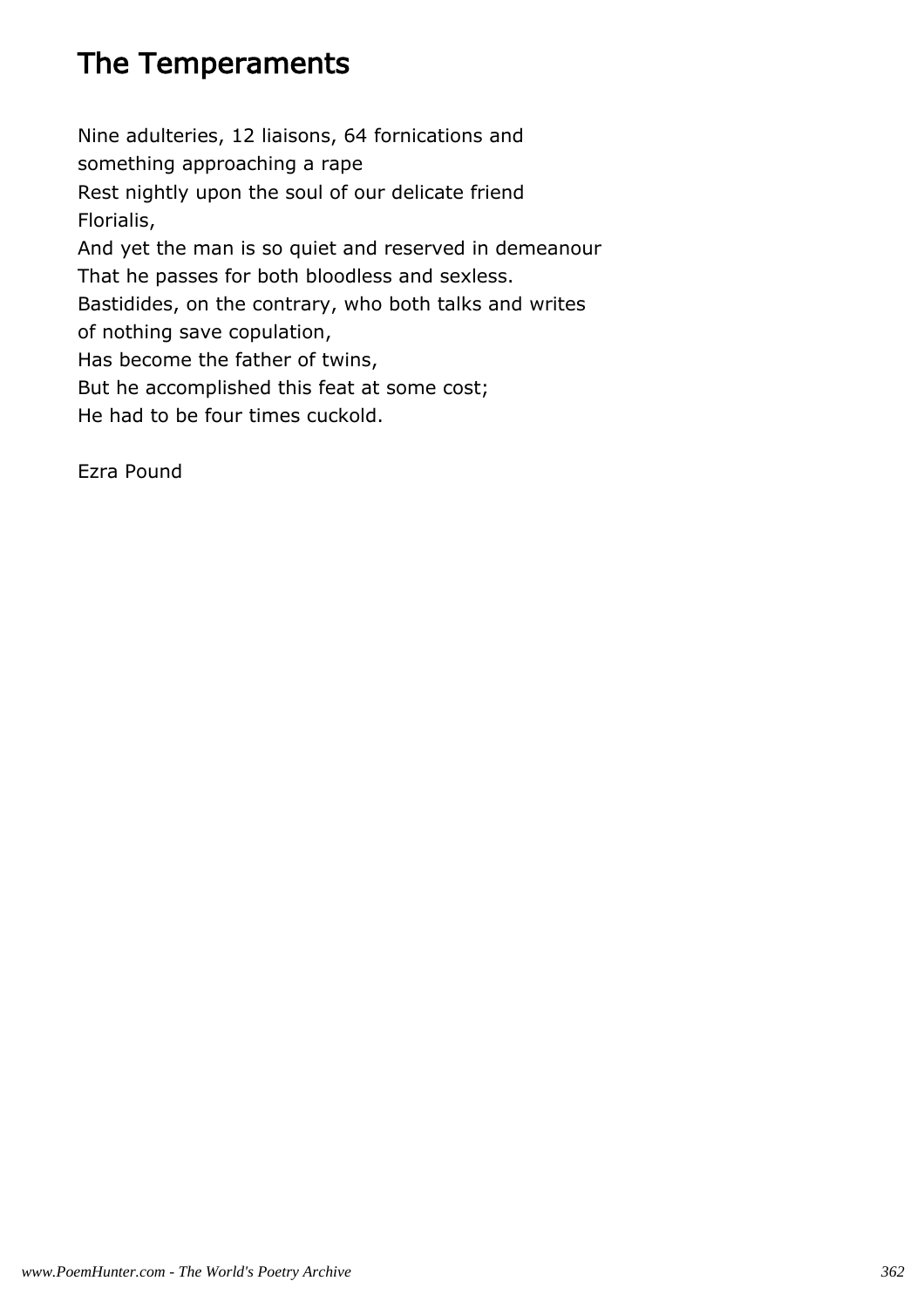# The Temperaments

Nine adulteries, 12 liaisons, 64 fornications and
something approaching a rape
Rest nightly upon the soul of our delicate friend
Florialis,
And yet the man is so quiet and reserved in demeanour
That he passes for both bloodless and sexless.
Bastidides, on the contrary, who both talks and writes
of nothing save copulation,
Has become the father of twins,
But he accomplished this feat at some cost;
He had to be four times cuckold.

Ezra Pound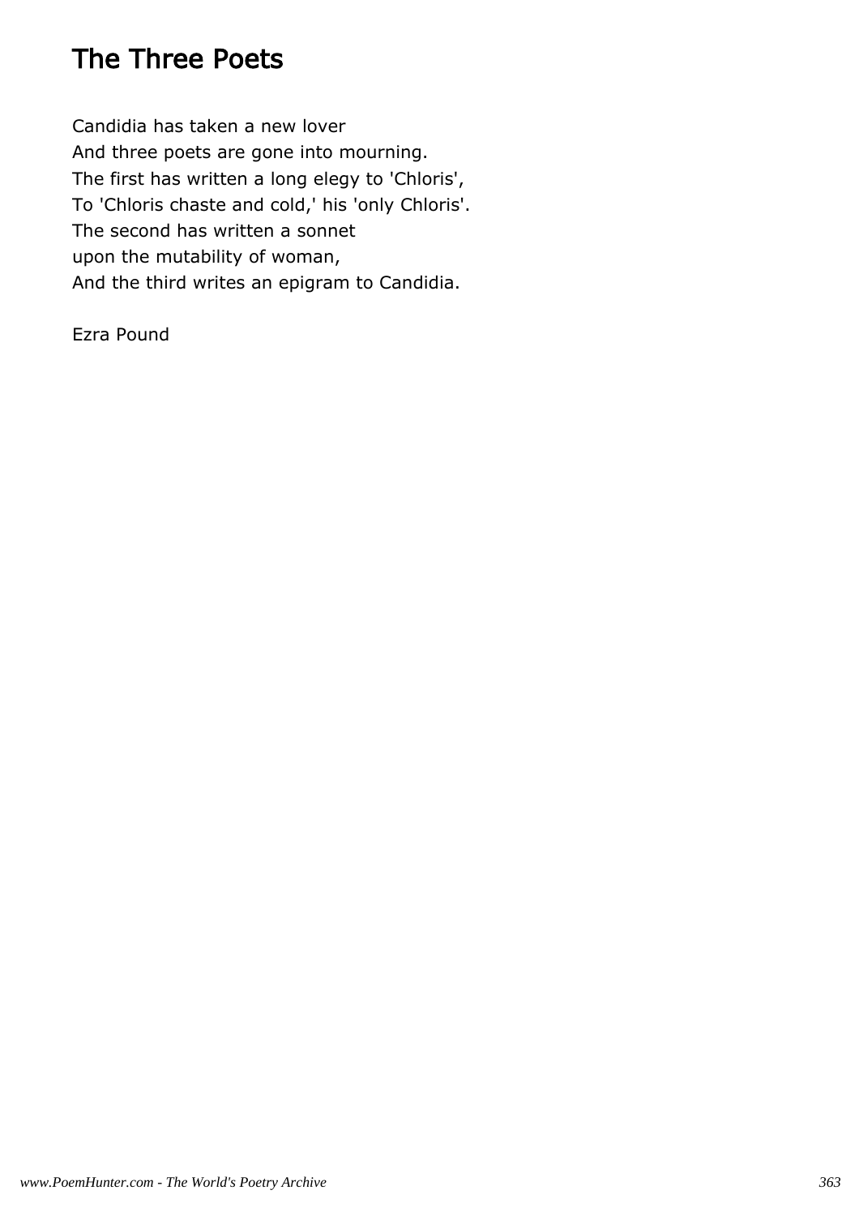# The Three Poets

Candidia has taken a new lover
And three poets are gone into mourning.
The first has written a long elegy to 'Chloris',
To 'Chloris chaste and cold,' his 'only Chloris'.
The second has written a sonnet
upon the mutability of woman,
And the third writes an epigram to Candidia.

Ezra Pound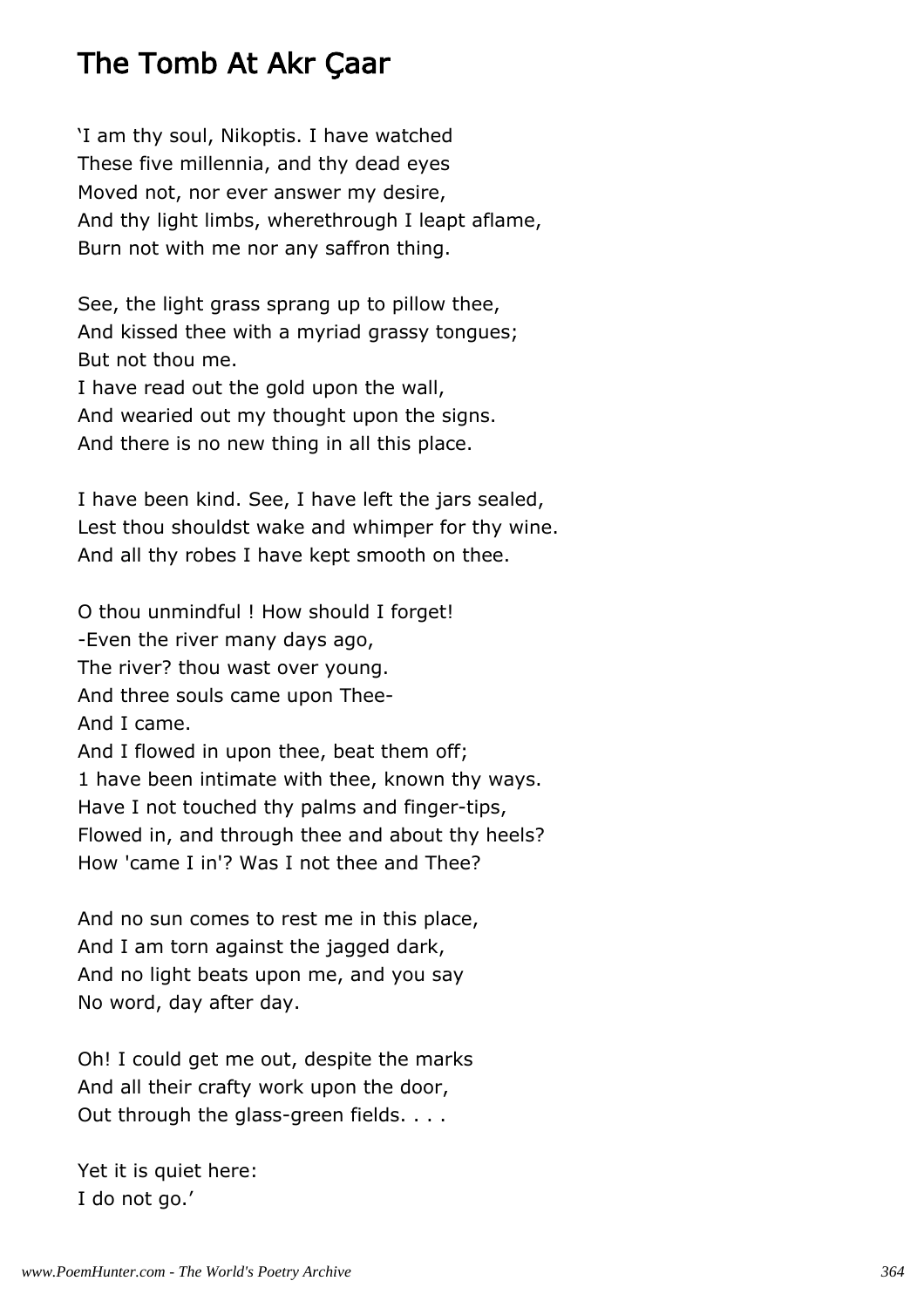# The Tomb At Akr Çaar

'I am thy soul, Nikoptis. I have watched
These five millennia, and thy dead eyes
Moved not, nor ever answer my desire,
And thy light limbs, wherethrough I leapt aflame,
Burn not with me nor any saffron thing.

See, the light grass sprang up to pillow thee,
And kissed thee with a myriad grassy tongues;
But not thou me.
I have read out the gold upon the wall,
And wearied out my thought upon the signs.
And there is no new thing in all this place.

I have been kind. See, I have left the jars sealed,
Lest thou shouldst wake and whimper for thy wine.
And all thy robes I have kept smooth on thee.

O thou unmindful ! How should I forget!
-Even the river many days ago,
The river? thou wast over young.
And three souls came upon Thee-
And I came.
And I flowed in upon thee, beat them off;
1 have been intimate with thee, known thy ways.
Have I not touched thy palms and finger-tips,
Flowed in, and through thee and about thy heels?
How 'came I in'? Was I not thee and Thee?

And no sun comes to rest me in this place,
And I am torn against the jagged dark,
And no light beats upon me, and you say
No word, day after day.

Oh! I could get me out, despite the marks
And all their crafty work upon the door,
Out through the glass-green fields. . . .

Yet it is quiet here:
I do not go.'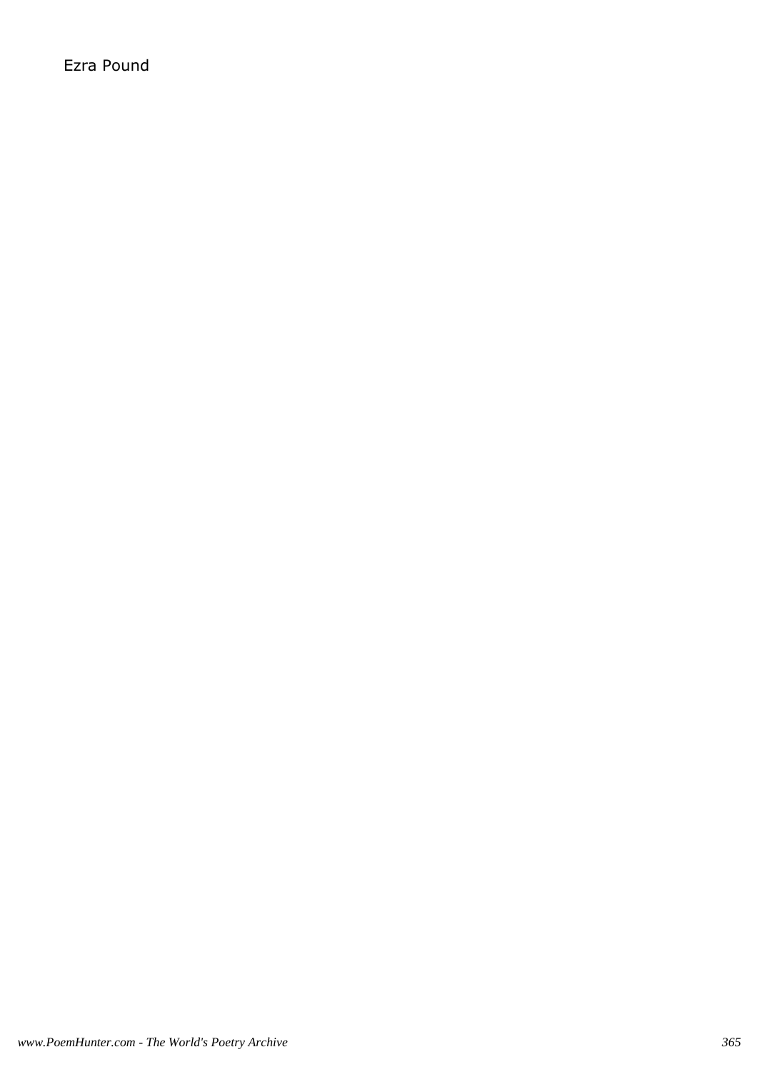Ezra Pound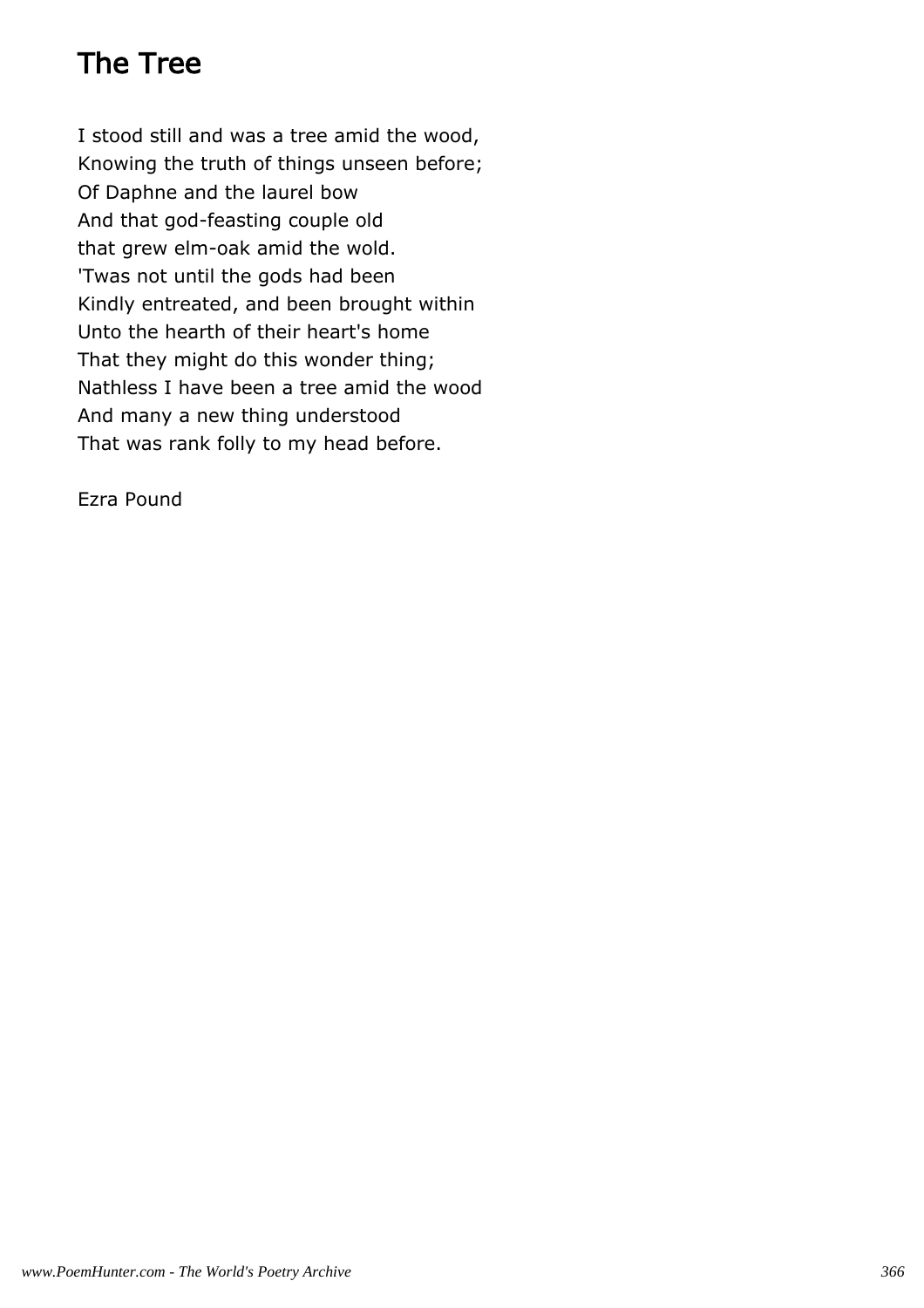# The Tree

I stood still and was a tree amid the wood,
Knowing the truth of things unseen before;
Of Daphne and the laurel bow
And that god-feasting couple old
that grew elm-oak amid the wold.
'Twas not until the gods had been
Kindly entreated, and been brought within
Unto the hearth of their heart's home
That they might do this wonder thing;
Nathless I have been a tree amid the wood
And many a new thing understood
That was rank folly to my head before.

Ezra Pound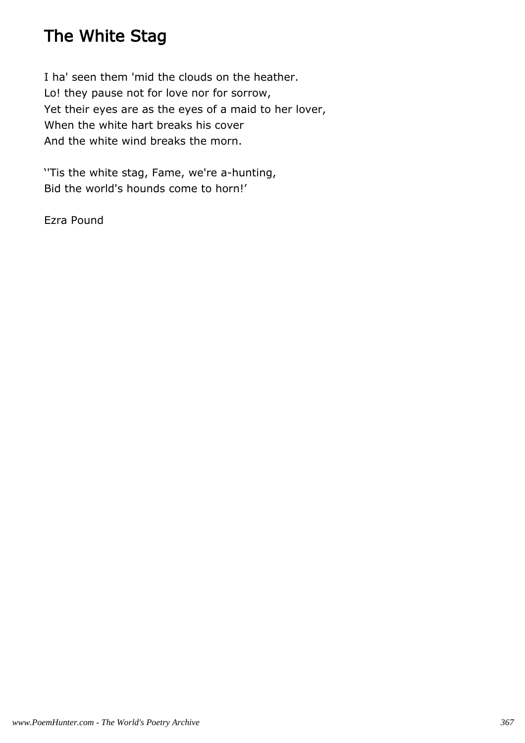# The White Stag

I ha' seen them 'mid the clouds on the heather.
Lo! they pause not for love nor for sorrow,
Yet their eyes are as the eyes of a maid to her lover,
When the white hart breaks his cover
And the white wind breaks the morn.

''Tis the white stag, Fame, we're a-hunting,
Bid the world's hounds come to horn!'

Ezra Pound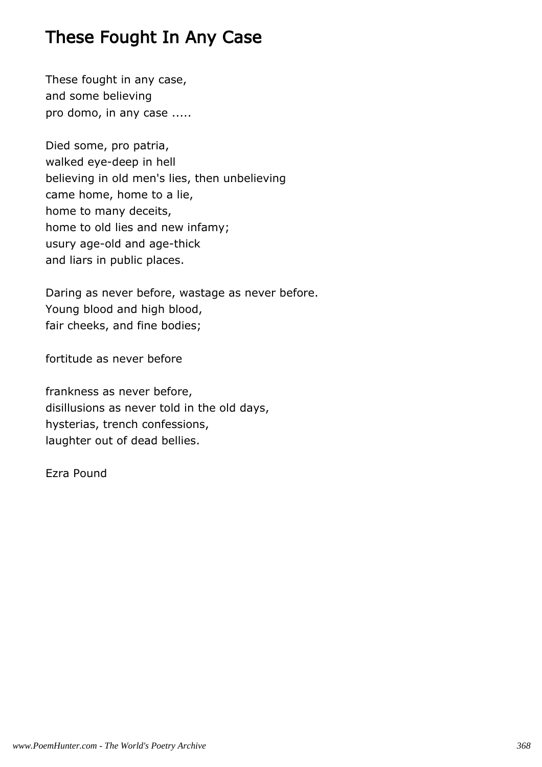# These Fought In Any Case

These fought in any case,
and some believing
pro domo, in any case .....

Died some, pro patria,
walked eye-deep in hell
believing in old men's lies, then unbelieving
came home, home to a lie,
home to many deceits,
home to old lies and new infamy;
usury age-old and age-thick
and liars in public places.

Daring as never before, wastage as never before.
Young blood and high blood,
fair cheeks, and fine bodies;

fortitude as never before

frankness as never before,
disillusions as never told in the old days,
hysterias, trench confessions,
laughter out of dead bellies.

Ezra Pound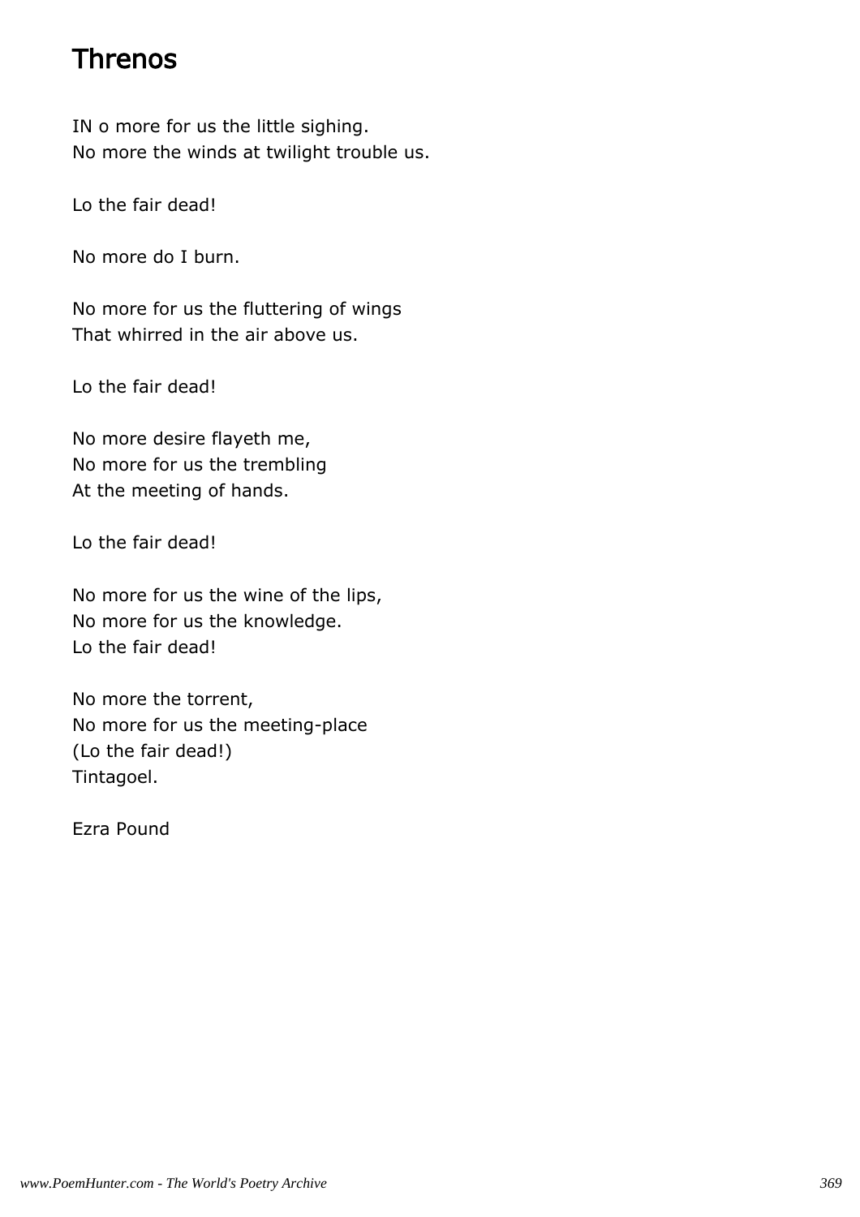# Threnos

IN o more for us the little sighing.
No more the winds at twilight trouble us.

Lo the fair dead!

No more do I burn.

No more for us the fluttering of wings
That whirred in the air above us.

Lo the fair dead!

No more desire flayeth me,
No more for us the trembling
At the meeting of hands.

Lo the fair dead!

No more for us the wine of the lips,
No more for us the knowledge.
Lo the fair dead!

No more the torrent,
No more for us the meeting-place
(Lo the fair dead!)
Tintagoel.

Ezra Pound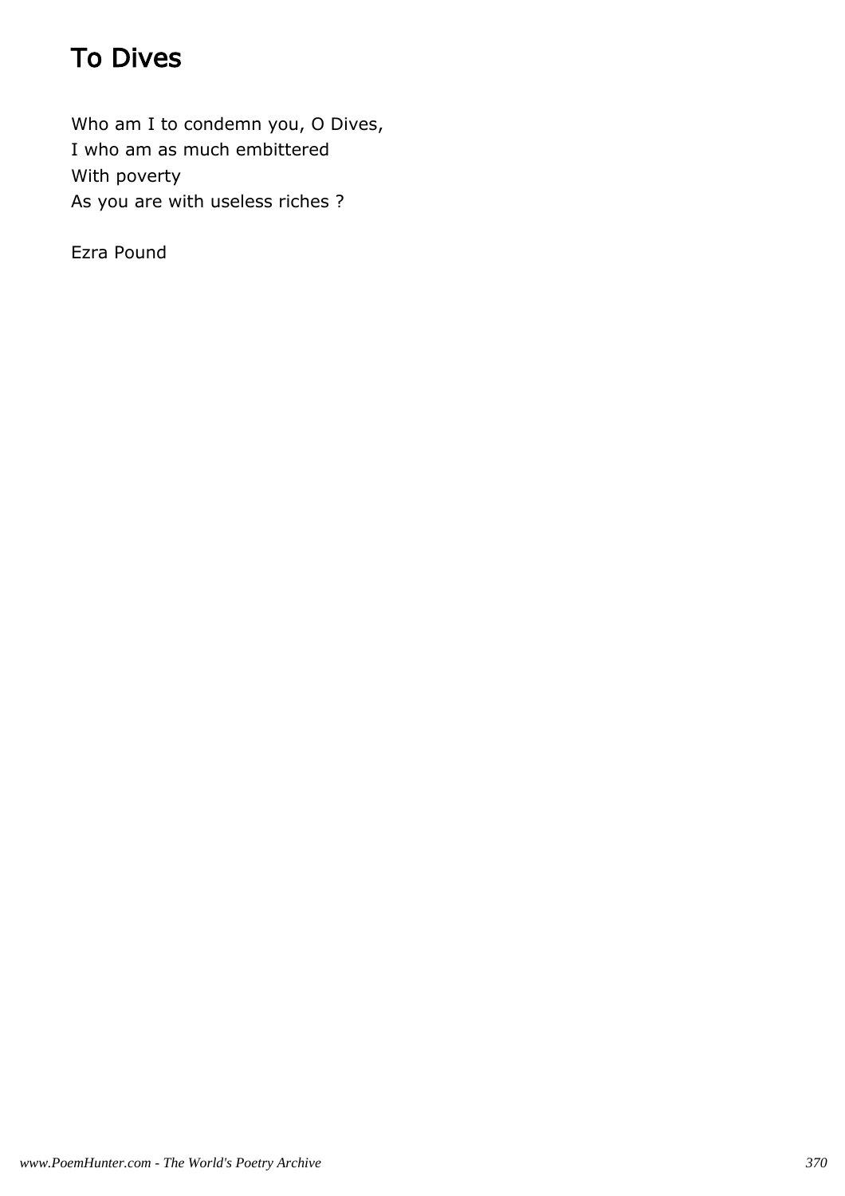# To Dives

Who am I to condemn you, O Dives,
I who am as much embittered
With poverty
As you are with useless riches ?

Ezra Pound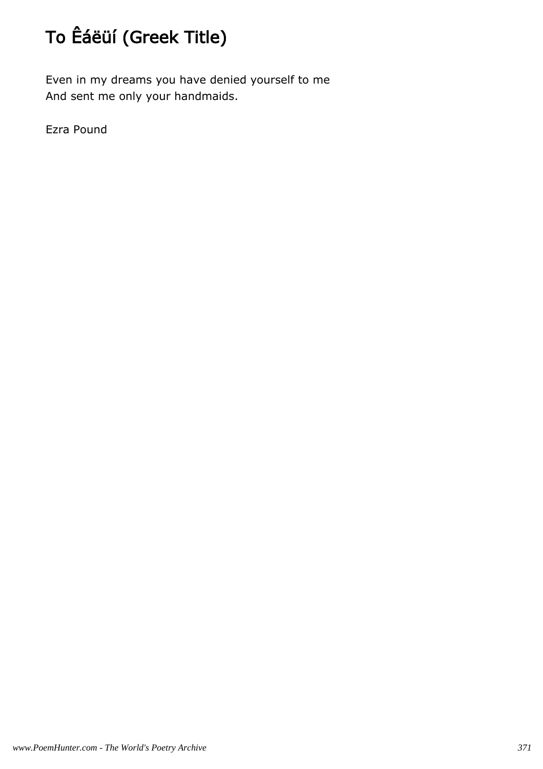# To Êáëüí (Greek Title)

Even in my dreams you have denied yourself to me
And sent me only your handmaids.

Ezra Pound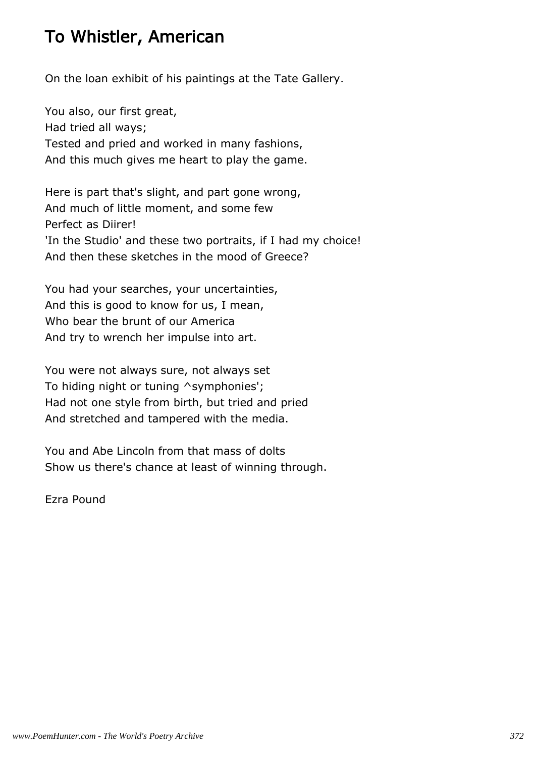# To Whistler, American

On the loan exhibit of his paintings at the Tate Gallery.

You also, our first great,
Had tried all ways;
Tested and pried and worked in many fashions,
And this much gives me heart to play the game.

Here is part that's slight, and part gone wrong,
And much of little moment, and some few
Perfect as Diirer!
'In the Studio' and these two portraits, if I had my choice!
And then these sketches in the mood of Greece?

You had your searches, your uncertainties,
And this is good to know for us, I mean,
Who bear the brunt of our America
And try to wrench her impulse into art.

You were not always sure, not always set
To hiding night or tuning ^symphonies';
Had not one style from birth, but tried and pried
And stretched and tampered with the media.

You and Abe Lincoln from that mass of dolts
Show us there's chance at least of winning through.

Ezra Pound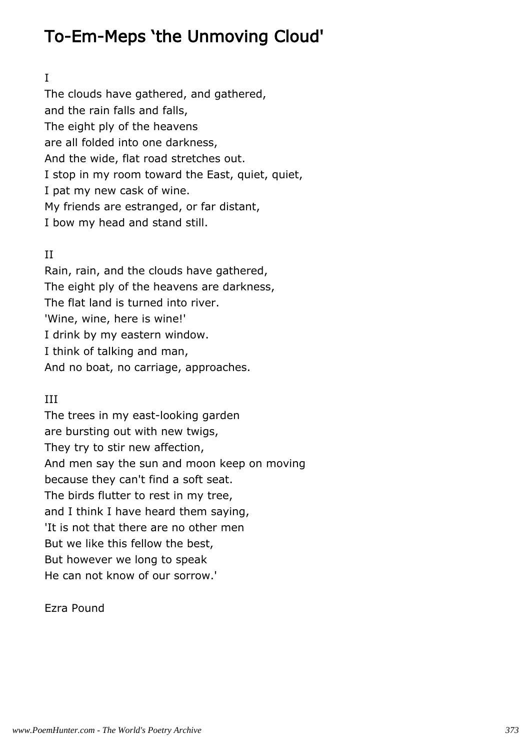# To-Em-Meps 'the Unmoving Cloud'

I

The clouds have gathered, and gathered,
and the rain falls and falls,
The eight ply of the heavens
are all folded into one darkness,
And the wide, flat road stretches out.
I stop in my room toward the East, quiet, quiet,
I pat my new cask of wine.
My friends are estranged, or far distant,
I bow my head and stand still.

II

Rain, rain, and the clouds have gathered,
The eight ply of the heavens are darkness,
The flat land is turned into river.
'Wine, wine, here is wine!'
I drink by my eastern window.
I think of talking and man,
And no boat, no carriage, approaches.

III

The trees in my east-looking garden
are bursting out with new twigs,
They try to stir new affection,
And men say the sun and moon keep on moving
because they can't find a soft seat.
The birds flutter to rest in my tree,
and I think I have heard them saying,
'It is not that there are no other men
But we like this fellow the best,
But however we long to speak
He can not know of our sorrow.'

Ezra Pound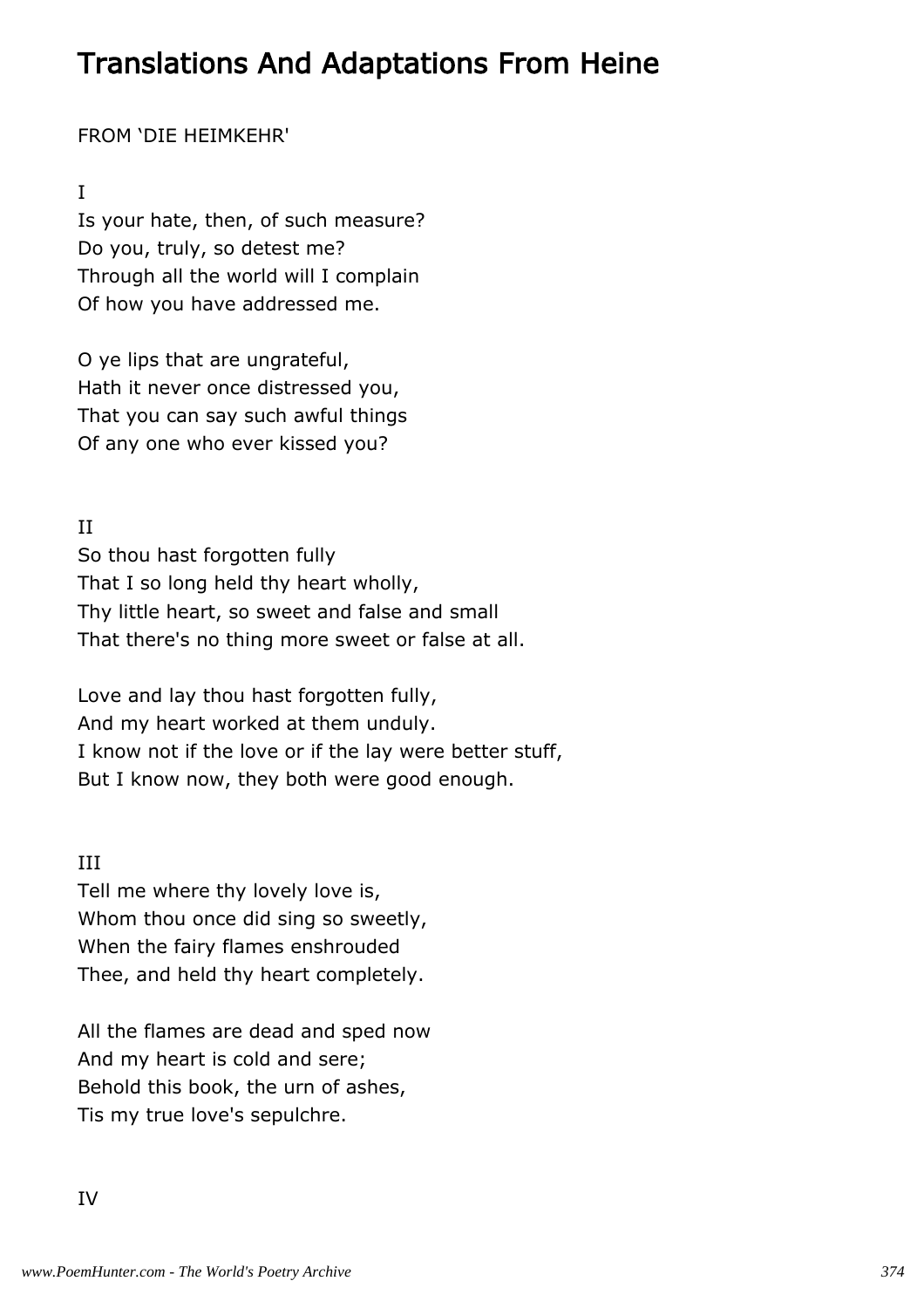# Translations And Adaptations From Heine

FROM 'DIE HEIMKEHR'

I

Is your hate, then, of such measure?  
Do you, truly, so detest me?  
Through all the world will I complain  
Of how you have addressed me.

O ye lips that are ungrateful,  
Hath it never once distressed you,  
That you can say such awful things  
Of any one who ever kissed you?

II

So thou hast forgotten fully  
That I so long held thy heart wholly,  
Thy little heart, so sweet and false and small  
That there's no thing more sweet or false at all.

Love and lay thou hast forgotten fully,  
And my heart worked at them unduly.  
I know not if the love or if the lay were better stuff,  
But I know now, they both were good enough.

III

Tell me where thy lovely love is,  
Whom thou once did sing so sweetly,  
When the fairy flames enshrouded  
Thee, and held thy heart completely.

All the flames are dead and sped now  
And my heart is cold and sere;  
Behold this book, the urn of ashes,  
Tis my true love's sepulchre.

IV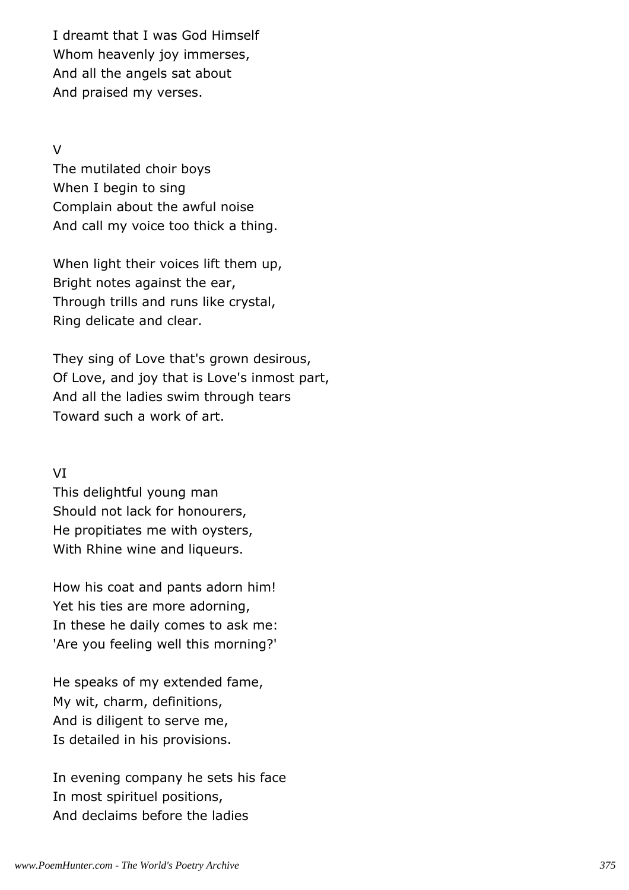I dreamt that I was God Himself  
Whom heavenly joy immerses,  
And all the angels sat about  
And praised my verses.

V

The mutilated choir boys  
When I begin to sing  
Complain about the awful noise  
And call my voice too thick a thing.

When light their voices lift them up,  
Bright notes against the ear,  
Through trills and runs like crystal,  
Ring delicate and clear.

They sing of Love that's grown desirous,  
Of Love, and joy that is Love's inmost part,  
And all the ladies swim through tears  
Toward such a work of art.

VI

This delightful young man  
Should not lack for honourers,  
He propitiates me with oysters,  
With Rhine wine and liqueurs.

How his coat and pants adorn him!  
Yet his ties are more adorning,  
In these he daily comes to ask me:  
'Are you feeling well this morning?'

He speaks of my extended fame,  
My wit, charm, definitions,  
And is diligent to serve me,  
Is detailed in his provisions.

In evening company he sets his face  
In most spirituel positions,  
And declaims before the ladies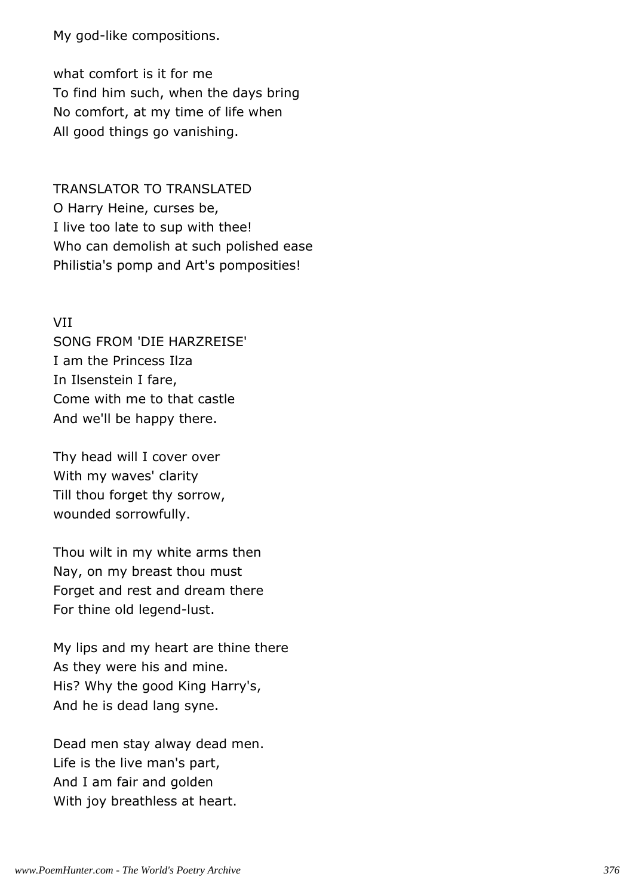My god-like compositions.

what comfort is it for me
To find him such, when the days bring
No comfort, at my time of life when
All good things go vanishing.

TRANSLATOR TO TRANSLATED
O Harry Heine, curses be,
I live too late to sup with thee!
Who can demolish at such polished ease
Philistia's pomp and Art's pomposities!

VII
SONG FROM 'DIE HARZREISE'
I am the Princess Ilza
In Ilsenstein I fare,
Come with me to that castle
And we'll be happy there.

Thy head will I cover over
With my waves' clarity
Till thou forget thy sorrow,
wounded sorrowfully.

Thou wilt in my white arms then
Nay, on my breast thou must
Forget and rest and dream there
For thine old legend-lust.

My lips and my heart are thine there
As they were his and mine.
His? Why the good King Harry's,
And he is dead lang syne.

Dead men stay alway dead men.
Life is the live man's part,
And I am fair and golden
With joy breathless at heart.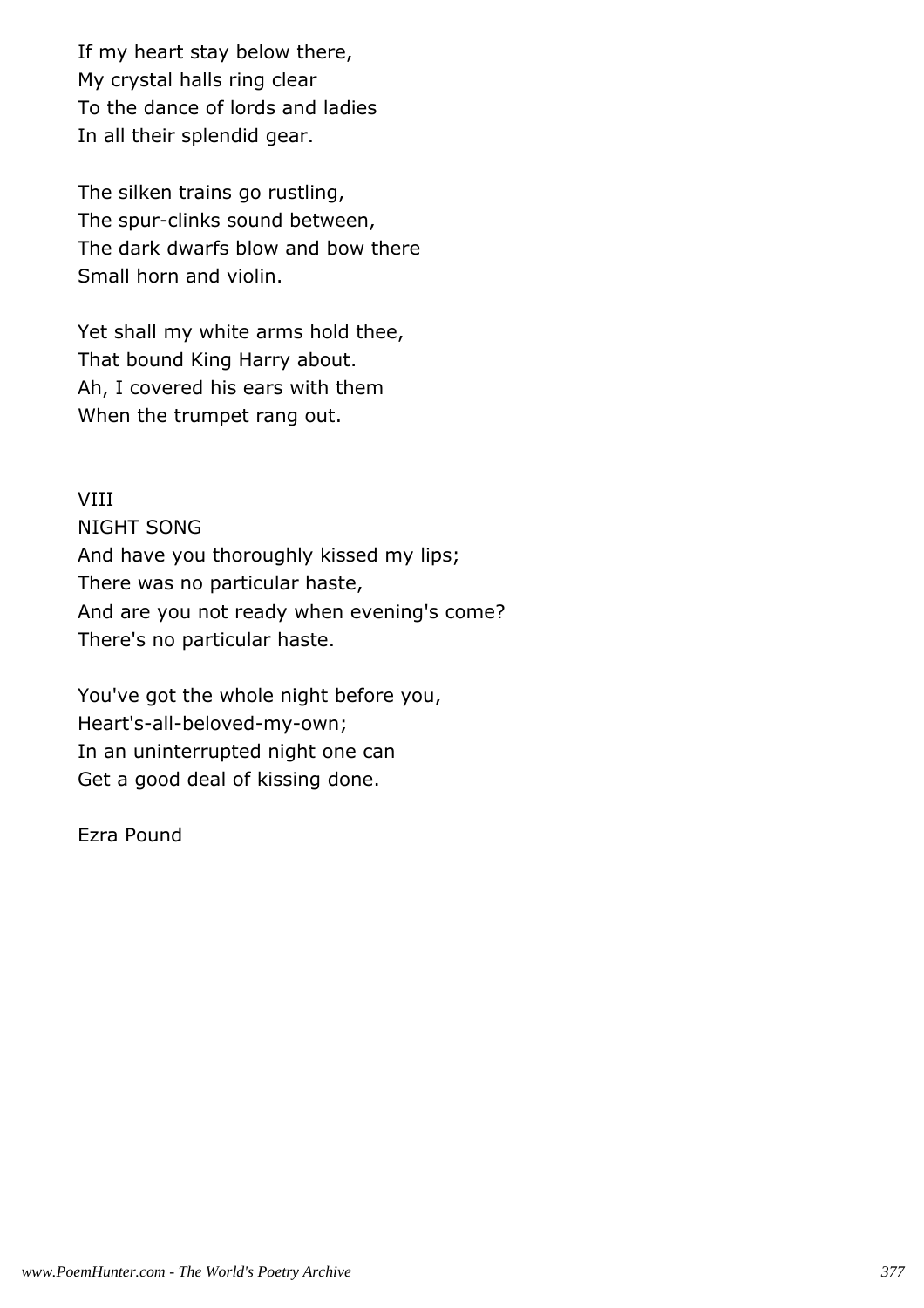If my heart stay below there,
My crystal halls ring clear
To the dance of lords and ladies
In all their splendid gear.

The silken trains go rustling,
The spur-clinks sound between,
The dark dwarfs blow and bow there
Small horn and violin.

Yet shall my white arms hold thee,
That bound King Harry about.
Ah, I covered his ears with them
When the trumpet rang out.

VIII

NIGHT SONG

And have you thoroughly kissed my lips;
There was no particular haste,
And are you not ready when evening's come?
There's no particular haste.

You've got the whole night before you,
Heart's-all-beloved-my-own;
In an uninterrupted night one can
Get a good deal of kissing done.

Ezra Pound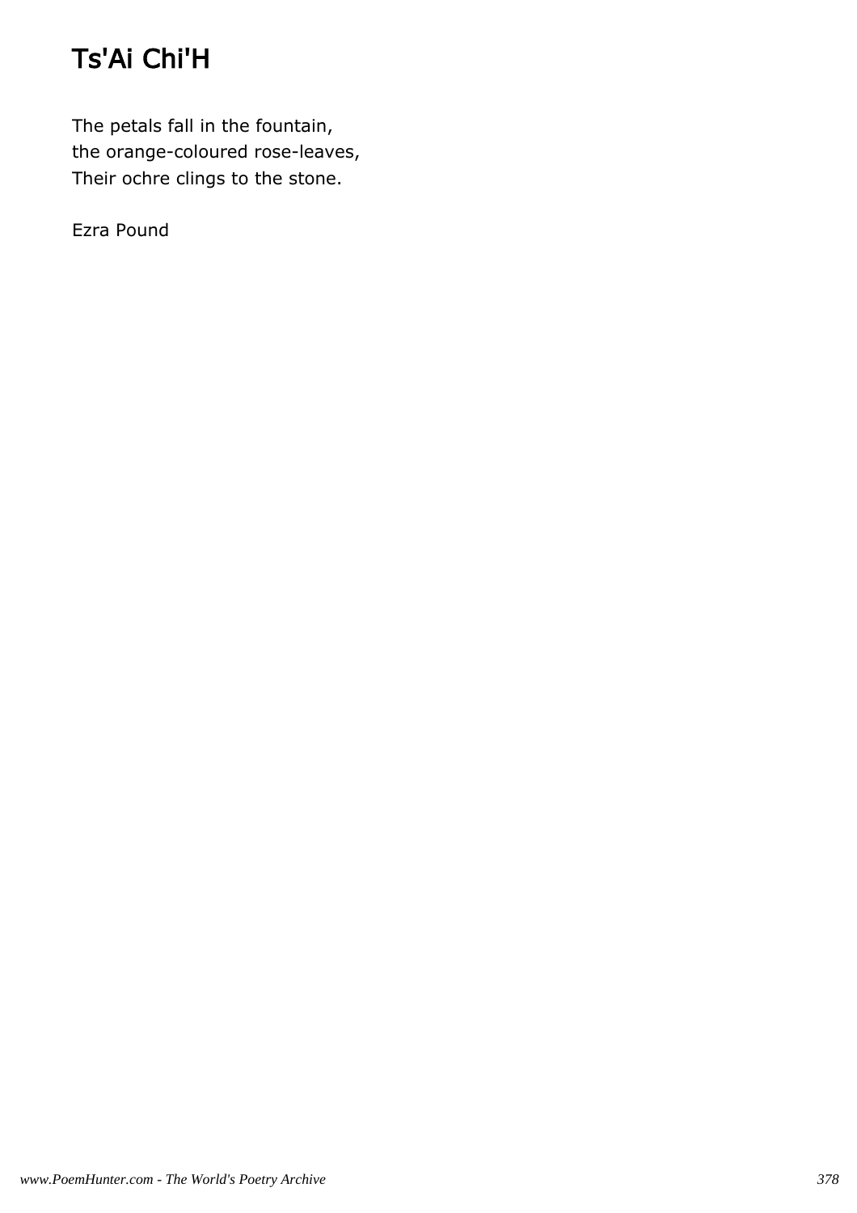# Ts'Ai Chi'H

The petals fall in the fountain,
the orange-coloured rose-leaves,
Their ochre clings to the stone.

Ezra Pound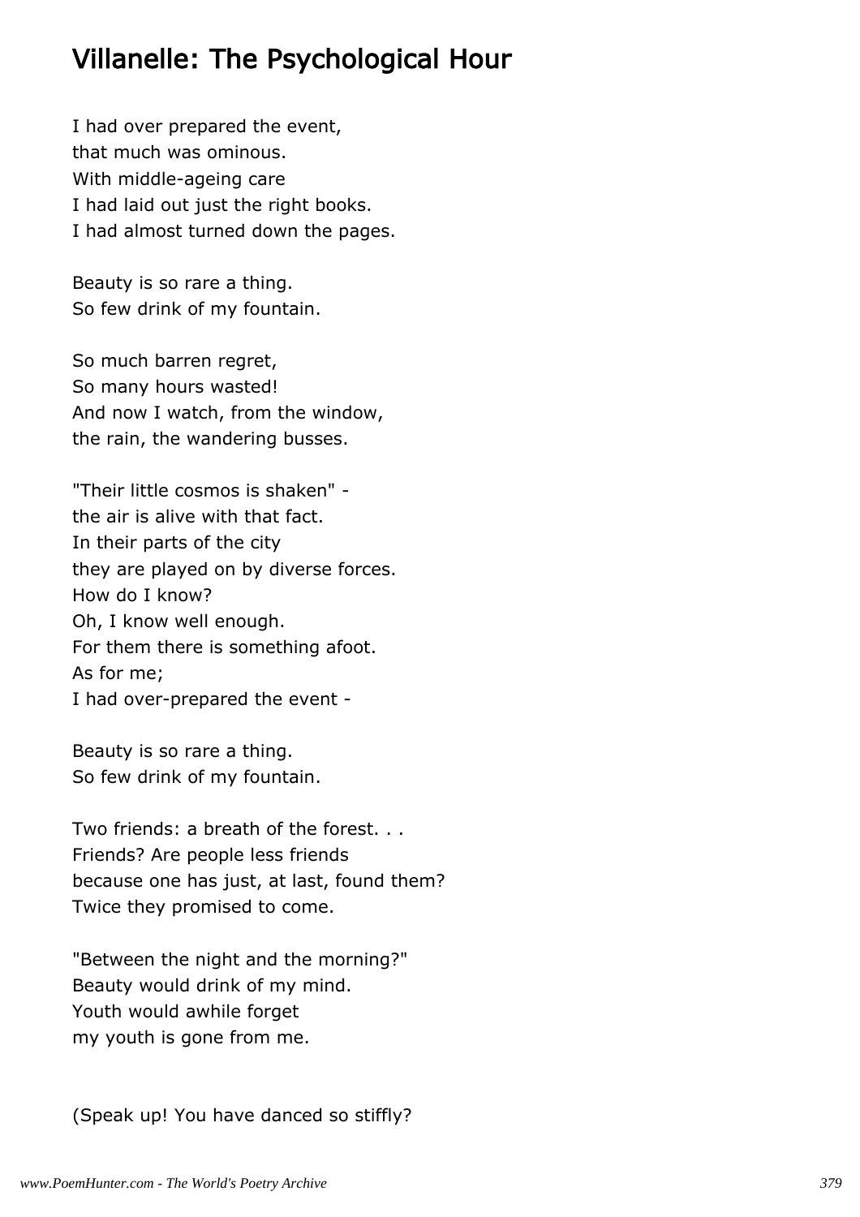## Villanelle: The Psychological Hour

I had over prepared the event,
that much was ominous.
With middle-ageing care
I had laid out just the right books.
I had almost turned down the pages.

Beauty is so rare a thing.
So few drink of my fountain.

So much barren regret,
So many hours wasted!
And now I watch, from the window,
the rain, the wandering busses.

"Their little cosmos is shaken" -
the air is alive with that fact.
In their parts of the city
they are played on by diverse forces.
How do I know?
Oh, I know well enough.
For them there is something afoot.
As for me;
I had over-prepared the event -

Beauty is so rare a thing.
So few drink of my fountain.

Two friends: a breath of the forest. . .
Friends? Are people less friends
because one has just, at last, found them?
Twice they promised to come.

"Between the night and the morning?"
Beauty would drink of my mind.
Youth would awhile forget
my youth is gone from me.

(Speak up! You have danced so stiffly?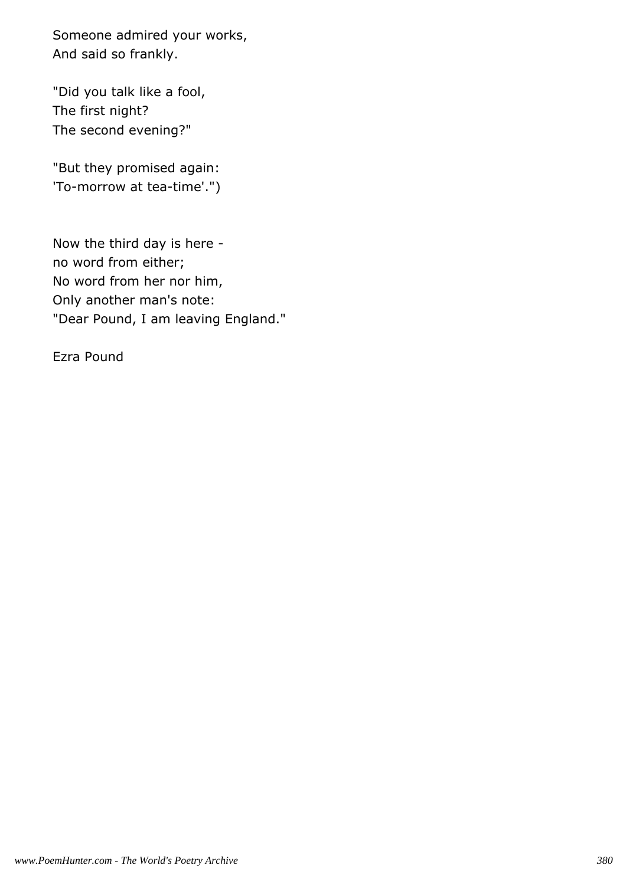Someone admired your works,
And said so frankly.

"Did you talk like a fool,
The first night?
The second evening?"

"But they promised again:
'To-morrow at tea-time'.")

Now the third day is here -
no word from either;
No word from her nor him,
Only another man's note:
"Dear Pound, I am leaving England."

Ezra Pound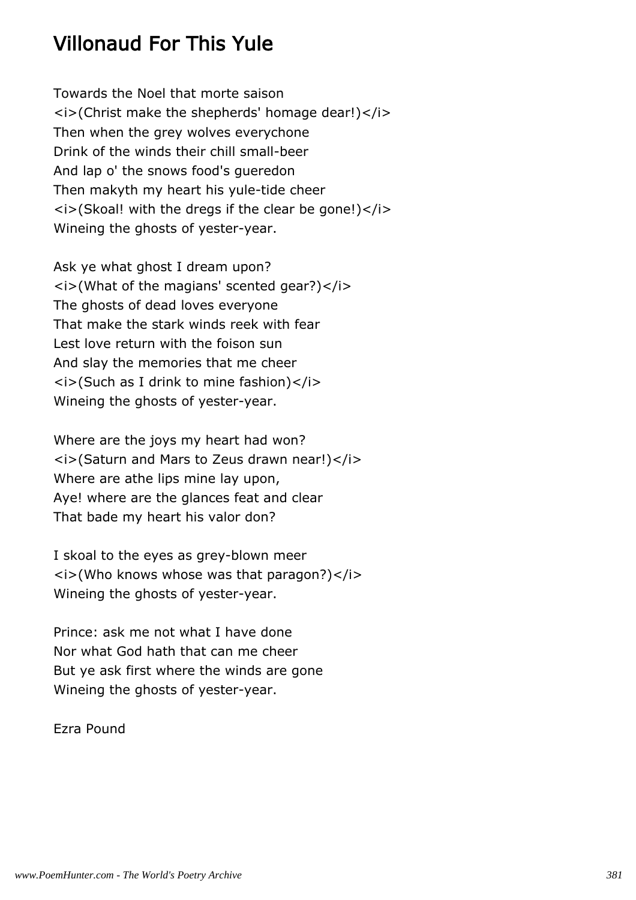# Villonaud For This Yule

Towards the Noel that morte saison
<i>(Christ make the shepherds' homage dear!)</i>
Then when the grey wolves everychone
Drink of the winds their chill small-beer
And lap o' the snows food's gueredon
Then makyth my heart his yule-tide cheer
<i>(Skoal! with the dregs if the clear be gone!)</i>
Wineing the ghosts of yester-year.

Ask ye what ghost I dream upon?
<i>(What of the magians' scented gear?)</i>
The ghosts of dead loves everyone
That make the stark winds reek with fear
Lest love return with the foison sun
And slay the memories that me cheer
<i>(Such as I drink to mine fashion)</i>
Wineing the ghosts of yester-year.

Where are the joys my heart had won?
<i>(Saturn and Mars to Zeus drawn near!)</i>
Where are athe lips mine lay upon,
Aye! where are the glances feat and clear
That bade my heart his valor don?

I skoal to the eyes as grey-blown meer
<i>(Who knows whose was that paragon?)</i>
Wineing the ghosts of yester-year.

Prince: ask me not what I have done
Nor what God hath that can me cheer
But ye ask first where the winds are gone
Wineing the ghosts of yester-year.

Ezra Pound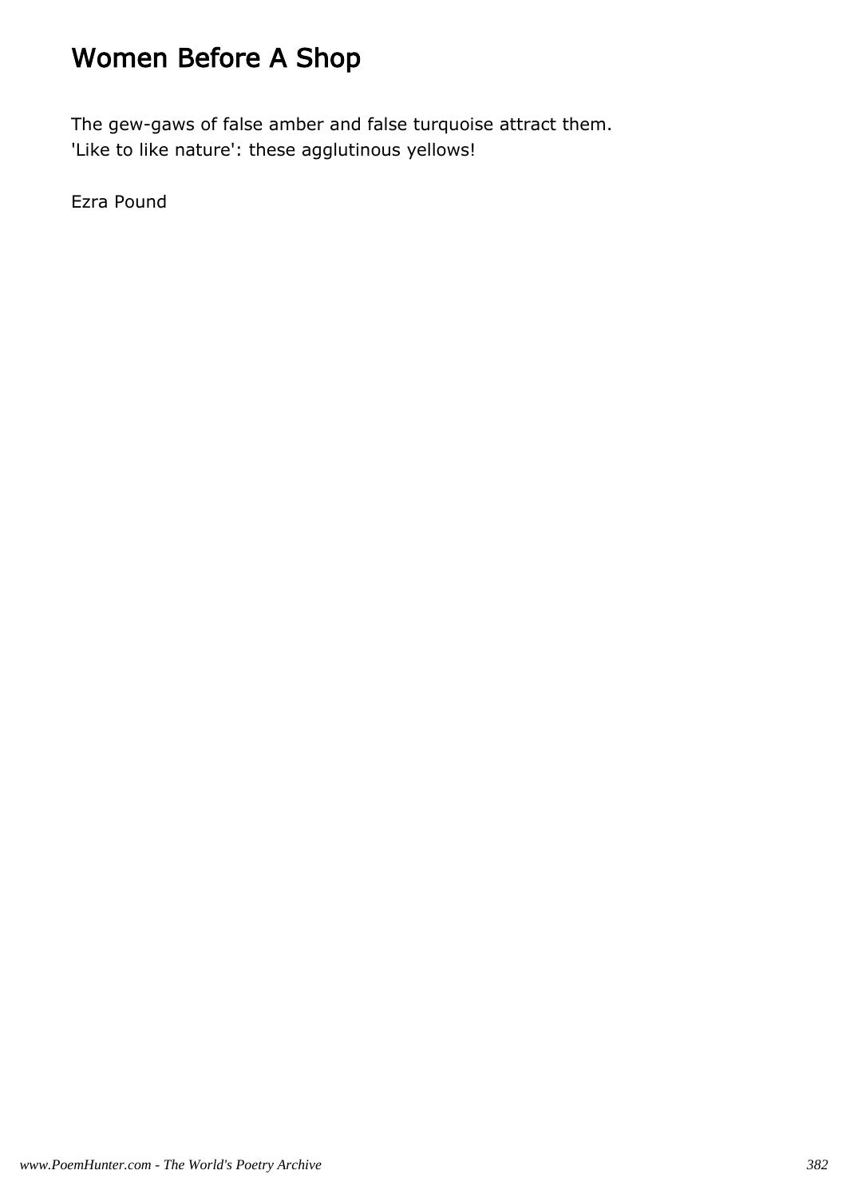# Women Before A Shop

The gew-gaws of false amber and false turquoise attract them.
'Like to like nature': these agglutinous yellows!

Ezra Pound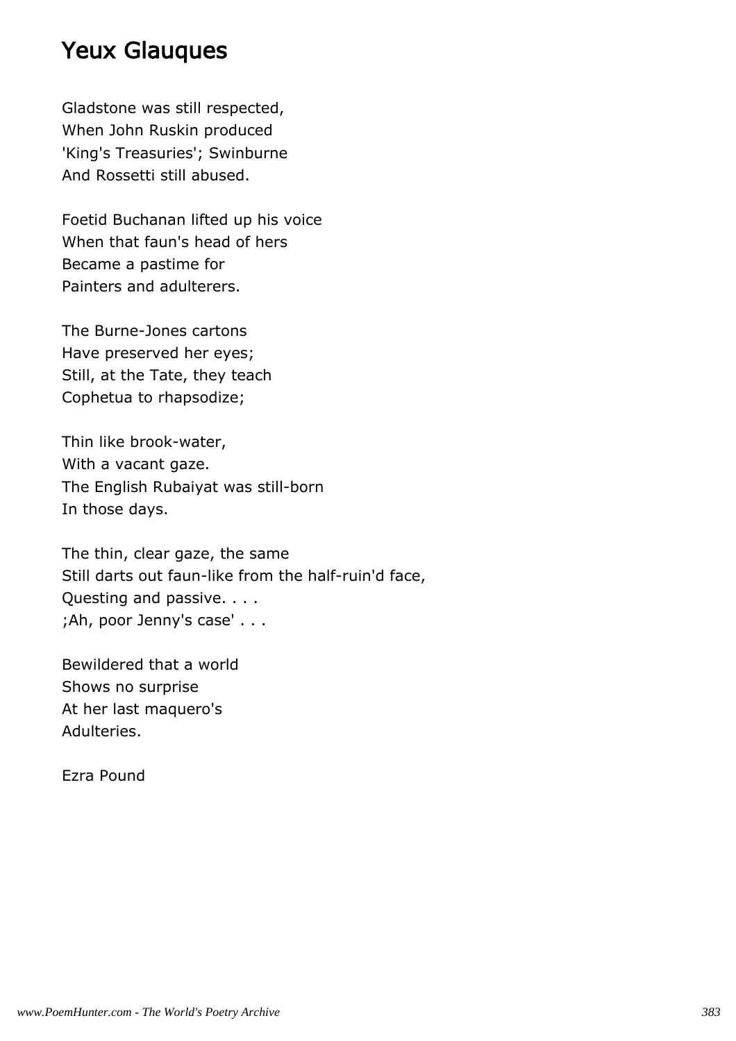# Yeux Glauques

Gladstone was still respected,
When John Ruskin produced
'King's Treasuries'; Swinburne
And Rossetti still abused.

Foetid Buchanan lifted up his voice
When that faun's head of hers
Became a pastime for
Painters and adulterers.

The Burne-Jones cartons
Have preserved her eyes;
Still, at the Tate, they teach
Cophetua to rhapsodize;

Thin like brook-water,
With a vacant gaze.
The English Rubaiyat was still-born
In those days.

The thin, clear gaze, the same
Still darts out faun-like from the half-ruin'd face,
Questing and passive. . . .
;Ah, poor Jenny's case' . . .

Bewildered that a world
Shows no surprise
At her last maquero's
Adulteries.

Ezra Pound